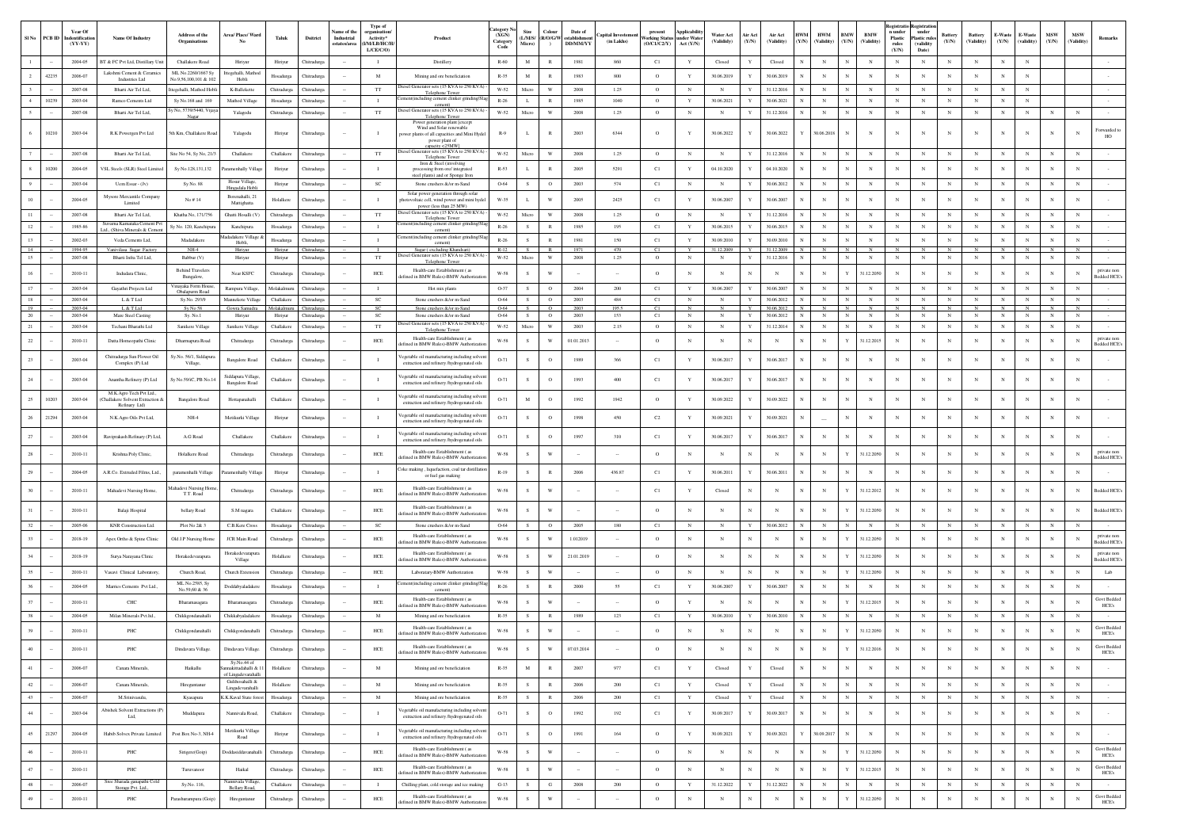| Sl No | PCB ID | Year Of Indentification (YY-YY) | Name Of Industry | Address of the Organisations | Area/ Place/ Ward No | Taluk | District | Name of the Industrial estates/area | Type of organisation/ Activity* (I/M/LB/HC/H/ L/CE/C/O) | Product | Category No (XGN) Category Code | Size (L/M/S/ Micro) | Colour (R/O/G/W) | Date of establishment DD/MM/YY | Capital Investement (in Lakhs) | present Working Status (O/C1/C2/Y) | Applicability under Water Act (Y/N) | Water Act (Validity) | Air Act (Y/N) | Air Act (Validity) | HWM (Y/N) | HWM (Validity) | BMW (Y/N) | BMW (Validity) | Registration under Plastic rules (Y/N) | Registration under Plastic rules (validity Date) | Battery (Y/N) | Battery (Validity) | E-Waste (Y/N) | E-Waste (validity) | MSW (Y/N) | MSW (Validity) | Remarks |
|---|---|---|---|---|---|---|---|---|---|---|---|---|---|---|---|---|---|---|---|---|---|---|---|---|---|---|---|---|---|---|---|---|---|
| 1 | -- | 2004-05 | BT & FC Pvt Ltd, Distillary Unit | Challakere Road | Hiriyur | Hiriyur | Chitradurga | -- | I | Distillery | R-60 | M | R | 1981 | 860 | C1 | Y | Closed | Y | Closed | N | N | N | N | N | N | N | N | N | N | | | - |
| 2 | 42235 | 2006-07 | Lakshmi Cement & Ceramics Industries Ltd | ML No.2260/1667 Sy No.9,56,100,101 & 102 | Iragehalli, Mathod Hobli | Hosadurga | Chitradurga | -- | M | Mining and ore beneficiation | R-35 | M | R | 1983 | 800 | O | Y | 30.06.2019 | Y | 30.06.2019 | N | N | N | N | N | N | N | N | N | N | | | - |
| 3 | -- | 2007-08 | Bharti Air Tel Ltd, | Iragehalli, Mathod Hobli | K-Ballekere | Chitradurga | Chitradurga | -- | TT | Diesel Generator sets (15 KVA to 250 KVA) - Telephone Tower | W-52 | Micro | W | 2008 | 1.25 | O | N | N | Y | 31.12.2016 | N | N | N | N | N | N | N | N | N | N | N | N | - |
| 4 | 10239 | 2003-04 | Ramco Cements Ltd | Sy No.168 and 169 | Mathod Village | Hosadurga | Chitradurga | -- | I | Cement(including cement clinker grinding/Slag cement) | R-26 | L | R | 1985 | 1040 | O | Y | 30.06.2021 | Y | 30.06.2021 | N | N | N | N | N | N | N | N | N | N | | | - |
| 5 | -- | 2007-08 | Bharti Air Tel Ltd, | Sy No. 5738/5440, Vijaya Nagar | Yalagodu | Chitradurga | Chitradurga | -- | TT | Diesel Generator sets (15 KVA to 250 KVA) - Telephone Tower | W-52 | Micro | W | 2008 | 1.25 | O | N | N | Y | 31.12.2016 | N | N | N | N | N | N | N | N | N | N | N | N | - |
| 6 | 10210 | 2003-04 | R.K Powergen Pvt Ltd | 5th Km, Challakere Road | Yalagodu | Hiriyur | Chitradurga | -- | I | Power generation plant [except Wind and Solar renewable power plants of all capacities and Mini Hydel power plant of capacity <25MW] | R-9 | L | R | 2003 | 6344 | O | Y | 30.06.2022 | Y | 30.06.2022 | Y | 30.06.2018 | N | N | N | N | N | N | N | N | N | N | Forwarded to HO |
| 7 | -- | 2007-08 | Bharti Air Tel Ltd, | Site No 54, Sy No, 21/3 | Challakere | Challakere | Chitradurga | -- | TT | Diesel Generator sets (15 KVA to 250 KVA) - Telephone Tower | W-52 | Micro | W | 2008 | 1.25 | O | N | N | Y | 31.12.2016 | N | N | N | N | N | N | N | N | N | N | N | N | - |
| 8 | 10200 | 2004-05 | VSL Steels (SLR) Steel Limited | Sy No.128,131,132 | Parameshally Village | Hiriyur | Chitradurga | -- | I | Iron & Steel (involving processing from ore/ integrated steel plants) and or Sponge Iron | R-53 | L | R | 2005 | 5291 | C1 | Y | 04.10.2020 | Y | 04.10.2020 | N | N | N | N | N | N | N | N | N | N | N | N | - |
| 9 | -- | 2003-04 | Ucm Essar - (Jv) | Sy No. 88 | Hosur Village, Hiragalala Hobli | Hiriyur | Chitradurga | -- | SC | Stone crushers &/or m-Sand | O-64 | S | O | 2003 | 574 | C1 | N | N | Y | 30.06.2012 | N | N | N | N | N | N | N | N | N | N | N | N | - |
| 10 | -- | 2004-05 | Mysore Mercantile Company Limited | No # 14 | Bommahalli, 21 Mattighatta | Holalkere | Chitradurga | -- | I | Solar power generation through solar photovoltaic cell, wind power and mini hydel power (less than 25 MW) | W-35 | L | W | 2005 | 2425 | C1 | Y | 30.06.2007 | Y | 30.06.2007 | N | N | N | N | N | N | N | N | N | N | N | N | - |
| 11 | -- | 2007-08 | Bharti Air Tel Ltd, | Khatha No. 171/756 | Ghatti Hosalli (V) | Chitradurga | Chitradurga | -- | TT | Diesel Generator sets (15 KVA to 250 KVA) - Telephone Tower | W-52 | Micro | W | 2008 | 1.25 | O | N | N | Y | 31.12.2016 | N | N | N | N | N | N | N | N | N | N | N | N | - |
| 12 | -- | 1985-86 | Suvarna Karnataka Cement Pvt Ltd., (Shiva Minerals & Cement | Sy No. 120, Kanchipura | Kanchipura | Hosadurga | Chitradurga | -- | I | Cement(including cement clinker grinding/Slag cement) | R-26 | S | R | 1985 | 195 | C1 | Y | 30.06.2015 | Y | 30.06.2015 | N | N | N | N | N | N | N | N | N | N | N | N | - |
| 13 | -- | 2002-03 | Veda Cements Ltd, | Madadakere | Madadakere Village & Hobli, | Hosadurga | Chitradurga | -- | I | Cement(including cement clinker grinding/Slag cement) | R-26 | S | R | 1981 | 150 | C1 | Y | 30.09.2010 | Y | 30.09.2010 | N | N | N | N | N | N | N | N | N | N | N | N | - |
| 14 | -- | 1994-95 | Vanivilasa Sugar Factory | NH-4 | Hiriyur | Hiriyur | Chitradurga | -- | I | Sugar ( excluding Khandsari) | R-12 | S | R | 1971 | 470 | C1 | Y | 31.12.2009 | Y | 31.12.2009 | N | N | N | N | N | N | N | N | N | N | N | N | - |
| 15 | -- | 2007-08 | Bharti Infra Tel Ltd, | Babbur (V) | Hiriyur | Hiriyur | Chitradurga | -- | TT | Diesel Generator sets (15 KVA to 250 KVA) - Telephone Tower | W-52 | Micro | W | 2008 | 1.25 | O | N | N | Y | 31.12.2016 | N | N | N | N | N | N | N | N | N | N | N | N | - |
| 16 | -- | 2010-11 | Indudara Clinic, | Behind Travelers Bungalow, | Near KSFC | Chitradurga | Chitradurga | -- | HCE | Health-care Establishment ( as defined in BMW Rules)-BMW Authorization | W-58 | S | W | -- | -- | O | N | N | N | N | N | N | Y | 31.12.2050 | N | N | N | N | N | N | N | N | private non Bedded HCE's |
| 17 | -- | 2003-04 | Gayathri Projects Ltd | Vinayaka Form House, Obalapura Road | Rampura Village, | Molakalmuru | Chitradurga | -- | I | Hot mix plants | O-37 | S | O | 2004 | 200 | C1 | Y | 30.06.2007 | Y | 30.06.2007 | N | N | N | N | N | N | N | N | N | N | N | N | - |
| 18 | -- | 2003-04 | L & T Ltd | Sy.No. 293/9 | Mannekote Village | Challakere | Chitradurga | -- | SC | Stone crushers &/or m-Sand | O-64 | S | O | 2003 | 484 | C1 | N | N | Y | 30.06.2012 | N | N | N | N | N | N | N | N | N | N | N | N | - |
| 19 | -- | 2003-04 | L & T Ltd | Sy.No.58 | Gowra Samudra | Molakalmuru | Chitradurga | -- | SC | Stone crushers &/or m-Sand | O-64 | S | O | 2003 | 195.5 | C1 | N | N | Y | 30.06.2012 | N | N | N | N | N | N | N | N | N | N | N | N | - |
| 20 | -- | 2003-04 | Mane Steel Casting | Sy. No.1 | Hiriyur | Hiriyur | Chitradurga | -- | SC | Stone crushers &/or m-Sand | O-64 | S | O | 2003 | 153 | C1 | N | N | Y | 30.06.2012 | N | N | N | N | N | N | N | N | N | N | N | N | - |
| 21 | -- | 2003-04 | Techani Bharathi Ltd | Sanikere Village | Sanikere Village | Challakere | Chitradurga | -- | TT | Diesel Generator sets (15 KVA to 250 KVA) - Telephone Tower | W-52 | Micro | W | 2003 | 2.15 | O | N | N | Y | 31.12.2014 | N | N | N | N | N | N | N | N | N | N | N | N | - |
| 22 | -- | 2010-11 | Datta Homeopathi Clinic | Dharmapura Road | Chitradurga | Chitradurga | Chitradurga | -- | HCE | Health-care Establishment ( as defined in BMW Rules)-BMW Authorization | W-58 | S | W | 01.01.2013 | -- | O | N | N | N | N | N | N | Y | 31.12.2015 | N | N | N | N | N | N | N | N | private non Bedded HCE's |
| 23 | -- | 2003-04 | Chitradurga Sun Flower Oil Complex (P) Ltd | Sy.No. 56/1, Siddapura Village, | Bangalore Road | Challakere | Chitradurga | -- | I | Vegetable oil manufacturing including solvent extraction and refinery /hydrogenated oils | O-71 | S | O | 1989 | 366 | C1 | Y | 30.06.2017 | Y | 30.06.2017 | N | N | N | N | N | N | N | N | N | N | N | N | - |
| 24 | -- | 2003-04 | Anantha Refinary (P) Ltd | Sy No.59/3C, PB No.14 | Siddapura Village, Bangalore Road | Challakere | Chitradurga | -- | I | Vegetable oil manufacturing including solvent extraction and refinery /hydrogenated oils | O-71 | S | O | 1993 | 400 | C1 | Y | 30.06.2017 | Y | 30.06.2017 | N | N | N | N | N | N | N | N | N | N | N | N | - |
| 25 | 10203 | 2003-04 | M.K Agro Tech Pvt Ltd., (Challakere Solvent Extraction & Refinary Ltd) | Bangalore Road | Hottapanahalli | Challakere | Chitradurga | -- | I | Vegetable oil manufacturing including solvent extraction and refinery /hydrogenated oils | O-71 | M | O | 1992 | 1942 | O | Y | 30.09.2022 | Y | 30.09.2022 | N | N | N | N | N | N | N | N | N | N | N | N | - |
| 26 | 21294 | 2003-04 | N.K Agro Oils Pvt Ltd, | NH-4 | Metikurki Village | Hiriyur | Chitradurga | -- | I | Vegetable oil manufacturing including solvent extraction and refinery /hydrogenated oils | O-71 | S | O | 1998 | 450 | C2 | Y | 30.09.2021 | Y | 30.09.2021 | N | __ | N | N | N | N | N | N | N | N | N | N | - |
| 27 | -- | 2003-04 | Raviprakash Refinary (P) Ltd, | A.G Road | Challakere | Challakere | Chitradurga | -- | I | Vegetable oil manufacturing including solvent extraction and refinery /hydrogenated oils | O-71 | S | O | 1997 | 310 | C1 | Y | 30.06.2017 | Y | 30.06.2017 | N | N | N | N | N | N | N | N | N | N | N | N | - |
| 28 | -- | 2010-11 | Krishna Poly Clinic, | Holalkere Road | Chitradurga | Chitradurga | Chitradurga | -- | HCE | Health-care Establishment ( as defined in BMW Rules)-BMW Authorization | W-58 | S | W | -- | -- | O | N | N | N | N | N | N | Y | 31.12.2050 | N | N | N | N | N | N | N | N | private non Bedded HCE's |
| 29 | -- | 2004-05 | A.R.Co. Extruded Films, Ltd., | paramenhalli Village | Paramenhally Village | Hiriyur | Chitradurga | -- | I | Coke making , liquefaction, coal tar distillation or fuel gas making | R-19 | S | R | 2006 | 436.87 | C1 | Y | 30.06.2011 | Y | 30.06.2011 | N | N | N | N | N | N | N | N | N | N | N | N | - |
| 30 | -- | 2010-11 | Mahadevi Nursing Home, | Mahadevi Nursing Home, T.T. Road | Chitradurga | Chitradurga | Chitradurga | -- | HCE | Health-care Establishment ( as defined in BMW Rules)-BMW Authorization | W-58 | S | W | -- | -- | C1 | Y | Closed | N | N | N | N | Y | 31.12.2012 | N | N | N | N | N | N | N | N | Bedded HCE's |
| 31 | -- | 2010-11 | Balaji Hospital | bellary Road | S.M nagara | Challakere | Chitradurga | -- | HCE | Health-care Establishment ( as defined in BMW Rules)-BMW Authorization | W-58 | S | W | -- | -- | O | N | N | N | N | N | N | Y | 31.12.2050 | N | N | N | N | N | N | N | N | Bedded HCE's |
| 32 | -- | 2005-06 | KNR Construction Ltd. | Plot No 2& 3 | C.B.Kere Cross | Hosadurga | Chitradurga | -- | SC | Stone crushers &/or m-Sand | O-64 | S | O | 2005 | 180 | C1 | N | N | Y | 30.06.2012 | N | N | N | N | N | N | N | N | N | N | N | N | - |
| 33 | -- | 2018-19 | Apex Ortho & Spine Clinic | Old J P Nursing Home | JCR Main Road | Chitradurga | Chitradurga | -- | HCE | Health-care Establishment ( as defined in BMW Rules)-BMW Authorization | W-58 | S | W | 1.012019 | -- | O | N | N | N | N | N | N | Y | 31.12.2050 | N | N | N | N | N | N | N | N | private non Bedded HCE's |
| 34 | -- | 2018-19 | Surya Narayana Clinic | Horakedevarapura | Horakedevarapura Village | Holalkere | Chitradurga | -- | HCE | Health-care Establishment ( as defined in BMW Rules)-BMW Authorization | W-58 | S | W | 21.01.2019 | -- | O | N | N | N | N | N | N | Y | 31.12.2050 | N | N | N | N | N | N | N | N | private non Bedded HCE's |
| 35 | -- | 2010-11 | Vasavi Clinical Laboratory, | Church Road, | Church Extension | Chitradurga | Chitradurga | -- | HCE | Laboratary-BMW Authorization | W-58 | S | W | -- | -- | O | N | N | N | N | N | N | Y | 31.12.2050 | N | N | N | N | N | N | N | N | Lab |
| 36 | -- | 2004-05 | Marries Cements Pvt Ltd., | ML No.2585, Sy No.59,60 & 36 | Doddabyaladakere | Hosadurga | Chitradurga | -- | I | Cement(including cement clinker grinding/Slag cement) | R-26 | S | R | 2000 | 55 | C1 | Y | 30.06.2007 | Y | 30.06.2007 | N | N | N | N | N | N | N | N | N | N | N | N | - |
| 37 | -- | 2010-11 | CHC | Bharamasagara | Bharamasagara | Chitradurga | Chitradurga | -- | HCE | Health-care Establishment ( as defined in BMW Rules)-BMW Authorization | W-58 | S | W | -- | -- | O | Y | N | N | N | N | N | Y | 31.12.2015 | N | N | N | N | N | N | N | N | Govt Bedded HCE's |
| 38 | -- | 2004-05 | Milan Minerals Pvt.ltd., | Chikkgondanahalli | Chikkabyaladakere | Hosadurga | Chitradurga | -- | M | Mining and ore beneficiation | R-35 | S | R | 1989 | 123 | C1 | Y | 30.06.2010 | Y | 30.06.2010 | N | N | N | N | N | N | N | N | N | N | N | N | - |
| 39 | -- | 2010-11 | PHC | Chikkgondanahalli | Chikkgondanahalli | Chitradurga | Chitradurga | -- | HCE | Health-care Establishment ( as defined in BMW Rules)-BMW Authorization | W-58 | S | W | -- | -- | O | N | N | N | N | N | N | Y | 31.12.2050 | N | N | N | N | N | N | N | N | Govt Bedded HCE's |
| 40 | -- | 2010-11 | PHC | Dindavara Village | Dindavara Village | Chitradurga | Chitradurga | -- | HCE | Health-care Establishment ( as defined in BMW Rules)-BMW Authorization | W-58 | S | W | 07.03.2014 | -- | O | N | N | N | N | N | N | Y | 31.12.2016 | N | N | N | N | N | N | N | N | Govt Bedded HCE's |
| 41 | -- | 2006-07 | Canara Minerals, | Hankallu | Sy.No.44 of Sannakittadahalli & 11 of Lingadevarahalli | Holalkere | Chitradurga | -- | M | Mining and ore beneficiation | R-35 | M | R | 2007 | 977 | C1 | Y | Closed | Y | Closed | N | N | N | N | N | N | N | N | N | N | N | N | - |
| 42 | -- | 2006-07 | Canara Minerals, | Hirequntanur | Guldhosahalli & Lingadevarahalli | Holalkere | Chitradurga | -- | M | Mining and ore beneficiation | R-35 | S | R | 2006 | 200 | C1 | Y | Closed | Y | Closed | N | N | N | N | N | N | N | N | N | N | N | N | - |
| 43 | -- | 2006-07 | M.Srinivasulu, | Kyasapura | K.K.Kaval State forest | Hosadurga | Chitradurga | -- | M | Mining and ore beneficiation | R-35 | S | R | 2006 | 200 | C1 | Y | Closed | Y | Closed | N | N | N | N | N | N | N | N | N | N | N | N | - |
| 44 | -- | 2003-04 | Abishek Solvent Extractions (P) Ltd, | Mudduapura | Nannivala Road, | Challakere | Chitradurga | -- | I | Vegetable oil manufacturing including solvent extraction and refinery /hydrogenated oils | O-71 | S | O | 1992 | 192 | C1 | Y | 30.09.2017 | Y | 30.09.2017 | N | N | N | N | N | N | N | N | N | N | N | N | - |
| 45 | 21297 | 2004-05 | Habib Solvex Private Limited | Post Box No-3, NH-4 | Metikurki Village Road | Hiriyur | Chitradurga | -- | I | Vegetable oil manufacturing including solvent extraction and refinery /hydrogenated oils | O-71 | S | O | 1991 | 164 | O | Y | 30.09.2021 | Y | 30.09.2021 | Y | 30.09.2017 | N | N | N | N | N | N | N | N | N | N | - |
| 46 | -- | 2010-11 | PHC | Sirigere(Goip) | Doddasiddavanahalli | Chitradurga | Chitradurga | -- | HCE | Health-care Establishment ( as defined in BMW Rules)-BMW Authorization | W-58 | S | W | -- | -- | O | N | N | N | N | N | N | Y | 31.12.2050 | N | N | N | N | N | N | N | N | Govt Bedded HCE's |
| 47 | -- | 2010-11 | PHC | Turuvanoor | Haikal | Chitradurga | Chitradurga | -- | HCE | Health-care Establishment ( as defined in BMW Rules)-BMW Authorization | W-58 | S | W | -- | -- | O | N | N | N | N | N | N | Y | 31.12.2015 | N | N | N | N | N | N | N | N | Govt Bedded HCE's |
| 48 | -- | 2006-07 | Sree Sharada ganapathi Cold Storage Pvt. Ltd., | Sy.No. 116, | Nannivala Village, Bellary Road, | Challakere | Chitradurga | -- | I | Chilling plant, cold storage and ice making | G-13 | S | G | 2008 | 200 | O | Y | 31.12.2022 | Y | 31.12.2022 | N | N | N | N | N | N | N | N | N | N | N | N | - |
| 49 | -- | 2010-11 | PHC | Parasharampura (Goip) | Hireguntanur | Chitradurga | Chitradurga | -- | HCE | Health-care Establishment ( as defined in BMW Rules)-BMW Authorization | W-58 | S | W | -- | -- | O | N | N | N | N | N | N | Y | 31.12.2050 | N | N | N | N | N | N | N | N | Govt Bedded HCE's |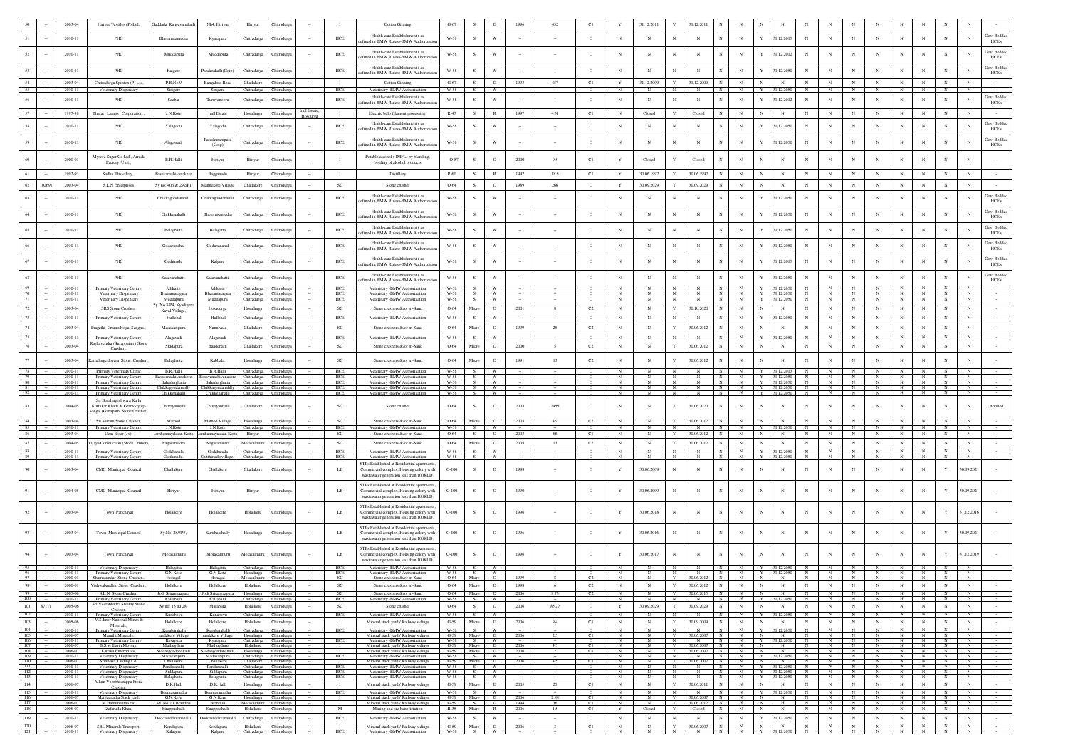| | | | | | | | | | | | | | | | | | | | | | | | | | | | | | | | | | | |
|---|---|---|---|---|---|---|---|---|---|---|---|---|---|---|---|---|---|---|---|---|---|---|---|---|---|---|---|---|---|---|---|---|---|---|
| 50 | -- | 2003-04 | Hiriyur Textiles (P) Ltd, | Guddada Rangavanahalli | Nh4, Hiriyur | Hiriyur | Chitradurga | -- | I | Cotton Ginning | G-67 | S | G | 1996 | 452 | C1 | Y | 31.12.2011 | Y | 31.12.2011 | N | N | N | N | N | N | N | N | N | N | N | N | N | - |
| 51 | -- | 2010-11 | PHC | Bheemasamudra | Bheemasamudra | Chitradurga | Chitradurga | -- | HCE | Health-care Establishment ( as defined in BMW Rules)-BMW Authorization | W-58 | S | W | -- | -- | O | N | N | N | N | N | N | Y | 31.12.2015 | N | N | N | N | N | N | N | N | N | Govt Bedded HCEs |
| 52 | -- | 2010-11 | PHC | Muddapura | Muddapura | Chitradurga | Chitradurga | -- | HCE | Health-care Establishment ( as defined in BMW Rules)-BMW Authorization | W-58 | S | W | -- | -- | O | N | N | N | N | N | N | Y | 31.12.2012 | N | N | N | N | N | N | N | N | N | Govt Bedded HCEs |
| 53 | -- | 2010-11 | PHC | Kalgere | Pandarahalli(Goap) | Chitradurga | Chitradurga | -- | HCE | Health-care Establishment ( as defined in BMW Rules)-BMW Authorization | W-58 | S | W | -- | -- | O | N | N | N | N | N | N | Y | 31.12.2050 | N | N | N | N | N | N | N | N | N | Govt Bedded HCEs |
| 54 | -- | 2003-04 | Chitradurga Spintex (P) Ltd, | P.B.No.9 | Bangalore Road | Challakere | Chitradurga | -- | I | Cotton Ginning | G-67 | S | G | 1993 | 457 | C1 | Y | 31.12.2009 | Y | 31.12.2009 | N | N | N | N | N | N | N | N | N | N | N | N | N | - |
| 55 | -- | 2010-11 | Veterinary Dispensary | Sirigere | Sirigere | Chitradurga | Chitradurga | -- | HCE | Veterinary -BMW Authorization | W-58 | S | W | -- | -- | O | N | N | N | N | N | N | Y | 31.12.2050 | N | N | N | N | N | N | N | N | N | - |
| 56 | -- | 2010-11 | PHC | Seebar | Turuvanoore | Chitradurga | Chitradurga | -- | HCE | Health-care Establishment ( as defined in BMW Rules)-BMW Authorization | W-58 | S | W | -- | -- | O | N | N | N | N | N | N | Y | 31.12.2012 | N | N | N | N | N | N | N | N | N | Govt Bedded HCEs |
| 57 | -- | 1997-98 | Bharat Lamps Corporation, | J.N.Kote | Indl Estate | Hosadurga | Chitradurga | Indl Estate, Hosdurga | I | Electric bulb filament processing | R-47 | S | R | 1997 | 4.31 | C1 | Y | Closed | Y | Closed | N | N | N | N | N | N | N | N | N | N | N | N | N | - |
| 58 | -- | 2010-11 | PHC | Yalagodu | Yalagodu | Chitradurga | Chitradurga | -- | HCE | Health-care Establishment ( as defined in BMW Rules)-BMW Authorization | W-58 | S | W | -- | -- | O | N | N | N | N | N | N | Y | 31.12.2050 | N | N | N | N | N | N | N | N | N | Govt Bedded HCEs |
| 59 | -- | 2010-11 | PHC | Alaganudi | Parashurampura (Goap) | Chitradurga | Chitradurga | -- | HCE | Health-care Establishment ( as defined in BMW Rules)-BMW Authorization | W-58 | S | W | -- | -- | O | N | N | N | N | N | N | Y | 31.12.2050 | N | N | N | N | N | N | N | N | N | Govt Bedded HCEs |
| 60 | -- | 2000-01 | Mysore Sugar Co Ltd., Arrack Factory Unit, | B.R.Halli | Hiriyur | Chitradurga | Chitradurga | -- | I | Potable alcohol ( IMFL) by blending, bottling of alcohol products | O-57 | S | O | 2000 | 9.5 | C1 | Y | Closed | Y | Closed | N | N | N | N | N | N | N | N | N | N | N | N | N | - |
| 61 | -- | 1992-93 | Sudha Distellery, | Basavanashivanakere | Bagganadu | Hiriyur | Chitradurga | -- | I | Distillery | R-60 | S | R | 1992 | 18.5 | C1 | Y | 30.06.1997 | Y | 30.06.1997 | N | N | N | N | N | N | N | N | N | N | N | N | N | - |
| 62 | 102691 | 2003-04 | S.L.N Enterprises | Sy no: 406 & 292/P1 | Mannekote Village | Challakere | Chitradurga | -- | SC | Stone crusher | O-64 | S | O | 1989 | 266 | O | Y | 30.09.2029 | Y | 30.09.2029 | N | N | N | N | N | N | N | N | N | N | N | N | N | - |
| 63 | -- | 2010-11 | PHC | Chikkagondanahlli | Chikkagondanahlli | Chitradurga | Chitradurga | -- | HCE | Health-care Establishment ( as defined in BMW Rules)-BMW Authorization | W-58 | S | W | -- | -- | O | N | N | N | N | N | N | Y | 31.12.2050 | N | N | N | N | N | N | N | N | N | Govt Bedded HCEs |
| 64 | -- | 2010-11 | PHC | Chikkenahalli | Bheemasamudra | Chitradurga | Chitradurga | -- | HCE | Health-care Establishment ( as defined in BMW Rules)-BMW Authorization | W-58 | S | W | -- | -- | O | N | N | N | N | N | N | Y | 31.12.2050 | N | N | N | N | N | N | N | N | N | Govt Bedded HCEs |
| 65 | -- | 2010-11 | PHC | Belaghatta | Belagatta | Chitradurga | Chitradurga | -- | HCE | Health-care Establishment ( as defined in BMW Rules)-BMW Authorization | W-58 | S | W | -- | -- | O | N | N | N | N | N | N | Y | 31.12.2050 | N | N | N | N | N | N | N | N | N | Govt Bedded HCEs |
| 66 | -- | 2010-11 | PHC | Godabanahal | Godabanahal | Chitradurga | Chitradurga | -- | HCE | Health-care Establishment ( as defined in BMW Rules)-BMW Authorization | W-58 | S | W | -- | -- | O | N | N | N | N | N | N | Y | 31.12.2050 | N | N | N | N | N | N | N | N | N | Govt Bedded HCEs |
| 67 | -- | 2010-11 | PHC | Guthinadu | Kalgere | Chitradurga | Chitradurga | -- | HCE | Health-care Establishment ( as defined in BMW Rules)-BMW Authorization | W-58 | S | W | -- | -- | O | N | N | N | N | N | N | Y | 31.12.2015 | N | N | N | N | N | N | N | N | N | Govt Bedded HCEs |
| 68 | -- | 2010-11 | PHC | Kasavarahatti | Kasavarahatti | Chitradurga | Chitradurga | -- | HCE | Health-care Establishment ( as defined in BMW Rules)-BMW Authorization | W-58 | S | W | -- | -- | O | N | N | N | N | N | N | Y | 31.12.2050 | N | N | N | N | N | N | N | N | N | Govt Bedded HCEs |
| 69 | -- | 2010-11 | Primary Veterinary Centre | Jalikatte | Jalikatte | Chitradurga | Chitradurga | -- | HCE | Veterinary -BMW Authorization | W-58 | S | W | -- | -- | O | N | N | N | N | N | N | Y | 31.12.2050 | N | N | N | N | N | N | N | N | N | - |
| 70 | -- | 2010-11 | Veterinary Dispensary | Bheemasagara | Bheemasagara | Chitradurga | Chitradurga | -- | HCE | Veterinary -BMW Authorization | W-58 | S | W | -- | -- | O | N | N | N | N | N | N | Y | 31.12.2050 | N | N | N | N | N | N | N | N | N | - |
| 71 | -- | 2010-11 | Veterinary Dispensary | Muddapura | Muddapura | Chitradurga | Chitradurga | -- | HCE | Veterinary -BMW Authorization | W-58 | S | W | -- | -- | O | N | N | N | N | N | N | Y | 31.12.2050 | N | N | N | N | N | N | N | N | N | - |
| 72 | -- | 2003-04 | SRS Stone Crusher, | Sy. No:8/P4, Kyadigere Kaval Village, | Hosadurga | Hosadurga | Chitradurga | -- | SC | Stone crushers &/or m-Sand | O-64 | Micro | O | 2001 | 8 | C2 | N | N | Y | 30.10.2020 | N | N | N | N | N | N | N | N | N | N | N | N | N | - |
| 73 | -- | 2010-11 | Primary Veterinary Centre | Hullehal | Hullehal | Challakere | Chitradurga | -- | HCE | Veterinary -BMW Authorization | W-58 | S | W | -- | -- | O | N | N | N | N | N | N | Y | 31.12.2050 | N | N | N | N | N | N | N | N | N | - |
| 74 | -- | 2003-04 | Pragathi Granodyoga Sangha., | Madakaripura | Nannivala | Challakere | Chitradurga | -- | SC | Stone crushers &/or m-Sand | O-64 | Micro | O | 1999 | 25 | C2 | N | N | Y | 30.06.2012 | N | N | N | N | N | N | N | N | N | N | N | N | N | - |
| 75 | -- | 2010-11 | Primary Veterinary Centre | Alaganudi | Alaganudi | Chitradurga | Chitradurga | -- | HCE | Veterinary -BMW Authorization | W-58 | S | W | -- | -- | O | N | N | N | N | N | N | Y | 31.12.2050 | N | N | N | N | N | N | N | N | N | - |
| 76 | -- | 2003-04 | Raghavendra (Surappaiah ) Stone Crusher., | Siddapura | Bandehatti | Challakere | Chitradurga | -- | SC | Stone crushers &/or m-Sand | O-64 | Micro | O | 2000 | 5 | C2 | N | N | Y | 30.06.2012 | N | N | N | N | N | N | N | N | N | N | N | N | N | - |
| 77 | -- | 2003-04 | Ramalingeshwara Stone Crusher., | Belaghatta | Kabbala | Hosadurga | Chitradurga | -- | SC | Stone crushers &/or m-Sand | O-64 | Micro | O | 1991 | 13 | C2 | N | N | Y | 30.06.2012 | N | N | N | N | N | N | N | N | N | N | N | N | N | - |
| 78 | -- | 2010-11 | Primary Veterinary Clinic | B.R.Halli | B.R.Halli | Chitradurga | Chitradurga | -- | HCE | Veterinary -BMW Authorization | W-58 | S | W | -- | -- | O | N | N | N | N | N | N | Y | 31.12.2013 | N | N | N | N | N | N | N | N | N | - |
| 79 | -- | 2010-11 | Primary Veterinary Centre | Basavanashivanakere | Basavanashivanakere | Chitradurga | Chitradurga | -- | HCE | Veterinary -BMW Authorization | W-58 | S | W | -- | -- | O | N | N | N | N | N | N | Y | 31.12.2050 | N | N | N | N | N | N | N | N | N | - |
| 80 | -- | 2010-11 | Primary Veterinary Centre | Bahadurghatta | Bahadurghatta | Chitradurga | Chitradurga | -- | HCE | Veterinary -BMW Authorization | W-58 | S | W | -- | -- | O | N | N | N | N | N | N | Y | 31.12.2050 | N | N | N | N | N | N | N | N | N | - |
| 81 | -- | 2010-11 | Primary Veterinary Centre | Chikkagondanahlli | Chikkagondanahlli | Chitradurga | Chitradurga | -- | HCE | Veterinary -BMW Authorization | W-58 | S | W | -- | -- | O | N | N | N | N | N | N | Y | 31.12.2050 | N | N | N | N | N | N | N | N | N | - |
| 82 | -- | 2010-11 | Primary Veterinary Centre | Chikkenahalli | Chikkenahalli | Chitradurga | Chitradurga | -- | HCE | Veterinary -BMW Authorization | W-58 | S | W | -- | -- | O | N | N | N | N | N | N | Y | 31.12.2050 | N | N | N | N | N | N | N | N | N | - |
| 83 | -- | 2004-05 | Sri Boralingeshwara Kallu Kuttukar Khadi & Gramodyoga Sanga. (Ganapathi Stone Crusher) | Chitrayanhalli | Chitrayanhalli | Challakere | Chitradurga | -- | SC | Stone crusher | O-64 | S | O | 2003 | 2455 | O | N | N | Y | 30.06.2020 | N | N | N | N | N | N | N | N | N | N | N | N | N | Applied |
| 84 | -- | 2003-04 | Sri Sairam Stone Crusher., | Mathod | Mathod Village | Hosadurga | Chitradurga | -- | SC | Stone crushers &/or m-Sand | O-64 | Micro | O | 2003 | 4.9 | C2 | N | N | Y | 30.06.2012 | N | N | N | N | N | N | N | N | N | N | N | N | N | - |
| 85 | -- | 2010-11 | Primary Veterinary Centre | J.N.Kote | J.N.Kote | Chitradurga | Chitradurga | -- | HCE | Veterinary -BMW Authorization | W-58 | S | W | -- | -- | O | N | N | N | N | N | N | Y | 31.12.2050 | N | N | N | N | N | N | N | N | N | - |
| 86 | -- | 2003-04 | Usen Essar (Jv), | Jamthannayakkan Kotta | Jamthannayakkan Kotta | Hiriyur | Chitradurga | -- | SC | Stone crushers &/or m-Sand | O-64 | S | O | 2003 | 68 | C1 | N | N | Y | 30.06.2012 | N | N | N | N | N | N | N | N | N | N | N | N | N | - |
| 87 | -- | 2004-05 | Vijaya Construction (Stone Crusher), | Nagasamudra | Nagasamudra | Molakalmuru | Chitradurga | -- | SC | Stone crushers &/or m-Sand | O-64 | Micro | O | 2005 | 13 | C2 | N | N | Y | 30.06.2012 | N | N | N | N | N | N | N | N | N | N | N | N | N | - |
| 88 | -- | 2010-11 | Primary Veterinary Centre | Godabanala | Godabanala | Chitradurga | Chitradurga | -- | HCE | Veterinary -BMW Authorization | W-58 | S | W | -- | -- | O | N | N | N | N | N | N | Y | 31.12.2050 | N | N | N | N | N | N | N | N | N | - |
| 89 | -- | 2010-11 | Primary Veterinary Centre | Guthinadu | Guthinadu village, | Chitradurga | Chitradurga | -- | HCE | Veterinary -BMW Authorization | W-58 | S | W | -- | -- | O | N | N | N | N | N | N | Y | 31.12.2050 | N | N | N | N | N | N | N | N | N | - |
| 90 | -- | 2003-04 | CMC Municipal Council | Challakere | Challakere | Challakere | Chitradurga | -- | LB | STPs Established at Residential apartments, Commercial complex, Housing colony with wastewater generation less than 100KLD | O-100 | S | O | 1988 | -- | O | Y | 30.06.2009 | N | N | N | N | N | N | N | N | N | N | N | N | N | Y | 30.09.2021 | - |
| 91 | -- | 2004-05 | CMC Municipal Council | Hiriyur | Hiriyur | Hiriyur | Chitradurga | -- | LB | STPs Established at Residential apartments, Commercial complex, Housing colony with wastewater generation less than 100KLD | O-100 | S | O | 1990 | -- | O | Y | 30.06.2009 | N | N | N | N | N | N | N | N | N | N | N | N | N | Y | 30.09.2021 | - |
| 92 | -- | 2003-04 | Town Panchayat | Holalkere | Holalkere | Holalkere | Chitradurga | -- | LB | STPs Established at Residential apartments, Commercial complex, Housing colony with wastewater generation less than 100KLD | O-100 | S | O | 1996 | -- | O | Y | 30.06.2018 | N | N | N | N | N | N | N | N | N | N | N | N | N | Y | 31.12.2016 | - |
| 93 | -- | 2003-04 | Town Municipal Council | Sy.No: 28/3P5, | Kumbarahally | Hosadurga | Chitradurga | -- | LB | STPs Established at Residential apartments, Commercial complex, Housing colony with wastewater generation less than 100KLD | O-100 | S | O | 1996 | -- | O | Y | 30.06.2016 | N | N | N | N | N | N | N | N | N | N | N | N | N | Y | 30.09.2021 | - |
| 94 | -- | 2003-04 | Town Panchayat | Molakalmuru | Molakalmuru | Molakalmuru | Chitradurga | -- | LB | STPs Established at Residential apartments, Commercial complex, Housing colony with wastewater generation less than 100KLD | O-100 | S | O | 1996 | -- | O | Y | 30.06.2017 | N | N | N | N | N | N | N | N | N | N | N | N | N | Y | 31.12.2019 | - |
| 95 | -- | 2010-11 | Veterinary Dispensary | Halagatta | Halagatta | Chitradurga | Chitradurga | -- | HCE | Veterinary -BMW Authorization | W-58 | S | W | -- | -- | O | N | N | N | N | N | N | Y | 31.12.2050 | N | N | N | N | N | N | N | N | N | - |
| 96 | -- | 2010-11 | Primary Veterinary Centre | G.N Kote | G.N Kote | Hosadurga | Chitradurga | -- | HCE | Veterinary -BMW Authorization | W-58 | S | W | -- | -- | O | N | N | N | N | N | N | Y | 31.12.2050 | N | N | N | N | N | N | N | N | N | - |
| 97 | -- | 2000-01 | Shanmunadar Stone Crusher., | Horagal | Horagal | Molakalmuru | Chitradurga | -- | SC | Stone crushers &/or m-Sand | O-64 | Micro | O | 1999 | 8 | C2 | N | N | Y | 30.06.2012 | N | N | N | N | N | N | N | N | N | N | N | N | N | - |
| 98 | -- | 2000-01 | Vishwabandhu Stone Crusher., | Holalkere | Holalkere | Holalkere | Chitradurga | -- | SC | Stone crushers &/or m-Sand | O-64 | Micro | O | 1998 | 6 | C2 | N | N | Y | 30.06.2012 | N | N | N | N | N | N | N | N | N | N | N | N | N | - |
| 99 | -- | 2005-06 | S.L.N. Stone Crusher, | Jodi Srirangapura | Jodi Srirangapura | Hosadurga | Chitradurga | -- | SC | Stone crushers &/or m-Sand | O-64 | Micro | O | 2006 | 8.73 | C2 | N | N | Y | 30.06.2015 | N | N | N | N | N | N | N | N | N | N | N | N | N | - |
| 100 | -- | 2010-11 | Primary Veterinary Centre | Kallahalli | Kallahalli | Chitradurga | Chitradurga | -- | HCE | Veterinary -BMW Authorization | W-58 | S | W | -- | -- | O | N | N | N | N | N | N | Y | 31.12.2050 | N | N | N | N | N | N | N | N | N | - |
| 101 | 87111 | 2005-06 | Sri Veerabhadra Swamy Stone Crusher, | Sy no: 13 nd 28, | Marapura | Holalkere | Chitradurga | -- | SC | Stone crusher | O-64 | S | O | 2006 | 85.27 | O | Y | 30.09.2029 | Y | 30.09.2029 | N | N | N | N | N | N | N | N | N | N | N | N | N | - |
| 102 | -- | 2010-11 | Primary Veterinary Centre | Kunabeva | Kunabeva | Chitradurga | Chitradurga | -- | HCE | Veterinary -BMW Authorization | W-58 | S | W | -- | -- | O | N | N | N | N | N | N | Y | 31.12.2050 | N | N | N | N | N | N | N | N | N | - |
| 103 | -- | 2005-06 | V.S.Iiner National Mines & Minerals, | Holalkere | Holalkere | Holalkere | Chitradurga | -- | I | Mineral stack yard / Railway sidings | G-59 | Micro | G | 2006 | 9.4 | C1 | N | N | Y | 30.09.2009 | N | N | N | N | N | N | N | N | N | N | N | N | N | - |
| 104 | -- | 2010-11 | Primary Veterinary Centre | Kurubarahalli | Kurubarahalli | Chitradurga | Chitradurga | -- | HCE | Veterinary -BMW Authorization | W-58 | S | W | -- | -- | O | N | N | N | N | N | N | Y | 31.12.2050 | N | N | N | N | N | N | N | N | N | - |
| 105 | -- | 2006-07 | Maruthi Minerals, | madakere Village | madakere Village | Hosadurga | Chitradurga | -- | I | Mineral stack yard / Railway sidings | G-59 | Micro | G | 2006 | 2.5 | C1 | N | N | Y | 30.06.2007 | N | N | N | N | N | N | N | N | N | N | N | N | N | - |
| 106 | -- | 2010-11 | Primary Veterinary Centre | Kyasapura | Kyasapura | Chitradurga | Chitradurga | -- | HCE | Veterinary -BMW Authorization | W-58 | S | W | -- | -- | O | N | N | N | N | N | N | Y | 31.12.2050 | N | N | N | N | N | N | N | N | N | - |
| 107 | -- | 2006-07 | B.S.V. Earth Movers, | Muthugduru | Muthugduru | Holalkere | Chitradurga | -- | I | Mineral stack yard / Railway sidings | G-59 | Micro | G | 2006 | 4.3 | C1 | N | N | Y | 30.06.2007 | N | N | N | N | N | N | N | N | N | N | N | N | N | - |
| 108 | -- | 2006-07 | Kanaka Enterprises, | Siddagondanahalli | Siddagondanahalli | Hosadurga | Chitradurga | -- | I | Mineral stack yard / Railway sidings | G-59 | Micro | G | 2006 | 2 | C1 | N | N | Y | 30.06.2007 | N | N | N | N | N | N | N | N | N | N | N | N | N | - |
| 109 | -- | 2010-11 | Veterinary Dispensary | Madakaripura | Madakaripura | Chitradurga | Chitradurga | -- | HCE | Veterinary -BMW Authorization | W-58 | S | W | -- | -- | O | N | N | N | N | N | N | Y | 31.12.2050 | N | N | N | N | N | N | N | N | N | - |
| 110 | -- | 2006-07 | Srinivasa Tarding Co. | Challakere | Challakere | Challakere | Chitradurga | -- | I | Mineral stack yard / Railway sidings | G-59 | Micro | G | 2006 | 4.5 | C1 | N | N | Y | 30.06.2007 | N | N | N | N | N | N | N | N | N | N | N | N | N | - |
| 111 | -- | 2010-11 | Veterinary Dispensary | Pandarahalli | Pandarahalli | Chitradurga | Chitradurga | -- | HCE | Veterinary -BMW Authorization | W-58 | S | W | -- | -- | O | N | N | N | N | N | N | Y | 31.12.2050 | N | N | N | N | N | N | N | N | N | - |
| 112 | -- | 2010-11 | Veterinary Dispensary | Siddapura | Siddapura | Chitradurga | Chitradurga | -- | HCE | Veterinary -BMW Authorization | W-58 | S | W | -- | -- | O | N | N | N | N | N | N | Y | 31.12.2050 | N | N | N | N | N | N | N | N | N | - |
| 113 | -- | 2010-11 | Veterinary Dispensary | Belaghatta | Belaghatta | Chitradurga | Chitradurga | -- | HCE | Veterinary -BMW Authorization | W-58 | S | W | -- | -- | O | N | N | N | N | N | N | Y | 31.12.2050 | N | N | N | N | N | N | N | N | N | - |
| 114 | -- | 2006-07 | Allum Veerbhadrappa Stone Crusher, | D.K.Halli | D.K.Halli | Hosadurga | Chitradurga | -- | I | Mineral stack yard / Railway sidings | G-59 | Micro | G | 2005 | 25 | C1 | N | N | Y | 30.06.2011 | N | N | N | N | N | N | N | N | N | N | N | N | N | - |
| 115 | -- | 2010-11 | Veterinary Dispensary | Beemasamudra | Beemasamudra | Chitradurga | Chitradurga | -- | HCE | Veterinary -BMW Authorization | W-58 | S | W | -- | -- | O | N | N | N | N | N | N | Y | 31.12.2050 | N | N | N | N | N | N | N | N | N | - |
| 116 | -- | 2006-07 | Manjunatha Stack yard, | G.N.Kote | G.N.Kote | Hosadurga | Chitradurga | -- | I | Mineral stack yard / Railway sidings | G-59 | Micro | G | 2006 | 2.88 | C1 | N | N | Y | 30.06.2007 | N | N | N | N | N | N | N | N | N | N | N | N | N | - |
| 117 | -- | 2006-07 | M.Hanumantha rao | SY.No 20, Brandivi | Brandivi | Molakalmuru | Chitradurga | -- | I | Mineral stack yard / Railway sidings | G-59 | S | G | 1994 | 36 | C1 | N | N | Y | 30.06.2012 | N | N | N | N | N | N | N | N | N | N | N | N | N | - |
| 118 | -- | 2006-07 | Zafarulla Khan, | Sirappanahalli | Sirappanahalli | Holalkere | Chitradurga | -- | M | Mining and ore beneficiation | R-35 | Micro | R | 2006 | 1.5 | C1 | Y | Closed | Y | Closed | N | N | N | N | N | N | N | N | N | N | N | N | N | - |
| 119 | -- | 2010-11 | Veterinary Dispensary | Doddasiddavanahalli | Doddasiddavanahalli | Chitradurga | Chitradurga | -- | HCE | Veterinary -BMW Authorization | W-58 | S | W | -- | -- | O | N | N | N | N | N | N | Y | 31.12.2050 | N | N | N | N | N | N | N | N | N | - |
| 120 | -- | 2006-07 | SBL Minerals Transport, | Kondapura | Kondapura | Holalkere | Chitradurga | -- | I | Mineral stack yard / Railway sidings | G-59 | Micro | G | 2006 | 3 | C1 | N | N | Y | 30.06.2007 | N | N | N | N | N | N | N | N | N | N | N | N | N | - |
| 121 | -- | 2010-11 | Veterinary Dispensary | Kalagere | Kalgere | Chitradurga | Chitradurga | -- | HCE | Veterinary -BMW Authorization | W-58 | S | W | -- | -- | O | N | N | N | N | N | N | Y | 31.12.2050 | N | N | N | N | N | N | N | N | N | - |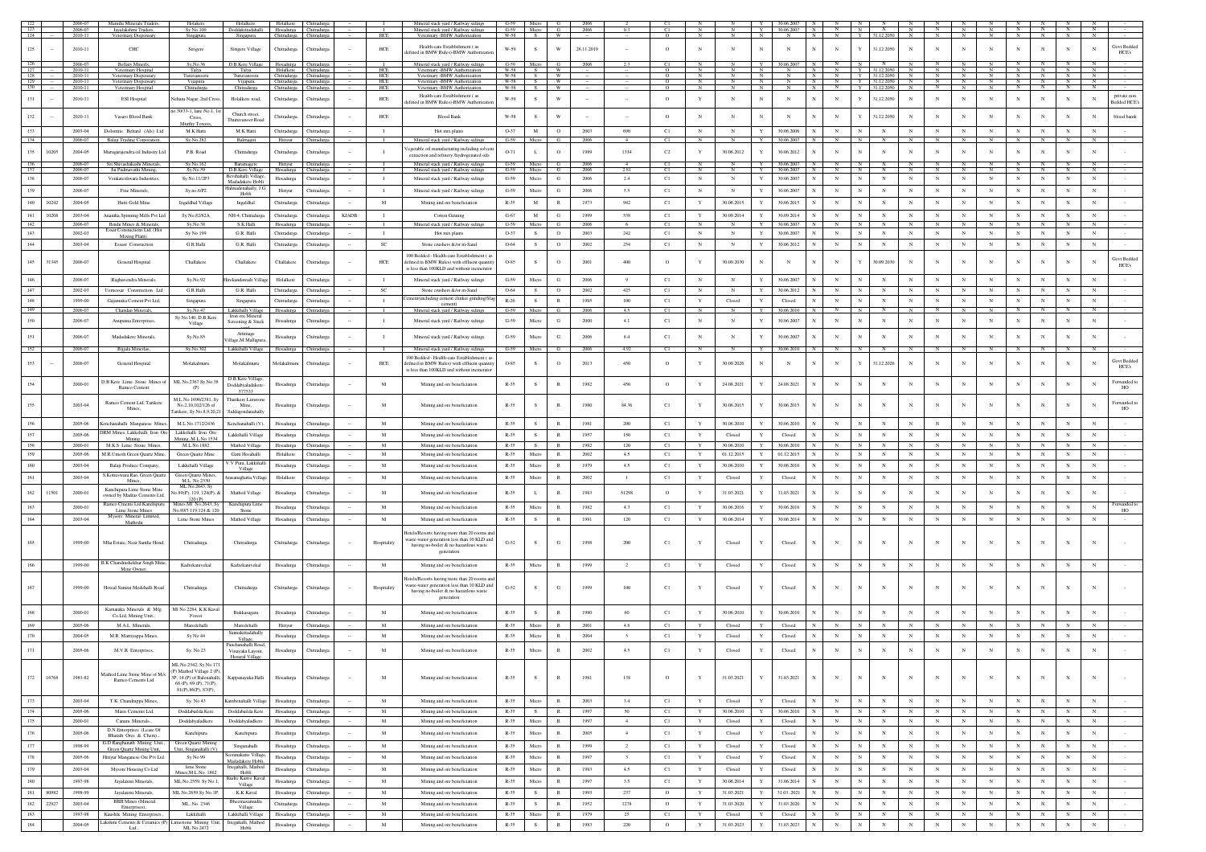| 122 | | 2006-07 | Maruthi Minerals Traders, | Holakere | Holalkere | Holalkere | Chitradurga | -- | I | Mineral stack yard / Railway sidings | G-59 | Micro | G | 2006 | 2 | C1 | N | N | Y | 30.06.2007 | N | N | N | N | N | N | N | N | N | N | N | N | - |
|---|---|---|---|---|---|---|---|---|---|---|---|---|---|---|---|---|---|---|---|---|---|---|---|---|---|---|---|---|---|---|---|---|---|
| 123 | | 2006-07 | Jayalakshmi Traders, | Sy.No.100 | Doddakittadahalli | Hosadurga | Chitradurga | -- | I | Mineral stack yard / Railway sidings | G-59 | Micro | G | 2006 | 0.3 | C1 | N | N | Y | 30.06.2007 | N | N | N | N | N | N | N | N | N | N | N | N | - |
| 124 | -- | 2010-11 | Veterinary Dispensary | Singapura | Singapura | Chitradurga | Chitradurga | -- | HCE | Veterinary -BMW Authorization | W-58 | S | W | -- | -- | O | N | N | N | N | N | N | Y | 31.12.2050 | N | N | N | N | N | N | N | N | - |
| 125 | -- | 2010-11 | CHC | Sirigere | Sirigere Village | Chitradurga | Chitradurga | -- | HCE | Health-care Establishment ( as defined in BMW Rules)-BMW Authorization | W-58 | S | W | 26.11.2019 | -- | O | N | N | N | N | N | N | Y | 31.12.2050 | N | N | N | N | N | N | N | N | Govt Bedded HCE's |
| 126 | | 2006-07 | Bellary Minerls, | Sy.No.36 | D.B.Kere Village | Hosadurga | Chitradurga | -- | I | Mineral stack yard / Railway sidings | G-59 | Micro | G | 2006 | 2.3 | C1 | N | N | Y | 30.06.2007 | N | N | N | N | N | N | N | N | N | N | N | N | - |
| 127 | -- | 2010-11 | Veterinary Hospital | Talya | Talya | Holalkere | Chitradurga | -- | HCE | Veterinary -BMW Authorization | W-58 | S | W | -- | -- | O | N | N | N | N | N | N | Y | 31.12.2050 | N | N | N | N | N | N | N | N | - |
| 128 | -- | 2010-11 | Veterinary Dispensary | Turuvanoora | Turuvanoora | Chitradurga | Chitradurga | -- | HCE | Veterinary -BMW Authorization | W-58 | S | W | -- | -- | O | N | N | N | N | N | N | Y | 31.12.2050 | N | N | N | N | N | N | N | N | - |
| 129 | -- | 2010-11 | Veterinary Dispensary | Vijapura | Vijapura | Chitradurga | Chitradurga | -- | HCE | Veterinary -BMW Authorization | W-58 | S | W | -- | -- | O | N | N | N | N | N | N | Y | 31.12.2050 | N | N | N | N | N | N | N | N | - |
| 130 | -- | 2010-11 | Veterinary Hospital | Chitradurga | Chitradurga | Chitradurga | Chitradurga | -- | HCE | Veterinary -BMW Authorization | W-58 | S | W | -- | -- | O | N | N | N | N | N | N | Y | 31.12.2050 | N | N | N | N | N | N | N | N | - |
| 131 | -- | 2010-11 | ESI Hospital | Nehuru Nagar, 2nd Cross, | Holalkere road, | Chitradurga | Chitradurga | -- | HCE | Health-care Establishment ( as defined in BMW Rules)-BMW Authorization | W-58 | S | W | -- | -- | O | Y | N | N | N | N | N | Y | 31.12.2050 | N | N | N | N | N | N | N | N | private non Bedded HCE's |
| 132 | -- | 2010-11 | Vasavi Blood Bank | no 38/33-1, lane No 1, Ist Cross, Murthy Towers, | Church street, Thuruvanoor Road | Chitradurga | Chitradurga | -- | HCE | Blood Bank | W-58 | S | W | -- | -- | O | N | N | N | N | N | N | Y | 31.12.2050 | N | N | N | N | N | N | N | N | blood bank |
| 133 | | 2003-04 | Dolomite Behard (Als) Ltd | M.K.Hatti | M.K.Hatti | Chitradurga | Chitradurga | -- | I | Hot mix plants | O-37 | M | O | 2003 | 690 | C1 | N | N | Y | 30.06.2006 | N | N | N | N | N | N | N | N | N | N | N | N | - |
| 134 | | 2006-07 | Balaji Trading Corporation, | Sy.No.282 | Balenagiri | Hiriyur | Chitradurga | -- | I | Mineral stack yard / Railway sidings | G-59 | Micro | G | 2006 | 4 | C1 | N | N | Y | 30.06.2007 | N | N | N | N | N | N | N | N | N | N | N | N | - |
| 135 | 10205 | 2004-05 | Murugarajendra oil Industry Ltd | P.B. Road | Chitradurga | Chitradurga | Chitradurga | -- | I | Vegetable oil manufacturing including solvent extraction and refinery /hydrogenated oils | O-71 | L | O | 1989 | 1334 | C2 | Y | 30.06.2012 | Y | 30.06.2012 | N | N | N | N | N | N | N | N | N | N | N | N | - |
| 136 | | 2006-07 | Sri Shivashakathi Minerals, | Sy.No.162 | Baramagere | Hiriyur | Chitradurga | -- | I | Mineral stack yard / Railway sidings | G-59 | Micro | G | 2006 | 4 | C1 | N | N | Y | 30.06.2007 | N | N | N | N | N | N | N | N | N | N | N | N | - |
| 137 | | 2006-07 | Jai Padmavathi Mining, | Sy.No.59 | D.B.Kere Village | Hosadurga | Chitradurga | -- | I | Mineral stack yard / Railway sidings | G-59 | Micro | G | 2006 | 2.81 | C1 | N | N | Y | 30.06.2007 | N | N | N | N | N | N | N | N | N | N | N | N | - |
| 138 | | 2006-07 | Venkateshwara Industries, | Sy.No.11/2P3 | Bevihalladi Village, Madadakere Hobli | Hosadurga | Chitradurga | -- | I | Mineral stack yard / Railway sidings | G-59 | Micro | G | 2006 | 2.4 | C1 | N | N | Y | 30.06.2007 | N | N | N | N | N | N | N | N | N | N | N | N | - |
| 139 | | 2006-07 | Fine Minerals, | Sy.no.6/P2 | Hulinaikanahally, J.G. Hobli | Hiriyur | Chitradurga | -- | I | Mineral stack yard / Railway sidings | G-59 | Micro | G | 2006 | 5.5 | C1 | N | N | Y | 30.06.2007 | N | N | N | N | N | N | N | N | N | N | N | N | - |
| 140 | 10242 | 2004-05 | Hutti Gold Mine | Ingaldhal Village | Ingaldhal | Chitradurga | Chitradurga | -- | M | Mining and ore beneficiation | R-35 | M | R | 1973 | 942 | C1 | Y | 30.06.2015 | Y | 30.06.2015 | N | N | N | N | N | N | N | N | N | N | N | N | - |
| 141 | 10208 | 2003-04 | Anantha Spinning Mills Pvt Ltd | Sy.No.82/82A | NH-4, Chitradurga | Chitradurga | Chitradurga | KIADB | I | Cotton Ginning | G-67 | M | G | 1999 | 558 | C1 | Y | 30.09.2014 | Y | 30.09.2014 | N | N | N | N | N | N | N | N | N | N | N | N | - |
| 142 | | 2006-07 | Bindu Mines & Minerals, | Sy.No.38 | S.K.Halli | Hosadurga | Chitradurga | -- | I | Mineral stack yard / Railway sidings | G-59 | Micro | G | 2006 | 6 | C1 | N | N | Y | 30.06.2007 | N | N | N | N | N | N | N | N | N | N | N | N | - |
| 143 | | 2002-03 | Essar Constuctions Ltd. (Hot Mixing Plant) | Sy No 199 | G.R. Halli | Chitradurga | Chitradurga | -- | I | Hot mix plants | O-37 | S | O | 2003 | 242 | C1 | N | N | Y | 30.06.2007 | N | N | N | N | N | N | N | N | N | N | N | N | - |
| 144 | | 2003-04 | Essare Construction | G.R.Halli | G.R. Halli | Chitradurga | Chitradurga | -- | SC | Stone crushers &/or m-Sand | O-64 | S | O | 2002 | 254 | C1 | N | N | Y | 30.06.2012 | N | N | N | N | N | N | N | N | N | N | N | N | - |
| 145 | 31345 | 2006-07 | General Hospital | Challakere | Challakere | Challakere | Chitradurga | -- | HCE | 100 Bedded - Health-care Establishment ( as defined in BMW Rules) with effluent quantity is less than 100KLD and without incinerator | O-85 | S | O | 2001 | 400 | O | Y | 30.09.2030 | N | N | N | N | Y | 30.09.2030 | N | N | N | N | N | N | N | N | Govt Bedded HCE's |
| 146 | | 2006-07 | Raghavendra Minerals, | Sy.No.92 | Hirekandavadi Village | Holalkere | Chitradurga | -- | I | Mineral stack yard / Railway sidings | G-59 | Micro | G | 2006 | 9 | C1 | N | N | Y | 30.06.2007 | N | N | N | N | N | N | N | N | N | N | N | N | - |
| 147 | | 2002-03 | Uconossar Construction Ltd | G.R.Halli | G.R. Halli | Chitradurga | Chitradurga | -- | SC | Stone crushers &/or m-Sand | O-64 | S | O | 2002 | 425 | C1 | N | N | Y | 30.06.2012 | N | N | N | N | N | N | N | N | N | N | N | N | - |
| 148 | | 1999-00 | Gajanuka Cement Pvt Ltd, | Singapura | Singapura | Chitradurga | Chitradurga | -- | I | Cement(including cement clinker grinding/Slag cement) | R-26 | S | R | 1985 | 100 | C1 | Y | Closed | Y | Closed | N | N | N | N | N | N | N | N | N | N | N | N | - |
| 149 | | 2006-07 | Chandan Minerals, | Sy.No.47 | Lakkihalli Village | Hosadurga | Chitradurga | -- | I | Mineral stack yard / Railway sidings | G-59 | Micro | G | 2006 | 4.5 | C1 | N | N | Y | 30.06.2010 | N | N | N | N | N | N | N | N | N | N | N | N | - |
| 150 | | 2006-07 | Anupama Enterprises, | Sy.No.140, D.B.Kere Village | Iron ore Mineral Screening & Stack yard | Hosadurga | Chitradurga | -- | I | Mineral stack yard / Railway sidings | G-59 | Micro | G | 2000 | 4.1 | C1 | N | N | Y | 30.06.2007 | N | N | N | N | N | N | N | N | N | N | N | N | - |
| 151 | | 2006-07 | Madadakere Minerals, | Sy.No.85 | Attimage Village,M.Mallapura | Hosadurga | Chitradurga | -- | I | Mineral stack yard / Railway sidings | G-59 | Micro | G | 2006 | 8.4 | C1 | N | N | Y | 30.06.2007 | N | N | N | N | N | N | N | N | N | N | N | N | - |
| 152 | | 2006-07 | Bijjala Minerlas, | Sy.No.302 | Lakkihalli Village | Hosadurga | Chitradurga | -- | I | Mineral stack yard / Railway sidings | G-59 | Micro | G | 2006 | 4.92 | C1 | N | N | Y | 30.06.2010 | N | N | N | N | N | N | N | N | N | N | N | N | - |
| 153 | -- | 2006-07 | General Hospital | Molakalmuru | Molakalmuru | Molakalmuru | Chitradurga | -- | HCE | 100 Bedded - Health-care Establishment ( as defined in BMW Rules) with effluent quantity is less than 100KLD and without incinerator | O-85 | S | O | 2013 | 450 | O | Y | 30.09.2026 | N | N | N | N | Y | 31.12.2026 | N | N | N | N | N | N | N | N | Govt Bedded HCE's |
| 154 | | 2000-01 | D.B.Kere Lime Stone Mines of Ramco Cement | ML No.2367 Sy.No.38 (P) | D.B.Kere Village, Doddabyaladakere-577533 | Hosadurga | Chitradurga | -- | M | Mining and ore beneficiation | R-35 | S | R | 1982 | 450 | O | Y | 24.08.2021 | Y | 24.08.2021 | N | N | N | N | N | N | N | N | N | N | N | N | Forwarded to HO |
| 155 | | 2003-04 | Ramco Cement Ltd, Tarikere Mines, | M.L No.1690/2381, Sy No.2,10,102/126 of Tarikere, Sy No.8,9,20,21 | Tharikere Limestone Mine, Siddagondanahally | Hosadurga | Chitradurga | -- | M | Mining and ore beneficiation | R-35 | S | R | 1980 | 84.36 | C1 | Y | 30.06.2015 | Y | 30.06.2015 | N | N | N | N | N | N | N | N | N | N | N | N | Forwarded to HO |
| 156 | | 2005-06 | Kenchanahalli Manganese Mines, | M.L.No.1712/2436 | Kenchanahalli (V), | Hosadurga | Chitradurga | -- | M | Mining and ore beneficiation | R-35 | S | R | 1981 | 200 | C1 | Y | 30.06.2010 | Y | 30.06.2010 | N | N | N | N | N | N | N | N | N | N | N | N | - |
| 157 | | 2005-06 | DRM Mines, Lakkehalli Iron Ore Mining, | Lakkehalli Iron Ore Mining, M.L.No.1534 | Lakkehalli Village | Hosadurga | Chitradurga | -- | M | Mining and ore beneficiation | R-35 | S | R | 1957 | 150 | C1 | Y | Closed | Y | Closed | N | N | N | N | N | N | N | N | N | N | N | N | - |
| 158 | | 2000-01 | M.K.S Lime Stone Mines, | M.L.No.1882 | Mathod Village | Hosadurga | Chitradurga | -- | M | Mining and ore beneficiation | R-35 | S | R | 1982 | 120 | C1 | Y | 30.06.2010 | Y | 30.06.2010 | N | N | N | N | N | N | N | N | N | N | N | N | - |
| 159 | | 2005-06 | M.R.Umesh Green Quartz Mine, | Green Quartz Mine | Gatti Hosahalli | Holalkere | Chitradurga | -- | M | Mining and ore beneficiation | R-35 | Micro | R | 2002 | 4.5 | C1 | Y | 01.12.2015 | Y | 01.12.2015 | N | N | N | N | N | N | N | N | N | N | N | N | - |
| 160 | | 2003-04 | Balaji Produce Company, | Lakkihalli Village | V.V Pura, Lakkihalli Village | Hosadurga | Chitradurga | -- | M | Mining and ore beneficiation | R-35 | Micro | R | 1979 | 4.5 | C1 | Y | 30.06.2010 | Y | 30.06.2010 | N | N | N | N | N | N | N | N | N | N | N | N | - |
| 161 | | 2003-04 | S.Kotreswara Rao, Green Quartz Mines, | Green Quartz Mines, M.L. No 2330 | Arasanaghatta Village | Holalkere | Chitradurga | -- | M | Mining and ore beneficiation | R-35 | Micro | R | 2002 | 1 | C1 | Y | Closed | Y | Closed | N | N | N | N | N | N | N | N | N | N | N | N | - |
| 162 | 11501 | 2000-01 | Kanchipura Lime Stone Mine owned by Madras Cements Ltd, | ML No.2643, Sy No.89(P), 119, 124(P), & 120 (P) | Mathod Village | Hosadurga | Chitradurga | -- | M | Mining and ore beneficiation | R-35 | L | R | 1983 | 51298 | O | Y | 31.03.2021 | Y | 31.03.2021 | N | N | N | N | N | N | N | N | N | N | N | N | - |
| 163 | | 2000-01 | Ramco Cments Ltd Kanchipura Lime Stone Mines | Mines ML No.2643, Sy No.89/3 119,124 & 120 | Kanchipura Lime Stone | Hosadurga | Chitradurga | -- | M | Mining and ore beneficiation | R-35 | Micro | R | 1982 | 4.3 | C1 | Y | 30.06.2016 | Y | 30.06.2016 | N | N | N | N | N | N | N | N | N | N | N | N | Forwarded to HO |
| 164 | | 2003-04 | Mysore Mineral Limited, Mathodu | Lime Stone Mines | Mathod Village | Hosadurga | Chitradurga | -- | M | Mining and ore beneficiation | R-35 | S | R | 1981 | 120 | C1 | Y | 30.06.2014 | Y | 30.06.2014 | N | N | N | N | N | N | N | N | N | N | N | N | - |
| 165 | | 1999-00 | Mba Estate, Near Santhe Hond, | Chitradurga | Chitradurga | Chitradurga | Chitradurga | -- | Hospitality | Hotels/Resorts having more than 20 rooms and waste-water generation less than 10 KLD and having no-boiler & no hazardous waste generation | G-52 | S | G | 1998 | 200 | C1 | Y | Closed | Y | Closed | N | N | N | N | N | N | N | N | N | N | N | N | - |
| 166 | | 1999-00 | B.K Chandrashekhar Singh Mine, Mine Owner, | Kadrekanivekal | Kadrekanivekal | Hosadurga | Chitradurga | -- | M | Mining and ore beneficiation | R-35 | Micro | R | 1999 | 2 | C1 | Y | Closed | Y | Closed | N | N | N | N | N | N | N | N | N | N | N | N | - |
| 167 | | 1999-00 | Hotoal Samrat Medehalli Road | Chitradurga | Chitradurga | Chitradurga | Chitradurga | -- | Hospitality | Hotels/Resorts having more than 20 rooms and waste-water generation less than 10 KLD and having no-boiler & no hazardous waste generation | G-52 | S | G | 1999 | 100 | C1 | Y | Closed | Y | Closed | N | N | N | N | N | N | N | N | N | N | N | N | - |
| 168 | | 2000-01 | Karnataka Minerals & Mfg. Co.Ltd, Mining Unit, | Ml No 2284, K.K.Kaval Forest | Bukkasagara | Hosadurga | Chitradurga | -- | M | Mining and ore beneficiation | R-35 | S | R | 1980 | 60 | C1 | Y | 30.06.2010 | Y | 30.06.2010 | N | N | N | N | N | N | N | N | N | N | N | N | - |
| 169 | | 2005-06 | M.A.L. Minerals, | Manedehalli | Manedehalli | Hiriyur | Chitradurga | -- | M | Mining and ore beneficiation | R-35 | Micro | R | 2001 | 4.8 | C1 | Y | Closed | Y | Closed | N | N | N | N | N | N | N | N | N | N | N | N | - |
| 170 | | 2004-05 | M.R. Mariyappa Mines, | Sy No 44 | Sunnakittadahally Village, | Hosadurga | Chitradurga | -- | M | Mining and ore beneficiation | R-35 | Micro | R | 2004 | 5 | C1 | Y | Closed | Y | Closed | N | N | N | N | N | N | N | N | N | N | N | N | - |
| 171 | | 2005-06 | M.V.R Enterprises, | Sy. No.23 | Panchanahalli Road, Vinayaka Layout, Hosaral Village | Hosadurga | Chitradurga | -- | M | Mining and ore beneficiation | R-35 | Micro | R | 2002 | 4.5 | C1 | Y | Closed | Y | Closed | N | N | N | N | N | N | N | N | N | N | N | N | - |
| 172 | 16768 | 1981-82 | Mathod Lime Stone Mine of M/s. Ramco Cements Ltd | ML No.2342, Sy No 171 (P) Mathod Village 2 (P), SP, 14 (P) of Balenahalli, 68 (P), 69 (P), 71(P), 81(P),86(P), 87(P), | Kappanayaka Halli | Hosadurga | Chitradurga | -- | M | Mining and ore beneficiation | R-35 | S | R | 1981 | 158 | O | Y | 31.03.2021 | Y | 31.03.2021 | N | N | N | N | N | N | N | N | N | N | N | N | - |
| 173 | | 2003-04 | T.K. Chandrappa Mines, | Sy. No 43 | Kambenahalli Village | Hosadurga | Chitradurga | -- | M | Mining and ore beneficiation | R-35 | Micro | R | 2003 | 3.4 | C1 | Y | Closed | Y | Closed | N | N | N | N | N | N | N | N | N | N | N | N | - |
| 174 | | 2005-06 | Maris Cements Ltd, | Doddabailda Kere | Doddabailda Kere | Hosadurga | Chitradurga | -- | M | Mining and ore beneficiation | R-35 | S | R | 1997 | 50 | C1 | Y | 30.06.2010 | Y | 30.06.2010 | N | N | N | N | N | N | N | N | N | N | N | N | - |
| 175 | | 2000-01 | Canara Minerals, | Doddabyaladkere | Doddabyaladkere | Hosadurga | Chitradurga | -- | M | Mining and ore beneficiation | R-35 | Micro | R | 1997 | 4 | C1 | Y | Closed | Y | Closed | N | N | N | N | N | N | N | N | N | N | N | N | - |
| 176 | | 2005-06 | D.N.Enterprises (Lease Of Bharath Ores & Chems), | Kanchipura | Kanchipura | Hosadurga | Chitradurga | -- | M | Mining and ore beneficiation | R-35 | Micro | R | 2005 | 4 | C1 | Y | Closed | Y | Closed | N | N | N | N | N | N | N | N | N | N | N | N | - |
| 177 | | 1998-99 | G.D Ranghanath Mining Unit, Green Quartz Mining Unit, | Green Quartz Mining Unit, Singanahalli (V) | Singanahalli | Hosadurga | Chitradurga | -- | M | Mining and ore beneficiation | R-35 | Micro | R | 1999 | 2 | C1 | Y | Closed | Y | Closed | N | N | N | N | N | N | N | N | N | N | N | N | - |
| 178 | | 2005-06 | Hiriyur Manganese Ore Pvt Ltd. | Sy No 99 | Seeranakatte Village, Madadakere Hobli, | Hosadurga | Chitradurga | -- | M | Mining and ore beneficiation | R-35 | Micro | R | 1997 | 3 | C1 | Y | Closed | Y | Closed | N | N | N | N | N | N | N | N | N | N | N | N | - |
| 179 | | 2003-04 | Mysore Housing Co Ltd | lime Stone Mines,M.L.No. 1862 | Ittigehalli, Mathod Hobli | Hosadurga | Chitradurga | -- | M | Mining and ore beneficiation | R-35 | Micro | R | 1983 | 4.5 | C1 | Y | Closed | Y | Closed | N | N | N | N | N | N | N | N | N | N | N | N | - |
| 180 | | 1997-98 | Jayalaxmi Minerals, | ML No.2559, Sy No.1, | Kudre Kanve Kaval Village | Hosadurga | Chitradurga | -- | M | Mining and ore beneficiation | R-35 | Micro | R | 1997 | 3.5 | C1 | Y | 30.06.2014 | Y | 31.06.2014 | N | N | N | N | N | N | N | N | N | N | N | N | - |
| 181 | 80982 | 1998-99 | Jayalaxmi Minerals, | ML No.2659 Sy No.1P, | K.K.Kaval | Hosadurga | Chitradurga | -- | M | Mining and ore beneficiation | R-35 | S | R | 1993 | 257 | O | Y | 31.03.2021 | Y | 31.03.2021 | N | N | N | N | N | N | N | N | N | N | N | N | - |
| 182 | 22927 | 2003-04 | BBH Mines (Mineral Enterprises), | ML, No. 2346 | Bheemasamudra Village | Chitradurga | Chitradurga | -- | M | Mining and ore beneficiation | R-35 | S | R | 1952 | 1278 | O | Y | 31.03.2020 | Y | 31.03.2020 | N | N | N | N | N | N | N | N | N | N | N | N | - |
| 183 | | 1997-98 | Kaushik Mining Enterprises, | Lakkihalli | Lakkihalli Village | Hosadurga | Chitradurga | -- | M | Mining and ore beneficiation | R-35 | Micro | R | 1979 | 25 | C1 | Y | Closed | Y | Closed | N | N | N | N | N | N | N | N | N | N | N | N | - |
| 184 | | 2004-05 | Lakshmi Cements & Ceramics (P) Ltd., | Limestone Mining Unit, ML No.2472 | Ittigehalli, Mathod Hobli | Hosadurga | Chitradurga | -- | M | Mining and ore beneficiation | R-35 | S | R | 1983 | 220 | O | Y | 31.03.2023 | Y | 31.03.2023 | N | N | N | N | N | N | N | N | N | N | N | N | - |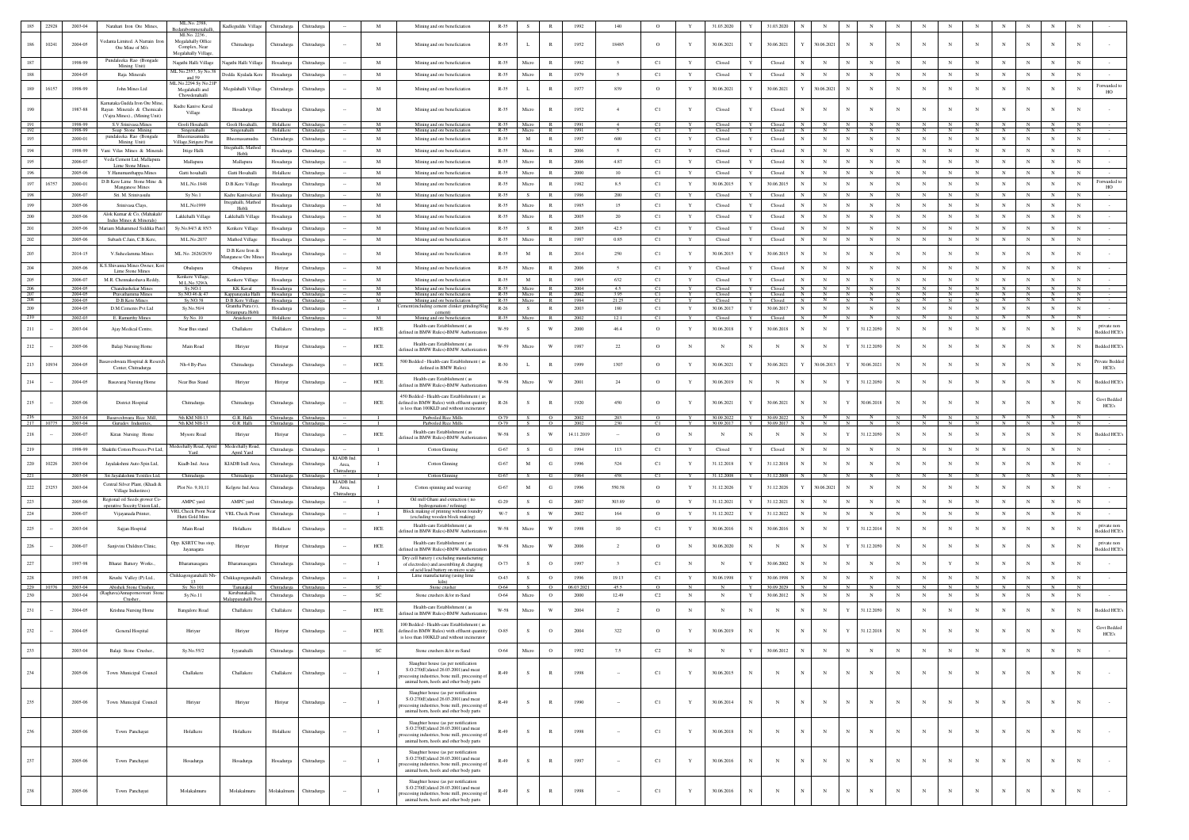| 185 | 22928 | 2003-04 | Narahari Iron Ore Mines, | ML.No. 2588, Bedarabommanahalli, | Kadlegudda Village | Chitradurga | Chitradurga | -- | M | Mining and ore beneficiation | R-35 | S | R | 1992 | 140 | O | Y | 31.03.2020 | Y | 31.03.2020 | N | N | N | N | N | N | N | N | N | N | N | N | - |
|---|---|---|---|---|---|---|---|---|---|---|---|---|---|---|---|---|---|---|---|---|---|---|---|---|---|---|---|---|---|---|---|---|---|
| 186 | 10241 | 2004-05 | Vedanta Limited, A Narrain Iron Ore Mine of M/s | ML No. 2236, Megalahally Office Complex, Near Megalahally Village, | Chitradurga | Chitradurga | Chitradurga | -- | M | Mining and ore beneficiation | R-35 | L | R | 1952 | 18485 | O | Y | 30.06.2021 | Y | 30.06.2021 | N | N | N | N | N | N | N | N | N | N | N | N | - |
| 187 | | 1998-99 | Pundaleeka Rao (Bongade Mining Unit) | Nagathi Halli Village | Nagathi Halli Village | Hosadurga | Chitradurga | -- | M | Mining and ore beneficiation | R-35 | Micro | R | 1992 | 5 | C1 | Y | Closed | Y | Closed | N | N | N | N | N | N | N | N | N | N | N | N | - |
| 188 | | 2004-05 | Raja Minerals | ML No.2557, Sy No.58 and 59 | Dodda Kyalada Kere | Hosadurga | Chitradurga | -- | M | Mining and ore beneficiation | R-35 | Micro | R | 1979 | 5 | C1 | Y | Closed | Y | Closed | N | N | N | N | N | N | N | N | N | N | N | N | - |
| 189 | 16157 | 1998-99 | John Mines Ltd | ML.No.2294 Sy.No.21P Megalahalli and Chowdenahalli | Megalahalli Village | Chitradurga | Chitradurga | -- | M | Mining and ore beneficiation | R-35 | L | R | 1977 | 839 | O | Y | 30.06.2021 | Y | 30.06.2021 | N | N | N | N | N | N | N | N | N | N | N | N | Forwarded to HO |
| 190 | | 1987-88 | Karnataka Gudda Iron Ore Mine, Rayan Minerals & Chemicals (Vajra Mines) , (Mining Unit) | Kadre Kanive Kaval Village | Hosadurga | Hosadurga | Chitradurga | -- | M | Mining and ore beneficiation | R-35 | Micro | R | 1952 | 4 | C1 | Y | Closed | Y | Closed | N | N | N | N | N | N | N | N | N | N | N | N | - |
| 191 | | 1998-99 | S.V.Srinivasa Mines | Gooli Hosahalli | Gooli Hosahalli, | Holalkere | Chitradurga | -- | M | Mining and ore beneficiation | R-35 | Micro | R | 1991 | 4 | C1 | Y | Closed | Y | Closed | N | N | N | N | N | N | N | N | N | N | N | N | - |
| 192 | | 1998-99 | Soap Stone Mining | Singenahalli | Singenahalli | Holalkere | Chitradurga | -- | M | Mining and ore beneficiation | R-35 | Micro | R | 1991 | 5 | C1 | Y | Closed | Y | Closed | N | N | N | N | N | N | N | N | N | N | N | N | - |
| 193 | | 2000-01 | pundaleeka Rao (Bongade Mining Unit) | Bheemasamudra Village,Siriguru Post | Bheemasamudra | Chitradurga | Chitradurga | -- | M | Mining and ore beneficiation | R-35 | M | R | 1997 | 600 | C1 | Y | Closed | Y | Closed | N | N | N | N | N | N | N | N | N | N | N | N | - |
| 194 | | 1998-99 | Vasu Vilas Mines & Minerals | Ittige Halli | Ittigehalli, Mathod Hobli | Hosadurga | Chitradurga | -- | M | Mining and ore beneficiation | R-35 | Micro | R | 2006 | 5 | C1 | Y | Closed | Y | Closed | N | N | N | N | N | N | N | N | N | N | N | N | - |
| 195 | | 2006-07 | Veda Cement Ltd, Mallapura Lime Stone Mines | Mallapura | Mallapura | Hosadurga | Chitradurga | -- | M | Mining and ore beneficiation | R-35 | Micro | R | 2006 | 4.87 | C1 | Y | Closed | Y | Closed | N | N | N | N | N | N | N | N | N | N | N | N | - |
| 196 | | 2005-06 | Y.Hanumanthappa Mines | Gatti hosahalli | Gatti Hosahalli | Holalkere | Chitradurga | -- | M | Mining and ore beneficiation | R-35 | Micro | R | 2000 | 10 | C1 | Y | Closed | Y | Closed | N | N | N | N | N | N | N | N | N | N | N | N | - |
| 197 | 16757 | 2000-01 | D.B Kere Lime Stone Mine & Manganese Mines | M.L.No.1848 | D.B.Kere Village | Hosadurga | Chitradurga | -- | M | Mining and ore beneficiation | R-35 | Micro | R | 1982 | 8.5 | C1 | Y | 30.06.2015 | Y | 30.06.2015 | N | N | N | N | N | N | N | N | N | N | N | N | Forwarded to HO |
| 198 | | 2006-07 | Sri. M. Srinivasulu | Sy.No.1 | Kadre Kaanvekaval | Hosadurga | Chitradurga | -- | M | Mining and ore beneficiation | R-35 | S | R | 1986 | 200 | C1 | Y | Closed | Y | Closed | N | N | N | N | N | N | N | N | N | N | N | N | - |
| 199 | | 2005-06 | Srinivasa Clays, | M.L.No1999 | Ittigehalli, Mathod Hobli | Hosadurga | Chitradurga | -- | M | Mining and ore beneficiation | R-35 | Micro | R | 1985 | 15 | C1 | Y | Closed | Y | Closed | N | N | N | N | N | N | N | N | N | N | N | N | - |
| 200 | | 2005-06 | Alok Kumar & Co, (Mahakali/ Indus Mines & Minerals) | Lakkihalli Village | Lakkihalli Village | Hosadurga | Chitradurga | -- | M | Mining and ore beneficiation | R-35 | Micro | R | 2005 | 20 | C1 | Y | Closed | Y | Closed | N | N | N | N | N | N | N | N | N | N | N | N | - |
| 201 | | 2005-06 | Mariam Mahammed Siddika Patel | Sy.No.84/3 & 85/3 | Kenkere Village | Hosadurga | Chitradurga | -- | M | Mining and ore beneficiation | R-35 | S | R | 2005 | 42.5 | C1 | Y | Closed | Y | Closed | N | N | N | N | N | N | N | N | N | N | N | N | - |
| 202 | | 2005-06 | Subash C.Jain, C.B.Kere, | M.L.No.2037 | Mathod Village | Hosadurga | Chitradurga | -- | M | Mining and ore beneficiation | R-35 | Micro | R | 1987 | 0.85 | C1 | Y | Closed | Y | Closed | N | N | N | N | N | N | N | N | N | N | N | N | - |
| 203 | | 2014-15 | V.Suheelamma Mines | ML.No. 2626/2639 | D.B.Kere Iron & Manganese Ore Mines | Hosadurga | Chitradurga | -- | M | Mining and ore beneficiation | R-35 | M | R | 2014 | 250 | C1 | Y | 30.06.2015 | Y | 30.06.2015 | N | N | N | N | N | N | N | N | N | N | N | N | - |
| 204 | | 2005-06 | K.S.Shivanna Mines Owner: Kori Lime Stone Mines | Obalapura | Obalapura | Hiriyur | Chitradurga | -- | M | Mining and ore beneficiation | R-35 | Micro | R | 2006 | 5 | C1 | Y | Closed | Y | Closed | N | N | N | N | N | N | N | N | N | N | N | N | - |
| 205 | | 2006-07 | M.R. Chennakeshava Reddy, | Kenkere Village, M.L.No.329/A | Kenkere Village | Hosadurga | Chitradurga | -- | M | Mining and ore beneficiation | R-35 | M | R | 1965 | 632 | C1 | Y | Closed | Y | Closed | N | N | N | N | N | N | N | N | N | N | N | N | - |
| 206 | | 2004-05 | Chandrashekar Mines | Sy.NO.1 | KK Kaval | Hosadurga | Chitradurga | -- | M | Mining and ore beneficiation | R-35 | Micro | R | 2004 | 4.5 | C1 | Y | Closed | Y | Closed | N | N | N | N | N | N | N | N | N | N | N | N | - |
| 207 | | 2004-05 | Pruvathamma Mines | Sy.NO.46 & 47 | Kappanayaka Halli | Hosadurga | Chitradurga | -- | M | Mining and ore beneficiation | R-35 | Micro | R | 2002 | 3.95 | C1 | Y | Closed | Y | Closed | N | N | N | N | N | N | N | N | N | N | N | N | - |
| 208 | | 2004-05 | D.B.Kere Mines | Sy.NO.38 | D.B.Kere Village | Hosadurga | Chitradurga | -- | M | Mining and ore beneficiation | R-35 | Micro | R | 1984 | 21.25 | C1 | Y | Closed | Y | Closed | N | N | N | N | N | N | N | N | N | N | N | N | - |
| 209 | | 2004-05 | D.M Cements Pvt Ltd | Sy.No.59/4 | Grantha Pura (v), Srirampura Hobli | Hosadurga | Chitradurga | -- | I | Cement(including cement clinker grinding/Slag cement) | R-26 | S | R | 2003 | 180 | C1 | Y | 30.06.2017 | Y | 30.06.2017 | N | N | N | N | N | N | N | N | N | N | N | N | - |
| 210 | | 2002-03 | E. Ramurthy Mines | Sy.No. 10 | Arasikere | Holalkere | Chitradurga | -- | M | Mining and ore beneficiation | R-35 | Micro | R | 2002 | 12.1 | C1 | Y | Closed | Y | Closed | N | N | N | N | N | N | N | N | N | N | N | N | - |
| 211 | -- | 2003-04 | Ajay Medical Centre, | Near Bus stand | Challakere | Challakere | Chitradurga | -- | HCE | Health-care Establishment ( as defined in BMW Rules)-BMW Authorization | W-58 | S | W | 2000 | 46.4 | O | Y | 30.06.2018 | Y | 30.06.2018 | N | N | Y | 31.12.2050 | N | N | N | N | N | N | N | N | private non Bedded HCE's |
| 212 | -- | 2005-06 | Balaji Nursing Home | Main Road | Hiriyur | Hiriyur | Chitradurga | -- | HCE | Health-care Establishment ( as defined in BMW Rules)-BMW Authorization | W-58 | Micro | W | 1987 | 22 | O | N | N | N | N | N | N | Y | 31.12.2050 | N | N | N | N | N | N | N | N | Bedded HCE's |
| 213 | 10934 | 2004-05 | Basaveshwara Hospital & Reserch Center, Chitradurga | Nh-4 By-Pass | Chitradurga | Chitradurga | Chitradurga | -- | HCE | 500 Bedded - Health-care Establishment ( as defined in BMW Rules) | R-30 | L | R | 1999 | 1307 | O | Y | 30.06.2021 | Y | 30.06.2021 | Y | 30.06.2015 | Y | 30.06.2021 | N | N | N | N | N | N | N | N | Private Bedded HCE's |
| 214 | -- | 2004-05 | Basavaraj Nursing Home | Near Bus Stand | Hiriyur | Hiriyur | Chitradurga | -- | HCE | Health-care Establishment ( as defined in BMW Rules)-BMW Authorization | W-58 | Micro | W | 2001 | 24 | O | Y | 30.06.2019 | N | N | N | N | Y | 31.12.2050 | N | N | N | N | N | N | N | N | Bedded HCE's |
| 215 | -- | 2005-06 | District Hospital | Chitradurga | Chitradurga | Chitradurga | Chitradurga | -- | HCE | 450 Bedded - Health-care Establishment ( as defined in BMW Rules) with effluent quantity is less than 100KLD and without incinerator | R-26 | S | R | 1920 | 450 | O | Y | 30.06.2021 | Y | 30.06.2021 | N | N | Y | 30.06.2018 | N | N | N | N | N | N | N | N | Govt Bedded HCE's |
| 216 | | 2003-04 | Basaveshwara Rice Mill, | Nh KM NH-13 | G.R. Halli | Chitradurga | Chitradurga | -- | I | Parboiled Rice Mills | O-79 | S | O | 2002 | 203 | O | Y | 30.09.2022 | Y | 30.09.2022 | N | N | N | N | N | N | N | N | N | N | N | N | - |
| 217 | 10775 | 2003-04 | Gurudev Industries, | Nh KM NH-13 | G.R. Halli | Chitradurga | Chitradurga | -- | I | Parboiled Rice Mills | O-79 | S | O | 2002 | 230 | C1 | Y | 30.09.2017 | Y | 30.09.2017 | N | N | N | N | N | N | N | N | N | N | N | N | - |
| 218 | -- | 2006-07 | Kiran Nursing Home | Mysore Road | Hiriyur | Hiriyur | Chitradurga | -- | HCE | Health-care Establishment ( as defined in BMW Rules)-BMW Authorization | W-58 | S | W | 14.11.2019 | -- | O | N | N | N | N | N | N | Y | 31.12.2050 | N | N | N | N | N | N | N | N | Bedded HCE's |
| 219 | | 1998-99 | Shakthi Cotton Process Pvt Ltd, | Medehally Road, Apmc Yard | Medehally Road, Apmc Yard | Chitradurga | Chitradurga | -- | I | Cotton Ginning | G-67 | S | G | 1994 | 113 | C1 | Y | Closed | Y | Closed | N | N | N | N | N | N | N | N | N | N | N | N | - |
| 220 | 10226 | 2003-04 | Jayalakshmi Auto Spin Ltd, | Kiadb Ind. Area | KIADB Indl Area, | Chitradurga | Chitradurga | KIADB Ind. Area, Chitradurga | I | Cotton Ginning | G-67 | M | G | 1996 | 524 | C1 | Y | 31.12.2018 | Y | 31.12.2018 | N | N | N | N | N | N | N | N | N | N | N | N | - |
| 221 | | 2003-04 | Sri Jayalakshmi Textiles Ltd, | Chitradurga | Chitradurga | Chitradurga | Chitradurga | -- | I | Cotton Ginning | G-67 | S | G | 1964 | 458 | C1 | Y | 31.12.2008 | Y | 31.12.2008 | N | N | N | N | N | N | N | N | N | N | N | N | - |
| 222 | 23253 | 2003-04 | Central Silver Plant, (Khadi & Village Industries) | Plot No. 9,10,11 | Kelgote Ind Area | Chitradurga | Chitradurga | KIADB Ind. Area, Chitradurga | I | Cotton spinning and weaving | G-67 | M | G | 1996 | 550.58 | O | Y | 31.12.2026 | Y | 31.12.2026 | Y | 30.06.2021 | N | N | N | N | N | N | N | N | N | N | - |
| 223 | | 2005-06 | Regional oil Seeds grower Co-operative Society Union Ltd., | AMPC yard | AMPC yard | Chitradurga | Chitradurga | -- | I | Oil mill Ghani and extraction ( no hydrogenation / refining) | G-29 | S | G | 2007 | 303.89 | O | Y | 31.12.2021 | Y | 31.12.2021 | N | N | N | N | N | N | N | N | N | N | N | N | - |
| 224 | | 2006-07 | Vijayanada Printer, | VRL Check Point Near Hutti Gold Mine | VRL Check Point | Chitradurga | Chitradurga | -- | I | Block making of printing without foundry (excluding wooden block making) | W-7 | S | W | 2002 | 164 | O | Y | 31.12.2022 | Y | 31.12.2022 | N | N | N | N | N | N | N | N | N | N | N | N | - |
| 225 | -- | 2003-04 | Sajjan Hospital | Main Road | Holalkere | Holalkere | Chitradurga | -- | HCE | Health-care Establishment ( as defined in BMW Rules)-BMW Authorization | W-58 | Micro | W | 1998 | 10 | C1 | Y | 30.06.2016 | N | 30.06.2016 | N | N | Y | 31.12.2014 | N | N | N | N | N | N | N | N | private non Bedded HCE's |
| 226 | -- | 2006-07 | Sanjivini Children Clinic, | Opp. KSRTC bus stop, Jayanagara | Hiriyur | Hiriyur | Chitradurga | -- | HCE | Health-care Establishment ( as defined in BMW Rules)-BMW Authorization | W-58 | Micro | W | 2006 | 2 | O | N | 30.06.2020 | N | N | N | N | Y | 31.12.2050 | N | N | N | N | N | N | N | N | private non Bedded HCE's |
| 227 | | 1997-98 | Bharat Battery Works, | Bharamasagara | Bharamasagara | Chitradurga | Chitradurga | -- | I | Dry cell battery ( excluding manufacturing of electrodes) and assembling & charging of acid lead battery on micro scale | O-73 | S | O | 1997 | 3 | C1 | N | N | Y | 30.06.2002 | N | N | N | N | N | Y | N | N | N | N | N | N | - |
| 228 | | 1997-98 | Krushi Valley (P) Ltd., | Chikkagongganahalli Nh-13 | Chikkagongganahalli | Chitradurga | Chitradurga | -- | I | Lime manufacturing (using lime kiln) | O-43 | S | O | 1996 | 19.13 | C1 | Y | 30.06.1998 | Y | 30.06.1998 | N | N | N | N | N | N | N | N | N | N | N | N | - |
| 229 | 10376 | 2003-04 | Abubak Stone Crusher, | Sy No 101 | Tamatakal | Chitradurga | Chitradurga | -- | SC | Stone crusher | O-64 | S | O | 06.03.2021 | 45.5 | O | N | N | Y | 30.09.2029 | N | N | N | N | N | N | N | N | N | N | N | N | - |
| 230 | | 2003-04 | (Raghava)Annapurneswari Stone Crusher, | Sy.No.11 | Kirubanakallu, Malappanahalli Post | Chitradurga | Chitradurga | -- | SC | Stone crushers &/or m-Sand | O-64 | Micro | O | 2000 | 12.49 | C2 | N | N | Y | 30.06.2012 | N | N | N | N | N | N | N | N | N | N | N | N | - |
| 231 | -- | 2004-05 | Krishna Nursing Home | Bangalore Road | Challakere | Challakere | Chitradurga | -- | HCE | Health-care Establishment ( as defined in BMW Rules)-BMW Authorization | W-58 | Micro | W | 2004 | 2 | O | N | N | N | N | N | N | Y | 31.12.2050 | N | N | N | N | N | N | N | N | Bedded HCE's |
| 232 | -- | 2004-05 | General Hospital | Hiriyur | Hiriyur | Hiriyur | Chitradurga | -- | HCE | 100 Bedded - Health-care Establishment ( as defined in BMW Rules) with effluent quantity is less than 100KLD and without incinerator | O-85 | S | O | 2004 | 322 | O | Y | 30.06.2019 | N | N | N | N | Y | 31.12.2018 | N | N | N | N | N | N | N | N | Govt Bedded HCE's |
| 233 | | 2003-04 | Balaji Stone Crusher, | Sy.No.55/2 | Iyyanahalli | Chitradurga | Chitradurga | -- | SC | Stone crushers &/or m-Sand | O-64 | Micro | O | 1992 | 7.5 | C2 | N | N | Y | 30.06.2012 | N | N | N | N | N | N | N | N | N | N | N | N | - |
| 234 | | 2005-06 | Town Municipal Council | Challakere | Challakere | Challakere | Chitradurga | -- | I | Slaughter house (as per notification S.O.270(E)dated 26.03.2001) and meat processing industries, bone mill, processing of animal horn, hoofs and other body parts | R-49 | S | R | 1998 | -- | C1 | Y | 30.06.2015 | N | N | N | N | N | N | N | N | N | N | N | N | N | N | - |
| 235 | | 2005-06 | Town Municipal Council | Hiriyur | Hiriyur | Hiriyur | Chitradurga | -- | I | Slaughter house (as per notification S.O.270(E)dated 26.03.2001) and meat processing industries, bone mill, processing of animal horn, hoofs and other body parts | R-49 | S | R | 1990 | -- | C1 | Y | 30.06.2014 | N | N | N | N | N | N | N | N | N | N | N | N | N | N | - |
| 236 | | 2005-06 | Town Panchayat | Holalkere | Holalkere | Holalkere | Chitradurga | -- | I | Slaughter house (as per notification S.O.270(E)dated 26.03.2001) and meat processing industries, bone mill, processing of animal horn, hoofs and other body parts | R-49 | S | R | 1998 | -- | C1 | Y | 30.06.2018 | N | N | N | N | N | N | N | N | N | N | N | N | N | N | - |
| 237 | | 2005-06 | Town Panchayat | Hosadurga | Hosadurga | Hosadurga | Chitradurga | -- | I | Slaughter house (as per notification S.O.270(E)dated 26.03.2001) and meat processing industries, bone mill, processing of animal horn, hoofs and other body parts | R-49 | S | R | 1997 | -- | C1 | Y | 30.06.2016 | N | N | N | N | N | N | N | N | N | N | N | N | N | N | - |
| 238 | | 2005-06 | Town Panchayat | Molakalmuru | Molakalmuru | Molakalmuru | Chitradurga | -- | I | Slaughter house (as per notification S.O.270(E)dated 26.03.2001) and meat processing industries, bone mill, processing of animal horn, hoofs and other body parts | R-49 | S | R | 1998 | -- | C1 | Y | 30.06.2016 | N | N | N | N | N | N | N | N | N | N | N | N | N | N | - |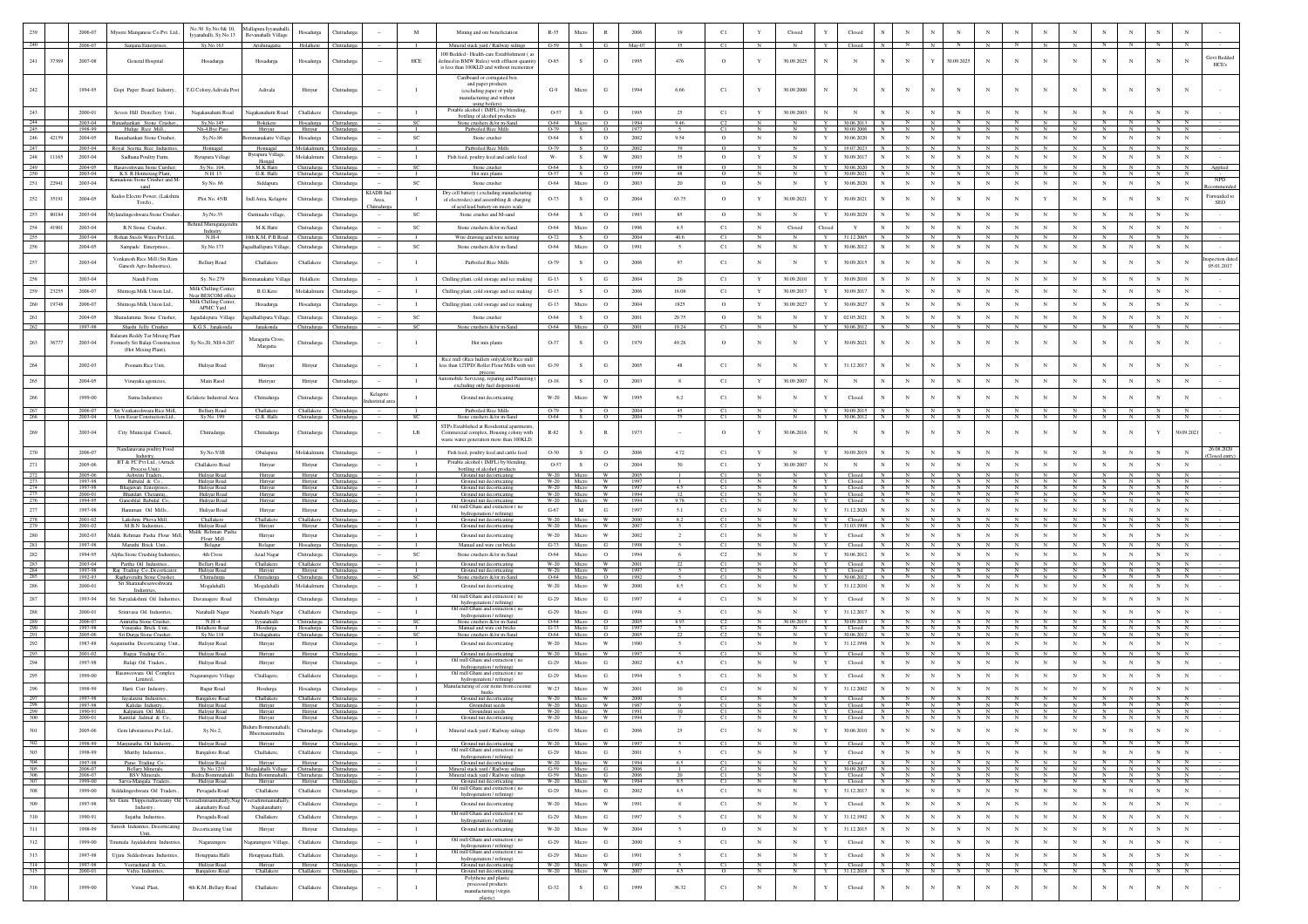| | | | | | | | | | | | | | | | | | | | | | | | | | | | | | | | | | | | |
|---|---|---|---|---|---|---|---|---|---|---|---|---|---|---|---|---|---|---|---|---|---|---|---|---|---|---|---|---|---|---|---|---|---|---|---|
| 239 | | 2006-07 | Mysore Manganese Co.Pvt. Ltd., | No.50 Sy.No.9& 10, Iyyanahalli, Sy.No.15 | Mallapura Iyyanahalli, Bevanahalli Village | Hosadurga | Chitradurga | -- | M | Mining and ore beneficiation | R-35 | Micro | R | 2006 | 19 | C1 | Y | Closed | Y | Closed | N | N | N | N | N | N | N | N | N | N | N | N | N | N | - |
| 240 | | 2006-07 | Sanjana Enterprises, | Sy.No.163 | Arishinagatta | Holalkere | Chitradurga | -- | I | Mineral stack yard / Railway sidings | G-59 | S | G | May-07 | 35 | C1 | N | N | Y | Closed | N | N | N | N | N | N | N | N | N | N | N | N | N | N | - |
| 241 | 37369 | 2007-08 | General Hospital | Hosadurga | Hosadurga | Hosadurga | Chitradurga | -- | HCE | 100 Bedded - Health-care Establishment ( as defined in BMW Rules) with effluent quantity is less than 100KLD and without incinerator | O-85 | S | O | 1995 | 476 | O | Y | 30.09.2025 | N | N | N | N | Y | 30.09.2025 | N | N | N | N | N | N | N | N | N | N | Govt Bedded HCEs |
| 242 | | 1994-95 | Gopi Paper Board Industry, | T.G.Colony,Adivala Post | Adivala | Hiriyur | Chitradurga | -- | I | Cardboard or corrugated box and paper products (excluding paper or pulp manufacturing and without using boilers) | G-9 | Micro | G | 1994 | 6.66 | C1 | Y | 30.09.2000 | N | N | N | N | N | N | N | N | N | N | N | N | N | N | N | N | - |
| 243 | | 2000-01 | Seven Hill Distillery Unit, | Nagakanahatti Road | Nagakanahatti Road | Challakere | Chitradurga | -- | I | Potable alcohol ( IMFL) by blending, bottling of alcohol products | O-57 | S | O | 1995 | 25 | C1 | Y | 30.09.2003 | N | N | N | N | N | N | N | N | N | N | N | N | N | N | N | N | - |
| 244 | | 2003-04 | Banashankari Stone Crusher, | Sy.No.145 | Bokikere | Hosadurga | Chitradurga | -- | SC | Stone crushers &/or m-Sand | O-64 | Micro | O | 1994 | 9.46 | C2 | N | N | Y | 30.06.2013 | N | N | N | N | N | N | N | N | N | N | N | N | N | N | - |
| 245 | | 1998-99 | Hulige Rice Mill, | Nh-4,Bye Pass | Hiriyur | Hiriyur | Chitradurga | -- | I | Parboiled Rice Mills | O-79 | S | O | 1977 | 5 | C1 | N | N | Y | 30.09.2006 | N | N | N | N | N | N | N | N | N | N | N | N | N | N | - |
| 246 | 42159 | 2004-05 | Banashankari Stone Crusher, | Sy.No.86 | Bommanakatte Village | Hosadurga | Chitradurga | -- | SC | Stone crusher | O-64 | S | O | 2002 | 9.54 | O | N | N | Y | 30.06.2020 | N | N | N | N | N | N | N | N | N | N | N | N | N | N | - |
| 247 | | 2003-04 | Royal Seema Rice Industries, | Honnagal | Honnagal | Molakalmuru | Chitradurga | -- | I | Parboiled Rice Mills | O-79 | S | O | 2002 | 39 | O | Y | N | Y | 19.07.2023 | N | N | N | N | N | N | N | N | N | N | N | N | N | N | - |
| 248 | 11165 | 2003-04 | Sadhana Poultry Farm, | Byrapura Village | Byrapura Village, Hosgal | Molakalmuru | Chitradurga | -- | I | Fish feed, poultry feed and cattle feed | W- | S | W | 2003 | 35 | C1 | N | N | Y | 30.09.2017 | N | N | N | N | N | N | N | N | N | N | N | N | N | N | - |
| 249 | | 2004-05 | Basaveshwara Stone Crusher, | Sy.No. 104, | M.K.Hatti | Chitradurga | Chitradurga | -- | SC | Stone crusher | O-64 | S | O | 1999 | 98 | O | N | N | Y | 30.06.2020 | N | N | N | N | N | N | N | N | N | N | N | N | N | N | Applied |
| 250 | | 2003-04 | K.S. B.Hotmixing Plant, | N.H. 13 | G.R. Halli | Chitradurga | Chitradurga | -- | I | Hot mix plants | O-37 | S | O | 1999 | 48 | O | N | N | Y | 30.09.2021 | N | N | N | N | N | N | N | N | N | N | N | N | N | N | |
| 251 | 22941 | 2003-04 | Kamadenu Stone Crusher and M-sand | Sy.No. 86 | Siddapura | Chitradurga | Chitradurga | -- | SC | Stone crusher | O-64 | Micro | O | 2003 | 20 | O | N | N | Y | 30.06.2020 | N | N | N | N | N | N | N | N | N | N | N | N | N | N | NPD Recommended |
| 252 | 35191 | 2004-05 | Kudos Electro Power, (Lakshmi Torch), | Plot No. 45/B | Indl Area, Kelagote | Chitradurga | Chitradurga | KIADB Ind Area, Chitradurga | I | Dry cell battery ( excluding manufacturing of electrodes) and assembling & charging of acid lead battery on micro scale | O-73 | S | O | 2004 | 63.75 | O | Y | 30.09.2021 | Y | 30.09.2021 | N | N | N | N | Y | N | N | N | N | N | N | N | N | N | Forwarded to SEO |
| 253 | 80184 | 2003-04 | Mylaralingeshwara Stone Crusher, | Sy.No.35 | Guttinadu village, | Chitradurga | Chitradurga | -- | SC | Stone crusher and M-sand | O-64 | S | O | 1993 | 85 | O | N | N | Y | 30.09.2029 | N | N | N | N | N | N | N | N | N | N | N | N | N | N | - |
| 254 | 41901 | 2003-04 | R.N.Stone Crusher, | Behind Murugarajendra Industry | M.K.Hatti | Chitradurga | Chitradurga | -- | SC | Stone crushers &/or m-Sand | O-64 | Micro | O | 1996 | 4.5 | C1 | N | Closed | Closed | Y | N | N | N | N | N | N | N | N | N | N | N | N | N | N | - |
| 255 | | 2003-04 | Rohan Steels Wires Pvt.Ltd., | N.H-4 | 10th K.M, P.B.Road | Chitradurga | Chitradurga | -- | I | Wire drawing and wire netting | O-72 | S | O | 2004 | 40.6 | C1 | N | N | Y | 31.12.2005 | N | N | N | N | N | N | N | N | N | N | N | N | N | N | - |
| 256 | | 2004-05 | Sampade Enterprises, | Sy.No.173 | Jagadhallipura Village, | Chitradurga | Chitradurga | -- | SC | Stone crushers &/or m-Sand | O-64 | Micro | O | 1991 | 5 | C1 | N | N | Y | 30.06.2012 | N | N | N | N | N | N | N | N | N | N | N | N | N | N | - |
| 257 | | 2003-04 | Venkatesh Rice Mill (Sri Ram Ganesh Agro Industries), | Bellary Road | Challakere | Challakere | Chitradurga | -- | I | Parboiled Rice Mills | O-79 | S | O | 2006 | 97 | C1 | N | N | Y | 30.09.2015 | N | N | N | N | N | N | N | N | N | N | N | N | N | N | Inspection dated 05.01.2017 |
| 258 | | 2003-04 | Nandi Form | Sy. No.279 | Bommanakatte Village | Holalkere | Chitradurga | -- | I | Chilling plant, cold storage and ice making | G-13 | S | G | 2004 | 26 | C1 | Y | 30.09.2010 | Y | 30.09.2010 | N | N | N | N | N | N | N | N | N | N | N | N | N | N | - |
| 259 | 23255 | 2006-07 | Shimoga Milk Union Ltd., | Milk Chilling Center, Near BESCOM office | B.G.Kere | Molakalmuru | Chitradurga | -- | I | Chilling plant, cold storage and ice making | G-13 | S | O | 2006 | 16.08 | C1 | Y | 30.09.2017 | Y | 30.09.2017 | N | N | N | N | N | N | N | N | N | N | N | N | N | N | - |
| 260 | 19746 | 2006-07 | Shimoga Milk Union Ltd., | Milk Chilling Center, APMC Yard | Hosadurga | Hosadurga | Chitradurga | -- | I | Chilling plant, cold storage and ice making | G-13 | Micro | O | 2004 | 1825 | O | Y | 30.09.2027 | Y | 30.09.2027 | N | N | N | N | N | N | N | N | N | N | N | N | N | N | - |
| 261 | | 2004-05 | Sharadamma Stone Crusher, | Jagadalepura Village | Jagadhallipura Village, | Chitradurga | Chitradurga | -- | SC | Stone crusher | O-64 | S | O | 2001 | 29.75 | O | N | N | Y | 02.05.2021 | N | N | N | N | N | N | N | N | N | N | N | N | N | N | - |
| 262 | | 1997-98 | Sharda Jelly Crusher | K.G.S., Janakonda | Janakonda | Chitradurga | Chitradurga | -- | SC | Stone crushers &/or m-Sand | O-64 | Micro | O | 2001 | 19.24 | C1 | N | N | Y | 30.06.2012 | N | N | N | N | N | N | N | N | N | N | N | N | N | N | - |
| 263 | 36777 | 2003-04 | Balaram Reddy Tar Mixing Plant Formerly Sri Balaji Construction (Hot Mixing Plant), | Sy.No.20, NH-4-207 | Maragutta Cross, Maragutta | Chitradurga | Chitradurga | -- | I | Hot mix plants | O-37 | S | O | 1979 | 49.28 | O | N | N | Y | 30.09.2021 | N | N | N | N | N | N | N | N | N | N | N | N | N | N | - |
| 264 | | 2002-03 | Poonam Rice Unit, | Huliyar Road | Hiriyur | Hiriyur | Chitradurga | -- | I | Rice mill (Rice hullers only)&/or Rice mill less than 12TPD/ Roller Flour Mills with wet process | G-39 | S | G | 2005 | 48 | C1 | N | N | Y | 31.12.2017 | N | N | N | N | N | N | N | N | N | N | N | N | N | N | - |
| 265 | | 2004-05 | Vinayaka agencies, | Main Raod | Hiriyur | Hiriyur | Chitradurga | -- | I | Automobile Servicing, repairing and Painting ( excluding only fuel dispension) | O-18 | S | O | 2003 | 8 | C1 | Y | 30.09.2007 | N | N | N | N | N | N | N | N | N | N | N | N | N | N | N | N | - |
| 266 | | 1999-00 | Suma Industries | Kelakote Industrial Area | Chitradurga | Chitradurga | Chitradurga | Kelagote Industrial area | I | Ground nut decorticating | W-20 | Micro | W | 1995 | 6.2 | C1 | N | N | Y | Closed | N | N | N | N | N | N | N | N | N | N | N | N | N | N | - |
| 267 | | 2006-07 | Sri Venkateshwara Rice Mill, | Bellary Road | Challakere | Challakere | Chitradurga | -- | I | Parboiled Rice Mills | O-79 | S | O | 2004 | 45 | C1 | N | N | Y | 30.09.2015 | N | N | N | N | N | N | N | N | N | N | N | N | N | N | - |
| 268 | | 2003-04 | Usm Essar Construction Ltd., | Sy.No. 199 | G.R. Halli | Chitradurga | Chitradurga | -- | SC | Stone crushers &/or m-Sand | O-64 | S | O | 2004 | 75 | C1 | N | N | Y | 30.06.2012 | N | N | N | N | N | N | N | N | N | N | N | N | N | N | - |
| 269 | | 2003-04 | City Municipal Council, | Chitradurga | Chitradurga | Chitradurga | Chitradurga | -- | LB | STPs Established at Residential apartments, Commercial complex, Housing colony with waste water generation more than 100KLD. | R-82 | S | R | 1973 | -- | O | Y | 30.06.2016 | N | N | N | N | N | N | N | N | N | N | N | N | Y | 30.09.2021 | - |
| 270 | | 2006-07 | Nandanavana poultry Food Industry, | Sy.No.5/1B | Obalapura | Molakalmuru | Chitradurga | -- | I | Fish feed, poultry feed and cattle feed | O-30 | S | O | 2006 | 4.72 | C1 | Y | N | Y | 30.09.2019 | N | N | N | N | N | N | N | N | N | N | N | N | N | N | 26.08.2020 (Closed entry) |
| 271 | | 2005-06 | BT & FC Pvt Ltd., (Amruth Process Unit) | Challakere Road | Hiriyur | Hiriyur | Chitradurga | -- | I | Potable alcohol ( IMFL) by blending, bottling of alcohol products | O-57 | S | O | 2004 | 30 | C1 | Y | 30.09.2007 | N | N | N | N | N | N | N | N | N | N | N | N | N | N | N | N | - |
| 272 | | 2005-06 | Ashwini Traders, | Huliyar Road | Hiriyur | Hiriyur | Chitradurga | -- | I | Ground nut decorticating | W-20 | Micro | W | 2005 | 1 | C1 | N | N | Y | Closed | N | N | N | N | N | N | N | N | N | N | N | N | N | N | - |
| 273 | | 1997-98 | Babulal & Co., | Huliyar Road | Hiriyur | Hiriyur | Chitradurga | -- | I | Ground nut decorticating | W-20 | Micro | W | 1997 | 1 | C1 | N | N | Y | Closed | N | N | N | N | N | N | N | N | N | N | N | N | N | N | - |
| 274 | | 1997-98 | Bhagawan Enterprises, | Huliyar Road | Hiriyur | Hiriyur | Chitradurga | -- | I | Ground nut decorticating | W-20 | Micro | W | 1997 | 4.5 | C1 | N | N | Y | Closed | N | N | N | N | N | N | N | N | N | N | N | N | N | N | - |
| 275 | | 2000-01 | Bhandari Chetanraj, | Huliyar Road | Hiriyur | Hiriyur | Chitradurga | -- | I | Ground nut decorticating | W-20 | Micro | W | 1994 | 12 | C1 | N | N | Y | Closed | N | N | N | N | N | N | N | N | N | N | N | N | N | N | - |
| 276 | | 1994-95 | Ganeshlal Babulal Co., | Huliyar Road | Hiriyur | Hiriyur | Chitradurga | -- | I | Ground nut decorticating | W-20 | Micro | W | 1994 | 9.78 | C1 | N | N | Y | Closed | N | N | N | N | N | N | N | N | N | N | N | N | N | N | - |
| 277 | | 1997-98 | Hanuman Oil Mills, | Huliyar Road | Hiriyur | Hiriyur | Chitradurga | -- | I | Oil mill Ghani and extraction ( no hydrogenation / refining) | G-67 | M | G | 1997 | 5.1 | C1 | N | N | Y | 31.12.2020 | N | N | N | N | N | N | N | N | N | N | N | N | N | N | - |
| 278 | | 2001-02 | Lakshmi Phova Mill, | Challakere | Challakere | Challakere | Chitradurga | -- | I | Ground nut decorticating | W-20 | Micro | W | 2000 | 8.2 | C1 | N | N | Y | Closed | N | N | N | N | N | N | N | N | N | N | N | N | N | N | - |
| 279 | | 2001-02 | M.B.N Industries, | Huliyar Road | Hiriyur | Hiriyur | Chitradurga | -- | I | Ground nut decorticating | W-20 | Micro | W | 2007 | 5 | C1 | N | N | Y | 31.03.1998 | N | N | N | N | N | N | N | N | N | N | N | N | N | N | - |
| 280 | | 2002-03 | Malik Rehman Pasha Flour Mill, | Malik Rehman Pasha Flour Mill | Hiriyur | Hiriyur | Chitradurga | -- | I | Ground nut decorticating | W-20 | Micro | W | 2002 | 2 | C1 | N | N | Y | Closed | N | N | N | N | N | N | N | N | N | N | N | N | N | N | - |
| 281 | | 1997-98 | Maruthi Brick Unit, | Belagur | Belagur | Hosadurga | Chitradurga | -- | I | Manual and wire cut bricks | G-73 | Micro | G | 1998 | 5 | C1 | N | N | Y | Closed | N | N | N | N | N | N | N | N | N | N | N | N | N | N | - |
| 282 | | 1994-95 | Alpha Stone Crushing Industries, | 4th Cross | Azad Nagar | Chitradurga | Chitradurga | -- | SC | Stone crushers &/or m-Sand | O-64 | Micro | O | 1994 | 6 | C2 | N | N | Y | 30.06.2012 | N | N | N | N | N | N | N | N | N | N | N | N | N | N | - |
| 283 | | 2003-04 | Partha Oil Industries, | Bellary Road | Challakere | Challakere | Chitradurga | -- | I | Ground nut decorticating | W-20 | Micro | W | 2001 | 22 | C1 | N | N | Y | Closed | N | N | N | N | N | N | N | N | N | N | N | N | N | N | - |
| 284 | | 1997-98 | Raj Trading Co.,Decorticator | Huliyar Road | Hiriyur | Hiriyur | Chitradurga | -- | I | Ground nut decorticating | W-20 | Micro | W | 1997 | 5 | C1 | N | N | Y | Closed | N | N | N | N | N | N | N | N | N | N | N | N | N | N | - |
| 285 | | 1992-93 | Raghavendra Stone Crusher, | Chitradurga | Chitradurga | Chitradurga | Chitradurga | -- | SC | Stone crushers &/or m-Sand | O-64 | Micro | O | 1992 | 5 | C1 | N | N | Y | 30.06.2012 | N | N | N | N | N | N | N | N | N | N | N | N | N | N | - |
| 286 | | 2000-01 | Sri Sharanabasaveshwara Industries, | Mogalahalli | Mogalahalli | Molakalmuru | Chitradurga | -- | I | Ground nut decorticating | W-20 | Micro | W | 2000 | 8.5 | C1 | N | N | Y | 31.12.2010 | N | N | N | N | N | N | N | N | N | N | N | N | N | N | - |
| 287 | | 1993-94 | Sri Suryalakshmi Oil Industries, | Davanagere Road | Chitradurga | Chitradurga | Chitradurga | -- | I | Oil mill Ghani and extraction ( no hydrogenation / refining) | G-29 | Micro | G | 1997 | 4 | C1 | N | N | Y | Closed | N | N | N | N | N | N | N | N | N | N | N | N | N | N | - |
| 288 | | 2000-01 | Srinivasa Oil Industries, | Narahalli Nagar | Narahalli Nagar | Challakere | Chitradurga | -- | I | Oil mill Ghani and extraction ( no hydrogenation / refining) | G-29 | Micro | G | 1998 | 5 | C1 | N | N | Y | 31.12.2017 | N | N | N | N | N | N | N | N | N | N | N | N | N | N | - |
| 289 | | 2006-07 | Amrutha Stone Crusher, | N.H-4 | Iyyanahalli | Chitradurga | Chitradurga | -- | SC | Stone crushers &/or m-Sand | O-64 | Micro | O | 2005 | 8.93 | C2 | N | 30.09.2019 | Y | 30.09.2019 | N | N | N | N | N | N | N | N | N | N | N | N | N | N | - |
| 290 | | 1997-98 | Vinayaka Brick Unit, | Holalkere Road | Hosdurga | Hosadurga | Chitradurga | -- | I | Manual and wire cut bricks | G-73 | Micro | G | 1997 | 5 | C1 | N | N | Y | Closed | N | N | N | N | N | N | N | N | N | N | N | N | N | N | - |
| 291 | | 2005-06 | Sri Durga Stone Crusher, | Sy.No.118 | Dodaghatta | Chitradurga | Chitradurga | -- | SC | Stone crushers &/or m-Sand | O-64 | Micro | O | 2005 | 22 | C2 | N | N | Y | 30.06.2012 | N | N | N | N | N | N | N | N | N | N | N | N | N | N | - |
| 292 | | 1987-88 | Anjaneathe Decorticating Unit, | Huliyar Road | Hiriyur | Hiriyur | Chitradurga | -- | I | Ground nut decorticating | W-20 | Micro | W | 1980 | 5 | C1 | N | N | Y | 31.12.1998 | N | N | N | N | N | N | N | N | N | N | N | N | N | N | - |
| 293 | | 2001-02 | Bagya Trading Co., | Huliyar Road | Hiriyur | Hiriyur | Chitradurga | -- | I | Ground nut decorticating | W-20 | Micro | W | 1997 | 5 | C1 | N | N | Y | Closed | N | N | N | N | N | N | N | N | N | N | N | N | N | N | - |
| 294 | | 1997-98 | Balaji Oil Traders, | Huliyar Road | Hiriyur | Hiriyur | Chitradurga | -- | I | Oil mill Ghani and extraction ( no hydrogenation / refining) | G-29 | Micro | G | 2002 | 4.5 | C1 | N | N | Y | Closed | N | N | N | N | N | N | N | N | N | N | N | N | N | N | - |
| 295 | | 1999-00 | Basaweswara Oil Complex Limited, | Nagaramgere Village | Chellagere, | Challakere | Chitradurga | -- | I | Oil mill Ghani and extraction ( no hydrogenation / refining) | G-29 | Micro | G | 1994 | 5 | C1 | N | N | Y | Closed | N | N | N | N | N | N | N | N | N | N | N | N | N | N | - |
| 296 | | 1998-99 | Hari Coir Industry, | Bagur Road | Hosdurga | Hosadurga | Chitradurga | -- | I | Manufacturing of coir items from coconut husks | W-23 | Micro | W | 2001 | 10 | C1 | N | N | Y | 31.12.2002 | N | N | N | N | N | N | N | N | N | N | N | N | N | N | - |
| 297 | | 1997-98 | Jayalaxmi Industries, | Bangalore Road | Challakere | Challakere | Chitradurga | -- | I | Ground nut decorticating | W-20 | Micro | W | 2000 | 5 | C1 | N | N | Y | Closed | N | N | N | N | N | N | N | N | N | N | N | N | N | N | - |
| 298 | | 1997-98 | Kalidas Industry, | Huliyar Road | Hiriyur | Hiriyur | Chitradurga | -- | I | Groundnut seeds | W-20 | Micro | W | 1987 | 9 | C1 | N | N | Y | Closed | N | N | N | N | N | N | N | N | N | N | N | N | N | N | - |
| 299 | | 1990-91 | Kalpataru Oil Mill, | Huliyar Road | Hiriyur | Hiriyur | Chitradurga | -- | I | Groundnut seeds | W-20 | Micro | W | 1991 | 10 | C1 | N | N | Y | Closed | N | N | N | N | N | N | N | N | N | N | N | N | N | N | - |
| 300 | | 2000-01 | Kantilal Jadmal & Co., | Huliyar Road | Hiriyur | Hiriyur | Chitradurga | -- | I | Ground nut decorticating | W-20 | Micro | W | 1994 | 7 | C1 | N | N | Y | Closed | N | N | N | N | N | N | N | N | N | N | N | N | N | N | - |
| 301 | | 2005-06 | Gem laboratories Pvt.Ltd., | Sy.No.2, | Bedara Bommanahalli, Bheemasamudra | Chitradurga | Chitradurga | -- | I | Mineral stack yard / Railway sidings | G-59 | Micro | G | 2006 | 25 | C1 | N | N | Y | 30.06.2010 | N | N | N | N | N | N | N | N | N | N | N | N | N | N | - |
| 302 | | 1998-99 | Manjunatha Oil Industry, | Huliyar Road | Hiriyur | Hiriyur | Chitradurga | -- | I | Ground nut decorticating | W-20 | Micro | W | 1997 | 5 | C1 | N | N | Y | Closed | N | N | N | N | N | N | N | N | N | N | N | N | N | N | - |
| 303 | | 1998-99 | Murthy Industries, | Bangalore Road | Challakere, | Challakere | Chitradurga | -- | I | Oil mill Ghani and extraction ( no hydrogenation / refining) | G-29 | Micro | G | 2001 | 5 | C1 | N | N | Y | Closed | N | N | N | N | N | N | N | N | N | N | N | N | N | N | - |
| 304 | | 1997-98 | Paras Trading Co., | Huliyar Road | Hiriyur | Hiriyur | Chitradurga | -- | I | Ground nut decorticating | W-20 | Micro | W | 1994 | 6.5 | C1 | N | N | Y | Closed | N | N | N | N | N | N | N | N | N | N | N | N | N | N | - |
| 305 | | 2006-07 | Bellary Minerals, | Sy.No.12/3 | Mogalahalli Village | Chitradurga | Chitradurga | -- | I | Mineral stack yard / Railway sidings | G-59 | Micro | G | 2006 | 1 | C1 | N | N | Y | 30.09.2007 | N | N | N | N | N | N | N | N | N | N | N | N | N | N | - |
| 306 | | 2006-07 | BSV Minerals, | Bedra Bommanahalli | Bedra Bommanahalli | Chitradurga | Chitradurga | -- | I | Mineral stack yard / Railway sidings | G-59 | Micro | G | 2006 | 20 | C1 | N | N | Y | Closed | N | N | N | N | N | N | N | N | N | N | N | N | N | N | - |
| 307 | | 1999-00 | Sarva-Mangala Traders, | Huliyar Road | Hiriyur | Hiriyur | Chitradurga | -- | I | Ground nut decorticating | W-20 | Micro | W | 1994 | 9.5 | C1 | N | N | Y | Closed | N | N | N | N | N | N | N | N | N | N | N | N | N | N | - |
| 308 | | 1999-00 | Siddalingeshwara Oil Traders, | Pavagada Road | Challakere | Challakere | Chitradurga | -- | I | Oil mill Ghani and extraction ( no hydrogenation / refining) | G-29 | Micro | G | 2002 | 4.5 | C1 | N | N | Y | 31.12.2017 | N | N | N | N | N | N | N | N | N | N | N | N | N | N | - |
| 309 | | 1997-98 | Sri Guru Thippesidraswamy Oil Industry, | Veeradimmanahally,Nagakanahatty Road | Veeradimmanahally, Nagakanahatty | Challakere | Chitradurga | -- | I | Ground nut decorticating | W-20 | Micro | W | 1991 | 8 | C1 | N | N | Y | Closed | N | N | N | N | N | N | N | N | N | N | N | N | N | N | - |
| 310 | | 1990-91 | Sujatha Industries, | Pavagada Road | Challakere | Challakere | Chitradurga | -- | I | Oil mill Ghani and extraction ( no hydrogenation / refining) | G-29 | Micro | G | 1997 | 5 | C1 | N | N | Y | 31.12.1992 | N | N | N | N | N | N | N | N | N | N | N | N | N | N | - |
| 311 | | 1998-99 | Suresh Industries, Decorticating Unit, | Decorticating Unit | Hiriyur | Hiriyur | Chitradurga | -- | I | Ground nut decorticating | W-20 | Micro | W | 2004 | 5 | O | N | N | Y | 31.12.2015 | N | N | N | N | N | N | N | N | N | N | N | N | N | N | - |
| 312 | | 1999-00 | Tirumala Jayalakshmi Industries, | Nagaramgere | Nagaramgere Village, | Challakere | Chitradurga | -- | I | Oil mill Ghani and extraction ( no hydrogenation / refining) | G-29 | Micro | G | 2000 | 5 | C1 | N | N | Y | Closed | N | N | N | N | N | N | N | N | N | N | N | N | N | N | - |
| 313 | | 1997-98 | Ujjini Siddeshwara Industries, | Hosappana Halli | Hosappana Halli, | Challakere | Chitradurga | -- | I | Oil mill Ghani and extraction ( no hydrogenation / refining) | G-29 | Micro | G | 1991 | 5 | C1 | N | N | Y | Closed | N | N | N | N | N | N | N | N | N | N | N | N | N | N | - |
| 314 | | 1997-98 | Veerachand & Co., | Huliyar Road | Hiriyur | Hiriyur | Chitradurga | -- | I | Ground nut decorticating | W-20 | Micro | W | 1997 | 5 | C1 | N | N | Y | Closed | N | N | N | N | N | N | N | N | N | N | N | N | N | N | - |
| 315 | | 2000-01 | Vidya Industries, | Bangalore Road | Challakere | Challakere | Chitradurga | -- | I | Ground nut decorticating | W-20 | Micro | W | 2007 | 4.5 | O | N | N | Y | 31.12.2018 | N | N | N | N | N | N | N | N | N | N | N | N | N | N | - |
| 316 | | 1999-00 | Vimal Plast, | 4th K.M, Bellary Road | Challakere | Challakere | Chitradurga | -- | I | Polythene and plastic processed products manufacturing (virgin plastic) | G-32 | S | G | 1999 | 36.32 | C1 | N | N | Y | Closed | N | N | N | N | N | N | N | N | N | N | N | N | N | N | - |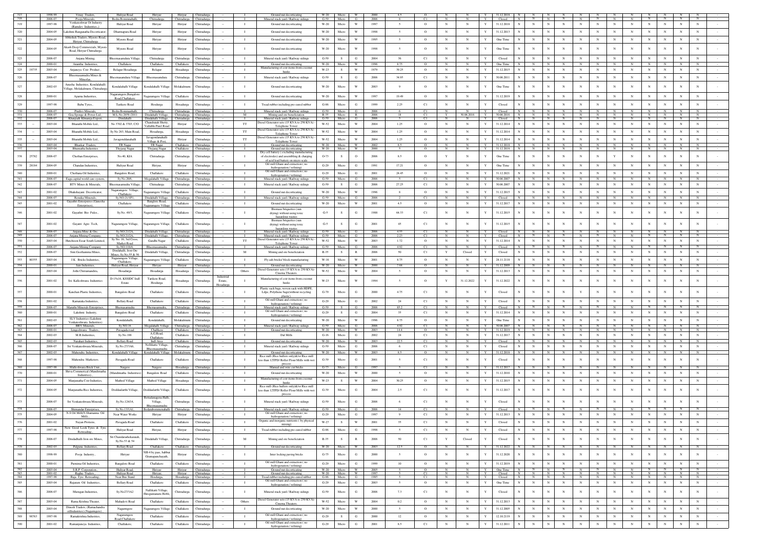| | | | | | | | | | | | | | | | | | | | | | | | | | | | | | | | | | | |
|---|---|---|---|---|---|---|---|---|---|---|---|---|---|---|---|---|---|---|---|---|---|---|---|---|---|---|---|---|---|---|---|---|---|---|
| 317 | | 1998-99 | Vinay Traders, | Huliyar Road | Hiriyur | Hiriyur | Chitradurga | -- | I | Ground nut decorticating | W-20 | Micro | W | 2000 | 4.5 | O | N | N | Y | 31.12.2018 | N | N | N | N | N | N | N | N | N | N | N | N | N | - |
| 318 | | 2006-07 | Pooja Minerals, | Bedha Bommanahalli, | Chitradurga | Chitradurga | Chitradurga | -- | I | Mineral stack yard / Railway sidings | G-59 | Micro | G | 2006 | 8 | C1 | N | N | Y | Closed | N | N | N | N | N | N | N | N | N | N | N | N | N | - |
| 319 | | 1997-98 | Venkateshwar Oil Industry (Ramdev Industries,) | Huliyar Road | Hiriyur | Hiriyur | Chitradurga | -- | I | Ground nut decorticating | W-20 | Micro | W | 1997 | 5 | O | N | N | Y | 31.12.2018 | N | N | N | N | N | N | N | N | N | N | N | N | N | - |
| 320 | | 2004-05 | Lakshmi Ranganatha Decorticator, | Dharmapura Road | Hiriyur | Hiriyur | Chitradurga | -- | I | Ground nut decorticating | W-20 | Micro | W | 1998 | 5 | O | N | N | Y | 31.12.2013 | N | N | N | N | N | N | N | N | N | N | N | N | N | - |
| 321 | | 2004-05 | Abhishek Traders, Mysore Road, Hiriyur, Chitradurga | Mysore Road | Hiriyur | Hiriyur | Chitradurga | -- | I | Ground nut decorticating | W-20 | Micro | W | 1995 | 5 | O | N | N | Y | One Time | N | N | N | N | N | N | N | N | N | N | N | N | N | - |
| 322 | | 2004-05 | Akash Deep Commercials, Mysore Road, Hiriyur Chitradurga | Mysore Road | Hiriyur | Hiriyur | Chitradurga | -- | I | Ground nut decorticating | W-20 | Micro | W | 1998 | 5 | O | N | N | Y | One Time | N | N | N | N | N | N | N | N | N | N | N | N | N | - |
| 323 | | 2006-07 | Anjana Mining, | Bheemasamudra Village, | Chitradurga | Chitradurga | Chitradurga | -- | I | Mineral stack yard / Railway sidings | G-59 | S | G | 2004 | 36 | C1 | N | N | Y | Closed | N | N | N | N | N | N | N | N | N | N | N | N | N | - |
| 324 | | 2000-01 | Anantha Industries, | Challakere | Challakere | Challakere | Chitradurga | -- | I | Ground nut decorticating | W-20 | Micro | W | 1996 | 8.75 | O | N | N | Y | One Time | N | N | N | N | N | N | N | N | N | N | N | N | N | - |
| 325 | 19735 | 2003-04 | Anjaneya Coir Product., | Belagur Hosadurga | Belagur | Hosadurga | Chitradurga | -- | I | Manufacturing of coir items from coconut husks | W-23 | S | W | 1979 | 39.25 | O | N | N | Y | 31.12.2015 | N | N | N | N | N | N | N | N | N | N | N | N | N | - |
| 326 | | 2006-07 | Bheemasamudra Mines & Minerlas, | Bheemasamudra Village | Bheemasamudra | Chitradurga | Chitradurga | -- | I | Mineral stack yard / Railway sidings | G-59 | S | G | 2006 | 34.95 | C1 | N | N | Y | 30.06.2011 | N | N | N | N | N | N | N | N | N | N | N | N | N | - |
| 327 | | 2002-03 | Anusha Industries, Kondalahalli Village, Molakalmuru, Chitradurga | Kondalahalli Village | Kondalahalli Village | Molakalmuru | Chitradurga | -- | I | Ground nut decorticating | W-20 | Micro | W | 2003 | 9 | O | N | N | Y | One Time | N | N | N | N | N | N | N | N | N | N | N | N | N | - |
| 328 | | 2000-01 | Aparna Industries, | Nagaramgere,Bangalore Road,Challakere | Nagaramgere Village | Challakere | Chitradurga | -- | I | Ground nut decorticating | W-20 | Micro | W | 1997 | 19.49 | O | N | N | Y | 31.12.2019 | N | N | N | N | N | N | N | N | N | N | N | N | N | - |
| 329 | | 1997-98 | Babu Tyres., | Tarikere Road | Hosadurga | Hosadurga | Chitradurga | -- | I | Tread rubber including pre-cured rubber | G-86 | Micro | G | 1999 | 2.25 | C1 | N | N | Y | Closed | N | N | N | N | N | N | N | N | N | N | N | N | N | - |
| 330 | | 2006-07 | Prudhvi Minerals, | Bedha Bommanahalli, | Chitradurga | Chitradurga | Chitradurga | -- | I | Mineral stack yard / Railway sidings | G-59 | Micro | G | 2006 | 6 | C1 | N | N | Y | Closed | N | N | N | N | N | N | N | N | N | N | N | N | N | - |
| 331 | | 2006-07 | Gou Sponge & Power Ltd., | M.L.No.2658 /2011 | Dindahalli Village, | Chitradurga | Chitradurga | -- | M | Mining and ore beneficiation | R-35 | Micro | R | 2006 | 18 | C1 | Y | 30.06.2016 | Y | 30.06.2016 | N | N | N | N | N | N | N | N | N | N | N | N | N | - |
| 332 | | 2006-07 | Khatedak Khanija Expert, | Dindahalli | Dindahalli Village, | Chitradurga | Chitradurga | -- | I | Mineral stack yard / Railway sidings | G-59 | Micro | G | 2006 | 5 | C1 | N | N | Y | Closed | N | N | N | N | N | N | N | N | N | N | N | N | N | - |
| 333 | -- | 2003-04 | Bharathi Mobile Ltd., | No 3702 & 3703, CiO | Chandranath Shetty, Vallabhi Patel Road | Hiriyur | Chitradurga | -- | TT | Diesel Generator sets (15 KVA to 250 KVA) - Telephone Tower | W-52 | Micro | W | 2004 | 1.25 | O | N | N | Y | 31.12.2014 | N | N | N | N | N | N | N | N | N | N | N | N | N | - |
| 334 | -- | 2003-04 | Bharathi Mobile Ltd., | Sy No 263, Main Road, | Hosadurga, | Hosadurga | Chitradurga | -- | TT | Diesel Generator sets (15 KVA to 250 KVA) - Telephone Tower | W-52 | Micro | W | 2004 | 1.25 | O | N | N | Y | 31.12.2014 | N | N | N | N | N | N | N | N | N | N | N | N | N | - |
| 335 | -- | 2003-04 | Bharathi Mobile Ltd., | Javagonddanahalli | Javagondanahalli Village & Post, | Hiriyur | Chitradurga | -- | TT | Diesel Generator sets (15 KVA to 250 KVA) - Telephone Tower | W-52 | Micro | W | 2004 | 1.25 | O | N | N | Y | 31.12.2014 | N | N | N | N | N | N | N | N | N | N | N | N | N | - |
| 336 | | 2003-04 | Bhaskar Traders, | TB Nagar | TB Nagar | Challakere | Chitradurga | -- | I | Ground nut decorticating | W-20 | Micro | W | 2002 | 8.5 | O | N | N | Y | 31.12.2018 | N | N | N | N | N | N | N | N | N | N | N | N | N | - |
| 337 | | 2003-04 | Bhumatha Industries | Thyjaraj Nagar | Thyjaraj Nagar | Challakere | Chitradurga | -- | I | Ground nut decorticating | W-20 | Micro | W | 2000 | 5 | O | N | N | Y | 31.12.2018 | N | N | N | N | N | N | N | N | N | N | N | N | N | - |
| 338 | 25782 | 2006-07 | Chethan Enterprises, | No.40, KIA | Chitradurga | Chitradurga | Chitradurga | -- | I | Dry cell battery ( excluding manufacturing of electrodes) and assembling & charging of acid lead battery on micro scale | O-73 | S | O | 2006 | 8.5 | O | Y | N | Y | One Time | N | N | N | N | N | N | N | N | Y | N | N | N | N | - |
| 339 | 28184 | 2004-05 | Chandan Industries, | Huliyar Road | Hiriyur, | Hiriyur | Chitradurga | -- | I | Oil mill Ghani and extraction ( no hydrogenation / refining) | G-29 | Micro | G | 1991 | 17.21 | O | N | N | Y | One Time | N | N | N | N | N | N | N | N | N | N | N | N | N | - |
| 340 | | 2000-01 | Chethana Oil Industries, | Bangalore Road, | Challakere | Challakere | Chitradurga | -- | I | Oil mill Ghani and extraction ( no hydrogenation / refining) | G-29 | Micro | G | 2001 | 24.45 | O | N | N | Y | 31.12.2021 | N | N | N | N | N | N | N | N | N | N | N | N | N | - |
| 341 | | 2006-07 | Eagu capital world care system, | Sy.No.28/6, | Mogalahalli Village | Chitradurga | Chitradurga | -- | I | Mineral stack yard / Railway sidings | G-59 | Micro | G | 2006 | 5 | C1 | N | N | Y | 30.06.2007 | N | N | N | N | N | N | N | N | N | N | N | N | N | - |
| 342 | | 2006-07 | BTV Mines & Minerals, | Bheemasamudra Village, | Chitradurga | Chitradurga | Chitradurga | -- | I | Mineral stack yard / Railway sidings | G-59 | S | G | 2006 | 27.25 | C1 | N | N | Y | 30.06.2007 | N | N | N | N | N | N | N | N | N | N | N | N | N | - |
| 343 | | 2001-02 | Dhakshayani Decorticator, | Nagaramgere Village, Challakere | Nagaramgere Village | Challakere | Chitradurga | -- | I | Ground nut decorticating | W-20 | Micro | W | 1996 | 8 | O | N | N | Y | 31.12.2015 | N | N | N | N | N | N | N | N | N | N | N | N | N | - |
| 344 | | 2006-07 | Renuka Minerals, | Sy.NO.21/1P1 | Dindahalli Village, | Chitradurga | Chitradurga | -- | I | Mineral stack yard / Railway sidings | G-59 | Micro | G | 2006 | 2 | C1 | N | N | Y | Closed | N | N | N | N | N | N | N | N | N | N | N | N | N | - |
| 345 | | 2001-02 | Gayathri Enterprises (Ganesha Enterprises), | Challakere | Banglore Road, Nagaramgere Village | Challakere | Chitradurga | -- | I | Ground nut decorticating | W-20 | Micro | W | 2001 | 4.5 | O | N | N | Y | 31.12.2017 | N | N | N | N | N | N | N | N | N | N | N | N | N | - |
| 346 | | 2001-02 | Gayathri Bio Fules, | Sy.No. 49/3, | Nagaramgere Village | Challakere | Chitradurga | -- | I | Biomass briquettes (sun drying) without using toxic hazardous wastes | G-5 | S | G | 1988 | 64.33 | C1 | N | N | Y | 31.12.2015 | N | N | N | N | N | N | N | N | N | N | N | N | N | - |
| 347 | | 2001-02 | Gayatri Agro Tech, | Nagaramgere Village, | Nagaramgere Village, | Challakere | Chitradurga | -- | I | Biomass briquettes (sun drying) without using toxic hazardous wastes | G-5 | S | G | 2001 | 45 | C1 | N | N | Y | 31.12.2015 | N | N | N | N | N | N | N | N | N | N | N | N | N | - |
| 348 | | 2006-07 | Anjana Mine & Ore, | Sy.NO.21/2A, | Dindahalli Village, | Chitradurga | Chitradurga | -- | I | Mineral stack yard / Railway sidings | G-59 | Micro | G | 2006 | 4.55 | C1 | N | N | Y | Closed | N | N | N | N | N | N | N | N | N | N | N | N | N | - |
| 349 | | 2006-07 | Anjana Mining Company, | Sy.NO.21/2A, | Dindahalli Village, | Chitradurga | Chitradurga | -- | I | Mineral stack yard / Railway sidings | G-59 | Micro | G | 2006 | 2.23 | C1 | N | N | Y | Closed | N | N | N | N | N | N | N | N | N | N | N | N | N | - |
| 350 | -- | 2003-04 | Hutchison Essar South Limited, | Sy.No. 16, 3rd Cross, Market Road | Gandhi Nagar | Challakere | Chitradurga | -- | TT | Diesel Generator sets (15 KVA to 250 KVA) - Telephone Tower | W-52 | Micro | W | 2003 | 1.72 | O | N | N | Y | 31.12.2014 | N | N | N | N | N | N | N | N | N | N | N | N | N | - |
| 351 | | 2006-07 | Anjana Mining Company | Sy.NO.118/4, | Bheemasamudra | Chitradurga | Chitradurga | -- | I | Mineral stack yard / Railway sidings | G-59 | Micro | G | 2006 | 4.92 | C1 | N | N | Y | Closed | N | N | N | N | N | N | N | N | N | N | N | N | N | - |
| 352 | | 2006-07 | Smt.Geethamma Mines, | Dindahalli, Iron Ore Mines, Sy.No.55 & 56 | Dindahalli Village, | Chitradurga | Chitradurga | -- | M | Mining and ore beneficiation | R-35 | S | R | 2006 | 50 | C1 | Y | Closed | Y | Closed | N | N | N | N | N | N | N | N | N | N | N | N | N | - |
| 353 | 80355 | 2003-04 | J.K. Bricks Industries, | Nagaramgere Village, Challakere, | Nagaramgere Village | Challakere | Chitradurga | -- | I | Fly ash bricks/ block manufacturing | W-16 | Micro | W | 2001 | 8.75 | O | N | N | Y | 28.11.2118 | N | N | N | N | N | N | N | N | N | N | N | N | N | - |
| 354 | | 2000-01 | Jain Industries, | Huliyar Road, Hiriyur | Hiriyur | Hiriyur | Chitradurga | -- | I | Ground nut decorticating | W-20 | Micro | W | 2000 | 7.68 | O | N | N | Y | 31.12.2009 | N | N | N | N | N | N | N | N | N | N | N | N | N | - |
| 355 | | 2003-04 | Jothi Chitramandira, | Hosadurga | Hosadurga | Hosadurga | Chitradurga | -- | Others | Diesel Generator sets (15 KVA to 250 KVA) - Cinema Theaters | W-52 | Micro | W | 2004 | 5 | O | N | N | Y | 31.12.2013 | N | N | N | N | N | N | N | N | N | N | N | N | N | - |
| 356 | | 2001-02 | Sri Kalleshwara Industries | D-15x16, KSSIDC Indl Estate | Tarikere Road, Hosdurga | Hosadurga | Chitradurga | Industrial Estate, Hosadurga | I | Manufacturing of coir items from coconut husks | W-23 | Micro | W | 1994 | 5 | O | Y | 31.12.2022 | Y | 31.12.2022 | N | N | N | N | N | N | N | N | N | N | N | N | N | - |
| 357 | | 2000-01 | Kanchan Plastic Industries, | Bangalore Road | Challakere | Challakere | Chitradurga | -- | I | Plastic sack bags, woven sack with HDPE, Ldpe, Polythene bags(without recycling plastic) | G-79 | Micro | G | 2000 | 4.75 | C1 | N | N | Y | Closed | N | N | N | N | N | N | Y | N | N | N | N | N | N | - |
| 358 | | 2001-02 | Karnataka Industries, | Bellary Road | Challakere | Challakere | Chitradurga | -- | I | Oil mill Ghani and extraction ( no hydrogenation / refining) | G-29 | Micro | G | 2002 | 24 | C1 | N | N | Y | Closed | N | N | N | N | N | N | N | N | N | N | N | N | N | - |
| 359 | | 2006-07 | Maruthi Minerals Enterprises, | Bhemasamudra | Bhemasamudra, | Chitradurga | Chitradurga | -- | I | Mineral stack yard / Railway sidings | G-59 | S | G | 2006 | 85.2 | C1 | N | N | Y | Closed | N | N | N | N | N | N | N | N | N | N | N | N | N | - |
| 360 | | 2000-01 | Lakshmi Industry, | Bangalore Road | Challakere | Challakere | Chitradurga | -- | I | Oil mill Ghani and extraction ( no hydrogenation / refining) | G-29 | S | G | 2004 | 35 | C1 | N | N | Y | 31.12.2014 | N | N | N | N | N | N | N | N | N | N | N | N | N | - |
| 361 | | 2002-03 | SLV Industries (Lakshmi Venkateshwara Industries) | Kondalahalli, | Kondalahalli, | Molakalmuru | Chitradurga | -- | I | Ground nut decorticating | W-20 | Micro | W | 1996 | 8.75 | O | N | N | Y | One Time | N | N | N | N | N | N | N | N | N | N | N | N | N | - |
| 362 | | 2006-07 | BRV Minerals, | Sy.NO.16 | Mogalahalli Village | Chitradurga | Chitradurga | -- | I | Mineral stack yard / Railway sidings | G-59 | Micro | G | 2006 | 4.92 | C1 | N | N | Y | 30.06.2007 | N | N | N | N | N | N | N | N | N | N | N | N | N | - |
| 363 | | 2002-03 | Lingeshwara Traders, | Pavagada road | Challkere | Challakere | Chitradurga | -- | I | Ground nut decorticating | W-20 | Micro | W | 2003 | 14.4 | O | N | N | Y | 31.12.2019 | N | N | N | N | N | N | N | N | N | N | N | N | N | - |
| 364 | | 2002-03 | M.R.Industries, | Sy.No.168 | A.G.Road, Challakere | Challakere | Chitradurga | -- | I | Dal Mills | G-16 | Micro | G | 2002 | 24 | C1 | N | N | Y | 31.12.2017 | N | N | N | N | N | N | N | N | N | N | N | N | N | - |
| 365 | | 2002-03 | Narahari Industries, | Bellary Road | Indl. Area | Challakere | Chitradurga | -- | I | Ground nut decorticating | W-20 | Micro | W | 2003 | 22.5 | C1 | N | N | Y | 31.12.2011 | N | N | N | N | N | N | N | N | N | N | N | N | N | - |
| 366 | | 2006-07 | Sri Venkateshwara Minerals, | Sy.No.27/3A6, | Nellikatte Village, Bheemasamudra | Chitradurga | Chitradurga | -- | I | Mineral stack yard / Railway sidings | G-59 | Micro | G | 2006 | 6 | C1 | N | N | Y | Closed | N | N | N | N | N | N | N | N | N | N | N | N | N | - |
| 367 | | 2002-03 | Mahendra Industries, | Kondalahalli Village | Kondalahalli Village | Molakalmuru | Chitradurga | -- | I | Ground nut decorticating | W-20 | Micro | W | 2003 | 8.5 | O | N | N | Y | 31.12.2018 | N | N | N | N | N | N | N | N | N | N | N | N | N | - |
| 368 | | 1997-98 | Mahendra Marketers, | Pavagada Road | Challakere | Challakere | Chitradurga | -- | I | Rice mill (Rice hullers only)&/or Rice mill less than 12TPD/ Roller Flour Mills with wet process | G-39 | Micro | G | 2001 | 5 | C1 | N | N | Y | Closed | N | N | N | N | N | N | N | N | N | N | N | N | N | - |
| 369 | | 1997-98 | Malleshwara Brick Unit, | Naigere | Naigere | Hosadurga | Chitradurga | -- | I | Manual and wire cut bricks | G-73 | Micro | G | 1997 | 5 | C1 | N | N | Y | 31.12.2017 | N | N | N | N | N | N | N | N | N | N | N | N | N | - |
| 370 | | 2000-01 | Shiva Commercial (Mandimatha Industries), | (Mandimatha Industries) | Bangalore Road | Challakere | Chitradurga | -- | I | Ground nut decorticating | W-20 | Micro | W | 2000 | 5 | O | N | N | Y | 31.12.2010 | N | N | N | N | N | N | N | N | N | N | N | N | N | - |
| 371 | | 2004-05 | Manjunatha Coir Industries, | Mathod Village | Mathod Village | Hosadurga | Chitradurga | -- | I | Manufacturing of coir items from coconut husks | W-23 | S | W | 2004 | 30.25 | O | N | N | Y | 31.12.2015 | N | N | N | N | N | N | N | N | N | N | N | N | N | - |
| 372 | | 2004-05 | Manjunatha Rice Industries, | Doddaullarthi Village, | Doddaullarthi Village, | Challakere | Chitradurga | -- | I | Rice mill (Rice hullers only)&/or Rice mill less than 12TPD/ Roller Flour Mills with wet process | G-39 | Micro | G | 2004 | 2.5 | C1 | N | N | Y | 31.12.2017 | N | N | N | N | N | N | N | N | N | N | N | N | N | - |
| 373 | | 2006-07 | Sri Venkateshwara Minerals, | Sy.No.124/14, | Bettadanagena Halli, Village, Bheemasamudra | Chitradurga | Chitradurga | -- | I | Mineral stack yard / Railway sidings | G-59 | Micro | G | 2006 | 6 | C1 | N | N | Y | Closed | N | N | N | N | N | N | N | N | N | N | N | N | N | - |
| 374 | | 2006-07 | Shimandar Enterprises, | Sy.No.13/1A1, | Bedarabommenahalli | Chitradurga | Chitradurga | -- | I | Mineral stack yard / Railway sidings | G-59 | Micro | G | 2006 | 14 | C1 | N | N | Y | Closed | N | N | N | N | N | N | N | N | N | N | N | N | N | - |
| 375 | | 2004-05 | N.S Oil Mill(N Sharnamma Oil Mill), | Near Water Works | Hiriyur | Hiriyur | Chitradurga | -- | I | Oil mill Ghani and extraction ( no hydrogenation / refining) | G-29 | Micro | G | 1997 | 9 | C1 | N | N | Y | 31.12.2013 | N | N | N | N | N | N | N | N | N | N | N | N | N | - |
| 376 | | 2001-02 | Nayan Proteins, | Pavagada Road | Challakere | Challakere | Chitradurga | -- | I | Organic and inorganic nutrients ( by physical mixing) | W-27 | S | W | 2001 | 35 | C1 | N | N | Y | Closed | N | N | N | N | N | N | N | N | N | N | N | N | N | - |
| 377 | | 1997-98 | New Good Look Tyres & Tyre Retreading., | Huliyar Road | Hiriyur, | Hiriyur | Chitradurga | -- | I | Tread rubber including pre-cured rubber | G-86 | Micro | G | 1998 | 5 | C1 | N | N | Y | Closed | N | N | N | N | N | N | N | N | N | N | N | N | N | - |
| 378 | | 2006-07 | Dindadhalli Iron ore Mines, | Sri Chandarashekaraiah, Sy.No.53 & 54 | Dindahalli Village, | Chitradurga | Chitradurga | -- | M | Mining and ore beneficiation | R-35 | S | R | 2006 | 50 | C1 | Y | Closed | Y | Closed | N | N | N | N | N | N | N | N | N | N | N | N | N | - |
| 379 | | 2002-03 | Palguna Industries, | Bellary Road | Challakere | Challakere | Chitradurga | -- | I | Ground nut decorticating | W-20 | Micro | W | 2003 | 12.5 | O | N | N | Y | 31.12.2022 | N | N | N | N | N | N | N | N | N | N | N | N | N | - |
| 380 | | 1998-99 | Pooja Industry, | Hiriyur | NH-4 by pass, babbur Gramapanchayath, | Hiriyur | Chitradurga | -- | I | Inter locking paving bricks | G-75 | Micro | G | 2000 | 5 | O | N | N | Y | 31.12.2020 | N | N | N | N | N | N | N | N | N | N | N | N | N | - |
| 381 | | 2000-01 | Purnima Oil Industries, | Bangalore Road | Challakere | Challakere | Chitradurga | -- | I | Oil mill Ghani and extraction ( no hydrogenation / refining) | G-29 | Micro | G | 1999 | 10 | O | N | N | Y | 31.12.2019 | N | N | N | N | N | N | N | N | N | N | N | N | N | - |
| 382 | | 2003-04 | S.R.P Corporation, | Huliyar Road, | Hiriyur | Hiriyur | Chitradurga | -- | I | Ground nut decorticating | W-20 | Micro | W | 2005 | 5 | O | N | N | Y | One Time | N | N | N | N | N | N | N | N | N | N | N | N | N | - |
| 383 | | 2001-02 | Raghu Traders, | Huliyar Road | Hiriyur, | Hiriyur | Chitradurga | -- | I | Ground nut decorticating | W-20 | Micro | W | 1997 | 5 | C1 | N | N | Y | Closed | N | N | N | N | N | N | N | N | N | N | N | N | N | - |
| 384 | | 1997-98 | Raja Tyre Retreading., | Near Bus Stand | Hosdurga, | Hosadurga | Chitradurga | -- | I | Tread rubber including pre-cured rubber | G-86 | Micro | G | 1985 | 5 | C1 | N | N | Y | Closed | N | N | N | N | N | N | N | N | N | N | N | N | N | - |
| 385 | | 2003-04 | Rajaram Oil Industries., | Bellary Road | Challakere | Challakere | Chitradurga | -- | I | Oil mill Ghani and extraction ( no hydrogenation / refining) | G-29 | Micro | G | 2003 | 5 | O | N | N | Y | One Time | N | N | N | N | N | N | N | N | N | N | N | N | N | - |
| 386 | | 2006-07 | Murugan Industries, | Sy.No27/3A2 | Nallikatti Village, Hireguntanuru Hobli, | Chitradurga | Chitradurga | -- | I | Mineral stack yard / Railway sidings | G-59 | Micro | G | 2006 | 7.3 | C1 | N | N | Y | Closed | N | N | N | N | N | N | N | N | N | N | N | N | N | - |
| 387 | | 2003-04 | Rama Krishna Theater, | Mahadevi Road | Challakere | Challakere | Chitradurga | -- | Others | Diesel Generator sets (15 KVA to 250 KVA) - Cinema Theaters | W-52 | Micro | W | 2004 | 0.2 | O | N | N | Y | 31.12.2013 | N | N | N | N | N | N | N | N | N | N | N | N | N | - |
| 388 | | 2003-04 | Dinesh Traders, (Ramachandra oilIndustries),(Nagaramgere), | Nagaramgere | Nagaramgere Village | Challakere | Chitradurga | -- | I | Ground nut decorticating | W-20 | Micro | W | 2000 | 5 | O | N | N | Y | 31.12.2005 | N | N | N | N | N | N | N | N | N | N | N | N | N | - |
| 389 | 98763 | 1997-98 | Ramakrishna Industries, | Nagaramgere Road Challakere | Challakere | Challakere | Chitradurga | -- | I | Oil mill Ghani and extraction ( no hydrogenation / refining) | G-29 | S | G | 2000 | 12 | O | N | N | Y | 12.10.2119 | N | N | N | N | N | N | N | N | N | N | N | N | N | - |
| 390 | | 2001-02 | Ramanjaneya Industries, | Challakere, | Challakere | Challakere | Chitradurga | -- | I | Oil mill Ghani and extraction ( no hydrogenation / refining) | G-29 | Micro | G | 2001 | 8.5 | C1 | N | N | Y | 31.12.2011 | N | N | N | N | N | N | N | N | N | N | N | N | N | - |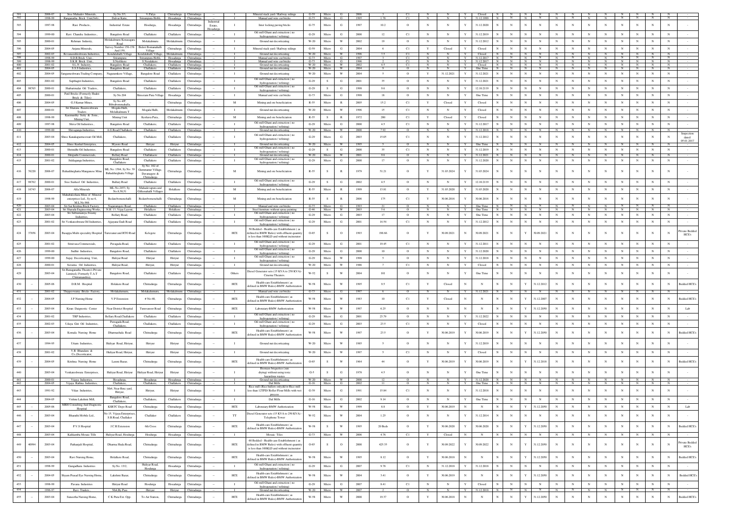| 391 | | 2006-07 | Sree Mahadev Minerals, | Sy.No.3/5, | V.Palya | Chitradurga | Chitradurga | -- | I | Mineral stack yard / Railway sidings | G-59 | Micro | G | 2006 | 3 | C1 | N | N | Y | Closed | N | N | N | N | N | N | N | N | N | N | N | N | N | N | - |
|---|---|---|---|---|---|---|---|---|---|---|---|---|---|---|---|---|---|---|---|---|---|---|---|---|---|---|---|---|---|---|---|---|---|---|---|
| 392 | | 1998-99 | Ranganatha Brick Unit(Sdr), | Dalvai Katte, | Srirampura Hobli, | Hosadurga | Chitradurga | -- | I | Manual and wire cut bricks | G-73 | Micro | G | 1995 | 1.78 | C1 | N | N | Y | 31.12.1999 | N | N | N | N | N | N | N | N | N | N | N | N | N | N | - |
| 393 | | 1997-98 | Ravi Products, | Industrial Estate | Hosdurga, | Hosadurga | Chitradurga | Industrial Estate, Hosadurga | I | Inter locking paving bricks | G-75 | Micro | G | 1997 | 10.2 | O | N | N | Y | 31.12.2020 | N | N | N | N | N | N | N | N | N | N | N | N | N | N | - |
| 394 | | 1999-00 | Ravi Chandra Industries, | Bangalore Road | Challakere | Challakere | Chitradurga | -- | I | Oil mill Ghani and extraction ( no hydrogenation / refining) | G-29 | Micro | G | 2000 | 12 | C1 | N | N | Y | 31.12.2019 | N | N | N | N | N | N | N | N | N | N | N | N | N | N | - |
| 395 | | 2000-01 | Rehman Industry, | Molakalmuru Konasagara Road | Molakalmuru | Molakalmuru | Chitradurga | -- | I | Ground nut decorticating | W-20 | Micro | W | 2002 | 19 | O | N | N | Y | 31.12.2012 | N | N | N | N | N | N | N | N | N | N | N | N | N | N | - |
| 396 | | 2004-05 | Anjana Minerals, | Survey Number 156-158 And 159, | Bideri Bommanahalli Village | Chitradurga | Chitradurga | -- | I | Mineral stack yard / Railway sidings | G-59 | Micro | G | 2004 | 6 | C1 | Y | Closed | Y | Closed | N | N | N | N | N | N | N | N | N | N | N | N | N | N | - |
| 397 | | 2002-03 | Revanasiddeshwara Industries, | Kondalahalli Village | Kondalahalli Village, | Molakalmuru | Chitradurga | -- | I | Ground nut decorticating | W-20 | Micro | W | 1996 | 7.5 | C1 | N | N | Y | Closed | N | N | N | N | N | N | N | N | N | N | N | N | N | N | - |
| 398 | | 1998-99 | S.D.R Brick Unit, | Srirampura | Srirampura Hobli, | Hosadurga | Chitradurga | -- | I | Manual and wire cut bricks | G-73 | Micro | G | 1997 | 3 | C1 | N | N | Y | 31.12.2017 | N | N | N | N | N | N | N | N | N | N | N | N | N | N | - |
| 399 | | 1998-99 | S.K.R. Brick Unit, | S.Nerlikere | S.Neralakere, | Hosadurga | Chitradurga | -- | I | Manual and wire cut bricks | G-73 | Micro | G | 1996 | 2 | C1 | N | N | Y | 31.12.2017 | N | N | N | N | N | N | N | N | N | N | N | N | N | N | - |
| 400 | | 2002-03 | S.L.N Industry, | Bangalore Road | Challakere, | Challakere | Chitradurga | -- | I | Ground nut decorticating | W-20 | Micro | W | 2002 | 4.5 | C1 | N | N | Y | Closed | N | N | N | N | N | N | N | N | N | N | N | N | N | N | - |
| 401 | | 2004-05 | S.S.S Industries, | Bangalore Road | Challakere | Challakere | Chitradurga | -- | I | Ground nut decorticating | W-20 | Micro | W | 2004 | 9 | O | N | N | Y | One Time | N | N | N | N | N | N | N | N | N | N | N | N | N | N | - |
| 402 | | 2004-05 | Sangameshwara Trading Company, | Nagaramkere Village, | Bangalore Road | Challakere | Chitradurga | -- | I | Ground nut decorticating | W-20 | Micro | W | 2004 | 5 | O | Y | 31.12.2021 | Y | 31.12.2021 | N | N | N | N | N | N | N | N | N | N | N | N | N | N | - |
| 403 | | 2001-02 | Sapthagiri Industries, | Bangalore Road | Challakere | Challakere | Chitradurga | -- | I | Oil mill Ghani and extraction ( no hydrogenation / refining) | G-29 | S | G | 2001 | 35 | O | N | N | Y | 31.12.2021 | N | N | N | N | N | N | N | N | N | N | N | N | N | N | - |
| 404 | 98765 | 2000-01 | Shabarimalai Oil Traders, | Challakere, | Challakere | Challakere | Chitradurga | -- | I | Oil mill Ghani and extraction ( no hydrogenation / refining) | G-29 | S | G | 1998 | 9.6 | O | N | N | Y | 12.10.2119 | N | N | N | N | N | N | N | N | N | N | N | N | N | N | - |
| 405 | | 2000-01 | Patil Bricks (Formerly Shakti Brick & Tiles) | Sy No.204 | Shreeram Pura Village | Hosadurga | Chitradurga | -- | I | Manual and wire cut bricks | G-73 | Micro | G | 1998 | 18 | O | N | N | Y | One Time | N | N | N | N | N | N | N | N | N | N | N | N | N | N | - |
| 406 | | 2004-05 | G.J Kumar Mines, | Sy.No.4/P, Bibrabommahalla, | -- | Chitradurga | Chitradurga | -- | M | Mining and ore beneficiation | R-35 | Micro | R | 2005 | 15.2 | C1 | Y | Closed | Y | Closed | N | N | N | N | N | N | N | N | N | N | N | N | N | N | - |
| 407 | | 2000-01 | Sri Sharana Basaveshwara Traders | Mogala Halli, Molakalmuru T | Mogala Halli, | Molakalmuru | Chitradurga | -- | I | Ground nut decorticating | W-20 | Micro | W | 1996 | 15 | C1 | N | N | Y | Closed | N | N | N | N | N | N | N | N | N | N | N | N | N | N | - |
| 408 | | 1998-99 | Kasimurthy Setty & Sons, Mining Unit, | Mining Unit | Keshava Pura, | Chitradurga | Chitradurga | -- | M | Mining and ore beneficiation | R-35 | S | R | 1972 | 200 | C1 | Y | Closed | Y | Closed | N | N | N | N | N | N | N | N | N | N | N | N | N | N | - |
| 409 | | 1997-98 | Shiva Oil Industries, | Bangalore Road | Challakere, | Challakere | Chitradurga | -- | I | Oil mill Ghani and extraction ( no hydrogenation / refining) | G-29 | Micro | G | 2000 | 4.5 | C1 | N | N | Y | 31.12.2017 | N | N | N | N | N | N | N | N | N | N | N | N | N | N | - |
| 410 | | 1999-00 | Shivaganga Industries, | A.G.Road,Challakere | Challakere | Challakere | Chitradurga | -- | I | Ground nut decorticating | W-20 | Micro | W | 2000 | 7.92 | O | N | N | Y | 31.12.2018 | N | N | N | N | N | N | N | N | N | N | N | N | N | N | - |
| 411 | | 2003-04 | Shree Kanakaparmeswari Oil Mill, | Challakere, | Challakere | Challakere | Chitradurga | -- | I | Oil mill Ghani and extraction ( no hydrogenation / refining) | G-29 | Micro | G | 2003 | 15.05 | C1 | N | N | Y | 31.12.2012 | N | N | N | N | N | N | N | N | N | N | N | N | N | N | Inspection dated 05.01.2017 |
| 412 | | 2004-05 | Shree Kaushal Enterprises, | Mysore Road | Hiriyur | Hiriyur | Chitradurga | -- | I | Ground nut decorticating | W-20 | Micro | W | 1995 | 5 | O | N | N | Y | One Time | N | N | N | N | N | N | N | N | N | N | N | N | N | N | - |
| 413 | | 2000-01 | Shrinidhi Oil Industries, | Bangalore Road | Challakere | Challakere | Chitradurga | -- | I | Oil mill Ghani and extraction ( no hydrogenation / refining) | G-29 | S | G | 2000 | 35 | C1 | N | N | Y | 31.12.2019 | N | N | N | N | N | N | N | N | N | N | N | N | N | N | - |
| 414 | | 2000-01 | Shripathi Commercials, | Bellary Road | Challakere | Challakere | Chitradurga | -- | I | Ground nut decorticating | W-20 | Micro | W | 2001 | 9.6 | O | N | N | Y | 31.12.2021 | N | N | N | N | N | N | N | N | N | N | N | N | N | N | - |
| 415 | | 2001-02 | Siddaganga Industries, | Bangalore Road, Challakere | Challakere | Challakere | Chitradurga | -- | I | Oil mill Ghani and extraction ( no hydrogenation / refining) | G-29 | Micro | G | 2000 | 17 | O | N | N | Y | 31.12.2020 | N | N | N | N | N | N | N | N | N | N | N | N | N | N | - |
| 416 | 76220 | 2006-07 | Bahaddurghatta Manganese Mine | ML No: 1584, Sy.No: 39 Bahaddurghatta Village | Sy.No: 102 of Gummanur Village, Davanagere & Chitradurga | Chitradurga | Chitradurga | -- | M | Mining and ore beneficiation | R-35 | S | R | 1979 | 51.21 | O | Y | 31.03.2024 | Y | 31.03.2024 | N | N | N | N | N | N | N | N | N | N | N | N | N | N | - |
| 417 | 98762 | 2000-01 | Sree Sashool Oil Industries, | Ballary Road | Challakere | Challakere | Chitradurga | -- | I | Oil mill Ghani and extraction ( no hydrogenation / refining) | G-29 | S | G | 2002 | 4.5 | O | N | N | Y | 12.10.2119 | N | N | N | N | N | N | N | N | N | N | N | N | N | N | - |
| 418 | 16743 | 2006-07 | Alfa Minerals | ML No.2453, Sy No.8,50,51 | Mahadevapura and Gillienahalli Villages | Holalkere | Chitradurga | -- | M | Mining and ore beneficiation | R-35 | Micro | R | 1999 | 13.81 | O | Y | 31.03.2020 | Y | 31.03.2020 | N | N | N | N | N | N | N | N | N | N | N | N | N | N | - |
| 419 | | 1998-99 | Mahabaleshara Mine of Mineral enterprises Ltd., Sy.no:6, M.L.No.986 | Bedareboramnahalli | Bedareboramahalli | Chitradurga | Chitradurga | -- | M | Mining and ore beneficiation | R-35 | S | R | 2006 | 175 | C1 | Y | 30.06.2016 | Y | 30.06.2016 | N | N | N | N | N | N | N | N | N | N | N | N | N | N | - |
| 420 | | 2003-04 | Sri Sai Krishna Brick Factory, | Nagaramgere Road, | Challakere | Challakere | Chitradurga | -- | I | Manual and wire cut bricks | G-73 | Micro | G | 1993 | 21 | O | N | N | Y | One Time | N | N | N | N | N | N | N | N | N | N | N | N | N | N | - |
| 421 | | 2003-04 | Sri Sharada Engineering Works, | N.H. 13, Vijay Layout, | Holalkere | Holalkere | Chitradurga | -- | I | Steel furniture without spray painting | G-46 | Micro | W | 2003 | 5.6 | O | N | N | Y | One Time | N | N | N | N | N | N | N | N | N | N | N | N | N | N | - |
| 422 | | 2003-04 | Sri Subramanya Swamy Industries, | Bellary Road, | Challakere | Challakere | Chitradurga | -- | I | Oil mill Ghani and extraction ( no hydrogenation / refining) | G-29 | Micro | G | 2003 | 17 | O | N | N | Y | One Time | N | N | N | N | N | N | N | N | N | N | N | N | N | N | - |
| 423 | | 2001-02 | Sri.Venkateshwara Oil Industries, | Ajjayana Gudi Road | Challakere | Challakere | Chitradurga | -- | I | Oil mill Ghani and extraction ( no hydrogenation / refining) | G-29 | Micro | G | 2001 | 14.54 | C1 | N | N | Y | 31.12.2012 | N | N | N | N | N | N | N | N | N | N | N | N | N | N | - |
| 424 | 37856 | 2003-04 | Basappa Multi speciality Hospital | Turuvanur and RTO Road | Kelegote | Chitradurga | Chitradurga | -- | HCE | 50 Bedded - Health-care Establishment ( as defined in BMW Rules) with effluent quantity is less than 100KLD and without incinerator | O-85 | S | O | 1993 | 198.66 | O | Y | 30.09.2021 | Y | 30.09.2021 | N | N | Y | 30.09.2021 | N | N | N | N | N | N | N | N | N | N | Private Bedded HCE's |
| 425 | | 2001-02 | Srinivasa Commercials, | Pavagada Road, | Challakere | Challakere | Chitradurga | -- | I | Oil mill Ghani and extraction ( no hydrogenation / refining) | G-29 | Micro | G | 2001 | 19.45 | C1 | N | N | Y | 31.12.2011 | N | N | N | N | N | N | N | N | N | N | N | N | N | N | - |
| 426 | | 1999-00 | Sudhir Industries, | Bangalore Road, | Challakere | Challakere | Chitradurga | -- | I | Oil mill Ghani and extraction ( no hydrogenation / refining) | G-29 | Micro | G | 2000 | 10 | O | N | N | Y | 31.12.2020 | N | N | N | N | N | N | N | N | N | N | N | N | N | N | - |
| 427 | | 1999-00 | Sujay Decorticating Unit, | Huliyar Road | Hiriyur | Hiriyur | Chitradurga | -- | I | Oil mill Ghani and extraction ( no hydrogenation / refining) | G-29 | Micro | W | 1998 | 5 | O | N | N | Y | 31.12.2018 | N | N | N | N | N | N | N | N | N | N | N | N | N | N | - |
| 428 | | 2000-01 | Suvarna Oil Industries, | Huliyar Road, | Hiriyur, | Hiriyur | Chitradurga | -- | I | Ground nut decorticating | W-20 | Micro | W | 1986 | 7 | C1 | N | N | Y | Closed | N | N | N | N | N | N | N | N | N | N | N | N | N | N | - |
| 429 | | 2003-04 | Sri Ranaganatha Theatre's Private Limited,( Formerly T.A.T Chitramandira), | Bangalore Road, | Challakere | Challakere | Chitradurga | -- | Others | Diesel Generator sets (15 KVA to 250 KVA)-Cinema Theaters. | W-52 | S | W | 2004 | 101 | O | N | N | Y | One Time | N | N | N | N | N | N | N | N | N | N | N | N | N | N | - |
| 430 | -- | 2005-06 | D.R.M. Hospital | Holakere Road | Chitradurga | Chitradurga | Chitradurga | -- | HCE | Health-care Establishment ( as defined in BMW Rules)-BMW Authorization | W-58 | Micro | W | 1995 | 9.5 | C1 | Y | Closed | N | N | N | N | Y | 31.12.2012 | N | N | N | N | N | N | N | N | N | N | Bedded HCE's |
| 431 | | 2001-02 | Thippeswamy Bricks Factory, | Molakalmuru, | Molakalmuru, | Molakalmuru | Chitradurga | -- | I | Manual and wire cut bricks | G-73 | Micro | G | 1997 | 6 | O | N | N | Y | 31.12.2021 | N | N | N | N | N | N | N | N | N | N | N | N | N | N | - |
| 432 | -- | 2004-05 | J.P.Nursing Home | V.P.Extension | # No-40, | Chitradurga | Chitradurga | -- | HCE | Health-care Establishment ( as defined in BMW Rules)-BMW Authorization | W-58 | Micro | W | 1983 | 10 | C1 | Y | Closed | N | N | N | N | Y | 31.12.2007 | N | N | N | N | N | N | N | N | N | N | Bedded HCE's |
| 433 | -- | 2003-04 | Kiran Diagnostic Center | Near District Hospital | Turuvanoor Road | Chitradurga | Chitradurga | -- | HCE | Laboratary-BMW Authorization | W-58 | Micro | W | 1997 | 6.25 | O | N | N | N | N | N | N | Y | 31.12.2050 | N | N | N | N | N | N | N | N | N | N | Lab |
| 434 | | 2001-02 | TRP Industries, | Bellary Road,Challakere | Challakere | Challakere | Chitradurga | -- | I | Oil mill Ghani and extraction ( no hydrogenation / refining) | G-29 | Micro | G | 2001 | 23.79 | O | N | N | Y | 31.12.2022 | N | N | N | N | N | N | N | N | N | N | N | N | N | N | - |
| 435 | | 2002-03 | Udaya Giri Oil Industries, | Pavagada Road, Challakere, | Challakere, | Challakere | Chitradurga | -- | I | Oil mill Ghani and extraction ( no hydrogenation / refining) | G-29 | Micro | G | 2003 | 23.5 | C1 | N | N | Y | Closed | N | N | N | N | N | N | N | N | N | N | N | N | N | N | - |
| 436 | -- | 2003-04 | Komala Nursing Home | Dharmashala Road | Chitradurga | Chitradurga | Chitradurga | -- | HCE | Health-care Establishment ( as defined in BMW Rules)-BMW Authorization | W-58 | Micro | W | 1997 | 23.5 | O | Y | 30.06.2019 | Y | 30.06.2019 | N | N | Y | 31.12.2050 | N | N | N | N | N | N | N | N | N | N | Bedded HCE's |
| 437 | | 1994-95 | Uttam Industries, | Huliyar Road, Hiriyur, | Hiriyur | Hiriyur | Chitradurga | -- | I | Ground nut decorticating | W-20 | Micro | W | 1985 | 5 | O | N | N | Y | 31.12.2019 | N | N | N | N | N | N | N | N | N | N | N | N | N | N | - |
| 438 | | 2001-02 | V.R Bhandara & Co.,Decorticator, | Huliyar Road, Hiriyur, | Hiriyur | Hiriyur | Chitradurga | -- | I | Ground nut decorticating | W-20 | Micro | W | 1997 | 5 | C1 | N | N | Y | Closed | N | N | N | N | N | N | N | N | N | N | N | N | N | N | - |
| 439 | -- | 2004-05 | Krishna Nursing Home | Laxmi Bazar, | Chitradurga | Chitradurga | Chitradurga | -- | HCE | Health-care Establishment ( as defined in BMW Rules)-BMW Authorization | O-85 | S | W | 1964 | 44 | O | Y | 30.06.2019 | Y | 30.06.2019 | N | N | Y | 31.12.2018 | N | N | N | N | N | N | N | N | N | N | Bedded HCE's |
| 440 | | 2003-04 | Venkateshwara Enterprises, | Huliyar Road, Hiriyur | Huliyar Road, Hiriyur | Hiriyur | Chitradurga | -- | I | Biomass briquettes (sun drying) without using toxic hazardous wastes | G-5 | S | G | 1978 | 4.5 | O | N | N | Y | One Time | N | N | N | N | N | N | N | N | N | N | N | N | N | N | - |
| 441 | | 2000-01 | Vijaya Industries, | Hosadurga, | Hosadurga | Hosadurga | Chitradurga | -- | I | Ground nut decorticating | W-20 | Micro | W | 2000 | 12 | O | N | N | Y | 31.12.2020 | N | N | N | N | N | N | N | N | N | N | N | N | N | N | - |
| 442 | | 2004-05 | Vijaya Rathna Industries, | Challakere, | Challakere, | Challakere | Chitradurga | -- | I | Dal Mills | G-16 | Micro | G | 2002 | 11 | O | N | N | Y | One Time | N | N | N | N | N | N | N | N | N | N | N | N | N | N | - |
| 443 | | 1991-92 | Vikas Industries, | Nh4, Near Rmc yard, Hiriyur, | Hiriyur, | Hiriyur | Chitradurga | -- | I | Rice mill (Rice hullers only)&/or Rice mill less than 12TPD/ Roller Flour Mills with wet process | G-39 | Micro | G | 1991 | 15.84 | C1 | N | N | Y | 31.12.2018 | N | N | N | N | N | N | N | N | N | N | N | N | N | N | - |
| 444 | | 2004-05 | Vishnu Lakshmi Mill, | Bangalore Road, Challakere, | Challakere, | Challakere | Chitradurga | -- | I | Dal Mills | G-16 | Micro | G | 2002 | 9.14 | O | N | N | Y | One Time | N | N | N | N | N | N | N | N | N | N | N | N | N | N | - |
| 445 | -- | 2005-06 | MRH Consulting And Diagnostic Hospital | KSRTC Depo Road | Chitradurga | Chitradurga | Chitradurga | -- | HCE | Laboratary-BMW Authorization | W-58 | Micro | W | 1999 | 8.8 | O | Y | 30.06.2019 | N | N | N | N | Y | 31.12.2050 | N | N | N | N | N | N | N | N | N | N | Lab |
| 446 | -- | 2003-04 | Bharathi Mobile Ltd., | No 15, Vijaya Enterprises, S.B.Road, Challaker | Challaker | Challakere | Chitradurga | -- | TT | Diesel Generator sets (15 KVA to 250 KVA) - Telephone Tower | W-52 | Micro | W | 2004 | 1.25 | O | N | N | Y | 31.12.2014 | N | N | N | N | N | N | N | N | N | N | N | N | N | N | - |
| 447 | -- | 2003-04 | P.V.S Hospital | J.C.R Extension | 6th Cross | Chitradurga | Chitradurga | -- | HCE | Health-care Establishment ( as defined in BMW Rules)-BMW Authorization | W-58 | S | W | 1995 | 20 Beds | O | Y | 30.06.2020 | Y | 30.06.2020 | N | N | Y | 31.12.2050 | N | N | N | N | N | N | N | N | N | N | Bedded HCE's |
| 448 | | 2003-04 | Kalikamba Mosaic Tills | Huliyar Road, Hosdurga | Hosdurga | Hosadurga | Chitradurga | -- | I | Mosaic Tiles | G-73 | Micro | W | 2006 | 4.76 | C1 | Y | Closed | N | N | N | N | N | N | N | N | N | N | N | N | N | N | N | N | - |
| 449 | 40994 | 2003-04 | Prathanjali Hospital, | Dharma Shala Road, | Chitradurga | Chitradurga | Chitradurga | -- | HCE | 60 Bedded - Health-care Establishment ( as defined in BMW Rules) with effluent quantity is less than 100KLD and without incinerator | O-85 | S | O | 2000 | 425.35 | O | Y | 30.09.2022 | Y | 30.09.2022 | N | N | Y | 31.12.2050 | N | N | N | N | N | N | N | N | N | N | Private Bedded HCE's |
| 450 | -- | 2003-04 | Ravi Nursing Home, | Holalkere Road, | Chitradurga | Chitradurga | Chitradurga | -- | HCE | Health-care Establishment ( as defined in BMW Rules)-BMW Authorization | W-58 | Micro | W | 1995 | 8.12 | O | Y | 30.06.2018 | N | N | N | N | Y | 31.12.2050 | N | N | N | N | N | N | N | N | N | N | Bedded HCE's |
| 451 | | 1998-99 | Gangadhara Industries | Sy.No. 13/2, | Huliyar Road, Hosdurga | Hosadurga | Chitradurga | -- | I | Oil mill Ghani and extraction ( no hydrogenation / refining) | G-29 | Micro | G | 2007 | 9.78 | C1 | N | 31.12.2018 | Y | 31.12.2018 | N | N | N | N | N | N | N | N | N | N | N | N | N | N | - |
| 452 | -- | 2004-05 | Shyam Prasad Eye Nursing Home, | Lakshmi Bazar, | Chitradurga | Chitradurga | Chitradurga | -- | HCE | Health-care Establishment ( as defined in BMW Rules)-BMW Authorization | W-58 | Micro | W | 2004 | 3.41 | O | Y | 30.06.2019 | N | N | N | N | Y | 31.12.2050 | N | N | N | N | N | N | N | N | N | N | Bedded HCE's |
| 453 | | 1998-99 | Pavana Industries | Hiriyur Road | Hosdurga | Hosadurga | Chitradurga | -- | I | Oil mill Ghani and extraction ( no hydrogenation / refining) | G-29 | Micro | G | 2007 | 8.41 | C1 | N | N | Y | Closed | N | N | N | N | N | N | N | N | N | N | N | N | N | N | - |
| 454 | | 1996-97 | Ravi Traders, | Nh4,By Pass | Hiriyur | Hiriyur | Chitradurga | -- | I | Ground nut decorticating | W-20 | Micro | W | 2007 | 2 | O | N | N | Y | 31.12.2018 | N | N | N | N | N | N | N | N | N | N | N | N | N | N | - |
| 455 | -- | 2003-04 | Suneetha Nursing Home, | C.K Pura Ext. Opp. | To Air Station, | Chitradurga | Chitradurga | -- | HCE | Health-care Establishment ( as defined in BMW Rules)-BMW Authorization | W-58 | Micro | W | 2000 | 19.37 | O | Y | 30.06.2018 | N | N | N | N | Y | 31.12.2050 | N | N | N | N | N | N | N | N | N | N | Bedded HCE's |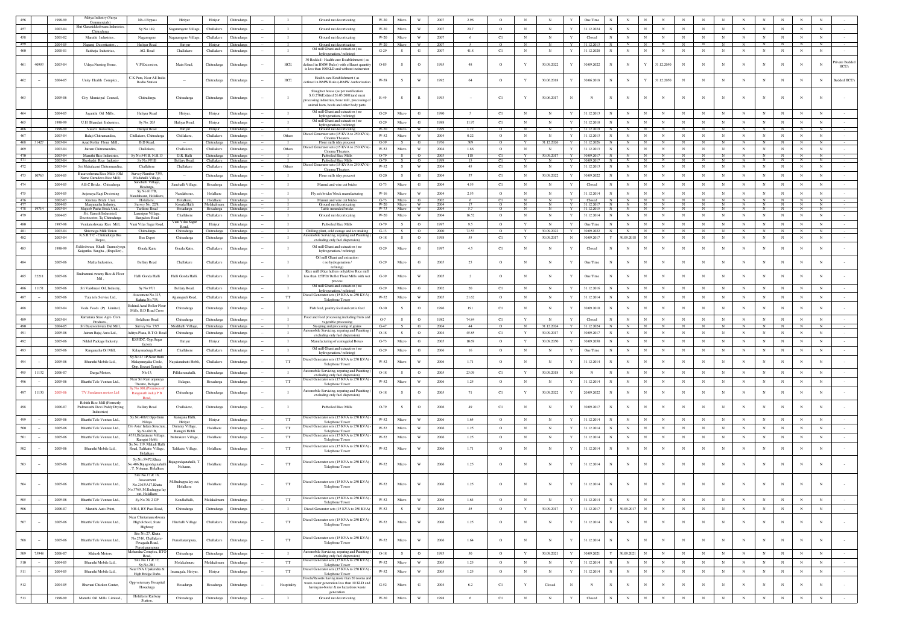| 456 | | 1998-99 | Aditya Industry (Surya Commercials) | Nh-4 Bypass | Hiriyur | Hiriyur | Chitradurga | -- | I | Ground nut decorticating | W-20 | Micro | W | 2007 | 2.96 | O | N | N | Y | One Time | N | N | N | N | N | N | N | N | N | N | N | N | - |
|---|---|---|---|---|---|---|---|---|---|---|---|---|---|---|---|---|---|---|---|---|---|---|---|---|---|---|---|---|---|---|---|---|---|
| 457 | | 2003-04 | Shri Garusiddeshwara Industries, Chitradurga | Sy No 149, | Nagaramgere Village, | Challakere | Chitradurga | -- | I | Ground nut decorticating | W-20 | Micro | W | 2007 | 20.7 | O | N | N | Y | 31.12.2024 | N | N | N | N | N | N | N | N | N | N | N | N | - |
| 458 | | 2001-02 | Maruthi Industries, | Nagamgere | Nagaramgere Village, | Challakere | Chitradurga | -- | I | Ground nut decorticating | W-20 | Micro | W | 2007 | 6 | C1 | N | N | Y | Closed | N | N | N | N | N | N | N | N | N | N | N | N | - |
| 459 | | 2004-05 | Nagaraj Decorticator, | Huliyar Road | Hiriyur | Hiriyur | Chitradurga | -- | I | Ground nut decorticating | W-20 | Micro | W | 2007 | 5 | O | N | N | Y | 31.12.2013 | N | N | N | N | N | N | N | N | N | N | N | N | - |
| 460 | | 2000-01 | Saitheja Industries, | AG Road | Challakere | Challakere | Chitradurga | -- | I | Oil mill Ghani and extraction ( no hydrogenation / refining) | G-29 | S | G | 2007 | 41.8 | C1 | N | N | Y | 31.12.2020 | N | N | N | N | N | N | N | N | N | N | N | N | - |
| 461 | 40993 | 2003-04 | Udaya Nursing Home, | V.P Extension, | Main Road | Chitradurga | Chitradurga | -- | HCE | 30 Bedded - Health-care Establishment ( as defined in BMW Rules) with effluent quantity is less than 100KLD and without incinerator | O-85 | S | O | 1995 | 48 | O | Y | 30.09.2022 | Y | 30.09.2022 | N | N | Y | 31.12.2050 | N | N | N | N | N | N | N | N | Private Bedded HCE's |
| 462 | -- | 2004-05 | Unity Health Complex, | C.K Pura, Near All India Radio Station | -- | Chitradurga | Chitradurga | -- | HCE | Health-care Establishment ( as defined in BMW Rules)-BMW Authorization | W-58 | S | W | 1992 | 64 | O | Y | 30.06.2018 | Y | 30.06.2018 | N | N | Y | 31.12.2050 | N | N | N | N | N | N | N | N | Bedded HCE's |
| 463 | | 2005-06 | City Municipal Council, | Chitradurga | Chitradurga | Chitradurga | Chitradurga | -- | I | Slaughter house (as per notification S.O.270(E)dated 26.03.2001) and meat processing industries, bone mill, processing of animal horn, hoofs and other body parts | R-49 | S | R | 1993 | -- | C1 | Y | 30.06.2017 | N | N | N | N | N | N | N | N | N | N | N | N | N | N | - |
| 464 | | 2004-05 | Jayanthi Oil Mills, | Huliyur Road | Hiriyur, | Hiriyur | Chitradurga | -- | I | Oil mill Ghani and extraction ( no hydrogenation / refining) | G-29 | Micro | G | 1990 | 5 | C1 | N | N | Y | 31.12.2013 | N | N | N | N | N | N | N | N | N | N | N | N | - |
| 465 | | 1998-99 | U.H Bhandari Industries, | Sy No. 205 | Huliyar Road, | Hiriyur | Chitradurga | -- | I | Oil mill Ghani and extraction ( no hydrogenation / refining) | G-29 | Micro | G | 1988 | 11.97 | C1 | N | N | Y | 31.12.2018 | N | N | N | N | N | N | N | N | N | N | N | N | - |
| 466 | | 1998-99 | Vasavi Industries, | Huliyar Road | Hiriyur | Hiriyur | Chitradurga | -- | I | Ground nut decorticating | W-20 | Micro | W | 1999 | 1.72 | O | N | N | Y | 31.12.2019 | N | N | N | N | N | N | N | N | N | N | N | N | - |
| 467 | | 2003-04 | Balaji Chitramandira, | Challakere, Chitradurga | Challakere, | Challakere | Chitradurga | -- | Others | Diesel Generator sets (15 KVA to 250 KVA)-Cinema Theaters | W-52 | Micro | W | 2004 | 0.22 | O | N | N | Y | 31.12.2013 | N | N | N | N | N | N | N | N | N | N | N | N | - |
| 468 | 31427 | 2003-04 | Azad Roller Flour Mill, | B.D Road, | -- | Chitradurga | Chitradurga | -- | I | Flour mills (dry process) | G-39 | S | G | 1976 | 309 | O | Y | 31.12.2026 | Y | 31.12.2026 | N | N | N | N | N | N | N | N | N | N | N | N | - |
| 469 | | 2003-04 | Jairam Chitramandira, | Challekere, | Challekere, | Challakere | Chitradurga | -- | Others | Diesel Generator sets (15 KVA to 250 KVA)-Cinema Theaters | W-52 | Micro | W | 2004 | 1.86 | O | N | N | Y | 31.12.2013 | N | N | N | N | N | N | N | N | N | N | N | N | - |
| 470 | | 2003-04 | Maruthi Rice Industries, | Sy No.54/1B, N.H.13 | G.R. Halli | Chitradurga | Chitradurga | -- | I | Parboiled Rice Mills | O-79 | S | O | 2003 | 118 | C1 | Y | 30.09.2017 | Y | 30.09.2017 | N | N | N | N | N | N | N | N | N | N | N | N | - |
| 471 | | 2003-04 | Sheshadri Rice Industry | Sy No.97/1B | Bellary Road, | Challakere | Chitradurga | -- | I | Parboiled Rice Mills | O-79 | S | O | 1999 | 15 | C1 | Y | N | Y | 30.09.2017 | N | N | N | N | N | N | N | N | N | N | N | N | - |
| 472 | | 2003-04 | Sri Mahalaxmi Chitramandira, | Challakere | Challakere | Challakere | Chitradurga | -- | Others | Diesel Generator sets (15 KVA to 250 KVA)-Cinema Theaters | W-52 | S | W | 2004 | 45 | C1 | N | N | Y | 31.12.2013 | N | N | N | N | N | N | N | N | N | N | N | N | - |
| 473 | 10763 | 2004-05 | Basaveshwara Rice Mills (Old Name Gamdeva Rice Mill) | Survey Number 73/5, Medahalli Village, | -- | Chitradurga | Chitradurga | -- | I | Flour mills (dry process) | G-20 | S | G | 2004 | 37 | C1 | N | 30.09.2022 | Y | 30.09.2022 | N | N | N | N | N | N | N | N | N | N | N | N | - |
| 474 | | 2004-05 | A.B.C Bricks, Chitradurga | Sanehalli Village, Hosdurga | Sanehalli Village, | Hosadurga | Chitradurga | -- | I | Manual and wire cut bricks | G-73 | Micro | G | 2004 | 4.55 | C1 | N | N | Y | Closed | N | N | N | N | N | N | N | N | N | N | N | N | - |
| 475 | | 2004-05 | Anjeneya Ragi Destoning | Sy.No.51/7B, Nandabnour, Holalkere, | Nandabnour, | Holalkere | Chitradurga | -- | I | Fly ash bricks/ block manufacturing | W-36 | Micro | W | 2004 | 2.55 | O | N | N | Y | 31.12.2014 | N | N | N | N | N | N | N | N | N | N | N | N | - |
| 476 | | 2002-03 | Krishna Brick Unit, | Holalkere, | Holalkere, | Holalkere | Chitradurga | -- | I | Manual and wire cut bricks | G-73 | Micro | G | 2002 | 6 | C1 | N | N | Y | Closed | N | N | N | N | N | N | N | N | N | N | N | N | - |
| 477 | | 2004-05 | Manjunatha Industry, | Survey No. 22/6, | Konala Halli | Molakalmuru | Chitradurga | -- | I | Ground nut decorticating | W-20 | Micro | W | 2004 | 17 | O | N | N | Y | 31.12.2017 | N | N | N | N | N | N | N | N | N | N | N | N | - |
| 478 | 19714 | 2003-04 | Mujeeb Pasha Brick Unit, | Tarikere Road | Hosadurga | Hosadurga | Chitradurga | -- | I | Table moulded bricks | W-73 | Micro | W | 2004 | 5.7 | O | N | N | Y | 31.12.2015 | N | N | N | N | N | N | N | N | N | N | N | N | - |
| 479 | | 2004-05 | Sri. Ganesh Industriesl, Decoticator, Tq.Chitradurga | Laxmipur Village, Bangalore Road | Challakere | Challakere | Chitradurga | -- | I | Ground nut decorticating | W-20 | Micro | W | 2004 | 16.52 | O | N | N | Y | 31.12.2014 | N | N | N | N | N | N | N | N | N | N | N | N | - |
| 480 | | 1997-98 | Venkateshwara Rice Mill, | Vani Vilas Sagar Road, | Vani Vilas Sagar Road, | Hiriyur | Chitradurga | -- | I | Parboiled Rice Mills | O-79 | S | O | 1997 | 9.5 | O | Y | N | Y | One Time | N | N | N | N | N | N | N | N | N | N | N | N | - |
| 481 | | 2003-04 | Shivnnaga Milk Union | Chitradurga | Chitradurga | Chitradurga | Chitradurga | -- | I | Chilling plant, cold storage and ice making | G-13 | S | O | 2000 | 73.53 | O | Y | 30.09.2022 | Y | 30.09.2022 | N | N | N | N | N | N | N | N | N | N | N | N | - |
| 482 | | 2003-04 | K.S.R.T.C - Chitradurga Bus Depot, | Bus Depot | Chitradurga | Chitradurga | Chitradurga | -- | I | Automobile Servicing, repairing and Painting ( excluding only fuel dispension) | O-18 | S | O | 1998 | 55 | C1 | Y | 30.09.2017 | N | 30.09.2017 | Y | 30.09.2018 | N | N | N | N | N | N | N | N | N | N | - |
| 483 | | 1998-99 | Siddeshwara Khadi Gramodyoga Kaigarika Sangha, (Expeller), | Gorala Katte | Gorala Katte, | Challakere | Chitradurga | -- | I | Oil mill Ghani and extraction ( no hydrogenation / refining) | G-29 | Micro | G | 1997 | 4.5 | C1 | N | N | Y | Closed | N | N | N | N | N | N | N | N | N | N | N | N | - |
| 484 | | 2005-06 | Matha Industries, | Bellary Road | Challakere | Challakere | Chitradurga | -- | I | Oil mill Ghani and extraction ( no hydrogenation / refining) | G-29 | Micro | G | 2005 | 25 | O | N | N | Y | One Time | N | N | N | N | N | N | N | N | N | N | N | N | - |
| 485 | 32211 | 2005-06 | Rudramuni swamy Rice & Floor Mil , | Halli Gonda Halli | Halli Gonda Halli, | Challakere | Chitradurga | -- | I | Rice mill (Rice hullers only)&/or Rice mill less than 12TPD/ Roller Flour Mills with wet process | G-39 | Micro | W | 2005 | 2 | O | N | N | Y | One Time | N | N | N | N | N | N | N | N | N | N | N | N | - |
| 486 | 11151 | 2005-06 | Sri Vaishnavi Oil, Industry, | Sy No 97/1 | Bellary Road, | Challakere | Chitradurga | -- | I | Oil mill Ghani and extraction ( no hydrogenation / refining) | G-29 | Micro | G | 2002 | 20 | C1 | N | N | Y | 31.12.2016 | N | N | N | N | N | N | N | N | N | N | N | N | - |
| 487 | -- | 2005-06 | Tata tele Service Ltd., | Assessment No.313, Kabata No.735, | Ajjanagudi Road, | Challakere | Chitradurga | -- | TT | Diesel Generator sets (15 KVA to 250 KVA) - Telephone Tower | W-52 | Micro | W | 2005 | 21.62 | O | N | N | Y | 31.12.2014 | N | N | N | N | N | N | N | N | N | N | N | N | - |
| 488 | | 2003-04 | Veda Feeds (P) Limited, | Behind Azad Roller Flour Mills, B.D Road Cross | Chitradurga | Chitradurga | Chitradurga | -- | I | Fish feed, poultry feed and cattle feed | O-30 | S | O | 1996 | 191 | C1 | N | N | Y | 30.09.2010 | N | N | N | N | N | N | N | N | N | N | N | N | - |
| 489 | | 2003-04 | Karnataka State Agro Corn Products, | Holalkere Road | Chitradurga | Chitradurga | Chitradurga | -- | I | Food and food processing including fruits and vegetable processing | O-7 | S | O | 1982 | 74.84 | C1 | Y | N | Y | Closed | N | N | N | N | N | N | N | N | N | N | N | N | - |
| 490 | | 2004-05 | Sri Basaveshwara Dal Mill, | Survey No. 73/5 | Medihalli Village, | Chitradurga | Chitradurga | -- | I | Steeping and processing of grains | G-47 | S | G | 2004 | 44 | O | N | 31.12.2024 | Y | 31.12.2024 | N | N | N | N | N | N | N | N | N | N | N | N | - |
| 491 | | 2005-06 | Jairam Bajaj Auto Ltd., | Aditya Plaza, R.T.O. Road | Chitradurga | Chitradurga | Chitradurga | -- | I | Automobile Servicing, repairing and Painting ( excluding only fuel dispension) | O-18 | S | O | 2004 | 45.85 | C1 | Y | 30.09.2017 | Y | 30.09.2017 | N | N | N | N | N | N | N | N | N | N | N | N | - |
| 492 | | 2005-06 | Nikhil Package Industry, | KSSIDC, Opp.Sugar factory | Hiriyur | Hiriyur | Chitradurga | -- | I | Manufacturing of corrugated Boxes | G-73 | Micro | G | 2005 | 10.69 | O | Y | 30.09.2050 | Y | 30.09.2050 | N | N | N | N | N | N | N | N | N | N | N | N | - |
| 493 | | 2005-06 | Ranganatha Oil Mill, | Kalayanadurga Road | Challakere | Challakere | Chitradurga | -- | I | Oil mill Ghani and extraction ( no hydrogenation / refining) | G-29 | Micro | G | 2006 | 16 | O | N | N | Y | One Time | N | N | N | N | N | N | N | N | N | N | N | N | - |
| 494 | -- | 2005-06 | Bharathi Mobile Ltd., | Sy.No1,/ 1P,Near Hatti Malapanayaka Circle, Opp. Eswari Temple | Nayakanahatti Hobli, | Challakere | Chitradurga | -- | TT | Diesel Generator sets (15 KVA to 250 KVA) - Telephone Tower | W-52 | Micro | W | 2006 | 1.71 | O | N | N | Y | 31.12.2014 | N | N | N | N | N | N | N | N | N | N | N | N | - |
| 495 | 11132 | 2006-07 | Durga Motors, | Nh-13, | Pillekerenahalli, | Chitradurga | Chitradurga | -- | I | Automobile Servicing, repairing and Painting ( excluding only fuel dispension) | O-18 | S | O | 2005 | 25.09 | C1 | Y | 30.09.2018 | N | N | N | N | N | N | N | N | N | N | N | N | N | N | - |
| 496 | -- | 2005-06 | Bharthi Tele Venture Ltd., | Near Sri Ram anjaneya Theatre, Belagur | Belagur, | Hosadurga | Chitradurga | -- | TT | Diesel Generator sets (15 KVA to 250 KVA) - Telephone Tower | W-52 | Micro | W | 2006 | 1.25 | O | N | N | Y | 31.12.2014 | N | N | N | N | N | N | N | N | N | N | N | N | - |
| 497 | 11130 | 2005-06 | TV Sundaram motors Ltd | Sy.No 300 (Premises of Ranganath indsl P B Road) | Chitradurga | Chitradurga | Chitradurga | -- | I | Automobile Servicing, repairing and Painting ( excluding only fuel dispension) | O-18 | S | O | 2005 | 71 | C1 | Y | 30.09.2022 | Y | 20.09.2022 | N | N | N | N | N | N | N | N | N | N | N | N | - |
| 498 | | 2006-07 | Rohith Rice Mill (Formerly Padmavathi Devi Paddy Drying Industries) | Bellary Road | Challakere, | Chitradurga | Chitradurga | -- | I | Parboiled Rice Mills | O-79 | S | O | 2006 | 49 | C1 | N | N | Y | 30.09.2017 | N | N | N | N | N | N | N | N | N | N | N | N | - |
| 499 | -- | 2005-06 | Bharthi Tele Venture Ltd., | Sy.No.408/2 Opp Guru Nilaya | Kanajana Halli, Hiriyur | Hiriyur | Chitradurga | -- | TT | Diesel Generator sets (15 KVA to 250 KVA) - Telephone Tower | W-52 | Micro | W | 2006 | 1.64 | O | N | N | Y | 31.12.2014 | N | N | N | N | N | N | N | N | N | N | N | N | - |
| 500 | -- | 2005-06 | Bharthi Tele Venture Ltd., | C/o Aster Infara Structure, Sy.No.68/1B, | Dummy Village, Ramgiri Hobli | Holalkere | Chitradurga | -- | TT | Diesel Generator sets (15 KVA to 250 KVA) - Telephone Tower | W-52 | Micro | W | 2006 | 1.25 | O | N | N | Y | 31.12.2014 | N | N | N | N | N | N | N | N | N | N | N | N | - |
| 501 | -- | 2005-06 | Bharthi Tele Venture Ltd., | #351,Bidarakere Village, Ramgiri Hobli | Bidarakere Village, | Holalkere | Chitradurga | -- | TT | Diesel Generator sets (15 KVA to 250 KVA) - Telephone Tower | W-52 | Micro | W | 2006 | 1.25 | O | N | N | Y | 31.12.2014 | N | N | N | N | N | N | N | N | N | N | N | N | - |
| 502 | -- | 2005-06 | Bharathi Mobile Ltd., | Sy.No.119, Malada Halli Road, Talikatte Village, Holalkere | Talikatte Village, | Holalkere | Chitradurga | -- | TT | Diesel Generator sets (15 KVA to 250 KVA) - Telephone Tower | W-52 | Micro | W | 2006 | 1.71 | O | N | N | Y | 31.12.2014 | N | N | N | N | N | N | N | N | N | N | N | N | - |
| 503 | -- | 2005-06 | Bharthi Tele Venture Ltd., | Sy.No.5/4P2,Khata No.406,Bajagondapanahalli ,T .Nohanur, Holalkere | Bajagondapanahalli, T .Nohanur, | Holalkere | Chitradurga | -- | TT | Diesel Generator sets (15 KVA to 250 KVA) - Telephone Tower | W-52 | Micro | W | 2006 | 1.25 | O | N | N | Y | 31.12.2014 | N | N | N | N | N | N | N | N | N | N | N | N | - |
| 504 | -- | 2005-06 | Bharthi Tele Venture Ltd., | Site No.17 & 18, Assessment No.2163/A17,Khata No.3769, M.Rudrappa lay out, Holalkere | M.Rudrappa lay out, Holalkere | Holalkere | Chitradurga | -- | TT | Diesel Generator sets (15 KVA to 250 KVA) - Telephone Tower | W-52 | Micro | W | 2006 | 1.25 | O | N | N | Y | 31.12.2014 | N | N | N | N | N | N | N | N | N | N | N | N | - |
| 505 | -- | 2005-06 | Bharthi Tele Venture Ltd., | Sy.No.70/ 2 GP | Kondlahalli, | Molakalmuru | Chitradurga | -- | TT | Diesel Generator sets (15 KVA to 250 KVA) - Telephone Tower | W-52 | Micro | W | 2006 | 1.64 | O | N | N | Y | 31.12.2014 | N | N | N | N | N | N | N | N | N | N | N | N | - |
| 506 | | 2006-07 | Maruthi Auto Point, | NH-4, BY Pass Road, | Chitradurga | Chitradurga | Chitradurga | -- | I | Diesel Generator sets (15 KVA to 250 KVA) | W-52 | S | W | 2005 | 45 | O | Y | 30.09.2017 | Y | 31.12.2017 | Y | 30.09.2017 | N | N | N | N | N | N | N | N | N | N | - |
| 507 | -- | 2005-06 | Bharthi Tele Venture Ltd., | Near Chintamaneshwara High School, State Highway | Hirehalli Village | Challakere | Chitradurga | -- | TT | Diesel Generator sets (15 KVA to 250 KVA) - Telephone Tower | W-52 | Micro | W | 2006 | 1.25 | O | N | N | Y | 31.12.2014 | N | N | N | N | N | N | N | N | N | N | N | N | - |
| 508 | -- | 2005-06 | Bharthi Tele Venture Ltd., | Site No.27, Khata No.2316, Challakere-Pavagada Road, Purusharampura | Purusharampura, | Challakere | Chitradurga | -- | TT | Diesel Generator sets (15 KVA to 250 KVA) - Telephone Tower | W-52 | Micro | W | 2006 | 1.64 | O | N | N | Y | 31.12.2014 | N | N | N | N | N | N | N | N | N | N | N | N | - |
| 509 | 25948 | 2006-07 | Mahesh Motors, | Mahendra Complex, RTO Road, | Chitradurga | Chitradurga | Chitradurga | -- | I | Automobile Servicing, repairing and Painting ( excluding only fuel dispension) | O-18 | S | O | 1993 | 50 | O | Y | 30.09.2021 | Y | 30.09.2021 | Y | 30.09.2021 | N | N | N | N | N | N | N | N | N | N | - |
| 510 | -- | 2004-05 | Bharathi Mobile Ltd., | Site No.11 & 12, Sy.No.28/1 | Molakalmuru | Molakalmuru | Chitradurga | -- | TT | Diesel Generator sets (15 KVA to 250 KVA) - Telephone Tower | W-52 | Micro | W | 2005 | 1.25 | O | N | N | Y | 31.12.2014 | N | N | N | N | N | N | N | N | N | N | N | N | - |
| 511 | -- | 2004-05 | Bharathi Mobile Ltd., | Near INA Upakendra & High Bridge Daba | Imanagala, Hiriyur, | Hiriyur | Chitradurga | -- | TT | Diesel Generator sets (15 KVA to 250 KVA) - Telephone Tower | W-52 | Micro | W | 2005 | 1.25 | O | N | N | Y | 31.12.2014 | N | N | N | N | N | N | N | N | N | N | N | N | - |
| 512 | | 2004-05 | Bhavani Chicken Center, | Opp.veternary Hosapital Hosadurga | Hosadurga | Hosadurga | Chitradurga | -- | Hospitality | Hotels/Resorts having more than 20 rooms and waste-water generation less than 10 KLD and having no-boiler & no hazardous waste generation | G-52 | Micro | G | 2004 | 6.2 | C1 | Y | Closed | N | N | N | N | N | N | N | N | N | N | N | N | N | N | - |
| 513 | | 1998-99 | Maruthi Oil Mills Limited, | Holalkere Railway Station, | Chitradurga | Chitradurga | Chitradurga | -- | I | Ground nut decorticating | W-20 | Micro | W | 1998 | 6 | C1 | N | N | Y | Closed | N | N | N | N | N | N | N | N | N | N | N | N | - |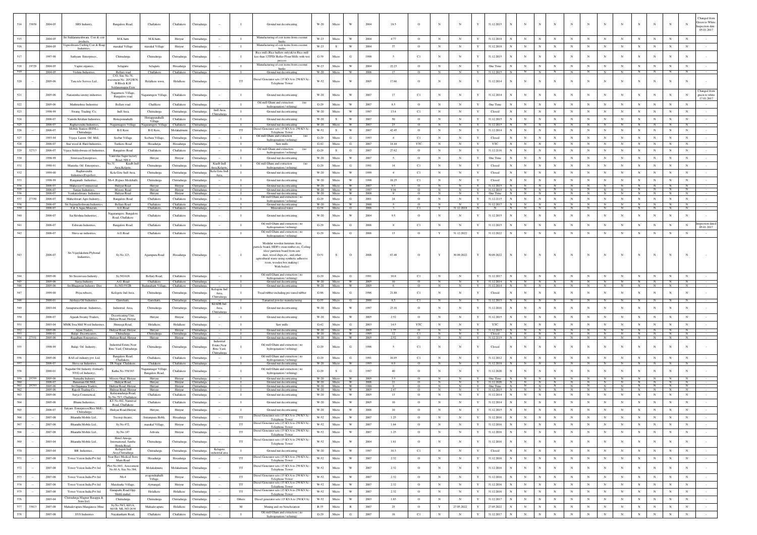| 514 | 33658 | 2004-05 | SRS Industry, | Bangalore Road, | Challakere | Challakere | Chitradurga | -- | I | Ground nut decorticating | W-20 | Micro | W | 2004 | 18.5 | O | N | N | Y | 31.12.2015 | N | N | N | N | N | N | N | N | N | N | N | N | Changed from Green to White Inspection date 05.01.2017 |
|---|---|---|---|---|---|---|---|---|---|---|---|---|---|---|---|---|---|---|---|---|---|---|---|---|---|---|---|---|---|---|---|---|---|
| 515 | | 2004-05 | Sri Siddarameshwara Coir & coir products, | M.K.hatti | M.K.hatti, | Hiriyur | Chitradurga | -- | I | Manufacturing of coir items from coconut husks | W-23 | Micro | W | 2004 | 4.77 | O | N | N | Y | 31.12.2018 | N | N | N | N | N | N | N | N | N | N | N | N | - |
| 516 | | 2004-05 | Vigneshwara Cutting Coir & Roap Industries, | masakal Village | masakal Village | Hiriyur | Chitradurga | -- | I | Manufacturing of coir items from coconut husks | W-23 | S | W | 2004 | 37 | O | N | N | Y | 31.12.2018 | N | N | N | N | N | N | N | N | N | N | N | N | - |
| 517 | | 1997-98 | Sathyam Enterprises, | Chitradurga | Chitradurga | Chitradurga | Chitradurga | -- | I | Rice mill (Rice hullers only)&/or Rice mill less than 12TPD/ Roller Flour Mills with wet process | G-39 | Micro | G | 1998 | 5 | C1 | N | N | Y | 31.12.2015 | N | N | N | N | N | N | N | N | N | N | N | N | - |
| 518 | 19729 | 2004-05 | Vagmi organics, | belaguru | belaguru | Hosadurga | Chitradurga | -- | I | Manufacturing of coir items from coconut husks | W-23 | Micro | W | 2004 | 22.23 | O | N | N | Y | One Time | N | N | N | N | N | N | N | N | N | N | N | N | - |
| 519 | | 2004-05 | Vishnu Industries, | Bellary road | Challakere | Challakere | Chitradurga | -- | I | Ground nut decorticating | W-20 | Micro | W | 2006 | 17 | O | N | N | Y | 31.12.2015 | N | N | N | N | N | N | N | N | N | N | N | N | - |
| 520 | -- | 2005-06 | Tata tele Service Ltd., | C/O, Site No.76, assessment No. 2052/B76, B Block K.H Siddaramappa Exnt | Holalkere town, | Holalkere | Chitradurga | -- | TT | Diesel Generator sets (15 KVA to 250 KVA) - Telephone Tower | W-52 | Micro | W | 2005 | 17.66 | O | N | N | Y | 31.12.2014 | N | N | N | N | N | N | N | N | N | N | N | N | - |
| 521 | | 2005-06 | Narasimha sawmy industries | Nagamarre Village, Bangalore road | Nagaramgere Village, | Challakere | Chitradurga | -- | I | Ground nut decorticating | W-20 | Micro | W | 2007 | 17 | C1 | N | N | Y | 31.12.2014 | N | N | N | N | N | N | N | N | N | N | N | N | Changed from green to white 17.01.2017 |
| 522 | | 2005-06 | Mathrushree Industries | Bellary road | Challkere | Challakere | Chitradurga | -- | I | Oil mill Ghani and extraction (no hydrogenation / refining) | G-29 | Micro | W | 2007 | 8.5 | O | N | N | Y | One Time | N | N | N | N | N | N | N | N | N | N | N | N | - |
| 523 | | 1998-99 | Swaraj Trading Co, | Indl Area, | Chitradurga | Chitradurga | Chitradurga | Indl Area, Chitradurga | I | Ground nut decorticating | W-20 | Micro | W | 1997 | 13.4 | C1 | N | N | Y | Closed | N | N | N | N | N | N | N | N | N | N | N | N | - |
| 524 | | 2006-07 | Vamshi Krishan Industries, | Hotteponnahalli | Hottapponahalli Village | Challakere | Chitradurga | -- | I | Ground nut decorticating | W-20 | S | W | 2007 | 50 | O | N | N | Y | 31.12.2015 | N | N | N | N | N | N | N | N | N | N | N | N | - |
| 525 | | 2006-07 | Raghavendra Industries, | Nagaramagere Village | Nagaramgere Village | Challakere | Chitradurga | -- | I | Ground nut decorticating | W-20 | Micro | W | 2007 | 23 | O | N | N | Y | 31.12.2015 | N | N | N | N | N | N | N | N | N | N | N | N | - |
| 526 | -- | 2006-07 | Mobile Station (BSNL), Chitradurga | B.G.Kere | B.G.Kere, | Molakalmuru | Chitradurga | -- | TT | Diesel Generator sets (15 KVA to 250 KVA) - Telephone Tower | W-52 | S | W | 2007 | 42.45 | O | N | N | Y | 31.12.2014 | N | N | N | N | N | N | N | N | N | N | N | N | - |
| 527 | | 1993-94 | Vijaya Laxmi Oil Mill, | Seebar Village | Seebara Village, | Chitradurga | Chitradurga | -- | I | Oil mill Ghani and extraction (no hydrogenation / refining) | G-29 | Micro | G | 1993 | 4 | C1 | N | N | Y | Closed | N | N | N | N | N | N | N | N | N | N | N | N | - |
| 528 | | 2006-07 | Star wood & Hard Industries, | Tumkere Road | Hosadurga | Hosadurga | Chitradurga | -- | I | Saw mills | G-42 | Micro | G | 2007 | 14.44 | YTC | N | N | Y | YTC | N | N | N | N | N | N | N | N | N | N | N | N | - |
| 529 | 32713 | 2006-07 | Vijaya Siddeshwara oil Industries, | Bangalore Road | Challakere | Challakere | Chitradurga | -- | I | Oil mill Ghani and extraction (no hydrogenation / refining) | G-29 | S | G | 2007 | 27.62 | O | N | N | Y | 31.12.2116 | N | N | N | N | N | N | N | N | N | N | N | N | - |
| 530 | | 1998-99 | Srinivasa Enterprises, | Vanivilas Sugar factory Road, NH-4 | Hiriyur | Hiriyur | Chitradurga | -- | I | Ground nut decorticating | W-20 | Micro | W | 2007 | 5 | O | N | N | Y | One Time | N | N | N | N | N | N | N | N | N | N | N | N | - |
| 531 | | 1990-91 | Manisha Oil Enterprises, | No.31, Kladb Indl Area,Kelgote, | Chitradurga | Chitradurga | Chitradurga | Kiadb Indl Area,Kelgote, | I | Oil mill Ghani and extraction (no hydrogenation / refining) | G-29 | Micro | G | 1991 | 14 | C1 | N | N | Y | Closed | N | N | N | N | N | N | N | N | N | N | N | N | - |
| 532 | | 1999-00 | Raghavendra Industries(Expeller), | Kela Gote Indl Area, | Chitradurga | Chitradurga | Chitradurga | Kela Gote Indl Area, | I | Ground nut decorticating | W-20 | Micro | W | 1999 | 4 | C1 | N | N | Y | Closed | N | N | N | N | N | N | N | N | N | N | N | N | - |
| 533 | | 1998-99 | Ranganath Industries, | Nh-4 ,Bypass Medehalli, | Chitradurga | Chitradurga | Chitradurga | -- | I | Ground nut decorticating | W-20 | Micro | W | 1998 | 18.25 | C1 | N | N | Y | Closed | N | N | N | N | N | N | N | N | N | N | N | N | - |
| 534 | | 2006-07 | Malaveer Commercial, | Huliyar Road | Hiriyur | Hiriyur | Chitradurga | -- | I | Ground nut decorticating | W-20 | Micro | W | 2007 | 9.5 | O | N | N | Y | 31.12.2015 | N | N | N | N | N | N | N | N | N | N | N | N | - |
| 535 | | 2006-07 | Sanjay Industries, | Mysore Road | Hiriyur | Hiriyur | Chitradurga | -- | I | Ground nut decorticating | W-20 | Micro | W | 1997 | 9.94 | O | N | N | Y | 31.12.2015 | N | N | N | N | N | N | N | N | N | N | N | N | - |
| 536 | | 2006-07 | Venkateshwara Industries | Huliyar Road | Hiriyur | Hiriyur | Chitradurga | -- | I | Ground nut decorticating | W-20 | Micro | W | 2008 | 9 | O | N | N | Y | One Time | N | N | N | N | N | N | N | N | N | N | N | N | - |
| 537 | 27330 | 2006-07 | Maheshwari Agro Industry, , | Bangalore Road | Challakere | Challakere | Chitradurga | -- | I | Oil mill Ghani and extraction ( no hydrogenation / refining) | G-29 | Micro | G | 2001 | 24 | O | N | N | Y | 31.12.2115 | N | N | N | N | N | N | N | N | N | N | N | N | - |
| 538 | | 2006-07 | Sri Sajjinalleshwara Industries, | Bellary Road | Challakere | Challakere | Chitradurga | -- | I | Ground nut decorticating | W-20 | Micro | W | 2000 | 5 | O | N | N | Y | 31.12.2017 | N | N | N | N | N | N | N | N | N | N | N | N | - |
| 539 | | 2006-07 | S & S Aqua Minerals, | A.G.Road | Challakere, | Challakere | Chitradurga | -- | I | Mineralized water | G-54 | Micro | G | 2006 | 5 | C1 | Y | 31.12.2018 | N | N | N | N | N | N | N | N | N | N | N | N | N | - |
| 540 | | 2006-07 | Sai Krishna Industries, , | Nagaramgere, Bangalore Road, Challakere | Challakere | Challakere | Chitradurga | -- | I | Ground nut decorticating | W-20 | Micro | W | 2004 | 9.5 | O | N | N | Y | 31.12.2015 | N | N | N | N | N | N | N | N | N | N | N | N | - |
| 541 | | 2006-07 | Eshwara Industries, | Bangalore Road, | Challakere | Challakere | Chitradurga | -- | I | Oil mill Ghani and extraction ( no hydrogenation / refining) | G-29 | Micro | G | 2006 | 8 | C1 | N | N | Y | 31.12.2015 | N | N | N | N | N | N | N | N | N | N | N | N | Inspection dated 05.01.2017 |
| 542 | | 2006-07 | Shiva sai industries, | A.G.Road | Challakere | Challakere | Chitradurga | -- | I | Oil mill Ghani and extraction ( no hydrogenation / refining) | G-29 | Micro | G | 2006 | 13 | O | Y | 31.12.2022 | Y | 31.12.2022 | N | N | N | N | N | N | N | N | N | N | N | N | - |
| 543 | | 2006-07 | Sri Vijaylakshmi Plyborad Industries, | Sy.No.123, | Ajjampura Road | Hosadurga | Chitradurga | -- | I | Modular wooden furniture from particle board, MDF< swan timber etc, Ceiling tiles/ partition board from saw dust, wood chips etc., and other agricultural waste using synthetic adhesive resin, wooden box making ( With boiler) | O-51 | S | O | 2006 | 67.48 | O | Y | 30.09.2022 | Y | 30.09.2022 | N | N | N | N | N | N | N | N | N | N | N | N | - |
| 544 | | 2005-06 | Sri Sreenivasa Industry , | Sy.NO.626 | Bellary Road, | Challakere | Chitradurga | -- | I | Oil mill Ghani and extraction ( no hydrogenation / refining) | G-29 | Micro | G | 1991 | 10.8 | C1 | N | N | Y | 31.12.2017 | N | N | N | N | N | N | N | N | N | N | N | N | - |
| 545 | | 2005-06 | Surya Industry | A.G. Road | Challakere | Challakere | Chitradurga | -- | I | Ground nut decorticating | W-20 | Micro | W | 2005 | 10 | O | N | N | Y | 31.12.2014 | N | N | N | N | N | N | N | N | N | N | N | N | - |
| 546 | | 2005-06 | Sri Bhagawan Industry Dist | Sy.NO.55/2B | Budanahatti Village, | Challakere | Chitradurga | -- | I | Ground nut decorticating | W-20 | Micro | W | 2005 | 6 | O | N | N | Y | 31.12.2014 | N | N | N | N | N | N | N | N | N | N | N | N | - |
| 547 | | 1999-00 | Priya rubeers, | Kelogote Ind Area, | Chitradurga | Chitradurga | Chitradurga | Kelogote Ind Area, Chitradurga | I | Tread rubber including pre-cured rubber | G-86 | Micro | G | 1996 | 21.88 | C1 | N | N | Y | Closed | N | N | N | N | N | N | N | N | N | N | N | N | - |
| 548 | | 2000-01 | Akshaya Oil Industries , | Garrehatti, | Garrehatti, | Chitradurga | Chitradurga | -- | I | Tamarind powder manufacturing | G-55 | Micro | G | 2000 | 8.5 | C1 | N | N | Y | 31.12.2015 | N | N | N | N | N | N | N | N | N | N | N | N | - |
| 549 | | 2003-04 | Annapurneshwari Industries, | Industrial Area, | Chitradurga | Chitradurga | Chitradurga | KIADB Ind Area, Chitradurga | I | Ground nut decorticating | W-20 | Micro | W | 1997 | 25.16 | O | N | N | Y | 31.12.2016 | N | N | N | N | N | N | N | N | N | N | N | N | - |
| 550 | | 2006-07 | Ajjaiah Swamy Traders, | Decorticating Unit, Huliyar Road, Hiriyur, | Hiriyur | Hiriyur | Chitradurga | -- | I | Ground nut decorticating | W-20 | Micro | W | 2005 | 2.52 | O | N | N | Y | 31.12.2015 | N | N | N | N | N | N | N | N | N | N | N | N | - |
| 551 | | 2003-04 | MMK Swa Mill Wood Industries, | Shimoga Road, | Holalkere, | Holalkere | Chitradurga | -- | I | Saw mills | G-42 | Micro | G | 2003 | 14.5 | YTC | N | N | Y | YTC | N | N | N | N | N | N | N | N | N | N | N | N | - |
| 552 | | 2005-06 | Arjun Traders, | Huliyar Road, Hiriyur, | Hiriyur | Hiriyur | Chitradurga | -- | I | Ground nut decorticating | W-20 | Micro | W | 2005 | 1.75 | O | N | N | Y | 31.12.2015 | N | N | N | N | N | N | N | N | N | N | N | N | - |
| 553 | | 2000-01 | Balaji Decorticators, | Chitradurga | Chitradurga | Chitradurga | Chitradurga | -- | I | Ground nut decorticating | W-20 | Micro | W | 1995 | 12 | C1 | N | N | Y | Closed | N | N | N | N | N | N | N | N | N | N | N | N | - |
| 554 | 27331 | 2005-06 | Rajadhani Enterprises, | Huliyar Road, Hiriyur | Hiriyur | Hiriyur | Chitradurga | -- | I | Ground nut decorticating | W-20 | Micro | W | 2005 | 2.52 | O | N | N | Y | 31.12.2115 | N | N | N | N | N | N | N | N | N | N | N | N | - |
| 555 | | 1998-99 | Balaji Oil Industry, | Industrial Estate,Near Rmc Yard, Chitradurga | Chitradurga | Chitradurga | Chitradurga | Industrial Estate,Near Rmc Yard, Chitradurga | I | Oil mill Ghani and extraction ( no hydrogenation / refining) | G-29 | Micro | G | 1996 | 5 | C1 | N | N | Y | Closed | N | N | N | N | N | N | N | N | N | N | N | N | - |
| 556 | | 2005-06 | BAS oil industry pvt. Ltd, | Bangalore Road, Challakere, | Challakere, | Challakere | Chitradurga | -- | I | Oil mill Ghani and extraction ( no hydrogenation / refining) | G-29 | Micro | G | 1991 | 16.95 | C1 | N | N | Y | 31.12.2012 | N | N | N | N | N | N | N | N | N | N | N | N | - |
| 557 | | 2006-07 | Shiva sai Industries, | TR Nagar, Chalakere, | Challakere | Challakere | Chitradurga | -- | I | Ground nut decorticating | W-20 | Micro | W | 1995 | 6.9 | O | N | N | Y | 31.12.2018 | N | N | N | N | N | N | N | N | N | N | N | N | - |
| 558 | | 2000-01 | Nagashri Oil Industry (formarly NVG oil Industry), | Katha No.339/183 | Nagaramagre Village, Bangalore Road, | Challakere | Chitradurga | -- | I | Oil mill Ghani and extraction ( no hydrogenation / refining) | G-29 | S | G | 1997 | 40 | O | N | N | Y | 31.12.2020 | N | N | N | N | N | N | N | N | N | N | N | N | - |
| 559 | 25755 | 2005-06 | Sumadra Industry, | Mysore Orad, Hiriyur, | Hiriyur | Hiriyur | Chitradurga | -- | I | Ground nut decorticating | W-20 | Micro | W | 2005 | 3.3 | O | N | N | Y | One Time | N | N | N | N | N | N | N | N | N | N | N | N | - |
| 560 | | 2006-07 | Hanuman Oil Mill, | Huliyar Road, | Hiriyur | Hiriyur | Chitradurga | -- | I | Ground nut decorticating | W-20 | Micro | W | 2006 | 21 | O | N | N | Y | 31.12.2020 | N | N | N | N | N | N | N | N | N | N | N | N | - |
| 561 | 25753 | 2005-06 | Sri Gajanana Traders, | Huliyar Road, Hiriyur, | Hiriyur | Hiriyur | Chitradurga | -- | I | Ground nut decorticating | W-20 | Micro | W | 1988 | 8 | O | N | N | Y | One Time | N | N | N | N | N | N | N | N | N | N | N | N | - |
| 562 | | 2005-06 | Rajesh Trading Co , | Huliyar Road, Hiriyur | Hiriyur | Hiriyur | Chitradurga | -- | I | Ground nut decorticating | W-20 | Micro | W | 2005 | 2.47 | O | N | N | Y | 31.12.2015 | N | N | N | N | N | N | N | N | N | N | N | N | - |
| 563 | | 2005-06 | Surya Commerical, | Kalayanadurga Road, Sy.No.75/3, Challakere | Challakere | Challakere | Chitradurga | -- | I | Ground nut decorticating | W-20 | Micro | W | 2005 | 13 | O | N | N | Y | 31.12.2014 | N | N | N | N | N | N | N | N | N | N | N | N | - |
| 564 | | 2005-06 | Bhanu Industries, | KT No.402, Nannivala Road, Challakere | Challakere | Challakere | Chitradurga | -- | I | Ground nut decorticating | W-20 | Micro | W | 2005 | 10 | O | N | N | Y | 31.12.2014 | N | N | N | N | N | N | N | N | N | N | N | N | - |
| 565 | | 2006-07 | Satyam Enterprises(Rice Mill) , Chitradurga | Huliyar Road,Hiriyur, | Hiriyur, | Hiriyur | Chitradurga | -- | I | Ground nut decorticating | W-20 | Micro | W | 2006 | 10 | O | N | N | Y | 31.12.2015 | N | N | N | N | N | N | N | N | N | N | N | N | - |
| 566 | -- | 2007-08 | Bharathi Mobile Ltd., | Treetop theatre, | Sreerampura Hobli, | Hosadurga | Chitradurga | -- | TT | Diesel Generator sets (15 KVA to 250 KVA) - Telephone Tower | W-52 | Micro | W | 2007 | 1.25 | O | N | N | Y | 31.12.2016 | N | N | N | N | N | N | N | N | N | N | N | N | - |
| 567 | -- | 2007-08 | Bharathi Mobile Ltd., | Sy.No.472, | masakal Village, | Hiriyur | Chitradurga | -- | TT | Diesel Generator sets (15 KVA to 250 KVA) - Telephone Tower | W-52 | Micro | W | 2007 | 1.64 | O | N | N | Y | 31.12.2016 | N | N | N | N | N | N | N | N | N | N | N | N | - |
| 568 | -- | 2007-08 | Bharathi Mobile Ltd., | Sy.No.147 | Adivala | Hiriyur | Chitradurga | -- | TT | Diesel Generator sets (15 KVA to 250 KVA) - Telephone Tower | W-52 | Micro | W | 2007 | 1.25 | O | N | N | Y | 31.12.2016 | N | N | N | N | N | N | N | N | N | N | N | N | - |
| 569 | -- | 2003-04 | Bharathi Mobile Ltd., | Hotel Arooga International, Santhe Honda Road, | Chitradurga | Chitradurga | Chitradurga | -- | TT | Diesel Generator sets (15 KVA to 250 KVA) - Telephone Tower | W-52 | Micro | W | 2004 | 1.81 | O | N | N | Y | 31.12.2016 | N | N | N | N | N | N | N | N | N | N | N | N | - |
| 570 | | 2003-04 | BR Industries., | Kelagote Indl Area,Chitradurga | Chitradurga | Chitradurga | Chitradurga | Kelagote industrial area | I | Ground nut decorticating | W-20 | Micro | W | 1997 | 10.3 | C1 | N | N | Y | Closed | N | N | N | N | N | N | N | N | N | N | N | N | - |
| 571 | -- | 2007-08 | Tower Vision India Pvt ltd. | Near Ravi Medical Store Main Road | Hosadurga | Hosadurga | Chitradurga | -- | TT | Diesel Generator sets (15 KVA to 250 KVA) - Telephone Tower | W-52 | Micro | W | 2007 | 2.32 | O | N | N | Y | 31.12.2016 | N | N | N | N | N | N | N | N | N | N | N | N | - |
| 572 | -- | 2007-08 | Tower Vision India Pvt ltd. | Plot No.84/1, Assessment No.60 A, Site No.384, | Molakalmuru | Molakalmuru | Chitradurga | -- | TT | Diesel Generator sets (15 KVA to 250 KVA) - Telephone Tower | W-52 | Micro | W | 2007 | 2.32 | O | N | N | Y | 31.12.2016 | N | N | N | N | N | N | N | N | N | N | N | N | - |
| 573 | -- | 2007-08 | Tower Vision India Pvt ltd. | Nh-4 | avagondnahalli Village, | Hiriyur | Chitradurga | -- | TT | Diesel Generator sets (15 KVA to 250 KVA) - Telephone Tower | W-52 | Micro | W | 2007 | 2.32 | O | N | N | Y | 31.12.2016 | N | N | N | N | N | N | N | N | N | N | N | N | - |
| 574 | -- | 2007-08 | Tower Vision India Pvt ltd. | Matokurke Village, | Aymangal, | Hiriyur | Chitradurga | -- | TT | Diesel Generator sets (15 KVA to 250 KVA) - Telephone Tower | W-52 | Micro | W | 2007 | 2.32 | O | N | N | Y | 31.12.2016 | N | N | N | N | N | N | N | N | N | N | N | N | - |
| 575 | -- | 2007-08 | Tower Vision India Pvt ltd. | Ganapathi Road,Opp. Shiddy mahal, | Holalkere | Holalkere | Chitradurga | -- | TT | Diesel Generator sets (15 KVA to 250 KVA) - Telephone Tower | W-52 | Micro | W | 2007 | 2.32 | O | N | N | Y | 31.12.2016 | N | N | N | N | N | N | N | N | N | N | N | N | - |
| 576 | | 2003-04 | Chitradurga Magnur Basappa & Sons Incl. | Chitradurga | Chitradurga | Chitradurga | Chitradurga | -- | Others | Diesel generator sets (15 KVA to 250 KVA) | W-52 | Micro | W | 2003 | 1.63 | O | N | N | Y | 31.12.2017 | N | N | N | N | N | N | N | N | N | N | N | N | - |
| 577 | 33613 | 2007-08 | Mahadevapura Manganese Mine | Sy.No.59/1, 60/1A, 60/1B, ML.NO.2638 | Mahadevapura | Holalkere | Chitradurga | -- | M | Mining and ore beneficiation | R-35 | Micro | R | 2007 | 25 | O | Y | 27.05.2022 | Y | 27.05.2022 | N | N | N | N | N | N | N | N | N | N | N | N | - |
| 578 | | 2007-08 | SVS Industries | Nayakanhatti Road, | Challakere | Challakere | Chitradurga | -- | I | Oil mill Ghani and extraction ( no hydrogenation / refining) | G-29 | Micro | G | 2007 | 16 | C1 | N | N | Y | 31.12.2017 | N | N | N | N | N | N | N | N | N | N | N | N | - |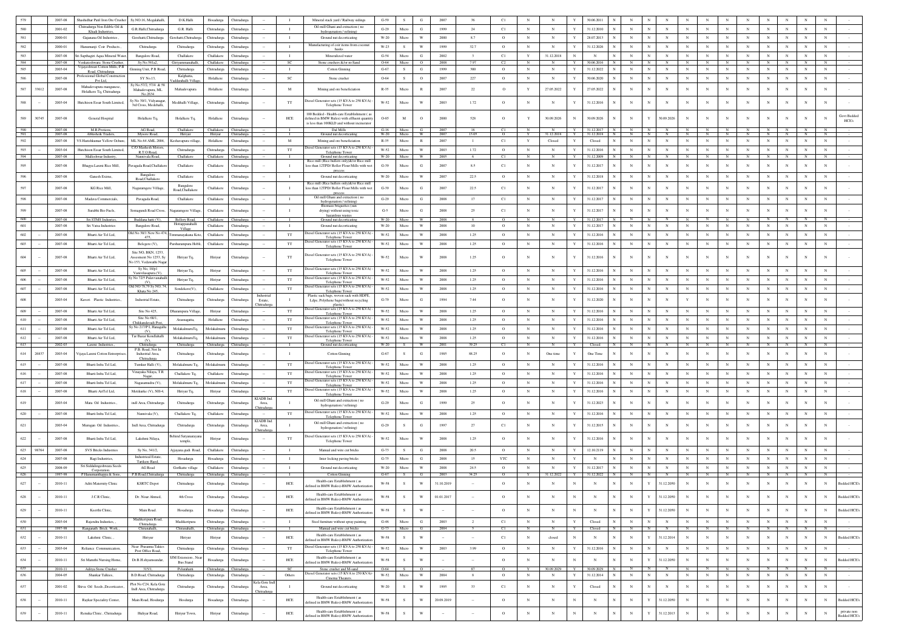| 579 | | 2007-08 | Shashidhar Patil Iron Ore Crusher | Sy.NO.16, Megalahalli, | D.K.Halli | Hosadurga | Chitradurga | | I | Mineral stack yard / Railway sidings | G-59 | S | G | 2007 | 36 | C1 | N | N | Y | 30.06.2011 | N | N | N | N | N | N | N | N | N | N | N | |
|---|---|---|---|---|---|---|---|---|---|---|---|---|---|---|---|---|---|---|---|---|---|---|---|---|---|---|---|---|---|---|---|---|
| 580 | | 2001-02 | Chitradurga Non Edible Oil & Khadi Industries, | G.R.Halli,Chitradurga | G.R. Halli | Chitradurga | Chitradurga | -- | I | Oil mill Ghani and extraction ( no hydrogenation / refining) | G-29 | Micro | G | 1999 | 24 | C1 | N | N | Y | 31.12.2010 | N | N | N | N | N | N | N | N | N | N | N | - |
| 581 | | 2000-01 | Gajanana Oil Industries , | Gorehatti,Chitradurga | Gorehatti,Chitradurga | Chitradurga | Chitradurga | -- | I | Ground nut decorticating | W-20 | Micro | W | 2000 | 8.7 | O | N | N | Y | 28.07.2013 | N | N | N | N | N | N | N | N | N | N | N | - |
| 582 | | 2000-01 | Hanumanji Coir Products, | Chitradurga | Chitradurga | Chitradurga | Chitradurga | -- | I | Manufacturing of coir items from coconut husks | W-23 | S | W | 1999 | 32.7 | O | N | N | Y | 31.12.2026 | N | N | N | N | N | N | N | N | N | N | N | - |
| 583 | | 2007-08 | Sri Saptha giri Aqua Mineral Water, | Bangalore Road, | Challakere | Challakere | Chitradurga | -- | I | Mineralised water | G-54 | Micro | G | 2002 | 3 | C1 | Y | 31.12.2018 | N | -- | N | N | N | N | N | N | N | N | N | N | N | - |
| 584 | | 2007-08 | Venkateshwara Stone Crusher, | Sy No.58/a2, | Girjyammanahalli, | Challakere | Chitradurga | -- | SC | Stone crushers &/or m-Sand | O-64 | Micro | O | 2008 | 7.97 | C2 | N | N | Y | 30.06.2016 | N | N | N | N | N | N | N | N | N | N | N | - |
| 585 | | 2003-04 | Vijayeshwari Cotton Mills, P.B Road, Chitradurga | Ginning Unit, P.B Road, | Chitradurga | Chitradurga | Chitradurga | -- | I | Cotton Ginning | G-67 | S | G | 1999 | 300 | O | N | N | Y | 31.12.2022 | N | N | N | N | N | N | N | N | N | N | N | - |
| 586 | | 2007-08 | Professional Global Construction Pvt Ltd, | SY No.13, | Kalghatta, Vaddarahalli Village, | Holalkere | Chitradurga | -- | SC | Stone crusher | O-64 | S | O | 2007 | 227 | O | N | N | Y | 30.06.2020 | N | N | N | N | N | N | N | N | N | N | N | - |
| 587 | 33612 | 2007-08 | Mahadevapura manganese, Holalkere Tq, Chitradurga | Sy.No.57/2, 57/4 & 58 Mahadevapura, ML No.2634 | Mahadevapura | Holalkere | Chitradurga | -- | M | Mining and ore beneficiation | R-35 | Micro | R | 2007 | 22 | O | Y | 27.05.2022 | Y | 27.05.2022 | N | N | N | N | N | N | N | N | N | N | N | - |
| 588 | -- | 2003-04 | Hutchison Essar South Limited, | Sy No 30/1, Vidyanagar, 3rd Cross, Medehalli, | Medehalli Village, | Chitradurga | Chitradurga | -- | TT | Diesel Generator sets (15 KVA to 250 KVA) - Telephone Tower | W-52 | Micro | W | 2003 | 1.72 | O | N | N | Y | 31.12.2016 | N | N | N | N | N | N | N | N | N | N | N | - |
| 589 | 30745 | 2007-08 | General Hospital | Holalkere Tq. | Holalkere Tq. | Holalkere | Chitradurga | -- | HCE | 100 Bedded - Health-care Establishment ( as defined in BMW Rules) with effluent quantity is less than 100KLD and without incinerator | O-85 | M | O | 2000 | 528 | O | Y | 30.09.2026 | N | 30.09.2026 | N | N | Y | 30.09.2026 | N | N | N | N | N | N | N | Govt Bedded HCE's |
| 590 | | 2007-08 | M.R Proteins, | AG Road, | Challakere | Challakere | Chitradurga | -- | I | Dal Mills | G-16 | Micro | G | 2007 | 16 | C1 | N | N | Y | 31.12.2017 | N | N | N | N | N | N | N | N | N | N | N | - |
| 591 | | 2007-08 | Abhishek Traders, | Mysore Road, | Hiriyur | Hiriyur | Chitradurga | -- | I | Ground nut decorticating | W-20 | Micro | W | 2007 | 13.05 | O | Y | 31.12.2018 | Y | 31.12.2018 | N | N | N | N | N | N | N | N | N | N | N | - |
| 592 | | 2007-08 | VS Hareshkumar Yellow Ochure, | ML No.64 AML 2004, | Keshavapura village, | Holalkere | Chitradurga | -- | M | Mining and ore beneficiation | R-35 | Micro | R | 2007 | 1 | C1 | Y | Closed | Y | Closed | N | N | N | N | N | N | N | N | N | N | N | - |
| 593 | -- | 2003-04 | Hutchison Essar South Limited, | C/O Madhesh Motors, R.T.O Road, | Chitradurga | Chitradurga | Chitradurga | -- | TT | Diesel Generator sets (15 KVA to 250 KVA) - Telephone Tower | W-52 | Micro | W | 2003 | 1.72 | O | N | N | Y | 31.12.2016 | N | N | N | N | N | N | N | N | N | N | N | - |
| 594 | | 2007-08 | Malleshwar Industry, | Nannivala Road, | Challakere | Challakere | Chitradurga | -- | I | Ground nut decorticating | W-20 | Micro | W | 2005 | 6 | C1 | N | N | Y | 31.12.2009 | N | N | N | N | N | N | N | N | N | N | N | - |
| 595 | | 2007-08 | Bhagya Laxmi Rice Mill, | Pavagada Road,Challakere | Challakere | Challakere | Chitradurga | -- | I | Rice mill (Rice hullers only)&/or Rice mill less than 12TPD/ Roller Flour Mills with wet process | G-39 | Micro | G | 2007 | 8.5 | C1 | N | N | Y | 31.12.2017 | N | N | N | N | N | N | N | N | N | N | N | - |
| 596 | | 2007-08 | Ganesh Exims, | Bangalore Road,Challakere | Challakere | Challakere | Chitradurga | -- | I | Ground nut decorticating | W-20 | Micro | W | 2007 | 22.5 | O | N | N | Y | 31.12.2018 | N | N | N | N | N | N | N | N | N | N | N | - |
| 597 | | 2007-08 | KG Rice Mill, | Nagaramgere Village, | Bangalore Road,Challakere | Challakere | Chitradurga | -- | I | Rice mill (Rice hullers only)&/or Rice mill less than 12TPD/ Roller Flour Mills with wet process | G-39 | Micro | G | 2007 | 22.5 | C1 | N | N | Y | 31.12.2017 | N | N | N | N | N | N | N | N | N | N | N | - |
| 598 | | 2007-08 | Madiwa Commercials, | Pavagada Road, | Challakere | Challakere | Chitradurga | -- | I | Oil mill Ghani and extraction ( no hydrogenation / refining) | G-29 | Micro | G | 2008 | 17 | C1 | N | N | Y | 31.12.2017 | N | N | N | N | N | N | N | N | N | N | N | - |
| 599 | | 2007-08 | Surabhi Bio Fuels, | Somagundi Road Cross, | Nagaramgere Village, | Challakere | Chitradurga | -- | I | Biomass briquettes (sun drying) without using toxic hazardous wastes | G-5 | Micro | G | 2008 | 25 | C1 | N | N | Y | 31.12.2017 | N | N | N | N | N | N | N | N | N | N | N | - |
| 600 | | 2007-08 | Sri STMS Industries, | Buddana hatti (V), | Bellory Road, | Challakere | Chitradurga | -- | I | Ground nut decorticating | W-20 | Micro | W | 2008 | 8 | O | N | N | Y | 31.12.2017 | N | N | N | N | N | N | N | N | N | N | N | - |
| 601 | | 2007-08 | Sri Vatsa Industries | Bangalore Road, | Hottappanahalli Village | Challakere | Chitradurga | -- | I | Ground nut decorticating | W-20 | Micro | W | 2008 | 10 | O | N | N | Y | 31.12.2017 | N | N | N | N | N | N | N | N | N | N | N | - |
| 602 | -- | 2007-08 | Bharti Air Tel Ltd, | Old No 30/1 New No 474, 475, | Timmanayakana Kote, | Challakere | Chitradurga | -- | TT | Diesel Generator sets (15 KVA to 250 KVA) - Telephone Tower | W-52 | Micro | W | 2008 | 1.25 | O | N | N | Y | 31.12.2016 | N | N | N | N | N | N | N | N | N | N | N | - |
| 603 | -- | 2007-08 | Bharti Air Tel Ltd, | Belegere (V), | Parshurampura Hobli, | Challakere | Chitradurga | -- | TT | Diesel Generator sets (15 KVA to 250 KVA) - Telephone Tower | W-52 | Micro | W | 2008 | 1.25 | O | N | N | Y | 31.12.2016 | N | N | N | N | N | N | N | N | N | N | N | - |
| 604 | -- | 2007-08 | Bharti Air Tel Ltd, | Site NO. BKN, 1253, Assessment No 1253, Sy No 153, Vedawathi Nagar | Hiriyur Tq, | Hiriyur | Chitradurga | -- | TT | Diesel Generator sets (15 KVA to 250 KVA) - Telephone Tower | W-52 | Micro | W | 2008 | 1.25 | O | N | N | Y | 31.12.2016 | N | N | N | N | N | N | N | N | N | N | N | - |
| 605 | -- | 2007-08 | Bharti Air Tel Ltd, | Sy No, 10/p1 Vanivilasapura (V), | Hiriyur Tq, | Hiriyur | Chitradurga | -- | TT | Diesel Generator sets (15 KVA to 250 KVA) - Telephone Tower | W-52 | Micro | W | 2008 | 1.25 | O | N | N | Y | 31.12.2016 | N | N | N | N | N | N | N | N | N | N | N | - |
| 606 | -- | 2007-08 | Bharti Air Tel Ltd, | Sy No 72/5 Palavvanahalli (V), | Hiriyur Tq, | Hiriyur | Chitradurga | -- | TT | Diesel Generator sets (15 KVA to 250 KVA) - Telephone Tower | W-52 | Micro | W | 2008 | 1.25 | O | N | N | Y | 31.12.2016 | N | N | N | N | N | N | N | N | N | N | N | - |
| 607 | -- | 2007-08 | Bharti Air Tel Ltd, | Old NO 78,79 Sy NO, 34, Khata No 245, | Sonddekere(V), | Challakere | Chitradurga | -- | TT | Diesel Generator sets (15 KVA to 250 KVA) - Telephone Tower | W-52 | Micro | W | 2008 | 1.25 | O | N | N | Y | 31.12.2016 | N | N | N | N | N | N | N | N | N | N | N | - |
| 608 | | 2003-04 | Kaveri Plastic Industries, | Industrial Estate, | Chitradurga | Chitradurga | Chitradurga | Industrial Estate, Chitradurga | I | Plastic sack bags, woven sack with HDPE, Ldpe, Polythene bags(without recycling plastic) | G-79 | Micro | G | 1994 | 7.44 | O | N | N | Y | 31.12.2020 | N | N | N | N | Y | N | N | N | N | N | N | - |
| 609 | -- | 2007-08 | Bharti Air Tel Ltd, | Site No 425, | Dharampura Village, | Hiriyur | Chitradurga | -- | TT | Diesel Generator sets (15 KVA to 250 KVA) - Telephone Tower | W-52 | Micro | W | 2008 | 1.25 | O | N | N | Y | 31.12.2016 | N | N | N | N | N | N | N | N | N | N | N | - |
| 610 | -- | 2007-08 | Bharti Air Tel Ltd, | Site No 68/1, Chikkandavadi Post, | Arasnagatta, | Holalkere | Chitradurga | -- | TT | Diesel Generator sets (15 KVA to 250 KVA) - Telephone Tower | W-52 | Micro | W | 2008 | 1.25 | O | N | N | Y | 31.12.2016 | N | N | N | N | N | N | N | N | N | N | N | - |
| 611 | -- | 2007-08 | Bharti Air Tel Ltd, | Sy No 217/P1, Hanagallu (V), | Molakalmuru Tq, | Molakalmuru | Chitradurga | -- | TT | Diesel Generator sets (15 KVA to 250 KVA) - Telephone Tower | W-52 | Micro | W | 2008 | 1.25 | O | N | N | Y | 31.12.2016 | N | N | N | N | N | N | N | N | N | N | N | - |
| 612 | -- | 2007-08 | Bharti Air Tel Ltd, | Tar Bazar Kondlahalli (V), | Molakalmuru Tq, | Molakalmuru | Chitradurga | -- | TT | Diesel Generator sets (15 KVA to 250 KVA) - Telephone Tower | W-52 | Micro | W | 2008 | 1.25 | O | N | N | Y | 31.12.2016 | N | N | N | N | N | N | N | N | N | N | N | - |
| 613 | | 2002-03 | Laxmi Industries, | Chitradurga | Chitradurga | Chitradurga | Chitradurga | -- | I | Ground nut decorticating | W-20 | S | W | 2001 | 39.25 | C1 | N | N | Y | Closed | N | N | N | N | N | N | N | N | N | N | N | - |
| 614 | 26837 | 2003-04 | Vijaya Laxmi Cotton Enterprises, | P.B. Road, Not In Industrial Area, Chitradurga | Chitradurga | Chitradurga | Chitradurga | -- | I | Cotton Ginning | G-67 | S | G | 1985 | 88.25 | O | N | One time | Y | One Time | N | N | N | N | N | N | N | N | N | N | N | - |
| 615 | -- | 2007-08 | Bharti Infra Tel Ltd, | Turuker Halli (V), | Molakalmuru Tq, | Molakalmuru | Chitradurga | -- | TT | Diesel Generator sets (15 KVA to 250 KVA) - Telephone Tower | W-52 | Micro | W | 2008 | 1.25 | O | N | N | Y | 31.12.2016 | N | N | N | N | N | N | N | N | N | N | N | - |
| 616 | -- | 2007-08 | Bharti Infra Tel Ltd, | Vinayaka Nilaya, T.R Nagar, | Challakere Tq, | Challakere | Chitradurga | -- | TT | Diesel Generator sets (15 KVA to 250 KVA) - Telephone Tower | W-52 | Micro | W | 2008 | 1.25 | O | N | N | Y | 31.12.2016 | N | N | N | N | N | N | N | N | N | N | N | - |
| 617 | -- | 2007-08 | Bharti Infra Tel Ltd, | Nagasamudra (V), | Molakalmuru Tq, | Molakalmuru | Chitradurga | -- | TT | Diesel Generator sets (15 KVA to 250 KVA) - Telephone Tower | W-52 | Micro | W | 2008 | 1.25 | O | N | N | Y | 31.12.2016 | N | N | N | N | N | N | N | N | N | N | N | - |
| 618 | -- | 2007-08 | Bharti AirTel Ltd, | Metikurke (V), NH-4, | Hiriyur Tq, | Hiriyur | Chitradurga | -- | TT | Diesel Generator sets (15 KVA to 250 KVA) - Telephone Tower | W-52 | Micro | W | 2008 | 1.25 | O | N | N | Y | 31.12.2016 | N | N | N | N | N | N | N | N | N | N | N | - |
| 619 | | 2003-04 | Mata Oil Industries, | indl Area, Chitradurga | Chitradurga | Chitradurga | Chitradurga | KIADB Ind. Area, Chitradurga | I | Oil mill Ghani and extraction ( no hydrogenation / refining) | G-29 | Micro | G | 1999 | 25 | O | N | N | Y | 31.12.2023 | N | N | N | N | N | N | N | N | N | N | N | - |
| 620 | -- | 2007-08 | Bharti Infra Tel Ltd, | Nannivala (V), | Challakere Tq, | Challakere | Chitradurga | -- | TT | Diesel Generator sets (15 KVA to 250 KVA) - Telephone Tower | W-52 | Micro | W | 2008 | 1.25 | O | N | N | Y | 31.12.2016 | N | N | N | N | N | N | N | N | N | N | N | - |
| 621 | | 2003-04 | Murugan Oil Industries, | Indl Area, Chitradurga | Chitradurga | Chitradurga | Chitradurga | KIADB Ind. Area, Chitradurga | I | Oil mill Ghani and extraction ( no hydrogenation / refining) | G-29 | S | G | 1997 | 27 | C1 | N | N | Y | 31.12.2015 | N | N | N | N | N | N | N | N | N | N | N | - |
| 622 | -- | 2007-08 | Bharti Infra Tel Ltd, | Lakshmi Nilaya, | Behind Satyanarayana temple, | Hiriyur | Chitradurga | -- | TT | Diesel Generator sets (15 KVA to 250 KVA) - Telephone Tower | W-52 | Micro | W | 2008 | 1.25 | O | N | N | Y | 31.12.2016 | N | N | N | N | N | N | N | N | N | N | N | - |
| 623 | 98764 | 2007-08 | SVS Bricks Industries | Sy No, 341/2, | Ajjayana gudi Road, | Challakere | Chitradurga | -- | I | Manual and wire cut bricks | G-73 | S | G | 2008 | 20.5 | O | N | N | Y | 12.10.2119 | N | N | N | N | N | N | N | N | N | N | N | - |
| 624 | | 2007-08 | Ragi Industries, | Industrieal Estate, Tarikere Raod, | Hosadurga | Hosadurga | Chitradurga | -- | I | Inter locking paving bricks | G-75 | Micro | G | 2008 | 15 | YTC | N | N | Y | N | N | N | N | N | N | N | N | N | N | N | N | - |
| 625 | | 2008-09 | Sri Siddalingeshwara Seeds Corporation, | AG Road | Gorlkatte village | Challakere | Chitradurga | -- | I | Ground nut decorticating | W-20 | Micro | W | 2008 | 24.5 | O | N | N | Y | 31.12.2017 | N | N | N | N | N | N | N | N | N | N | N | - |
| 626 | | 1997-98 | P.Hanumanthappa & Sons, | P.B.Road,Chitradurga | Chitradurga | Chitradurga | Chitradurga | -- | I | Cotton Ginning | G-67 | S | G | 2003 | 34.25 | O | Y | 31.12.2022 | Y | 31.12.2022 | N | N | N | N | N | N | N | N | N | N | N | - |
| 627 | -- | 2010-11 | Aditi Maternity Clinic | KSRTC Depot | Chitradurga | Chitradurga | Chitradurga | -- | HCE | Health-care Establishment ( as defined in BMW Rules)-BMW Authorization | W-58 | S | W | 31.10.2019 | -- | O | N | N | N | N | N | N | Y | 31.12.2050 | N | N | N | N | N | N | N | Bedded HCE's |
| 628 | -- | 2010-11 | J.C.R Clinic, | Dr. Nisar Ahmed, | 4th Cross | Chitradurga | Chitradurga | -- | HCE | Health-care Establishment ( as defined in BMW Rules)-BMW Authorization | W-58 | S | W | 01.01.2017 | -- | O | N | N | N | N | N | N | Y | 31.12.2050 | N | N | N | N | N | N | N | Bedded HCE's |
| 629 | -- | 2010-11 | Keerthi Clinic, | Main Road. | Hosadurga | Hosadurga | Chitradurga | -- | HCE | Health-care Establishment ( as defined in BMW Rules)-BMW Authorization | W-58 | S | W | -- | -- | O | N | N | N | N | N | N | Y | 31.12.2050 | N | N | N | N | N | N | N | Bedded HCE's |
| 630 | | 2003-04 | Rajendra Industries, , | Madikeripura Road, Chitradurga | Madikeripura | Chitradurga | Chitradurga | -- | I | Steel furniture without spray painting | G-46 | Micro | G | 2003 | 2 | C1 | N | N | Y | Closed | N | N | N | N | N | N | N | N | N | N | N | - |
| 631 | | 1997-98 | Ranganath Brick Work, | Chiranahalli, | Chiranahalli, | Chitradurga | Chitradurga | -- | I | Manual and wire cut bricks | G-73 | Micro | G | 2004 | 5 | C1 | N | N | Y | Closed | N | N | N | N | N | N | N | N | N | N | N | - |
| 632 | -- | 2010-11 | Lakshmi Clinic, , | Hiriyur | Hiriyur | Hiriyur | Chitradurga | -- | HCE | Health-care Establishment ( as defined in BMW Rules)-BMW Authorization | W-58 | S | W | -- | -- | C1 | N | closed | N | N | N | N | Y | 31.12.2014 | N | N | N | N | N | N | N | Bedded HCE's |
| 633 | -- | 2003-04 | Reliance Communication, | Near Prasanna Talkies Post Office Road, | Chitradurga | Chitradurga | Chitradurga | -- | TT | Diesel Generator sets (15 KVA to 250 KVA) - Telephone Tower | W-52 | Micro | W | 2003 | 3.99 | O | N | N | Y | 31.12.2016 | N | N | N | N | N | N | N | N | N | N | N | - |
| 634 | -- | 2010-11 | Sri Maruthi Nursing Home, | Dr.B.H.shyamsundar, | SJM Extension , Near Bus Stand | Hosadurga | Chitradurga | -- | HCE | Health-care Establishment ( as defined in BMW Rules)-BMW Authorization | W-58 | S | W | -- | -- | O | N | N | N | N | N | N | Y | 31.12.2050 | N | N | N | N | N | N | N | Bedded HCE's |
| 635 | | 2010-11 | Aditya Stone Crusher | 315/1, | Pelanahatti | Chitradurga | Chitradurga | -- | SC | Stone crusher and M-sand | O-64 | S | O | -- | 87 | O | Y | 30.09.2029 | Y | 30.09.2029 | N | N | N | N | N | N | N | N | N | N | N | - |
| 636 | | 2004-05 | Shankar Talkies, | B.D.Road, Chitradurga | Chitradurga | Chitradurga | Chitradurga | -- | Others | Diesel Generator sets (15 KVA to 250 KVA) - Cinema Theaters | W-52 | Micro | W | 2004 | 8 | O | N | N | Y | 31.12.2014 | N | N | N | N | N | N | N | N | N | N | N | - |
| 637 | | 2001-02 | Shiva Oil Seeds ,Decorticator , | Plot No C24, Kela Gote Indl Area, Chitradurga | Chitradurga | Chitradurga | Chitradurga | Kela Gote Indl Area, Chitradurga | I | Ground nut decorticating | W-20 | S | W | 1995 | 33 | C1 | N | N | Y | Closed | N | N | N | N | N | N | N | N | N | N | N | - |
| 638 | -- | 2010-11 | Raykar Speciality Center, | Main Road, Hosdurga | Hosdurga | Hosadurga | Chitradurga | -- | HCE | Health-care Establishment ( as defined in BMW Rules)-BMW Authorization | W-58 | S | W | 20.09.2019 | -- | O | N | N | N | N | N | N | Y | 31.12.2050 | N | N | N | N | N | N | N | Bedded HCE's |
| 639 | -- | 2010-11 | Renuka Clinic , Chitradurga | Huliyar Road, | Hiriyur Town, | Hiriyur | Chitradurga | -- | HCE | Health-care Establishment ( as defined in BMW Rules)-BMW Authorization | W-58 | S | W | -- | -- | O | N | N | N | N | N | N | Y | 31.12.2013 | N | N | N | N | N | N | N | private non Bedded HCE's |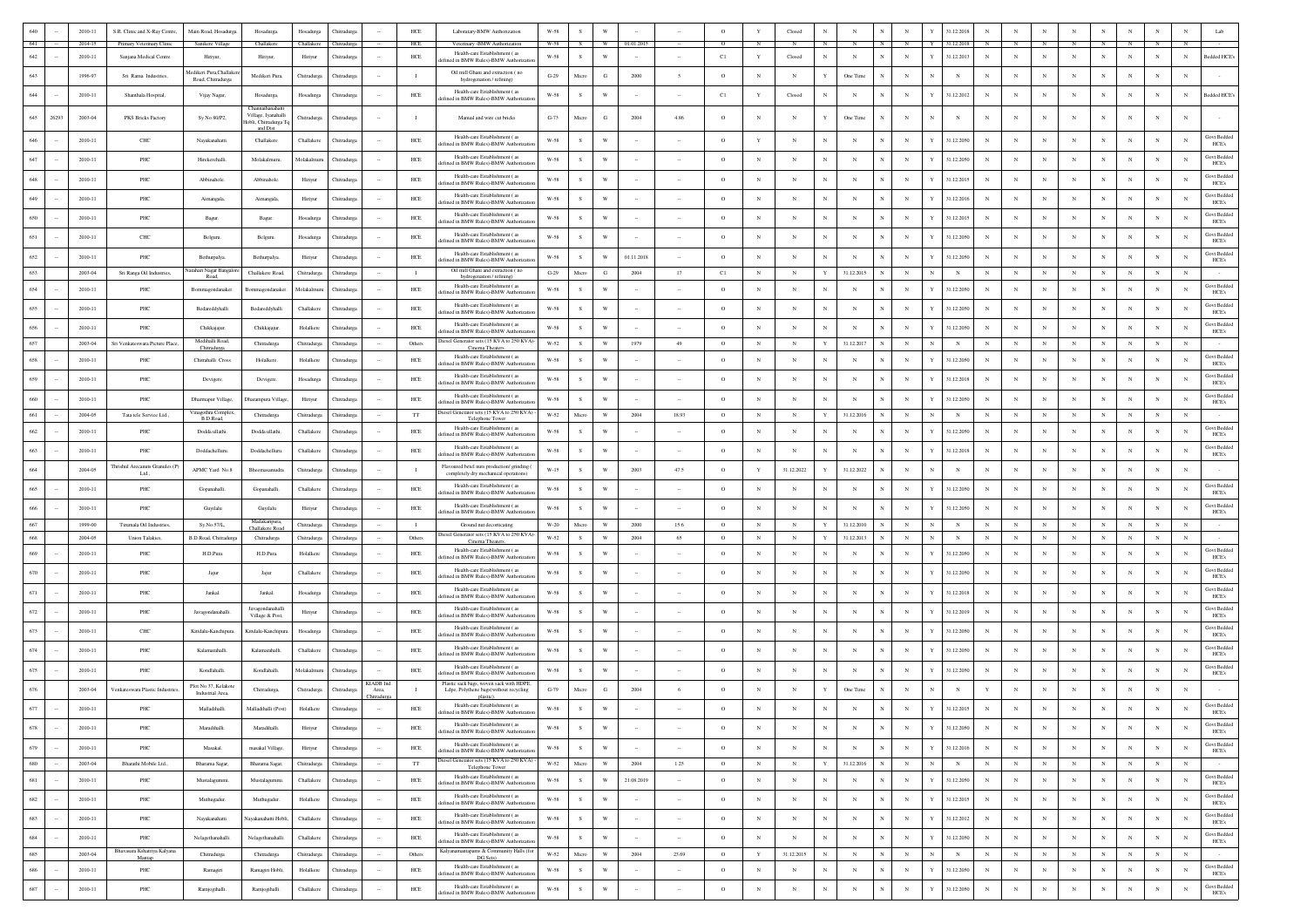| | | | | | | | | | | | | | | | | | | | | | | | | | | | | | | | | | | |
|---|---|---|---|---|---|---|---|---|---|---|---|---|---|---|---|---|---|---|---|---|---|---|---|---|---|---|---|---|---|---|---|---|---|---|
| 640 | -- | 2010-11 | S.R. Clinic and X-Ray Centre, | Main Road, Hosadurga. | Hosadurga. | Hosadurga | Chitradurga | -- | HCE | Laboratory-BMW Authorization | W-58 | S | W | -- | -- | O | Y | Closed | N | N | N | N | Y | 31.12.2018 | N | N | N | N | N | N | N | N | N | Lab |
| 641 | -- | 2014-15 | Primary Veterinary Clinic | Sanikere Village | Challakere | Challakere | Chitradurga | -- | HCE | Veterinary -BMW Authorization | W-58 | S | W | 01.01.2015 | -- | O | N | N | N | N | N | N | Y | 31.12.2018 | N | N | N | N | N | N | N | N | N | |
| 642 | -- | 2010-11 | Sanjana Medical Centre | Hiriyur, | Hiriyur, | Hiriyur | Chitradurga | -- | HCE | Health-care Establishment ( as defined in BMW Rules)-BMW Authorization | W-58 | S | W | -- | -- | C1 | Y | Closed | N | N | N | N | Y | 31.12.2013 | N | N | N | N | N | N | N | N | N | Bedded HCE's |
| 643 | -- | 1996-97 | Sri Rama Industries, | Medikeri Pura,Challakere Road, Chitradurga | Medikeri Pura, | Chitradurga | Chitradurga | -- | I | Oil mill Ghani and extraction ( no hydrogenation / refining) | G-29 | Micro | G | 2000 | 5 | O | N | N | Y | One Time | N | N | N | N | N | N | N | N | N | N | N | N | N | |
| 644 | -- | 2010-11 | Shambala Hospital, | Vijay Nagar, | Hosadurga, | Hosadurga | Chitradurga | -- | HCE | Health-care Establishment ( as defined in BMW Rules)-BMW Authorization | W-58 | S | W | -- | -- | C1 | Y | Closed | N | N | N | N | Y | 31.12.2012 | N | N | N | N | N | N | N | N | N | Bedded HCE's |
| 645 | 26293 | 2003-04 | PKS Bricks Factory | Sy No 80/P2, | Channanhanahatti Village, Iyanahalli Hobli, Chitradurga Tq and Dist | Chitradurga | Chitradurga | -- | I | Manual and wire cut bricks | G-73 | Micro | G | 2004 | 4.86 | O | N | N | Y | One Time | N | N | N | N | N | N | N | N | N | N | N | N | N | - |
| 646 | -- | 2010-11 | CHC | Nayakanahatti | Challakere | Challakere | Chitradurga | -- | HCE | Health-care Establishment ( as defined in BMW Rules)-BMW Authorization | W-58 | S | W | -- | -- | O | Y | N | N | N | N | N | Y | 31.12.2050 | N | N | N | N | N | N | N | N | N | Govt Bedded HCE's |
| 647 | -- | 2010-11 | PHC | Hirekerehalli. | Molakalmuru. | Molakalmuru | Chitradurga | -- | HCE | Health-care Establishment ( as defined in BMW Rules)-BMW Authorization | W-58 | S | W | -- | -- | O | N | N | N | N | N | N | Y | 31.12.2050 | N | N | N | N | N | N | N | N | N | Govt Bedded HCE's |
| 648 | -- | 2010-11 | PHC | Abbinahole. | Abbinahole. | Hiriyur | Chitradurga | -- | HCE | Health-care Establishment ( as defined in BMW Rules)-BMW Authorization | W-58 | S | W | -- | -- | O | N | N | N | N | N | N | Y | 31.12.2015 | N | N | N | N | N | N | N | N | N | Govt Bedded HCE's |
| 649 | -- | 2010-11 | PHC | Aimangala, | Aimangala, | Hiriyur | Chitradurga | -- | HCE | Health-care Establishment ( as defined in BMW Rules)-BMW Authorization | W-58 | S | W | -- | -- | O | N | N | N | N | N | N | Y | 31.12.2016 | N | N | N | N | N | N | N | N | N | Govt Bedded HCE's |
| 650 | -- | 2010-11 | PHC | Bagur. | Bagur. | Hosadurga | Chitradurga | -- | HCE | Health-care Establishment ( as defined in BMW Rules)-BMW Authorization | W-58 | S | W | -- | -- | O | N | N | N | N | N | N | Y | 31.12.2015 | N | N | N | N | N | N | N | N | N | Govt Bedded HCE's |
| 651 | -- | 2010-11 | CHC | Belguru. | Belguru. | Hosadurga | Chitradurga | -- | HCE | Health-care Establishment ( as defined in BMW Rules)-BMW Authorization | W-58 | S | W | -- | -- | O | N | N | N | N | N | N | Y | 31.12.2050 | N | N | N | N | N | N | N | N | N | Govt Bedded HCE's |
| 652 | -- | 2010-11 | PHC | Bethurpalya. | Bethurpalya. | Hiriyur | Chitradurga | -- | HCE | Health-care Establishment ( as defined in BMW Rules)-BMW Authorization | W-58 | S | W | 01.11.2018 | -- | O | N | N | N | N | N | N | Y | 31.12.2050 | N | N | N | N | N | N | N | N | N | Govt Bedded HCE's |
| 653 | -- | 2003-04 | Sri Ranga Oil Industries, | Nandhari Nagar Bangalore Road. | Challakere Road, | Chitradurga. | Chitradurga | -- | I | Oil mill Ghani and extraction ( no hydrogenation / refining) | G-29 | Micro | G | 2004 | 17 | C1 | N | N | Y | 31.12.2015 | N | N | N | N | N | N | N | N | N | N | N | N | N | - |
| 654 | -- | 2010-11 | PHC | Bommagondanakere | Bommagondanakere | Molakalmuru | Chitradurga | -- | HCE | Health-care Establishment ( as defined in BMW Rules)-BMW Authorization | W-58 | S | W | -- | -- | O | N | N | N | N | N | N | Y | 31.12.2050 | N | N | N | N | N | N | N | N | N | Govt Bedded HCE's |
| 655 | -- | 2010-11 | PHC | Bedareddyhalli | Bedareddyhalli | Challakere | Chitradurga | -- | HCE | Health-care Establishment ( as defined in BMW Rules)-BMW Authorization | W-58 | S | W | -- | -- | O | N | N | N | N | N | N | Y | 31.12.2050 | N | N | N | N | N | N | N | N | N | Govt Bedded HCE's |
| 656 | -- | 2010-11 | PHC | Chikkajajur. | Chikkajajur. | Holalkere | Chitradurga | -- | HCE | Health-care Establishment ( as defined in BMW Rules)-BMW Authorization | W-58 | S | W | -- | -- | O | N | N | N | N | N | N | Y | 31.12.2050 | N | N | N | N | N | N | N | N | N | Govt Bedded HCE's |
| 657 | | 2003-04 | Sri Venkateswara Picture Place, | Medihalli Road, Chitradurga | Chitradurga | Chitradurga | Chitradurga | -- | Others | Diesel Generator sets (15 KVA to 250 KVA)-Cinema Theaters. | W-52 | S | W | 1979 | 49 | O | N | N | Y | 31.12.2017 | N | N | N | N | N | N | N | N | N | N | N | N | N | - |
| 658 | -- | 2010-11 | PHC | Chitrahalli Cross | Holalkere. | Holalkere | Chitradurga | -- | HCE | Health-care Establishment ( as defined in BMW Rules)-BMW Authorization | W-58 | S | W | -- | -- | O | N | N | N | N | N | N | Y | 31.12.2050 | N | N | N | N | N | N | N | N | N | Govt Bedded HCE's |
| 659 | -- | 2010-11 | PHC | Devigere. | Devigere. | Hosadurga | Chitradurga | -- | HCE | Health-care Establishment ( as defined in BMW Rules)-BMW Authorization | W-58 | S | W | -- | -- | O | N | N | N | N | N | N | Y | 31.12.2018 | N | N | N | N | N | N | N | N | N | Govt Bedded HCE's |
| 660 | -- | 2010-11 | PHC | Dharmapur Village, | Dharmapura Village, | Hiriyur | Chitradurga | -- | HCE | Health-care Establishment ( as defined in BMW Rules)-BMW Authorization | W-58 | S | W | -- | -- | O | N | N | N | N | N | N | Y | 31.12.2050 | N | N | N | N | N | N | N | N | N | Govt Bedded HCE's |
| 661 | -- | 2004-05 | Tata tele Service Ltd., | Vinagothra Complex, B.D.Road. | Chitradurga | Chitradurga | Chitradurga | -- | TT | Diesel Generator sets (15 KVA to 250 KVA) - Telephone Tower | W-52 | Micro | W | 2004 | 18.93 | O | N | N | Y | 31.12.2016 | N | N | N | N | N | N | N | N | N | N | N | N | N | - |
| 662 | -- | 2010-11 | PHC | Doddasiddhi. | Doddasiddhi. | Challakere | Chitradurga | -- | HCE | Health-care Establishment ( as defined in BMW Rules)-BMW Authorization | W-58 | S | W | -- | -- | O | N | N | N | N | N | N | Y | 31.12.2050 | N | N | N | N | N | N | N | N | N | Govt Bedded HCE's |
| 663 | -- | 2010-11 | PHC | Doddacheiluru. | Doddacheiluru. | Challakere | Chitradurga | -- | HCE | Health-care Establishment ( as defined in BMW Rules)-BMW Authorization | W-58 | S | W | -- | -- | O | N | N | N | N | N | N | Y | 31.12.2018 | N | N | N | N | N | N | N | N | N | Govt Bedded HCE's |
| 664 | -- | 2004-05 | Thirshul Arecanum Granules (P) Ltd., | APMC Yard. No.8 | Bheemasamudra | Chitradurga | Chitradurga | -- | I | Flavoured betel nuts production/ grinding ( completely dry mechanical operations) | W-15 | S | W | 2003 | 47.5 | O | Y | 31.12.2022 | Y | 31.12.2022 | N | N | N | N | N | N | N | N | N | N | N | N | N | - |
| 665 | -- | 2010-11 | PHC | Gopanahalli. | Gopanahalli. | Challakere | Chitradurga | -- | HCE | Health-care Establishment ( as defined in BMW Rules)-BMW Authorization | W-58 | S | W | -- | -- | O | N | N | N | N | N | N | Y | 31.12.2050 | N | N | N | N | N | N | N | N | N | Govt Bedded HCE's |
| 666 | -- | 2010-11 | PHC | Gayilalu | Gayilalu | Hiriyur | Chitradurga | -- | HCE | Health-care Establishment ( as defined in BMW Rules)-BMW Authorization | W-58 | S | W | -- | -- | O | N | N | N | N | N | N | Y | 31.12.2050 | N | N | N | N | N | N | N | N | N | Govt Bedded HCE's |
| 667 | | 1999-00 | Timmala Oil Industries, | Sy.No.57/L, | Madakaripura, Challakere Road | Chitradurga | Chitradurga | -- | I | Ground nut decorticating | W-20 | Micro | W | 2000 | 15.6 | O | N | N | Y | 31.12.2010 | N | N | N | N | N | N | N | N | N | N | N | N | N | - |
| 668 | | 2004-05 | Union Talakies, | B.D.Road, Chitradurga | Chitradurga | Chitradurga | Chitradurga | -- | Others | Diesel Generator sets (15 KVA to 250 KVA)-Cinema Theaters. | W-52 | S | W | 2004 | 65 | O | N | N | Y | 31.12.2013 | N | N | N | N | N | N | N | N | N | N | N | N | N | - |
| 669 | -- | 2010-11 | PHC | H.D.Pura | H.D.Pura | Holalkere | Chitradurga | -- | HCE | Health-care Establishment ( as defined in BMW Rules)-BMW Authorization | W-58 | S | W | -- | -- | O | N | N | N | N | N | N | Y | 31.12.2050 | N | N | N | N | N | N | N | N | N | Govt Bedded HCE's |
| 670 | -- | 2010-11 | PHC | Jajur | Jajur | Challakere | Chitradurga | -- | HCE | Health-care Establishment ( as defined in BMW Rules)-BMW Authorization | W-58 | S | W | -- | -- | O | N | N | N | N | N | N | Y | 31.12.2050 | N | N | N | N | N | N | N | N | N | Govt Bedded HCE's |
| 671 | -- | 2010-11 | PHC | Jankal. | Jankal. | Hosadurga | Chitradurga | -- | HCE | Health-care Establishment ( as defined in BMW Rules)-BMW Authorization | W-58 | S | W | -- | -- | O | N | N | N | N | N | N | Y | 31.12.2018 | N | N | N | N | N | N | N | N | N | Govt Bedded HCE's |
| 672 | -- | 2010-11 | PHC | Javagondanahalli. | Javagondanahalli Village & Post, | Hiriyur | Chitradurga | -- | HCE | Health-care Establishment ( as defined in BMW Rules)-BMW Authorization | W-58 | S | W | -- | -- | O | N | N | N | N | N | N | Y | 31.12.2019 | N | N | N | N | N | N | N | N | N | Govt Bedded HCE's |
| 673 | -- | 2010-11 | CHC | Kittdalu-Kanchipura. | Kittdalu-Kanchipura. | Hosadurga | Chitradurga | -- | HCE | Health-care Establishment ( as defined in BMW Rules)-BMW Authorization | W-58 | S | W | -- | -- | O | N | N | N | N | N | N | Y | 31.12.2050 | N | N | N | N | N | N | N | N | N | Govt Bedded HCE's |
| 674 | -- | 2010-11 | PHC | Kalamarahalli. | Kalamarahalli. | Challakere | Chitradurga | -- | HCE | Health-care Establishment ( as defined in BMW Rules)-BMW Authorization | W-58 | S | W | -- | -- | O | N | N | N | N | N | N | Y | 31.12.2050 | N | N | N | N | N | N | N | N | N | Govt Bedded HCE's |
| 675 | -- | 2010-11 | PHC | Kondlahalli. | Kondlahalli. | Molakalmuru | Chitradurga | -- | HCE | Health-care Establishment ( as defined in BMW Rules)-BMW Authorization | W-58 | S | W | -- | -- | O | N | N | N | N | N | N | Y | 31.12.2050 | N | N | N | N | N | N | N | N | N | Govt Bedded HCE's |
| 676 | -- | 2003-04 | Venkateswara Plastic Industries, | Plot No.37, Kelakote Industrial Area, | Chitradurga, | Chitradurga | Chitradurga | KIADB Ind. Area, Chitradurga | I | Plastic sack bags, woven sack with HDPE, Ldpe, Polythene bags(without recycling plastic). | G-79 | Micro | G | 2004 | 6 | O | N | N | Y | One Time | N | N | N | N | Y | N | N | N | N | N | N | N | N | - |
| 677 | -- | 2010-11 | PHC | Malladihalli. | Malladihalli (Post) | Holalkere | Chitradurga | -- | HCE | Health-care Establishment ( as defined in BMW Rules)-BMW Authorization | W-58 | S | W | -- | -- | O | N | N | N | N | N | N | Y | 31.12.2015 | N | N | N | N | N | N | N | N | N | Govt Bedded HCE's |
| 678 | -- | 2010-11 | PHC | Maradihalli. | Maradihalli. | Hiriyur | Chitradurga | -- | HCE | Health-care Establishment ( as defined in BMW Rules)-BMW Authorization | W-58 | S | W | -- | -- | O | N | N | N | N | N | N | Y | 31.12.2050 | N | N | N | N | N | N | N | N | N | Govt Bedded HCE's |
| 679 | -- | 2010-11 | PHC | Masskal. | masakal Village, | Hiriyur | Chitradurga | -- | HCE | Health-care Establishment ( as defined in BMW Rules)-BMW Authorization | W-58 | S | W | -- | -- | O | N | N | N | N | N | N | Y | 31.12.2016 | N | N | N | N | N | N | N | N | N | Govt Bedded HCE's |
| 680 | -- | 2003-04 | Bharathi Mobile Ltd., | Bharama Sagar, | Bharama Sagar, | Chitradurga | Chitradurga | -- | TT | Diesel Generator sets (15 KVA to 250 KVA) - Telephone Tower | W-52 | Micro | W | 2004 | 1.25 | O | N | N | Y | 31.12.2016 | N | N | N | N | N | N | N | N | N | N | N | N | N | - |
| 681 | -- | 2010-11 | PHC | Mustalagummi. | Mustalagummi. | Challakere | Chitradurga | -- | HCE | Health-care Establishment ( as defined in BMW Rules)-BMW Authorization | W-58 | S | W | 21.08.2019 | -- | O | N | N | N | N | N | N | Y | 31.12.2050 | N | N | N | N | N | N | N | N | N | Govt Bedded HCE's |
| 682 | -- | 2010-11 | PHC | Muthugadur. | Muthugadur. | Holalkere | Chitradurga | -- | HCE | Health-care Establishment ( as defined in BMW Rules)-BMW Authorization | W-58 | S | W | -- | -- | O | N | N | N | N | N | N | Y | 31.12.2015 | N | N | N | N | N | N | N | N | N | Govt Bedded HCE's |
| 683 | -- | 2010-11 | PHC | Nayakanahatti. | Nayakanahatti Hobli, | Challakere | Chitradurga | -- | HCE | Health-care Establishment ( as defined in BMW Rules)-BMW Authorization | W-58 | S | W | -- | -- | O | N | N | N | N | N | N | Y | 31.12.2012 | N | N | N | N | N | N | N | N | N | Govt Bedded HCE's |
| 684 | -- | 2010-11 | PHC | Nelagethanahalli. | Nelagethanahalli. | Challakere | Chitradurga | -- | HCE | Health-care Establishment ( as defined in BMW Rules)-BMW Authorization | W-58 | S | W | -- | -- | O | N | N | N | N | N | N | Y | 31.12.2050 | N | N | N | N | N | N | N | N | N | Govt Bedded HCE's |
| 685 | | 2003-04 | Bhavasara Kshatriya Kalyana Mantap | Chitradurga | Chitradurga | Chitradurga | Chitradurga | -- | Others | Kalyanamantapams & Community Halls (for DG Sets) | W-52 | Micro | W | 2004 | 23.69 | O | Y | 31.12.2015 | N | N | N | N | N | N | N | N | N | N | N | N | N | N | N | - |
| 686 | -- | 2010-11 | PHC | Ramagiri | Ramagiri Hobli, | Holalkere | Chitradurga | -- | HCE | Health-care Establishment ( as defined in BMW Rules)-BMW Authorization | W-58 | S | W | -- | -- | O | N | N | N | N | N | N | Y | 31.12.2050 | N | N | N | N | N | N | N | N | N | Govt Bedded HCE's |
| 687 | -- | 2010-11 | PHC | Ramjogihalli. | Ramjogihalli. | Challakere | Chitradurga | -- | HCE | Health-care Establishment ( as defined in BMW Rules)-BMW Authorization | W-58 | S | W | -- | -- | O | N | N | N | N | N | N | Y | 31.12.2050 | N | N | N | N | N | N | N | N | N | Govt Bedded HCE's |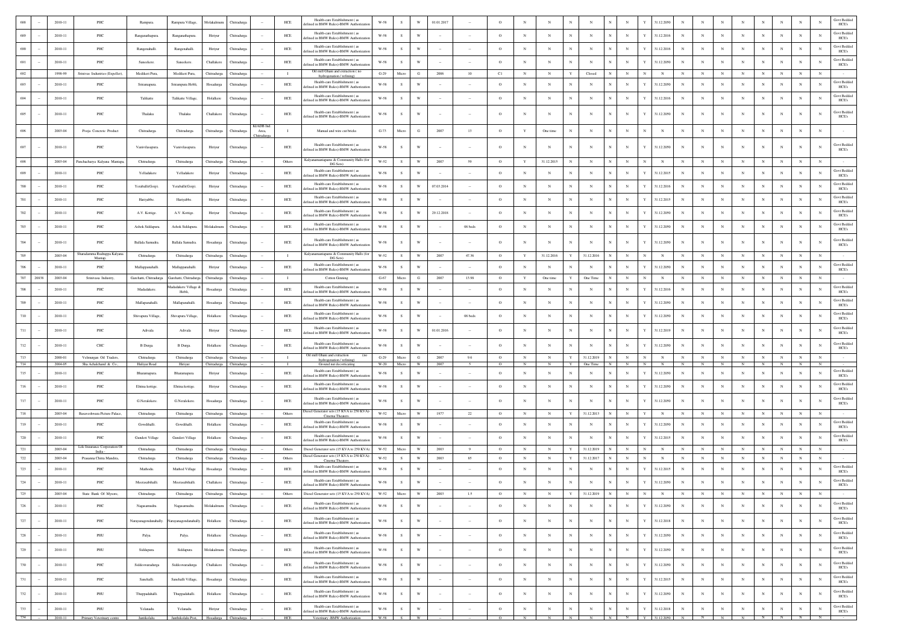| 688 | -- | 2010-11 | PHC | Rampura. | Rampura Village, | Molakalmuru | Chitradurga | -- | HCE | Health-care Establishment ( as defined in BMW Rules)-BMW Authorization | W-58 | S | W | 01.01.2017 | -- | O | N | N | N | N | N | N | Y | 31.12.2050 | N | N | N | N | N | N | N | N | Govt Bedded HCE's |
|---|---|---|---|---|---|---|---|---|---|---|---|---|---|---|---|---|---|---|---|---|---|---|---|---|---|---|---|---|---|---|---|---|---|
| 689 | -- | 2010-11 | PHC | Ranganathapura | Ranganathapura | Hiriyur | Chitradurga | -- | HCE | Health-care Establishment ( as defined in BMW Rules)-BMW Authorization | W-58 | S | W | -- | -- | O | N | N | N | N | N | N | Y | 31.12.2016 | N | N | N | N | N | N | N | N | Govt Bedded HCE's |
| 690 | -- | 2010-11 | PHC | Rangenahalli. | Rangenahalli. | Hiriyur | Chitradurga | -- | HCE | Health-care Establishment ( as defined in BMW Rules)-BMW Authorization | W-58 | S | W | -- | -- | O | N | N | N | N | N | N | Y | 31.12.2016 | N | N | N | N | N | N | N | N | Govt Bedded HCE's |
| 691 | -- | 2010-11 | PHC | Saneekere. | Saneekere. | Challakere | Chitradurga | -- | HCE | Health-care Establishment ( as defined in BMW Rules)-BMW Authorization | W-58 | S | W | -- | -- | O | N | N | N | N | N | N | Y | 31.12.2050 | N | N | N | N | N | N | N | N | Govt Bedded HCE's |
| 692 | | 1998-99 | Srinivas Industries (Expeller), | Mushkeri Pura, | Mushkeri Pura, | Chitradurga | Chitradurga | -- | I | Oil mill Ghani and extraction ( no hydrogenation / refining) | G-29 | Micro | G | 2006 | 10 | C1 | N | N | Y | Closed | N | N | N | N | N | N | N | N | N | N | N | N | - |
| 693 | -- | 2010-11 | PHC | Sriramapura. | Srirampura Hobli, | Hosadurga | Chitradurga | -- | HCE | Health-care Establishment ( as defined in BMW Rules)-BMW Authorization | W-58 | S | W | -- | -- | O | N | N | N | N | N | N | Y | 31.12.2050 | N | N | N | N | N | N | N | N | Govt Bedded HCE's |
| 694 | -- | 2010-11 | PHC | Talikatte | Talikatte Village, | Holalkere | Chitradurga | -- | HCE | Health-care Establishment ( as defined in BMW Rules)-BMW Authorization | W-58 | S | W | -- | -- | O | N | N | N | N | N | N | Y | 31.12.2016 | N | N | N | N | N | N | N | N | Govt Bedded HCE's |
| 695 | -- | 2010-11 | PHC | Thalaku | Thalaku | Challakere | Chitradurga | -- | HCE | Health-care Establishment ( as defined in BMW Rules)-BMW Authorization | W-58 | S | W | -- | -- | O | N | N | N | N | N | N | Y | 31.12.2050 | N | N | N | N | N | N | N | N | Govt Bedded HCE's |
| 696 | | 2003-04 | Pooja Concrete Product | Chitradurga | Chitradurga | Chitradurga | Chitradurga | KIADB Ind. Area, Chitradurga | I | Manual and wire cut bricks | G-73 | Micro | G | 2007 | 13 | O | Y | One time | N | N | N | N | N | N | N | N | N | N | N | N | N | N | - |
| 697 | -- | 2010-11 | PHC | Vanivilasapura. | Vanivilasapura. | Hiriyur | Chitradurga | -- | HCE | Health-care Establishment ( as defined in BMW Rules)-BMW Authorization | W-58 | S | W | -- | -- | O | N | N | N | N | N | N | Y | 31.12.2050 | N | N | N | N | N | N | N | N | Govt Bedded HCE's |
| 698 | | 2003-04 | Panchacharya Kalyana Mantapa, | Chitradurga | Chitradurga | Chitradurga | Chitradurga | -- | Others | Kalyanamantapams & Community Halls (for DG Sets) | W-52 | S | W | 2007 | 59 | O | Y | 31.12.2015 | N | N | N | N | N | N | N | N | N | N | N | N | N | N | - |
| 699 | -- | 2010-11 | PHC | Yelladakere | Yelladakere | Hiriyur | Chitradurga | -- | HCE | Health-care Establishment ( as defined in BMW Rules)-BMW Authorization | W-58 | S | W | -- | -- | O | N | N | N | N | N | N | Y | 31.12.2015 | N | N | N | N | N | N | N | N | Govt Bedded HCE's |
| 700 | -- | 2010-11 | PHC | Yeraballi(Goip). | Yeraballi(Goip). | Hiriyur | Chitradurga | -- | HCE | Health-care Establishment ( as defined in BMW Rules)-BMW Authorization | W-58 | S | W | 07.03.2014 | -- | O | N | N | N | N | N | N | Y | 31.12.2016 | N | N | N | N | N | N | N | N | Govt Bedded HCE's |
| 701 | -- | 2010-11 | PHC | Hariyabbe. | Hariyabbe. | Hiriyur | Chitradurga | -- | HCE | Health-care Establishment ( as defined in BMW Rules)-BMW Authorization | W-58 | S | W | -- | -- | O | N | N | N | N | N | N | Y | 31.12.2015 | N | N | N | N | N | N | N | N | Govt Bedded HCE's |
| 702 | -- | 2010-11 | PHC | A.V. Kottige. | A.V. Kottige. | Hiriyur | Chitradurga | -- | HCE | Health-care Establishment ( as defined in BMW Rules)-BMW Authorization | W-58 | S | W | 29.12.2018 | -- | O | N | N | N | N | N | N | Y | 31.12.2050 | N | N | N | N | N | N | N | N | Govt Bedded HCE's |
| 703 | -- | 2010-11 | PHC | Ashok Siddapura. | Ashok Siddapura. | Molakalmuru | Chitradurga | -- | HCE | Health-care Establishment ( as defined in BMW Rules)-BMW Authorization | W-58 | S | W | -- | 06 beds | O | N | N | N | N | N | N | Y | 31.12.2050 | N | N | N | N | N | N | N | N | Govt Bedded HCE's |
| 704 | -- | 2010-11 | PHC | Ballala Samudra. | Ballala Samudra. | Hosadurga | Chitradurga | -- | HCE | Health-care Establishment ( as defined in BMW Rules)-BMW Authorization | W-58 | S | W | -- | -- | O | N | N | N | N | N | N | Y | 31.12.2050 | N | N | N | N | N | N | N | N | Govt Bedded HCE's |
| 705 | | 2003-04 | Sharadamma Rudrappa Kalyana Mantap, | Chitradurga | Chitradurga | Chitradurga | Chitradurga | -- | I | Kalyanamantapams & Community Halls (for DG Sets) | W-52 | S | W | 2007 | 47.36 | O | Y | 31.12.2016 | Y | 31.12.2016 | N | N | N | N | N | N | N | N | N | N | N | N | - |
| 706 | -- | 2010-11 | PHC | Mallappanahalli. | Mallappanahalli. | Hiriyur | Chitradurga | -- | HCE | Health-care Establishment ( as defined in BMW Rules)-BMW Authorization | W-58 | S | W | -- | -- | O | N | N | N | N | N | N | Y | 31.12.2050 | N | N | N | N | N | N | N | N | Govt Bedded HCE's |
| 707 | 26838 | 2003-04 | Srinivasa Industry, | Garehatti, Chitradurga | Garehatti, Chitradurga | Chitradurga | Chitradurga | -- | I | Cotton Ginning | G-67 | Micro | G | 2007 | 13.98 | O | Y | One time | Y | One Time | N | N | N | N | N | N | N | N | N | N | N | N | - |
| 708 | -- | 2010-11 | PHC | Madadakere. | Madadakere Village & Hobli, | Hosadurga | Chitradurga | -- | HCE | Health-care Establishment ( as defined in BMW Rules)-BMW Authorization | W-58 | S | W | -- | -- | O | N | N | N | N | N | N | Y | 31.12.2016 | N | N | N | N | N | N | N | N | Govt Bedded HCE's |
| 709 | -- | 2010-11 | PHC | Mallapanahalli. | Mallapanahalli. | Hosadurga | Chitradurga | -- | HCE | Health-care Establishment ( as defined in BMW Rules)-BMW Authorization | W-58 | S | W | -- | -- | O | N | N | N | N | N | N | Y | 31.12.2050 | N | N | N | N | N | N | N | N | Govt Bedded HCE's |
| 710 | -- | 2010-11 | PHC | Shivapura Village, | Shivapura Village, | Holalkere | Chitradurga | -- | HCE | Health-care Establishment ( as defined in BMW Rules)-BMW Authorization | W-58 | S | W | -- | 06 beds | O | N | N | N | N | N | N | Y | 31.12.2050 | N | N | N | N | N | N | N | N | Govt Bedded HCE's |
| 711 | -- | 2010-11 | PHC | Adivala. | Adivala. | Hiriyur | Chitradurga | -- | HCE | Health-care Establishment ( as defined in BMW Rules)-BMW Authorization | W-58 | S | W | 01.01.2016 | -- | O | N | N | N | N | N | N | Y | 31.12.2019 | N | N | N | N | N | N | N | N | Govt Bedded HCE's |
| 712 | -- | 2010-11 | CHC | B.Durga. | B.Durga. | Holalkere | Chitradurga | -- | HCE | Health-care Establishment ( as defined in BMW Rules)-BMW Authorization | W-58 | S | W | -- | -- | O | N | N | N | N | N | N | Y | 31.12.2050 | N | N | N | N | N | N | N | N | Govt Bedded HCE's |
| 713 | | 2000-01 | Velmurgan Oil Traders, | Chitradurga. | Chitradurga | Chitradurga | Chitradurga | -- | I | Oil mill Ghani and extraction (no hydrogenation / refining) | G-29 | Micro | G | 2007 | 9.6 | O | N | N | Y | 31.12.2019 | N | N | N | N | N | N | N | N | N | N | N | N | - |
| 714 | | 2004-05 | Sha Achalchand & Co., | Huliyar Road | Hiriyur | Chitradurga | Chitradurga | -- | I | Ground nut decorticating | W-20 | Micro | W | 2007 | 5 | O | N | N | Y | One Time | N | N | N | N | N | N | N | N | N | N | N | N | - |
| 715 | -- | 2010-11 | PHC | Bharamapura | Bharamapura | Hiriyur | Chitradurga | -- | HCE | Health-care Establishment ( as defined in BMW Rules)-BMW Authorization | W-58 | S | W | -- | -- | O | N | N | N | N | N | N | Y | 31.12.2050 | N | N | N | N | N | N | N | N | Govt Bedded HCE's |
| 716 | -- | 2010-11 | PHC | Ehtina kottige. | Ehtina kottige. | Hiriyur | Chitradurga | -- | HCE | Health-care Establishment ( as defined in BMW Rules)-BMW Authorization | W-58 | S | W | -- | -- | O | N | N | N | N | N | N | Y | 31.12.2050 | N | N | N | N | N | N | N | N | Govt Bedded HCE's |
| 717 | -- | 2010-11 | PHC | G.Neralekere. | G.Neralekere. | Hosadurga | Chitradurga | -- | HCE | Health-care Establishment ( as defined in BMW Rules)-BMW Authorization | W-58 | S | W | -- | -- | O | N | N | N | N | N | N | Y | 31.12.2050 | N | N | N | N | N | N | N | N | Govt Bedded HCE's |
| 718 | | 2003-04 | Basaveshwara Picture Palace, | Chitradurga | Chitradurga | Chitradurga | Chitradurga | -- | Others | Diesel Generator sets (15 KVA to 250 KVA)-Cinema Theaters | W-52 | Micro | W | 1977 | 22 | O | N | N | Y | 31.12.2013 | N | N | Y | N | N | N | N | N | N | N | N | N | - |
| 719 | -- | 2010-11 | PHC | Gowdihalli. | Gowdihalli. | Holalkere | Chitradurga | -- | HCE | Health-care Establishment ( as defined in BMW Rules)-BMW Authorization | W-58 | S | W | -- | -- | O | N | N | N | N | N | N | Y | 31.12.2050 | N | N | N | N | N | N | N | N | Govt Bedded HCE's |
| 720 | -- | 2010-11 | PHC | Gunderi Village | Gunderi Village | Holalkere | Chitradurga | -- | HCE | Health-care Establishment ( as defined in BMW Rules)-BMW Authorization | W-58 | S | W | -- | -- | O | N | N | N | N | N | N | Y | 31.12.2015 | N | N | N | N | N | N | N | N | Govt Bedded HCE's |
| 721 | | 2003-04 | Life Insurance Corporation Of India - | Chitradurga | Chitradurga | Chitradurga | Chitradurga | -- | Others | Diesel Generator sets (15 KVA to 250 KVA) | W-52 | Micro | W | 2003 | 9 | O | N | N | Y | 31.12.2019 | N | N | N | N | N | N | N | N | N | N | N | N | - |
| 722 | | 2003-04 | Prasanna Chitra Mandira, | Chitradurga | Chitradurga | Chitradurga | Chitradurga | -- | Others | Diesel Generator sets (15 KVA to 250 KVA)-Cinema Theaters | W-52 | S | W | 2003 | 85 | O | N | N | Y | 31.12.2017 | N | N | N | N | N | N | N | N | N | N | N | N | - |
| 723 | -- | 2010-11 | PHC | Mathodu. | Mathod Village | Hosadurga | Chitradurga | -- | HCE | Health-care Establishment ( as defined in BMW Rules)-BMW Authorization | W-58 | S | W | -- | -- | O | N | N | N | N | N | N | Y | 31.12.2015 | N | N | N | N | N | N | N | N | Govt Bedded HCE's |
| 724 | -- | 2010-11 | PHC | Meerasabihalli. | Meerasabihalli. | Challakere | Chitradurga | -- | HCE | Health-care Establishment ( as defined in BMW Rules)-BMW Authorization | W-58 | S | W | -- | -- | O | N | N | N | N | N | N | Y | 31.12.2050 | N | N | N | N | N | N | N | N | Govt Bedded HCE's |
| 725 | | 2003-04 | State Bank Of Mysore, | Chitradurga | Chitradurga | Chitradurga | Chitradurga | -- | Others | Diesel Generator sets (15 KVA to 250 KVA) | W-52 | Micro | W | 2003 | 1.5 | O | N | N | Y | 31.12.2019 | N | N | N | N | N | N | N | N | N | N | N | N | - |
| 726 | -- | 2010-11 | PHC | Nagasamudra. | Nagasamudra. | Molakalmuru | Chitradurga | -- | HCE | Health-care Establishment ( as defined in BMW Rules)-BMW Authorization | W-58 | S | W | -- | -- | O | N | N | N | N | N | N | Y | 31.12.2050 | N | N | N | N | N | N | N | N | Govt Bedded HCE's |
| 727 | -- | 2010-11 | PHC | Narayanagondanahally. | Narayanagondanahally. | Holalkere | Chitradurga | -- | HCE | Health-care Establishment ( as defined in BMW Rules)-BMW Authorization | W-58 | S | W | -- | -- | O | N | N | N | N | N | N | Y | 31.12.2018 | N | N | N | N | N | N | N | N | Govt Bedded HCE's |
| 728 | -- | 2010-11 | PHU | Palya. | Palya. | Holalkere | Chitradurga | -- | HCE | Health-care Establishment ( as defined in BMW Rules)-BMW Authorization | W-58 | S | W | -- | -- | O | N | N | N | N | N | N | Y | 31.12.2050 | N | N | N | N | N | N | N | N | Govt Bedded HCE's |
| 729 | -- | 2010-11 | PHU | Siddapura. | Siddapura. | Molakalmuru | Chitradurga | -- | HCE | Health-care Establishment ( as defined in BMW Rules)-BMW Authorization | W-58 | S | W | -- | -- | O | N | N | N | N | N | N | Y | 31.12.2050 | N | N | N | N | N | N | N | N | Govt Bedded HCE's |
| 730 | -- | 2010-11 | PHC | Siddeswaradurga | Siddeswaradurga | Challakere | Chitradurga | -- | HCE | Health-care Establishment ( as defined in BMW Rules)-BMW Authorization | W-58 | S | W | -- | -- | O | N | N | N | N | N | N | Y | 31.12.2050 | N | N | N | N | N | N | N | N | Govt Bedded HCE's |
| 731 | -- | 2010-11 | PHC | Sanehalli. | Sanehalli Village, | Hosadurga | Chitradurga | -- | HCE | Health-care Establishment ( as defined in BMW Rules)-BMW Authorization | W-58 | S | W | -- | -- | O | N | N | N | N | N | N | Y | 31.12.2015 | N | N | N | N | N | N | N | N | Govt Bedded HCE's |
| 732 | -- | 2010-11 | PHU | Thuppadahalli. | Thuppadahalli. | Holalkere | Chitradurga | -- | HCE | Health-care Establishment ( as defined in BMW Rules)-BMW Authorization | W-58 | S | W | -- | -- | O | N | N | N | N | N | N | Y | 31.12.2050 | N | N | N | N | N | N | N | N | Govt Bedded HCE's |
| 733 | -- | 2010-11 | PHU | Yelanadu. | Yelanadu. | Hiriyur | Chitradurga | -- | HCE | Health-care Establishment ( as defined in BMW Rules)-BMW Authorization | W-58 | S | W | -- | -- | O | N | N | N | N | N | N | Y | 31.12.2018 | N | N | N | N | N | N | N | N | Govt Bedded HCE's |
| 734 | -- | 2010-11 | Primary Veterinary centre | Jantikolalu | Janthikolalu Post, | Hosadurga | Chitradurga | -- | HCE | Veterinary -BMW Authorization | W-58 | S | W | -- | -- | O | N | N | N | N | N | N | Y | 31.12.2050 | N | N | N | N | N | N | N | N | - |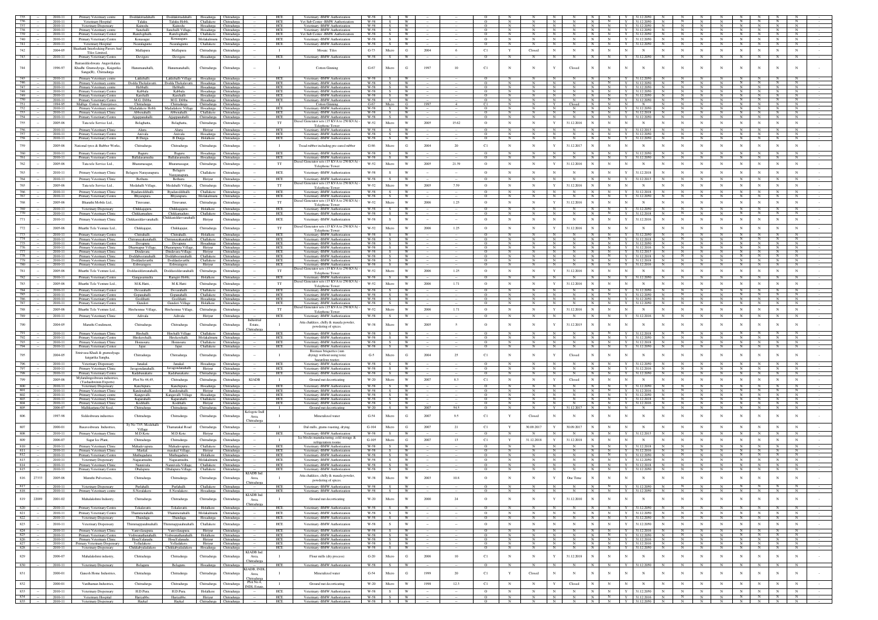| | | | | | | | | | | | | | | | | | | | | | | | | | | | | | | | | | | | |
|---|---|---|---|---|---|---|---|---|---|---|---|---|---|---|---|---|---|---|---|---|---|---|---|---|---|---|---|---|---|---|---|---|---|---|---|
| 735 | -- | 2010-11 | Primary Veterinary centre | Doddaketadahalli | Doddaketadahalli | Hosadurga | Chitradurga | -- | HCE | Veterinary -BMW Authorization | W-58 | S | W | -- | -- | -- | O | N | N | N | N | N | N | Y | 31.12.2050 | N | N | N | N | N | N | N | N | N | N |
| 736 | -- | 2010-11 | Veterinary Hospital | Taluka | Taluka Hobli, | Challakere | Chitradurga | -- | HCE | Vet Sub Center -BMW Authorization | W-58 | S | W | -- | -- | -- | O | N | N | N | N | N | N | Y | 31.12.2050 | N | N | N | N | N | N | N | N | N | N |
| 737 | -- | 2010-11 | Veterinary Dispensary | Kamsola | Kamsola | Hosadurga | Chitradurga | -- | HCE | Veterinary -BMW Authorization | W-58 | S | W | -- | -- | -- | O | N | N | N | N | N | N | Y | 31.12.2050 | N | N | N | N | N | N | N | N | N | N |
| 738 | -- | 2010-11 | Primary Veterinary centre | Sanehalli | Sanehalli Village, | Hosadurga | Chitradurga | -- | HCE | Veterinary -BMW Authorization | W-58 | S | W | -- | -- | -- | O | N | N | N | N | N | N | Y | 31.12.2050 | N | N | N | N | N | N | N | N | N | N |
| 739 | -- | 2010-11 | Primary Veterinary Center | Ramlogihalli, | Ramlogihalli | Challakere | Chitradurga | -- | HCE | Vet Sub Center -BMW Authorization | W-58 | S | W | -- | -- | -- | O | N | N | N | N | N | N | Y | 31.12.2050 | N | N | N | N | N | N | N | N | N | N |
| 740 | -- | 2010-11 | Primary Veterinary Centre | Konasagara | Konasagara | Molakalmuru | Chitradurga | -- | HCE | Veterinary -BMW Authorization | W-58 | S | W | -- | -- | -- | O | N | N | N | N | N | N | Y | 31.12.2050 | N | N | N | N | N | N | N | N | N | N |
| 741 | -- | 2010-11 | Veterinary Hospital | Neeralagunte | Neeralagunte | Challakere | Chitradurga | -- | HCE | Veterinary -BMW Authorization | W-58 | S | W | -- | -- | -- | O | N | N | N | N | N | N | Y | 31.12.2050 | N | N | N | N | N | N | N | N | N | N |
| 742 | -- | 2004-05 | Shashank Interlocking Pavers And Tiles Limited | Mallapura | Mallapura | Chitradurga | Chitradurga | -- | I | Mosaic Tiles | G-73 | Micro | G | 2004 | | 6 | C1 | Y | Closed | N | N | N | N | N | N | N | N | N | N | N | N | N | N | N | - |
| 743 | -- | 2010-11 | Primary Veterinary Centre | Devigere | Devigere | Hosadurga | Chitradurga | -- | HCE | Veterinary -BMW Authorization | W-58 | S | W | -- | -- | -- | O | N | N | N | N | N | N | Y | 31.12.2050 | N | N | N | N | N | N | N | N | N | N |
| 744 | -- | 1996-97 | Basaveshwara Angavikalara Khadhi Gramodyoga, Kaggarka Sanga(R), Chitradurga | Hanumanahalli, | Hanumanahalli, | Chitradurga | Chitradurga | -- | I | Cotton Ginning | G-67 | Micro | G | 1997 | | 10 | C1 | N | N | Y | Closed | N | N | N | N | N | N | N | N | N | N | N | N | N | - |
| 745 | -- | 2010-11 | Primary Veterinary centre | Lakkihalli | Lakkihalli Village | Hosadurga | Chitradurga | -- | HCE | Veterinary -BMW Authorization | W-58 | S | W | -- | -- | -- | O | N | N | N | N | N | N | Y | 31.12.2050 | N | N | N | N | N | N | N | N | N | N |
| 746 | -- | 2010-11 | Primary Veterinary centre | Dodda Thekalavatti | Dodda Thekalavatti | Hosadurga | Chitradurga | -- | HCE | Veterinary -BMW Authorization | W-58 | S | W | -- | -- | -- | O | N | N | N | N | N | N | Y | 31.12.2050 | N | N | N | N | N | N | N | N | N | N |
| 747 | -- | 2010-11 | Primary Veterinary centre | Hebballi | Hebballi | Hosadurga | Chitradurga | -- | HCE | Veterinary -BMW Authorization | W-58 | S | W | -- | -- | -- | O | N | N | N | N | N | N | Y | 31.12.2050 | N | N | N | N | N | N | N | N | N | N |
| 748 | -- | 2010-11 | Primary Veterinary Centre | Kabbala | Kabbala | Hosadurga | Chitradurga | -- | HCE | Veterinary -BMW Authorization | W-58 | S | W | -- | -- | -- | O | N | N | N | N | N | N | Y | 31.12.2050 | N | N | N | N | N | N | N | N | N | N |
| 749 | -- | 2010-11 | Primary Veterinary centre | Kanehalli | Kanehalli | Hosadurga | Chitradurga | -- | HCE | Veterinary -BMW Authorization | W-58 | S | W | -- | -- | -- | O | N | N | N | N | N | N | Y | 31.12.2050 | N | N | N | N | N | N | N | N | N | N |
| 750 | -- | 2010-11 | Primary Veterinary Centre | M.G. Dibba | M.G. Dibba | Hosadurga | Chitradurga | -- | HCE | Veterinary -BMW Authorization | W-58 | S | W | -- | -- | -- | O | N | N | N | N | N | N | Y | 31.12.2050 | N | N | N | N | N | N | N | N | N | N |
| 751 | -- | 1994-95 | Mallige Cotton Enterprises | Chitradurga | Chitradurga | Chitradurga | Chitradurga | -- | I | Cotton Ginning | G-67 | Micro | G | 1997 | | -- | C1 | N | N | Y | Closed | N | N | N | N | N | N | N | N | N | N | N | N | N | - |
| 752 | -- | 2010-11 | Primary Veterinary centre | Madadakere Hobli | Madadakere Village | Hosadurga | Chitradurga | -- | HCE | Veterinary -BMW Authorization | W-58 | S | W | -- | -- | -- | O | N | N | N | N | N | N | Y | 31.12.2050 | N | N | N | N | N | N | N | N | N | N |
| 753 | -- | 2010-11 | Primary Veterinary Clinic | Abbenahalli | Abbenahalli | Challakere | Chitradurga | -- | HCE | Veterinary -BMW Authorization | W-58 | S | W | -- | -- | -- | O | N | N | N | N | N | N | Y | 31.12.2018 | N | N | N | N | N | N | N | N | N | N |
| 754 | -- | 2010-11 | Primary Veterinary Centre | Ajjappanahalli | Ajjappanahalli | Chitradurga | Chitradurga | -- | HCE | Veterinary -BMW Authorization | W-58 | S | W | -- | -- | -- | O | N | N | N | N | N | N | Y | 31.12.2050 | N | N | N | N | N | N | N | N | N | N |
| 755 | -- | 2005-06 | Tata tele Service Ltd., | Belaghatta, | Belaghatta, | Chitradurga | Chitradurga | -- | TT | Diesel Generator sets (15 KVA to 250 KVA) - Telephone Tower | W-52 | Micro | W | 2005 | | 15.62 | O | N | N | Y | 31.12.2016 | N | N | N | N | N | N | N | N | N | N | N | N | N | - |
| 756 | -- | 2010-11 | Primary Veterinary Clinic | Aluru | Aluru | Hiriyur | Chitradurga | -- | HCE | Veterinary -BMW Authorization | W-58 | S | W | -- | -- | -- | O | N | N | N | N | N | N | Y | 31.12.2013 | N | N | N | N | N | N | N | N | N | N |
| 757 | -- | 2010-11 | Primary Veterinary Centre | Anivala | Anivala | Hosadurga | Chitradurga | -- | HCE | Veterinary -BMW Authorization | W-58 | S | W | -- | -- | -- | O | N | N | N | N | N | N | Y | 31.12.2050 | N | N | N | N | N | N | N | N | N | N |
| 758 | -- | 2010-11 | Primary Veterinary Centre | B.Durga | B.Durga | Holalkere | Chitradurga | -- | HCE | Veterinary -BMW Authorization | W-58 | S | W | -- | -- | -- | O | N | N | N | N | N | N | Y | 31.12.2050 | N | N | N | N | N | N | N | N | N | N |
| 759 | -- | 2005-06 | National tyres & Rubber Works, | Chitradurga | Chitradurga | Chitradurga | Chitradurga | -- | I | Tread rubber including pre-cured rubber | G-86 | Micro | G | 2004 | | 20 | C1 | N | N | Y | 31.12.2017 | N | N | N | N | N | N | N | N | N | N | N | N | N | - |
| 760 | -- | 2010-11 | Primary Veterinary Centre | Bagura | Bagura | Hosadurga | Chitradurga | -- | HCE | Veterinary -BMW Authorization | W-58 | S | W | -- | -- | -- | O | N | N | N | N | N | N | Y | 31.12.2050 | N | N | N | N | N | N | N | N | N | N |
| 761 | -- | 2010-11 | Primary Veterinary Centre | Ballalasamudra | Ballalasamudra | Hosadurga | Chitradurga | -- | HCE | Veterinary -BMW Authorization | W-58 | S | W | -- | -- | -- | O | N | N | N | N | N | N | Y | 31.12.2050 | N | N | N | N | N | N | N | N | N | N |
| 762 | -- | 2005-06 | Tata tele Service Ltd., | Bharamsagar, | Bharamasagar, | Chitradurga | Chitradurga | -- | TT | Diesel Generator sets (15 KVA to 250 KVA) - Telephone Tower | W-52 | Micro | W | 2005 | | 21.39 | O | N | N | Y | 31.12.2016 | N | N | N | N | N | N | N | N | N | N | N | N | N | - |
| 763 | -- | 2010-11 | Primary Veterinary Clinic | Belagere Narayanapura, | Belagere Narayanapura | Challakere | Chitradurga | -- | HCE | Veterinary -BMW Authorization | W-58 | S | W | -- | -- | -- | O | N | N | N | N | N | N | Y | 31.12.2018 | N | N | N | N | N | N | N | N | N | N |
| 764 | -- | 2010-11 | Primary Veterinary Clinic | Bethuru | Bethuru | Hiriyur | Chitradurga | -- | HCE | Veterinary -BMW Authorization | W-58 | S | W | -- | -- | -- | O | N | N | N | N | N | N | Y | 31.12.2013 | N | N | N | N | N | N | N | N | N | N |
| 765 | -- | 2005-06 | Tata tele Service Ltd., | Medahalli Village, | Medahalli Village, | Chitradurga | Chitradurga | -- | TT | Diesel Generator sets (15 KVA to 250 KVA) - Telephone Tower | W-52 | Micro | W | 2005 | | 7.59 | O | N | N | Y | 31.12.2016 | N | N | N | N | N | N | N | N | N | N | N | N | N | - |
| 766 | -- | 2010-11 | Primary Veterinary Clinic | Byadareddihalli | Byadareddihalli | Challakere | Chitradurga | -- | HCE | Veterinary -BMW Authorization | W-58 | S | W | -- | -- | -- | O | N | N | N | N | N | N | Y | 31.12.2018 | N | N | N | N | N | N | N | N | N | N |
| 767 | -- | 2010-11 | Primary Veterinary Centre | Bhyrapura | Bhyrapura | Molakalmuru | Chitradurga | -- | HCE | Veterinary -BMW Authorization | W-58 | S | W | -- | -- | -- | O | N | N | N | N | N | N | Y | 31.12.2050 | N | N | N | N | N | N | N | N | N | N |
| 768 | -- | 2005-06 | Bharathi Mobile Ltd., | Tiruvanur, | Tiruvanur, | Chitradurga | Chitradurga | -- | TT | Diesel Generator sets (15 KVA to 250 KVA) - Telephone Tower | W-52 | Micro | W | 2006 | | 1.25 | O | N | N | Y | 31.12.2016 | N | N | N | N | N | N | N | N | N | N | N | N | N | - |
| 769 | -- | 2010-11 | Veterinary Dispensary | Chikkajajuru | Chikkajajuru | Holalkere | Chitradurga | -- | HCE | Veterinary -BMW Authorization | W-58 | S | W | -- | -- | -- | O | N | N | N | N | N | N | Y | 31.12.2050 | N | N | N | N | N | N | N | N | N | N |
| 770 | -- | 2010-11 | Primary Veterinary Clinic | Chikkamadure | Chikkamadure | Challakere | Chitradurga | -- | HCE | Veterinary -BMW Authorization | W-58 | S | W | -- | -- | -- | O | N | N | N | N | N | N | Y | 31.12.2018 | N | N | N | N | N | N | N | N | N | N |
| 771 | -- | 2010-11 | Primary Veterinary Clinic | Chikkasiddavvanahalli | Chikkasiddavvanahalli | Hiriyur | Chitradurga | -- | HCE | Veterinary -BMW Authorization | W-58 | S | W | -- | -- | -- | O | N | N | N | N | N | N | Y | 31.12.2016 | N | N | N | N | N | N | N | N | N | N |
| 772 | -- | 2005-06 | Bharthi Tele Venture Ltd., | Chikkajajur, | Chikkajajur, | Chitradurga | Chitradurga | -- | TT | Diesel Generator sets (15 KVA to 250 KVA) - Telephone Tower | W-52 | Micro | W | 2006 | | 1.25 | O | N | N | Y | 31.12.2016 | N | N | N | N | N | N | N | N | N | N | N | N | N | - |
| 773 | -- | 2010-11 | Primary Veterinary Centre | Chitrahalli | Chitrahalli | Holalkere | Chitradurga | -- | HCE | Veterinary -BMW Authorization | W-58 | S | W | -- | -- | -- | O | N | N | N | N | N | N | Y | 31.12.2050 | N | N | N | N | N | N | N | N | N | N |
| 774 | -- | 2010-11 | Primary Veterinary Clinic | Chitranayakanahalli | Chitranayakanahalli | Challakere | Chitradurga | -- | HCE | Veterinary -BMW Authorization | W-58 | S | W | -- | -- | -- | O | N | N | N | N | N | N | Y | 31.12.2018 | N | N | N | N | N | N | N | N | N | N |
| 775 | -- | 2010-11 | Primary Veterinary Centre | Devapura | Devapura | Hosadurga | Chitradurga | -- | HCE | Veterinary -BMW Authorization | W-58 | S | W | -- | -- | -- | O | N | N | N | N | N | N | Y | 31.12.2050 | N | N | N | N | N | N | N | N | N | N |
| 776 | -- | 2010-11 | Primary Veterinary Clinic | Dharmapur Village, | Dharmapura Village, | Hiriyur | Chitradurga | -- | HCE | Veterinary -BMW Authorization | W-58 | S | W | -- | -- | -- | O | N | N | N | N | N | N | Y | 31.12.2016 | N | N | N | N | N | N | N | N | N | N |
| 777 | -- | 2010-11 | Primary Veterinary Clinic | Dindavara | Dindavara Village | Hiriyur | Chitradurga | -- | HCE | Veterinary -BMW Authorization | W-58 | S | W | -- | -- | -- | O | N | N | N | N | N | N | Y | 31.12.2013 | N | N | N | N | N | N | N | N | N | N |
| 778 | -- | 2010-11 | Primary Veterinary Clinic | Doddaboranahalli | Doddaboranahalli | Challakere | Chitradurga | -- | HCE | Veterinary -BMW Authorization | W-58 | S | W | -- | -- | -- | O | N | N | N | N | N | N | Y | 31.12.2018 | N | N | N | N | N | N | N | N | N | N |
| 779 | -- | 2010-11 | Primary Veterinary Clinic | Doddaulavarthi | Doddaulavarthi | Challakere | Chitradurga | -- | HCE | Veterinary -BMW Authorization | W-58 | S | W | -- | -- | -- | O | N | N | N | N | N | N | Y | 31.12.2018 | N | N | N | N | N | N | N | N | N | N |
| 780 | -- | 2010-11 | Primary Veterinary Clinic | Eshwaragere | Eshwaragere | Hiriyur | Chitradurga | -- | HCE | Veterinary -BMW Authorization | W-58 | S | W | -- | -- | -- | O | N | N | N | N | N | N | Y | 31.12.2016 | N | N | N | N | N | N | N | N | N | N |
| 781 | -- | 2005-06 | Bharthi Tele Venture Ltd., | Doddasiddavanahalli, | Doddasiddavanahalli | Chitradurga | Chitradurga | -- | TT | Diesel Generator sets (15 KVA to 250 KVA) - Telephone Tower | W-52 | Micro | W | 2006 | | 1.25 | O | N | N | Y | 31.12.2016 | N | N | N | N | N | N | N | N | N | N | N | N | N | - |
| 782 | -- | 2010-11 | Primary Veterinary Centre | Gangasamudra | Rangeri Hobli, | Holalkere | Chitradurga | -- | HCE | Veterinary -BMW Authorization | W-58 | S | W | -- | -- | -- | O | N | N | N | N | N | N | Y | 31.12.2050 | N | N | N | N | N | N | N | N | N | N |
| 783 | -- | 2005-06 | Bharthi Tele Venture Ltd., | M.K.Hatti, | M.K.Hatti | Chitradurga | Chitradurga | -- | TT | Diesel Generator sets (15 KVA to 250 KVA) - Telephone Tower | W-52 | Micro | W | 2006 | | 1.71 | O | N | N | Y | 31.12.2016 | N | N | N | N | N | N | N | N | N | N | N | N | N | - |
| 784 | -- | 2010-11 | Primary Veterinary Center | Devarahalli | Devarahalli | Challakere | Chitradurga | -- | HCE | Veterinary -BMW Authorization | W-58 | S | W | -- | -- | -- | O | N | N | N | N | N | N | Y | 31.12.2050 | N | N | N | N | N | N | N | N | N | N |
| 785 | -- | 2010-11 | Primary Veterinary Centre | Gopanahalli | Gopanahalli | Challakere | Chitradurga | -- | HCE | Veterinary -BMW Authorization | W-58 | S | W | -- | -- | -- | O | N | N | N | N | N | N | Y | 31.12.2050 | N | N | N | N | N | N | N | N | N | N |
| 786 | -- | 2010-11 | Primary Veterinary Centre | Gooldhatti | Gooldhatti | Hosadurga | Chitradurga | -- | HCE | Veterinary -BMW Authorization | W-58 | S | W | -- | -- | -- | O | N | N | N | N | N | N | Y | 31.12.2050 | N | N | N | N | N | N | N | N | N | N |
| 787 | -- | 2010-11 | Primary Veterinary Centre | Gunderi | Gunderi Village | Holalkere | Chitradurga | -- | HCE | Veterinary -BMW Authorization | W-58 | S | W | -- | -- | -- | O | N | N | N | N | N | N | Y | 31.12.2050 | N | N | N | N | N | N | N | N | N | N |
| 788 | -- | 2005-06 | Bharthi Tele Venture Ltd., | Hirehennur Village, | Hirehennur Village, | Chitradurga | Chitradurga | -- | TT | Diesel Generator sets (15 KVA to 250 KVA) - Telephone Tower | W-52 | Micro | W | 2006 | | 1.71 | O | N | N | Y | 31.12.2016 | N | N | N | N | N | N | N | N | N | N | N | N | N | - |
| 789 | -- | 2010-11 | Primary Veterinary Clinic | Adivala | Adivala | Hiriyur | Chitradurga | -- | HCE | Veterinary -BMW Authorization | W-58 | S | W | -- | -- | -- | O | N | N | N | N | N | N | Y | 31.12.2016 | N | N | N | N | N | N | N | N | N | N |
| 790 | -- | 2004-05 | Maruthi Condiment, | Chitradurga | Chitradurga | Chitradurga | Chitradurga | Industrial Estate, Chitradurga | I | Atta chakkies, chilly & masala powder, powdering of spices | W-38 | Micro | W | 2005 | | 5 | O | N | N | Y | 31.12.2015 | N | N | N | N | N | N | N | N | N | N | N | N | N | - |
| 791 | -- | 2010-11 | Primary Veterinary Clinic | Hirehalli | Hirehalli Village | Challakere | Chitradurga | -- | HCE | Veterinary -BMW Authorization | W-58 | S | W | -- | -- | -- | O | N | N | N | N | N | N | Y | 31.12.2018 | N | N | N | N | N | N | N | N | N | N |
| 792 | -- | 2010-11 | Primary Veterinary Clinic | Hirekerehalli | Hirekerehalli | Molakalmuru | Chitradurga | -- | HCE | Veterinary -BMW Authorization | W-58 | S | W | -- | -- | -- | O | N | N | N | N | N | N | Y | 31.12.2050 | N | N | N | N | N | N | N | N | N | N |
| 793 | -- | 2010-11 | Primary Veterinary Clinic | Homouru | Homouru | Challakere | Chitradurga | -- | HCE | Veterinary -BMW Authorization | W-58 | S | W | -- | -- | -- | O | N | N | N | N | N | N | Y | 31.12.2018 | N | N | N | N | N | N | N | N | N | N |
| 794 | -- | 2010-11 | Primary Veterinary Center | Jajur | Jajur | Challakere | Chitradurga | -- | HCE | Veterinary -BMW Authorization | W-58 | S | W | -- | -- | -- | O | N | N | N | N | N | N | Y | 31.12.2050 | N | N | N | N | N | N | N | N | N | N |
| 795 | -- | 2004-05 | Srinivasa Khadi & gramodyaga kaigarika Sangha, | Chitradurga | Chitradurga | Chitradurga | Chitradurga | -- | I | Biomass briquettes (sun drying) without using toxic hazardous wastes | G-5 | Micro | G | 2004 | | 25 | C1 | N | N | Y | Closed | N | N | N | N | N | N | N | N | N | N | N | N | N | - |
| 796 | -- | 2010-11 | Veterinary Dispensary | Janakal | Janakal | Hosadurga | Chitradurga | -- | HCE | Veterinary -BMW Authorization | W-58 | S | W | -- | -- | -- | O | N | N | N | N | N | N | Y | 31.12.2050 | N | N | N | N | N | N | N | N | N | N |
| 797 | -- | 2010-11 | Primary Veterinary Clinic | Javagondanahalli | Javagondanahalli | Hiriyur | Chitradurga | -- | HCE | Veterinary -BMW Authorization | W-58 | S | W | -- | -- | -- | O | N | N | N | N | N | N | Y | 31.12.2016 | N | N | N | N | N | N | N | N | N | N |
| 798 | -- | 2010-11 | Primary Veterinary Centre | Kadabanakatte | Kadabanakatte | Chitradurga | Chitradurga | -- | HCE | Veterinary -BMW Authorization | W-58 | S | W | -- | -- | -- | O | N | N | N | N | N | N | Y | 31.12.2050 | N | N | N | N | N | N | N | N | N | N |
| 799 | -- | 2005-06 | Mylaralingeshwara industries, (Yashashwini Exports) | Plot No 44,45, | Chitradurga | Chitradurga | Chitradurga | KIADB | I | Ground nut decorticating | W-20 | Micro | W | 2007 | | 8.3 | C1 | N | N | Y | Closed | N | N | N | N | N | N | N | N | N | N | N | N | N | - |
| 800 | -- | 2010-11 | Veterinary Dispensary | Kanchipura | Kanchipura | Hosadurga | Chitradurga | -- | HCE | Veterinary -BMW Authorization | W-58 | S | W | -- | -- | -- | O | N | N | N | N | N | N | Y | 31.12.2050 | N | N | N | N | N | N | N | N | N | N |
| 801 | -- | 2010-11 | Primary Veterinary Clinic | Kandenahalli | Kandenahalli | Hiriyur | Chitradurga | -- | HCE | Veterinary -BMW Authorization | W-58 | S | W | -- | -- | -- | O | N | N | N | N | N | N | Y | 31.12.2016 | N | N | N | N | N | N | N | N | N | N |
| 802 | -- | 2010-11 | Primary Veterinary centre | Kangavalli | Kangavalli Village | Hosadurga | Chitradurga | -- | HCE | Veterinary -BMW Authorization | W-58 | S | W | -- | -- | -- | O | N | N | N | N | N | N | Y | 31.12.2050 | N | N | N | N | N | N | N | N | N | N |
| 803 | -- | 2010-11 | Primary Veterinary Clinic | Kapanahalli | Kapanahalli | Challakere | Chitradurga | -- | HCE | Veterinary -BMW Authorization | W-58 | S | W | -- | -- | -- | O | N | N | N | N | N | N | Y | 31.12.2018 | N | N | N | N | N | N | N | N | N | N |
| 804 | -- | 2010-11 | Primary Veterinary Clinic | Kodihalli | Kodihalli | Hiriyur | Chitradurga | -- | HCE | Veterinary -BMW Authorization | W-58 | S | W | -- | -- | -- | O | N | N | N | N | N | N | Y | 31.12.2016 | N | N | N | N | N | N | N | N | N | N |
| 805 | -- | 2006-07 | Mallikarjuna Oil Seed, | Chitradurga | Chitradurga | Chitradurga | Chitradurga | -- | I | Ground nut decorticating | W-20 | Micro | W | 2007 | | 54.5 | O | N | N | Y | 31.12.2017 | N | N | N | N | N | N | N | N | N | N | N | N | N | - |
| 806 | -- | 1997-98 | Siddeshwara industries | Chitradurga | Chitradurga | Chitradurga | Chitradurga | Kelogote Indl Area, Chitradurga | I | Mineralized water | G-54 | Micro | G | 2007 | | 9.5 | C1 | Y | Closed | N | N | N | N | N | N | N | N | N | N | N | N | N | N | N | - |
| 807 | -- | 2000-01 | Basaveshwara Industries, | Sy No 73/5, Medehalli Village | Tharanukal Road | Chitradurga | Chitradurga | -- | I | Dal mills, grams roasting, drying | G-104 | Micro | G | 2007 | | 21 | C1 | Y | 30.09.2017 | Y | 30.09.2017 | N | N | N | N | N | N | N | N | N | N | N | N | N | - |
| 808 | -- | 2010-11 | Primary Veterinary Clinic | M.D.Kote | M.D.Kote | Hiriyur | Chitradurga | -- | HCE | Veterinary -BMW Authorization | W-58 | S | W | -- | -- | -- | O | N | N | N | N | N | N | Y | 31.12.2013 | N | N | N | N | N | N | N | N | N | N |
| 809 | -- | 2006-07 | Sagar Ice Plant, | Chitradurga | Chitradurga | Chitradurga | Chitradurga | -- | I | Ice blocks manufacturing, cold storage & refrigeration rooms | G-105 | Micro | G | 2007 | | 13 | C1 | Y | 31.12.2018 | Y | 31.12.2018 | N | N | N | N | N | N | N | N | N | N | N | N | N | - |
| 810 | -- | 2010-11 | Primary Veterinary Clinic | Mahadevapura | Mahadevapura | Challakere | Chitradurga | -- | HCE | Veterinary -BMW Authorization | W-58 | S | W | -- | -- | -- | O | N | N | N | N | N | N | Y | 31.12.2018 | N | N | N | N | N | N | N | N | N | N |
| 811 | -- | 2010-11 | Primary Veterinary Clinic | Maskal | masakal Village | Hiriyur | Chitradurga | -- | HCE | Veterinary -BMW Authorization | W-58 | S | W | -- | -- | -- | O | N | N | N | N | N | N | Y | 31.12.2016 | N | N | N | N | N | N | N | N | N | N |
| 812 | -- | 2010-11 | Primary Veterinary Centre | Muthugadura | Muthugadura | Holalkere | Chitradurga | -- | HCE | Veterinary -BMW Authorization | W-58 | S | W | -- | -- | -- | O | N | N | N | N | N | N | Y | 31.12.2050 | N | N | N | N | N | N | N | N | N | N |
| 813 | -- | 2010-11 | Veterinary Dispensary | Nagasamudra | Nagasamudra | Molakalmuru | Chitradurga | -- | HCE | Veterinary -BMW Authorization | W-58 | S | W | -- | -- | -- | O | N | N | N | N | N | N | Y | 31.12.2050 | N | N | N | N | N | N | N | N | N | N |
| 814 | -- | 2010-11 | Primary Veterinary Clinic | Nannivala | Nannivala Village | Challakere | Chitradurga | -- | HCE | Veterinary -BMW Authorization | W-58 | S | W | -- | -- | -- | O | N | N | N | N | N | N | Y | 31.12.2018 | N | N | N | N | N | N | N | N | N | N |
| 815 | -- | 2010-11 | Primary Veterinary Clinic | Obalapura | Obalapura Village | Challakere | Chitradurga | -- | HCE | Veterinary -BMW Authorization | W-58 | S | W | -- | -- | -- | O | N | N | N | N | N | N | Y | 31.12.2050 | N | N | N | N | N | N | N | N | N | N |
| 816 | 27333 | 2005-06 | Maruthi Pulverisers, | Chitradurga | Chitradurga | Chitradurga | Chitradurga | KIADB Ind Area, Chitradurga | I | Atta chakkies, chilly & masala powder, powdering of spices | W-38 | Micro | W | 2003 | | 10.8 | O | N | N | Y | One Time | N | N | N | N | N | N | N | N | N | N | N | N | N | - |
| 817 | -- | 2010-11 | Veterinary Dispensary | Purlahalli | Purlahalli | Challakere | Chitradurga | -- | HCE | Veterinary -BMW Authorization | W-58 | S | W | -- | -- | -- | O | N | N | N | N | N | N | Y | 31.12.2050 | N | N | N | N | N | N | N | N | N | N |
| 818 | -- | 2010-11 | Primary Veterinary centre | S.Neralakere | S.Neralakere | Hosadurga | Chitradurga | -- | HCE | Veterinary -BMW Authorization | W-58 | S | W | -- | -- | -- | O | N | N | N | N | N | N | Y | 31.12.2050 | N | N | N | N | N | N | N | N | N | N |
| 819 | 22089 | 2001-02 | Mahalakshmi Industry, | Chitradurga | Chitradurga | Chitradurga | Chitradurga | KIADB Ind Area, Chitradurga | I | Ground nut decorticating | W-20 | Micro | W | 2000 | | 24 | O | N | N | Y | 31.12.2010 | N | N | N | N | N | N | N | N | N | N | N | N | N | - |
| 820 | -- | 2010-11 | Primary Veterinary Centre | Tekalavatti | Tekalavatti | Holalkere | Chitradurga | -- | HCE | Veterinary -BMW Authorization | W-58 | S | W | -- | -- | -- | O | N | N | N | N | N | N | Y | 31.12.2050 | N | N | N | N | N | N | N | N | N | N |
| 821 | -- | 2010-11 | Primary Veterinary Centre | Thammenahalli | Thammenahalli | Molakalmuru | Chitradurga | -- | HCE | Veterinary -BMW Authorization | W-58 | S | W | -- | -- | -- | O | N | N | N | N | N | N | Y | 31.12.2050 | N | N | N | N | N | N | N | N | N | N |
| 822 | -- | 2010-11 | Veterinary Dispensary | Thandaga | Thandaga | Hosadurga | Chitradurga | -- | HCE | Veterinary -BMW Authorization | W-58 | S | W | -- | -- | -- | O | N | N | N | N | N | N | Y | 31.12.2050 | N | N | N | N | N | N | N | N | N | N |
| 823 | -- | 2010-11 | Veterinary Dispensary | Thimmappaiahnahalli | Thimmappaiahnahalli | Challakere | Chitradurga | -- | HCE | Veterinary -BMW Authorization | W-58 | S | W | -- | -- | -- | O | N | N | N | N | N | N | Y | 31.12.2050 | N | N | N | N | N | N | N | N | N | N |
| 824 | -- | 2010-11 | Primary Veterinary Clinic | Vanivilasapura | Vanivilasapura | Hiriyur | Chitradurga | -- | HCE | Veterinary -BMW Authorization | W-58 | S | W | -- | -- | -- | O | N | N | N | N | N | N | Y | 31.12.2016 | N | N | N | N | N | N | N | N | N | N |
| 825 | -- | 2010-11 | Primary Veterinary Centre | Vishwanathanahalli | Vishwanathanahalli | Holalkere | Chitradurga | -- | HCE | Veterinary -BMW Authorization | W-58 | S | W | -- | -- | -- | O | N | N | N | N | N | N | Y | 31.12.2050 | N | N | N | N | N | N | N | N | N | N |
| 826 | -- | 2010-11 | Primary Veterinary Clinic | HossYalanadu | HossYalanadu | Hiriyur | Chitradurga | -- | HCE | Veterinary -BMW Authorization | W-58 | S | W | -- | -- | -- | O | N | N | N | N | N | N | Y | 31.12.2016 | N | N | N | N | N | N | N | N | N | N |
| 827 | -- | 2010-11 | Primary Veterinary Dispensary | Yelladakere | Yelladakere | Hiriyur | Chitradurga | -- | HCE | Veterinary -BMW Authorization | W-58 | S | W | -- | -- | -- | O | N | N | N | N | N | N | Y | 31.12.2016 | N | N | N | N | N | N | N | N | N | N |
| 828 | -- | 2010-11 | Veterinary Dispensary | Chikkabyaladakere | Chikkabyaladakere | Hosadurga | Chitradurga | -- | HCE | Veterinary -BMW Authorization | W-58 | S | W | -- | -- | -- | O | N | N | N | N | N | N | Y | 31.12.2050 | N | N | N | N | N | N | N | N | N | N |
| 829 | -- | 2006-07 | Mahalakshmi industry, | Chitradurga | Chitradurga | Chitradurga | Chitradurga | KIADB Ind Area, Chitradurga | I | Flour mills (dry process) | G-20 | Micro | G | 2006 | | 10 | C1 | N | N | Y | 31.12.2018 | N | N | N | N | N | N | N | N | N | N | N | N | N | - |
| 830 | -- | 2010-11 | Veterinary Dispensary | Belagutta | Belagutta | Hosadurga | Chitradurga | -- | HCE | Veterinary -BMW Authorization | W-58 | S | W | -- | -- | -- | O | N | N | N | N | N | N | Y | 31.12.2050 | N | N | N | N | N | N | N | N | N | N |
| 831 | -- | 2000-01 | Ganesh Home Industries, | Chitradurga | Chitradurga | Chitradurga | Chitradurga | KIADB, INDL Area, Chitradurga | I | Mineralized water | G-54 | Micro | G | 1999 | | 20 | C1 | Y | Closed | N | N | N | N | N | N | N | N | N | N | N | N | N | N | N | - |
| 832 | -- | 2000-01 | Vardhaman Industries, | Chitradurga | Chitradurga | Chitradurga | Chitradurga | Plot No.6, INDL Estate | I | Ground nut decorticating | W-20 | Micro | W | 1998 | | 12.3 | C1 | N | N | Y | Closed | N | N | N | N | N | N | N | N | N | N | N | N | N | - |
| 833 | -- | 2010-11 | Veterinary Dispensary | H.D.Pura | H.D.Pura | Holalkere | Chitradurga | -- | HCE | Veterinary -BMW Authorization | W-58 | S | W | -- | -- | -- | O | N | N | N | N | N | N | Y | 31.12.2050 | N | N | N | N | N | N | N | N | N | N |
| 834 | -- | 2010-11 | Veterinary Hospital | Hariyabbe | Hariyabbe | Hiriyur | Chitradurga | -- | HCE | Veterinary -BMW Authorization | W-58 | S | W | -- | -- | -- | O | N | N | N | N | N | N | Y | 31.12.2016 | N | N | N | N | N | N | N | N | N | N |
| 835 | -- | 2010-11 | Veterinary Dispensary | Haykal | Haykal | Chitradurga | Chitradurga | -- | HCE | Veterinary -BMW Authorization | W-58 | S | W | -- | -- | -- | O | N | N | N | N | N | N | Y | 31.12.2050 | N | N | N | N | N | N | N | N | N | N |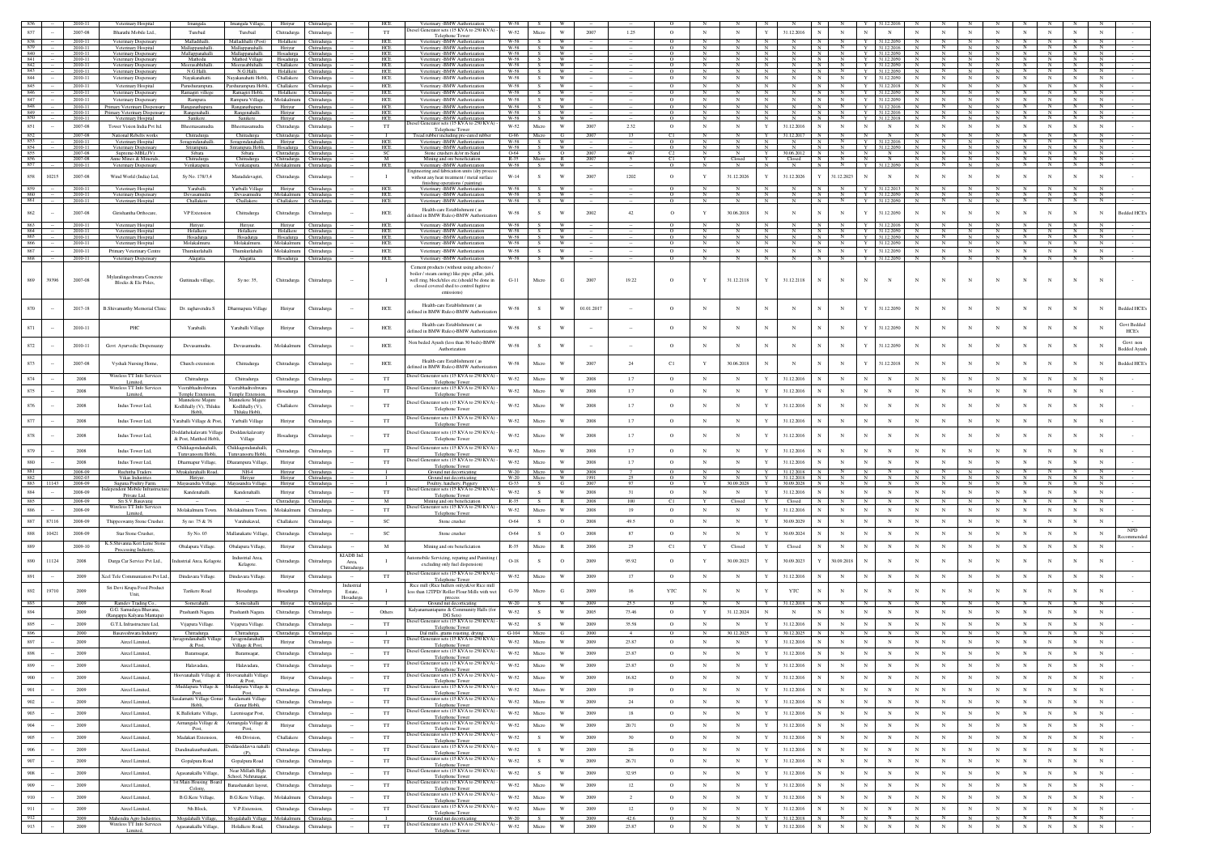| 836 | -- | 2010-11 | Veterinary Hospital | Imangala | Imangala Village, | Hiriyur | Chitradurga | -- | HCE | Veterinary -BMW Authorization | W-58 | S | W | -- | -- | O | N | N | N | N | N | N | Y | 31.12.2016 | N | N | N | N | N | N | N | N | N | N | |
|---|---|---|---|---|---|---|---|---|---|---|---|---|---|---|---|---|---|---|---|---|---|---|---|---|---|---|---|---|---|---|---|---|---|---|---|
| 837 | -- | 2007-08 | Bharathi Mobile Ltd., | Turuvali | Turuvali | Challakere | Chitradurga | -- | TT | Diesel Generator sets (15 KVA to 250 KVA) - Telephone Tower | W-52 | Micro | W | 2007 | 1.25 | O | N | N | Y | 31.12.2016 | N | N | N | N | N | N | N | N | N | N | N | N | N | N | - |
| 838 | -- | 2010-11 | Veterinary Dispensary | Malladihalli | Malladihalli (Post) | Holalkere | Chitradurga | -- | HCE | Veterinary -BMW Authorization | W-58 | S | W | -- | -- | O | N | N | N | N | N | N | Y | 31.12.2050 | N | N | N | N | N | N | N | N | N | N | |
| 839 | -- | 2010-11 | Veterinary Hospital | Mallappanahalli, | Mallappanahalli, | Hiriyur | Chitradurga | -- | HCE | Veterinary -BMW Authorization | W-58 | S | W | -- | -- | O | N | N | N | N | N | N | Y | 31.12.2016 | N | N | N | N | N | N | N | N | N | N | |
| 840 | -- | 2010-11 | Veterinary Dispensary | Mallapuranahalli | Mallapuranahalli | Hosadurga | Chitradurga | -- | HCE | Veterinary -BMW Authorization | W-58 | S | W | -- | -- | O | N | N | N | N | N | N | Y | 31.12.2050 | N | N | N | N | N | N | N | N | N | N | |
| 841 | -- | 2010-11 | Veterinary Dispensary | Mathoda | Mathod Village | Hosadurga | Chitradurga | -- | HCE | Veterinary -BMW Authorization | W-58 | S | W | -- | -- | O | N | N | N | N | N | N | Y | 31.12.2050 | N | N | N | N | N | N | N | N | N | N | |
| 842 | -- | 2010-11 | Veterinary Dispensary | Meeranakhalli, | Meeranakhalli, | Chitradurga | Chitradurga | -- | HCE | Veterinary -BMW Authorization | W-58 | S | W | -- | -- | O | N | N | N | N | N | N | Y | 31.12.2050 | N | N | N | N | N | N | N | N | N | N | |
| 843 | -- | 2010-11 | Veterinary Dispensary | N.G.Halli | N.G.Halli | Holalkere | Chitradurga | -- | HCE | Veterinary -BMW Authorization | W-58 | S | W | -- | -- | O | N | N | N | N | N | N | Y | 31.12.2050 | N | N | N | N | N | N | N | N | N | N | |
| 844 | -- | 2010-11 | Veterinary Dispensary | Nayakanahatti | Nayakanahatti Hobli, | Challakere | Chitradurga | -- | HCE | Veterinary -BMW Authorization | W-58 | S | W | -- | -- | O | N | N | N | N | N | N | Y | 31.12.2050 | N | N | N | N | N | N | N | N | N | N | |
| 845 | -- | 2010-11 | Veterinary Hospital | Parashurampura, | Parashurampura Hobli, | Challakere | Chitradurga | -- | HCE | Veterinary -BMW Authorization | W-58 | S | W | -- | -- | O | N | N | N | N | N | N | Y | 31.12.2018 | N | N | N | N | N | N | N | N | N | N | |
| 846 | -- | 2010-11 | Veterinary Hospital | Ramagiri village | Ramagiri Hobli, | Holalkere | Chitradurga | -- | HCE | Veterinary -BMW Authorization | W-58 | S | W | -- | -- | O | N | N | N | N | N | N | Y | 31.12.2050 | N | N | N | N | N | N | N | N | N | N | |
| 847 | -- | 2010-11 | Veterinary Dispensary | Rampura, | Rampura Village, | Molakalmuru | Chitradurga | -- | HCE | Veterinary -BMW Authorization | W-58 | S | W | -- | -- | O | N | N | N | N | N | N | Y | 31.12.2050 | N | N | N | N | N | N | N | N | N | N | |
| 848 | -- | 2010-11 | Primary Veterinary Dispensary | Ranganathapura | Ranganathapura | Hiriyur | Chitradurga | -- | HCE | Veterinary -BMW Authorization | W-58 | S | W | -- | -- | O | N | N | N | N | N | N | Y | 31.12.2016 | N | N | N | N | N | N | N | N | N | N | |
| 849 | -- | 2010-11 | Primary Veterinary Dispensary | Rangenahalli | Rangenahalli | Hiriyur | Chitradurga | -- | HCE | Veterinary -BMW Authorization | W-58 | S | W | -- | -- | O | N | N | N | N | N | N | Y | 31.12.2016 | N | N | N | N | N | N | N | N | N | N | |
| 850 | -- | 2010-11 | Veterinary Hospital | Sanikere, | Sanikere, | Hiriyur | Chitradurga | -- | HCE | Veterinary -BMW Authorization | W-58 | S | W | -- | -- | O | N | N | N | N | N | N | Y | 31.12.2018 | N | N | N | N | N | N | N | N | N | N | |
| 851 | -- | 2007-08 | Tower Vision India Pvt ltd | Bheemasamudra | Bheemasamudra | Chitradurga | Chitradurga | -- | TT | Diesel Generator sets (15 KVA to 250 KVA) - Telephone Tower | W-52 | Micro | W | 2007 | 2.32 | O | N | N | Y | 31.12.2016 | N | N | N | N | N | N | N | N | N | N | N | N | N | N | - |
| 852 | -- | 2007-08 | National Rebolte works | Chitradurga | Chitradurga | Chitradurga | Chitradurga | -- | I | Tread rubber including pre-cured rubber | G-80 | Micro | G | 2007 | 13 | C1 | N | N | Y | 31.12.2017 | N | N | N | N | N | N | N | N | N | N | N | N | N | N | |
| 853 | -- | 2010-11 | Veterinary Hospital | Sonagondanahalli, | Sonagondanahalli, | Hiriyur | Chitradurga | -- | HCE | Veterinary -BMW Authorization | W-58 | S | W | -- | -- | O | N | N | N | N | N | N | Y | 31.12.2016 | N | N | N | N | N | N | N | N | N | N | |
| 854 | -- | 2010-11 | Veterinary Dispensary | Srirampura | Srirampura Hobli, | Hosadurga | Chitradurga | -- | HCE | Veterinary -BMW Authorization | W-58 | S | W | -- | -- | O | N | N | N | N | N | N | Y | 31.12.2050 | N | N | N | N | N | N | N | N | N | N | |
| 855 | -- | 2007-08 | Suprema-NHI(J.V) | Sibara | Sibara | Chitradurga | Chitradurga | -- | SC | Stone crushers &/or m-Sand | O-64 | S | O | 2007 | 467 | C2 | N | N | Y | 30.06.2012 | N | N | N | N | N | N | N | N | N | N | N | N | N | N | |
| 856 | -- | 2007-08 | Anno Mines & Minerals, | Chitradurga | Chitradurga | Chitradurga | Chitradurga | -- | M | Mining and ore beneficiation | R-35 | Micro | R | 2007 | 5 | C1 | Y | Closed | Y | Closed | N | N | N | N | N | N | N | N | N | N | N | N | N | N | |
| 857 | -- | 2010-11 | Veterinary Dispensary | Venkatapura | Venkatapura, | Molakalmuru | Chitradurga | -- | HCE | Veterinary -BMW Authorization | W-58 | S | W | -- | -- | O | N | N | N | N | N | N | Y | 31.12.2050 | N | N | N | N | N | N | N | N | N | N | |
| 858 | 10215 | 2007-08 | Wind World (India) Ltd, | Sy No. 178/3,4 | Mamdolavagiri, | Chitradurga | Chitradurga | -- | I | Engineering and fabrication units (dry process without any heat treatment / metal surface finishing operations / painting) | W-14 | S | W | 2007 | 1202 | O | Y | 31.12.2026 | Y | 31.12.2026 | Y | 31.12.2023 | N | N | N | N | N | N | N | N | N | N | N | N | - |
| 859 | -- | 2010-11 | Veterinary Hospital | Yaraballi, | Yaraballi Village | Hiriyur | Chitradurga | -- | HCE | Veterinary -BMW Authorization | W-58 | S | W | -- | -- | O | N | N | N | N | N | N | Y | 31.12.2017 | N | N | N | N | N | N | N | N | N | N | |
| 860 | -- | 2010-11 | Veterinary Dispensary | Devasamudra | Devasamudra | Molakalmuru | Chitradurga | -- | HCE | Veterinary -BMW Authorization | W-58 | S | W | -- | -- | O | N | N | N | N | N | N | Y | 31.12.2050 | N | N | N | N | N | N | N | N | N | N | |
| 861 | -- | 2010-11 | Veterinary Hospital | Challakere | Challakere | Challakere | Chitradurga | -- | HCE | Veterinary -BMW Authorization | W-58 | S | W | -- | -- | O | N | N | N | N | N | N | Y | 31.12.2050 | N | N | N | N | N | N | N | N | N | N | |
| 862 | -- | 2007-08 | Girishantha Orthocare, | VP Extension | Chitradurga | Chitradurga | Chitradurga | -- | HCE | Health-care Establishment ( as defined in BMW Rules)-BMW Authorization | W-58 | S | W | 2002 | 42 | O | Y | 30.06.2018 | N | N | N | N | Y | 31.12.2050 | N | N | N | N | N | N | N | N | N | N | Bedded HCE's |
| 863 | -- | 2010-11 | Veterinary Hospital | Hiriyur, | Hiriyur, | Hiriyur | Chitradurga | -- | HCE | Veterinary -BMW Authorization | W-58 | S | W | -- | -- | O | N | N | N | N | N | N | Y | 31.12.2016 | N | N | N | N | N | N | N | N | N | N | |
| 864 | -- | 2010-11 | Veterinary Hospital | Holalkere | Holalkere | Holalkere | Chitradurga | -- | HCE | Veterinary -BMW Authorization | W-58 | S | W | -- | -- | O | N | N | N | N | N | N | Y | 31.12.2050 | N | N | N | N | N | N | N | N | N | N | |
| 865 | -- | 2010-11 | Veterinary Hospital | Hosadurga | Hosadurga | Hosadurga | Chitradurga | -- | HCE | Veterinary -BMW Authorization | W-58 | S | W | -- | -- | O | N | N | N | N | N | N | Y | 31.12.2050 | N | N | N | N | N | N | N | N | N | N | |
| 866 | -- | 2010-11 | Veterinary Hospital | Molakalmuru | Molakalmuru | Molakalmuru | Chitradurga | -- | HCE | Veterinary -BMW Authorization | W-58 | S | W | -- | -- | O | N | N | N | N | N | N | Y | 31.12.2050 | N | N | N | N | N | N | N | N | N | N | |
| 867 | -- | 2010-11 | Primary Veterinary Centre | Thumkurlahalli | Thumkurlahalli | Molakalmuru | Chitradurga | -- | HCE | Veterinary -BMW Authorization | W-58 | S | W | -- | -- | O | N | N | N | N | N | N | Y | 31.12.2050 | N | N | N | N | N | N | N | N | N | N | - |
| 868 | -- | 2010-11 | Veterinary Dispensary | Alagatta | Alagatta | Hosadurga | Chitradurga | -- | HCE | Veterinary -BMW Authorization | W-58 | S | W | -- | -- | O | N | N | N | N | N | N | Y | 31.12.2050 | N | N | N | N | N | N | N | N | N | N | |
| 869 | 39396 | 2007-08 | Mylaralingeshwara Concrete Blocks & Elo Poles, | Guttinadu village, | Sy no: 35, | Chitradurga | Chitradurga | -- | I | Cement products (without using asbestos / boiler / steam curing) like pipe, pillar, jafri, well ring, block/tiles etc.(should be done in closed covered shed to control fugitive emissions) | G-11 | Micro | G | 2007 | 19.22 | O | Y | 31.12.2118 | Y | 31.12.2118 | N | N | N | N | N | N | N | N | N | N | N | N | N | N | - |
| 870 | -- | 2017-18 | B.Shivamurthy Memorial Clinic | Dr. raghavendra S | Dharmapura Village | Hiriyur | Chitradurga | -- | HCE | Health-care Establishment ( as defined in BMW Rules)-BMW Authorization | W-58 | S | W | 01.01.2017 | -- | O | N | N | N | N | N | N | Y | 31.12.2050 | N | N | N | N | N | N | N | N | N | N | Bedded HCE's |
| 871 | -- | 2010-11 | PHC | Yaraballi | Yaraballi Village | Hiriyur | Chitradurga | -- | HCE | Health-care Establishment ( as defined in BMW Rules)-BMW Authorization | W-58 | S | W | -- | -- | O | N | N | N | N | N | N | Y | 31.12.2050 | N | N | N | N | N | N | N | N | N | N | Govt Bedded HCE's |
| 872 | -- | 2010-11 | Govt. Ayurvedic Dispensary | Devasamudra | Devasamudra | Molakalmuru | Chitradurga | -- | HCE | Non bedded Ayush (less than 50 beds)-BMW Authorization | W-58 | S | W | -- | -- | O | N | N | N | N | N | N | Y | 31.12.2050 | N | N | N | N | N | N | N | N | N | N | Govt non Bedded Ayush |
| 873 | -- | 2007-08 | Vyshali Nursing Home, | Church extension | Chitradurga | Chitradurga | Chitradurga | -- | HCE | Health-care Establishment ( as defined in BMW Rules)-BMW Authorization | W-58 | Micro | W | 2007 | 24 | C1 | Y | 30.06.2018 | N | N | N | N | Y | 31.12.2018 | N | N | N | N | N | N | N | N | N | N | Bedded HCE's |
| 874 | -- | 2008 | Wireless TT Info Services Limited, | Chitradurga | Chitradurga | Chitradurga | Chitradurga | -- | TT | Diesel Generator sets (15 KVA to 250 KVA) - Telephone Tower | W-52 | Micro | W | 2008 | 1.7 | O | N | N | Y | 31.12.2016 | N | N | N | N | N | N | N | N | N | N | N | N | N | N | - |
| 875 | -- | 2008 | Wireless TT Info Services Limited, | Veerabhadreshwara Temple Extension, | Veerabhadreshwara Temple Extension, | Hosadurga | Chitradurga | -- | TT | Diesel Generator sets (15 KVA to 250 KVA) - Telephone Tower | W-52 | Micro | W | 2008 | 1.7 | O | N | N | Y | 31.12.2016 | N | N | N | N | N | N | N | N | N | N | N | N | N | N | - |
| 876 | -- | 2008 | Indus Tower Ltd, | Mannekote Majare Kodihally (V), Thluku Hobli, | Mannekote Majare Kodihally (V), Thluku Hobli, | Challakere | Chitradurga | -- | TT | Diesel Generator sets (15 KVA to 250 KVA) - Telephone Tower | W-52 | Micro | W | 2008 | 1.7 | O | N | N | Y | 31.12.2016 | N | N | N | N | N | N | N | N | N | N | N | N | N | N | - |
| 877 | -- | 2008 | Indus Tower Ltd, | Yaraballi Village & Post, | Yaraballi Village | Hiriyur | Chitradurga | -- | TT | Diesel Generator sets (15 KVA to 250 KVA) - Telephone Tower | W-52 | Micro | W | 2008 | 1.7 | O | N | N | Y | 31.12.2016 | N | N | N | N | N | N | N | N | N | N | N | N | N | N | - |
| 878 | -- | 2008 | Indus Tower Ltd, | Doddathekalavatti Village & Post, Mathod Hobli, | Doddatekalavaty Village | Hosadurga | Chitradurga | -- | TT | Diesel Generator sets (15 KVA to 250 KVA) - Telephone Tower | W-52 | Micro | W | 2008 | 1.7 | O | N | N | Y | 31.12.2016 | N | N | N | N | N | N | N | N | N | N | N | N | N | N | - |
| 879 | -- | 2008 | Indus Tower Ltd, | Chikkagondanahalli, Turuvanoora Hobli, | Chikkagondanahalli, Turuvanoora Hobli, | Chitradurga | Chitradurga | -- | TT | Diesel Generator sets (15 KVA to 250 KVA) - Telephone Tower | W-52 | Micro | W | 2008 | 1.7 | O | N | N | Y | 31.12.2016 | N | N | N | N | N | N | N | N | N | N | N | N | N | N | - |
| 880 | -- | 2008 | Indus Tower Ltd, | Dharmapur Village, | Dharampura Village, | Hiriyur | Chitradurga | -- | TT | Diesel Generator sets (15 KVA to 250 KVA) - Telephone Tower | W-52 | Micro | W | 2008 | 1.7 | O | N | N | Y | 31.12.2016 | N | N | N | N | N | N | N | N | N | N | N | N | N | N | - |
| 881 | -- | 2008-09 | Ruchitha Traders | Myakalurahalli Road, | NH-4 | Hiriyur | Chitradurga | -- | I | Ground nut decorticating | W-20 | Micro | W | 2008 | 7 | O | N | N | Y | 31.12.2018 | N | N | N | N | N | N | N | N | N | N | N | N | N | N | |
| 882 | -- | 2002-03 | Vikas Industries | Hiriyur | Hiriyur | Hiriyur | Chitradurga | -- | I | Ground nut decorticating | W-20 | Micro | W | 1991 | 25 | O | N | N | Y | 31.12.2018 | N | N | N | N | N | N | N | N | N | N | N | N | N | N | |
| 883 | 11143 | 2008-09 | Suguna Poultry Farm, | Mayasandra Village, | Mayasandra Village, | Hiriyur | Chitradurga | -- | I | Poultry, hatchery, Piggery | G-33 | S | G | 2007 | 97 | O | Y | 30.09.2028 | Y | 30.09.2028 | N | N | N | N | N | N | N | N | N | N | N | N | N | N | |
| 884 | -- | 2008-09 | Independent Mobile Infrastructure Private Ltd, | Kandenahalli, | Kandenahalli | Hiriyur | Chitradurga | -- | TT | Diesel Generator sets (15 KVA to 250 KVA) - Telephone Tower | W-52 | S | W | 2008 | 31 | O | N | N | Y | 31.12.2016 | N | N | N | N | N | N | N | N | N | N | N | N | N | N | - |
| 885 | -- | 2008-09 | Sri S.V.Basavaraj | -- | -- | Chitradurga | Chitradurga | -- | M | Mining and ore beneficiation | R-35 | S | R | 2008 | 100 | C1 | Y | Closed | Y | Closed | N | N | N | N | N | N | N | N | N | N | N | N | N | N | - |
| 886 | -- | 2008-09 | Wireless TT Info Services Limited, | Molakalmuru Town | Molakalmuru Town | Molakalmuru | Chitradurga | -- | TT | Diesel Generator sets (15 KVA to 250 KVA) - Telephone Tower | W-52 | Micro | W | 2008 | 19 | O | N | N | Y | 31.12.2016 | N | N | N | N | N | N | N | N | N | N | N | N | N | N | - |
| 887 | 87116 | 2008-09 | Thippeswamy Stone Crusher, | Sy no: 75 & 76 | Varabakaval, | Challakere | Chitradurga | -- | SC | Stone crusher | O-64 | S | O | 2008 | 49.5 | O | N | N | Y | 30.09.2029 | N | N | N | N | N | N | N | N | N | N | N | N | N | N | - |
| 888 | 10421 | 2008-09 | Star Stone Crusher, | Sy No. 03 | Mallanakatte Village, | Chitradurga | Chitradurga | -- | SC | Stone crusher | O-64 | S | O | 2008 | 87 | O | N | N | Y | 30.09.2024 | N | N | N | N | N | N | N | N | N | N | N | N | N | N | NPD Recommended |
| 889 | -- | 2009-10 | K.S.Shivanna Ken Lime Stone Processing Industry, | Obalapura Village, | Obalapura Village, | Hiriyur | Chitradurga | -- | M | Mining and ore beneficiation | R-35 | Micro | R | 2006 | 25 | C1 | Y | Closed | Y | Closed | N | N | N | N | N | N | N | N | N | N | N | N | N | N | - |
| 890 | 11124 | 2008 | Durga Car Service Pvt Ltd., | Industrial Area, Kelagote. | Industrial Area, Kelagote. | Chitradurga | Chitradurga | KIADB Ind. Area, Chitradurga | I | Automobile Servicing, repairing and Painting ( excluding only fuel dispensing) | O-18 | S | O | 2009 | 95.92 | O | Y | 30.09.2023 | Y | 30.09.2023 | Y | 30.09.2018 | N | N | N | N | N | N | N | N | N | N | N | N | - |
| 891 | -- | 2009 | Xcel Tele Communication Pvt Ltd., | Dindavara Village, | Dindavara Village, | Hiriyur | Chitradurga | -- | TT | Diesel Generator sets (15 KVA to 250 KVA) - Telephone Tower | W-52 | Micro | W | 2009 | 17 | O | N | N | Y | 31.12.2016 | N | N | N | N | N | N | N | N | N | N | N | N | N | N | - |
| 892 | 19710 | 2009 | Sri Devi Krupa Food Product Unit, | Tarikere Road | Hosadurga, | Hosadurga | Chitradurga | Industrial Estate, Hosadurga | I | Rice mill (Rice hullers only)&/or Rice mill less than 12TPD/ Roller Flour Mills with wet process | G-39 | Micro | G | 2009 | 16 | YTC | N | N | Y | YTC | N | N | N | N | N | N | N | N | N | N | N | N | N | N | - |
| 893 | -- | 2009 | Ramdev Trading Co., | Somerahalli | Somerahalli | Hiriyur | Chitradurga | -- | I | Ground nut decorticating | W-20 | S | W | 2009 | 25.5 | O | N | N | Y | 31.12.2018 | N | N | N | N | N | N | N | N | N | N | N | N | N | N | |
| 894 | -- | 2009 | G.G. Samudaya Bhavana, (Rangappa Kalyana Mantapa) | Prashanth Nagara | Prashanth Nagara | Chitradurga | Chitradurga | -- | Others | Kalyanamantapams & Community Halls (for DG Sets) | W-52 | S | W | 2005 | 75.46 | O | Y | 31.12.2024 | N | N | N | N | N | N | N | N | N | N | N | N | N | N | N | N | - |
| 895 | -- | 2009 | G.T.L Infrastructure Ltd, | Vijapura Village, | Vijapura Village, | Chitradurga | Chitradurga | -- | TT | Diesel Generator sets (15 KVA to 250 KVA) - Telephone Tower | W-52 | S | W | 2009 | 35.58 | O | N | N | Y | 31.12.2016 | N | N | N | N | N | N | N | N | N | N | N | N | N | N | - |
| 896 | -- | 2009 | Basaveshwara Industry | Chitradurga | Chitradurga | Chitradurga | Chitradurga | -- | I | Dal mills, grams roasting, drying | G-104 | Micro | G | 2000 | 4 | O | N | N | Y | 30.12.2025 | N | N | N | N | N | N | N | N | N | N | N | N | N | N | - |
| 897 | -- | 2009 | Aircel Limited, | Javagondanahalli Village & Post, | Javagondanahalli Village & Post, | Hiriyur | Chitradurga | -- | TT | Diesel Generator sets (15 KVA to 250 KVA) - Telephone Tower | W-52 | Micro | W | 2009 | 25.87 | O | N | N | Y | 31.12.2016 | N | N | N | N | N | N | N | N | N | N | N | N | N | N | - |
| 898 | -- | 2009 | Aircel Limited, | Bananagar, | Bananagar, | Chitradurga | Chitradurga | -- | TT | Diesel Generator sets (15 KVA to 250 KVA) - Telephone Tower | W-52 | Micro | W | 2009 | 25.87 | O | N | N | Y | 31.12.2016 | N | N | N | N | N | N | N | N | N | N | N | N | N | N | - |
| 899 | -- | 2009 | Aircel Limited, | Halavadara, | Halavadara, | Chitradurga | Chitradurga | -- | TT | Diesel Generator sets (15 KVA to 250 KVA) - Telephone Tower | W-52 | Micro | W | 2009 | 25.87 | O | N | N | Y | 31.12.2016 | N | N | N | N | N | N | N | N | N | N | N | N | N | N | - |
| 900 | -- | 2009 | Aircel Limited, | Hoovanahalli Village & Post, | Hoovanahalli Village & Post, | Hiriyur | Chitradurga | -- | TT | Diesel Generator sets (15 KVA to 250 KVA) - Telephone Tower | W-52 | Micro | W | 2009 | 16.82 | O | N | N | Y | 31.12.2016 | N | N | N | N | N | N | N | N | N | N | N | N | N | N | - |
| 901 | -- | 2009 | Aircel Limited, | Maddapura Village & Post, | Maddapura Village & Post, | Chitradurga | Chitradurga | -- | TT | Diesel Generator sets (15 KVA to 250 KVA) - Telephone Tower | W-52 | Micro | W | 2009 | 19 | O | N | N | Y | 31.12.2016 | N | N | N | N | N | N | N | N | N | N | N | N | N | N | - |
| 902 | -- | 2009 | Aircel Limited, | Sasalamatti Village Gonur Hobli, | Sasalamatti Village, Gonur Hobli, | Chitradurga | Chitradurga | -- | TT | Diesel Generator sets (15 KVA to 250 KVA) - Telephone Tower | W-52 | Micro | W | 2009 | 24 | O | N | N | Y | 31.12.2016 | N | N | N | N | N | N | N | N | N | N | N | N | N | N | - |
| 903 | -- | 2009 | Aircel Limited, | K.Ballekatte Village, | Laxmisagar Post, | Chitradurga | Chitradurga | -- | TT | Diesel Generator sets (15 KVA to 250 KVA) - Telephone Tower | W-52 | Micro | W | 2009 | 18 | O | N | N | Y | 31.12.2016 | N | N | N | N | N | N | N | N | N | N | N | N | N | N | - |
| 904 | -- | 2009 | Aircel Limited, | Aimangala Village & Post, | Aimangala Village & Post, | Hiriyur | Chitradurga | -- | TT | Diesel Generator sets (15 KVA to 250 KVA) - Telephone Tower | W-52 | Micro | W | 2009 | 20.71 | O | N | N | Y | 31.12.2016 | N | N | N | N | N | N | N | N | N | N | N | N | N | N | - |
| 905 | -- | 2009 | Aircel Limited, | Madakari Extension, | 4th Division, | Challakere | Chitradurga | -- | TT | Diesel Generator sets (15 KVA to 250 KVA) - Telephone Tower | W-52 | S | W | 2009 | 30 | O | N | N | Y | 31.12.2016 | N | N | N | N | N | N | N | N | N | N | N | N | N | N | - |
| 906 | -- | 2009 | Aircel Limited, | Dandinakurubarahatti, | Doddasiddavva nahalli (P), | Chitradurga | Chitradurga | -- | TT | Diesel Generator sets (15 KVA to 250 KVA) - Telephone Tower | W-52 | S | W | 2009 | 26 | O | N | N | Y | 31.12.2016 | N | N | N | N | N | N | N | N | N | N | N | N | N | N | - |
| 907 | -- | 2009 | Aircel Limited, | Gopalpura Road | Gopalpura Road | Chitradurga | Chitradurga | -- | TT | Diesel Generator sets (15 KVA to 250 KVA) - Telephone Tower | W-52 | S | W | 2009 | 26.71 | O | N | N | Y | 31.12.2016 | N | N | N | N | N | N | N | N | N | N | N | N | N | N | - |
| 908 | -- | 2009 | Aircel Limited, | Agasanakallu Village, | Near Mithila High School, Nehrunagar, | Chitradurga | Chitradurga | -- | TT | Diesel Generator sets (15 KVA to 250 KVA) - Telephone Tower | W-52 | S | W | 2009 | 32.95 | O | N | N | Y | 31.12.2016 | N | N | N | N | N | N | N | N | N | N | N | N | N | N | - |
| 909 | -- | 2009 | Aircel Limited, | 1st Main Housing Board Colony, | Banashankari layout, | Chitradurga | Chitradurga | -- | TT | Diesel Generator sets (15 KVA to 250 KVA) - Telephone Tower | W-52 | Micro | W | 2009 | 12 | O | N | N | Y | 31.12.2016 | N | N | N | N | N | N | N | N | N | N | N | N | N | N | - |
| 910 | -- | 2009 | Aircel Limited, | B.G.Kere Village, | B.G.Kere Village, | Molakalmuru | Chitradurga | -- | TT | Diesel Generator sets (15 KVA to 250 KVA) - Telephone Tower | W-52 | Micro | W | 2009 | 2 | O | N | N | Y | 31.12.2016 | N | N | N | N | N | N | N | N | N | N | N | N | N | N | - |
| 911 | -- | 2009 | Aircel Limited, | 5th Block, | V.P.Extension, | Chitradurga | Chitradurga | -- | TT | Diesel Generator sets (15 KVA to 250 KVA) - Telephone Tower | W-52 | Micro | W | 2009 | 12 | O | N | N | Y | 31.12.2016 | N | N | N | N | N | N | N | N | N | N | N | N | N | N | - |
| 912 | -- | 2009 | Mahendra Agro Industries, | Mogalahalli Village, | Mogalahalli Village | Molakalmuru | Chitradurga | -- | I | Ground nut decorticating | W-20 | S | W | 2009 | 42.6 | O | N | N | Y | 31.12.2018 | N | N | N | N | N | N | N | N | N | N | N | N | N | N | |
| 913 | -- | 2009 | Wireless TT Info Services Limited, | Agasanakallu Village, | Holalkere Road, | Chitradurga | Chitradurga | -- | TT | Diesel Generator sets (15 KVA to 250 KVA) - Telephone Tower | W-52 | Micro | W | 2009 | 25.87 | O | N | N | Y | 31.12.2016 | N | N | N | N | N | N | N | N | N | N | N | N | N | N | - |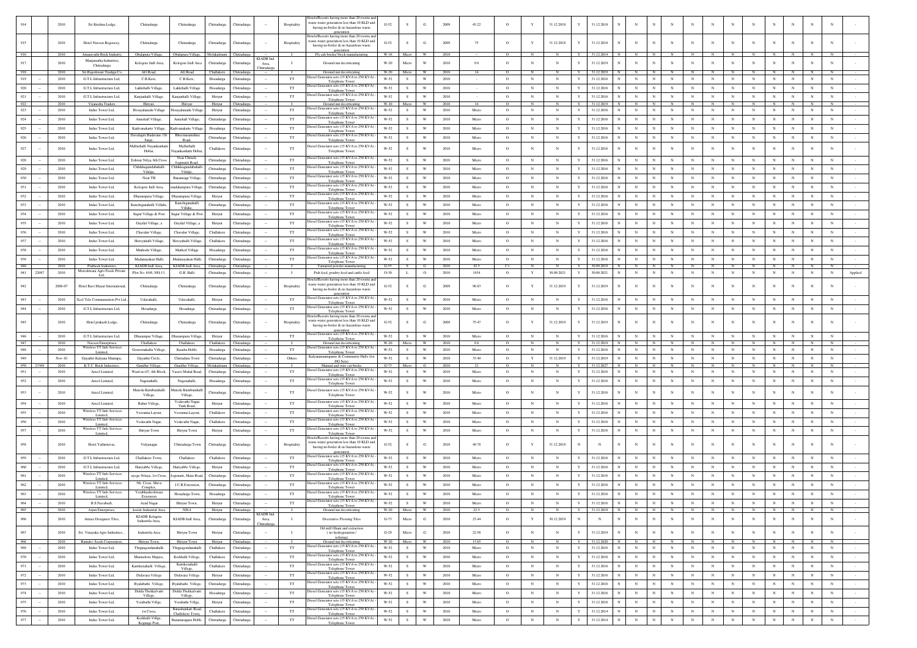| 914 | | 2010 | Sri Krishna Lodge, | Chitradurga | Chitradurga | Chitradurga | Chitradurga | | Hospitality | Hotels/Resorts having more than 20 rooms and waste-water generation less than 10 KLD and having no-boiler & no hazardous waste generation | G-52 | S | G | 2009 | 45.22 | O | Y | 31.12.2018 | Y | 31.12.2018 | N | N | N | N | N | N | N | N | N | N | N | N | - |
|---|---|---|---|---|---|---|---|---|---|---|---|---|---|---|---|---|---|---|---|---|---|---|---|---|---|---|---|---|---|---|---|---|---|
| 915 | | 2010 | Hotel Naveen Regency, | Chitradurga | Chitradurga | Chitradurga | Chitradurga | | Hospitality | Hotels/Resorts having more than 20 rooms and waste-water generation less than 10 KLD and having no-boiler & no hazardous waste generation | G-52 | S | G | 2009 | 75 | O | Y | 31.12.2018 | Y | 31.12.2018 | N | N | N | N | N | N | N | N | N | N | N | N | - |
| 916 | | 2010 | Amaravathi Brick Industry, | Obalapura Village, | Obalapura Village, | Molakalmuru | Chitradurga | | I | Fly ash bricks/ block manufacturing | W-16 | Micro | W | 2010 | -- | O | N | N | Y | 31.12.2014 | N | N | N | N | N | N | N | N | N | N | N | N | - |
| 917 | | 2010 | Manjunatha Industries, Chitradurga | Kelogote Indl Area, | Kelogote Indl Area | Chitradurga | Chitradurga | KIADB Ind Area, Chitradurga | I | Ground nut decorticating | W-20 | Micro | W | 2010 | 9.6 | O | N | N | Y | 31.12.2019 | N | N | N | N | N | N | N | N | N | N | N | N | - |
| 918 | | 2010 | Sri Rajeshwari Tradign Co, | AG Road, | AG Road | Challakere | Chitradurga | | I | Ground nut decorticating | W-20 | Micro | W | 2010 | 14 | O | N | N | Y | 31.12.2019 | N | N | N | N | N | N | N | N | N | N | N | N | - |
| 919 | -- | 2010 | G.T.L Infrastructure Ltd, | C.B.Kere, | C.B.Kere, | Hosadurga | Chitradurga | -- | TT | Diesel Generator sets (15 KVA to 250 KVA) - Telephone Tower | W-52 | S | W | 2010 | - | O | N | N | Y | 31.12.2016 | N | N | N | N | N | N | N | N | N | N | N | N | - |
| 920 | -- | 2010 | G.T.L Infrastructure Ltd, | Lakkihalli Village, | Lakkihalli Village | Hosadurga | Chitradurga | -- | TT | Diesel Generator sets (15 KVA to 250 KVA) - Telephone Tower | W-52 | S | W | 2010 | - | O | N | N | Y | 31.12.2016 | N | N | N | N | N | N | N | N | N | N | N | N | - |
| 921 | -- | 2010 | G.T.L Infrastructure Ltd, | Kanjanhalli Village, | Kanjanhalli Village, | Hiriyur | Chitradurga | -- | TT | Diesel Generator sets (15 KVA to 250 KVA) - Telephone Tower | W-52 | S | W | 2010 | - | O | N | N | Y | 31.12.2016 | N | N | N | N | N | N | N | N | N | N | N | N | - |
| 922 | | 2010 | Vijanedra Traders, | Hiriyur | Hiriyur | Hiriyur | Chitradurga | -- | I | Ground nut decorticating | W-20 | Micro | W | 2010 | 14 | O | N | N | Y | 31.12.2019 | N | N | N | N | N | N | N | N | N | N | N | N | - |
| 923 | -- | 2010 | Indus Tower Ltd, | Hosayalanadu Village | Hosayalanadu Village | Hiriyur | Chitradurga | -- | TT | Diesel Generator sets (15 KVA to 250 KVA) - Telephone Tower | W-52 | S | W | 2010 | Micro | O | N | N | Y | 31.12.2016 | N | N | N | N | N | N | N | N | N | N | N | N | - |
| 924 | -- | 2010 | Indus Tower Ltd, | Annehall Village, | Annehall Village, | Chitradurga | Chitradurga | -- | TT | Diesel Generator sets (15 KVA to 250 KVA) - Telephone Tower | W-52 | S | W | 2010 | Micro | O | N | N | Y | 31.12.2016 | N | N | N | N | N | N | N | N | N | N | N | N | - |
| 925 | -- | 2010 | Indus Tower Ltd, | Kadivanakatte Village, | Kadivanakatte Village, | Hosadurga | Chitradurga | -- | TT | Diesel Generator sets (15 KVA to 250 KVA) - Telephone Tower | W-52 | S | W | 2010 | Micro | O | N | N | Y | 31.12.2016 | N | N | N | N | N | N | N | N | N | N | N | N | - |
| 926 | -- | 2010 | Indus Tower Ltd, | Davalagiri Badavane 1St Satge, | Bheemasamudra Road, | Chitradurga | Chitradurga | -- | TT | Diesel Generator sets (15 KVA to 250 KVA) - Telephone Tower | W-52 | S | W | 2010 | Micro | O | N | N | Y | 31.12.2016 | N | N | N | N | N | N | N | N | N | N | N | N | - |
| 927 | -- | 2010 | Indus Tower Ltd, | Mallurhalli Nayankanhatti Hobal, | Mallurhalli Nayankanhatti Hobal, | Challakere | Chitradurga | -- | TT | Diesel Generator sets (15 KVA to 250 KVA) - Telephone Tower | W-52 | S | W | 2010 | Micro | O | N | N | Y | 31.12.2016 | N | N | N | N | N | N | N | N | N | N | N | N | - |
| 928 | -- | 2010 | Indus Tower Ltd, | Eshwar Nilya, 6th Cross | Near Chruch, Jogimatti Road, | Chitradurga | Chitradurga | -- | TT | Diesel Generator sets (15 KVA to 250 KVA) - Telephone Tower | W-52 | S | W | 2010 | Micro | O | N | N | Y | 31.12.2016 | N | N | N | N | N | N | N | N | N | N | N | N | - |
| 929 | -- | 2010 | Indus Tower Ltd, | Chikkdagondahahalli Villalge, | Chikkdagondahahalli Villalge, | Chitradurga | Chitradurga | -- | TT | Diesel Generator sets (15 KVA to 250 KVA) - Telephone Tower | W-52 | S | W | 2010 | Micro | O | N | N | Y | 31.12.2016 | N | N | N | N | N | N | N | N | N | N | N | N | - |
| 930 | -- | 2010 | Indus Tower Ltd, | Near TB | Baramsagr Village, | Chitradurga | Chitradurga | -- | TT | Diesel Generator sets (15 KVA to 250 KVA) - Telephone Tower | W-52 | S | W | 2010 | Micro | O | N | N | Y | 31.12.2016 | N | N | N | N | N | N | N | N | N | N | N | N | - |
| 931 | -- | 2010 | Indus Tower Ltd, | Kelogote Indl Area, | madakaripura Village, | Chitradurga | Chitradurga | -- | TT | Diesel Generator sets (15 KVA to 250 KVA) - Telephone Tower | W-52 | S | W | 2010 | Micro | O | N | N | Y | 31.12.2016 | N | N | N | N | N | N | N | N | N | N | N | N | - |
| 932 | -- | 2010 | Indus Tower Ltd, | Dharampura Village, | Dharampura Village, | Hiriyur | Chitradurga | -- | TT | Diesel Generator sets (15 KVA to 250 KVA) - Telephone Tower | W-52 | S | W | 2010 | Micro | O | N | N | Y | 31.12.2016 | N | N | N | N | N | N | N | N | N | N | N | N | - |
| 933 | -- | 2010 | Indus Tower Ltd, | Kunchiganahalli Villahe, | Kunchiganahalli Villahe, | Chitradurga | Chitradurga | -- | TT | Diesel Generator sets (15 KVA to 250 KVA) - Telephone Tower | W-52 | S | W | 2010 | Micro | O | N | N | Y | 31.12.2016 | N | N | N | N | N | N | N | N | N | N | N | N | - |
| 934 | -- | 2010 | Indus Tower Ltd, | Sugur Village & Post | Sugur Village & Post | Hiriyur | Chitradurga | -- | TT | Diesel Generator sets (15 KVA to 250 KVA) - Telephone Tower | W-52 | S | W | 2010 | Micro | O | N | N | Y | 31.12.2016 | N | N | N | N | N | N | N | N | N | N | N | N | - |
| 935 | -- | 2010 | Indus Tower Ltd, | Gayilal Village, a | Gayilal Village, a | Hiriyur | Chitradurga | -- | TT | Diesel Generator sets (15 KVA to 250 KVA) - Telephone Tower | W-52 | S | W | 2010 | Micro | O | N | N | Y | 31.12.2016 | N | N | N | N | N | N | N | N | N | N | N | N | - |
| 936 | -- | 2010 | Indus Tower Ltd, | Chavalur Village, | Chavalur Village, | Challakere | Chitradurga | -- | TT | Diesel Generator sets (15 KVA to 250 KVA) - Telephone Tower | W-52 | S | W | 2010 | Micro | O | N | N | Y | 31.12.2016 | N | N | N | N | N | N | N | N | N | N | N | N | - |
| 937 | -- | 2010 | Indus Tower Ltd, | Hereyahalli Village, | Hereyahalli Village, | Challakere | Chitradurga | -- | TT | Diesel Generator sets (15 KVA to 250 KVA) - Telephone Tower | W-52 | S | W | 2010 | Micro | O | N | N | Y | 31.12.2016 | N | N | N | N | N | N | N | N | N | N | N | N | - |
| 938 | -- | 2010 | Indus Tower Ltd, | Mathodu Village, | Mathod Village | Hosadurga | Chitradurga | -- | TT | Diesel Generator sets (15 KVA to 250 KVA) - Telephone Tower | W-52 | S | W | 2010 | Micro | O | N | N | Y | 31.12.2016 | N | N | N | N | N | N | N | N | N | N | N | N | - |
| 939 | -- | 2010 | Indus Tower Ltd, | Madanayakan Halli, | Madanayakan Halli, | Chitradurga | Chitradurga | -- | TT | Diesel Generator sets (15 KVA to 250 KVA) - Telephone Tower | W-52 | S | W | 2010 | Micro | O | N | N | Y | 31.12.2016 | N | N | N | N | N | N | N | N | N | N | N | N | - |
| 940 | | 2010 | Pratheek Industries, | KIADB Indl Area, | KIADB Indl Area, | Chitradurga | Chitradurga | -- | I | Tamarind powder manufacturing | G-55 | S | G | 2010 | 42.5 | C1 | N | N | Y | 30.09.2019 | N | N | N | N | N | N | N | N | N | N | N | N | - |
| 941 | 22087 | 2010 | Moreshwara Agro Feeds Private Ltd, | Plot No. 65/6, NH-13, | G.R. Halli | Chitradurga | Chitradurga | -- | I | Fish feed, poultry feed and cattle feed | O-50 | L | O | 2010 | 1434 | O | Y | 30.09.2021 | Y | 30.09.2021 | N | N | N | N | N | N | N | N | N | N | N | N | Applied |
| 942 | | 2006-07 | Hotel Ravi Mayur International, | Chitradurga | Chitradurga | Chitradurga | Chitradurga | | Hospitality | Hotels/Resorts having more than 20 rooms and waste-water generation less than 10 KLD and having no-boiler & no hazardous waste generation | G-52 | S | G | 2009 | 98.83 | O | Y | 31.12.2019 | Y | 31.12.2019 | N | N | N | N | N | N | N | N | N | N | N | N | - |
| 943 | -- | 2010 | Xcel Tele Communication Pvt Ltd, | Udavahalli, | Udavahalli, | Hiriyur | Chitradurga | -- | TT | Diesel Generator sets (15 KVA to 250 KVA) - Telephone Tower | W-52 | S | W | 2010 | Micro | O | N | N | Y | 31.12.2016 | N | N | N | N | N | N | N | N | N | N | N | N | - |
| 944 | -- | 2010 | G.T.L Infrastructure Ltd, | Hosadurga | Hosadurga | Chitradurga | Chitradurga | -- | TT | Diesel Generator sets (15 KVA to 250 KVA) - Telephone Tower | W-52 | S | W | 2010 | Micro | O | N | N | Y | 31.12.2016 | N | N | N | N | N | N | N | N | N | N | N | N | - |
| 945 | | 2010 | Hotel prakash Lodge, | Chitradurga | Chitradurga | Chitradurga | Chitradurga | | Hospitality | Hotels/Resorts having more than 20 rooms and waste-water generation less than 10 KLD and having no-boiler & no hazardous waste generation | G-52 | S | G | 2009 | 75.47 | O | Y | 31.12.2019 | Y | 31.12.2019 | N | N | N | N | N | N | N | N | N | N | N | N | - |
| 946 | -- | 2010 | G.T.L Infrastructure Ltd, | Dharampur Village, | Dharampura Village, | Hiriyur | Chitradurga | -- | TT | Diesel Generator sets (15 KVA to 250 KVA) - Telephone Tower | W-52 | S | W | 2010 | Micro | O | N | N | Y | 31.12.2016 | N | N | N | N | N | N | N | N | N | N | N | N | - |
| 947 | | 2010 | Naveen Enterprises, | Challakere | Challakere | Challakere | Chitradurga | | I | Ground nut decorticating | W-20 | Micro | W | 2010 | 9.6 | O | N | N | Y | 31.12.2019 | N | N | N | N | N | N | N | N | N | N | N | N | - |
| 948 | -- | 2010 | Wireless TT Info Services Limited, | Goravinakallu Village, | Kasaba Hobli, | Hosadurga | Chitradurga | -- | TT | Diesel Generator sets (15 KVA to 250 KVA) - Telephone Tower | W-52 | S | W | 2010 | Micro | O | N | N | Y | 31.12.2016 | N | N | N | N | N | N | N | N | N | N | N | N | - |
| 949 | | Nov-10 | Gayathri Kalyana Mantapa, | Gayathri Circle, | Chitradurg Town | Chitradurga | Chitradurga | -- | Others | Kalyanamantapams & Community Halls (for DG Sets) | W-52 | S | W | 2010 | 33.49 | O | Y | 31.12.2019 | Y | 31.12.2019 | N | N | N | N | N | N | N | N | N | N | N | N | - |
| 950 | 23369 | 2010 | K.T.C. Brick Industries, | Gundlur Village, | Gundlur Village, | Molakalmuru | Chitradurga | -- | I | Manual and wire cut bricks | G-73 | Micro | G | 2010 | 21 | O | N | N | Y | 31.12.2027 | N | N | N | N | N | N | N | N | N | N | N | N | - |
| 951 | -- | 2010 | Aircel Limited, | Ward no-07, 4th Block, | Vasavi Mahal Road, | Chitradurga | Chitradurga | -- | TT | Diesel Generator sets (15 KVA to 250 KVA) - Telephone Tower | W-52 | S | W | 2010 | Micro | O | N | N | Y | 31.12.2016 | N | N | N | N | N | N | N | N | N | N | N | N | - |
| 952 | -- | 2010 | Aircel Limited, | Nagenahalli, | Nagenahalli, | Hosadurga | Chitradurga | -- | TT | Diesel Generator sets (15 KVA to 250 KVA) - Telephone Tower | W-52 | S | W | 2010 | Micro | O | N | N | Y | 31.12.2016 | N | N | N | N | N | N | N | N | N | N | N | N | - |
| 953 | -- | 2010 | Aircel Limited, | Matoda Kurubarahalli Village, | Matoda Kurubarahalli Village, | Hosadurga | Chitradurga | -- | TT | Diesel Generator sets (15 KVA to 250 KVA) - Telephone Tower | W-52 | S | W | 2010 | Micro | O | N | N | Y | 31.12.2016 | N | N | N | N | N | N | N | N | N | N | N | N | - |
| 954 | -- | 2010 | Aircel Limited, | Babur Village, | Vedavathi Nagar, Tank Road, | Hiriyur | Chitradurga | -- | TT | Diesel Generator sets (15 KVA to 250 KVA) - Telephone Tower | W-52 | S | W | 2010 | Micro | O | N | N | Y | 31.12.2016 | N | N | N | N | N | N | N | N | N | N | N | N | - |
| 955 | -- | 2010 | Wireless TT Info Services Limited, | Veeranna Layout, | Veeranna Layout, | Challakere | Chitradurga | -- | TT | Diesel Generator sets (15 KVA to 250 KVA) - Telephone Tower | W-52 | S | W | 2010 | Micro | O | N | N | Y | 31.12.2016 | N | N | N | N | N | N | N | N | N | N | N | N | - |
| 956 | -- | 2010 | Wireless TT Info Services Limited, | Vedavathi Nagar, | Vedavathi Nagar, | Challakere | Chitradurga | -- | TT | Diesel Generator sets (15 KVA to 250 KVA) - Telephone Tower | W-52 | S | W | 2010 | Micro | O | N | N | Y | 31.12.2016 | N | N | N | N | N | N | N | N | N | N | N | N | - |
| 957 | -- | 2010 | Wireless TT Info Services Limited, | Hiriyur Town | Hiriyur Town | Hiriyur | Chitradurga | -- | TT | Diesel Generator sets (15 KVA to 250 KVA) - Telephone Tower | W-52 | S | W | 2010 | Micro | O | N | N | Y | 31.12.2016 | N | N | N | N | N | N | N | N | N | N | N | N | - |
| 958 | | 2010 | Hotel Yathinivas, | Vidyanagar | Chitradurga Town | Chitradurga | Chitradurga | | Hospitality | Hotels/Resorts having more than 20 rooms and waste-water generation less than 10 KLD and having no-boiler & no hazardous waste generation | G-52 | S | G | 2010 | 49.78 | O | Y | 31.12.2018 | N | N | N | N | N | N | N | N | N | N | N | N | N | N | - |
| 959 | -- | 2010 | G.T.L Infrastructure Ltd, | Challakere Town, | Challakere | Challakere | Chitradurga | -- | TT | Diesel Generator sets (15 KVA to 250 KVA) - Telephone Tower | W-52 | S | W | 2010 | Micro | O | N | N | Y | 31.12.2016 | N | N | N | N | N | N | N | N | N | N | N | N | - |
| 960 | -- | 2010 | G.T.L Infrastructure Ltd, | Hariyabbe Village, | Hariyabbe Village, | Hiriyur | Chitradurga | -- | TT | Diesel Generator sets (15 KVA to 250 KVA) - Telephone Tower | W-52 | S | W | 2010 | Micro | O | N | N | Y | 31.12.2016 | N | N | N | N | N | N | N | N | N | N | N | N | - |
| 961 | -- | 2010 | Wireless TT Info Services Limited, | ayoge Nilaya, 1st Cross, | Jogimatti, Main Road, | Chitradurga | Chitradurga | -- | TT | Diesel Generator sets (15 KVA to 250 KVA) - Telephone Tower | W-52 | S | W | 2010 | Micro | O | N | N | Y | 31.12.2016 | N | N | N | N | N | N | N | N | N | N | N | N | - |
| 962 | -- | 2010 | Wireless TT Info Services Limited, | 5th. Cross, Shiva Complex, | J.C.R.Extension, | Chitradurga | Chitradurga | -- | TT | Diesel Generator sets (15 KVA to 250 KVA) - Telephone Tower | W-52 | S | W | 2010 | Micro | O | N | N | Y | 31.12.2016 | N | N | N | N | N | N | N | N | N | N | N | N | - |
| 963 | -- | 2010 | Wireless TT Info Services Limited, | Verabhadreshwara Extension | Hosadurga Town, | Hosadurga | Chitradurga | -- | TT | Diesel Generator sets (15 KVA to 250 KVA) - Telephone Tower | W-52 | S | W | 2010 | Micro | O | N | N | Y | 31.12.2016 | N | N | N | N | N | N | N | N | N | N | N | N | - |
| 964 | -- | 2010 | B.S.Navabsab, | Azad Nagar | Hiriyur Town, | Hiriyur | Chitradurga | -- | TT | Diesel Generator sets (15 KVA to 250 KVA) - Telephone Tower | W-52 | S | W | 2010 | Micro | O | N | N | Y | 31.12.2016 | N | N | N | N | N | N | N | N | N | N | N | N | - |
| 965 | | 2010 | Arjun Enterprises, | Iceside Industrial Area | NH-4 | Hiriyur | Chitradurga | | I | Ground nut decorticating | W-20 | Micro | W | 2010 | 22.5 | O | N | N | Y | 31.12.2019 | N | N | N | N | N | N | N | N | N | N | N | N | - |
| 966 | | 2010 | Attract Designers Tiles, | KIADB Kelogote Industrila Area, | KIADB Indl Area, | Chitradurga | Chitradurga | KIADB Ind Area, Chitradurga | I | Decorative Flooring Tiles | G-73 | Micro | G | 2010 | 23.44 | O | Y | 30.12.2019 | N | N | N | N | N | N | N | N | N | N | N | N | N | N | - |
| 967 | | 2010 | Sri. Vinayaka Agro Industries, . | Industrila Area | Hiriyur Town | Hiriyur | Chitradurga | | I | Oil mill Ghani and extraction ( no hydrogenation / refining) | G-29 | Micro | G | 2010 | 22.58 | O | N | N | Y | 31.12.2019 | N | N | N | N | N | N | N | N | N | N | N | N | - |
| 968 | | 2010 | Ramdev Seeds Corporation, | Hiriyur Town, | Hiriyur Town | Hiriyur | Chitradurga | | I | Ground nut decorticating | W-20 | Micro | W | 2010 | 13.65 | O | N | N | Y | 31.12.2020 | N | N | N | N | N | N | N | N | N | N | N | N | - |
| 969 | -- | 2010 | Indus Tower Ltd, | Thippagondanahalli | Thippagondanahalli | Challakere | Chitradurga | -- | TT | Diesel Generator sets (15 KVA to 250 KVA) - Telephone Tower | W-52 | S | W | 2010 | Micro | O | N | N | Y | 31.12.2016 | N | N | N | N | N | N | N | N | N | N | N | N | - |
| 970 | -- | 2010 | Indus Tower Ltd, | Munnekote Majura, | Kodihalli Village, | Challakere | Chitradurga | -- | TT | Diesel Generator sets (15 KVA to 250 KVA) - Telephone Tower | W-52 | S | W | 2010 | Micro | O | N | N | Y | 31.12.2016 | N | N | N | N | N | N | N | N | N | N | N | N | - |
| 971 | -- | 2010 | Indus Tower Ltd, | Kamkenahalli Village, | Kamkenahalli Village, | Challakere | Chitradurga | -- | TT | Diesel Generator sets (15 KVA to 250 KVA) - Telephone Tower | W-52 | S | W | 2010 | Micro | O | N | N | Y | 31.12.2016 | N | N | N | N | N | N | N | N | N | N | N | N | - |
| 972 | -- | 2010 | Indus Tower Ltd, | Didavara Village | Didavara Village | Hiriyur | Chitradurga | -- | TT | Diesel Generator sets (15 KVA to 250 KVA) - Telephone Tower | W-52 | S | W | 2010 | Micro | O | N | N | Y | 31.12.2016 | N | N | N | N | N | N | N | N | N | N | N | N | - |
| 973 | -- | 2010 | Indus Tower Ltd, | Byalahalu Village, | Byalahalu Village, | Chitradurga | Chitradurga | -- | TT | Diesel Generator sets (15 KVA to 250 KVA) - Telephone Tower | W-52 | S | W | 2010 | Micro | O | N | N | Y | 31.12.2016 | N | N | N | N | N | N | N | N | N | N | N | N | - |
| 974 | -- | 2010 | Indus Tower Ltd, | Didda Thekkalvatti Village, | Didda Thekkalvatti Village, | Hosadurga | Chitradurga | -- | TT | Diesel Generator sets (15 KVA to 250 KVA) - Telephone Tower | W-52 | S | W | 2010 | Micro | O | N | N | Y | 31.12.2016 | N | N | N | N | N | N | N | N | N | N | N | N | - |
| 975 | -- | 2010 | Indus Tower Ltd, | Yerabathi Village, | Yerabathi Village, | Hiriyur | Chitradurga | -- | TT | Diesel Generator sets (15 KVA to 250 KVA) - Telephone Tower | W-52 | S | W | 2010 | Micro | O | N | N | Y | 31.12.2016 | N | N | N | N | N | N | N | N | N | N | N | N | - |
| 976 | -- | 2010 | Indus Tower Ltd, | 1st Cross, | Banashankari Road, Challekere Town, | Challakere | Chitradurga | -- | TT | Diesel Generator sets (15 KVA to 250 KVA) - Telephone Tower | W-52 | S | W | 2010 | Micro | O | N | N | Y | 31.12.2014 | N | N | N | N | N | N | N | N | N | N | N | N | - |
| 977 | -- | 2010 | Indus Tower Ltd, | Kodihalli Villge, Kogunge Post, | Baramasagara Hobli, | Chitradurga | Chitradurga | -- | TT | Diesel Generator sets (15 KVA to 250 KVA) - Telephone Tower | W-52 | S | W | 2010 | Micro | O | N | N | Y | 31.12.2014 | N | N | N | N | N | N | N | N | N | N | N | N | - |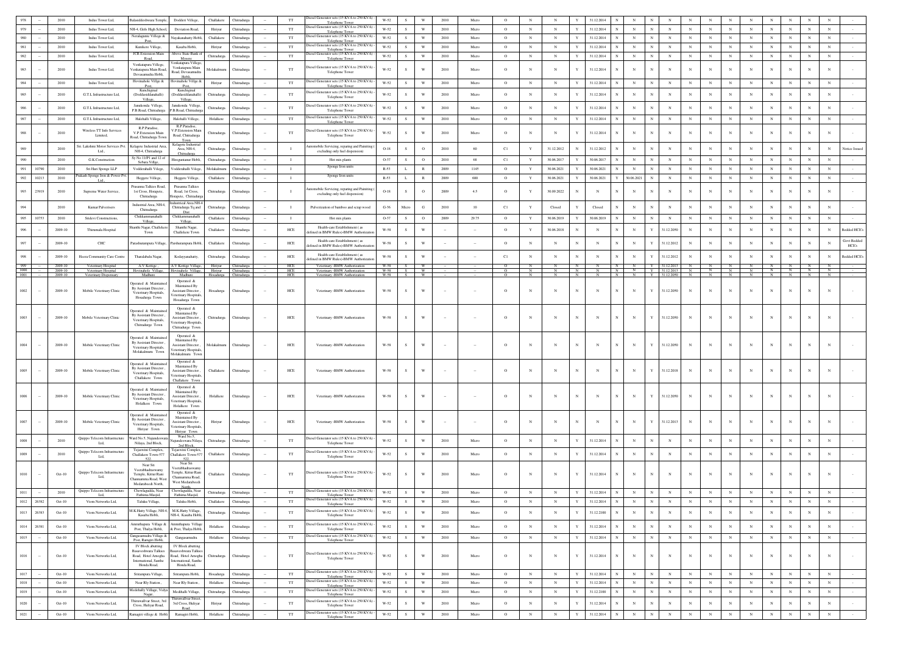| 978 | -- | 2010 | Indus Tower Ltd, | Balasiddeshwara Temple, | Doddiri Villege, | Challakere | Chitradurga | -- | TT | Diesel Generator sets (15 KVA to 250 KVA) - Telephone Tower | W-52 | S | W | 2010 | Micro | O | N | N | Y | 31.12.2014 | N | N | N | N | N | N | N | N | N | N | N | N | - |
|---|---|---|---|---|---|---|---|---|---|---|---|---|---|---|---|---|---|---|---|---|---|---|---|---|---|---|---|---|---|---|---|---|---|
| 979 | -- | 2010 | Indus Tower Ltd, | NH-4, Girls High School, | Deviation Road, | Hiriyur | Chitradurga | -- | TT | Diesel Generator sets (15 KVA to 250 KVA) - Telephone Tower | W-52 | S | W | 2010 | Micro | O | N | N | Y | 31.12.2014 | N | N | N | N | N | N | N | N | N | N | N | N | - |
| 980 | -- | 2010 | Indus Tower Ltd, | Neralagunte Villege & Post, | Nayakanahatty Hobli, | Challakere | Chitradurga | -- | TT | Diesel Generator sets (15 KVA to 250 KVA) - Telephone Tower | W-52 | S | W | 2010 | Micro | O | N | N | Y | 31.12.2014 | N | N | N | N | N | N | N | N | N | N | N | N | - |
| 981 | -- | 2010 | Indus Tower Ltd, | Kunikere Villege, | Kasaba Hobli, | Hiriyur | Chitradurga | -- | TT | Diesel Generator sets (15 KVA to 250 KVA) - Telephone Tower | W-52 | S | W | 2010 | Micro | O | N | N | Y | 31.12.2014 | N | N | N | N | N | N | N | N | N | N | N | N | - |
| 982 | -- | 2010 | Indus Tower Ltd, | JCR Extension Main Road, | Above State Bank of Mysore | Chitradurga | Chitradurga | -- | TT | Diesel Generator sets (15 KVA to 250 KVA) - Telephone Tower | W-52 | S | W | 2010 | Micro | O | N | N | Y | 31.12.2014 | N | N | N | N | N | N | N | N | N | N | N | N | - |
| 983 | -- | 2010 | Indus Tower Ltd, | Venkatapura Villege, Venkatapura Main Road, Devasamudra Hobli, | Venkatapura Villege, Venkatapura Main Road, Devasamudra Hobli, | Molakalmuru | Chitradurga | -- | TT | Diesel Generator sets (15 KVA to 250 KVA) - Telephone Tower | W-52 | S | W | 2010 | Micro | O | N | N | Y | 31.12.2014 | N | N | N | N | N | N | N | N | N | N | N | N | - |
| 984 | -- | 2010 | Indus Tower Ltd, | Hosmahole Villge & Post, | Hosmahole Villge & Post, | Hiriyur | Chitradurga | -- | TT | Diesel Generator sets (15 KVA to 250 KVA) - Telephone Tower | W-52 | S | W | 2010 | Micro | O | N | N | Y | 31.12.2014 | N | N | N | N | N | N | N | N | N | N | N | N | - |
| 985 | -- | 2010 | G.T.L Infrastructure Ltd, | Kunchiganal (Doddasiddanahalli) Villege, | Kunchiganal (Doddasiddanahalli) Villege, | Chitradurga | Chitradurga | -- | TT | Diesel Generator sets (15 KVA to 250 KVA) - Telephone Tower | W-52 | S | W | 2010 | Micro | O | N | N | Y | 31.12.2014 | N | N | N | N | N | N | N | N | N | N | N | N | - |
| 986 | -- | 2010 | G.T.L Infrastructure Ltd, | Janakonda Villege, P.B.Road, Chitradurga | Janakonda Villege, P.B.Road, Chitradurga | Chitradurga | Chitradurga | -- | TT | Diesel Generator sets (15 KVA to 250 KVA) - Telephone Tower | W-52 | S | W | 2010 | Micro | O | N | N | Y | 31.12.2014 | N | N | N | N | N | N | N | N | N | N | N | N | - |
| 987 | -- | 2010 | G.T.L Infrastructure Ltd, | Halehalli Villege, | Halehalli Villege, | Holalkere | Chitradurga | -- | TT | Diesel Generator sets (15 KVA to 250 KVA) - Telephone Tower | W-52 | S | W | 2010 | Micro | O | N | N | Y | 31.12.2014 | N | N | N | N | N | N | N | N | N | N | N | N | - |
| 988 | -- | 2010 | Wireless TT Info Services Limited, | R.P.Paradise, V.P.Extension Main Road, Chitradurga Town | R.P.Paradise, V.P.Extension Main Road, Chitradurga Town | Chitradurga | Chitradurga | -- | TT | Diesel Generator sets (15 KVA to 250 KVA) - Telephone Tower | W-52 | S | W | 2010 | Micro | O | N | N | Y | 31.12.2014 | N | N | N | N | N | N | N | N | N | N | N | N | - |
| 989 | -- | 2010 | Sri. Lakshmi Motor Services Pvt. Ltd., | Kelagote Industrial Area, NH-4, Chitradurga | Kelagote Industrial Area, NH-4, Chitradurga | Chitradurga | Chitradurga | -- | I | Automobile Servicing, reparing and Painting ( excluding only fuel dispension) | O-18 | S | O | 2010 | 60 | C1 | Y | 31.12.2012 | N | 31.12.2012 | N | N | N | N | N | N | N | N | N | N | N | N | Notice Issued |
| 990 | -- | 2010 | G.K.Construction | Sy No 11/P1 and 12 of Sebara Villge, | Hireguntanur Hobli, | Chitradurga | Chitradurga | -- | I | Hot mix plants | O-37 | S | O | 2010 | 68 | C1 | Y | 30.06.2017 | Y | 30.06.2017 | N | N | N | N | N | N | N | N | N | N | N | N | - |
| 991 | 10790 | 2010 | Sri Hari Sponge LLP | Voddarahalli Vilege, | Voddarahalli Vilege, | Molakalmuru | Chitradurga | -- | I | Sponge Iron units | R-53 | L | R | 2009 | 1145 | O | Y | 30.06.2021 | Y | 30.06.2021 | N | N | N | N | N | N | N | N | N | N | N | N | - |
| 992 | 10213 | 2010 | Prakash Sponge Iron & Power Pvt. Ltd., | Heggere Villege, | Heggere Villege, | Challakere | Chitradurga | -- | I | Sponge Iron units | R-53 | L | R | 2009 | 600 | O | Y | 30.06.2021 | Y | 30.06.2021 | Y | 30.06.2021 | N | N | N | N | N | N | N | N | N | N | - |
| 993 | 27919 | 2010 | Supreme Water Service, | Prasanna Talkies Road, 1st Cross, Horapete, Chitradurga | Prasanna Talkies Road, 1st Cross, Horapete, Chitradurga | Chitradurga | Chitradurga | -- | I | Automobile Servicing, reparing and Painting ( excluding only fuel dispension) | O-18 | S | O | 2009 | 4.5 | O | Y | 30.09.2022 | N | N | N | N | N | N | N | N | N | N | N | N | N | N | - |
| 994 | -- | 2010 | Kumar Pulverisers | Industrial Area, NH-4, Chitradurga | Industrial Area NH-4 Chitradurga Tq and Dist | Chitradurga | Chitradurga | -- | I | Pulverization of bamboo and scrap wood | G-36 | Micro | G | 2010 | 10 | C1 | Y | Closed | Y | Closed | N | N | N | N | N | N | N | N | N | N | N | N | - |
| 995 | 10753 | 2010 | Sridevi Constructions, | Chikkammanahalli Village, | Chikkammanahalli Village, | Challakere | Chitradurga | -- | I | Hot mix plants | O-37 | S | O | 2009 | 29.75 | O | Y | 30.06.2019 | Y | 30.06.2019 | N | N | N | N | N | N | N | N | N | N | N | N | - |
| 996 | -- | 2009-10 | Thirumala Hospital | Shanthi Nagar, Challekere Town | Shanthi Nagar, Challekere Town | Challakere | Chitradurga | -- | HCE | Health-care Establishment ( as defined in BMW Rules)-BMW Authorization | W-58 | S | W | -- | -- | O | Y | 30.06.2018 | N | N | N | N | Y | 31.12.2050 | N | N | N | N | N | N | N | N | Bedded HCE's |
| 997 | -- | 2009-10 | CHC | Parashurampura Villege, | Parshurampura Hobli, | Challakere | Chitradurga | -- | HCE | Health-care Establishment ( as defined in BMW Rules)-BMW Authorization | W-58 | S | W | -- | -- | O | N | N | N | N | N | N | Y | 31.12.2012 | N | N | N | N | N | N | N | N | Govt Bedded HCE's |
| 998 | -- | 2009-10 | Heera Community Care Centre | Tharalabalu Nagar, | Kodayyanahatty, | Chitradurga | Chitradurga | -- | HCE | Health-care Establishment ( as defined in BMW Rules)-BMW Authorization | W-58 | S | W | -- | -- | C1 | N | N | N | N | N | N | Y | 31.12.2012 | N | N | N | N | N | N | N | N | Bedded HCE's |
| 999 | -- | 2009-10 | Veterinary Hospital | A.V.Kottige, | A.V.Kottige Village, | Hiriyur | Chitradurga | -- | HCE | Veterinary -BMW Authorization | W-58 | S | W | -- | -- | O | N | N | N | N | N | N | Y | 31.12.2013 | N | N | N | N | N | N | N | N | - |
| 1000 | -- | 2009-10 | Veterinary Hospital | Hosmahole Village, | Hosmahole Village, | Hiriyur | Chitradurga | -- | HCE | Veterinary -BMW Authorization | W-58 | S | W | -- | -- | O | N | N | N | N | N | N | Y | 31.12.2013 | N | N | N | N | N | N | N | N | - |
| 1001 | -- | 2009-10 | Veterinary Dispensary | Madhure | Madhure | Hosadurga | Chitradurga | -- | HCE | Veterinary -BMW Authorization | W-58 | S | W | -- | -- | O | N | N | N | N | N | N | Y | 31.12.2050 | N | N | N | N | N | N | N | N | - |
| 1002 | -- | 2009-10 | Mobile Veterinary Clinic | Operated & Maintained By Assistant Director, Veterinary Hospitals, Hosadurga Town | Operated & Maintained By Assistant Director, Veterinary Hospitals, Hosadurga Town | Hosadurga | Chitradurga | -- | HCE | Veterinary -BMW Authorization | W-58 | S | W | -- | -- | O | N | N | N | N | N | N | Y | 31.12.2050 | N | N | N | N | N | N | N | N | - |
| 1003 | -- | 2009-10 | Mobile Veterinary Clinic | Operated & Maintained By Assistant Director, Veterinary Hospitals, Chitradurga Town | Operated & Maintained By Assistant Director, Veterinary Hospitals, Chitradurga Town | Chitradurga | Chitradurga | -- | HCE | Veterinary -BMW Authorization | W-58 | S | W | -- | -- | O | N | N | N | N | N | N | Y | 31.12.2050 | N | N | N | N | N | N | N | N | - |
| 1004 | -- | 2009-10 | Mobile Veterinary Clinic | Operated & Maintained By Assistant Director, Veterinary Hospitals, Molakalmuru Town | Operated & Maintained By Assistant Director, Veterinary Hospitals, Molakalmuru Town | Molakalmuru | Chitradurga | -- | HCE | Veterinary -BMW Authorization | W-58 | S | W | -- | -- | O | N | N | N | N | N | N | Y | 31.12.2050 | N | N | N | N | N | N | N | N | - |
| 1005 | -- | 2009-10 | Mobile Veterinary Clinic | Operated & Maintained By Assistant Director, Veterinary Hospitals, Challakere Town | Operated & Maintained By Assistant Director, Veterinary Hospitals, Challakere Town | Challakere | Chitradurga | -- | HCE | Veterinary -BMW Authorization | W-58 | S | W | -- | -- | O | N | N | N | N | N | N | Y | 31.12.2018 | N | N | N | N | N | N | N | N | - |
| 1006 | -- | 2009-10 | Mobile Veterinary Clinic | Operated & Maintained By Assistant Director, Veterinary Hospitals, Holalkere Town | Operated & Maintained By Assistant Director, Veterinary Hospitals, Holalkere Town | Holalkere | Chitradurga | -- | HCE | Veterinary -BMW Authorization | W-58 | S | W | -- | -- | O | N | N | N | N | N | N | Y | 31.12.2050 | N | N | N | N | N | N | N | N | - |
| 1007 | -- | 2009-10 | Mobile Veterinary Clinic | Operated & Maintained By Assistant Director, Veterinary Hospitals, Hiriyur Town | Operated & Maintained By Assistant Director, Veterinary Hospitals, Hiriyur Town | Hiriyur | Chitradurga | -- | HCE | Veterinary -BMW Authorization | W-58 | S | W | -- | -- | O | N | N | N | N | N | N | Y | 31.12.2013 | N | N | N | N | N | N | N | N | - |
| 1008 | -- | 2010 | Quippo Telecom Infrastructure Ltd, | Ward No.5, Nujandeswara Nilaya, 2nd Block, | Ward No.5, Nujandeswara Nilaya, 2nd Block, | Chitradurga | Chitradurga | -- | TT | Diesel Generator sets (15 KVA to 250 KVA) - Telephone Tower | W-52 | S | W | 2010 | Micro | O | N | N | Y | 31.12.2014 | N | N | N | N | N | N | N | N | N | N | N | N | - |
| 1009 | -- | 2010 | Quippo Telecom Infrastructure Ltd, | Tejaswini Complex, Challakere Town-577 522. | Tejaswini Complex, Challakere Town-577 522. | Challakere | Chitradurga | -- | TT | Diesel Generator sets (15 KVA to 250 KVA) - Telephone Tower | W-52 | S | W | 2010 | Micro | O | N | N | Y | 31.12.2014 | N | N | N | N | N | N | N | N | N | N | N | N | - |
| 1010 | -- | Oct-10 | Quippo Telecom Infrastructure Ltd, | Near Sri Veerabhadraswamy Temple, Kittur Rani Channamma Road, West Medarabeedi North, | Near Sri Veerabhadraswamy Temple, Kittur Rani Channamma Road, West Medarabeedi North, | Challakere | Chitradurga | -- | TT | Diesel Generator sets (15 KVA to 250 KVA) - Telephone Tower | W-52 | S | W | 2010 | Micro | O | N | N | Y | 31.12.2014 | N | N | N | N | N | N | N | N | N | N | N | N | - |
| 1011 | -- | 2010 | Quippo Telecom Infrastructure Ltd, | Chowlagudda, Near Fathima Masjid, | Chowlagudda, Near Fathima Masjid, | Chitradurga | Chitradurga | -- | TT | Diesel Generator sets (15 KVA to 250 KVA) - Telephone Tower | W-52 | S | W | 2010 | Micro | O | N | N | Y | 31.12.2014 | N | N | N | N | N | N | N | N | N | N | N | N | - |
| 1012 | 26382 | Oct-10 | Viom Networks Ltd, | Taluku Village, | Taluku Hobli, | Challakere | Chitradurga | -- | TT | Diesel Generator sets (15 KVA to 250 KVA) - Telephone Tower | W-52 | S | W | 2010 | Micro | O | N | N | Y | 31.12.2014 | N | N | N | N | N | N | N | N | N | N | N | N | - |
| 1013 | 26383 | Oct-10 | Viom Networks Ltd, | M.K.Hatty Village, NH-4, Kasaba Hobli, | M.K.Hatty Village, NH-4, Kasaba Hobli, | Chitradurga | Chitradurga | -- | TT | Diesel Generator sets (15 KVA to 250 KVA) - Telephone Tower | W-52 | S | W | 2010 | Micro | O | N | N | Y | 31.12.2100 | N | N | N | N | N | N | N | N | N | N | N | N | - |
| 1014 | 26381 | Oct-10 | Viom Networks Ltd, | Amruthapura Village & Post, Thalya Hobli, | Amruthapura Village & Post, Thalya Hobli, | Holalkere | Chitradurga | -- | TT | Diesel Generator sets (15 KVA to 250 KVA) - Telephone Tower | W-52 | S | W | 2010 | Micro | O | N | N | Y | 31.12.2014 | N | N | N | N | N | N | N | N | N | N | N | N | - |
| 1015 | -- | Oct-10 | Viom Networks Ltd, | Gangasamudra Village & Post, Ramgiri Hobli, | Gangasamudra | Holalkere | Chitradurga | -- | TT | Diesel Generator sets (15 KVA to 250 KVA) - Telephone Tower | W-52 | S | W | 2010 | Micro | O | N | N | Y | 31.12.2014 | N | N | N | N | N | N | N | N | N | N | N | N | - |
| 1016 | -- | Oct-10 | Viom Networks Ltd, | IV Block abutting Basaveshwara Talkies Road, Hotel Amogha International, Santhe Honda Road, | IV Block abutting Basaveshwara Talkies Road, Hotel Amogha International, Santhe Honda Road, | Chitradurga | Chitradurga | -- | TT | Diesel Generator sets (15 KVA to 250 KVA) - Telephone Tower | W-52 | S | W | 2010 | Micro | O | N | N | Y | 31.12.2014 | N | N | N | N | N | N | N | N | N | N | N | N | - |
| 1017 | -- | Oct-10 | Viom Networks Ltd, | Sreerampura Village, | Sreerampura Hobli, | Hosadurga | Chitradurga | -- | TT | Diesel Generator sets (15 KVA to 250 KVA) - Telephone Tower | W-52 | S | W | 2010 | Micro | O | N | N | Y | 31.12.2014 | N | N | N | N | N | N | N | N | N | N | N | N | - |
| 1018 | -- | Oct-10 | Viom Networks Ltd, | Near Rly Station, | Near Rly Station, | Holalkere | Chitradurga | -- | TT | Diesel Generator sets (15 KVA to 250 KVA) - Telephone Tower | W-52 | S | W | 2010 | Micro | O | N | N | Y | 31.12.2014 | N | N | N | N | N | N | N | N | N | N | N | N | - |
| 1019 | -- | Oct-10 | Viom Networks Ltd, | Medehalli Village, Vidya Nagar, | Medehalli Village, | Chitradurga | Chitradurga | -- | TT | Diesel Generator sets (15 KVA to 250 KVA) - Telephone Tower | W-52 | S | W | 2010 | Micro | O | N | N | Y | 31.12.2100 | N | N | N | N | N | N | N | N | N | N | N | N | - |
| 1020 | -- | Oct-10 | Viom Networks Ltd, | Thiruvallvar Street, 3rd Cross, Huliyar Road, | Thiruvallvar Street, 3rd Cross, Huliyar Road, | Hiriyur | Chitradurga | -- | TT | Diesel Generator sets (15 KVA to 250 KVA) - Telephone Tower | W-52 | S | W | 2010 | Micro | O | N | N | Y | 31.12.2014 | N | N | N | N | N | N | N | N | N | N | N | N | - |
| 1021 | -- | Oct-10 | Viom Networks Ltd, | Ramagiri village & Hobli | Ramagiri Hobli, | Holalkere | Chitradurga | -- | TT | Diesel Generator sets (15 KVA to 250 KVA) - Telephone Tower | W-52 | S | W | 2010 | Micro | O | N | N | Y | 31.12.2014 | N | N | N | N | N | N | N | N | N | N | N | N | - |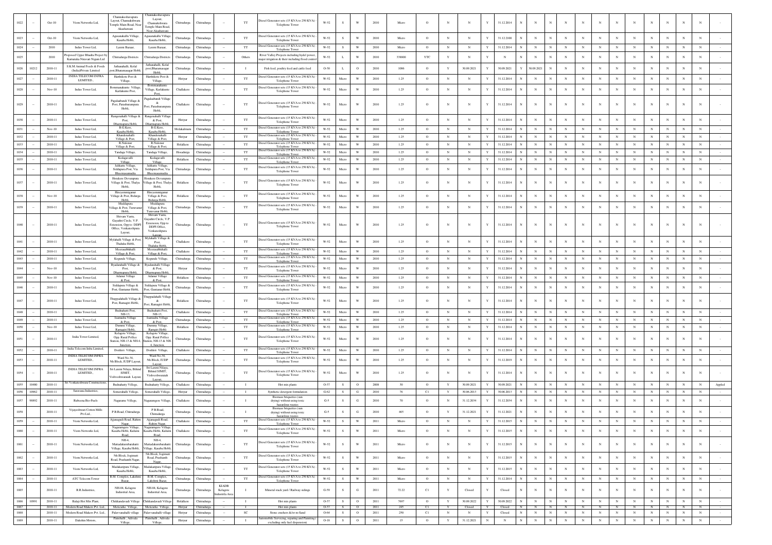| 1022 | -- | Oct-10 | Viom Networks Ltd, | Channakeshavapura Layout, Channakeshwara Temple Main Road, Near Akashavani | Channakeshavapura Layout, Channakeshwara Temple Main Road, Near Akashavani | Chitradurga | Chitradurga | -- | TT | Diesel Generator sets (15 KVA to 250 KVA) - Telephone Tower | W-52 | S | W | 2010 | Micro | O | N | N | Y | 31.12.2014 | N | N | N | N | N | N | N | N | N | N | N | N | - |
|---|---|---|---|---|---|---|---|---|---|---|---|---|---|---|---|---|---|---|---|---|---|---|---|---|---|---|---|---|---|---|---|---|---|
| 1023 | -- | Oct-10 | Viom Networks Ltd, | Agasanakallu Village, Kasaba Hobli, | Agasanakallu Village, Kasaba Hobli, | Chitradurga | Chitradurga | -- | TT | Diesel Generator sets (15 KVA to 250 KVA) - Telephone Tower | W-52 | S | W | 2010 | Micro | O | N | N | Y | 31.12.2100 | N | N | N | N | N | N | N | N | N | N | N | N | - |
| 1024 | -- | 2010 | Indus Tower Ltd, | Laxmi Bazaar, | Laxmi Bazaar, | Chitradurga | Chitradurga | -- | TT | Diesel Generator sets (15 KVA to 250 KVA) - Telephone Tower | W-52 | S | W | 2010 | Micro | O | N | N | Y | 31.12.2014 | N | N | N | N | N | N | N | N | N | N | N | N | - |
| 1025 | | 2010 | Proposed Upper Bhadra Project by Karnataka Niravari Nigam Ltd | Chitradurga Districts | Chitradurga Districts | Chitradurga | Chitradurga | -- | Others | River Valley Projects including hydel power, major irrigation & their including flood control | W-52 | L | W | 2010 | 338800 | YTC | Y | N | Y | N | N | N | N | N | N | N | N | N | N | N | N | N | - |
| 1026 | 10212 | 2010-11 | S.K.M Animal Feeds & Foods (India)Private Limited | Jathanahalli, Kolal post,Bharamasagar Hobli, | Jathanahalli, Kolal post,Bharamasagar Hobli, | Chitradurga | Chitradurga | -- | I | Fish feed, poultry feed and cattle feed | O-50 | L | O | 2010 | 1086 | O | Y | 30.09.2021 | Y | 30.09.2021 | Y | 30.09.2021 | N | N | N | N | N | N | N | N | N | N | - |
| 1027 | -- | 2010-11 | INDIA TELECOM INFRA LEMITED, | Harthikote Post & Village, | Harthikote Post & Village, | Hiriyur | Chitradurga | -- | TT | Diesel Generator sets (15 KVA to 250 KVA) - Telephone Tower | W-52 | Micro | W | 2010 | 1.25 | O | N | N | Y | 31.12.2014 | N | N | N | N | N | N | N | N | N | N | N | N | - |
| 1028 | -- | Nov-10 | Indus Tower Ltd, | Bommanakunte Village, Karlakunte Post, | Bommanakunte Village, Karlakunte Post, | Challakere | Chitradurga | -- | TT | Diesel Generator sets (15 KVA to 250 KVA) - Telephone Tower | W-52 | Micro | W | 2010 | 1.25 | O | N | N | Y | 31.12.2014 | N | N | N | N | N | N | N | N | N | N | N | N | - |
| 1029 | -- | 2010-11 | Indus Tower Ltd, | Pagalabandi Village & Post, Parashurampura Hobli, | Pagalabandi Village & Post, Parashurampura Hobli, | Challakere | Chitradurga | -- | TT | Diesel Generator sets (15 KVA to 250 KVA) - Telephone Tower | W-52 | Micro | W | 2010 | 1.25 | O | N | N | Y | 31.12.2014 | N | N | N | N | N | N | N | N | N | N | N | N | - |
| 1030 | -- | 2010-11 | Indus Tower Ltd, | Rangenahalli Village & Post, Dharmapura Hobli, | Rangenahalli Village & Post, Dharmapura Hobli, | Hiriyur | Chitradurga | -- | TT | Diesel Generator sets (15 KVA to 250 KVA) - Telephone Tower | W-52 | Micro | W | 2010 | 1.25 | O | N | N | Y | 31.12.2014 | N | N | N | N | N | N | N | N | N | N | N | N | - |
| 1031 | -- | Nov-10 | Indus Tower Ltd, | B.G.Kere, Kasaba Hobli, | B.G.Kere, Kasaba Hobli, | Molakalmuru | Chitradurga | -- | TT | Diesel Generator sets (15 KVA to 250 KVA) - Telephone Tower | W-52 | Micro | W | 2010 | 1.25 | O | N | N | Y | 31.12.2014 | N | N | N | N | N | N | N | N | N | N | N | N | - |
| 1032 | -- | 2010-11 | Indus Tower Ltd, | Khandenahalli Village & Post, | Khandenahalli Village & Post, | Hiriyur | Chitradurga | -- | TT | Diesel Generator sets (15 KVA to 250 KVA) - Telephone Tower | W-52 | Micro | W | 2010 | 1.25 | O | N | N | Y | 31.12.2014 | N | N | N | N | N | N | N | N | N | N | N | N | - |
| 1033 | -- | 2010-11 | Indus Tower Ltd, | R.Nulenur Village & Post, | R.Nulenur Village & Post, | Holalkere | Chitradurga | -- | TT | Diesel Generator sets (15 KVA to 250 KVA) - Telephone Tower | W-52 | Micro | W | 2010 | 1.25 | O | N | N | Y | 31.12.2014 | N | N | N | N | N | N | N | N | N | N | N | N | - |
| 1034 | -- | 2010-11 | Indus Tower Ltd, | Tandaga Village, | Tandaga Village, | Hosadurga | Chitradurga | -- | TT | Diesel Generator sets (15 KVA to 250 KVA) - Telephone Tower | W-52 | Micro | W | 2010 | 1.25 | O | N | N | Y | 31.12.2014 | N | N | N | N | N | N | N | N | N | N | N | N | - |
| 1035 | -- | 2010-11 | Indus Tower Ltd, | Kodagavalli Village, | Kodagavalli Village, | Holalkere | Chitradurga | -- | TT | Diesel Generator sets (15 KVA to 250 KVA) - Telephone Tower | W-52 | Micro | W | 2010 | 1.25 | O | N | N | Y | 31.12.2014 | N | N | N | N | N | N | N | N | N | N | N | N | - |
| 1036 | -- | 2010-11 | Indus Tower Ltd, | Jalikatte Village, Siddapura Post, Via Bheemasamudra | Jalikatte Village, Siddapura Post, Via Bheemasamudra | Chitradurga | Chitradurga | -- | TT | Diesel Generator sets (15 KVA to 250 KVA) - Telephone Tower | W-52 | Micro | W | 2010 | 1.25 | O | N | N | Y | 31.12.2014 | N | N | N | N | N | N | N | N | N | N | N | N | - |
| 1037 | -- | 2010-11 | Indus Tower Ltd, | Honkere Devarapura Village & Post, Thalya Hobli, | Honkere Devarapura Village & Post, Thalya Hobli, | Holalkere | Chitradurga | -- | TT | Diesel Generator sets (15 KVA to 250 KVA) - Telephone Tower | W-52 | Micro | W | 2010 | 1.25 | O | N | N | Y | 31.12.2014 | N | N | N | N | N | N | N | N | N | N | N | N | - |
| 1038 | -- | Nov-10 | Indus Tower Ltd, | Hireyemmiganur Village & Post, Bidurga Hobli, | Hireyemmiganur Village & Post, Bidurga Hobli, | Holalkere | Chitradurga | -- | TT | Diesel Generator sets (15 KVA to 250 KVA) - Telephone Tower | W-52 | Micro | W | 2010 | 1.25 | O | N | N | Y | 31.12.2014 | N | N | N | N | N | N | N | N | N | N | N | N | - |
| 1039 | -- | 2010-11 | Indus Tower Ltd, | Muddapura Village & Post, Turuvanur Hobli, | Muddapura Village & Post, Turuvanur Hobli, | Chitradurga | Chitradurga | -- | TT | Diesel Generator sets (15 KVA to 250 KVA) - Telephone Tower | W-52 | Micro | W | 2010 | 1.25 | O | N | N | Y | 31.12.2014 | N | N | N | N | N | N | N | N | N | N | N | N | - |
| 1040 | -- | 2010-11 | Indus Tower Ltd, | Shivam Vastu, Gayathri Circle, V.P. Extension, Opp.to DDPI Office, Venkateshpura Layout, | Shivam Vastu, Gayathri Circle, V.P. Extension, Opp.to DDPI Office, Venkateshpura Layout, | Chitradurga | Chitradurga | -- | TT | Diesel Generator sets (15 KVA to 250 KVA) - Telephone Tower | W-52 | Micro | W | 2010 | 1.25 | O | N | N | Y | 31.12.2014 | N | N | N | N | N | N | N | N | N | N | N | N | - |
| 1041 | -- | 2010-11 | Indus Tower Ltd, | Mylahalli Village & Post, Thaluku Hobli, | Mylahalli Village & Post, Thaluku Hobli, | Challakere | Chitradurga | -- | TT | Diesel Generator sets (15 KVA to 250 KVA) - Telephone Tower | W-52 | Micro | W | 2010 | 1.25 | O | N | N | Y | 31.12.2014 | N | N | N | N | N | N | N | N | N | N | N | N | - |
| 1042 | -- | 2010-11 | Indus Tower Ltd, | Meeraschihalli Village & Post, | Meeraschihalli Village & Post, | Challakere | Chitradurga | -- | TT | Diesel Generator sets (15 KVA to 250 KVA) - Telephone Tower | W-52 | Micro | W | 2010 | 1.25 | O | N | N | Y | 31.12.2014 | N | N | N | N | N | N | N | N | N | N | N | N | - |
| 1043 | -- | 2010-11 | Indus Tower Ltd, | Koganda Village, | Koganda Village, | Chitradurga | Chitradurga | -- | TT | Diesel Generator sets (15 KVA to 250 KVA) - Telephone Tower | W-52 | Micro | W | 2010 | 1.25 | O | N | N | Y | 31.12.2014 | N | N | N | N | N | N | N | N | N | N | N | N | - |
| 1044 | -- | Nov-10 | Indus Tower Ltd, | Byadarahalli Village & Post, Dharmapura Hobli, | Byadarahalli Village & Post, Dharmapura Hobli, | Hiriyur | Chitradurga | -- | TT | Diesel Generator sets (15 KVA to 250 KVA) - Telephone Tower | W-52 | Micro | W | 2010 | 1.25 | O | N | N | Y | 31.12.2014 | N | N | N | N | N | N | N | N | N | N | N | N | - |
| 1045 | -- | Nov-10 | Indus Tower Ltd, | Adanur Village & Post, | Adanur Village & Post, | Holalkere | Chitradurga | -- | TT | Diesel Generator sets (15 KVA to 250 KVA) - Telephone Tower | W-52 | Micro | W | 2010 | 1.25 | O | N | N | Y | 31.12.2014 | N | N | N | N | N | N | N | N | N | N | N | N | - |
| 1046 | -- | 2010-11 | Indus Tower Ltd, | Siddapura Village & Post, Guntanur Hobli, | Siddapura Village & Post, Guntanur Hobli, | Chitradurga | Chitradurga | -- | TT | Diesel Generator sets (15 KVA to 250 KVA) - Telephone Tower | W-52 | Micro | W | 2010 | 1.25 | O | N | N | Y | 31.12.2014 | N | N | N | N | N | N | N | N | N | N | N | N | - |
| 1047 | -- | 2010-11 | Indus Tower Ltd, | Thappadahalli Village & Post, Ramagiri Hobli, | Thappadahalli Village & Post, Ramagiri Hobli, | Holalkere | Chitradurga | -- | TT | Diesel Generator sets (15 KVA to 250 KVA) - Telephone Tower | W-52 | Micro | W | 2010 | 1.25 | O | N | N | Y | 31.12.2014 | N | N | N | N | N | N | N | N | N | N | N | N | - |
| 1048 | -- | 2010-11 | Indus Tower Ltd, | Budnahatti Post, NH-13, | Budnahatti Post, NH-13, | Challakere | Chitradurga | -- | TT | Diesel Generator sets (15 KVA to 250 KVA) - Telephone Tower | W-52 | Micro | W | 2010 | 1.25 | O | N | N | Y | 31.12.2014 | N | N | N | N | N | N | N | N | N | N | N | N | - |
| 1049 | -- | 2010-11 | Indus Tower Ltd, | Isamudra Village & Post, | Isamudra Village & Post, | Chitradurga | Chitradurga | -- | TT | Diesel Generator sets (15 KVA to 250 KVA) - Telephone Tower | W-52 | Micro | W | 2010 | 1.25 | O | N | N | Y | 31.12.2014 | N | N | N | N | N | N | N | N | N | N | N | N | - |
| 1050 | -- | Nov-10 | Indus Tower Ltd, | Dummy Village, Ramagiri Hobli, | Dummy Village, Ramagiri Hobli | Holalkere | Chitradurga | -- | TT | Diesel Generator sets (15 KVA to 250 KVA) - Telephone Tower | W-52 | Micro | W | 2010 | 1.25 | O | N | N | Y | 31.12.2014 | N | N | N | N | N | N | N | N | N | N | N | N | - |
| 1051 | -- | 2010-11 | India Tower Limited, | Kelagote Village, Opp. Rural Police Station, NH-13 & NH-4, Junction, | Kelagote Village, Opp. Rural Police Station, NH-13 & NH-4, Junction, | Chitradurga | Chitradurga | -- | TT | Diesel Generator sets (15 KVA to 250 KVA) - Telephone Tower | W-52 | Micro | W | 2010 | 1.25 | O | N | N | Y | 31.12.2014 | N | N | N | N | N | N | N | N | N | N | N | N | - |
| 1052 | -- | 2010-11 | India Telecom Infra Limited, | Doddert Village, | Doddert Village, | Challakere | Chitradurga | -- | TT | Diesel Generator sets (15 KVA to 250 KVA) - Telephone Tower | W-52 | Micro | W | 2010 | 1.25 | O | N | N | Y | 31.12.2014 | N | N | N | N | N | N | N | N | N | N | N | N | - |
| 1053 | -- | 2010-11 | INDIA TELECOM INFRA LEMITED, | Ward No.34, 5th Block, IUDP Layout, | Ward No.34, 5th Block, IUDP Layout, | Chitradurga | Chitradurga | -- | TT | Diesel Generator sets (15 KVA to 250 KVA) - Telephone Tower | W-52 | Micro | W | 2010 | 1.25 | O | N | N | Y | 31.12.2019 | N | N | N | N | N | N | N | N | N | N | N | N | - |
| 1054 | -- | 2010-11 | INDIA TELECOM INFRA LEMITED, | Sri Laxmi Nilaya, Bihind SJMIT, Vishveshwaraiah Layout, | Sri Laxmi Nilaya, Bihind SJMIT, Vishveshwaraiah Layout, | Chitradurga | Chitradurga | -- | TT | Diesel Generator sets (15 KVA to 250 KVA) - Telephone Tower | W-52 | Micro | W | 2010 | 1.25 | O | N | N | Y | 31.12.2014 | N | N | N | N | N | N | N | N | N | N | N | N | - |
| 1055 | 10480 | 2010-11 | Sri Venkateshwara Constructions, | Budnahatty Village, | Budnahatty Village, | Challakere | Chitradurga | -- | I | Hot mix plants | O-37 | S | O | 2008 | 30 | O | Y | 30.09.2021 | Y | 30.09.2021 | N | N | N | N | N | N | N | N | N | N | N | N | Appled |
| 1056 | 10962 | 2010-11 | Saraswara Industries, | Somenahalli Village, | Somenahalli Village, | Hiriyur | Chitradurga | -- | I | Synthetic detergent formulation | G-62 | S | G | 2010 | 76 | C1 | Y | 30.06.2013 | Y | 30.06.2013 | N | N | N | N | N | N | N | N | N | N | N | N | - |
| 1057 | 98892 | 2010-11 | Rubeena Bio-Fuels | Nagaramse Village, | Nagaramgere Village, | Challakere | Chitradurga | -- | I | Biomass briquettes (sun drying) without using toxic hazardous wastes | G-5 | S | G | 2010 | 70 | O | N | 31.12.2034 | Y | 31.12.2034 | N | N | N | N | N | N | N | N | N | N | N | N | - |
| 1058 | | 2010-11 | Vijayeshwari Cotton Mills Pvt Ltd., | P.B.Road, Chitradurga | P.B.Road, Chitradurga | Chitradurga | Chitradurga | -- | I | Biomass briquettes (sun drying) without using toxic hazardous wastes | G-5 | S | G | 2010 | 465 | O | Y | 31.12.2021 | Y | 31.12.2021 | N | N | N | N | N | N | N | N | N | N | N | N | - |
| 1059 | -- | 2010-11 | Viom Networks Ltd, | Ajjanagudi Road, Rahim Nagar, | Ajjanagudi Road, Rahim Nagar, | Challakere | Chitradurga | -- | TT | Diesel Generator sets (15 KVA to 250 KVA) - Telephone Tower | W-52 | S | W | 2011 | Micro | O | N | N | Y | 31.12.2015 | N | N | N | N | N | N | N | N | N | N | N | N | - |
| 1060 | -- | 2010-11 | Viom Networks Ltd, | Nagaramgere Village, Kasaba Hobli, Kalumi Road, | Nagaramgere Village, Kasaba Hobli, Kalumi Road, | Challakere | Chitradurga | -- | TT | Diesel Generator sets (15 KVA to 250 KVA) - Telephone Tower | W-52 | S | W | 2011 | Micro | O | N | N | Y | 31.12.2015 | N | N | N | N | N | N | N | N | N | N | N | N | - |
| 1061 | -- | 2010-11 | Viom Networks Ltd, | NH-4, Mattadakurubarahatti Village, Kasaba Hobli, | NH-4, Mattadakurubarahatti Village, Kasaba Hobli, | Chitradurga | Chitradurga | -- | TT | Diesel Generator sets (15 KVA to 250 KVA) - Telephone Tower | W-52 | S | W | 2011 | Micro | O | N | N | Y | 31.12.2015 | N | N | N | N | N | N | N | N | N | N | N | N | - |
| 1062 | -- | 2010-11 | Viom Networks Ltd, | 5th Block, Jogimatti Road, Prashanth Nagar, | 5th Block, Jogimatti Road, Prashanth Nagar, | Chitradurga | Chitradurga | -- | TT | Diesel Generator sets (15 KVA to 250 KVA) - Telephone Tower | W-52 | S | W | 2011 | Micro | O | N | N | Y | 31.12.2015 | N | N | N | N | N | N | N | N | N | N | N | N | - |
| 1063 | -- | 2010-11 | Viom Networks Ltd, | Madakaripura Village, Kasaba Hobli, | Madakaripura Village, Kasaba Hobli, | Chitradurga | Chitradurga | -- | TT | Diesel Generator sets (15 KVA to 250 KVA) - Telephone Tower | W-52 | S | W | 2011 | Micro | O | N | N | Y | 31.12.2015 | N | N | N | N | N | N | N | N | N | N | N | N | - |
| 1064 | -- | 2010-11 | ATC Telecom Tower | B.M. Complex, Lakshmi Bazar, | B.M. Complex, Lakshmi Bazar, | Chitradurga | Chitradurga | -- | TT | Diesel Generator sets (15 KVA to 250 KVA) - Telephone Tower | W-52 | S | W | 2011 | Micro | O | N | N | Y | 31.12.2014 | N | N | N | N | N | N | N | N | N | N | N | N | - |
| 1065 | -- | 2010-11 | R.B.Industries, | NH-04, Kelagote Industrial Area, | NH-04, Kelagote Industrial Area, | Chitradurga | Chitradurga | KIADB Kelagote Industrila Area | I | Mineral stack yard / Railway sidings | G-59 | S | G | 2011 | 72.22 | C1 | Y | Closed | Y | Closed | N | N | N | N | N | N | N | N | N | N | N | N | - |
| 1066 | 10991 | 2010-11 | Balaji Hot Mix Plant, | Chikkandavadi Village | Chikkandavadi Village | Holalkere | Chitradurga | -- | I | Hot mix plants | O-37 | S | O | 2011 | 7697 | O | Y | 30.09.2022 | Y | 30.09.2022 | N | N | N | N | N | N | N | N | N | N | N | N | - |
| 1067 | -- | 2010-11 | Modern Road Makers Pvt. Ltd., | Meticurke Village, | Meticurke Village, | Hiriyur | Chitradurga | -- | I | Hot mix plants | O-37 | S | O | 2011 | 245 | C1 | Y | Closed | Y | Closed | N | N | N | N | N | N | N | N | N | N | N | N | - |
| 1068 | -- | 2010-11 | Modern Road Makers Pvt. Ltd., | Palavvanahalli village | Palavvanahalli village | Hiriyur | Chitradurga | -- | SC | Stone crushers &/or m-Sand | O-64 | S | O | 2011 | 250 | C1 | N | N | Y | Closed | N | N | N | N | N | N | N | N | N | N | N | N | - |
| 1069 | -- | 2010-11 | Dakshin Motors, | Panchalli, Adivala Village, | Panchalli, Adivala Village, | Hiriyur | Chitradurga | -- | I | Automobile Servicing, repairing and Painting (excluding only fuel dispension) | O-18 | S | O | 2011 | 15 | O | Y | 31.12.2021 | N | N | N | N | N | N | N | N | N | N | N | N | N | N | - |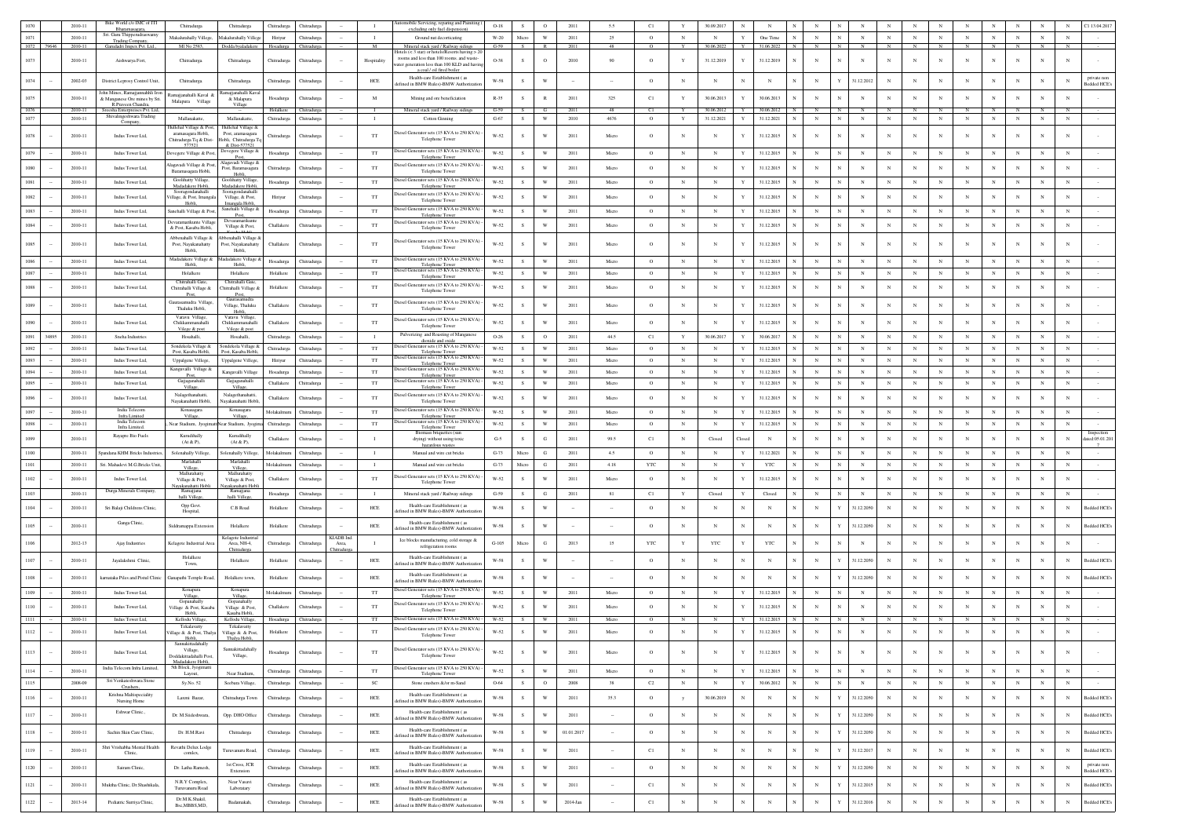| 1070 | | 2010-11 | Bike World c/o IMC of ITI Bharamasagara, | Chitradurga | Chitradurga | Chitradurga | Chitradurga | -- | I | Automobile Servicing, repairing and Painting ( excluding only fuel dispension) | O-18 | S | O | 2011 | 5.5 | C1 | Y | 30.09.2017 | N | N | N | N | N | N | N | N | N | N | N | N | N | N | C1 13.04.2017 |
|---|---|---|---|---|---|---|---|---|---|---|---|---|---|---|---|---|---|---|---|---|---|---|---|---|---|---|---|---|---|---|---|---|---|
| 1071 | | 2010-11 | Sri. Guru Thippeerudraswamy Trading Company, | Makaluruhally Villege, | Makaluruhally Villege | Hiriyur | Chitradurga | -- | I | Ground nut decorticating | W-20 | Micro | W | 2011 | 25 | O | N | N | Y | One Time | N | N | N | N | N | N | N | N | N | N | N | N | N | -- |
| 1072 | 79646 | 2010-11 | Ganadadri Impex Pvt. Ltd., | MI No.2583, | Dodda byaladakere | Hosadurga | Chitradurga | -- | M | Mineral stack yard / Railway sidings | G-59 | S | R | 2011 | 48 | O | Y | 30.06.2022 | Y | 31.06.2022 | N | N | N | N | N | N | N | N | N | N | N | N | N | -- |
| 1073 | | 2010-11 | Aishwarya Fort, | Chitradurga. | Chitradurga | Chitradurga | Chitradurga | -- | Hospitality | Hotels (< 3 star) or hotels/Resorts having > 20 rooms and less than 100 rooms, and waste-water generation less than 100 KLD and having a coal / oil fired boiler | O-38 | S | O | 2010 | 90 | O | Y | 31.12.2019 | Y | 31.12.2019 | N | N | N | N | N | N | N | N | N | N | N | N | N | -- |
| 1074 | -- | 2002-03 | District Leprosy Control Unit, | Chitradurga. | Chitradurga | Chitradurga | Chitradurga | -- | HCE | Health-care Establishment ( as defined in BMW Rules)-BMW Authorization | W-58 | S | W | -- | -- | O | N | N | N | N | N | N | Y | 31.12.2012 | N | N | N | N | N | N | N | N | N | private non Bedded HCE's |
| 1075 | | 2010-11 | John Mines, Ramajjanahlli Iron & Manganese Ore mines by Sri. R.Praveen Chandra, | Ramajanahalli Kaval & Malapura Village | Ramajanahalli Kaval & Malapura Village | Hosadurga | Chitradurga | -- | M | Mining and ore beneficiation | R-35 | S | R | 2011 | 325 | C1 | Y | 30.06.2013 | Y | 30.06.2013 | N | N | N | N | N | N | N | N | N | N | N | N | N | -- |
| 1076 | | 2010-11 | Sreesha Enterprises Pvt. Ltd., | | | Holalkere | Chitradurga | -- | | Mineral stack yard / Railway sidings | G-59 | S | G | 2011 | 48 | C1 | Y | 30.06.2012 | Y | 30.06.2012 | N | N | N | N | N | N | N | N | N | N | N | N | N | -- |
| 1077 | | 2010-11 | Shivalingeshwara Trading Company, | Mallanakatte, | Mallanakatte, | Chitradurga | Chitradurga | -- | I | Cotton Ginning | G-67 | S | W | 2010 | 4676 | O | Y | 31.12.2021 | Y | 31.12.2021 | N | N | N | N | N | N | N | N | N | N | N | N | N | -- |
| 1078 | -- | 2010-11 | Indus Tower Ltd, | Hullehal Village & Post, aramasagara Hobli, Chitradurga Tq & Dist-577521 | Hullehal Village & Post, aramasagara Hobli, Chitradurga Tq & Dist-577521 | Chitradurga | Chitradurga | -- | TT | Diesel Generator sets (15 KVA to 250 KVA) - Telephone Tower | W-52 | S | W | 2011 | Micro | O | N | N | Y | 31.12.2015 | N | N | N | N | N | N | N | N | N | N | N | N | N | -- |
| 1079 | -- | 2010-11 | Indus Tower Ltd, | Devegere Village & Post, | Devegere Village & Post, | Hosadurga | Chitradurga | -- | TT | Diesel Generator sets (15 KVA to 250 KVA) - Telephone Tower | W-52 | S | W | 2011 | Micro | O | N | N | Y | 31.12.2015 | N | N | N | N | N | N | N | N | N | N | N | N | N | -- |
| 1080 | -- | 2010-11 | Indus Tower Ltd, | Alagavadi Village & Post, Baramasagara Hobli, | Alagavadi Village & Post, Baramasagara Hobli, | Chitradurga | Chitradurga | -- | TT | Diesel Generator sets (15 KVA to 250 KVA) - Telephone Tower | W-52 | S | W | 2011 | Micro | O | N | N | Y | 31.12.2015 | N | N | N | N | N | N | N | N | N | N | N | N | N | -- |
| 1081 | -- | 2010-11 | Indus Tower Ltd, | Goolihatty Village, Madadakere Hobli, | Goolihatty Village, Madadakere Hobli, | Hosadurga | Chitradurga | -- | TT | Diesel Generator sets (15 KVA to 250 KVA) - Telephone Tower | W-52 | S | W | 2011 | Micro | O | N | N | Y | 31.12.2015 | N | N | N | N | N | N | N | N | N | N | N | N | N | -- |
| 1082 | -- | 2010-11 | Indus Tower Ltd, | Sooragondanahalli Village & Post, Imangala Hobli, | Sooragondanahalli Village & Post, Imangala Hobli, | Hiriyur | Chitradurga | -- | TT | Diesel Generator sets (15 KVA to 250 KVA) - Telephone Tower | W-52 | S | W | 2011 | Micro | O | N | N | Y | 31.12.2015 | N | N | N | N | N | N | N | N | N | N | N | N | N | -- |
| 1083 | -- | 2010-11 | Indus Tower Ltd, | Sanehalli Village & Post, | Sanehalli Village & Post, | Hosadurga | Chitradurga | -- | TT | Diesel Generator sets (15 KVA to 250 KVA) - Telephone Tower | W-52 | S | W | 2011 | Micro | O | N | N | Y | 31.12.2015 | N | N | N | N | N | N | N | N | N | N | N | N | N | -- |
| 1084 | -- | 2010-11 | Indus Tower Ltd, | Devaramarikunte Village & Post, Kasaba Hobli, | Devaramarikunte Village & Post, Kasaba Hobli | Challakere | Chitradurga | -- | TT | Diesel Generator sets (15 KVA to 250 KVA) - Telephone Tower | W-52 | S | W | 2011 | Micro | O | N | N | Y | 31.12.2015 | N | N | N | N | N | N | N | N | N | N | N | N | N | -- |
| 1085 | -- | 2010-11 | Indus Tower Ltd, | Abbenahalli Village & Post, Nayakanahatty Hobli, | Abbenahalli Village & Post, Nayakanahatty Hobli, | Challakere | Chitradurga | -- | TT | Diesel Generator sets (15 KVA to 250 KVA) - Telephone Tower | W-52 | S | W | 2011 | Micro | O | N | N | Y | 31.12.2015 | N | N | N | N | N | N | N | N | N | N | N | N | N | -- |
| 1086 | -- | 2010-11 | Indus Tower Ltd, | Madadakere Village & Hobli, | Madadakere Village & Hobli, | Hosadurga | Chitradurga | -- | TT | Diesel Generator sets (15 KVA to 250 KVA) - Telephone Tower | W-52 | S | W | 2011 | Micro | O | N | N | Y | 31.12.2015 | N | N | N | N | N | N | N | N | N | N | N | N | N | -- |
| 1087 | -- | 2010-11 | Indus Tower Ltd, | Holalkere | Holalkere | Holalkere | Chitradurga | -- | TT | Diesel Generator sets (15 KVA to 250 KVA) - Telephone Tower | W-52 | S | W | 2011 | Micro | O | N | N | Y | 31.12.2015 | N | N | N | N | N | N | N | N | N | N | N | N | N | -- |
| 1088 | -- | 2010-11 | Indus Tower Ltd, | Chitrahalli Gate, Chitrahalli Village & Post, | Chitrahalli Gate, Chitrahalli Village & Post, | Holalkere | Chitradurga | -- | TT | Diesel Generator sets (15 KVA to 250 KVA) - Telephone Tower | W-52 | S | W | 2011 | Micro | O | N | N | Y | 31.12.2015 | N | N | N | N | N | N | N | N | N | N | N | N | N | -- |
| 1089 | -- | 2010-11 | Indus Tower Ltd, | Gaurasamudra Village, Thaluku Hobli, | Gaurasamudra Village, Thaluku Hobli, | Challakere | Chitradurga | -- | TT | Diesel Generator sets (15 KVA to 250 KVA) - Telephone Tower | W-52 | S | W | 2011 | Micro | O | N | N | Y | 31.12.2015 | N | N | N | N | N | N | N | N | N | N | N | N | N | -- |
| 1090 | -- | 2010-11 | Indus Tower Ltd, | Varavu Village, Chikkammanahalli Vilege & post | Varavu Village, Chikkammanahalli Vilege & post | Challakere | Chitradurga | -- | TT | Diesel Generator sets (15 KVA to 250 KVA) - Telephone Tower | W-52 | S | W | 2011 | Micro | O | N | N | Y | 31.12.2015 | N | N | N | N | N | N | N | N | N | N | N | N | N | -- |
| 1091 | 34895 | 2010-11 | Sneha Industries | Hosahalli, | Hosahalli, | Chitradurga | Chitradurga | -- | I | Pulverizing and Roasting of Manganese dioxide and oxide | O-26 | S | O | 2011 | 44.5 | C1 | Y | 30.06.2017 | Y | 30.06.2017 | N | N | N | N | N | N | N | N | N | N | N | N | N | -- |
| 1092 | -- | 2010-11 | Indus Tower Ltd, | Sondekola Village & Post, Kasaba Hobli, | Sondekola Village & Post, Kasaba Hobli, | Chitradurga | Chitradurga | -- | TT | Diesel Generator sets (15 KVA to 250 KVA) - Telephone Tower | W-52 | S | W | 2011 | Micro | O | N | N | Y | 31.12.2015 | N | N | N | N | N | N | N | N | N | N | N | N | N | -- |
| 1093 | -- | 2010-11 | Indus Tower Ltd, | Uppalgere Village, | Uppalgere Village, | Hiriyur | Chitradurga | -- | TT | Diesel Generator sets (15 KVA to 250 KVA) - Telephone Tower | W-52 | S | W | 2011 | Micro | O | N | N | Y | 31.12.2015 | N | N | N | N | N | N | N | N | N | N | N | N | N | -- |
| 1094 | -- | 2010-11 | Indus Tower Ltd, | Kangavalli Village & Post, | Kangavalli Village | Hosadurga | Chitradurga | -- | TT | Diesel Generator sets (15 KVA to 250 KVA) - Telephone Tower | W-52 | S | W | 2011 | Micro | O | N | N | Y | 31.12.2015 | N | N | N | N | N | N | N | N | N | N | N | N | N | -- |
| 1095 | -- | 2010-11 | Indus Tower Ltd, | Gajaganahalli Village, | Gajaganahalli Village, | Challakere | Chitradurga | -- | TT | Diesel Generator sets (15 KVA to 250 KVA) - Telephone Tower | W-52 | S | W | 2011 | Micro | O | N | N | Y | 31.12.2015 | N | N | N | N | N | N | N | N | N | N | N | N | N | -- |
| 1096 | -- | 2010-11 | Indus Tower Ltd, | Nalagethanahatti, Nayakanahatti Hobli, | Nalagethanahatti, Nayakanahatti Hobli, | Challakere | Chitradurga | -- | TT | Diesel Generator sets (15 KVA to 250 KVA) - Telephone Tower | W-52 | S | W | 2011 | Micro | O | N | N | Y | 31.12.2015 | N | N | N | N | N | N | N | N | N | N | N | N | N | -- |
| 1097 | -- | 2010-11 | Indus Telecom Infra Limited | Konasagara Village, | Konasagara Village, | Molakalmuru | Chitradurga | -- | TT | Diesel Generator sets (15 KVA to 250 KVA) - Telephone Tower | W-52 | S | W | 2011 | Micro | O | N | N | Y | 31.12.2015 | N | N | N | N | N | N | N | N | N | N | N | N | N | -- |
| 1098 | -- | 2010-11 | Indus Telecom Infra Limited, | , Near Stadium, Jyogimatt | Near Stadium, Jyogimatt | Chitradurga | Chitradurga | -- | TT | Diesel Generator sets (15 KVA to 250 KVA) - Telephone Tower | W-52 | S | W | 2011 | Micro | O | N | N | Y | 31.12.2015 | N | N | N | N | N | N | N | N | N | N | N | N | N | -- |
| 1099 | | 2010-11 | Rayappa Bio Fuels | Kurudihally (At & P), | Kurudihally (At & P), | Challakere | Chitradurga | -- | I | Biomass briquettes (sun drying) without using toxic hazardous wastes | G-5 | S | G | 2011 | 99.5 | C1 | N | Closed | Closed | N | N | N | N | N | N | N | N | N | N | N | N | N | N | Inspection dated 05.01.2017 |
| 1100 | | 2010-11 | Spandana KHM Bricks Industries, | Solenahally Village, | Solenahally Village, | Molakalmuru | Chitradurga | -- | I | Manual and wire cut bricks | G-73 | Micro | G | 2011 | 4.5 | O | N | N | Y | 31.12.2021 | N | N | N | N | N | N | N | N | N | N | N | N | N | -- |
| 1101 | | 2010-11 | Sri. Mahadevi M.G.Bricks Unit, | Marlahalli Village, | Marlahalli Village, | Molakalmuru | Chitradurga | -- | I | Manual and wire cut bricks | G-73 | Micro | G | 2011 | 4.18 | YTC | N | N | Y | YTC | N | N | N | N | N | N | N | N | N | N | N | N | N | -- |
| 1102 | -- | 2010-11 | Indus Tower Ltd, | Mallurahatty Village & Post, Nayakanahatti Hobli | Mallurahatty Village & Post, Nayakanahatti Hobli | Challakere | Chitradurga | -- | TT | Diesel Generator sets (15 KVA to 250 KVA) - Telephone Tower | W-52 | S | W | 2011 | Micro | O | N | N | Y | 31.12.2015 | N | N | N | N | N | N | N | N | N | N | N | N | N | -- |
| 1103 | | 2010-11 | Durga Minerals Company, | Ramajjana halli Village, | Ramajjana halli Village, | Hosadurga | Chitradurga | -- | I | Mineral stack yard / Railway sidings | G-59 | S | G | 2011 | 81 | C1 | Y | Closed | Y | Closed | N | N | N | N | N | N | N | N | N | N | N | N | N | -- |
| 1104 | -- | 2010-11 | Sri Balaji Childrens Clinic, | Opp Govt. Hospital, | C.B Road | Holalkere | Chitradurga | -- | HCE | Health-care Establishment ( as defined in BMW Rules)-BMW Authorization | W-58 | S | W | -- | -- | O | N | N | N | N | N | N | Y | 31.12.2050 | N | N | N | N | N | N | N | N | N | Bedded HCE's |
| 1105 | -- | 2010-11 | Ganga Clinic, | Siddramappa Extension | Holalkere | Holalkere | Chitradurga | -- | HCE | Health-care Establishment ( as defined in BMW Rules)-BMW Authorization | W-58 | S | W | -- | -- | O | N | N | N | N | N | N | Y | 31.12.2050 | N | N | N | N | N | N | N | N | N | Bedded HCE's |
| 1106 | | 2012-13 | Ajay Industries | Kelagote Industrial Area | Kelagote Industrial Area, NH-4, Chitradurga | Chitradurga | Chitradurga | KIADB Ind. Area, Chitradurga | I | Ice blocks manufacturing, cold storage & refrigeration rooms | G-105 | Micro | G | 2013 | 15 | YTC | Y | YTC | Y | YTC | N | N | N | N | N | N | N | N | N | N | N | N | N | -- |
| 1107 | -- | 2010-11 | Jayalakshmi Clinic, | Holalkere Town, | Holalkere | Holalkere | Chitradurga | -- | HCE | Health-care Establishment ( as defined in BMW Rules)-BMW Authorization | W-58 | S | W | -- | -- | O | N | N | N | N | N | N | Y | 31.12.2050 | N | N | N | N | N | N | N | N | N | Bedded HCE's |
| 1108 | -- | 2010-11 | karnataka Piles and Pistul Clinic | Ganapathi Temple Road, | Holalkere town, | Holalkere | Chitradurga | -- | HCE | Health-care Establishment ( as defined in BMW Rules)-BMW Authorization | W-58 | S | W | -- | -- | O | N | N | N | N | N | N | Y | 31.12.2050 | N | N | N | N | N | N | N | N | N | Bedded HCE's |
| 1109 | -- | 2010-11 | Indus Tower Ltd, | Konapura Village, | Konapura Village, | Molakalmuru | Chitradurga | -- | TT | Diesel Generator sets (15 KVA to 250 KVA) - Telephone Tower | W-52 | S | W | 2011 | Micro | O | N | N | Y | 31.12.2015 | N | N | N | N | N | N | N | N | N | N | N | N | N | -- |
| 1110 | -- | 2010-11 | Indus Tower Ltd, | Goparahally Village & Post, Kasaba Hobli, | Goparahally Village & Post, Kasaba Hobli, | Challakere | Chitradurga | -- | TT | Diesel Generator sets (15 KVA to 250 KVA) - Telephone Tower | W-52 | S | W | 2011 | Micro | O | N | N | Y | 31.12.2015 | N | N | N | N | N | N | N | N | N | N | N | N | N | -- |
| 1111 | -- | 2010-11 | Indus Tower Ltd, | Kellodu Village, | Kellodu Village, | Hosadurga | Chitradurga | -- | TT | Diesel Generator sets (15 KVA to 250 KVA) - Telephone Tower | W-52 | S | W | 2011 | Micro | O | N | N | Y | 31.12.2015 | N | N | N | N | N | N | N | N | N | N | N | N | N | -- |
| 1112 | -- | 2010-11 | Indus Tower Ltd, | Tekalavatty Village & Post, Thalya Hobli, | Tekalavatty Village & Post, Thalya Hobli, | Holalkere | Chitradurga | -- | TT | Diesel Generator sets (15 KVA to 250 KVA) - Telephone Tower | W-52 | S | W | 2011 | Micro | O | N | N | Y | 31.12.2015 | N | N | N | N | N | N | N | N | N | N | N | N | N | -- |
| 1113 | -- | 2010-11 | Indus Tower Ltd, | Sannakittadahally Village, Doddakittadahalli Post, Madadakere Hobli, | Sannakittadahally Village, | Hosadurga | Chitradurga | -- | TT | Diesel Generator sets (15 KVA to 250 KVA) - Telephone Tower | W-52 | S | W | 2011 | Micro | O | N | N | Y | 31.12.2015 | N | N | N | N | N | N | N | N | N | N | N | N | N | -- |
| 1114 | -- | 2010-11 | India Telecom Infra Limited, | 5th Block, Jyogimatti Layout, | Near Stadium, | Chitradurga | Chitradurga | -- | TT | Diesel Generator sets (15 KVA to 250 KVA) - Telephone Tower | W-52 | S | W | 2011 | Micro | O | N | N | Y | 31.12.2015 | N | N | N | N | N | N | N | N | N | N | N | N | N | -- |
| 1115 | -- | 2008-09 | Sri Venkateshwara Stone Crushers , | Sy.No. 52 | Seebara Village, | Chitradurga | Chitradurga | -- | SC | Stone crushers &/or m-Sand | O-64 | S | O | 2008 | 38 | C2 | N | N | Y | 30.06.2012 | N | N | N | N | N | N | N | N | N | N | N | N | N | -- |
| 1116 | -- | 2010-11 | Krishna Multispeciality Nursing Home | Laxmi Bazar, | Chitradurga Town | Chitradurga | Chitradurga | -- | HCE | Health-care Establishment ( as defined in BMW Rules)-BMW Authorization | W-58 | S | W | 2011 | 35.5 | O | y | 30.06.2019 | N | N | N | N | Y | 31.12.2050 | N | N | N | N | N | N | N | N | N | Bedded HCE's |
| 1117 | -- | 2010-11 | Eshwar Clinic , | Dr. M.Siddeshwara, | Opp: DHO Office | Chitradurga | Chitradurga | -- | HCE | Health-care Establishment ( as defined in BMW Rules)-BMW Authorization | W-58 | S | W | 2011 | -- | O | N | N | N | N | N | N | Y | 31.12.2050 | N | N | N | N | N | N | N | N | N | Bedded HCE's |
| 1118 | -- | 2010-11 | Sachin Skin Care Clinic, | Dr. H.M.Ravi | Chitradurga | Chitradurga | Chitradurga | -- | HCE | Health-care Establishment ( as defined in BMW Rules)-BMW Authorization | W-58 | S | W | 01.01.2017 | -- | O | N | N | N | N | N | N | Y | 31.12.2050 | N | N | N | N | N | N | N | N | N | Bedded HCE's |
| 1119 | -- | 2010-11 | Shri Vrishabha Mental Health Clinic, | Revathi Delux Lodge comlex, | Turuvanuru Road, | Chitradurga | Chitradurga | -- | HCE | Health-care Establishment ( as defined in BMW Rules)-BMW Authorization | W-58 | S | W | 2011 | -- | C1 | N | N | N | N | N | N | Y | 31.12.2017 | N | N | N | N | N | N | N | N | N | Bedded HCE's |
| 1120 | -- | 2010-11 | Sairam Clinic, | Dr. Latha Ramesh, | 1st Cross, JCR Extension | Chitradurga | Chitradurga | -- | HCE | Health-care Establishment ( as defined in BMW Rules)-BMW Authorization | W-58 | S | W | 2011 | -- | O | N | N | N | N | N | N | Y | 31.12.2050 | N | N | N | N | N | N | N | N | N | private non Bedded HCE's |
| 1121 | -- | 2010-11 | Mukthu Clinic, Dr Shashikala, | N.R.Y Complex, Turuvanuru Road | Near Vasavi Laboratary | Chitradurga | Chitradurga | -- | HCE | Health-care Establishment ( as defined in BMW Rules)-BMW Authorization | W-58 | S | W | 2011 | -- | C1 | N | N | N | N | N | N | Y | 31.12.2015 | N | N | N | N | N | N | N | N | N | Bedded HCE's |
| 1122 | -- | 2013-14 | Pediatric Surrya Clinic, | Dr.M.K.Shakil, Bsc.MBBS,MD, | Badamakah, | Chitradurga | Chitradurga | -- | HCE | Health-care Establishment ( as defined in BMW Rules)-BMW Authorization | W-58 | S | W | 2014-Jan | -- | C1 | N | N | N | N | N | N | Y | 31.12.2016 | N | N | N | N | N | N | N | N | N | Bedded HCE's |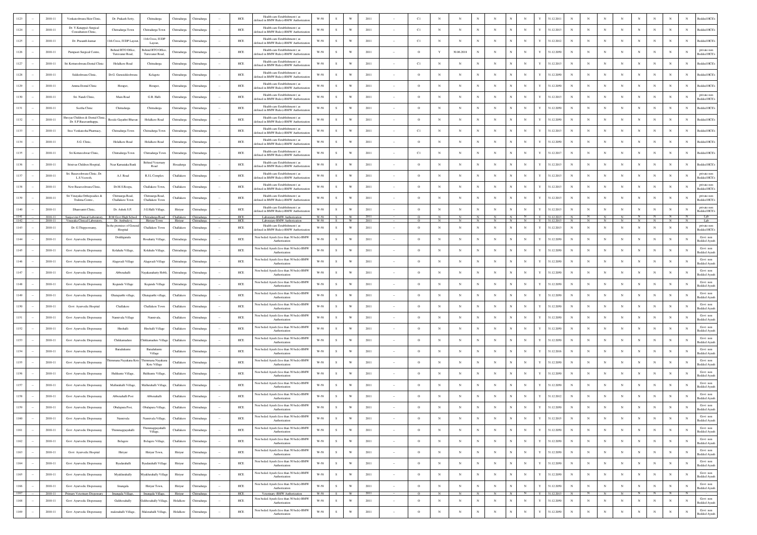| 1123 | -- | 2010-11 | Venkateshwara Skin Clinic, | Dr. Prakash Setty, | Chitradurga | Chitradurga | Chitradurga | -- | HCE | Health-care Establishment ( as defined in BMW Rules)-BMW Authorization | W-58 | S | W | 2011 | -- | C1 | N | N | N | N | N | N | Y | 31.12.2011 | N | N | N | N | N | N | N | N | Bedded HCE's |
|---|---|---|---|---|---|---|---|---|---|---|---|---|---|---|---|---|---|---|---|---|---|---|---|---|---|---|---|---|---|---|---|---|---|
| 1124 | -- | 2010-11 | Dr. Y.Katappa's Surgical Consultation Clinic, | Chitradurga Town | Chitradurga Town | Chitradurga | Chitradurga | -- | HCE | Health-care Establishment ( as defined in BMW Rules)-BMW Authorization | W-58 | S | W | 2011 | -- | C1 | N | N | N | N | N | N | Y | 31.12.2013 | N | N | N | N | N | N | N | N | Bedded HCE's |
| 1125 | -- | 2010-11 | Dr. Prasanth kumar | 11th Cross, IUDP Layout, | 11th Cross, IUDP Layout, | Chitradurga | Chitradurga | -- | HCE | Health-care Establishment ( as defined in BMW Rules)-BMW Authorization | W-58 | S | W | 2011 | -- | C1 | N | N | N | N | N | N | Y | 31.12.2012 | N | N | N | N | N | N | N | N | Bedded HCE's |
| 1126 | -- | 2010-11 | Pampasri Surgical Centre, | Behind RTO Office, Turuvanur Road, | Behind RTO Office, Turuvanur Road, | Chitradurga | Chitradurga | -- | HCE | Health-care Establishment ( as defined in BMW Rules)-BMW Authorization | W-58 | S | W | 2011 | -- | O | Y | 30.06.2018 | N | N | N | N | Y | 31.12.2050 | N | N | N | N | N | N | N | N | private non Bedded HCE's |
| 1127 | -- | 2010-11 | Sri Kottureshwara Dental Clinic | Holalkere Road | Chitradurga | Chitradurga | Chitradurga | -- | HCE | Health-care Establishment ( as defined in BMW Rules)-BMW Authorization | W-58 | S | W | 2011 | -- | C1 | N | N | N | N | N | N | Y | 31.12.2013 | N | N | N | N | N | N | N | N | Bedded HCE's |
| 1128 | -- | 2010-11 | Siddeshwara Clinic, | Dr.G. Gurusiddeshwara | Kelagote | Chitradurga | Chitradurga | -- | HCE | Health-care Establishment ( as defined in BMW Rules)-BMW Authorization | W-58 | S | W | 2011 | -- | O | N | N | N | N | N | N | Y | 31.12.2050 | N | N | N | N | N | N | N | N | Bedded HCE's |
| 1129 | -- | 2010-11 | Amma Dental Clinic | Horapet, | Horapet, | Chitradurga | Chitradurga | -- | HCE | Health-care Establishment ( as defined in BMW Rules)-BMW Authorization | W-58 | S | W | 2011 | -- | O | N | N | N | N | N | N | Y | 31.12.2050 | N | N | N | N | N | N | N | N | Bedded HCE's |
| 1130 | -- | 2010-11 | Sri. Nandi Clinic, | Main Road | G.R. Halli | Chitradurga | Chitradurga | -- | HCE | Health-care Establishment ( as defined in BMW Rules)-BMW Authorization | W-58 | S | W | 2011 | -- | O | N | N | N | N | N | N | Y | 31.12.2013 | N | N | N | N | N | N | N | N | private non Bedded HCE's |
| 1131 | -- | 2010-11 | Seetha Clinic | Chitradurga | Chitradurga | Chitradurga | Chitradurga | -- | HCE | Health-care Establishment ( as defined in BMW Rules)-BMW Authorization | W-58 | S | W | 2011 | -- | O | N | N | N | N | N | N | Y | 31.12.2050 | N | N | N | N | N | N | N | N | Bedded HCE's |
| 1132 | -- | 2010-11 | Shreyas Children & Dental Clinic, Dr. S.P.Basavanthappa, | Beside Gayathri Bhavan | Holalkere Road | Chitradurga | Chitradurga | -- | HCE | Health-care Establishment ( as defined in BMW Rules)-BMW Authorization | W-58 | S | W | 2011 | -- | O | N | N | N | N | N | N | Y | 31.12.2050 | N | N | N | N | N | N | N | N | Bedded HCE's |
| 1133 | -- | 2010-11 | Sree Venkatesha Pharmacy, | Chitradurga Town | Chitradurga Town | Chitradurga | Chitradurga | -- | HCE | Health-care Establishment ( as defined in BMW Rules)-BMW Authorization | W-58 | S | W | 2011 | -- | C1 | N | N | N | N | N | N | Y | 31.12.2013 | N | N | N | N | N | N | N | N | Bedded HCE's |
| 1134 | -- | 2010-11 | S.G. Clinic, | Holalkere Road | Holalkere Road | Chitradurga | Chitradurga | -- | HCE | Health-care Establishment ( as defined in BMW Rules)-BMW Authorization | W-58 | S | W | 2011 | -- | O | N | N | N | N | N | N | Y | 31.12.2050 | N | N | N | N | N | N | N | N | Bedded HCE's |
| 1135 | -- | 2010-11 | Sri Kotturesshwar Clinic, | Chitradurga Town | Chitradurga Town | Chitradurga | Chitradurga | -- | HCE | Health-care Establishment ( as defined in BMW Rules)-BMW Authorization | W-58 | S | W | 2011 | -- | C1 | N | N | N | N | N | N | Y | 31.12.2017 | N | N | N | N | N | N | N | N | Bedded HCE's |
| 1136 | -- | 2010-11 | Srinivas Children Hospital, | Near Karnataka Bank | Behind Veterinary Road | Hosadurga | Chitradurga | -- | HCE | Health-care Establishment ( as defined in BMW Rules)-BMW Authorization | W-58 | S | W | 2011 | -- | O | N | N | N | N | N | N | Y | 31.12.2013 | N | N | N | N | N | N | N | N | Bedded HCE's |
| 1137 | -- | 2010-11 | Sri. Basaveshwara Clinic, Dr. L.S.Veeresh, | A.J. Road | R.J.L Complex | Challakere | Chitradurga | -- | HCE | Health-care Establishment ( as defined in BMW Rules)-BMW Authorization | W-58 | S | W | 2011 | -- | O | N | N | N | N | N | N | Y | 31.12.2013 | N | N | N | N | N | N | N | N | private non Bedded HCE's |
| 1138 | -- | 2010-11 | New Basaveshwara Clinic, | Dr.M.S.Roopa, | Challakere Town, | Challakere | Chitradurga | -- | HCE | Health-care Establishment ( as defined in BMW Rules)-BMW Authorization | W-58 | S | W | 2011 | -- | O | N | N | N | N | N | N | Y | 31.12.2013 | N | N | N | N | N | N | N | N | private non Bedded HCE's |
| 1139 | -- | 2010-11 | Sri Vinayaka Orthopeadics & Trahma Centre, | Chitraurga Road, Challakere Town | Chitraurga Road, Challakere Town | Challakere | Chitradurga | -- | HCE | Health-care Establishment ( as defined in BMW Rules)-BMW Authorization | W-58 | S | W | 2011 | -- | O | N | N | N | N | N | N | Y | 31.12.2013 | N | N | N | N | N | N | N | N | private non Bedded HCE's |
| 1140 | -- | 2010-11 | Dhanvantri Clinic, | Dr. Ashok.S.P, | J.G.Halli Village, | Hiriyur | Chitradurga | -- | HCE | Health-care Establishment ( as defined in BMW Rules)-BMW Authorization | W-58 | S | W | 2011 | -- | O | N | N | N | N | N | N | Y | 31.12.2013 | N | N | N | N | N | N | N | N | private non Bedded HCE's |
| 1141 | -- | 2010-11 | Sanjeevini Clinical Laboratory, | B.M Govt High School | Chitradurga Road, | Challakere | Chitradurga | -- | HCE | Laboratory-BMW Authorization | W-58 | S | W | 2011 | -- | O | N | N | N | N | N | N | Y | 31.12.2013 | N | N | N | N | N | N | N | N | Lab |
| 1142 | -- | 2010-11 | Vinayaka Clinical Laboratory, | Dr. Ambadevi, | Hiriyur Town | Hiriyur | Chitradurga | -- | HCE | Laboratory-BMW Authorization | W-58 | S | W | 2011 | -- | O | N | N | N | N | N | N | Y | 31.12.2013 | N | N | N | N | N | N | N | N | Lab |
| 1143 | -- | 2010-11 | Dr. G.Thippeswamy, | In the premises of General Hospital | Challakere Town | Challakere | Chitradurga | -- | HCE | Health-care Establishment ( as defined in BMW Rules)-BMW Authorization | W-58 | S | W | 2011 | -- | O | N | N | N | N | N | N | Y | 31.12.2013 | N | N | N | N | N | N | N | N | private non Bedded HCE's |
| 1144 | -- | 2010-11 | Govt Ayurvedic Dispensaray | Doddigunda | Hosahatty Village, | Chitradurga | Chitradurga | -- | HCE | Non beded Ayush (less than 30 beds)-BMW Authorization | W-58 | S | W | 2011 | -- | O | N | N | N | N | N | N | Y | 31.12.2050 | N | N | N | N | N | N | N | N | Govt non Bedded Ayush |
| 1145 | -- | 2010-11 | Govt Ayurvedic Dispensaray | Kolahalu Village, | Kolahalu Village, | Chitradurga | Chitradurga | -- | HCE | Non beded Ayush (less than 30 beds)-BMW Authorization | W-58 | S | W | 2011 | -- | O | N | N | N | N | N | N | Y | 31.12.2050 | N | N | N | N | N | N | N | N | Govt non Bedded Ayush |
| 1146 | -- | 2010-11 | Govt Ayurvedic Dispensaray | Alagavadi Village | Alagavadi Village | Chitradurga | Chitradurga | -- | HCE | Non beded Ayush (less than 30 beds)-BMW Authorization | W-58 | S | W | 2011 | -- | O | N | N | N | N | N | N | Y | 31.12.2050 | N | N | N | N | N | N | N | N | Govt non Bedded Ayush |
| 1147 | -- | 2010-11 | Govt Ayurvedic Dispensaray | Abbenahalli | Nayakanahatty Hobli, | Chitradurga | Chitradurga | -- | HCE | Non beded Ayush (less than 30 beds)-BMW Authorization | W-58 | S | W | 2011 | -- | O | N | N | N | N | N | N | Y | 31.12.2050 | N | N | N | N | N | N | N | N | Govt non Bedded Ayush |
| 1148 | -- | 2010-11 | Govt Ayurvedic Dispensaray | Kogunde Village | Kogunde Village | Chitradurga | Chitradurga | -- | HCE | Non beded Ayush (less than 30 beds)-BMW Authorization | W-58 | S | W | 2011 | -- | O | N | N | N | N | N | N | Y | 31.12.2050 | N | N | N | N | N | N | N | N | Govt non Bedded Ayush |
| 1149 | -- | 2010-11 | Govt Ayurvedic Dispensaray | Ghataparthi village, | Ghataparthi village, | Challakere | Chitradurga | -- | HCE | Non beded Ayush (less than 30 beds)-BMW Authorization | W-58 | S | W | 2011 | -- | O | N | N | N | N | N | N | Y | 31.12.2050 | N | N | N | N | N | N | N | N | Govt non Bedded Ayush |
| 1150 | -- | 2010-11 | Govt Ayurvedic Hospital | Challakere | Challakere Town | Challakere | Chitradurga | -- | HCE | Non beded Ayush (less than 30 beds)-BMW Authorization | W-58 | S | W | 2011 | -- | O | N | N | N | N | N | N | Y | 31.12.2050 | N | N | N | N | N | N | N | N | Govt non Bedded Ayush |
| 1151 | -- | 2010-11 | Govt Ayurvedic Dispensaray | Nannivala Village | Nannivala, | Challakere | Chitradurga | -- | HCE | Non beded Ayush (less than 30 beds)-BMW Authorization | W-58 | S | W | 2011 | -- | O | N | N | N | N | N | N | Y | 31.12.2050 | N | N | N | N | N | N | N | N | Govt non Bedded Ayush |
| 1152 | -- | 2010-11 | Govt Ayurvedic Dispensaray | Hirehalli | Hirehalli Village | Challakere | Chitradurga | -- | HCE | Non beded Ayush (less than 30 beds)-BMW Authorization | W-58 | S | W | 2011 | -- | O | N | N | N | N | N | N | Y | 31.12.2050 | N | N | N | N | N | N | N | N | Govt non Bedded Ayush |
| 1153 | -- | 2010-11 | Govt Ayurvedic Dispensaray | Chikkamadure | Chikkamadure Village | Challakere | Chitradurga | -- | HCE | Non beded Ayush (less than 30 beds)-BMW Authorization | W-58 | S | W | 2011 | -- | O | N | N | N | N | N | N | Y | 31.12.2050 | N | N | N | N | N | N | N | N | Govt non Bedded Ayush |
| 1154 | -- | 2010-11 | Govt Ayurvedic Dispensaray | Baradekunte | Baradekunte Village | Challakere | Chitradurga | -- | HCE | Non beded Ayush (less than 30 beds)-BMW Authorization | W-58 | S | W | 2011 | -- | O | N | N | N | N | N | N | Y | 31.12.2016 | N | N | N | N | N | N | N | N | Govt non Bedded Ayush |
| 1155 | -- | 2010-11 | Govt Ayurvedic Dispensaray | Thimmanna Nayakana Kota | Thimmanna Nayakana Kote Village | Challakere | Chitradurga | -- | HCE | Non beded Ayush (less than 30 beds)-BMW Authorization | W-58 | S | W | 2011 | -- | O | N | N | N | N | N | N | Y | 31.12.2050 | N | N | N | N | N | N | N | N | Govt non Bedded Ayush |
| 1156 | -- | 2010-11 | Govt Ayurvedic Dispensaray | Hulikunte Village, | Hulikunte Village, | Challakere | Chitradurga | -- | HCE | Non beded Ayush (less than 30 beds)-BMW Authorization | W-58 | S | W | 2011 | -- | O | N | N | N | N | N | N | Y | 31.12.2050 | N | N | N | N | N | N | N | N | Govt non Bedded Ayush |
| 1157 | -- | 2010-11 | Govt Ayurvedic Dispensaray | Mallurahalli Village, | Mallurahalli Village, | Challakere | Chitradurga | -- | HCE | Non beded Ayush (less than 30 beds)-BMW Authorization | W-58 | S | W | 2011 | -- | O | N | N | N | N | N | N | Y | 31.12.2050 | N | N | N | N | N | N | N | N | Govt non Bedded Ayush |
| 1158 | -- | 2010-11 | Govt Ayurvedic Dispensaray | Abbenahalli Post | Abbenahalli | Challakere | Chitradurga | -- | HCE | Non beded Ayush (less than 30 beds)-BMW Authorization | W-58 | S | W | 2011 | -- | O | N | N | N | N | N | N | Y | 31.12.2012 | N | N | N | N | N | N | N | N | Govt non Bedded Ayush |
| 1159 | -- | 2010-11 | Govt Ayurvedic Dispensaray | Obalapura Post, | Obalapura Village, | Challakere | Chitradurga | -- | HCE | Non beded Ayush (less than 30 beds)-BMW Authorization | W-58 | S | W | 2011 | -- | O | N | N | N | N | N | N | Y | 31.12.2050 | N | N | N | N | N | N | N | N | Govt non Bedded Ayush |
| 1160 | -- | 2010-11 | Govt Ayurvedic Dispensaray | Nannivala | Nannivala Village, | Challakere | Chitradurga | -- | HCE | Non beded Ayush (less than 30 beds)-BMW Authorization | W-58 | S | W | 2011 | -- | O | N | N | N | N | N | N | Y | 31.12.2015 | N | N | N | N | N | N | N | N | Govt non Bedded Ayush |
| 1161 | -- | 2010-11 | Govt Ayurvedic Dispensaray | Thimmappayahalli | Thimmappayahalli Village, | Challakere | Chitradurga | -- | HCE | Non beded Ayush (less than 30 beds)-BMW Authorization | W-58 | S | W | 2011 | -- | O | N | N | N | N | N | N | Y | 31.12.2050 | N | N | N | N | N | N | N | N | Govt non Bedded Ayush |
| 1162 | -- | 2010-11 | Govt Ayurvedic Dispensaray | Belagere | Belagere Village, | Challakere | Chitradurga | -- | HCE | Non beded Ayush (less than 30 beds)-BMW Authorization | W-58 | S | W | 2011 | -- | O | N | N | N | N | N | N | Y | 31.12.2050 | N | N | N | N | N | N | N | N | Govt non Bedded Ayush |
| 1163 | -- | 2010-11 | Govt Ayurvedic Hospital | Hiriyur | Hiriyur Town, | Hiriyur | Chitradurga | -- | HCE | Non beded Ayush (less than 30 beds)-BMW Authorization | W-58 | S | W | 2011 | -- | O | N | N | N | N | N | N | Y | 31.12.2050 | N | N | N | N | N | N | N | N | Govt non Bedded Ayush |
| 1164 | -- | 2010-11 | Govt Ayurvedic Dispensaray | Byadarahalli | Byadarahalli Village | Hiriyur | Chitradurga | -- | HCE | Non beded Ayush (less than 30 beds)-BMW Authorization | W-58 | S | W | 2011 | -- | O | N | N | N | N | N | N | Y | 31.12.2050 | N | N | N | N | N | N | N | N | Govt non Bedded Ayush |
| 1165 | -- | 2010-11 | Govt Ayurvedic Dispensaray | Myakluruhally | Myakluruhally Village | Hiriyur | Chitradurga | -- | HCE | Non beded Ayush (less than 30 beds)-BMW Authorization | W-58 | S | W | 2011 | -- | O | N | N | N | N | N | N | Y | 31.12.2050 | N | N | N | N | N | N | N | N | Govt non Bedded Ayush |
| 1166 | -- | 2010-11 | Govt Ayurvedic Dispensaray | Imangala | Hiriyur Town, | Hiriyur | Chitradurga | -- | HCE | Non beded Ayush (less than 30 beds)-BMW Authorization | W-58 | S | W | 2011 | -- | O | N | N | N | N | N | N | Y | 31.12.2050 | N | N | N | N | N | N | N | N | Govt non Bedded Ayush |
| 1167 | -- | 2010-11 | Primary Veterinary Dispensary | Imangala Village, | Imangala Village, | Hiriyur | Chitradurga | -- | HCE | Veterinary -BMW Authorization | W-58 | S | W | 2011 | -- | O | N | N | N | N | N | N | Y | 31.12.2013 | N | N | N | N | N | N | N | N | -- |
| 1168 | -- | 2010-11 | Govt Ayurvedic Dispensaray | Gulihosahally | Gulihosahally Village, | Holalkere | Chitradurga | -- | HCE | Non beded Ayush (less than 30 beds)-BMW Authorization | W-58 | S | W | 2011 | -- | O | N | N | N | N | N | N | Y | 31.12.2050 | N | N | N | N | N | N | N | N | Govt non Bedded Ayush |
| 1169 | -- | 2010-11 | Govt Ayurvedic Dispensaray | malenahalli Village, | Malenahalli Village, | Holalkere | Chitradurga | -- | HCE | Non beded Ayush (less than 30 beds)-BMW Authorization | W-58 | S | W | 2011 | -- | O | N | N | N | N | N | N | Y | 31.12.2050 | N | N | N | N | N | N | N | N | Govt non Bedded Ayush |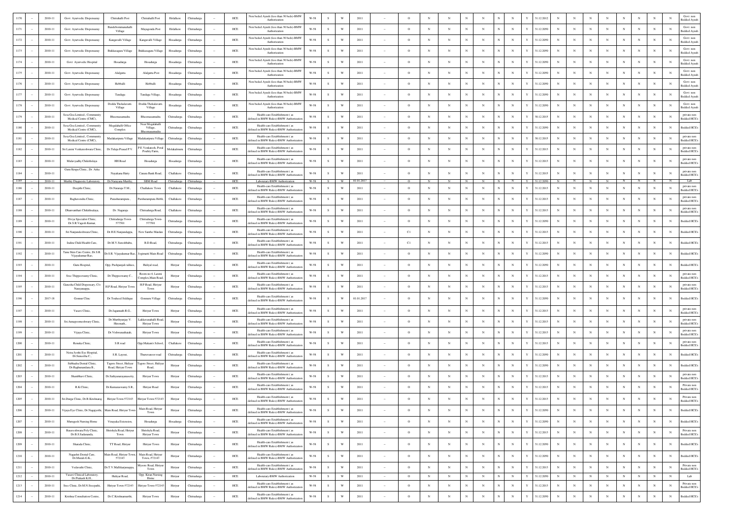| | | | | | | | | | | | | | | | | | | | | | | | | | | | | | | | | | | |
|---|---|---|---|---|---|---|---|---|---|---|---|---|---|---|---|---|---|---|---|---|---|---|---|---|---|---|---|---|---|---|---|---|---|---|
| 1170 | -- | 2010-11 | Govt. Ayurvedic Dispensaray | Chitrahalli Post | Chitrahalli Post | Holalkere | Chitradurga | -- | HCE | Non bedded Ayush (less than 30 beds)-BMW Authorization | W-58 | S | W | 2011 | -- | O | N | N | N | N | N | N | N | Y | 31.12.2012 | N | N | N | N | N | N | N | N | Govt. non Bedded Ayush |
| 1171 | -- | 2010-11 | Govt. Ayurvedic Dispensaray | Bandebommanahalli Village | Mayagonda Post | Holalkere | Chitradurga | -- | HCE | Non bedded Ayush (less than 30 beds)-BMW Authorization | W-58 | S | W | 2011 | -- | O | N | N | N | N | N | N | N | Y | 31.12.2050 | N | N | N | N | N | N | N | N | Govt. non Bedded Ayush |
| 1172 | -- | 2010-11 | Govt. Ayurvedic Dispensaray | Kangavalli Village | Kangavalli Village | Hosadurga | Chitradurga | -- | HCE | Non bedded Ayush (less than 30 beds)-BMW Authorization | W-58 | S | W | 2011 | -- | O | N | N | N | N | N | N | N | Y | 31.12.2050 | N | N | N | N | N | N | N | N | Govt. non Bedded Ayush |
| 1173 | -- | 2010-11 | Govt. Ayurvedic Dispensaray | Bukkasagara Village | Bukkasagara Village | Hosadurga | Chitradurga | -- | HCE | Non bedded Ayush (less than 30 beds)-BMW Authorization | W-58 | S | W | 2011 | -- | O | N | N | N | N | N | N | N | Y | 31.12.2050 | N | N | N | N | N | N | N | N | Govt. non Bedded Ayush |
| 1174 | -- | 2010-11 | Govt. Ayurvedic Hospital | Hosadurga | Hosadurga | Hosadurga | Chitradurga | -- | HCE | Non bedded Ayush (less than 30 beds)-BMW Authorization | W-58 | S | W | 2011 | -- | O | N | N | N | N | N | N | N | Y | 31.12.2050 | N | N | N | N | N | N | N | N | Govt. non Bedded Ayush |
| 1175 | -- | 2010-11 | Govt. Ayurvedic Dispensaray | Alalgatta | Alalgatta Post | Hosadurga | Chitradurga | -- | HCE | Non bedded Ayush (less than 30 beds)-BMW Authorization | W-58 | S | W | 2011 | -- | O | N | N | N | N | N | N | N | Y | 31.12.2050 | N | N | N | N | N | N | N | N | Govt. non Bedded Ayush |
| 1176 | -- | 2010-11 | Govt. Ayurvedic Dispensaray | Hebballi | Hebballi | Hosadurga | Chitradurga | -- | HCE | Non bedded Ayush (less than 30 beds)-BMW Authorization | W-58 | S | W | 2011 | -- | O | N | N | N | N | N | N | N | Y | 31.12.2050 | N | N | N | N | N | N | N | N | Govt. non Bedded Ayush |
| 1177 | -- | 2010-11 | Govt. Ayurvedic Dispensaray | Tandaga | Tandaga Village, | Hosadurga | Chitradurga | -- | HCE | Non bedded Ayush (less than 30 beds)-BMW Authorization | W-58 | S | W | 2011 | -- | O | N | N | N | N | N | N | N | Y | 31.12.2050 | N | N | N | N | N | N | N | N | Govt. non Bedded Ayush |
| 1178 | -- | 2010-11 | Govt. Ayurvedic Dispensaray | Dodda Thekalavatti Village | Dodda Thekalavatti Village | Hosadurga | Chitradurga | -- | HCE | Non bedded Ayush (less than 30 beds)-BMW Authorization | W-58 | S | W | 2011 | -- | O | N | N | N | N | N | N | N | Y | 31.12.2050 | N | N | N | N | N | N | N | N | Govt. non Bedded Ayush |
| 1179 | -- | 2010-11 | Sesa Goa Limited., Community Medical Centre (CMC), | Bheemasamudra | Bheemasamudra | Chitradurga | Chitradurga | -- | HCE | Health-care Establishment ( as defined in BMW Rules)-BMW Authorization | W-58 | S | W | 2011 | -- | O | N | N | N | N | N | N | N | Y | 30.12.2015 | N | N | N | N | N | N | N | N | private non Bedded HCE's |
| 1180 | -- | 2010-11 | Sesa Goa Limited., Community Medical Centre (CMC), | Megalahalli Office Complex | Near Megalahalli Village, Bheemasamudra | Chitradurga | Chitradurga | -- | HCE | Health-care Establishment ( as defined in BMW Rules)-BMW Authorization | W-58 | S | W | 2011 | -- | O | N | N | N | N | N | N | N | Y | 31.12.2050 | N | N | N | N | N | N | N | N | Bedded HCE's |
| 1181 | -- | 2010-11 | Sesa Goa Limited., Community Medical Centre (CMC), | Madakaripura Village | Madakaripura Village | Chitradurga | Chitradurga | -- | HCE | Health-care Establishment ( as defined in BMW Rules)-BMW Authorization | W-58 | S | W | 2011 | -- | O | N | N | N | N | N | N | N | Y | 30.12.2015 | N | N | N | N | N | N | N | N | private non Bedded HCE's |
| 1182 | -- | 2010-11 | Sri Laxmi Venkateshwara Clinic, | Dr.Tulaja Prasad P.V. | P.E. Venkatesh, Postal Poultry Farm, | Molakalmuru | Chitradurga | -- | HCE | Health-care Establishment ( as defined in BMW Rules)-BMW Authorization | W-58 | S | W | 2011 | -- | O | N | N | N | N | N | N | N | Y | 31.12.2013 | N | N | N | N | N | N | N | N | private non Bedded HCE's |
| 1183 | -- | 2010-11 | Mulavyadhy Chikithslaya | HH Road | Hosadurga | Hosadurga | Chitradurga | -- | HCE | Health-care Establishment ( as defined in BMW Rules)-BMW Authorization | W-58 | S | W | 2011 | -- | O | N | N | N | N | N | N | N | Y | 31.12.2013 | N | N | N | N | N | N | N | N | private non Bedded HCE's |
| 1184 | -- | 2010-11 | Guru Krupa Clinic., Dr. Asha | Nayakana Hatty | Canara Bank Road, | Challakere | Chitradurga | -- | HCE | Health-care Establishment ( as defined in BMW Rules)-BMW Authorization | W-58 | S | W | 2011 | -- | O | N | N | N | N | N | N | N | Y | 31.12.2015 | N | N | N | N | N | N | N | N | private non Bedded HCE's |
| 1185 | -- | 2010-11 | Murthy Diagnostic Laboratory, | Dr.Narayana Murthy, | SBM Road | Chitradurga | Chitradurga | -- | HCE | Laboratory-BMW Authorization | W-58 | S | W | 01.01.2017 | -- | O | N | N | N | N | N | N | N | Y | 31.12.2050 | N | N | N | N | N | N | N | N | Lab |
| 1186 | -- | 2010-11 | Deepthi Clinic, | Dr.Nataraja T.M., | Challakere Town | Challakere | Chitradurga | -- | HCE | Health-care Establishment ( as defined in BMW Rules)-BMW Authorization | W-58 | S | W | 2011 | -- | O | N | N | N | N | N | N | N | Y | 31.12.2013 | N | N | N | N | N | N | N | N | private non Bedded HCE's |
| 1187 | -- | 2010-11 | Raghavendra Clinic, | Parashurampura , | Parshurampura Hobli, | Challakere | Chitradurga | -- | HCE | Health-care Establishment ( as defined in BMW Rules)-BMW Authorization | W-58 | S | W | 2011 | -- | O | N | N | N | N | N | N | N | Y | 31.12.2013 | N | N | N | N | N | N | N | N | private non Bedded HCE's |
| 1188 | -- | 2010-11 | Dhanvanthari Chikithsalaya, | Dr. Nagaraja | Chitradurga Road, | Challakere | Chitradurga | -- | HCE | Health-care Establishment ( as defined in BMW Rules)-BMW Authorization | W-58 | S | W | 2011 | -- | O | N | N | N | N | N | N | N | Y | 31.12.2013 | N | N | N | N | N | N | N | N | private non Bedded HCE's |
| 1189 | -- | 2010-11 | Divya Specialist Clinic, Dr.S.R.Vagesh Kumar, | Chitradurga Town-577501 | Chitradurga Town-577501 | Chitradurga | Chitradurga | -- | HCE | Health-care Establishment ( as defined in BMW Rules)-BMW Authorization | W-58 | S | W | 2011 | -- | O | N | N | N | N | N | N | N | Y | 31.12.2050 | N | N | N | N | N | N | N | N | Bedded HCE's |
| 1190 | -- | 2010-11 | Sri Nanjundeshwara Clinic, | Dr.H.E.Nanjundappa, | New Santhe Maidan | Chitradurga | Chitradurga | -- | HCE | Health-care Establishment ( as defined in BMW Rules)-BMW Authorization | W-58 | S | W | 2011 | -- | C1 | N | N | N | N | N | N | N | Y | 31.12.2013 | N | N | N | N | N | N | N | N | Bedded HCE's |
| 1191 | -- | 2010-11 | Indira Child Health Care, | Dr.M.V.Sureshbabu, | B.D.Road, | Chitradurga | Chitradurga | -- | HCE | Health-care Establishment ( as defined in BMW Rules)-BMW Authorization | W-58 | S | W | 2011 | -- | C1 | N | N | N | N | N | N | N | Y | 31.12.2013 | N | N | N | N | N | N | N | N | Bedded HCE's |
| 1192 | -- | 2010-11 | Tanu Skin Care Centre, Dr.S.R. Vijayakumar Rao, | Dr.S.R. Vijayakumar Rao, | Jogimatti Main Road | Chitradurga | Chitradurga | -- | HCE | Health-care Establishment ( as defined in BMW Rules)-BMW Authorization | W-58 | S | W | 2011 | -- | O | N | N | N | N | N | N | N | Y | 31.12.2050 | N | N | N | N | N | N | N | N | Bedded HCE's |
| 1193 | -- | 2010-11 | Guru Hospital, | Opp. Pushpanjali talkies, | Huliyal road, | Hiriyur | Chitradurga | -- | HCE | Health-care Establishment ( as defined in BMW Rules)-BMW Authorization | W-58 | S | W | 2011 | -- | O | N | N | N | N | N | N | N | Y | 31.12.2050 | N | N | N | N | N | N | N | N | Bedded HCE's |
| 1194 | -- | 2010-11 | Sree Thippeswamy Clinic, | Dr.Thippeswamy C., | Room no-4, Laxmi Complex, Main Road, | Hiriyur | Chitradurga | -- | HCE | Health-care Establishment ( as defined in BMW Rules)-BMW Authorization | W-58 | S | W | 2011 | -- | O | N | N | N | N | N | N | N | Y | 31.12.2013 | N | N | N | N | N | N | N | N | private non Bedded HCE's |
| 1195 | -- | 2010-11 | Ganesha Child Dispensary, C/o Narayanappa, | H.P.Road, Hiriyur Town | H.P.Road, Hiriyur Town | Hiriyur | Chitradurga | -- | HCE | Health-care Establishment ( as defined in BMW Rules)-BMW Authorization | W-58 | S | W | 2011 | -- | O | N | N | N | N | N | N | N | Y | 31.12.2013 | N | N | N | N | N | N | N | N | private non Bedded HCE's |
| 1196 | -- | 2017-18 | Gonnur Clinc | Dr.Touheed Siddique | Gonnuru Village | Chitradurga | Chitradurga | -- | HCE | Health-care Establishment ( as defined in BMW Rules)-BMW Authorization | W-58 | S | W | 01.01.2017 | -- | O | N | N | N | N | N | N | N | Y | 31.12.2050 | N | N | N | N | N | N | N | N | Bedded HCE's |
| 1197 | -- | 2010-11 | Vasavi Clinic, | Dr.Jagannath R.G., | Hiriyur Town | Hiriyur | Chitradurga | -- | HCE | Health-care Establishment ( as defined in BMW Rules)-BMW Authorization | W-58 | S | W | 2011 | -- | O | N | N | N | N | N | N | N | Y | 31.12.2013 | N | N | N | N | N | N | N | N | private non Bedded HCE's |
| 1198 | -- | 2010-11 | Sri Annapoorneshwary Clinic, | Dr.Murthyunjay V. Hiremath., | Lakkavanahalli Road, Hiriyur Town | Hiriyur | Chitradurga | -- | HCE | Health-care Establishment ( as defined in BMW Rules)-BMW Authorization | W-58 | S | W | 2011 | -- | O | N | N | N | N | N | N | N | Y | 31.12.2013 | N | N | N | N | N | N | N | N | private non Bedded HCE's |
| 1199 | -- | 2010-11 | Vijaya Clinic, | Dr.Vishwanathaiah, | Hiriyur Town | Hiriyur | Chitradurga | -- | HCE | Health-care Establishment ( as defined in BMW Rules)-BMW Authorization | W-58 | S | W | 2011 | -- | O | N | N | N | N | N | N | N | Y | 31.12.2013 | N | N | N | N | N | N | N | N | private non Bedded HCE's |
| 1200 | -- | 2010-11 | Renuka Clinic, | S.R road | Opp.Makam's School, | Challakere | Chitradurga | -- | HCE | Health-care Establishment ( as defined in BMW Rules)-BMW Authorization | W-58 | S | W | 2011 | -- | O | N | N | N | N | N | N | N | Y | 31.12.2013 | N | N | N | N | N | N | N | N | private non Bedded HCE's |
| 1201 | -- | 2010-11 | Netra Jyothi Eye Hospital, Dr.Suneetha C., | S.R. Layout, | Thuruvanoor road | Chitradurga | Chitradurga | -- | HCE | Health-care Establishment ( as defined in BMW Rules)-BMW Authorization | W-58 | S | W | 2011 | -- | O | N | N | N | N | N | N | N | Y | 31.12.2050 | N | N | N | N | N | N | N | N | Bedded HCE's |
| 1202 | -- | 2010-11 | Subhadra Dental Clinic, Dr.Raghunandana B., | Tagore Street, Huliyar Road, Hiriyur Town | Tagore Street, Huliyar Road, | Hiriyur | Chitradurga | -- | HCE | Health-care Establishment ( as defined in BMW Rules)-BMW Authorization | W-58 | S | W | 2011 | -- | O | N | N | N | N | N | N | N | Y | 31.12.2050 | N | N | N | N | N | N | N | N | Bedded HCE's |
| 1203 | -- | 2010-11 | Shambhavi Clinic, | Dr.Sathyanarayanasetty, | Hiriyur Town | Hiriyur | Chitradurga | -- | HCE | Health-care Establishment ( as defined in BMW Rules)-BMW Authorization | W-58 | S | W | 2011 | -- | O | N | N | N | N | N | N | N | Y | 31.12.2013 | N | N | N | N | N | N | N | N | private non Bedded HCE's |
| 1204 | -- | 2010-11 | R.K.Clinic, | Dr.Kumaraswamy S.R., | Hiriyur Road | Hiriyur | Chitradurga | -- | HCE | Health-care Establishment ( as defined in BMW Rules)-BMW Authorization | W-58 | S | W | 2011 | -- | O | N | N | N | N | N | N | N | Y | 31.12.2013 | N | N | N | N | N | N | N | N | Private non Bedded HCE's |
| 1205 | -- | 2010-11 | Sri.Durga Clinic, Dr.B.Krishnaraj, | Hiriyur Town-572143 | Hiriyur Town-572143 | Hiriyur | Chitradurga | -- | HCE | Health-care Establishment ( as defined in BMW Rules)-BMW Authorization | W-58 | S | W | 2011 | -- | O | N | N | N | N | N | N | N | Y | 31.12.2013 | N | N | N | N | N | N | N | N | Private non Bedded HCE's |
| 1206 | -- | 2010-11 | Vijaya Eye Clinic, Dr. Nagajyothi, | Main Road, Hiriyur Town | Main Road, Hiriyur Town | Hiriyur | Chitradurga | -- | HCE | Health-care Establishment ( as defined in BMW Rules)-BMW Authorization | W-58 | S | W | 2011 | -- | O | N | N | N | N | N | N | N | Y | 31.12.2050 | N | N | N | N | N | N | N | N | Bedded HCE's |
| 1207 | -- | 2010-11 | Murugesh Nursing Home | Vinayaka Extension, | Hosadurga | Hosadurga | Chitradurga | -- | HCE | Health-care Establishment ( as defined in BMW Rules)-BMW Authorization | W-58 | S | W | 2011 | -- | O | N | N | N | N | N | N | N | Y | 31.12.2050 | N | N | N | N | N | N | N | N | Bedded HCE's |
| 1208 | -- | 2010-11 | Basaveshwara Poly Clinic, Dr.B.S.Sadananda, | Shrishyla Road, Hiriyur Town | Shrishyla Road, Hiriyur Town | Hiriyur | Chitradurga | -- | HCE | Health-care Establishment ( as defined in BMW Rules)-BMW Authorization | W-58 | S | W | 2011 | -- | O | N | N | N | N | N | N | N | Y | 31.12.2013 | N | N | N | N | N | N | N | N | Private non Bedded HCE's |
| 1209 | -- | 2010-11 | Sharada Clinic, | TT Road, Hiriyur | Hiriyur Town | Hiriyur | Chitradurga | -- | HCE | Health-care Establishment ( as defined in BMW Rules)-BMW Authorization | W-58 | S | W | 2011 | -- | O | N | N | N | N | N | N | N | Y | 31.12.2050 | N | N | N | N | N | N | N | N | Bedded HCE's |
| 1210 | -- | 2010-11 | Nagashri Dental Care, Dr.Murali G.K., | Main Road, Hiriyur Town, 572143 | Main Road, Hiriyur Town,-572143 | Hiriyur | Chitradurga | -- | HCE | Health-care Establishment ( as defined in BMW Rules)-BMW Authorization | W-58 | S | W | 2011 | -- | O | N | N | N | N | N | N | N | Y | 31.12.2050 | N | N | N | N | N | N | N | N | Bedded HCE's |
| 1211 | -- | 2010-11 | Vedavathi Clinic, | Dr.T.V.Mallikarjunappa, | Mysore Road, Hiriyur Town | Hiriyur | Chitradurga | -- | HCE | Health-care Establishment ( as defined in BMW Rules)-BMW Authorization | W-58 | S | W | 2011 | -- | O | N | N | N | N | N | N | N | Y | 31.12.2013 | N | N | N | N | N | N | N | N | Private non Bedded HCE's |
| 1212 | -- | 2010-11 | Vasavi Clinical Laboratory, Dr.Prakash K.H., | Huliyar Road, | Opp. Kiran Nursing Home | Hiriyur | Chitradurga | -- | HCE | Laboratory-BMW Authorization | W-58 | S | W | 2011 | -- | O | N | N | N | N | N | N | N | Y | 31.12.2050 | N | N | N | N | N | N | N | N | Lab |
| 1213 | -- | 2010-11 | Sree Clinic, Dr.M.N.Sreepathi, | Hiriyur Town-572143 | Hiriyur Town-572143 | Hiriyur | Chitradurga | -- | HCE | Health-care Establishment ( as defined in BMW Rules)-BMW Authorization | W-58 | S | W | 2011 | -- | O | N | N | N | N | N | N | N | Y | 31.12.2013 | N | N | N | N | N | N | N | N | Private non Bedded HCE's |
| 1214 | -- | 2010-11 | Krishna Consultation Centre, | Dr.C.Krishnamurthi, | Hiriyur Town | Hiriyur | Chitradurga | -- | HCE | Health-care Establishment ( as defined in BMW Rules)-BMW Authorization | W-58 | S | W | 2011 | -- | O | N | N | N | N | N | N | N | Y | 31.12.2050 | N | N | N | N | N | N | N | N | Bedded HCE's |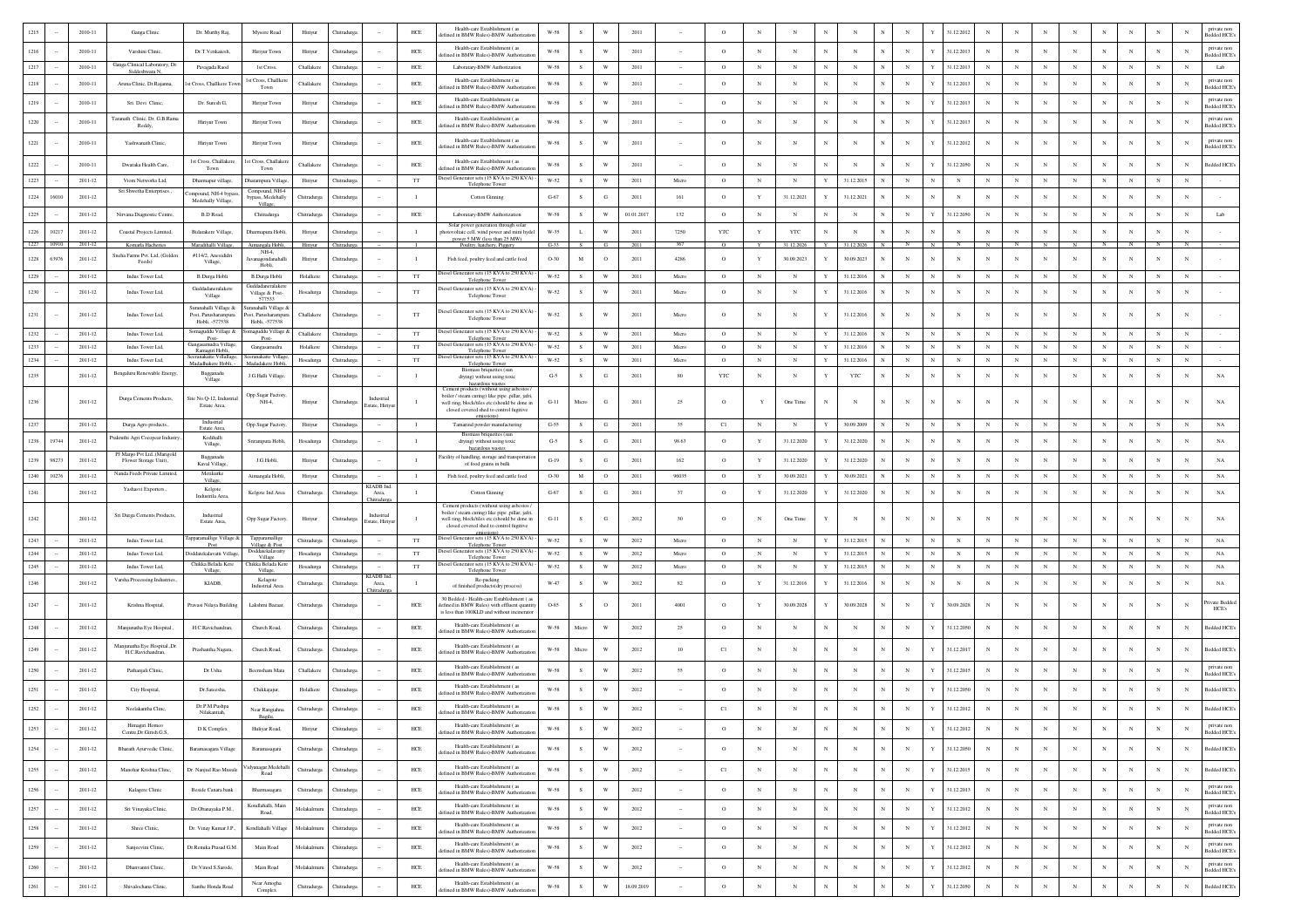| 1215 | -- | 2010-11 | Ganga Clinic | Dr. Murthy Raj, | Mysore Road | Hiriyur | Chitradurga | -- | HCE | Health-care Establishment ( as defined in BMW Rules)-BMW Authorization | W-58 | S | W | 2011 | -- | O | N | N | N | N | N | N | Y | 31.12.2012 | N | N | N | N | N | N | N | N | private non Bedded HCE's |
|---|---|---|---|---|---|---|---|---|---|---|---|---|---|---|---|---|---|---|---|---|---|---|---|---|---|---|---|---|---|---|---|---|---|
| 1216 | -- | 2010-11 | Varshini Clinic, | Dr.T.Venkatesh, | Hiriyur Town | Hiriyur | Chitradurga | -- | HCE | Health-care Establishment ( as defined in BMW Rules)-BMW Authorization | W-58 | S | W | 2011 | -- | O | N | N | N | N | N | N | Y | 31.12.2013 | N | N | N | N | N | N | N | N | private non Bedded HCE's |
| 1217 | -- | 2010-11 | Ganga Clinical Laboratory, Dr. Siddeshwara N, | Pavagada Raod | 1st Cross, | Challakere | Chitradurga | -- | HCE | Laboratory-BMW Authorization | W-58 | S | W | 2011 | -- | O | N | N | N | N | N | N | Y | 31.12.2013 | N | N | N | N | N | N | N | N | Lab |
| 1218 | -- | 2010-11 | Aruna Clinic, Dr.Rajanna, | 1st Cross, Challkere Town | 1st Cross, Challkere Town | Challakere | Chitradurga | -- | HCE | Health-care Establishment ( as defined in BMW Rules)-BMW Authorization | W-58 | S | W | 2011 | -- | O | N | N | N | N | N | N | Y | 31.12.2013 | N | N | N | N | N | N | N | N | private non Bedded HCE's |
| 1219 | -- | 2010-11 | Sri. Devi Clinic, | Dr. Suresh G, | Hiriyur Town | Hiriyur | Chitradurga | -- | HCE | Health-care Establishment ( as defined in BMW Rules)-BMW Authorization | W-58 | S | W | 2011 | -- | O | N | N | N | N | N | N | Y | 31.12.2013 | N | N | N | N | N | N | N | N | private non Bedded HCE's |
| 1220 | -- | 2010-11 | Taranath Clinic, Dr. G.B.Rama Reddy, | Hiriyur Town | Hiriyur Town | Hiriyur | Chitradurga | -- | HCE | Health-care Establishment ( as defined in BMW Rules)-BMW Authorization | W-58 | S | W | 2011 | -- | O | N | N | N | N | N | N | Y | 31.12.2013 | N | N | N | N | N | N | N | N | private non Bedded HCE's |
| 1221 | -- | 2010-11 | Yashwanth Clinic, | Hiriyur Town | Hiriyur Town | Hiriyur | Chitradurga | -- | HCE | Health-care Establishment ( as defined in BMW Rules)-BMW Authorization | W-58 | S | W | 2011 | -- | O | N | N | N | N | N | N | Y | 31.12.2012 | N | N | N | N | N | N | N | N | private non Bedded HCE's |
| 1222 | -- | 2010-11 | Dwaraka Health Care, | 1st Cross, Challakere Town | 1st Cross, Challakere Town | Challakere | Chitradurga | -- | HCE | Health-care Establishment ( as defined in BMW Rules)-BMW Authorization | W-58 | S | W | 2011 | -- | O | N | N | N | N | N | N | Y | 31.12.2050 | N | N | N | N | N | N | N | N | Bedded HCE's |
| 1223 | -- | 2011-12 | Viom Networks Ltd, | Dharmapur village, | Dharmapura Village, | Hiriyur | Chitradurga | -- | TT | Diesel Generator sets (15 KVA to 250 KVA) - Telephone Tower | W-52 | S | W | 2011 | Micro | O | N | N | Y | 31.12.2015 | N | N | N | N | N | N | N | N | N | N | N | N | - |
| 1224 | 16010 | 2011-12 | Sri Shwetha Enterprises, | Compound, NH-4 bypass, Medehally Village, | Compound, NH-4 bypass, Medehally Village, | Chitradurga | Chitradurga | -- | I | Cotton Ginning | G-67 | S | G | 2011 | 161 | O | Y | 31.12.2021 | Y | 31.12.2021 | N | N | N | N | N | N | N | N | N | N | N | N | - |
| 1225 | -- | 2011-12 | Nirvana Diagnostic Centre, | B.D.Road, | Chitradurga | Chitradurga | Chitradurga | -- | HCE | Laboratory-BMW Authorization | W-58 | S | W | 01.01.2017 | 132 | O | N | N | N | N | N | N | Y | 31.12.2050 | N | N | N | N | N | N | N | N | Lab |
| 1226 | 10217 | 2011-12 | Coastal Projects Limited, | Bidarakere Village, | Dharmapura Hobli, | Hiriyur | Chitradurga | -- | I | Solar power generation through solar photovoltaic cell, wind power and mini hydel power( 5 MW (less than 25 MW) | W-35 | L | W | 2011 | 7250 | YTC | Y | YTC | N | N | N | N | N | N | N | N | N | N | N | N | N | N | - |
| 1227 | 10910 | 2011-12 | Komarla Hacheries | Maradihalli Village, | Aimangala Hobli, | Hiriyur | Chitradurga | -- | I | Poultry, hatchery, Piggery | G-33 | S | G | 2011 | 367 | O | Y | 31.12.2026 | Y | 31.12.2026 | N | N | N | N | N | N | N | N | N | N | N | N | - |
| 1228 | 63976 | 2011-12 | Sneha Farms Pvt. Ltd, (Golden Feeds) | #114/2, Aneesidrti Village, | NH-4, Javanagondanahalli Hobli, | Hiriyur | Chitradurga | -- | I | Fish feed, poultry feed and cattle feed | O-50 | M | O | 2011 | 4286 | O | Y | 30.09.2023 | Y | 30.09.2023 | N | N | N | N | N | N | N | N | N | N | N | N | - |
| 1229 | -- | 2011-12 | Indus Tower Ltd, | B.Durga Hobli | B.Durga Hobli | Holalkere | Chitradurga | -- | TT | Diesel Generator sets (15 KVA to 250 KVA) - Telephone Tower | W-52 | S | W | 2011 | Micro | O | N | N | Y | 31.12.2016 | N | N | N | N | N | N | N | N | N | N | N | N | - |
| 1230 | -- | 2011-12 | Indus Tower Ltd, | Guddadameralakere Village | Guddadameralakere Village & Post-577553 | Hosadurga | Chitradurga | -- | TT | Diesel Generator sets (15 KVA to 250 KVA) - Telephone Tower | W-52 | S | W | 2011 | Micro | O | N | N | Y | 31.12.2016 | N | N | N | N | N | N | N | N | N | N | N | N | - |
| 1231 | -- | 2011-12 | Indus Tower Ltd, | Surumahalli Village & Post, Parasharampura Hobli, -577538 | Surumahalli Village & Post, Parasharampura Hobli, -577538 | Challakere | Chitradurga | -- | TT | Diesel Generator sets (15 KVA to 250 KVA) - Telephone Tower | W-52 | S | W | 2011 | Micro | O | N | N | Y | 31.12.2016 | N | N | N | N | N | N | N | N | N | N | N | N | - |
| 1232 | -- | 2011-12 | Indus Tower Ltd, | Somaguddu Village & Post- | Somaguddu Village & Post- | Challakere | Chitradurga | -- | TT | Diesel Generator sets (15 KVA to 250 KVA) - Telephone Tower | W-52 | S | W | 2011 | Micro | O | N | N | Y | 31.12.2016 | N | N | N | N | N | N | N | N | N | N | N | N | - |
| 1233 | -- | 2011-12 | Indus Tower Ltd, | Gangasamudra Village, Ramagiri Hobli, | Gangasamudra | Holalkere | Chitradurga | -- | TT | Diesel Generator sets (15 KVA to 250 KVA) - Telephone Tower | W-52 | S | W | 2011 | Micro | O | N | N | Y | 31.12.2016 | N | N | N | N | N | N | N | N | N | N | N | N | - |
| 1234 | -- | 2011-12 | Indus Tower Ltd, | Seeranakatte VillaBage, Madadakere Hobli, - | Seeranakatte Village, Madadakere Hobli, | Hosadurga | Chitradurga | -- | TT | Diesel Generator sets (15 KVA to 250 KVA) - Telephone Tower | W-52 | S | W | 2011 | Micro | O | N | N | Y | 31.12.2016 | N | N | N | N | N | N | N | N | N | N | N | N | - |
| 1235 | | 2011-12 | Bengaluru Renewable Energy, | Bagganadu Village | J.G.Halli Village, | Hiriyur | Chitradurga | -- | I | Biomass briquettes (sun drying) without using toxic hazardous wastes | G-5 | S | G | 2011 | 80 | YTC | N | N | Y | YTC | N | N | N | N | N | N | N | N | N | N | N | N | NA |
| 1236 | | 2011-12 | Durga Cements Products, | Site No.Q-12, Industrial Estate Area, | Opp.Sugar Factory, NH-4, | Hiriyur | Chitradurga | Industrial Estate, Hiriyur | I | Cement products (without using asbestos / boiler / steam curing) like pipe ,pillar, jafri, well ring, block/tiles etc.(should be done in closed covered shed to control fugitive emissions) | G-11 | Micro | G | 2011 | 25 | O | Y | One Time | N | N | N | N | N | N | N | N | N | N | N | N | N | N | NA |
| 1237 | | 2011-12 | Durga Agro products, | Industrial Estate Area, | Opp.Sugar Factory, | Hiriyur | Chitradurga | -- | I | Tamarind powder manufacturing | G-55 | S | G | 2011 | 35 | C1 | N | N | Y | 30.09.2009 | N | N | N | N | N | N | N | N | N | N | N | N | NA |
| 1238 | 19744 | 2011-12 | Prakruthi Agri Cocopeat Industry, | Kodihalli Village, | Srirampura Hobli, | Hosadurga | Chitradurga | -- | I | Biomass briquettes (sun drying) without using toxic hazardous wastes | G-5 | S | G | 2011 | 98.63 | O | Y | 31.12.2020 | Y | 31.12.2020 | N | N | N | N | N | N | N | N | N | N | N | N | NA |
| 1239 | 98273 | 2011-12 | PI Margo Pvt Ltd, (Marigold Flower Storage Unit), | Bagganadu Kaval Village, | J.G.Hobli, | Hiriyur | Chitradurga | -- | I | Facility of handling, storage and transportation of food grains in bulk | G-19 | S | G | 2011 | 162 | O | Y | 31.12.2020 | Y | 31.12.2020 | N | N | N | N | N | N | N | N | N | N | N | N | NA |
| 1240 | 10276 | 2011-12 | Nanda Feeds Private Limited, | Metikurke Village, | Aimangala Hobli, | Hiriyur | Chitradurga | -- | I | Fish feed, poultry feed and cattle feed | O-50 | M | O | 2011 | 99035 | O | Y | 30.09.2021 | Y | 30.09.2021 | N | N | N | N | N | N | N | N | N | N | N | N | NA |
| 1241 | | 2011-12 | Yashasvi Exporters, | Kelgote Industrila Area, | Kelgote Ind Area | Chitradurga | Chitradurga | KIADB Ind Area, Chitradurga | I | Cotton Ginning | G-67 | S | G | 2011 | 37 | O | Y | 31.12.2020 | Y | 31.12.2020 | N | N | N | N | N | N | N | N | N | N | N | N | NA |
| 1242 | | 2011-12 | Sri Durga Cements Products, | Industrial Estate Area, | Opp.Sugar Factory, | Hiriyur | Chitradurga | Industrial Estate, Hiriyur | I | Cement products (without using asbestos / boiler / steam curing) like pipe ,pillar, jafri, well ring, block/tiles etc.(should be done in closed covered shed to control fugitive emissions) | G-11 | S | G | 2012 | 30 | O | N | One Time | Y | N | N | N | N | N | N | N | N | N | N | N | N | N | NA |
| 1243 | -- | 2011-12 | Indus Tower Ltd, | Tapparamallige Village & Post | Tapparamallige Village & Post | Chitradurga | Chitradurga | -- | TT | Diesel Generator sets (15 KVA to 250 KVA) - Telephone Tower | W-52 | S | W | 2012 | Micro | O | N | N | Y | 31.12.2015 | N | N | N | N | N | N | N | N | N | N | N | N | NA |
| 1244 | -- | 2011-12 | Indus Tower Ltd, | Doddatekalavatti Village, | Doddatekalavatti Village | Hosadurga | Chitradurga | -- | TT | Diesel Generator sets (15 KVA to 250 KVA) - Telephone Tower | W-52 | S | W | 2012 | Micro | O | N | N | Y | 31.12.2015 | N | N | N | N | N | N | N | N | N | N | N | N | NA |
| 1245 | -- | 2011-12 | Indus Tower Ltd, | Chikka Belada Kere Village, | Chikka Belada Kere Village, | Hosadurga | Chitradurga | -- | TT | Diesel Generator sets (15 KVA to 250 KVA) - Telephone Tower | W-52 | S | W | 2012 | Micro | O | N | N | Y | 31.12.2015 | N | N | N | N | N | N | N | N | N | N | N | N | NA |
| 1246 | | 2011-12 | Varsha Processing Industries, | KIADB, | Kelagote Industrial Area | Chitradurga | Chitradurga | KIADB Ind Area, Chitradurga | I | Re-packing of finished products(dry process) | W-47 | S | W | 2012 | 82 | O | Y | 31.12.2016 | Y | 31.12.2016 | N | N | N | N | N | N | N | N | N | N | N | N | NA |
| 1247 | -- | 2011-12 | Krishna Hospital, | Pravasi Nilaya Building | Lakshmi Bazaar, | Chitradurga | Chitradurga | -- | HCE | 30 Bedded - Health-care Establishment ( as defined in BMW Rules) with effluent quantity is less than 100KLD and without incinerator | O-85 | S | O | 2011 | 4001 | O | Y | 30.09.2028 | Y | 30.09.2028 | N | N | N | Y | 30.09.2028 | N | N | N | N | N | N | N | N | Private Bedded HCE's |
| 1248 | -- | 2011-12 | Manjunatha Eye Hospital, | H.C.Ravichandran, | Church Road, | Chitradurga | Chitradurga | -- | HCE | Health-care Establishment ( as defined in BMW Rules)-BMW Authorization | W-58 | Micro | W | 2012 | 25 | O | N | N | N | N | N | N | Y | 31.12.2050 | N | N | N | N | N | N | N | N | Bedded HCE's |
| 1249 | -- | 2011-12 | Manjunatha Eye Hospital ,Dr. H.C.Ravichandran, | Prashantha Nagara, | Church Road, | Chitradurga | Chitradurga | -- | HCE | Health-care Establishment ( as defined in BMW Rules)-BMW Authorization | W-58 | Micro | W | 2012 | 10 | C1 | N | N | N | N | N | N | Y | 31.12.2017 | N | N | N | N | N | N | N | N | Bedded HCE's |
| 1250 | -- | 2011-12 | Pathanjali Clinic, | Dr.Usha | Beereshura Mata | Challakere | Chitradurga | -- | HCE | Health-care Establishment ( as defined in BMW Rules)-BMW Authorization | W-58 | S | W | 2012 | 55 | O | N | N | N | N | N | N | Y | 31.12.2015 | N | N | N | N | N | N | N | N | private non Bedded HCE's |
| 1251 | -- | 2011-12 | City Hospital, | Dr.Sateesha, | Chikkajajur, | Holalkere | Chitradurga | -- | HCE | Health-care Establishment ( as defined in BMW Rules)-BMW Authorization | W-58 | S | W | 2012 | -- | O | N | N | N | N | N | N | Y | 31.12.2050 | N | N | N | N | N | N | N | N | Bedded HCE's |
| 1252 | -- | 2011-12 | Neelakantha Clinc, | Dr.P.M.Pushpa Nilakantiah, | Near Rangaiahna Bagilu, | Chitradurga | Chitradurga | -- | HCE | Health-care Establishment ( as defined in BMW Rules)-BMW Authorization | W-58 | S | W | 2012 | -- | C1 | N | N | N | N | N | N | Y | 31.12.2012 | N | N | N | N | N | N | N | N | Bedded HCE's |
| 1253 | -- | 2011-12 | Himagiri Homeo Centre,Dr.Girish.G.S, | D.K.Complex | Huliyar Road, | Hiriyur | Chitradurga | -- | HCE | Health-care Establishment ( as defined in BMW Rules)-BMW Authorization | W-58 | S | W | 2012 | -- | O | N | N | N | N | N | N | Y | 31.12.2012 | N | N | N | N | N | N | N | N | private non Bedded HCE's |
| 1254 | -- | 2011-12 | Bharath Ayurvedic Clinic, | Baramasagara Village | Baramasagara | Chitradurga | Chitradurga | -- | HCE | Health-care Establishment ( as defined in BMW Rules)-BMW Authorization | W-58 | S | W | 2012 | -- | O | N | N | N | N | N | N | Y | 31.12.2050 | N | N | N | N | N | N | N | N | Bedded HCE's |
| 1255 | -- | 2011-12 | Manohar Krishna Clinc, | Dr. Nanjaal Rao Masale | Vidyanagar,Medehalli Road | Chitradurga | Chitradurga | -- | HCE | Health-care Establishment ( as defined in BMW Rules)-BMW Authorization | W-58 | S | W | 2012 | -- | C1 | N | N | N | N | N | N | Y | 31.12.2015 | N | N | N | N | N | N | N | N | Bedded HCE's |
| 1256 | -- | 2011-12 | Kalagere Clinic | Beside Canara bank | Bharmasagara | Chitradurga | Chitradurga | -- | HCE | Health-care Establishment ( as defined in BMW Rules)-BMW Authorization | W-58 | S | W | 2012 | -- | O | N | N | N | N | N | N | Y | 31.12.2013 | N | N | N | N | N | N | N | N | private non Bedded HCE's |
| 1257 | -- | 2011-12 | Sri Vinayaka Clinic, | Dr.Obanayaka P.M., | Kondlahalli, Main Road, | Molakalmuru | Chitradurga | -- | HCE | Health-care Establishment ( as defined in BMW Rules)-BMW Authorization | W-58 | S | W | 2012 | -- | O | N | N | N | N | N | N | Y | 31.12.2012 | N | N | N | N | N | N | N | N | private non Bedded HCE's |
| 1258 | -- | 2011-12 | Shree Clinic, | Dr. Vinay Kumar J.P., | Kondlahalli Village | Molakalmuru | Chitradurga | -- | HCE | Health-care Establishment ( as defined in BMW Rules)-BMW Authorization | W-58 | S | W | 2012 | -- | O | N | N | N | N | N | N | Y | 31.12.2012 | N | N | N | N | N | N | N | N | private non Bedded HCE's |
| 1259 | -- | 2011-12 | Sanjeevini Clinic, | Dr.Renuka Prasad G.M. | Main Road | Molakalmuru | Chitradurga | -- | HCE | Health-care Establishment ( as defined in BMW Rules)-BMW Authorization | W-58 | S | W | 2012 | -- | O | N | N | N | N | N | N | Y | 31.12.2012 | N | N | N | N | N | N | N | N | private non Bedded HCE's |
| 1260 | -- | 2011-12 | Dhanvantri Clinic, | Dr.Vinod.S.Savide, | Main Road | Molakalmuru | Chitradurga | -- | HCE | Health-care Establishment ( as defined in BMW Rules)-BMW Authorization | W-58 | S | W | 2012 | -- | O | N | N | N | N | N | N | Y | 31.12.2012 | N | N | N | N | N | N | N | N | private non Bedded HCE's |
| 1261 | -- | 2011-12 | Shivalochana Clinic, | Santhe Honda Road | Near Amogha Complex | Chitradurga | Chitradurga | -- | HCE | Health-care Establishment ( as defined in BMW Rules)-BMW Authorization | W-58 | S | W | 18.09.2019 | -- | O | N | N | N | N | N | N | Y | 31.12.2050 | N | N | N | N | N | N | N | N | Bedded HCE's |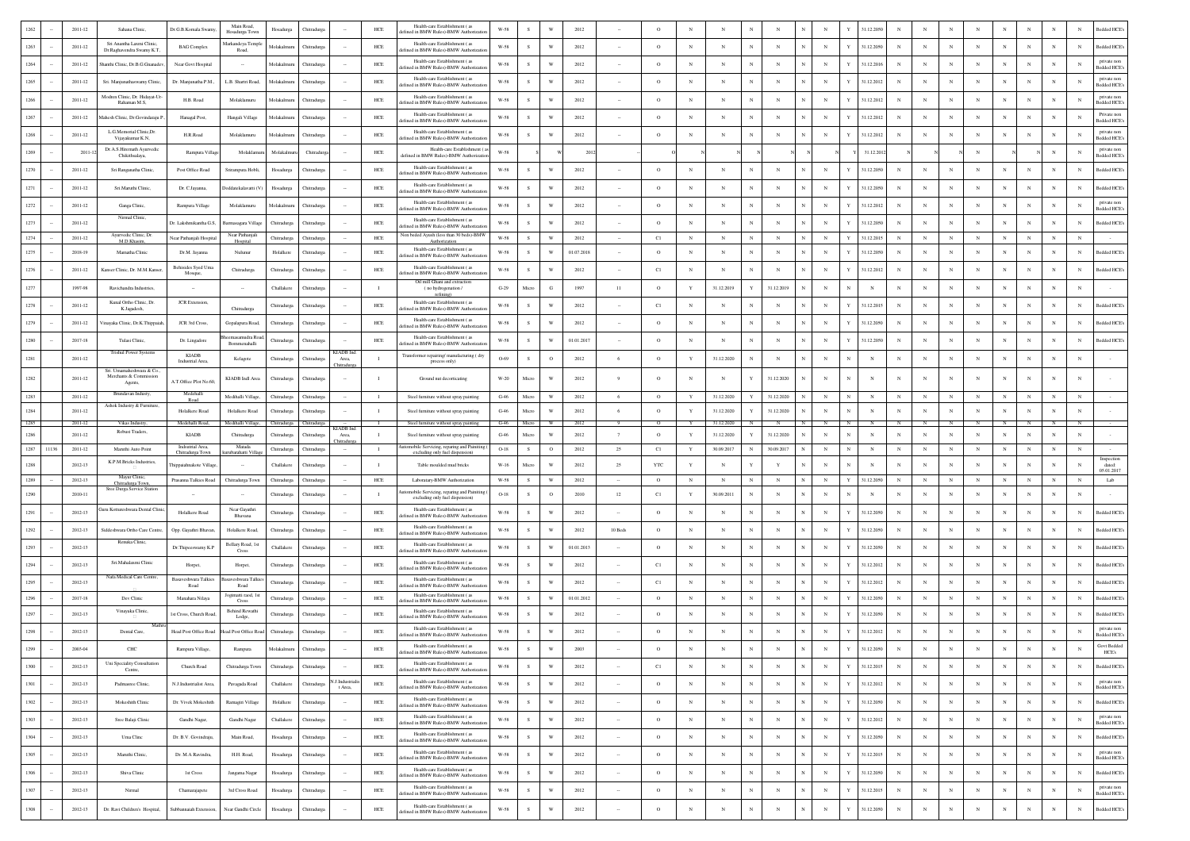| 1262 | -- | 2011-12 | Sahana Clinic, | Dr.G.B.Komala Swamy, | Main Road, Hosadurga Town | Hosadurga | Chitradurga | -- | HCE | Health-care Establishment ( as defined in BMW Rules)-BMW Authorization | W-58 | S | W | 2012 | -- | O | N | N | N | N | N | N | Y | 31.12.2050 | N | N | N | N | N | N | N | N | Bedded HCE's |
|---|---|---|---|---|---|---|---|---|---|---|---|---|---|---|---|---|---|---|---|---|---|---|---|---|---|---|---|---|---|---|---|---|---|
| 1263 | -- | 2011-12 | Sri Anantha Laxmi Clinic, Dr.Raghavendra Swamy K.T, | BAG Complex | Markandeya Temple Road, | Molakalmuru | Chitradurga | -- | HCE | Health-care Establishment ( as defined in BMW Rules)-BMW Authorization | W-58 | S | W | 2012 | -- | O | N | N | N | N | N | N | Y | 31.12.2050 | N | N | N | N | N | N | N | N | Bedded HCE's |
| 1264 | -- | 2011-12 | Shanthi Clinic, Dr.B.G.Gnanadev, | Near Govt Hospital | -- | Molakalmuru | Chitradurga | -- | HCE | Health-care Establishment ( as defined in BMW Rules)-BMW Authorization | W-58 | S | W | 2012 | -- | O | N | N | N | N | N | N | Y | 31.12.2016 | N | N | N | N | N | N | N | N | private non Bedded HCE's |
| 1265 | -- | 2011-12 | Sri. Manjunathaswamy Clinic, | Dr. Manjunatha P.M., | L.B. Shartri Road, | Molakalmuru | Chitradurga | -- | HCE | Health-care Establishment ( as defined in BMW Rules)-BMW Authorization | W-58 | S | W | 2012 | -- | O | N | N | N | N | N | N | Y | 31.12.2012 | N | N | N | N | N | N | N | N | private non Bedded HCE's |
| 1266 | -- | 2011-12 | Modren Clinic, Dr. Hidayat-Ur-Rahaman M.S. | H.B. Road | Molaklamuru | Molakalmuru | Chitradurga | -- | HCE | Health-care Establishment ( as defined in BMW Rules)-BMW Authorization | W-58 | S | W | 2012 | -- | O | N | N | N | N | N | N | Y | 31.12.2012 | N | N | N | N | N | N | N | N | private non Bedded HCE's |
| 1267 | -- | 2011-12 | Mahesh Clinic, Dr.Govindaraju P., | Hanagal Post, | Hangali Village | Molakalmuru | Chitradurga | -- | HCE | Health-care Establishment ( as defined in BMW Rules)-BMW Authorization | W-58 | S | W | 2012 | -- | O | N | N | N | N | N | N | Y | 31.12.2012 | N | N | N | N | N | N | N | N | Private non Bedded HCE's |
| 1268 | -- | 2011-12 | L.G.Memorial Clinic,Dr. Vijayakumar K.N, | H.R Road | Molaklamuru | Molakalmuru | Chitradurga | -- | HCE | Health-care Establishment ( as defined in BMW Rules)-BMW Authorization | W-58 | S | W | 2012 | -- | O | N | N | N | N | N | N | Y | 31.12.2012 | N | N | N | N | N | N | N | N | private non Bedded HCE's |
| 1269 | -- | 2011-12 | Dr.A.S.Hiremath Ayurvedic Chikithsalaya, | Rampura Village | Molaklamuru | Molakalmuru | Chitradurga | -- | HCE | Health-care Establishment ( as defined in BMW Rules)-BMW Authorization | W-58 | S | W | 2012 | -- | O | N | N | N | N | N | N | Y | 31.12.2012 | N | N | N | N | N | N | N | N | private non Bedded HCE's |
| 1270 | -- | 2011-12 | Sri Ranganatha Clinic, | Post Office Road | Srirampura Hobli, | Hosadurga | Chitradurga | -- | HCE | Health-care Establishment ( as defined in BMW Rules)-BMW Authorization | W-58 | S | W | 2012 | -- | O | N | N | N | N | N | N | Y | 31.12.2050 | N | N | N | N | N | N | N | N | Bedded HCE's |
| 1271 | -- | 2011-12 | Sri Maruthi Clinic, | Dr. C.Jayanna, | Doddateluklavatti (V) | Hosadurga | Chitradurga | -- | HCE | Health-care Establishment ( as defined in BMW Rules)-BMW Authorization | W-58 | S | W | 2012 | -- | O | N | N | N | N | N | N | Y | 31.12.2050 | N | N | N | N | N | N | N | N | Bedded HCE's |
| 1272 | -- | 2011-12 | Ganga Clinic, | Rampura Village | Molaklamuru | Molakalmuru | Chitradurga | -- | HCE | Health-care Establishment ( as defined in BMW Rules)-BMW Authorization | W-58 | S | W | 2012 | -- | O | N | N | N | N | N | N | Y | 31.12.2012 | N | N | N | N | N | N | N | N | private non Bedded HCE's |
| 1273 | -- | 2011-12 | Nirmal Clinic, | Dr. Lakshmikantha G.S, | Bunnasagara Village | Chitradurga | Chitradurga | -- | HCE | Health-care Establishment ( as defined in BMW Rules)-BMW Authorization | W-58 | S | W | 2012 | -- | O | N | N | N | N | N | N | Y | 31.12.2050 | N | N | N | N | N | N | N | N | Bedded HCE's |
| 1274 | -- | 2011-12 | Ayurvedic Clinic, Dr. M.D.Khasim, | Near Pathanjali Hospital | Near Pathanjali Hospital | Chitradurga | Chitradurga | -- | HCE | Non bedded Ayush (less than 30 beds)-BMW Authorization | W-58 | S | W | 2012 | -- | C1 | N | N | N | N | N | N | Y | 31.12.2015 | N | N | N | N | N | N | N | N | - |
| 1275 | -- | 2018-19 | Mamatha Clinic | Dr.M. Jayanna | Nulunur | Holalkere | Chitradurga | -- | HCE | Health-care Establishment ( as defined in BMW Rules)-BMW Authorization | W-58 | S | W | 01.07.2018 | -- | O | N | N | N | N | N | N | Y | 31.12.2050 | N | N | N | N | N | N | N | N | Bedded HCE's |
| 1276 | -- | 2011-12 | Kanser Clinic, Dr. M.M.Kanser, | Behinden Syed Uma Mosque, | Chitradurga | Chitradurga | Chitradurga | -- | HCE | Health-care Establishment ( as defined in BMW Rules)-BMW Authorization | W-58 | S | W | 2012 | -- | C1 | N | N | N | N | N | N | Y | 31.12.2012 | N | N | N | N | N | N | N | N | Bedded HCE's |
| 1277 | -- | 1997-98 | Ravichandra Industries, | -- | -- | Challakere | Chitradurga | -- | I | Oil mill Ghani and extraction ( no hydrogenation / refining) | G-29 | Micro | G | 1997 | 11 | O | Y | 31.12.2019 | Y | 31.12.2019 | N | N | N | N | N | N | N | N | N | N | N | N | - |
| 1278 | -- | 2011-12 | Kunal Ortho Clinic, Dr. K.Jagadesh, | JCR Extension, | Chitradurga | Chitradurga | Chitradurga | -- | HCE | Health-care Establishment ( as defined in BMW Rules)-BMW Authorization | W-58 | S | W | 2012 | -- | C1 | N | N | N | N | N | N | Y | 31.12.2015 | N | N | N | N | N | N | N | N | Bedded HCE's |
| 1279 | -- | 2011-12 | Vinayaka Clinic, Dr.K.Thippaiah, | JCR 3rd Cross, | Gopalapura Road, | Chitradurga | Chitradurga | -- | HCE | Health-care Establishment ( as defined in BMW Rules)-BMW Authorization | W-58 | S | W | 2012 | -- | O | N | N | N | N | N | N | Y | 31.12.2050 | N | N | N | N | N | N | N | N | Bedded HCE's |
| 1280 | -- | 2017-18 | Tulasi Clinic, | Dr. Lingadore | Bheemasamudra Road, Bommenahalli | Chitradurga | Chitradurga | -- | HCE | Health-care Establishment ( as defined in BMW Rules)-BMW Authorization | W-58 | S | W | 01.01.2017 | -- | O | N | N | N | N | N | N | Y | 31.12.2050 | N | N | N | N | N | N | N | N | Bedded HCE's |
| 1281 | -- | 2011-12 | Trishul Power Systems | KIADB Industrial Area, | Kelagote | Chitradurga | Chitradurga | KIADB Ind. Area, Chitradurga | I | Transformer repairing/ manufacturing ( dry process only) | O-69 | S | O | 2012 | 6 | O | Y | 31.12.2020 | N | N | N | N | N | N | N | N | N | N | N | N | N | N | - |
| 1282 | -- | 2011-12 | Sri. Umamaheshwara & Co., Merchants & Commission Agents, | A.T.Office Plot No.60, | KIADB Indl Area | Chitradurga | Chitradurga | -- | I | Ground nut decorticating | W-20 | Micro | W | 2012 | 9 | O | N | N | Y | 31.12.2020 | N | N | N | N | N | N | N | N | N | N | N | N | - |
| 1283 | -- | 2011-12 | Brundavan Industry, | Medehalli Road | Medihalli Village, | Chitradurga | Chitradurga | -- | I | Steel furniture without spray painting | G-46 | Micro | W | 2012 | 6 | O | Y | 31.12.2020 | Y | 31.12.2020 | N | N | N | N | N | N | N | N | N | N | N | N | - |
| 1284 | -- | 2011-12 | Ashok Industry & Furniture, | Holalkere Road | Holalkere Road | Chitradurga | Chitradurga | -- | I | Steel furniture without spray painting | G-46 | Micro | W | 2012 | 6 | O | Y | 31.12.2020 | Y | 31.12.2020 | N | N | N | N | N | N | N | N | N | N | N | N | - |
| 1285 | -- | 2011-12 | Vikas Industry, | Medehalli Road, | Medihalli Village, | Chitradurga | Chitradurga | -- | I | Steel furniture without spray painting | G-46 | Micro | W | 2012 | 9 | O | Y | 31.12.2020 | N | N | N | N | N | N | N | N | N | N | N | N | N | N | - |
| 1286 | -- | 2011-12 | Robust Traders, | KIADB | Chitradurga | Chitradurga | Chitradurga | KIADB Ind. Area, Chitradurga | I | Steel furniture without spray painting | G-46 | Micro | W | 2012 | 7 | O | Y | 31.12.2020 | Y | 31.12.2020 | N | N | N | N | N | N | N | N | N | N | N | N | - |
| 1287 | 11136 | 2011-12 | Maruthi Auto Point | Industrial Area, Chitradurga Town | Malada Kurubarahatti Village | Chitradurga | Chitradurga | -- | I | Automobile Servicing, repairing and Painting ( excluding only fuel dispension) | O-18 | S | O | 2012 | 25 | C1 | Y | 30.09.2017 | N | 30.09.2017 | N | N | N | N | N | N | N | N | N | N | N | N | - |
| 1288 | -- | 2012-13 | K.P.M.Bricks Industries, | Thippanahnakote Village, | -- | Challakere | Chitradurga | -- | I | Table moulded mud bricks | W-16 | Micro | W | 2012 | 25 | YTC | Y | N | Y | Y | N | N | N | N | N | N | N | N | N | N | N | N | Inspection dated 05.01.2017 |
| 1289 | -- | 2012-13 | Mayur Clinic, Chitradurga Town, | Prasanna Talkies Road | Chitradurga Town | Chitradurga | Chitradurga | -- | HCE | Laboratory-BMW Authorization | W-58 | S | W | 2012 | -- | O | N | N | N | N | N | N | Y | 31.12.2050 | N | N | N | N | N | N | N | N | Lab |
| 1290 | | 2010-11 | Sree Durga Service Station | -- | -- | Chitradurga | Chitradurga | -- | I | Automobile Servicing, repairing and Painting ( excluding only fuel dispension) | O-18 | S | O | 2010 | 12 | C1 | Y | 30.09.2011 | N | N | N | N | N | N | N | N | N | N | N | N | N | N | - |
| 1291 | -- | 2012-13 | Guru Kottureshwara Dental Clinic, | Holalkere Road | Near Gayathri Bhavana | Chitradurga | Chitradurga | -- | HCE | Health-care Establishment ( as defined in BMW Rules)-BMW Authorization | W-58 | S | W | 2012 | -- | O | N | N | N | N | N | N | Y | 31.12.2050 | N | N | N | N | N | N | N | N | Bedded HCE's |
| 1292 | -- | 2012-13 | Siddeshwara Ortho Care Centre, | Opp. Gayathri Bhavan, | Holalkere Road, | Chitradurga | Chitradurga | -- | HCE | Health-care Establishment ( as defined in BMW Rules)-BMW Authorization | W-58 | S | W | 2012 | 10 Beds | O | N | N | N | N | N | N | Y | 31.12.2050 | N | N | N | N | N | N | N | N | Bedded HCE's |
| 1293 | -- | 2012-13 | Renuka Clinic, | Dr.Thipeeswamy K.P | Bellary Road, 1st Cross | Challakere | Chitradurga | -- | HCE | Health-care Establishment ( as defined in BMW Rules)-BMW Authorization | W-58 | S | W | 01.01.2013 | -- | O | N | N | N | N | N | N | Y | 31.12.2050 | N | N | N | N | N | N | N | N | Bedded HCE's |
| 1294 | -- | 2012-13 | Sri Mahalaxmi Clinic | Horpet, | Horpet, | Chitradurga | Chitradurga | -- | HCE | Health-care Establishment ( as defined in BMW Rules)-BMW Authorization | W-58 | S | W | 2012 | -- | C1 | N | N | N | N | N | N | Y | 31.12.2012 | N | N | N | N | N | N | N | N | Bedded HCE's |
| 1295 | -- | 2012-13 | Nafa Medical Care Centre, | Basaveshwara Talkies Road | Basaveshwara Talkies Road | Chitradurga | Chitradurga | -- | HCE | Health-care Establishment ( as defined in BMW Rules)-BMW Authorization | W-58 | S | W | 2012 | -- | C1 | N | N | N | N | N | N | Y | 31.12.2012 | N | N | N | N | N | N | N | N | Bedded HCE's |
| 1296 | -- | 2017-18 | Dev Clinic | Manahara Nilaya | Jogimatti raod, 1st Cross | Chitradurga | Chitradurga | -- | HCE | Health-care Establishment ( as defined in BMW Rules)-BMW Authorization | W-58 | S | W | 01.01.2012 | -- | O | N | N | N | N | N | N | Y | 31.12.2050 | N | N | N | N | N | N | N | N | Bedded HCE's |
| 1297 | -- | 2012-13 | Vinayaka Clinic, | 1st Cross, Church Road, | Behind Revathi Lodge, | Chitradurga | Chitradurga | -- | HCE | Health-care Establishment ( as defined in BMW Rules)-BMW Authorization | W-58 | S | W | 2012 | -- | O | N | N | N | N | N | N | Y | 31.12.2050 | N | N | N | N | N | N | N | N | Bedded HCE's |
| 1298 | -- | 2012-13 | Mathru Dental Care, | Head Post Office Road | Head Post Office Road | Chitradurga | Chitradurga | -- | HCE | Health-care Establishment ( as defined in BMW Rules)-BMW Authorization | W-58 | S | W | 2012 | -- | O | N | N | N | N | N | N | Y | 31.12.2012 | N | N | N | N | N | N | N | N | private non Bedded HCE's |
| 1299 | -- | 2003-04 | CHC | Rampura Village, | Rampura | Molakalmuru | Chitradurga | -- | HCE | Health-care Establishment ( as defined in BMW Rules)-BMW Authorization | W-58 | S | W | 2003 | -- | O | N | N | N | N | N | N | Y | 31.12.2050 | N | N | N | N | N | N | N | N | Govt Bedded HCE's |
| 1300 | -- | 2012-13 | Uni Speciality Consultation Centre, | Church Road | Chitradurga Town | Chitradurga | Chitradurga | -- | HCE | Health-care Establishment ( as defined in BMW Rules)-BMW Authorization | W-58 | S | W | 2012 | -- | C1 | N | N | N | N | N | N | Y | 31.12.2015 | N | N | N | N | N | N | N | N | Bedded HCE's |
| 1301 | -- | 2012-13 | Padmasree Clinic, | N.J.Industrialist Area, | Pavagada Road | Challakere | Chitradurga | N.J.Industrialis t Area, | HCE | Health-care Establishment ( as defined in BMW Rules)-BMW Authorization | W-58 | S | W | 2012 | -- | O | N | N | N | N | N | N | Y | 31.12.2012 | N | N | N | N | N | N | N | N | private non Bedded HCE's |
| 1302 | -- | 2012-13 | Mokeshith Clinic | Dr. Vivek Mokeshith | Ramagiri Village | Holalkere | Chitradurga | -- | HCE | Health-care Establishment ( as defined in BMW Rules)-BMW Authorization | W-58 | S | W | 2012 | -- | O | N | N | N | N | N | N | Y | 31.12.2050 | N | N | N | N | N | N | N | N | Bedded HCE's |
| 1303 | -- | 2012-13 | Sree Balaji Clinic | Gandhi Nagar, | Gandhi Nagar | Challakere | Chitradurga | -- | HCE | Health-care Establishment ( as defined in BMW Rules)-BMW Authorization | W-58 | S | W | 2012 | -- | O | N | N | N | N | N | N | Y | 31.12.2012 | N | N | N | N | N | N | N | N | private non Bedded HCE's |
| 1304 | -- | 2012-13 | Uma Clinc | Dr. B.V. Govindraju, | Main Road, | Hosadurga | Chitradurga | -- | HCE | Health-care Establishment ( as defined in BMW Rules)-BMW Authorization | W-58 | S | W | 2012 | -- | O | N | N | N | N | N | N | Y | 31.12.2050 | N | N | N | N | N | N | N | N | Bedded HCE's |
| 1305 | -- | 2012-13 | Maruthi Clinic, | Dr. M.A.Ravindra, | H.H. Road, | Hosadurga | Chitradurga | -- | HCE | Health-care Establishment ( as defined in BMW Rules)-BMW Authorization | W-58 | S | W | 2012 | -- | O | N | N | N | N | N | N | Y | 31.12.2015 | N | N | N | N | N | N | N | N | private non Bedded HCE's |
| 1306 | -- | 2012-13 | Shiva Clinic | 1st Cross | Jangama Nagar | Hosadurga | Chitradurga | -- | HCE | Health-care Establishment ( as defined in BMW Rules)-BMW Authorization | W-58 | S | W | 2012 | -- | O | N | N | N | N | N | N | Y | 31.12.2050 | N | N | N | N | N | N | N | N | Bedded HCE's |
| 1307 | -- | 2012-13 | Nirmal | Channarajapete | 3rd Cross Road | Hosadurga | Chitradurga | -- | HCE | Health-care Establishment ( as defined in BMW Rules)-BMW Authorization | W-58 | S | W | 2012 | -- | O | N | N | N | N | N | N | Y | 31.12.2015 | N | N | N | N | N | N | N | N | private non Bedded HCE's |
| 1308 | -- | 2012-13 | Dr. Ravi Children's Hospital, | Subbanaaiah Extension, | Near Gandhi Circle | Hosadurga | Chitradurga | -- | HCE | Health-care Establishment ( as defined in BMW Rules)-BMW Authorization | W-58 | S | W | 2012 | -- | O | N | N | N | N | N | N | Y | 31.12.2050 | N | N | N | N | N | N | N | N | Bedded HCE's |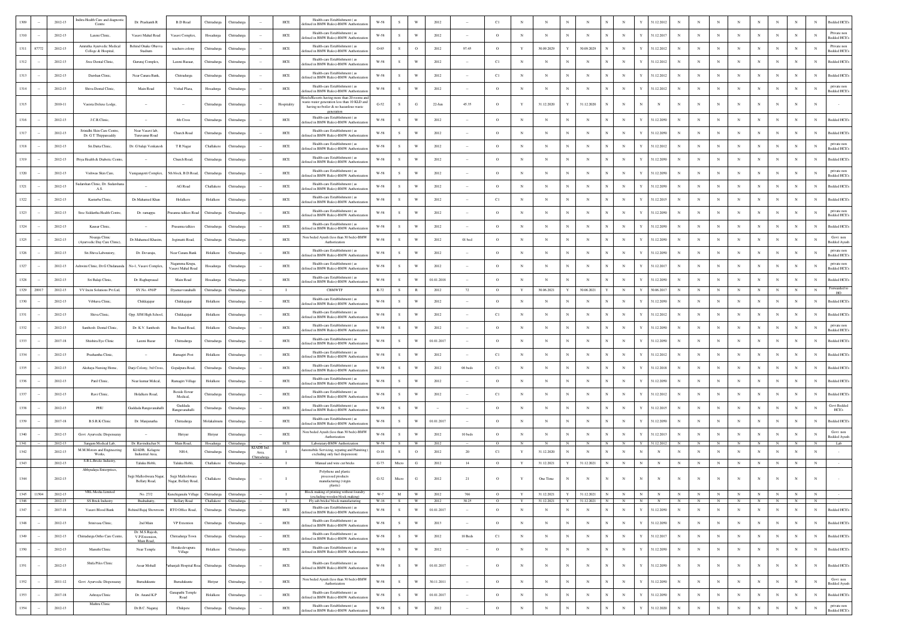| 1309 | -- | 2012-13 | Indira Health Care and diagnostic Centre | Dr. Prashanth R | B.D Road | Chitradurga | Chitradurga | -- | HCE | Health-care Establishment ( as defined in BMW Rules)-BMW Authorization | W-58 | S | W | 2012 | -- | C1 | N | N | N | N | N | N | Y | 31.12.2012 | N | N | N | N | N | N | N | N | Bedded HCE's |
|---|---|---|---|---|---|---|---|---|---|---|---|---|---|---|---|---|---|---|---|---|---|---|---|---|---|---|---|---|---|---|---|---|---|
| 1310 | -- | 2012-13 | Laxmi Clinic, | Vasavi Mahal Road | Vasavi Complex, | Hosadurga | Chitradurga | -- | HCE | Health-care Establishment ( as defined in BMW Rules)-BMW Authorization | W-58 | S | W | 2012 | -- | O | N | N | N | N | N | N | Y | 31.12.2017 | N | N | N | N | N | N | N | N | Private non Bedded HCE's |
| 1311 | 87772 | 2012-13 | Ammrutha Ayurvedic Medical College & Hospital, | Behind Onake Obavva Stadium | teachers colony | Chitradurga | Chitradurga | -- | HCE | Health-care Establishment ( as defined in BMW Rules)-BMW Authorization | O-85 | S | O | 2012 | 97.45 | O | Y | 30.09.2029 | Y | 30.09.2029 | N | N | Y | 31.12.2012 | N | N | N | N | N | N | N | N | Private non Bedded HCE's |
| 1312 | -- | 2012-13 | Sree Dental Clinic, | Gururaj Complex, | Laxmi Bazaar, | Chitradurga | Chitradurga | -- | HCE | Health-care Establishment ( as defined in BMW Rules)-BMW Authorization | W-58 | S | W | 2012 | -- | C1 | N | N | N | N | N | N | Y | 31.12.2012 | N | N | N | N | N | N | N | N | Bedded HCE's |
| 1313 | -- | 2012-13 | Darshan Clinic, | Near Canara Bank, | Chitradurga | Chitradurga | Chitradurga | -- | HCE | Health-care Establishment ( as defined in BMW Rules)-BMW Authorization | W-58 | S | W | 2012 | -- | C1 | N | N | N | N | N | N | Y | 31.12.2012 | N | N | N | N | N | N | N | N | Bedded HCE's |
| 1314 | -- | 2012-13 | Shiva Dental Clinic, | Main Road | Vishal Plaza, | Hosadurga | Chitradurga | -- | HCE | Health-care Establishment ( as defined in BMW Rules)-BMW Authorization | W-58 | S | W | 2012 | -- | O | N | N | N | N | N | N | Y | 31.12.2012 | N | N | N | N | N | N | N | N | private non Bedded HCE's |
| 1315 | | 2010-11 | Vasista Deluxe Lodge, | -- | -- | Chitradurga | Chitradurga | -- | Hospitality | Hotels/Resorts having more than 20 rooms and waste-water generation less than 10 KLD and having no-boiler & no hazardous waste generation | G-52 | S | G | 22-Jun | 45.35 | O | Y | 31.12.2020 | Y | 31.12.2020 | N | N | N | N | N | N | N | N | N | N | N | N | - |
| 1316 | -- | 2012-13 | J.C.R.Clinic, | -- | 4th Cross | Chitradurga | Chitradurga | -- | HCE | Health-care Establishment ( as defined in BMW Rules)-BMW Authorization | W-58 | S | W | 2012 | -- | O | N | N | N | N | N | N | Y | 31.12.2050 | N | N | N | N | N | N | N | N | Bedded HCE's |
| 1317 | -- | 2012-13 | Srinidhi Skin Care Centre, Dr. G T Thippareddy | Near Vasavi lab, Turuvanur Road | Church Road | Chitradurga | Chitradurga | -- | HCE | Health-care Establishment ( as defined in BMW Rules)-BMW Authorization | W-58 | S | W | 2012 | -- | O | N | N | N | N | N | N | Y | 31.12.2050 | N | N | N | N | N | N | N | N | Bedded HCE's |
| 1318 | -- | 2012-13 | Sri.Datta Clinic, | Dr. G balaji Venkatesh | T R Nagar | Challakere | Chitradurga | -- | HCE | Health-care Establishment ( as defined in BMW Rules)-BMW Authorization | W-58 | S | W | 2012 | -- | O | N | N | N | N | N | N | Y | 31.12.2012 | N | N | N | N | N | N | N | N | private non Bedded HCE's |
| 1319 | -- | 2012-13 | Priya Health & Diabetic Centre, | -- | Church Road, | Chitradurga | Chitradurga | -- | HCE | Health-care Establishment ( as defined in BMW Rules)-BMW Authorization | W-58 | S | W | 2012 | -- | O | N | N | N | N | N | N | Y | 31.12.2050 | N | N | N | N | N | N | N | N | Bedded HCE's |
| 1320 | -- | 2012-13 | Vishwas Skin Care, | Vanigangotri Complex, | 5th block, B.D.Road, | Chitradurga | Chitradurga | -- | HCE | Health-care Establishment ( as defined in BMW Rules)-BMW Authorization | W-58 | S | W | 2012 | -- | O | N | N | N | N | N | N | Y | 31.12.2050 | N | N | N | N | N | N | N | N | private non Bedded HCE's |
| 1321 | -- | 2012-13 | Sudarshan Clinic, Dr. Sudarshana A.S. | -- | AG Road | Challakere | Chitradurga | -- | HCE | Health-care Establishment ( as defined in BMW Rules)-BMW Authorization | W-58 | S | W | 2012 | -- | O | N | N | N | N | N | N | Y | 31.12.2050 | N | N | N | N | N | N | N | N | Bedded HCE's |
| 1322 | -- | 2012-13 | Kasturba Clinic, | Dr.Mahamed Khan | Holalkere | Holalkere | Chitradurga | -- | HCE | Health-care Establishment ( as defined in BMW Rules)-BMW Authorization | W-58 | S | W | 2012 | -- | C1 | N | N | N | N | N | N | Y | 31.12.2015 | N | N | N | N | N | N | N | N | Bedded HCE's |
| 1323 | -- | 2012-13 | Sree Siddartha Health Centre, | Dr. ramappa | Prasanna talkies Road | Chitradurga | Chitradurga | -- | HCE | Health-care Establishment ( as defined in BMW Rules)-BMW Authorization | W-58 | S | W | 2012 | -- | O | N | N | N | N | N | N | Y | 31.12.2050 | N | N | N | N | N | N | N | N | private non Bedded HCE's |
| 1324 | -- | 2012-13 | Kausar Clinic, | -- | Prasanna talkies | Chitradurga | Chitradurga | -- | HCE | Health-care Establishment ( as defined in BMW Rules)-BMW Authorization | W-58 | S | W | 2012 | -- | O | N | N | N | N | N | N | Y | 31.12.2050 | N | N | N | N | N | N | N | N | Bedded HCE's |
| 1325 | -- | 2012-13 | Nisarga Clinic (Ayurvedic Day Care Clinic), | Dr.Mahamed Khasim, | Jogimatti Road, | Chitradurga | Chitradurga | -- | HCE | Non bedded Ayush (less than 30 beds)-BMW Authorization | W-58 | S | W | 2012 | 01 bed | O | N | N | N | N | N | N | Y | 31.12.2050 | N | N | N | N | N | N | N | N | Govt. non Bedded Ayush |
| 1326 | -- | 2012-13 | Sri.Shiva Laboratory, | Dr. Devaraju, | Near Canara Bank | Holalkere | Chitradurga | -- | HCE | Health-care Establishment ( as defined in BMW Rules)-BMW Authorization | W-58 | S | W | 2012 | -- | O | N | N | N | N | N | N | Y | 31.12.2050 | N | N | N | N | N | N | N | N | private non Bedded HCE's |
| 1327 | -- | 2012-13 | Ashwini Clinic, Dr.G Chidananda | No-1, Vasavi Complex, | Nagarjuna Krupa, Vasavi Mahal Road | Hosadurga | Chitradurga | -- | HCE | Health-care Establishment ( as defined in BMW Rules)-BMW Authorization | W-58 | S | W | 2012 | -- | O | N | N | N | N | N | N | Y | 31.12.2017 | N | N | N | N | N | N | N | N | private non Bedded HCE's |
| 1328 | -- | 2012-13 | Sri Balaji Clinic, | Dr. Raghuprasad | Main Road | Hosadurga | Chitradurga | -- | HCE | Health-care Establishment ( as defined in BMW Rules)-BMW Authorization | W-58 | S | W | 01.01.2018 | -- | O | N | N | N | N | N | N | Y | 31.12.2050 | N | N | N | N | N | N | N | N | Bedded HCE's |
| 1329 | 28917 | 2012-13 | VV Incin Solutions Pvt Ltd, | SY.No. 456/P | Dyamavvanahalli | Chitradurga | Chitradurga | -- | I | CBMWTF | R-72 | S | R | 2012 | 72 | O | Y | 30.06.2021 | Y | 30.06.2021 | Y | N | Y | 30.06.2017 | N | N | N | N | N | N | N | N | Forwarded to HO |
| 1330 | -- | 2012-13 | Vibhava Clinic, | Chikkajajur | Chikkajajur | Holalkere | Chitradurga | -- | HCE | Health-care Establishment ( as defined in BMW Rules)-BMW Authorization | W-58 | S | W | 2012 | -- | O | N | N | N | N | N | N | Y | 31.12.2050 | N | N | N | N | N | N | N | N | Bedded HCE's |
| 1331 | -- | 2012-13 | Shiva Clinic, | Opp. SJM High School, | Chikkajajur | Holalkere | Chitradurga | -- | HCE | Health-care Establishment ( as defined in BMW Rules)-BMW Authorization | W-58 | S | W | 2012 | -- | C1 | N | N | N | N | N | N | Y | 31.12.2012 | N | N | N | N | N | N | N | N | Bedded HCE's |
| 1332 | -- | 2012-13 | Santhosh Dental Clinic, | Dr. K.V. Santhosh | Bus Stand Road, | Holalkere | Chitradurga | -- | HCE | Health-care Establishment ( as defined in BMW Rules)-BMW Authorization | W-58 | S | W | 2012 | -- | O | N | N | N | N | N | N | Y | 31.12.2050 | N | N | N | N | N | N | N | N | private non Bedded HCE's |
| 1333 | -- | 2017-18 | Shashira Eye Clinic | Laxmi Bazar | Chitradurga | Chitradurga | Chitradurga | -- | HCE | Health-care Establishment ( as defined in BMW Rules)-BMW Authorization | W-58 | S | W | 01.01.2017 | -- | O | N | N | N | N | N | N | Y | 31.12.2050 | N | N | N | N | N | N | N | N | Bedded HCE's |
| 1334 | -- | 2012-13 | Prashantha Clinic, | -- | Ramagiri Post | Holalkere | Chitradurga | -- | HCE | Health-care Establishment ( as defined in BMW Rules)-BMW Authorization | W-58 | S | W | 2012 | -- | C1 | N | N | N | N | N | N | Y | 31.12.2012 | N | N | N | N | N | N | N | N | Bedded HCE's |
| 1335 | -- | 2012-13 | Akshaya Nursing Home, | Darji Colony, 3rd Cross, | Gopalpura Road, | Chitradurga | Chitradurga | -- | HCE | Health-care Establishment ( as defined in BMW Rules)-BMW Authorization | W-58 | S | W | 2012 | 06 beds | C1 | N | N | N | N | N | N | Y | 31.12.2018 | N | N | N | N | N | N | N | N | Bedded HCE's |
| 1336 | -- | 2012-13 | Patil Clinic, | Near kumar Midical, | Ramagiri Village | Holalkere | Chitradurga | -- | HCE | Health-care Establishment ( as defined in BMW Rules)-BMW Authorization | W-58 | S | W | 2012 | -- | O | N | N | N | N | N | N | Y | 31.12.2050 | N | N | N | N | N | N | N | N | Bedded HCE's |
| 1337 | -- | 2012-13 | Ravi Clinic, | Holalkere Road, | Beside Eswar Medical, | Chitradurga | Chitradurga | -- | HCE | Health-care Establishment ( as defined in BMW Rules)-BMW Authorization | W-58 | S | W | 2012 | -- | C1 | N | N | N | N | N | N | Y | 31.12.2012 | N | N | N | N | N | N | N | N | Bedded HCE's |
| 1338 | -- | 2012-13 | PHU | Guddada Rangavanahalli | Guddada Rangavanahalli | Chitradurga | Chitradurga | -- | HCE | Health-care Establishment ( as defined in BMW Rules)-BMW Authorization | W-58 | S | W | -- | -- | O | N | N | N | N | N | N | Y | 31.12.2015 | N | N | N | N | N | N | N | N | Govt Bedded HCE's |
| 1339 | -- | 2017-18 | B.S.R.K Clinic | Dr. Manjunatha | Chitradurga | Molakalmuru | Chitradurga | -- | HCE | Health-care Establishment ( as defined in BMW Rules)-BMW Authorization | W-58 | S | W | 01.01.2017 | -- | O | N | N | N | N | N | N | Y | 31.12.2050 | N | N | N | N | N | N | N | N | Bedded HCE's |
| 1340 | -- | 2012-13 | Govt. Ayurvedic Dispensaray | -- | Hiriyur | Hiriyur | Chitradurga | -- | HCE | Non beded Ayush (less than 30 beds)-BMW Authorization | W-58 | S | W | 2012 | 10 beds | O | N | N | N | N | N | N | Y | 31.12.2013 | N | N | N | N | N | N | N | N | Govt. non Bedded Ayush |
| 1341 | -- | 2012-13 | Sangam Medical Lab, | Dr. Ravindradhar N | Main Road, | Hosadurga | Chitradurga | -- | HCE | Laboratory-BMW Authorization | W-58 | S | W | 2012 | -- | O | N | N | N | N | N | N | Y | 31.12.2012 | N | N | N | N | N | N | N | N | Lab |
| 1342 | -- | 2012-13 | M.M.Motors and Engineering Works, | KIADB, Kelagote Industrial Area, | NH-4, | Chitradurga | Chitradurga | KIADB Ind. Area, Chitradurga | I | Automobile Servicing, repairing and Painting ( excluding only fuel dispensing) | O-18 | S | O | 2012 | 20 | C1 | Y | 31.12.2020 | N | N | N | N | N | N | N | N | N | N | N | N | N | N | - |
| 1343 | -- | 2012-13 | S.B.L.Bricks Industry, | Taluku Hobli, | Taluku Hobli, | Challakere | Chitradurga | -- | I | Manual and wire cut bricks | G-73 | Micro | G | 2012 | 14 | O | Y | 31.12.2021 | Y | 31.12.2021 | N | N | N | N | N | N | N | N | N | N | N | N | - |
| 1344 | -- | 2012-13 | Abhyudaya Enterprises, | Sujji Malleshwara Nagar, Bellary Road, | Sujji Malleshwara Nagar, Bellary Road, | Challakere | Chitradurga | -- | I | Polythene and plastic processed products manufacturing (virgin plastic) | G-52 | Micro | G | 2012 | 21 | O | Y | One Time | N | N | N | N | N | N | N | N | N | N | N | N | N | N | - |
| 1345 | 11504 | 2012-13 | VRL Media Limited | No. 27/2 | Kunchiganala Village | Chitradurga | Chitradurga | -- | I | Block making of printing without foundry (excluding wooden block making) | W-7 | M | W | 2012 | 766 | O | Y | 31.12.2021 | Y | 31.12.2021 | N | N | N | N | N | N | N | N | N | N | N | N | - |
| 1346 | -- | 2012-13 | SS Brick Industry | Budnahatty, | Bellary Road | Challakere | Chitradurga | -- | I | Fly ash bricks/ block manufacturing | W-16 | S | W | 2012 | 30.25 | O | Y | 31.12.2021 | Y | 31.12.2021 | N | N | N | N | N | N | N | N | N | N | N | N | - |
| 1347 | -- | 2017-18 | Vasavi Blood Bank | Behind Bajaj Showroom | RTO Office Road, | Chitradurga | Chitradurga | -- | HCE | Health-care Establishment ( as defined in BMW Rules)-BMW Authorization | W-58 | S | W | 01.01.2017 | -- | O | N | N | N | N | N | N | Y | 31.12.2050 | N | N | N | N | N | N | N | N | Bedded HCE's |
| 1348 | -- | 2012-13 | Srinivasa Clinic, | 2nd Main | VP Extention | Chitradurga | Chitradurga | -- | HCE | Health-care Establishment ( as defined in BMW Rules)-BMW Authorization | W-58 | S | W | 2013 | -- | O | N | N | N | N | N | N | Y | 31.12.2050 | N | N | N | N | N | N | N | N | Bedded HCE's |
| 1349 | -- | 2012-13 | Chitradurga Ortho Care Centre, | Dr. M.S.Rajesh, V.P.Extension, Main Road, | Chitradurga Town | Chitradurga | Chitradurga | -- | HCE | Health-care Establishment ( as defined in BMW Rules)-BMW Authorization | W-58 | S | W | 2012 | 10 Beds | C1 | N | N | N | N | N | N | Y | 31.12.2017 | N | N | N | N | N | N | N | N | Bedded HCE's |
| 1350 | -- | 2012-13 | Maruthi Clinic | Near Temple | Horakedevapura Village | Holalkere | Chitradurga | -- | HCE | Health-care Establishment ( as defined in BMW Rules)-BMW Authorization | W-58 | S | W | 2012 | -- | O | N | N | N | N | N | N | Y | 31.12.2050 | N | N | N | N | N | N | N | N | Bedded HCE's |
| 1351 | -- | 2012-13 | Shifa Piles Clinic | Assar Mohall | Pathanjali Hospital Road | Chitradurga | Chitradurga | -- | HCE | Health-care Establishment ( as defined in BMW Rules)-BMW Authorization | W-58 | S | W | 01.01.2017 | -- | O | N | N | N | N | N | N | Y | 31.12.2050 | N | N | N | N | N | N | N | N | Bedded HCE's |
| 1352 | -- | 2011-12 | Govt. Ayurvedic Dispensaray | Burudukunte | Burudukunte | Hiriyur | Chitradurga | -- | HCE | Non beded Ayush (less than 30 beds)-BMW Authorization | W-58 | S | W | 30.11.2011 | -- | O | N | N | N | N | N | N | Y | 31.12.2050 | N | N | N | N | N | N | N | N | Govt. non Bedded Ayush |
| 1353 | -- | 2017-18 | Ashraya Clinic | Dr. Anand K.P | Ganapathi Temple Road | Holalkere | Chitradurga | -- | HCE | Health-care Establishment ( as defined in BMW Rules)-BMW Authorization | W-58 | S | W | 01.01.2017 | -- | O | N | N | N | N | N | N | Y | 31.12.2050 | N | N | N | N | N | N | N | N | Bedded HCE's |
| 1354 | -- | 2012-13 | Mathru Clinic | Dr.B.C. Nagaraj | Chikpete | Chitradurga | Chitradurga | -- | HCE | Health-care Establishment ( as defined in BMW Rules)-BMW Authorization | W-58 | S | W | 2012 | -- | O | N | N | N | N | N | N | Y | 31.12.2020 | N | N | N | N | N | N | N | N | private non Bedded HCE's |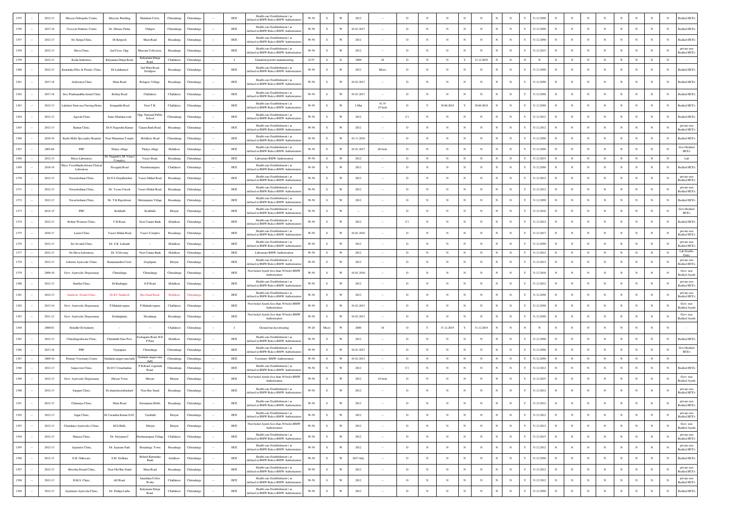| | | | | | | | | | | | | | | | | | | | | | | | | | | | | | | | | | |
|---|---|---|---|---|---|---|---|---|---|---|---|---|---|---|---|---|---|---|---|---|---|---|---|---|---|---|---|---|---|---|---|---|---|
| 1355 | -- | 2012-13 | Shreyas Orthopidic Centre, | Mejestic Building, | Madakari Circle, | Chitradurga | Chitradurga | -- | HCE | Health-care Establishment ( as defined in BMW Rules)-BMW Authorization | W-58 | S | W | 2012 | -- | O | N | N | N | N | N | N | Y | 31.12.2050 | N | N | N | N | N | N | N | N | Bedded HCE's |
| 1356 | -- | 2017-18 | Crescent Diabetic Centre | Dr. Ghouse Pasha | Chikpet | Chitradurga | Chitradurga | -- | HCE | Health-care Establishment ( as defined in BMW Rules)-BMW Authorization | W-58 | S | W | 01.01.2017 | -- | O | N | N | N | N | N | N | Y | 31.12.2050 | N | N | N | N | N | N | N | N | Bedded HCE's |
| 1357 | -- | 2012-13 | Sri. Krupa Clinic, | Dr.Krupesh | Main Road | Hosadurga | Chitradurga | -- | HCE | Health-care Establishment ( as defined in BMW Rules)-BMW Authorization | W-58 | S | W | 2012 | -- | O | N | N | N | N | N | N | Y | 31.12.2050 | N | N | N | N | N | N | N | N | Bedded HCE's |
| 1358 | -- | 2012-13 | Shiva Clinic, | 2nd Cross, Opp. | Bhavani Collection, | Hosadurga | Chitradurga | -- | HCE | Health-care Establishment ( as defined in BMW Rules)-BMW Authorization | W-58 | S | W | 2012 | -- | O | N | N | N | N | N | N | Y | 31.12.2015 | N | N | N | N | N | N | N | N | private non Bedded HCE's |
| 1359 | | 2012-13 | Kedar Industries, | Kalyanana Durga Road, | Kalyanana Durga Road, | Challakere | Chitradurga | -- | I | Tamarind powder manufacturing | G-55 | S | G | 2009 | 28 | O | N | N | Y | 31.12.2019 | N | N | N | N | N | N | N | N | N | N | N | N | - |
| 1360 | -- | 2012-13 | Karnataka Piles & Fistula Clinic, | Dr.Lokshmesf | 2nd Main Road, Doddpete | Hosadurga | Chitradurga | -- | HCE | Health-care Establishment ( as defined in BMW Rules)-BMW Authorization | W-58 | S | W | 2012 | Micro | O | N | N | N | N | N | N | Y | 31.12.2050 | N | N | N | N | N | N | N | N | Bedded HCE's |
| 1361 | -- | 2017-18 | Aishwarya Clinic | Main Road | Belagere Village, | Hosadurga | Chitradurga | -- | HCE | Health-care Establishment ( as defined in BMW Rules)-BMW Authorization | W-58 | S | W | 01.01.2017 | -- | O | N | N | N | N | N | N | Y | 31.12.2050 | N | N | N | N | N | N | N | N | Bedded HCE's |
| 1362 | -- | 2017-18 | Sree Pradmanabha dental Clinic | Bellary Road | Challakere | Challakere | Chitradurga | -- | HCE | Health-care Establishment ( as defined in BMW Rules)-BMW Authorization | W-58 | S | W | 01.01.2017 | -- | O | N | N | N | N | N | N | Y | 31.12.2050 | N | N | N | N | N | N | N | N | Bedded HCE's |
| 1363 | -- | 2012-13 | Lakshmi Srinivasa Nursing Home | Somguddu Road | Near T.B. | Challakere | Chitradurga | -- | HCE | Health-care Establishment ( as defined in BMW Rules)-BMW Authorization | W-58 | S | W | 1-Mar | 41.35 25 beds | O | Y | 30.06.2018 | Y | 30.06.2018 | N | N | Y | 31.12.2050 | N | N | N | N | N | N | N | N | Bedded HCE's |
| 1364 | -- | 2012-13 | Aqeeda Clinic | Sante Maidana road | Opp. National Public School | Chitradurga | Chitradurga | -- | HCE | Health-care Establishment ( as defined in BMW Rules)-BMW Authorization | W-58 | S | W | 2012 | -- | C1 | N | N | N | N | N | N | Y | 31.12.2012 | N | N | N | N | N | N | N | N | Bedded HCE's |
| 1365 | -- | 2012-13 | Kumar Clinic, | Dr.N.Nagendra Kumar | Canara Bank Road, | Hosadurga | Chitradurga | -- | HCE | Health-care Establishment ( as defined in BMW Rules)-BMW Authorization | W-58 | S | W | 2012 | -- | O | N | N | N | N | N | N | Y | 31.12.2012 | N | N | N | N | N | N | N | N | private non Bedded HCE's |
| 1366 | -- | 2018-19 | Kushi Multi Speciality Hospital | Near Maramma Temple | Holalkere Road | Chitradurga | Chitradurga | -- | HCE | Health-care Establishment ( as defined in BMW Rules)-BMW Authorization | W-58 | S | W | 01.11.2018 | -- | O | N | N | N | N | N | N | Y | 31.12.2050 | N | N | N | N | N | N | N | N | Bedded HCE's |
| 1367 | -- | 2003-04 | PHC | Thalya village | Thalya village | Holalkere | Chitradurga | -- | HCE | Health-care Establishment ( as defined in BMW Rules)-BMW Authorization | W-58 | S | W | 01.01.2017 | 06 beds | O | N | N | N | N | N | N | Y | 31.12.2050 | N | N | N | N | N | N | N | N | Govt Bedded HCE's |
| 1368 | -- | 2012-13 | Micro Laboratory, | Dr. Nagaiah L.M. Vasavi Complex, | Vasavi Road, | Hosadurga | Chitradurga | -- | HCE | Laboratory-BMW Authorization | W-58 | S | W | 2012 | -- | O | N | N | N | N | N | N | Y | 31.12.2015 | N | N | N | N | N | N | N | N | Lab |
| 1369 | -- | 2018-19 | Shree Veerabhadreshwara Clinical Laboratory | Pavagada Road | Parashurampura | Challakere | Chitradurga | -- | HCE | Health-care Establishment ( as defined in BMW Rules)-BMW Authorization | W-58 | S | W | 2012 | -- | O | N | N | N | N | N | N | Y | 31.12.2050 | N | N | N | N | N | N | N | N | Bedded HCE's |
| 1370 | -- | 2012-13 | Navachethana Clinic, | Dr.G.S Gopalkrishna | Vasavi Mahal Road | Hosadurga | Chitradurga | -- | HCE | Health-care Establishment ( as defined in BMW Rules)-BMW Authorization | W-58 | S | W | 2012 | -- | O | N | N | N | N | N | N | Y | 31.12.2012 | N | N | N | N | N | N | N | N | private non Bedded HCE's |
| 1371 | -- | 2012-13 | Navachethana Clinic, | Dr. Veena Umesh | Vasavi Mahal Road, | Hosadurga | Chitradurga | -- | HCE | Health-care Establishment ( as defined in BMW Rules)-BMW Authorization | W-58 | S | W | 2012 | -- | O | N | N | N | N | N | N | Y | 31.12.2012 | N | N | N | N | N | N | N | N | private non Bedded HCE's |
| 1372 | -- | 2012-13 | Navachethana Clinic, | Dr. T.K.Rajeshwari | Shriramapura Village | Hosadurga | Chitradurga | -- | HCE | Health-care Establishment ( as defined in BMW Rules)-BMW Authorization | W-58 | S | W | 2012 | -- | O | N | N | N | N | N | N | Y | 31.12.2050 | N | N | N | N | N | N | N | N | Bedded HCE's |
| 1373 | -- | 2014-15 | PHC | Kodihalli | Kodihalli | Hiriyur | Chitradurga | -- | HCE | Health-care Establishment ( as defined in BMW Rules)-BMW Authorization | W-58 | S | W | -- | -- | O | N | N | N | N | N | N | Y | 31.12.2016 | N | N | N | N | N | N | N | N | Govt Bedded HCE's |
| 1374 | -- | 2012-13 | Rohini Womens Clinic, | C.B.Road, | Near Canara Bank | Holalkere | Chitradurga | -- | HCE | Health-care Establishment ( as defined in BMW Rules)-BMW Authorization | W-58 | S | W | 2012 | -- | C1 | N | N | N | N | N | N | Y | 31.12.2012 | N | N | N | N | N | N | N | N | Bedded HCE's |
| 1375 | -- | 2016-17 | Laxmi Clinic | Vasavi Mahal Road | Vasavi Complex | Hosadurga | Chitradurga | -- | HCE | Health-care Establishment ( as defined in BMW Rules)-BMW Authorization | W-58 | S | W | 01.01.2016 | -- | O | N | N | N | N | N | N | Y | 31.12.2017 | N | N | N | N | N | N | N | N | private non Bedded HCE's |
| 1376 | -- | 2012-13 | Sre Sevalal Clinic, | Dr. S.K. Loknath | -- | Holalkere | Chitradurga | -- | HCE | Health-care Establishment ( as defined in BMW Rules)-BMW Authorization | W-58 | S | W | 2012 | -- | O | N | N | N | N | N | N | Y | 31.12.2050 | N | N | N | N | N | N | N | N | private non Bedded HCE's |
| 1377 | -- | 2012-13 | Sri.Shiva Laboratory, | Dr. N.Devaraj | Near Canara Bank | Holalkere | Chitradurga | -- | HCE | Laboratory-BMW Authorization | W-58 | S | W | 2012 | -- | O | N | N | N | N | N | N | Y | 31.12.2012 | N | N | N | N | N | N | N | N | Lab Double Entry |
| 1378 | -- | 2012-13 | Ashwini Ayurvedic Clinic, | Ramamandira Circle | Gopalpura | Hiriyur | Chitradurga | -- | HCE | Health-care Establishment ( as defined in BMW Rules)-BMW Authorization | W-58 | S | W | 2012 | -- | O | N | N | N | N | N | N | Y | 31.12.2013 | N | N | N | N | N | N | N | N | private non Bedded HCE's |
| 1379 | -- | 2009-10 | Govt. Ayurvedic Dispensarary | Chitradurga | Chitradurga | Chitradurga | Chitradurga | -- | HCE | Non beded Ayush (less than 30 beds)-BMW Authorization | W-58 | S | W | 01.01.2010 | -- | O | N | N | N | N | N | N | Y | 31.12.2010 | N | N | N | N | N | N | N | N | Govt non Bedded Ayush |
| 1380 | -- | 2012-13 | Sunitha Clinic, | Dr.Rudrappa | G.P.Road | Holalkere | Chitradurga | -- | HCE | Health-care Establishment ( as defined in BMW Rules)-BMW Authorization | W-58 | S | W | 2012 | -- | O | N | N | N | N | N | N | Y | 31.12.2012 | N | N | N | N | N | N | N | N | private non Bedded HCE's |
| 1381 | -- | 2012-13 | Santhosh Dental Clinic, | Dr.KV.Santhosh | Bus Stand Road, | Holalkere | Chitradurga | -- | HCE | Health-care Establishment ( as defined in BMW Rules)-BMW Authorization | W-58 | S | W | 2012 | -- | O | N | N | N | N | N | N | Y | 31.12.2050 | N | N | N | N | N | N | N | N | private non Bedded HCE's |
| 1382 | -- | 2013-14 | Govt. Ayurvedic Dispensarary | P.Mahadevapura | P.Mahadevapura | Challakere | Chitradurga | -- | HCE | Non beded Ayush (less than 30 beds)-BMW Authorization | W-58 | S | W | 01.01.2013 | -- | O | N | N | N | N | N | N | Y | 31.12.2050 | N | N | N | N | N | N | N | N | Govt non Bedded Ayush |
| 1383 | -- | 2011-12 | Govt. Ayurvedic Dispensarary | Doddaghatta | Hosadurga | Hosadurga | Chitradurga | -- | HCE | Non beded Ayush (less than 30 beds)-BMW Authorization | W-58 | S | W | 01.01.2011 | -- | O | N | N | N | N | N | N | Y | 31.12.2050 | N | N | N | N | N | N | N | N | Govt non Bedded Ayush |
| 1384 | | 2000-01 | Srinidhi Oil Industry | -- | -- | Challakere | Chitradurga | -- | I | Ground nut decorticating | W-20 | Micro | W | 2000 | 18 | O | Y | 31.12.2019 | Y | 31.12.2019 | N | N | N | N | N | N | N | N | N | N | N | N | - |
| 1385 | -- | 2012-13 | Chitralingeshwara Clinic, | Chitrahalli Gate Post, | Eschagatta Road, H.D P Pura | Holalkere | Chitradurga | -- | HCE | Health-care Establishment ( as defined in BMW Rules)-BMW Authorization | W-58 | S | W | 2012 | -- | O | N | N | N | N | N | N | Y | 31.12.2050 | N | N | N | N | N | N | N | N | Bedded HCE's |
| 1386 | -- | 2017-18 | PHC | Vijayapura | Chitradurga | Chitradurga | Chitradurga | -- | HCE | Health-care Establishment ( as defined in BMW Rules)-BMW Authorization | W-58 | S | W | 01.01.2017 | -- | O | N | N | N | N | N | N | Y | 31.12.2050 | N | N | N | N | N | N | N | N | Govt Bedded HCE's |
| 1387 | -- | 2009-10 | Primary Veterinary Centre | Guddada rangavvana halli | Guddada rangavvana halli | Chitradurga | Chitradurga | -- | HCE | Veterinary -BMW Authorization | W-58 | S | W | 01.01.2011 | -- | O | N | N | N | N | N | N | Y | 31.12.2050 | N | N | N | N | N | N | N | N | - |
| 1388 | -- | 2012-13 | Sanjeevini Clinic, | Dr.D.C.Umashankar, | P.B.Road, Jogimatti Road, | Chitradurga | Chitradurga | -- | HCE | Health-care Establishment ( as defined in BMW Rules)-BMW Authorization | W-58 | S | W | 2012 | -- | C1 | N | N | N | N | N | N | Y | 31.12.2012 | N | N | N | N | N | N | N | N | Bedded HCE's |
| 1389 | -- | 2012-13 | Govt. Ayurvedic Dispensarary | Hiriyur Town | Hiriyur | Hiriyur | Chitradurga | -- | HCE | Non beded Ayush (less than 30 beds)-BMW Authorization | W-58 | S | W | 2012 | 10 beds | O | N | N | N | N | N | N | Y | 31.12.2015 | N | N | N | N | N | N | N | N | Govt non Bedded Ayush |
| 1390 | -- | 2012-13 | Sangam Clinic, | Dr.shamsheeralleshariff | Near Bus Stand | Hosadurga | Chitradurga | -- | HCE | Health-care Establishment ( as defined in BMW Rules)-BMW Authorization | W-58 | S | W | 2012 | -- | O | N | N | N | N | N | N | Y | 31.12.2012 | N | N | N | N | N | N | N | N | private non Bedded HCE's |
| 1391 | -- | 2012-13 | Chinmaya Clinic, | Main Road | Sriramapura Hobli, | Hosadurga | Chitradurga | -- | HCE | Health-care Establishment ( as defined in BMW Rules)-BMW Authorization | W-58 | S | W | 2012 | -- | O | N | N | N | N | N | N | Y | 31.12.2012 | N | N | N | N | N | N | N | N | private non Bedded HCE's |
| 1392 | -- | 2012-13 | Sagar Clinic, | Dr.Vasantha Kumar D.H, | Yaraballi | Hiriyur | Chitradurga | -- | HCE | Health-care Establishment ( as defined in BMW Rules)-BMW Authorization | W-58 | S | W | 2012 | -- | O | N | N | N | N | N | N | Y | 31.12.2012 | N | N | N | N | N | N | N | N | private non Bedded HCE's |
| 1393 | -- | 2012-13 | Chandana (Ayurvedic) Clinic, | M.G.Halli, | Hiriyur | Hiriyur | Chitradurga | -- | HCE | Non beded Ayush (less than 30 beds)-BMW Authorization | W-58 | S | W | 2012 | -- | O | N | N | N | N | N | N | Y | 31.12.2012 | N | N | N | N | N | N | N | N | Govt non Bedded Ayush |
| 1394 | -- | 2012-13 | Manasa Clinic, | Dr. Sriyanna.C | Parshurampura Village | Challakere | Chitradurga | -- | HCE | Health-care Establishment ( as defined in BMW Rules)-BMW Authorization | W-58 | S | W | 2012 | -- | O | N | N | N | N | N | N | Y | 31.12.2015 | N | N | N | N | N | N | N | N | private non Bedded HCE's |
| 1395 | -- | 2012-13 | Jayaram's Clinic, | Dr. Jayaram Naik | Hosadurga Town | Hosadurga | Chitradurga | -- | HCE | Health-care Establishment ( as defined in BMW Rules)-BMW Authorization | W-58 | S | W | 2012 | -- | O | N | N | N | N | N | N | Y | 31.12.2012 | N | N | N | N | N | N | N | N | private non Bedded HCE's |
| 1396 | -- | 2012-13 | G.R. Orthocare, | S.M. Sridhara | Behind Karnataka Bank | holalkere | Chitradurga | -- | HCE | Health-care Establishment ( as defined in BMW Rules)-BMW Authorization | W-58 | S | W | 2017-July | -- | O | N | N | N | N | N | N | Y | 31.12.2050 | N | N | N | N | N | N | N | N | Bedded HCE's |
| 1397 | -- | 2012-13 | Shwetha Dental Clinic, | Near Old Bus Stand | Main Road | Hosadurga | Chitradurga | -- | HCE | Health-care Establishment ( as defined in BMW Rules)-BMW Authorization | W-58 | S | W | 2012 | -- | O | N | N | N | N | N | N | Y | 31.12.2050 | N | N | N | N | N | N | N | N | private non Bedded HCE's |
| 1398 | -- | 2012-13 | H.M.S. Clinic, | AG Road, | Janardana Coffee Works | Challakere | Chitradurga | -- | HCE | Health-care Establishment ( as defined in BMW Rules)-BMW Authorization | W-58 | S | W | 2012 | -- | O | N | N | N | N | N | N | Y | 31.12.2012 | N | N | N | N | N | N | N | N | private non Bedded HCE's |
| 1399 | -- | 2012-13 | Jayalaxmi Ayurveda Clinic, | Dr. Pushpa Latha | Kalyanana Durga Road, | Challakere | Chitradurga | -- | HCE | Health-care Establishment ( as defined in BMW Rules)-BMW Authorization | W-58 | S | W | 2012 | -- | O | N | N | N | N | N | N | Y | 31.12.2050 | N | N | N | N | N | N | N | N | Bedded HCE's |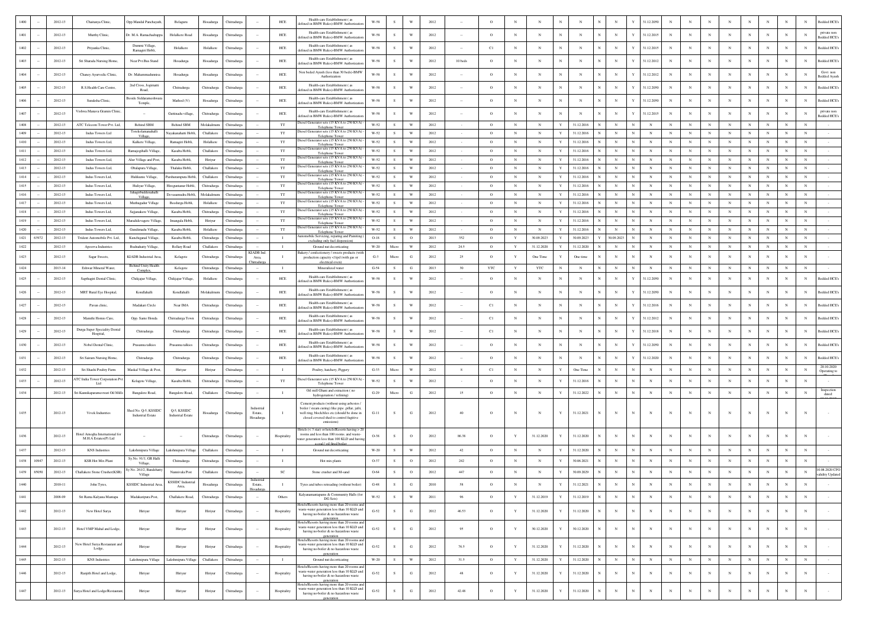| 1400 | -- | 2012-13 | Chaitanya Clinic, | Opp.Mandal Panchayath, | Belaguru | Hosadurga | Chitradurga | -- | HCE | Health-care Establishment ( as defined in BMW Rules)-BMW Authorization | W-58 | S | W | 2012 | -- | O | N | N | N | N | N | N | Y | 31.12.2050 | N | N | N | N | N | N | N | N | Bedded HCE's |
|---|---|---|---|---|---|---|---|---|---|---|---|---|---|---|---|---|---|---|---|---|---|---|---|---|---|---|---|---|---|---|---|---|---|
| 1401 | -- | 2012-13 | Murthy Clinic, | Dr. M.A. Ramachadrappa | Holalkere Road | Hosadurga | Chitradurga | -- | HCE | Health-care Establishment ( as defined in BMW Rules)-BMW Authorization | W-58 | S | W | 2012 | -- | O | N | N | N | N | N | N | Y | 31.12.2015 | N | N | N | N | N | N | N | N | private non Bedded HCE's |
| 1402 | -- | 2012-13 | Priyanka Clinic, | Dummi Village, Ramagiri Hobli, | Holalkere | Holalkere | Chitradurga | -- | HCE | Health-care Establishment ( as defined in BMW Rules)-BMW Authorization | W-58 | S | W | 2012 | -- | C1 | N | N | N | N | N | N | Y | 31.12.2015 | N | N | N | N | N | N | N | N | Bedded HCE's |
| 1403 | -- | 2012-13 | Sri Sharada Nursing Home, | Near Pvt.Bus Stand | Hosadurga | Hosadurga | Chitradurga | -- | HCE | Health-care Establishment ( as defined in BMW Rules)-BMW Authorization | W-58 | S | W | 2012 | 10 beds | O | N | N | N | N | N | N | Y | 31.12.2012 | N | N | N | N | N | N | N | N | Bedded HCE's |
| 1404 | -- | 2012-13 | Chaney Ayurvedic Clinic, | Dr. Mahammadunnisa | Hosadurga | Hosadurga | Chitradurga | -- | HCE | Non bedded Ayush (less than 30 beds)-BMW Authorization | W-58 | S | W | 2012 | -- | O | N | N | N | N | N | N | Y | 31.12.2012 | N | N | N | N | N | N | N | N | Govt. non Bedded Ayush |
| 1405 | -- | 2012-13 | R.S.Health Care Centre, | 2nd Cross, Jogimatti Road, | Chitradurga | Chitradurga | Chitradurga | -- | HCE | Health-care Establishment ( as defined in BMW Rules)-BMW Authorization | W-58 | S | W | 2012 | -- | O | N | N | N | N | N | N | Y | 31.12.2050 | N | N | N | N | N | N | N | N | Bedded HCE's |
| 1406 | -- | 2012-13 | Suraksha Clinic, | Beside Siddarameshwara Temple, | Mathod (V) | Hosadurga | Chitradurga | -- | HCE | Health-care Establishment ( as defined in BMW Rules)-BMW Authorization | W-58 | S | W | 2012 | -- | O | N | N | N | N | N | N | Y | 31.12.2050 | N | N | N | N | N | N | N | N | Bedded HCE's |
| 1407 | -- | 2012-13 | Vishwa Manava Gramin Clinic, | -- | Guttinadu village, | Chitradurga | Chitradurga | -- | HCE | Health-care Establishment ( as defined in BMW Rules)-BMW Authorization | W-58 | S | W | 2012 | -- | O | N | N | N | N | N | N | Y | 31.12.2015 | N | N | N | N | N | N | N | N | private non Bedded HCE's |
| 1408 | -- | 2012-13 | ATC Telecom Tower Pvt. Ltd, | Behind SBM | Behind SBM | Molakalmuru | Chitradurga | -- | TT | Diesel Generator sets (15 KVA to 250 KVA) - Telephone Tower | W-52 | S | W | 2012 | - | O | N | N | Y | 31.12.2016 | N | N | N | N | N | N | N | N | N | N | N | N | - |
| 1409 | -- | 2012-13 | Indus Towers Ltd | Torekolamanahalli Village, | Nayakanahatti Hobli, | Challakere | Chitradurga | -- | TT | Diesel Generator sets (15 KVA to 250 KVA) - Telephone Tower | W-52 | S | W | 2012 | - | O | N | N | Y | 31.12.2016 | N | N | N | N | N | N | N | N | N | N | N | N | - |
| 1410 | -- | 2012-13 | Indus Towers Ltd, | Kalkere Village, | Ramagiri Hobli, | Holalkere | Chitradurga | -- | TT | Diesel Generator sets (15 KVA to 250 KVA) - Telephone Tower | W-52 | S | W | 2012 | - | O | N | N | Y | 31.12.2016 | N | N | N | N | N | N | N | N | N | N | N | N | - |
| 1411 | -- | 2012-13 | Indus Towers Ltd, | Ramajogihalli Village, | Kasaba Hobli, | Challakere | Chitradurga | -- | TT | Diesel Generator sets (15 KVA to 250 KVA) - Telephone Tower | W-52 | S | W | 2012 | - | O | N | N | Y | 31.12.2016 | N | N | N | N | N | N | N | N | N | N | N | N | - |
| 1412 | -- | 2012-13 | Indus Towers Ltd, | Alur Village and Post, | Kasaba Hobli, | Hiriyur | Chitradurga | -- | TT | Diesel Generator sets (15 KVA to 250 KVA) - Telephone Tower | W-52 | S | W | 2012 | - | O | N | N | Y | 31.12.2016 | N | N | N | N | N | N | N | N | N | N | N | N | - |
| 1413 | -- | 2012-13 | Indus Towers Ltd, | Obalapura Village, | Thalaku Hobli, | Challakere | Chitradurga | -- | TT | Diesel Generator sets (15 KVA to 250 KVA) - Telephone Tower | W-52 | S | W | 2012 | - | O | N | N | Y | 31.12.2016 | N | N | N | N | N | N | N | N | N | N | N | N | - |
| 1414 | -- | 2012-13 | Indus Towers Ltd, | Hulikunte Village, | Parshurampura Hobli, | Challakere | Chitradurga | -- | TT | Diesel Generator sets (15 KVA to 250 KVA) - Telephone Tower | W-52 | S | W | 2012 | - | O | N | N | Y | 31.12.2016 | N | N | N | N | N | N | N | N | N | N | N | N | - |
| 1415 | -- | 2012-13 | Indus Towers Ltd, | Huliyar Village, | Hireguntanur Hobli, | Chitradurga | Chitradurga | -- | TT | Diesel Generator sets (15 KVA to 250 KVA) - Telephone Tower | W-52 | S | W | 2012 | - | O | N | N | Y | 31.12.2016 | N | N | N | N | N | N | N | N | N | N | N | N | - |
| 1416 | -- | 2012-13 | Indus Towers Ltd, | Jahagirbuddenahalli Village, | Devasamudra Hobli, | Molakalmuru | Chitradurga | -- | TT | Diesel Generator sets (15 KVA to 250 KVA) - Telephone Tower | W-52 | S | W | 2012 | - | O | N | N | Y | 31.12.2016 | N | N | N | N | N | N | N | N | N | N | N | N | - |
| 1417 | -- | 2012-13 | Indus Towers Ltd, | Muthugadur Village | Boodurga Hobli, | Holalkere | Chitradurga | -- | TT | Diesel Generator sets (15 KVA to 250 KVA) - Telephone Tower | W-52 | S | W | 2012 | - | O | N | N | Y | 31.12.2016 | N | N | N | N | N | N | N | N | N | N | N | N | - |
| 1418 | -- | 2012-13 | Indus Towers Ltd, | Sajjanakere Village, | Kasaba Hobli, | Chitradurga | Chitradurga | -- | TT | Diesel Generator sets (15 KVA to 250 KVA) - Telephone Tower | W-52 | S | W | 2012 | - | O | N | N | Y | 31.12.2016 | N | N | N | N | N | N | N | N | N | N | N | N | - |
| 1419 | -- | 2012-13 | Indus Towers Ltd, | Marudidevageri Village, | Imangala Hobli, | Hiriyur | Chitradurga | -- | TT | Diesel Generator sets (15 KVA to 250 KVA) - Telephone Tower | W-52 | S | W | 2012 | - | O | N | N | Y | 31.12.2016 | N | N | N | N | N | N | N | N | N | N | N | N | - |
| 1420 | -- | 2012-13 | Indus Towers Ltd, | Gundimadu Village, | Kasaba Hobli, | Holalkere | Chitradurga | -- | TT | Diesel Generator sets (15 KVA to 250 KVA) - Telephone Tower | W-52 | S | W | 2012 | - | O | N | N | Y | 31.12.2016 | N | N | N | N | N | N | N | N | N | N | N | N | - |
| 1421 | 63972 | 2012-13 | Trident Automobile Pvt. Ltd, | Kunchiganal Village, | Kasaba Hobli, | Chitradurga | Chitradurga | -- | I | Automobile Servicing, repairing and Painting ( excluding only fuel dispension) | O-18 | S | O | 2013 | 352 | O | Y | 30.09.2023 | Y | 30.09.2023 | Y | 30.09.2023 | N | N | N | N | N | N | N | N | N | N | - |
| 1422 | | 2012-13 | Apoorva Industries | Budnahatty Village, | Bellary Road | Challakere | Chitradurga | -- | I | Ground nut decorticating | W-20 | Micro | W | 2012 | 24.5 | O | Y | 31.12.2020 | Y | 31.12.2020 | N | N | N | N | N | N | N | N | N | N | N | N | - |
| 1423 | | 2012-13 | Sagar Sweets, | KIADB Industrial Area, | Kelagote | Chitradurga | Chitradurga | KIADB Ind. Area, Chitradurga | I | Bakery / confectionery / sweets products (with production capacity <1tpd (with gas or electrical oven) | G-3 | Micro | G | 2012 | 25 | O | Y | One Time | Y | One time | N | N | N | N | N | N | N | N | N | N | N | N | - |
| 1424 | | 2013-14 | Eshwar Mineral Water, | Behind Unity Health Complex, | Kelagote | Chitradurga | Chitradurga | -- | I | Mineralized water | G-54 | S | G | 2013 | 30 | YTC | Y | YTC | N | N | N | N | N | N | N | N | N | N | N | N | N | N | - |
| 1425 | -- | 2012-13 | Sapthagiri Dental Clinic, | Chikjajur Village, | Chikjajur Village, | Holalkere | Chitradurga | -- | HCE | Health-care Establishment ( as defined in BMW Rules)-BMW Authorization | W-58 | S | W | 2012 | -- | O | N | N | N | N | N | N | Y | 31.12.2050 | N | N | N | N | N | N | N | N | Bedded HCE's |
| 1426 | -- | 2012-13 | MRT Rural Eye Hospital, | Kondlahalli | Kondlahalli | Molakalmuru | Chitradurga | -- | HCE | Health-care Establishment ( as defined in BMW Rules)-BMW Authorization | W-58 | S | W | 2012 | -- | O | N | N | N | N | N | N | Y | 31.12.2050 | N | N | N | N | N | N | N | N | Bedded HCE's |
| 1427 | -- | 2012-13 | Pavan clinic, | Madakari Circle | Near IMA | Chitradurga | Chitradurga | -- | HCE | Health-care Establishment ( as defined in BMW Rules)-BMW Authorization | W-58 | S | W | 2012 | -- | C1 | N | N | N | N | N | N | Y | 31.12.2016 | N | N | N | N | N | N | N | N | Bedded HCE's |
| 1428 | -- | 2012-13 | Maruthi Homio Care, | Opp. Sante Honda | Chitradurga Town | Chitradurga | Chitradurga | -- | HCE | Health-care Establishment ( as defined in BMW Rules)-BMW Authorization | W-58 | S | W | 2012 | -- | C1 | N | N | N | N | N | N | Y | 31.12.2012 | N | N | N | N | N | N | N | N | Bedded HCE's |
| 1429 | -- | 2012-13 | Durga Super Speciality Dental Hospital, | Chitradurga | Chitradurga | Chitradurga | Chitradurga | -- | HCE | Health-care Establishment ( as defined in BMW Rules)-BMW Authorization | W-58 | S | W | 2012 | -- | C1 | N | N | N | N | N | N | Y | 31.12.2018 | N | N | N | N | N | N | N | N | Bedded HCE's |
| 1430 | -- | 2012-13 | Nobel Dental Clinic, | Prasanna talkies | Prasanna talkies | Chitradurga | Chitradurga | -- | HCE | Health-care Establishment ( as defined in BMW Rules)-BMW Authorization | W-58 | S | W | 2012 | -- | O | N | N | N | N | N | N | Y | 31.12.2050 | N | N | N | N | N | N | N | N | Bedded HCE's |
| 1431 | -- | 2012-13 | Sri Sairam Nursing Home, | Chitradurga | Chitradurga | Chitradurga | Chitradurga | -- | HCE | Health-care Establishment ( as defined in BMW Rules)-BMW Authorization | W-58 | S | W | 2012 | -- | O | N | N | N | N | N | N | Y | 31.12.2020 | N | N | N | N | N | N | N | N | Bedded HCE's |
| 1432 | | 2012-13 | Sri Shashi Poultry Farm | Maskal Village & Post, | Hiriyur | Hiriyur | Chitradurga | -- | I | Poultry, hatchery, Piggery | G-33 | Micro | W | 2012 | 8 | C1 | N | N | Y | One Time | N | N | N | N | N | N | N | N | N | N | N | N | 20.10.2020 Operating to |
| 1433 | -- | 2012-13 | ATC India Tower Corporation Pvt Ltd | Kelagote Village, | Kasaba Hobli, | Chitradurga | Chitradurga | -- | TT | Diesel Generator sets (15 KVA to 250 KVA) - Telephone Tower | W-52 | S | W | 2012 | - | O | N | N | Y | 31.12.2016 | N | N | N | N | N | N | N | N | N | N | N | N | - |
| 1434 | | 2012-13 | Sri Kannikaparameswari Oil Mills | Bangalore Road, | Bangalore Road, | Challakere | Chitradurga | -- | I | Oil mill Ghani and extraction ( no hydrogenation / refining) | G-29 | Micro | G | 2012 | 15 | O | N | N | Y | 31.12.2022 | N | N | N | N | N | N | N | N | N | N | N | N | Inspection dated |
| 1435 | | 2012-13 | Vivek Industries | Shed No. Q-5, KSSIDC Industrial Estate | Q-5, KSSIDC Industrial Estate | Hosadurga | Chitradurga | Industrial Estate, Hosadurga | I | Cement products (without using asbestos / boiler / steam curing) like pipe ,pillar, jafri, well ring, block/tiles etc.(should be done in closed covered shed to control fugitive emissions) | G-11 | S | G | 2012 | 40 | O | N | N | Y | 31.12.2021 | N | N | N | N | N | N | N | N | N | N | N | N | - |
| 1436 | | 2012-13 | Hotel Amogha International for M.H.A Estates(P) Ltd | -- | -- | Chitradurga | Chitradurga | -- | Hospitality | Hotels (< 3 star) or hotels/Resorts having > 20 rooms and less than 100 rooms. and waste- water generation less than 100 KLD and having a coal / oil fired boiler | O-38 | S | O | 2012 | 86.38 | O | Y | 31.12.2020 | Y | 31.12.2020 | N | N | N | N | N | N | N | N | N | N | N | N | - |
| 1437 | | 2012-13 | KNS Industries | Lakshmipura Village | Lakshmipura Village | Challakere | Chitradurga | -- | I | Ground nut decorticating | W-20 | S | W | 2012 | 42 | O | N | N | Y | 31.12.2020 | N | N | N | N | N | N | N | N | N | N | N | N | - |
| 1438 | 10947 | 2012-13 | KSR Hot Mix Plant | Sy.No. 91/1, GR Halli Village, | Chitradurga | Chitradurga | Chitradurga | -- | I | Hot mix plants | O-37 | S | O | 2012 | 242 | O | N | N | Y | 30.06.2021 | N | N | N | N | N | N | N | N | N | N | N | N | - |
| 1439 | 89050 | 2012-13 | Challakere Stone Crusher(KSR) | Sy No. 26/12, Bandehatty Village | Nannivala Post | Challakere | Chitradurga | -- | SC | Stone crusher and M-sand | O-64 | S | O | 2012 | 447 | O | N | N | Y | 30.09.2029 | N | N | N | N | N | N | N | N | N | N | N | N | 10.08.2020 CFO validity Updated |
| 1440 | | 2010-11 | John Tyres, | KSSIDC Industrial Area, | KSSIDC Industrial Area, | Hosadurga | Chitradurga | Industrial Estate, Hosadurga | I | Tyres and tubes retreading (without boiler) | G-48 | S | G | 2010 | 58 | O | N | N | Y | 31.12.2021 | N | N | N | N | N | N | N | N | N | N | N | N | - |
| 1441 | | 2008-09 | Sri Rama Kalyana Mantapa | Madakaripura Post, | Challakere Road, | Chitradurga | Chitradurga | -- | Others | Kalyanamantapams & Community Halls (for DG Sets) | W-52 | S | W | 2011 | 96 | O | Y | 31.12.2019 | Y | 31.12.2019 | N | N | N | N | N | N | N | N | N | N | N | N | - |
| 1442 | | 2012-13 | New Hotel Surya | Hiriyur | Hiriyur | Hiriyur | Chitradurga | -- | Hospitality | Hotels/Resorts having more than 20 rooms and waste-water generation less than 10 KLD and having no-boiler & no hazardous waste generation | G-52 | S | G | 2012 | 46.53 | O | Y | 31.12.2020 | Y | 31.12.2020 | N | N | N | N | N | N | N | N | N | N | N | N | - |
| 1443 | | 2012-13 | Hotel VMP Mahal and Lodge, | Hiriyur | Hiriyur | Hiriyur | Chitradurga | -- | Hospitality | Hotels/Resorts having more than 20 rooms and waste-water generation less than 10 KLD and having no-boiler & no hazardous waste generation | G-52 | S | G | 2012 | 95 | O | Y | 30.12.2020 | Y | 30.12.2020 | N | N | N | N | N | N | N | N | N | N | N | N | - |
| 1444 | | 2012-13 | New Hotel Surya Restaurant and Lodge, | Hiriyur | Hiriyur | Hiriyur | Chitradurga | -- | Hospitality | Hotels/Resorts having more than 20 rooms and waste-water generation less than 10 KLD and having no-boiler & no hazardous waste generation | G-52 | S | G | 2012 | 76.5 | O | Y | 31.12.2020 | Y | 31.12.2020 | N | N | N | N | N | N | N | N | N | N | N | N | - |
| 1445 | | 2012-13 | KNS Industries | Lakshmipura Village | Lakshmipura Village | Challakere | Chitradurga | -- | I | Ground nut decorticating | W-20 | S | W | 2012 | 31.5 | O | Y | 31.12.2020 | Y | 31.12.2020 | N | N | N | N | N | N | N | N | N | N | N | N | - |
| 1446 | | 2012-13 | Ranjith Hotel and Lodge, | Hiriyur | Hiriyur | Hiriyur | Chitradurga | -- | Hospitality | Hotels/Resorts having more than 20 rooms and waste-water generation less than 10 KLD and having no-boiler & no hazardous waste generation | G-52 | S | G | 2012 | 48 | O | Y | 31.12.2020 | Y | 31.12.2020 | N | N | N | N | N | N | N | N | N | N | N | N | - |
| 1447 | | 2012-13 | Surya Hotel and Lodge/Restaurant, | Hiriyur | Hiriyur | Hiriyur | Chitradurga | -- | Hospitality | Hotels/Resorts having more than 20 rooms and waste-water generation less than 10 KLD and having no-boiler & no hazardous waste generation | G-52 | S | G | 2012 | 42.48 | O | Y | 31.12.2020 | Y | 31.12.2020 | N | N | N | N | N | N | N | N | N | N | N | N | - |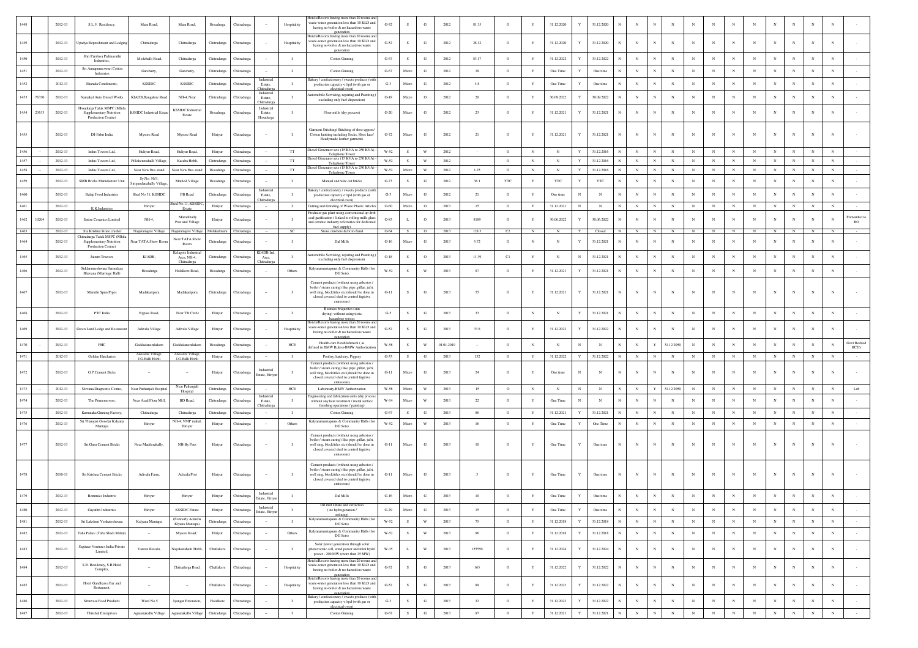| 1448 | | 2012-13 | S.L.V. Residency, | Main Road, | Main Road, | Hosadurga | Chitradurga | -- | Hospitality | Hotels/Resorts having more than 20 rooms and waste-water generation less than 10 KLD and having no-boiler & no hazardous waste generation | G-52 | S | G | 2012 | 81.35 | O | Y | 31.12.2020 | Y | 31.12.2020 | N | N | N | N | N | N | N | N | N | N | N | N | - |
|---|---|---|---|---|---|---|---|---|---|---|---|---|---|---|---|---|---|---|---|---|---|---|---|---|---|---|---|---|---|---|---|---|---|
| 1449 | | 2012-13 | Upadya Reptreshment and Lodging | Chitradurga | Chitradurga | Chitradurga | Chitradurga | -- | Hospitality | Hotels/Resorts having more than 20 rooms and waste-water generation less than 10 KLD and having no-boiler & no hazardous waste generation | G-52 | S | G | 2012 | 28.12 | O | Y | 31.12.2020 | Y | 31.12.2020 | N | N | N | N | N | N | N | N | N | N | N | N | - |
| 1450 | | 2012-13 | Shri Parshwa Padmavathi Industries, | Medehalli Road, | Chitradurga | Chitradurga | Chitradurga | -- | I | Cotton Ginning | G-67 | S | G | 2012 | 83.17 | O | Y | 31.12.2022 | Y | 31.12.2022 | N | N | N | N | N | N | N | N | N | N | N | N | - |
| 1451 | | 2012-13 | Sri Annapurneswari Cotton Industries | Garehatty, | Garehatty, | Chitradurga | Chitradurga | -- | I | Cotton Ginning | G-67 | Micro | G | 2012 | 18 | O | Y | One Time | Y | One time | N | N | N | N | N | N | N | N | N | N | N | N | - |
| 1452 | | 2012-13 | Sharada Condiments, | KSSIDC | KSSIDC | Chitradurga | Chitradurga | Industrial Estate, Chitradurga | I | Bakery / confectionery / sweets products (with production capacity <1tpd (with gas or electrical oven) | G-3 | Micro | G | 2012 | 4.8 | O | Y | One Time | Y | One time | N | N | N | N | N | N | N | N | N | N | N | N | - |
| 1453 | 76330 | 2012-13 | Namakal Auto Diesel Works | KIADB,Bangalore Road | NH-4, Near | Chitradurga | Chitradurga | Industrial Estate, Chitradurga | I | Automobile Servicing, repairing and Painting ( excluding only fuel dispension) | O-18 | Micro | O | 2012 | 20 | O | Y | 30.09.2022 | Y | 30.09.2022 | N | N | N | N | N | N | N | N | N | N | N | N | - |
| 1454 | 23633 | 2012-13 | Hosadurga Taluk MSPC (Mhila Supplementary Nutrition Production Centre) | KSSIDC Industrial Estate | KSSIDC Industrial Estate | Hosadurga | Chitradurga | Industrial Estate, Hosadurga | I | Flour mills (dry process) | G-20 | Micro | G | 2012 | 23 | O | Y | 31.12.2021 | Y | 31.12.2021 | N | N | N | N | N | N | N | N | N | N | N | N | - |
| 1455 | | 2012-13 | DI-Fabri India | Mysore Road | Mysore Road | Hiriyur | Chitradurga | -- | I | Garment Stitching/ Stitching of shoe uppers/ Cotton knitting including Socks, Shoe lace/ Readymade leather garments | G-72 | Micro | G | 2012 | 21 | O | Y | 31.12.2021 | Y | 31.12.2021 | N | N | N | N | N | N | N | N | N | N | N | N | - |
| 1456 | -- | 2012-13 | Indus Towers Ltd, | Huliyar Road, | Huliyar Road, | Hiriyur | Chitradurga | -- | TT | Diesel Generator sets (15 KVA to 250 KVA) - Telephone Tower | W-52 | S | W | 2012 | - | O | N | N | Y | 31.12.2016 | N | N | N | N | N | N | N | N | N | N | N | N | - |
| 1457 | -- | 2012-13 | Indus Towers Ltd, | Pillekerenahalli Village, | Kasaba Hobli, | Chitradurga | Chitradurga | -- | TT | Diesel Generator sets (15 KVA to 250 KVA) - Telephone Tower | W-52 | S | W | 2012 | - | O | N | N | Y | 31.12.2016 | N | N | N | N | N | N | N | N | N | N | N | N | - |
| 1458 | -- | 2012-13 | Indus Towers Ltd, | Near New Bus stand | Near New Bus stand | Hosadurga | Chitradurga | -- | TT | Diesel Generator sets (15 KVA to 250 KVA) - Telephone Tower | W-52 | Micro | W | 2012 | 1.25 | O | N | N | Y | 31.12.2016 | N | N | N | N | N | N | N | N | N | N | N | N | - |
| 1459 | | 2012-13 | SMB Bricks Manufacture Unit | Sy.No. 50/3, Sirigandanahally Village, | Mathod Village | Hosadurga | Chitradurga | -- | I | Manual and wire cut bricks | G-73 | S | G | 2012 | 36.1 | YTC | Y | YTC | Y | YTC | N | N | N | N | N | N | N | N | N | N | N | N | - |
| 1460 | | 2012-13 | Balaji Food Industries | Shed No 31, KSSIDC | PB Road | Chitradurga | Chitradurga | Industrial Estate, Chitradurga | I | Bakery / confectionery / sweets products (with production capacity <1tpd (with gas or electrical oven) | G-3 | Micro | G | 2012 | 21 | O | Y | One time | N | N | N | N | N | N | N | N | N | N | N | N | N | N | - |
| 1461 | | 2012-13 | K.K.Industries | Hiriyur | Shed No.11, KSSIDC, Estate | Hiriyur | Chitradurga | -- | I | Cutting and Grinding of Waste Plastic Articles | O-60 | Micro | O | 2013 | 15 | O | Y | 31.12.2021 | N | N | N | N | N | N | N | N | N | N | N | N | N | N | - |
| 1462 | 10204 | 2012-13 | Eutzz Ceramics Limited | NH-4, | Maradihally Post and Village | Hiriyur | Chitradurga | -- | I | Producer gas plant using conventional up drift coal gasification ( linked to rolling mills glass and ceramic industry refectories for dedicated fuel supply) | O-83 | L | O | 2013 | 8189 | O | Y | 30.06.2022 | Y | 30.06.2022 | N | N | N | N | N | N | N | N | N | N | N | N | Forwarded to BO |
| 1463 | | 2012-13 | Sri Krishna Stone crusher | Nagasamudra Village | Nagasamudra Village | Molakalmuru | Chitradurga | -- | SC | Stone crushers &/or m-Sand | O-64 | S | O | 2013 | 128.3 | C2 | N | N | Y | Closed | N | N | N | N | N | N | N | N | N | N | N | N | - |
| 1464 | | 2012-13 | Chitradurga Taluk MSPC (Mhila Supplementary Nutrition Production Centre) | Near TATA Show Room | Near TATA Show Room | Chitradurga | Chitradurga | -- | I | Dal Mills | G-16 | Micro | G | 2013 | 5.72 | O | N | N | Y | 31.12.2021 | N | N | N | N | N | N | N | N | N | N | N | N | - |
| 1465 | | 2012-13 | Jainam Tractors | KIADB, | Kelagote Industrial Area, NH-4, Chitradurga | Chitradurga | Chitradurga | KIADB Ind. Area, Chitradurga | I | Automobile Servicing, repairing and Painting ( excluding only fuel dispension) | O-18 | S | O | 2013 | 11.39 | C1 | Y | N | N | 31.12.2021 | N | N | N | N | N | N | N | N | N | N | N | N | - |
| 1466 | | 2012-13 | Siddarameshwara Samudaya Bhavana (Marriage Hall) | Hosadurga | Holalkere Road, | Hosadurga | Chitradurga | -- | Others | Kalyanamantapams & Community Halls (for DG Sets) | W-52 | S | W | 2013 | 87 | O | Y | 31.12.2021 | Y | 31.12.2021 | N | N | N | N | N | N | N | N | N | N | N | N | - |
| 1467 | | 2012-13 | Maruthi Spun Pipes | Madakaripura | Madakaripura | Chitradurga | Chitradurga | -- | I | Cement products (without using asbestos / boiler / steam curing) like pipe ,pillar, jafri, well ring, block/tiles etc.(should be done in closed covered shed to control fugitive emissions) | G-11 | S | G | 2013 | 55 | O | Y | 31.12.2021 | Y | 31.12.2021 | N | N | N | N | N | N | N | N | N | N | N | N | - |
| 1468 | | 2012-13 | PTC India | Bypass Road, | Near TB Circle | Hiriyur | Chitradurga | -- | I | Biomass briquettes (sun drying) without using toxic hazardous wastes | G-5 | S | G | 2013 | 33 | O | N | N | Y | 31.12.2021 | N | N | N | N | N | N | N | N | N | N | N | N | - |
| 1469 | | 2012-13 | Green Land Lodge and Restaurent | Adivala Village | Adivala Village | Hiriyur | Chitradurga | -- | Hospitality | Hotels/Resorts having more than 20 rooms and waste-water generation less than 10 KLD and having no-boiler & no hazardous waste generation | G-52 | S | G | 2013 | 33.8 | O | Y | 31.12.2022 | Y | 31.12.2022 | N | N | N | N | N | N | N | N | N | N | N | N | - |
| 1470 | -- | 2012-13 | PHC | Guddadanerlakere | Guddadanerlakere | Hosadurga | Chitradurga | -- | HCE | Health-care Establishment ( as defined in BMW Rules)-BMW Authorization | W-58 | S | W | 01.01.2019 | -- | O | N | N | N | N | N | N | Y | 31.12.2050 | N | N | N | N | N | N | N | N | Govt Bedded HCEs |
| 1471 | | 2012-13 | Golden Hatcharies | Aneisdre Village, J.G.Halli Hobli | Aneisdre Village, J.G.Halli Hobli | Hiriyur | Chitradurga | -- | I | Poultry, hatchery, Piggery | G-33 | S | G | 2013 | 132 | O | Y | 31.12.2022 | Y | 31.12.2022 | N | N | N | N | N | N | N | N | N | N | N | N | - |
| 1472 | | 2012-13 | G.P.Cement Bricks | -- | -- | Hiriyur | Chitradurga | Industrial Estate, Hiriyur | I | Cement products (without using asbestos / boiler / steam curing) like pipe ,pillar, jafri, well ring, block/tiles etc.(should be done in closed covered shed to control fugitive emissions) | G-11 | Micro | G | 2013 | 24 | O | Y | One time | N | N | N | N | N | N | N | N | N | N | N | N | N | N | - |
| 1473 | -- | 2012-13 | Nirvana Diagnostic Centre, | Near Pathanjali Hospital | Near Pathanjali Hospital | Chitradurga | Chitradurga | -- | HCE | Laboratory-BMW Authorization | W-58 | Micro | W | 2013 | 15 | O | N | N | N | N | N | N | Y | 31.12.2050 | N | N | N | N | N | N | N | N | Lab |
| 1474 | | 2012-13 | The Primemovers, | Near Azad Flour Mill, | BD Road, | Chitradurga | Chitradurga | Industrial Estate, Chitradurga | I | Engineering and fabrication units (dry process without any heat treatment / metal surface finishing operations / painting) | W-14 | Micro | W | 2013 | 22 | O | Y | One Time | N | N | N | N | N | N | N | N | N | N | N | N | N | N | - |
| 1475 | | 2012-13 | Karnataka Ginning Factory, | Chitradurga | Chitradurga | Chitradurga | Chitradurga | -- | I | Cotton Ginning | G-67 | S | G | 2013 | 86 | O | Y | 31.12.2021 | Y | 31.12.2021 | N | N | N | N | N | N | N | N | N | N | N | N | - |
| 1476 | | 2012-13 | Sri Thanyasi Gowdar Kalyana Mantapa | Hiriyur | NH-4, VMP mahal, Hiriyur | Hiriyur | Chitradurga | -- | Others | Kalyanamantapams & Community Halls (for DG Sets) | W-52 | Micro | W | 2013 | 16 | O | Y | One Time | Y | One Time | N | N | N | N | N | N | N | N | N | N | N | N | - |
| 1477 | | 2012-13 | Sri Guru Cement Bricks | Near Maddenahally, | NH-By Pass | Hiriyur | Chitradurga | -- | I | Cement products (without using asbestos / boiler / steam curing) like pipe ,pillar, jafri, well ring, block/tiles etc.(should be done in closed covered shed to control fugitive emissions) | G-11 | Micro | G | 2013 | 10 | O | Y | One Time | Y | One time | N | N | N | N | N | N | N | N | N | N | N | N | - |
| 1478 | | 2010-11 | Sri Krishna Cement Bricks | Adivala Farm, | Adivala Post | Hiriyur | Chitradurga | -- | I | Cement products (without using asbestos / boiler / steam curing) like pipe ,pillar, jafri, well ring, block/tiles etc.(should be done in closed covered shed to control fugitive emissions) | G-11 | Micro | G | 2013 | 3 | O | Y | One Time | Y | One time | N | N | N | N | N | N | N | N | N | N | N | N | - |
| 1479 | | 2012-13 | Bommcos Industris | Hiriyur | Hiriyur | Hiriyur | Chitradurga | Industrial Estate, Hiriyur | I | Dal Mills | G-16 | Micro | G | 2013 | 10 | O | Y | One Time | Y | One time | N | N | N | N | N | N | N | N | N | N | N | N | - |
| 1480 | | 2012-13 | Gayathri Industries | Hiriyur | KSSIDC Estate | Hiriyur | Chitradurga | Industrial Estate, Hiriyur | I | Oil mill Ghani and extraction ( no hydrogenation / refining) | G-29 | Micro | G | 2013 | 15 | O | Y | One Time | Y | One time | N | N | N | N | N | N | N | N | N | N | N | N | - |
| 1481 | | 2012-13 | Sri Lakshmi Venkateshwara | Kalyana Mantapa, | (Formerly Adarsha Klyana Mantapa) | Chitradurga | Chitradurga | -- | I | Kalyanamantapams & Community Halls (for DG Sets) | W-52 | S | W | 2013 | 75 | O | Y | 31.12.2018 | Y | 31.12.2018 | N | N | N | N | N | N | N | N | N | N | N | N | - |
| 1482 | | 2012-13 | Taha Palace (Taha Shadi Mahal) | -- | Mysore Road, | Hiriyur | Chitradurga | -- | Others | Kalyanamantapams & Community Halls (for DG Sets) | W-52 | S | W | 2013 | 96 | O | Y | 31.12.2018 | Y | 31.12.2018 | N | N | N | N | N | N | N | N | N | N | N | N | - |
| 1483 | | 2012-13 | Sagitaur Ventures India Private Limited, | Varavu Kavalu, | Nayakanahatti Hobli, | Challakere | Chitradurga | -- | I | Solar power generation through solar photovoltaic cell, wind power and mini hydel power - 200 MW (more than 25 MW) | W-35 | L | W | 2013 | 155550 | O | Y | 31.12.2024 | Y | 31.12.2024 | N | N | N | N | N | N | N | N | N | N | N | N | - |
| 1484 | | 2012-13 | S.R. Residency, S.R.Hotel Complex, | -- | Chitradurga Road, | Challakere | Chitradurga | -- | Hospitality | Hotels/Resorts having more than 20 rooms and waste-water generation less than 10 KLD and having no-boiler & no hazardous waste generation | G-52 | S | G | 2013 | 165 | O | Y | 31.12.2022 | Y | 31.12.2022 | N | N | N | N | N | N | N | N | N | N | N | N | - |
| 1485 | | 2012-13 | Hotel Gandharva Bar and Restaurent, | -- | -- | Challakere | Chitradurga | -- | Hospitality | Hotels/Resorts having more than 20 rooms and waste-water generation less than 10 KLD and having no-boiler & no hazardous waste generation | G-52 | S | G | 2013 | 89 | O | Y | 31.12.2022 | Y | 31.12.2022 | N | N | N | N | N | N | N | N | N | N | N | N | - |
| 1486 | | 2012-13 | Srinivasa Food Products | Ward No.5 | Iyangar Extension, | Holalkere | Chitradurga | -- | I | Bakery / confectionery / sweets products (with production capacity <1tpd (with gas or electrical oven) | G-3 | S | G | 2013 | 32 | O | Y | 31.12.2022 | Y | 31.12.2022 | N | N | N | N | N | N | N | N | N | N | N | N | - |
| 1487 | | 2012-13 | Thrishul Enterprises | Agasanakallu Village | Agasanakallu Village | Chitradurga | Chitradurga | -- | I | Cotton Ginning | G-67 | S | G | 2013 | 97 | O | Y | 31.12.2021 | Y | 31.12.2021 | N | N | N | N | N | N | N | N | N | N | N | N | - |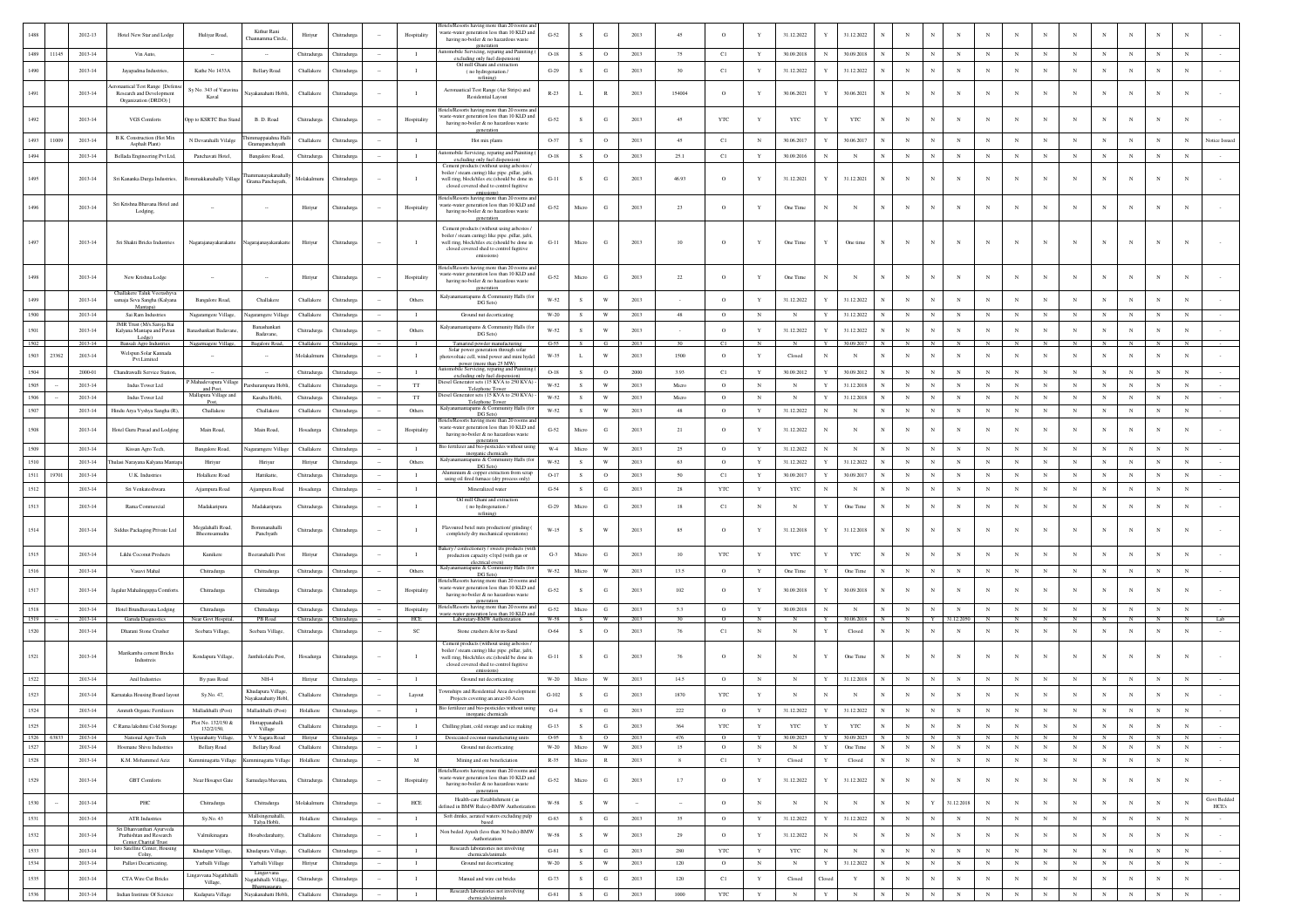| 1488 | | 2012-13 | Hotel New Star and Lodge | Huliyar Road, | Kitbar Rani Channamma Circle, | Hiriyur | Chitradurga | -- | Hospitality | Hotels/Resorts having more than 20 rooms and waste-water generation less than 10 KLD and having no-boiler & no hazardous waste generation | G-52 | S | G | 2013 | 45 | O | Y | 31.12.2022 | Y | 31.12.2022 | N | N | N | N | N | N | N | N | N | N | N | N | - |
|---|---|---|---|---|---|---|---|---|---|---|---|---|---|---|---|---|---|---|---|---|---|---|---|---|---|---|---|---|---|---|---|---|---|
| 1489 | 11145 | 2013-14 | Vin Auto, | -- | -- | Chitradurga | Chitradurga | -- | I | Automobile Servicing, repairing and Painting ( excluding only fuel dispension) | O-18 | S | O | 2013 | 75 | C1 | Y | 30.09.2018 | N | 30.09.2018 | N | N | N | N | N | N | N | N | N | N | N | N | - |
| 1490 | | 2013-14 | Jayapadma Industries, | Kathe No 1433A | Bellary Road | Chitradurga | Chitradurga | -- | I | Oil mill Ghani and extraction ( no hydrogenation / refining) | G-29 | S | G | 2013 | 30 | C1 | Y | 31.12.2022 | Y | 31.12.2022 | N | N | N | N | N | N | N | N | N | N | N | N | - |
| 1491 | | 2013-14 | Aeronautical Test Range [Defense Research and Development Organization (DRDO) ] | Sy No. 345 of Varavina Kaval | Nayakanahatti Hobli, | Challakere | Chitradurga | -- | I | Aeronautical Test Range (Air Strips) and Residential Layout | R-23 | L | R | 2013 | 154004 | O | Y | 30.06.2021 | Y | 30.06.2021 | N | N | N | N | N | N | N | N | N | N | N | N | - |
| 1492 | | 2013-14 | VGS Comforts | Opp to KSRTC Bus Stand | B. D. Road | Chitradurga | Chitradurga | -- | Hospitality | Hotels/Resorts having more than 20 rooms and waste-water generation less than 10 KLD and having no-boiler & no hazardous waste generation | G-52 | S | G | 2013 | 45 | YTC | Y | YTC | Y | YTC | N | N | N | N | N | N | N | N | N | N | N | N | - |
| 1493 | 11009 | 2013-14 | B.K. Construction (Hot Mix Asphalt Plant) | N Devarahalli Vilalge | Thimmappaiahna Halli Gramapanchayath | Challakere | Chitradurga | -- | I | Hot mix plants | O-37 | S | O | 2013 | 45 | C1 | N | 30.06.2017 | Y | 30.06.2017 | N | N | N | N | N | N | N | N | N | N | N | N | Notice Issued |
| 1494 | | 2013-14 | Bellada Engineering Pvt Ltd, | Panchavati Hotel, | Bangalore Road, | Chitradurga | Chitradurga | -- | I | Automobile Servicing, repairing and Painting ( excluding only fuel dispension) | O-18 | S | O | 2013 | 25.1 | C1 | Y | 30.09.2016 | N | N | N | N | N | N | N | N | N | N | N | N | N | N | - |
| 1495 | | 2013-14 | Sri Kananka Durga Industries, | Bommakkanahally Village | Thummanayakanahally Grama Panchayath, | Molakalmuru | Chitradurga | -- | I | Cement products (without using asbestos / boiler / steam curing) like pipe ,pillar, jafri, well ring, block/tiles etc.(should be done in closed covered shed to control fugitive emissions) | G-11 | S | G | 2013 | 46.93 | O | Y | 31.12.2021 | Y | 31.12.2021 | N | N | N | N | N | N | N | N | N | N | N | N | - |
| 1496 | | 2013-14 | Sri Krishna Bhavana Hotel and Lodging, | -- | -- | Hiriyur | Chitradurga | -- | Hospitality | Hotels/Resorts having more than 20 rooms and waste-water generation less than 10 KLD and having no-boiler & no hazardous waste generation | G-52 | Micro | G | 2013 | 23 | O | Y | One Time | N | N | N | N | N | N | N | N | N | N | N | N | N | N | - |
| 1497 | | 2013-14 | Sri Shakti Bricks Industries | Nagarajanayakarakatte | Nagarajanayakarakatte | Hiriyur | Chitradurga | -- | I | Cement products (without using asbestos / boiler / steam curing) like pipe ,pillar, jafri, well ring, block/tiles etc.(should be done in closed covered shed to control fugitive emissions) | G-11 | Micro | G | 2013 | 10 | O | Y | One Time | Y | One time | N | N | N | N | N | N | N | N | N | N | N | N | - |
| 1498 | | 2013-14 | New Krishna Lodge | -- | -- | Hiriyur | Chitradurga | -- | Hospitality | Hotels/Resorts having more than 20 rooms and waste-water generation less than 10 KLD and having no-boiler & no hazardous waste generation | G-52 | Micro | G | 2013 | 22 | O | Y | One Time | N | N | N | N | N | N | N | N | N | N | N | N | N | N | - |
| 1499 | | 2013-14 | Challakere Taluk Veerashyva samaja Seva Sangha (Kalyana Mantapa) | Bangalore Road, | Challakere | Challakere | Chitradurga | -- | Others | Kalyanamantapams & Community Halls (for DG Sets) | W-52 | S | W | 2013 | - | O | Y | 31.12.2022 | Y | 31.12.2022 | N | N | N | N | N | N | N | N | N | N | N | N | - |
| 1500 | | 2013-14 | Sai Ram Industries | Nagaramgere Village, | Nagaramgere Village | Challakere | Chitradurga | -- | I | Ground nut decorticating | W-20 | S | W | 2013 | 48 | O | N | N | Y | 31.12.2022 | N | N | N | N | N | N | N | N | N | N | N | N | - |
| 1501 | | 2013-14 | JMR Trust (M/s Saroja Bai Kalyana Mantapa and Pavan Lodge) | Banashankari Badavane, | Banashankari Badavane, | Chitradurga | Chitradurga | -- | Others | Kalyanamantapams & Community Halls (for DG Sets) | W-52 | S | W | 2013 | - | O | Y | 31.12.2022 | Y | 31.12.2022 | N | N | N | N | N | N | N | N | N | N | N | N | - |
| 1502 | | 2013-14 | Basvali Agro Industries | Nagaramgere Village, | Bagalore Road, | Challakere | Chitradurga | -- | I | Tamarind powder manufacturing | G-55 | S | G | 2013 | 30 | C1 | N | N | Y | 30.09.2017 | N | N | N | N | N | N | N | N | N | N | N | N | - |
| 1503 | 23362 | 2013-14 | Welspun Solar Kannada Pvt Limited | -- | -- | Molakalmuru | Chitradurga | -- | I | Solar power generation through solar photovoltaic cell, wind power and mini hydel power (more than 25 MW) | W-35 | L | W | 2013 | 1500 | O | Y | Closed | N | N | N | N | N | N | N | N | N | N | N | N | N | N | - |
| 1504 | | 2000-01 | Chandrawalli Service Station, | -- | -- | Chitradurga | Chitradurga | -- | I | Automobile Servicing, repairing and Painting ( excluding only fuel dispension) | O-18 | S | O | 2000 | 3.93 | C1 | Y | 30.09.2012 | Y | 30.09.2012 | N | N | N | N | N | N | N | N | N | N | N | N | - |
| 1505 | -- | 2013-14 | Indus Tower Ltd | P.Mahadevapura Village and Post, | Parsharampura Hobli, | Challakere | Chitradurga | -- | TT | Diesel Generator sets (15 KVA to 250 KVA) - Telephone Tower | W-52 | S | W | 2013 | Micro | O | N | N | Y | 31.12.2018 | N | N | N | N | N | N | N | N | N | N | N | N | - |
| 1506 | -- | 2013-14 | Indus Tower Ltd | Mallapura Village and Post, | Kasaba Hobli, | Chitradurga | Chitradurga | -- | TT | Diesel Generator sets (15 KVA to 250 KVA) - Telephone Tower | W-52 | S | W | 2013 | Micro | O | N | N | Y | 31.12.2018 | N | N | N | N | N | N | N | N | N | N | N | N | - |
| 1507 | | 2013-14 | Hindu Arya Vyshya Sangha (R), | Chellakere | Challakere | Challakere | Chitradurga | -- | Others | Kalyanamantapams & Community Halls (for DG Sets) | W-52 | S | W | 2013 | 48 | O | Y | 31.12.2022 | N | N | N | N | N | N | N | N | N | N | N | N | N | N | - |
| 1508 | | 2013-14 | Hotel Guru Prasad and Lodging | Main Road, | Main Road, | Hosadurga | Chitradurga | -- | Hospitality | Hotels/Resorts having more than 20 rooms and waste-water generation less than 10 KLD and having no-boiler & no hazardous waste generation | G-52 | Micro | G | 2013 | 21 | O | Y | 31.12.2022 | N | N | N | N | N | N | N | N | N | N | N | N | N | N | - |
| 1509 | | 2013-14 | Kissan Agro Tech, | Bangalore Road, | Nagaramgere Village | Challakere | Chitradurga | -- | I | Bio fertilizer and bio-pesticides without using inorganic chemicals | W-4 | Micro | W | 2013 | 25 | O | Y | 31.12.2022 | N | N | N | N | N | N | N | N | N | N | N | N | N | N | - |
| 1510 | | 2013-14 | Thalani Narayana Kalyana Mantapa | Hiriyur | Hiriyur | Hiriyur | Chitradurga | -- | Others | Kalyanamantapams & Community Halls (for DG Sets) | W-52 | S | W | 2013 | 63 | O | Y | 31.12.2022 | Y | 31.12.2022 | N | N | N | N | N | N | N | N | N | N | N | N | - |
| 1511 | 19701 | 2013-14 | U.K. Industries | Holalkere Road | Hunikatte, | Chitradurga | Chitradurga | -- | I | Aluminium & copper extraction from scrap using oil fired furnace (dry process only) | O-17 | S | O | 2013 | 50 | C1 | Y | 30.09.2017 | Y | 30.09.2017 | N | N | N | N | N | N | N | N | N | N | N | N | - |
| 1512 | | 2013-14 | Sri Venkateshwara | Ajjampura Road | Ajjampura Road | Hosadurga | Chitradurga | -- | I | Mineralized water | G-54 | S | G | 2013 | 28 | YTC | Y | YTC | N | N | N | N | N | N | N | N | N | N | N | N | N | N | - |
| 1513 | | 2013-14 | Rama Commercial | Madakaripura | Madakaripura | Chitradurga | Chitradurga | -- | I | Oil mill Ghani and extraction ( no hydrogenation / refining) | G-29 | Micro | G | 2013 | 18 | C1 | N | N | Y | One Time | N | N | N | N | N | N | N | N | N | N | N | N | - |
| 1514 | | 2013-14 | Siddus Packaging Private Ltd | Megalahalli Road, Bheemsamudra | Bommanahalli Panchyath | Chitradurga | Chitradurga | -- | I | Flavoured betel nuts production/ grinding ( completely dry mechanical operations) | W-15 | S | W | 2013 | 85 | O | Y | 31.12.2018 | Y | 31.12.2018 | N | N | N | N | N | N | N | N | N | N | N | N | - |
| 1515 | | 2013-14 | Likhi Coconut Products | Kunikere | Beeranahalli Post | Hiriyur | Chitradurga | -- | I | Bakery / confectionery / sweets products (with production capacity <1tpd (with gas or electrical oven) | G-3 | Micro | G | 2013 | 10 | YTC | Y | YTC | Y | YTC | N | N | N | N | N | N | N | N | N | N | N | N | - |
| 1516 | | 2013-14 | Vasavi Mahal | Chitradurga | Chitradurga | Chitradurga | Chitradurga | -- | Others | Kalyanamantapams & Community Halls (for DG Sets) | W-52 | Micro | W | 2013 | 13.5 | O | Y | One Time | Y | One Time | N | N | N | N | N | N | N | N | N | N | N | N | - |
| 1517 | | 2013-14 | Jagalur Mahalingappa Comforts | Chitradurga | Chitradurga | Chitradurga | Chitradurga | -- | Hospitality | Hotels/Resorts having more than 20 rooms and waste-water generation less than 10 KLD and having no-boiler & no hazardous waste generation | G-52 | S | G | 2013 | 102 | O | Y | 30.09.2018 | Y | 30.09.2018 | N | N | N | N | N | N | N | N | N | N | N | N | - |
| 1518 | | 2013-14 | Hotel Brundhavana Lodging | Chitradurga | Chitradurga | Chitradurga | Chitradurga | -- | Hospitality | Hotels/Resorts having more than 20 rooms and waste-water generation less than 10 KLD and | G-52 | Micro | G | 2013 | 5.5 | O | Y | 30.09.2018 | N | N | N | N | N | N | N | N | N | N | N | N | N | N | - |
| 1519 | -- | 2013-14 | Garuda Diagnostics | Near Govt Hospital, | PB Road | Chitradurga | Chitradurga | -- | HCE | Laboratory-BMW Authorization | W-58 | S | W | 2013 | 30 | O | N | N | Y | 30.06.2018 | N | N | Y | 31.12.2050 | N | N | N | N | N | N | N | N | Lab |
| 1520 | | 2013-14 | Dharani Stone Crusher | Seebara Village, | Seebara Village, | Chitradurga | Chitradurga | -- | SC | Stone crushers &/or m-Sand | O-64 | S | O | 2013 | 76 | C1 | N | N | Y | Closed | N | N | N | N | N | N | N | N | N | N | N | N | - |
| 1521 | | 2013-14 | Marikamba cement Bricks Industreis | Kondapura Village, | Jambikolalu Post, | Hosadurga | Chitradurga | -- | I | Cement products (without using asbestos / boiler / steam curing) like pipe ,pillar, jafri, well ring, block/tiles etc.(should be done in closed covered shed to control fugitive emissions) | G-11 | S | G | 2013 | 76 | O | N | N | Y | One Time | N | N | N | N | N | N | N | N | N | N | N | N | - |
| 1522 | | 2013-14 | Anil Industries | By-pass Road | NH-4 | Hiriyur | Chitradurga | -- | I | Ground nut decorticating | W-20 | Micro | W | 2013 | 14.5 | O | N | N | Y | 31.12.2018 | N | N | N | N | N | N | N | N | N | N | N | N | - |
| 1523 | | 2013-14 | Karnataka Housing Board layout | Sy.No. 47, | Khudapura Village, Nayakanahatty Hobl, | Challakere | Chitradurga | -- | Layout | Townships and Residential Area development Projects covering an area>10 Acers | G-102 | S | G | 2013 | 1870 | YTC | Y | N | N | N | N | N | N | N | N | N | N | N | N | N | N | N | - |
| 1524 | | 2013-14 | Amruth Organic Fertilizers | Malladihalli (Post) | Malladihalli (Post) | Holalkere | Chitradurga | -- | I | Bio fertilizer and bio-pesticides without using inorganic chemicals | G-4 | S | G | 2013 | 222 | O | Y | 31.12.2022 | Y | 31.12.2022 | N | N | N | N | N | N | N | N | N | N | N | N | - |
| 1525 | | 2013-14 | C Rama lakshmi Cold Storage | Plot No. 132/150 & 152/2/150, | Hottappanahalli Village | Challakere | Chitradurga | -- | I | Chilling plant, cold storage and ice making | G-13 | S | G | 2013 | 364 | YTC | Y | YTC | Y | YTC | N | N | N | N | N | N | N | N | N | N | N | N | - |
| 1526 | 63833 | 2013-14 | National Agro Tech | Upparahatty Village, | V.V.Sagara Road | Hiriyur | Chitradurga | -- | I | Desiccated coconut manufacturing units | O-95 | S | O | 2013 | 476 | O | Y | 30.09.2023 | Y | 30.09.2023 | N | N | N | N | N | N | N | N | N | N | N | N | - |
| 1527 | | 2013-14 | Hosmane Shivu Industries | Bellary Road | Bellary Road | Challakere | Chitradurga | -- | I | Ground nut decorticating | W-20 | Micro | W | 2013 | 15 | O | N | N | Y | One Time | N | N | N | N | N | N | N | N | N | N | N | N | - |
| 1528 | | 2013-14 | K.M. Mohammed Aziz | Kumminagatta Village | Kumminagatta Village | Holalkere | Chitradurga | -- | M | Mining and ore beneficiation | R-35 | Micro | R | 2013 | 8 | C1 | Y | Closed | Y | Closed | N | N | N | N | N | N | N | N | N | N | N | N | - |
| 1529 | | 2013-14 | GBT Comforts | Near Hosapet Gate | Sarmadaya bhavana, | Chitradurga | Chitradurga | -- | Hospitality | Hotels/Resorts having more than 20 rooms and waste-water generation less than 10 KLD and having no-boiler & no hazardous waste generation | G-52 | Micro | G | 2013 | 1.7 | O | Y | 31.12.2022 | Y | 31.12.2022 | N | N | N | N | N | N | N | N | N | N | N | N | - |
| 1530 | -- | 2013-14 | PHC | Chitradurga | Chitradurga | Molakalmuru | Chitradurga | -- | HCE | Health-care Establishment ( as defined in BMW Rules)-BMW Authorization | W-58 | S | W | -- | -- | O | N | N | N | N | N | N | Y | 31.12.2018 | N | N | N | N | N | N | N | N | Govt Bedded HCEs |
| 1531 | | 2013-14 | ATR Industries | Sy.No. 43 | Malebinnamahalli, Talya Hobli, | Holalkere | Chitradurga | -- | I | Soft drinks, aerated waters excluding pulp based | G-83 | S | G | 2013 | 35 | O | Y | 31.12.2022 | Y | 31.12.2022 | N | N | N | N | N | N | N | N | N | N | N | N | - |
| 1532 | | 2013-14 | Sri Dhanvanthari Ayurveda Prathisthan and Research Center Charital Trust | Valmikinagara | Hosabodarahatty, | Challakere | Chitradurga | -- | I | Non beded Ayush (less than 30 beds)-BMW Authorization | W-58 | S | W | 2013 | 29 | O | Y | 31.12.2022 | N | N | N | N | N | N | N | N | N | N | N | N | N | N | - |
| 1533 | | 2013-14 | Isro Satellite Center, Housing Colny, | Khudapur Village, | Khudapura Village, | Challakere | Chitradurga | -- | I | Research laboratories not involving chemicals/animals | G-81 | S | G | 2013 | 280 | YTC | Y | YTC | N | N | N | N | N | N | N | N | N | N | N | N | N | N | - |
| 1534 | | 2013-14 | Pallavi Decarticating, | Yarballi Village | Yarballi Village | Hiriyur | Chitradurga | -- | I | Ground nut decorticating | W-20 | S | W | 2013 | 120 | O | N | N | Y | 31.12.2022 | N | N | N | N | N | N | N | N | N | N | N | N | - |
| 1535 | | 2013-14 | CTA Wire Cut Bricks | Lingavvana Nagathihalli Village, | Lingavvana Nagathihalli Village, Bharmasagara | Chitradurga | Chitradurga | -- | I | Manual and wire cut bricks | G-73 | S | G | 2013 | 120 | C1 | Y | Closed | Closed | Y | N | N | N | N | N | N | N | N | N | N | N | N | - |
| 1536 | | 2013-14 | Indian Institute Of Science | Kudapura Village | Nayakanahatti Hobli, | Challakere | Chitradurga | -- | I | Research laboratories not involving chemicals/animals | G-81 | S | G | 2013 | 1000 | YTC | Y | N | Y | N | N | N | N | N | N | N | N | N | N | N | N | N | - |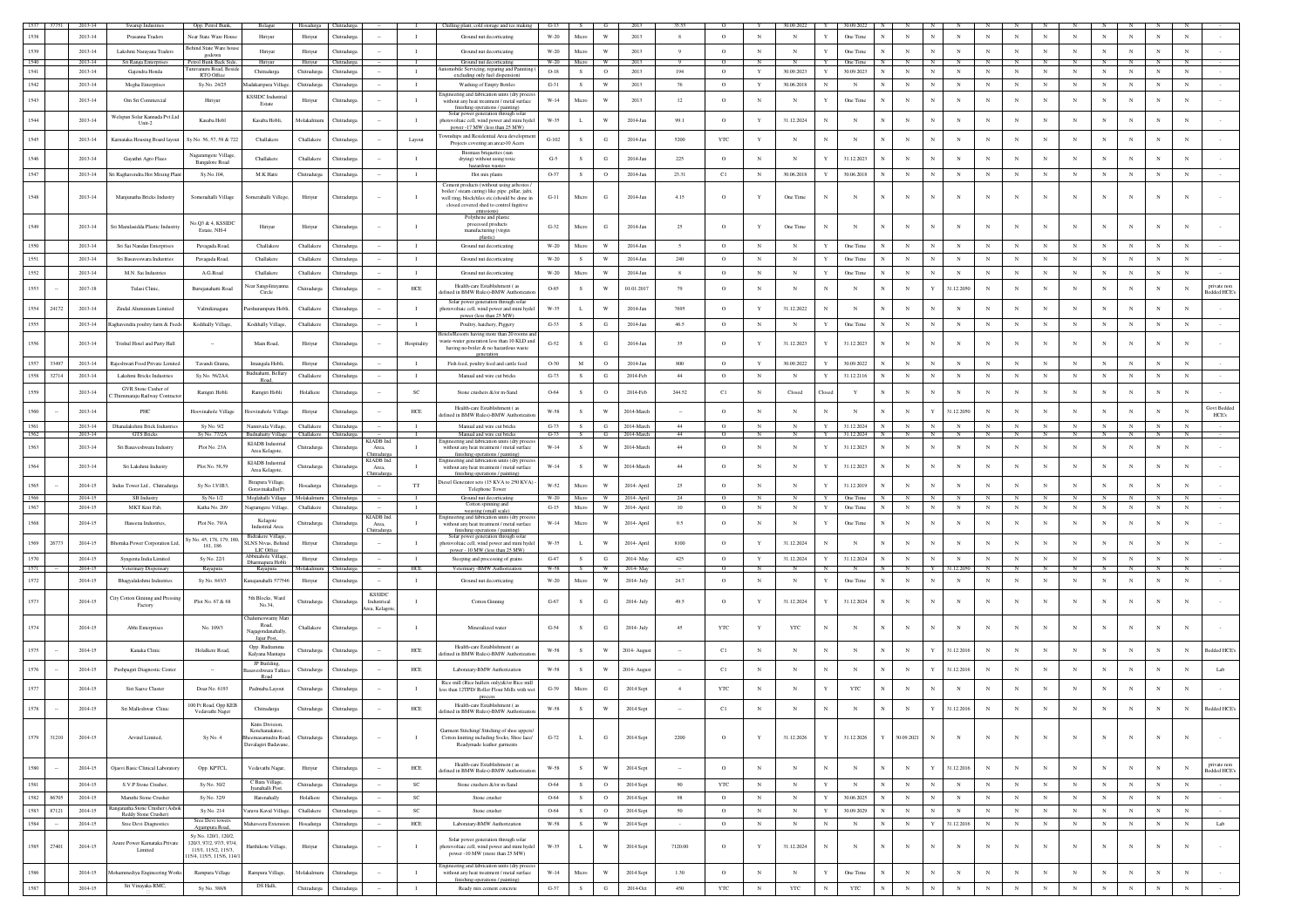| | | | | | | | | | | | | | | | | | | | | | | | | | | | | | | | | | | |
|---|---|---|---|---|---|---|---|---|---|---|---|---|---|---|---|---|---|---|---|---|---|---|---|---|---|---|---|---|---|---|---|---|---|---|
| 1537 | 37351 | 2013-14 | Swarup Industries | Opp. Petrol Bunk, | Belagur | Hosadurga | Chitradurga | -- | I | Chilling plant, cold storage and ice making | G-13 | S | G | 2013 | 35.55 | O | Y | 30.09.2022 | Y | 30.09.2022 | N | N | N | N | N | N | N | N | N | N | N | N | N | - |
| 1538 | | 2013-14 | Prasanna Traders | Near State Ware House | Hiriyur | Hiriyur | Chitradurga | -- | I | Ground nut decorticating | W-20 | Micro | W | 2013 | 8 | O | N | N | Y | One Time | N | N | N | N | N | N | N | N | N | N | N | N | N | - |
| 1539 | | 2013-14 | Lakshmi Narayana Traders | Behind State Ware house godown | Hiriyur | Hiriyur | Chitradurga | -- | I | Ground nut decorticating | W-20 | Micro | W | 2013 | 9 | O | N | N | Y | One Time | N | N | N | N | N | N | N | N | N | N | N | N | N | - |
| 1540 | | 2013-14 | Sri Ranga Enterprises | Petrol Bunk Back Side, | Hiriyur | Hiriyur | Chitradurga | -- | I | Ground nut decorticating | W-20 | Micro | W | 2013 | 9 | O | N | N | Y | One Time | N | N | N | N | N | N | N | N | N | N | N | N | N | - |
| 1541 | | 2013-14 | Gajendra Honda | Turuvanuru Road, Beside RTO Office | Chitradurga | Chitradurga | Chitradurga | -- | I | Automobile Servicing, repairing and Painting ( excluding only fuel dispensing) | O-18 | S | O | 2013 | 194 | O | Y | 30.09.2023 | Y | 30.09.2023 | N | N | N | N | N | N | N | N | N | N | N | N | N | - |
| 1542 | | 2013-14 | Megha Enterprises | Sy.No. 24/25 | Madakaripura Village, | Chitradurga | Chitradurga | -- | I | Washing of Empty Bottles | G-51 | S | W | 2013 | 76 | O | Y | 30.06.2018 | N | N | N | N | N | N | N | N | N | N | N | N | N | N | N | - |
| 1543 | | 2013-14 | Om Sri Commercial | Hiriyur | KSSIDC Industrial Estate | Hiriyur | Chitradurga | -- | I | Engineering and fabrication units (dry process without any heat treatment / metal surface finishing operations / painting) | W-14 | Micro | W | 2013 | 22 | O | N | N | Y | One Time | N | N | N | N | N | N | N | N | N | N | N | N | N | - |
| 1544 | | 2013-14 | Welspun Solar Kannada Pvt Ltd Unit-2 | Kasaba Hobli | Kasaba Hobli, | Molakalmuru | Chitradurga | -- | I | Solar power generation through solar photovoltaic cell, wind power and mini hydel power -17 MW (less than 25 MW) | W-35 | L | W | 2014-Jan | 99.1 | O | Y | 31.12.2024 | N | N | N | N | N | N | N | N | N | N | N | N | N | N | N | - |
| 1545 | | 2013-14 | Karnataka Housing Board layout | Sy.No. 56, 57, 58 & 722 | Challakere | Challakere | Chitradurga | -- | Layout | Townships and Residential Area development Projects covering an area>10 Acres | G-102 | S | G | 2014-Jan | 5200 | YTC | Y | N | N | N | N | N | N | N | N | N | N | N | N | N | N | N | N | - |
| 1546 | | 2013-14 | Gayathri Agro Fuels | Nagaramgere Village, Bangalore Road | Challakere | Challakere | Chitradurga | -- | I | Biomass briquettes (sun drying) without using toxic hazardous wastes | G-5 | S | G | 2014-Jan | 225 | O | N | N | Y | 31.12.2023 | N | N | N | N | N | N | N | N | N | N | N | N | N | - |
| 1547 | | 2013-14 | Sri Raghavendra Hot Mixing Plant | Sy.No.104, | M K Hatti | Chitradurga | Chitradurga | -- | I | Hot mix plants | O-37 | S | O | 2014-Jan | 23.31 | C1 | N | 30.06.2018 | Y | 30.06.2018 | N | N | N | N | N | N | N | N | N | N | N | N | N | - |
| 1548 | | 2013-14 | Manjunatha Bricks Industry | Somenahalli Village | Somenahalli Village, | Hiriyur | Chitradurga | -- | I | Cement products (without using asbestos / boiler / steam curing) like pipe ,pillar, jafri, well ring, block/tiles etc.(should be done in closed covered shed to control fugitive emissions) | G-11 | Micro | G | 2014-Jan | 4.15 | O | Y | One Time | N | N | N | N | N | N | N | N | N | N | N | N | N | N | N | - |
| 1549 | | 2013-14 | Sri Marulsiddha Plastic Industry | No.Q5 & 4, KSSIDC Estate, NH-4 | Hiriyur | Hiriyur | Chitradurga | -- | I | Polythene and plastic processed products manufacturing (virgin plastic) | G-32 | Micro | G | 2014-Jan | 25 | O | Y | One Time | N | N | N | N | N | N | N | N | N | N | N | N | N | N | N | - |
| 1550 | | 2013-14 | Sri Sai Nandan Enterprises | Pavagada Road. | Challakere | Challakere | Chitradurga | -- | I | Ground nut decorticating | W-20 | Micro | W | 2014-Jan | 5 | O | N | N | Y | One Time | N | N | N | N | N | N | N | N | N | N | N | N | N | - |
| 1551 | | 2013-14 | Sri Basaveswara Industries | Pavagada Road. | Challakere | Challakere | Chitradurga | -- | I | Ground nut decorticating | W-20 | S | W | 2014-Jan | 240 | O | N | N | Y | One Time | N | N | N | N | N | N | N | N | N | N | N | N | N | - |
| 1552 | | 2013-14 | M.N. Sai Industries | A.G.Road | Challakere | Challakere | Chitradurga | -- | I | Ground nut decorticating | W-20 | Micro | W | 2014-Jan | 8 | O | N | N | Y | One Time | N | N | N | N | N | N | N | N | N | N | N | N | N | - |
| 1553 | -- | 2013-18 | Tulasi Clinic, | Banajanahatti Road | Near Sangolirayanna Circle | Chitradurga | Chitradurga | -- | HCE | Health-care Establishment ( as defined in BMW Rules)-BMW Authorization | O-85 | S | W | 01.01.2017 | 79 | O | N | N | N | N | N | N | Y | 31.12.2050 | N | N | N | N | N | N | N | N | N | private non Bedded HCE's |
| 1554 | 24172 | 2013-14 | Zindal Aluminium Limited | Valmikinagara | Parshurampura Hobli, | Challakere | Chitradurga | -- | I | Solar power generation through solar photovoltaic cell, wind power and mini hydel power (less than 25 MW) | W-35 | L | W | 2014-Jan | 7605 | O | Y | 31.12.2022 | N | N | N | N | N | N | N | N | N | N | N | N | N | N | N | - |
| 1555 | | 2013-14 | Raghavendra poultry farm & Feeds | Kodihally Village, | Kodihally Village, | Challakere | Chitradurga | -- | I | Poultry, hatchery, Piggery | G-33 | S | G | 2014-Jan | 46.5 | O | N | N | Y | One Time | N | N | N | N | N | N | N | N | N | N | N | N | N | - |
| 1556 | | 2013-14 | Trishul Hotel and Party Hall | -- | Main Road, | Hiriyur | Chitradurga | -- | Hospitality | Hotels/Resorts having more than 20 rooms and waste-water generation less than 10 KLD and having no-boiler & no hazardous waste generation | G-52 | S | G | 2014-Jan | 35 | O | Y | 31.12.2023 | Y | 31.12.2023 | N | N | N | N | N | N | N | N | N | N | N | N | N | - |
| 1557 | 33497 | 2013-14 | Rajeshwari Food Private Limited | Tavandi Grama, | Imangala Hobli, | Hiriyur | Chitradurga | -- | I | Fish feed, poultry feed and cattle feed | O-30 | M | O | 2014-Jan | 800 | O | Y | 30.09.2022 | Y | 30.09.2022 | N | N | N | N | N | N | N | N | N | N | N | N | N | - |
| 1558 | 32714 | 2013-14 | Lakshmi Bricks Industries | Sy.No. 56/2A4, | Budnahatti, Bellary Road, | Challakere | Chitradurga | -- | I | Manual and wire cut bricks | G-73 | S | G | 2014-Feb | 44 | O | N | N | Y | 31.12.2116 | N | N | N | N | N | N | N | N | N | N | N | N | N | - |
| 1559 | | 2013-14 | GVR Stone Cusher of C.Thimmaraju Railway Contractor | Ramgiri Hobli | Ramgiri Hobli | Holalkere | Chitradurga | -- | SC | Stone crushers &/or m-Sand | O-64 | S | O | 2014-Feb | 244.52 | C1 | N | Closed | Closed | Y | N | N | N | N | N | N | N | N | N | N | N | N | N | - |
| 1560 | -- | 2013-14 | PHC | Hoovinahole Village | Hoovinahole Village | Hiriyur | Chitradurga | -- | HCE | Health-care Establishment ( as defined in BMW Rules)-BMW Authorization | W-58 | S | W | 2014-March | -- | O | N | N | N | N | N | N | Y | 31.12.2050 | N | N | N | N | N | N | N | N | N | Govt Bedded HCE's |
| 1561 | | 2013-14 | Dhanalakshmi Brick Industries | Sy.No. 9/2 | Nannivala Village, | Challakere | Chitradurga | -- | I | Manual and wire cut bricks | G-73 | S | G | 2014-March | 44 | O | N | N | Y | 31.12.2024 | N | N | N | N | N | N | N | N | N | N | N | N | N | - |
| 1562 | | 2013-14 | GTS Bricks | Sy.No. 77/2A | Budnahatty Village | Challakere | Chitradurga | -- | I | Manual and wire cut bricks | G-73 | S | G | 2014-March | 44 | O | N | N | Y | 31.12.2024 | N | N | N | N | N | N | N | N | N | N | N | N | N | - |
| 1563 | | 2013-14 | Sri Basaveshwara Industry | Plot No. 23A | KIADB Industrial Area Kelagote, | Chitradurga | Chitradurga | KIADB Ind Area, Chitradurga | I | Engineering and fabrication units (dry process without any heat treatment / metal surface finishing operations / painting) | W-14 | S | W | 2014-March | 44 | O | N | N | Y | 31.12.2023 | N | N | N | N | N | N | N | N | N | N | N | N | N | - |
| 1564 | | 2013-14 | Sri Lakshmi Industry | Plot No. 58,59 | KIADB Industrial Area Kelagote, | Chitradurga | Chitradurga | KIADB Ind Area, Chitradurga | I | Engineering and fabrication units (dry process without any heat treatment / metal surface finishing operations / painting) | W-14 | S | W | 2014-March | 44 | O | N | N | Y | 31.12.2023 | N | N | N | N | N | N | N | N | N | N | N | N | N | - |
| 1565 | -- | 2014-15 | Indus Tower Ltd., Chitradurga | Birapura Village, Gorawinakallu(P) | | Hosadurga | Chitradurga | -- | TT | Diesel Generator sets (15 KVA to 250 KVA) - Telephone Tower | W-52 | Micro | W | 2014- April | 25 | O | N | N | Y | 31.12.2019 | N | N | N | N | N | N | N | N | N | N | N | N | N | - |
| 1566 | | 2014-15 | SB Industry | Sy No 1/2 | Mogalahalli Village | Molakalmuru | Chitradurga | -- | I | Ground nut decorticating | W-20 | Micro | W | 2014- April | 24 | O | N | N | Y | One Time | N | N | N | N | N | N | N | N | N | N | N | N | N | - |
| 1567 | | 2014-15 | MKT Knit Fab, | Katha No. 209 | Nagaramgere Village, | Challakere | Chitradurga | -- | I | Cotton spinning and weaving (small scale) | G-15 | Micro | W | 2014- April | 10 | O | N | N | Y | One Time | N | N | N | N | N | N | N | N | N | N | N | N | N | - |
| 1568 | | 2014-15 | Haseena Industries, | Plot No. 79/A | Kelagote Industrial Area | Chitradurga | Chitradurga | KIADB Ind Area, Chitradurga | I | Engineering and fabrication units (dry process without any heat treatment / metal surface finishing operations / painting) | W-14 | Micro | W | 2014- April | 9.5 | O | N | N | Y | One Time | N | N | N | N | N | N | N | N | N | N | N | N | N | - |
| 1569 | 26773 | 2014-15 | Bhomika Power Corporation Ltd, | Sy.No. 45, 178, 179, 180, 181, 186, | Bidlakere Village, SLNS Nivas, Behind LIC Office | Hiriyur | Chitradurga | -- | I | Solar power generation through solar photovoltaic cell, wind power and mini hydel power - 10 MW (less than 25 MW) | W-35 | L | W | 2014- April | 8100 | O | Y | 31.12.2024 | N | N | N | N | N | N | N | N | N | N | N | N | N | N | N | - |
| 1570 | | 2014-15 | Syngenta India Limited | Sy.No. 22/1 | Abbinahole Village, Dharmapura Hobli | Hiriyur | Chitradurga | -- | I | Steeping and processing of grains | G-47 | S | G | 2014- May | 425 | O | Y | 31.12.2024 | Y | 31.12.2024 | N | N | N | N | N | N | N | N | N | N | N | N | N | - |
| 1571 | -- | 2014-15 | Veterinary Dispensary | Rayapura | Rayapura | Molakalmuru | Chitradurga | -- | HCE | Veterinary -BMW Authorization | W-58 | S | W | 2014- May | -- | O | N | N | N | N | N | N | Y | 31.12.2050 | N | N | N | N | N | N | N | N | N | - |
| 1572 | | 2014-15 | Bhagyalakshmi Industries | Sy.No. 843/3 | Kanajanahalli 577546 | Hiriyur | Chitradurga | -- | I | Ground nut decorticating | W-20 | Micro | W | 2014- July | 24.7 | O | N | N | Y | One Time | N | N | N | N | N | N | N | N | N | N | N | N | N | - |
| 1573 | | 2014-15 | City Cotton Ginning and Pressing Factory | Plot No. 67 & 68 | 5th Blocks, Ward No.34, | Chitradurga | Chitradurga | KSSIDC Industrial Area, Kelagote, | I | Cotton Ginning | G-67 | S | G | 2014- July | 49.5 | O | Y | 31.12.2024 | Y | 31.12.2024 | N | N | N | N | N | N | N | N | N | N | N | N | N | - |
| 1574 | | 2014-15 | Abhi Enterprises | No. 109/3 | Chalameswamy Mutt Road, Nagagondanahally, Jajur Post, | Challakere | Chitradurga | -- | I | Mineralized water | G-54 | S | G | 2014- July | 45 | YTC | Y | YTC | N | N | N | N | N | N | N | N | N | N | N | N | N | N | N | - |
| 1575 | -- | 2014-15 | Kanaka Clinic | Holalkere Road, | Opp. Rudramma Kalyana Mantapa | Chitradurga | Chitradurga | -- | HCE | Health-care Establishment ( as defined in BMW Rules)-BMW Authorization | W-58 | S | W | 2014- August | -- | C1 | N | N | N | N | N | N | Y | 31.12.2016 | N | N | N | N | N | N | N | N | N | Bedded HCE's |
| 1576 | -- | 2014-15 | Pushpagiri Diagnostic Center | -- | JP Building, Basaveshwara Talkies Road | Chitradurga | Chitradurga | -- | HCE | Laboratory-BMW Authorization | W-58 | S | W | 2014- August | -- | C1 | N | N | N | N | N | N | Y | 31.12.2016 | N | N | N | N | N | N | N | N | N | Lab |
| 1577 | | 2014-15 | Siri Saave Cluster | Door No. 6193 | Padmaba Layout | Chitradurga | Chitradurga | -- | I | Rice mill (Rice hullers only)&/or Rice mill less than 12TPD/ Roller Flour Mills with wet process | G-39 | Micro | G | 2014-Sept | 4 | YTC | N | N | Y | YTC | N | N | N | N | N | N | N | N | N | N | N | N | N | - |
| 1578 | -- | 2014-15 | Sri Malleshwar Clinic | 100 Ft Road, Opp KEB Vedavathi Nagar | Chitradurga | Chitradurga | Chitradurga | -- | HCE | Health-care Establishment ( as defined in BMW Rules)-BMW Authorization | W-58 | S | W | 2014-Sept | -- | C1 | N | N | N | N | N | N | Y | 31.12.2016 | N | N | N | N | N | N | N | N | N | Bedded HCE's |
| 1579 | 31210 | 2014-15 | Arvind Limited, | Sy.No. 4 | Knits Division, Kenchanakatte, Bheemasamudra Road, Davalagiri Badavane, | Chitradurga | Chitradurga | -- | I | Garment Stitching/ Stitching of shoe uppers/ Cotton knitting including Socks, Shoe lace/ Readymade leather garments | G-72 | L | G | 2014-Sept | 2200 | O | Y | 31.12.2026 | Y | 31.12.2026 | Y | 30.09.2021 | N | N | N | N | N | N | N | N | N | N | N | - |
| 1580 | -- | 2014-15 | Ojasvi Basic Clinical Laboratory | Opp. KPTCL | Vedavathi Nagar, | Hiriyur | Chitradurga | -- | HCE | Health-care Establishment ( as defined in BMW Rules)-BMW Authorization | W-58 | S | W | 2014-Sept | -- | O | N | N | N | N | N | N | Y | 31.12.2016 | N | N | N | N | N | N | N | N | N | private non Bedded HCE's |
| 1581 | | 2014-15 | S.V.P Stone Crusher, | Sy.No. 30/2 | C Baru Village, Iyanahalli Post | Chitradurga | Chitradurga | -- | SC | Stone crushers &/or m-Sand | O-64 | S | O | 2014-Sept | 90 | YTC | N | N | Y | N | N | N | N | N | N | N | N | N | N | N | N | N | N | - |
| 1582 | 86705 | 2014-15 | Maruthi Stone Crusher | Sy.No. 32/9 | Harenahally | Holalkere | Chitradurga | -- | SC | Stone crusher | O-64 | S | O | 2014-Sept | 98 | O | N | N | Y | 30.06.2025 | N | N | N | N | N | N | N | N | N | N | N | N | N | - |
| 1583 | 87121 | 2014-15 | Ranganatha Stone Crusher (Ashok Reddy Stone Crusher) | Sy.No. 214 | Varavu Kaval Village, | Challakere | Chitradurga | -- | SC | Stone crusher | O-64 | S | O | 2014-Sept | 50 | O | N | N | Y | 30.09.2029 | N | N | N | N | N | N | N | N | N | N | N | N | N | - |
| 1584 | -- | 2014-15 | Sree Devi Diagnostics | Sree Devi towers Ajjampura Road, | Mahaveera Extension | Hosadurga | Chitradurga | -- | HCE | Laboratory-BMW Authorization | W-58 | S | W | 2014-Sept | -- | O | N | N | N | N | N | N | Y | 31.12.2016 | N | N | N | N | N | N | N | N | N | Lab |
| 1585 | 27401 | 2014-15 | Azure Power Karnataka Private Limited | Sy.No. 120/1, 120/2, 126/3, 97/2, 97/3, 97/4, 115/1, 115/2, 115/3, 115/4, 115/5, 115/6, 114/1 | Harthikote Village, | Hiriyur | Chitradurga | -- | I | Solar power generation through solar photovoltaic cell, wind power and mini hydel power -10 MW (more than 25 MW) | W-35 | L | W | 2014-Sept | 7120.00 | O | Y | 31.12.2024 | N | N | N | N | N | N | N | N | N | N | N | N | N | N | N | - |
| 1586 | | 2014-15 | Mohammediya Engineering Works | Rampura Village | Rampura Village, | Molakalmuru | Chitradurga | -- | I | Engineering and fabrication units (dry process without any heat treatment / metal surface finishing operations / painting) | W-14 | Micro | W | 2014-Sept | 1.30 | O | N | N | Y | One Time | N | N | N | N | N | N | N | N | N | N | N | N | N | - |
| 1587 | | 2014-15 | Sri Vinayaka RMC. | Sy.No. 388/8 | DS Halli, | Chitradurga | Chitradurga | -- | I | Ready mix cement concrete | G-37 | S | G | 2014-Oct | 450 | YTC | N | YTC | N | YTC | N | N | N | N | N | N | N | N | N | N | N | N | N | - |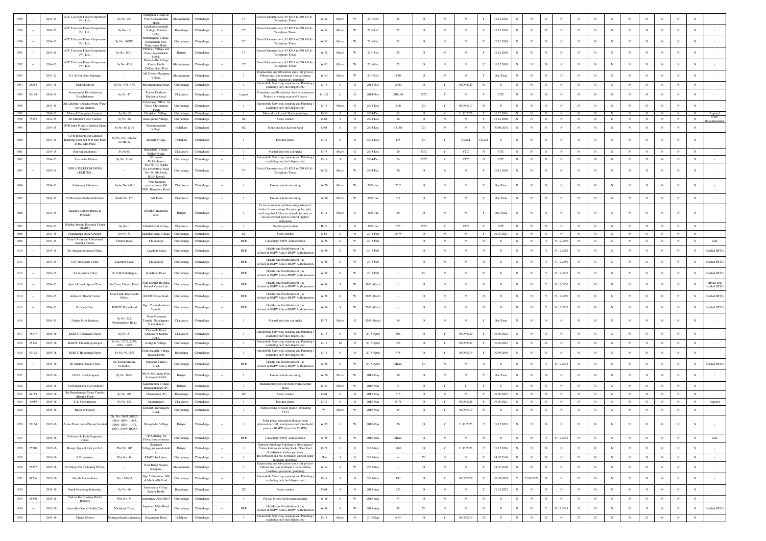| 1588 | -- | 2014-15 | ATC Telecom Tower Corporation Pvt. Ltd., | Sy No. 284 | Siddapura Village & Post, Devasamudra Hobli, | Molakalmuru | Chitradurga | -- | TT | Diesel Generator sets (15 KVA to 250 KVA) - Telephone Tower | W-52 | Micro | W | 2014-Oct | 25 | O | N | N | Y | 31.12.2018 | N | N | N | N | N | N | N | N | N | N | N | N | - |
|---|---|---|---|---|---|---|---|---|---|---|---|---|---|---|---|---|---|---|---|---|---|---|---|---|---|---|---|---|---|---|---|---|---|
| 1589 | -- | 2014-15 | ATC Telecom Tower Corporation Pvt. Ltd., | Sy No. 13, | Lakshmidevarahalli Village, Mathod Hobli, | Hosadurga | Chitradurga | -- | TT | Diesel Generator sets (15 KVA to 250 KVA) - Telephone Tower | W-52 | Micro | W | 2014-Oct | 25 | O | N | N | Y | 31.12.2018 | N | N | N | N | N | N | N | N | N | N | N | N | - |
| 1590 | -- | 2014-15 | ATC Telecom Tower Corporation Pvt. Ltd., | Sy No. 30/1P2 | Rammagatta Village, Rajanahalli Post, Thuruvanur Hobli, | Chitradurga | Chitradurga | -- | TT | Diesel Generator sets (15 KVA to 250 KVA) - Telephone Tower | W-52 | Micro | W | 2014-Oct | 25 | O | N | N | Y | 31.12.2018 | N | N | N | N | N | N | N | N | N | N | N | N | - |
| 1591 | -- | 2014-15 | ATC Telecom Tower Corporation Pvt. Ltd., | Sy No. 1/3P1 | Pillahalli Village and Post, Jagadmahalli Hobli, | Hiriyur | Chitradurga | -- | TT | Diesel Generator sets (15 KVA to 250 KVA) - Telephone Tower | W-52 | Micro | W | 2014-Oct | 25 | O | N | N | Y | 31.12.2018 | N | N | N | N | N | N | N | N | N | N | N | N | - |
| 1592 | -- | 2014-15 | ATC Telecom Tower Corporation Pvt. Ltd., | Sy No. 43/3 | Bataraahalli Village Kasaba Hobli, Chikkerehalli Post | Molakalmuru | Chitradurga | -- | TT | Diesel Generator sets (15 KVA to 250 KVA) - Telephone Tower | W-52 | Micro | W | 2014-Oct | 25 | O | N | N | Y | 31.12.2018 | N | N | N | N | N | N | N | N | N | N | N | N | - |
| 1593 | | 2011-12 | G.J. & Son Auto Garriage, | -- | AK Colony, Rampura Village, | Molakalmuru | Chitradurga | -- | I | Engineering and fabrication units (dry process without any heat treatment / metal surface finishing operations / painting) | W-14 | Micro | W | 2014-Oct | 4.50 | O | N | N | Y | One Time | N | N | N | N | N | N | N | N | N | N | N | N | - |
| 1594 | 85254 | 2014-15 | Mahesh Motor | Sy No. 37/1, 37/2 | Bheemsamudra Road, | Chitradurga | Chitradurga | -- | I | Automobile Servicing, repairing and Painting ( excluding only fuel dispension) | O-18 | S | O | 2014-Nov | 25.00 | O | Y | 30.09.2029 | N | N | N | N | N | N | N | N | N | N | N | N | N | N | - |
| 1595 | 30129 | 2014-15 | Aeronautical Development Establishment | Sy No. 47 | Transit Facilities, Kudapura Kaval, | Challakere | Chitradurga | -- | Layout | Townships and Residential Area development Projects covering an area>10 Acers | G-102 | L | G | 2014-Nov | 2100.00 | YTC | Y | N | Y | YTC | N | N | N | N | N | N | N | N | N | N | N | N | - |
| 1596 | | 2014-15 | Sri Lakshmi Venkateshwara Water Service Station. | -- | Vidyanagar, NH-4, 1st Cross, Chitradurga Town | Chitradurga | Chitradurga | -- | I | Automobile Servicing, repairing and Painting ( excluding only fuel dispension) | O-18 | Micro | O | 2014-Dec | 2.00 | C1 | Y | 30.09.2017 | N | N | N | N | N | N | N | N | N | N | N | N | N | N | - |
| 1597 | | 2014-15 | Mineral Enterprises Limited, | Sy No. 20 | Dindahalli Village, | Chitradurga | Chitradurga | -- | I | Mineral stack yard / Railway sidings | G-59 | S | G | 2014-Dec | 65 | O | Y | 31.12.2026 | Y | 31.12.2026 | N | N | N | N | N | N | N | N | N | N | N | N | Applied |
| 1598 | 75365 | 2014-15 | Sri Maruthi Stone Crusher | Sy No. 26 | Kadlegudda Village, | Chitradurga | Chitradurga | -- | SC | Stone crusher | O-64 | S | O | 2014-Dec | 80 | O | N | N | Y | 11.12.2020 | N | N | N | N | N | N | N | N | N | N | N | N | NPD Recommended |
| 1599 | | 2014-15 | GVR Infra Projects Limited Stone Crusher | Sy No. 69 & 70 | Bhommanakatte Village, | Holalkere | Chitradurga | -- | SC | Stone crushers &/or m-Sand | O-64 | S | O | 2014-Dec | 137.00 | C1 | N | N | Y | 30.06.2016 | N | N | N | N | N | N | N | N | N | N | N | N | - |
| 1600 | | 2014-15 | GVR Infra Project Limited Batching Plant and Wet Mix Plant & Hot Mix Plant | Sy No. 81/1, 81/2A, 81/2B, 82 | Arehalli Village, | Holalkere | Chitradurga | -- | I | Hot mix plants | O-37 | S | O | 2014-Dec | 135 | C1 | Y | Closed | Closed | Y | N | N | N | N | N | N | N | N | N | N | N | N | - |
| 1601 | | 2014-15 | Bhavani Industries | Sy No.60 | Budanhatti Village, Bellery Road, | Challakere | Chitradurga | -- | I | Manual and wire cut bricks | G-73 | Micro | G | 2014-Dec | 20 | YTC | Y | YTC | N | YTC | N | N | N | N | N | N | N | N | N | N | N | N | - |
| 1602 | | 2014-15 | Veerendra Motors | Sy No. 118/8 | NI Layout, Molakalmuru | Chitradurga | Chitradurga | -- | I | Automobile Servicing, repairing and Painting ( excluding only fuel dispension) | O-18 | S | O | 2014-Dec | 24 | YTC | Y | YTC | N | YTC | N | N | N | N | N | N | N | N | N | N | N | N | - |
| 1603 | -- | 2014-15 | INDIA TELECOM INFRA LEMITED, | -- | Site No 40, Katha No.6238/6064, Ward No. 34, 5th Block, JUDP Layout | Chitradurga | Chitradurga | -- | TT | Diesel Generator sets (15 KVA to 250 KVA) - Telephone Tower | W-52 | Micro | W | 2014-Dec | 20 | O | N | N | Y | 31.12.2018 | N | N | N | N | N | N | N | N | N | N | N | N | - |
| 1604 | | 2014-15 | Aishwarya Industries | Katha No. 458/1 | Near Kannika parameshwari Oil Mill,, Bangalore Road, | Challakere | Chitradurga | -- | I | Ground nut decorticating | W-20 | Micro | W | 2015-Jan | 22.7 | O | N | N | Y | One Time | N | N | N | N | N | N | N | N | N | N | N | N | - |
| 1605 | | 2014-15 | Sri RevanasiddeshwaraTraders | Katha No. 170 | AG Road, | Challakere | Chitradurga | -- | I | Ground nut decorticating | W-20 | Micro | W | 2015-Jan | 5.5 | O | N | N | Y | One Time | N | N | N | N | N | N | N | N | N | N | N | N | - |
| 1606 | | 2014-15 | Kambik Cement Bricks & Products | -- | KSSIDC Industrial area, | Hiriyur | Chitradurga | -- | I | Cement products (without using asbestos / boiler / steam curing) like pipe, pillar, jafri, well ring, block/tiles etc.(should be done in closed covered shed to control fugitive emissions) | G-11 | Micro | G | 2015-Jan | 20 | O | N | N | Y | One Time | N | N | N | N | N | N | N | N | N | N | N | N | - |
| 1607 | | 2014-15 | Bhabha Atomic Research Center (BARC) | Sy No. 1 | Ullarthikaval Village, | Challakere | Chitradurga | -- | I | Nuclear power plant | R-36 | L | R | 2015-Jan | 676 | YTC | Y | YTC | Y | YTC | N | N | N | N | N | N | N | N | N | N | N | N | - |
| 1608 | | 2014-15 | Chandrappa Stone Crusher, | Sy No. 33 | Jagadhallipura Village, | Chitradurga | Chitradurga | -- | SC | Stone crusher | O-64 | S | O | 2015-Feb | 29.75 | O | N | N | Y | 10.03.2021 | N | N | N | N | N | N | N | N | N | N | N | N | - |
| 1609 | -- | 2014-15 | Vasavi X-ray and Ultrasound Scaning Center, | Church Road, | Chitradurga | Chitradurga | Chitradurga | -- | HCE | Laboratory-BMW Authorization | W-58 | S | W | 2015-Feb | - | O | N | N | N | N | N | N | Y | 31.12.2050 | N | N | N | N | N | N | N | N | Lab |
| 1610 | -- | 2014-15 | Sri Annapurneshwari Clinic, | -- | Lakshmi Bazar, | Chitradurga | Chitradurga | -- | HCE | Health-care Establishment ( as defined in BMW Rules)-BMW Authorization | W-58 | S | W | 2015-Feb | - | O | N | N | N | N | N | N | Y | 31.12.2050 | N | N | N | N | N | N | N | N | Bedded HCE's |
| 1611 | -- | 2014-15 | City orthopadic Clinic | Lakshmi Bazar | Chitradurga | Chitradurga | Chitradurga | -- | HCE | Health-care Establishment ( as defined in BMW Rules)-BMW Authorization | W-58 | S | W | 2015-Feb | - | O | N | N | N | N | N | N | Y | 31.12.2050 | N | N | N | N | N | N | N | N | Bedded HCE's |
| 1612 | -- | 2014-15 | Sri Jayadeva Clinic, | Dr.G.M.Haleshappa, | Holalkere Road, | Chitradurga | Chitradurga | -- | HCE | Health-care Establishment ( as defined in BMW Rules)-BMW Authorization | W-58 | S | W | 2015-Feb | - | C1 | N | N | N | N | N | N | Y | 31.12.2012 | N | N | N | N | N | N | N | N | Bedded HCE's |
| 1613 | -- | 2014-15 | Apex Ortho & Spine Clinic | Ist Cross, Church Road, | Near District Hospital, Behind Vasavi Lab. | Chitradurga | Chitradurga | -- | HCE | Health-care Establishment ( as defined in BMW Rules)-BMW Authorization | W-58 | S | W | 2015-March | - | O | N | N | N | N | N | N | Y | 31.12.2050 | N | N | N | N | N | N | N | N | private non Bedded HCE's |
| 1614 | -- | 2014-15 | Ambarish Health Center | Near Taluk Panchayath Office, | KSRTC Depo Road, | Chitradurga | Chitradurga | -- | HCE | Health-care Establishment ( as defined in BMW Rules)-BMW Authorization | W-58 | S | W | 2015-March | - | O | N | N | N | N | N | N | Y | 31.12.2050 | N | N | N | N | N | N | N | N | Bedded HCE's |
| 1615 | -- | 2014-15 | Sri Vani Clinic | KSRTC Depo Road, | Opp. Chamudeshwari Temple, | Chitradurga | Chitradurga | -- | HCE | Health-care Establishment ( as defined in BMW Rules)-BMW Authorization | W-58 | S | W | 2015-March | - | O | N | N | N | N | N | N | Y | 31.12.2050 | N | N | N | N | N | N | N | N | Bedded HCE's |
| 1616 | | 2014-15 | Nethra Brick Industry | Sy No. 222, Nayakanahatti Road, | Near Maramma Temple, Neralagunte, Varavukaval, | Challakere | Chitradurga | -- | I | Manual and wire cut bricks | G-73 | Micro | G | 2015-March | 19 | O | N | N | Y | One Time | N | N | N | N | N | N | N | N | N | N | N | N | - |
| 1617 | 35347 | 2015-16 | KSRTC Challakere Depot | Sy No. 57 | Pavagada Road, Challakere Kasaba Hobli, | Challakere | Chitradurga | -- | I | Automobile Servicing, repairing and Painting ( excluding only fuel dispension) | O-18 | S | O | 2015-April | 506 | O | Y | 30.09.2022 | Y | 30.09.2022 | N | N | N | N | N | N | N | N | N | N | N | N | - |
| 1618 | 35346 | 2015-16 | KSRTC Chitradurga Depot | Sy No. 127/1, 127/4, 128/1, 128/2 | Kelagote Village, | Chitradurga | Chitradurga | -- | I | Automobile Servicing, repairing and Painting ( excluding only fuel dispension) | O-18 | M | O | 2015-April | 624 | O | Y | 30.09.2022 | Y | 30.09.2022 | N | N | N | N | N | N | N | N | N | N | N | N | - |
| 1619 | 30128 | 2015-16 | KSRTC Hosadurga Depot | Sy No. 97, 98/1 | Goravanakalla Village, Kasaba Hobli, | Hosadurga | Chitradurga | -- | I | Automobile Servicing, repairing and Painting ( excluding only fuel dispension) | O-18 | S | O | 2015-April | 378 | O | Y | 30.09.2019 | Y | 30.09.2019 | N | N | N | N | N | N | N | N | N | N | N | N | - |
| 1620 | -- | 2015-16 | Sri Madhu Dental Clinic | Sri Kottureshwara Complex, | Prasanna Talkies Road, | Chitradurga | Chitradurga | -- | HCE | Health-care Establishment ( as defined in BMW Rules)-BMW Authorization | W-58 | S | W | 2015-April | Micro | C1 | N | N | N | N | N | N | Y | 31.12.2018 | N | N | N | N | N | N | N | N | Bedded HCE's |
| 1621 | | 2015-16 | G.N.R. and Company | Sy No. 163/2 | NH-4, Motikotte Post, Aimangala Hobli, | Hiriyur | Chitradurga | -- | I | Ground nut decorticating | W-20 | Micro | W | 2015-May | 10 | O | N | N | Y | One Time | N | N | N | N | N | N | N | N | N | N | N | N | - |
| 1622 | | 2015-16 | Sri Ranganatha Coir Industry | -- | Lakshmipura Village, Ranganathapura (P), | Hiriyur | Chitradurga | -- | I | Manufacturing of coir items from coconut husks | W-23 | Micro | W | 2015-May | 2 | O | Y | Y | Y | Y | N | N | N | N | N | N | N | N | N | N | N | N | - |
| 1623 | 42159 | 2015-16 | Sri Banashankari Stone Crusher (Hotmix Plant) | Sy No. 205 | Hunavinadu (P), | Hosadurga | Chitradurga | -- | SC | Stone crusher | O-64 | S | O | 2015-May | 315 | O | N | N | Y | 30.09.2022 | N | N | N | N | N | N | N | N | N | N | N | N | - |
| 1624 | 30689 | 2015-16 | C.L. Construction | Sy No. 152 | Nagaramgere, | Challakere | Chitradurga | -- | I | Hot mix plants | O-37 | S | O | 2015-May | 35.71 | O | Y | 30.09.2021 | Y | 30.09.2021 | N | N | N | N | N | N | N | N | N | N | N | N | Applied |
| 1625 | | 2015-16 | Basheer Traders | -- | KSSIDC Davanagere Road, | Chitradurga | Chitradurga | -- | I | Reprocessing of waste plastic (excluding PVC) | W- | Micro | W | 2015-May | 15 | O | Y | 30.09.2019 | N | N | N | N | N | N | N | N | N | N | N | N | N | N | - |
| 1626 | 28164 | 2015-16 | Azure Power India Private Limited | Sy. No. 106/1, 106/2, 106/3, 106/4, 106/5, 106/6, 102/4, 104/1, 106/4, 109/5, 109/5P | Halagaladdi Village | Hiriyur | Chitradurga | -- | I | Solar power generation through solar photovoltaic cell, wind power and mini hydel power - 10 MW (less than 25 MW) | W-35 | L | W | 2015-May | 70 | O | Y | 31.12.2025 | Y | 31.12.2025 | N | N | N | N | N | N | N | N | N | N | N | N | - |
| 1627 | | 2015-16 | Vishwas Hi-Tech Diagnostic Centre, | -- | J.P Building, 1st Floor, Basaveshwara | Chitradurga | Chitradurga | -- | HCE | Laboratory-BMW Authorization | W-58 | S | W | 2015-June | Micro | O | N | N | N | N | N | N | Y | 31.12.2018 | N | N | N | N | N | N | N | N | Lab |
| 1628 | 25210 | 2015-16 | Binary Apparel Park pvt.Ltd, | Plot No. 205 | Bagenadu Village,javagondnahalli | Hiriyur | Chitradurga | -- | I | Garment Stitching/ Stitching of shoe uppers/ Cotton knitting including Socks, Shoe lace/ Readymade leather garments | G-72 | L | G | 2015-July | 3860 | O | Y | 31.12.2026 | Y | 31.12.2026 | N | N | N | N | N | N | N | N | N | N | N | N | - |
| 1629 | | 2015-16 | S.S.Industries | Plot No. 34 | KIADB Indl Area, | Chitradurga | Chitradurga | -- | I | Bio fertilizer and bio-pesticides without using inorganic chemicals | G-4 | S | G | 2015-July | -- | C1 | N | N | Y | 14.07.2100 | N | N | N | N | N | N | N | N | N | N | N | N | - |
| 1630 | 25257 | 2015-16 | Sri Durga Car Tinkering Works, | -- | Near Balaji Nagara, Rampura, | Molakalmuru | Chitradurga | -- | I | Engineering and fabrication units (dry process without any heat treatment / metal surface finishing operations / painting) | W-14 | S | W | 2015-July | -- | O | N | N | Y | 14.07.2100 | N | N | N | N | N | N | N | N | N | N | N | N | - |
| 1631 | 81206 | 2015-16 | Saketh Automobiles. | No. 1398/32 | Opp.Yathrinivas, NH-4, Medehalli Road, | Chitradurga | Chitradurga | -- | I | Automobile Servicing, repairing and Painting ( excluding only fuel dispension) | O-18 | S | O | 2015-July | 190 | O | Y | 30.09.2029 | Y | 30.09.2029 | Y | 23.08.2024 | N | N | N | N | N | N | N | N | N | N | - |
| 1632 | | 2015-16 | Nandi Grainding Industries, | Sy No. 96 | Jammapura Village, Kasaba Hobli, | Hosadurga | Chitradurga | -- | SC | Stone crusher | O-64 | S | O | 2015-Aug | 235 | O | N | N | Y | 31.03.2022 | N | N | N | N | N | N | N | N | N | N | N | N | - |
| 1633 | 25440 | 2015-16 | Sridevi Inter Loking Bricks Industry | Plot No. 34 | Industrieal Area NH-4 | Chitradurga | Chitradurga | -- | I | Fly ash bricks/ block manufacturing | W-16 | S | W | 2015-Aug | 77 | O | N | N | N | N | N | N | N | N | N | N | N | N | N | N | N | N | - |
| 1634 | -- | 2015-16 | Aaroodha Dental Health Care | Madakari Circle, | Jogimatti Main Road, C | Chitradurga | Chitradurga | -- | HCE | Health-care Establishment ( as defined in BMW Rules)-BMW Authorization | W-58 | S | W | 2015-Aug | 78 | C1 | N | N | N | N | N | N | Y | 31.12.2018 | N | N | N | N | N | N | N | N | Bedded HCE's |
| 1635 | | 2015-16 | Chatur Motors | Murugendraiah Extension, | Davanagere Road, | Holalkere | Chitradurga | -- | I | Automobile Servicing, repairing and Painting ( excluding only fuel dispension) | O-18 | Micro | O | 2015-Sep | 6.33 | O | Y | 30.09.2019 | N | N | N | N | N | N | N | N | N | N | N | N | N | N | - |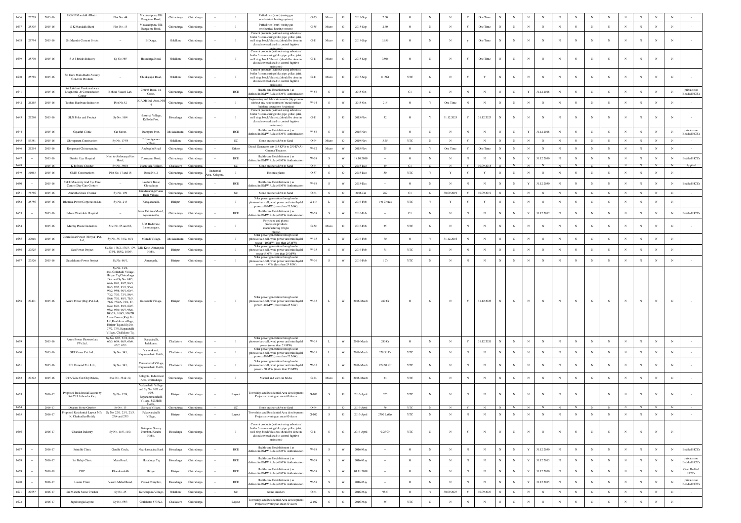| 1636 | 25279 | 2015-16 | HGKN Mandakki Bhatti, | Plot No. 44 | Madakaripura, Old Bangalore Road, | Chitradurga | Chitradurga | -- | I | Puffed rice (murri) (using gas or electrical heating system) | G-35 | Micro | G | 2015-Sep | 2.60 | O | N | N | Y | One Time | N | N | N | N | N | N | N | N | N | N | N | N | - |
|---|---|---|---|---|---|---|---|---|---|---|---|---|---|---|---|---|---|---|---|---|---|---|---|---|---|---|---|---|---|---|---|---|---|
| 1637 | 25305 | 2015-16 | S K Mandakki Batti | Plot No. 13 | Madakaripura, Old Bangalore Road, | Chitradurga | Chitradurga | -- | I | Puffed rice (murri) (using gas or electrical heating system) | G-35 | Micro | G | 2015-Sep | 2.60 | O | N | N | Y | One Time | N | N | N | N | N | N | N | N | N | N | N | N | - |
| 1638 | 25754 | 2015-16 | Sri Maruthi Cement Bricks | -- | B.Durga, | Holalkere | Chitradurga | -- | I | Cement products (without using asbestos / boiler / steam curing) like pipe ,pillar, jafri, well ring, block/tiles etc.(should be done in closed covered shed to control fugitive emissions) | G-11 | Micro | G | 2015-Sep | 0.959 | O | N | N | y | One Time | N | N | N | N | N | N | N | N | N | N | N | N | - |
| 1639 | 25790 | 2015-16 | S A J Bricks Industry | Sy No 365 | Hosadurga Road, | Holalkere | Chitradurga | -- | I | Cement products (without using asbestos / boiler / steam curing) like pipe ,pillar, jafri, well ring, block/tiles etc.(should be done in closed covered shed to control fugitive emissions) | G-11 | Micro | G | 2015-Sep | 0.506 | O | N | N | Y | One Time | N | N | N | N | N | N | N | N | N | N | N | N | - |
| 1640 | 25788 | 2015-16 | Sri Guru Maha Rudra Swamy Concrete Products | -- | Chikkajajur Road, | Holalkere | Chitradurga | -- | I | Cement products (without using asbestos / boiler / steam curing) like pipe ,pillar, jafri, well ring, block/tiles etc.(should be done in closed covered shed to control fugitive emissions) | G-11 | Micro | G | 2015-Sep | 0.1564 | YTC | N | N | Y | Y | N | N | N | N | N | N | N | N | N | N | N | N | - |
| 1641 | -- | 2015-16 | Sri Lakshmi Venkateshwara Diagnostic & Consoultation Center | Behind Vasavi Lab, | Church Road, 1st Cross, | Chitradurga | Chitradurga | -- | HCE | Health-care Establishment ( as defined in BMW Rules)-BMW Authorisation | W-58 | S | W | 2015-Oct | -- | C1 | N | N | N | N | N | N | Y | 31.12.2018 | N | N | N | N | N | N | N | N | private non Bedded HCE's |
| 1642 | 26265 | 2015-16 | Techno Hardware Industries | Plot No 42 | KIADB Indl Area, NH-4 | Chitradurga | Chitradurga | -- | I | Engineering and fabrication units (dry process without any heat treatment / metal surface finishing operations / painting) | W-14 | S | W | 2015-Oct | 214 | O | Y | One Time | N | N | N | N | N | N | N | N | N | N | N | N | N | N | - |
| 1643 | 26290 | 2015-16 | SLN Poles and Product | Sy No. 16/4 | Hosurhal Village, Kellodu Post, | Hosadurga | Chitradurga | -- | I | Cement products (without using asbestos / boiler / steam curing) like pipe ,pillar, jafri, well ring, block/tiles etc.(should be done in closed covered shed to control fugitive emissions) | G-11 | S | G | 2015-Nov | 32 | O | Y | 31.12.2025 | Y | 31.12.2025 | N | N | N | N | N | N | N | N | N | N | N | N | - |
| 1644 | -- | 2015-16 | Gayathri Clinic | Car Street, | Rampura Post, | Molakalmuru | Chitradurga | -- | HCE | Health-care Establishment ( as defined in BMW Rules)-BMW Authorisation | W-58 | S | W | 2015-Nov | -- | O | N | N | N | N | N | N | Y | 31.12.2018 | N | N | N | N | N | N | N | N | private non Bedded HCE's |
| 1645 | 83381 | 2015-16 | Shivaparam Construction | Sy.No. 174/4 | T.Emmiganuru Village, | Holalkere | Chitradurga | -- | SC | Stone crushers &/or m-Sand | O-64 | Micro | O | 2019-Nov | 3.75 | YTC | N | N | Y | N | N | N | N | N | N | N | N | N | N | N | N | N | - |
| 1646 | 26294 | 2015-16 | Roopavani Chitramandira | -- | Anebagilu Road | Chitradurga | Chitradurga | -- | Others | Diesel Generator sets (15 KVA to 250 KVA)-Cinema Theaters. | W-52 | Micro | W | 2015-Nov | 25 | O | Y | One Time | Y | One Time | N | N | N | N | N | N | N | N | N | N | N | N | - |
| 1647 | -- | 2015-16 | Drishti Eye Hospital | Next to Aishwarya Fort Hotel, | Turuvanur Road, | Chitradurga | Chitradurga | -- | HCE | Health-care Establishment ( as defined in BMW Rules)-BMW Authorisation | W-58 | S | W | 18.10.2019 | -- | O | N | N | N | N | N | N | Y | 31.12.2050 | N | N | N | N | N | N | N | N | Bedded HCE's |
| 1648 | | 2015-16 | K B Stone Crusher | Sy No. 350/4 | Nannivala Village, | Challakere | Chitradurga | -- | SC | Stone crushers &/or m-Sand | O-64 | S | O | 2015-Dec | 49 | C1 | N | N | Y | 30.09.2013 | N | N | N | N | N | N | N | N | N | N | N | N | Applied |
| 1649 | 31063 | 2015-16 | GMN Constructions | Plot No. 17 and 18 | Road No. 2 | Chitradurga | Chitradurga | Industrial Area, Kelagote, | I | Hot mix plants | O-37 | S | O | 2015-Dec | 50 | YTC | Y | Y | Y | Y | N | N | N | N | N | N | N | N | N | N | N | N | - |
| 1650 | -- | 2015-16 | Shlok Maternity And Eye Care Centre (Day Care Center) | -- | Lakshmi Bazar, Chitradurga | Chitradurga | Chitradurga | -- | HCE | Health-care Establishment ( as defined in BMW Rules)-BMW Authorisation | W-58 | S | W | 2015-Dec | -- | O | N | N | N | N | N | N | Y | 31.12.2050 | N | N | N | N | N | N | N | N | Bedded HCE's |
| 1651 | 76766 | 2015-16 | Ammitha Stone Crusher | Sy No. 199 | Guddadarangavvana Halli Village, | Chitradurga | Chitradurga | -- | SC | Stone crushers &/or m-Sand | O-64 | S | O | 2016-Jan | 289 | C1 | N | 30.09.2019 | Y | 30.09.2019 | N | N | N | N | N | N | N | N | N | N | N | N | - |
| 1652 | 25756 | 2015-16 | Bhoruka Power Corporation Ltd | Sy No. 243 | Kanajanahalli, | Hiriyur | Chitradurga | -- | I | Solar power generation through solar photovoltaic cell, wind power and mini hydel power -10 MW (more than 25 MW) | G-114 | L | W | 2016-Feb | 140 Crores | YTC | Y | Y | Y | Y | N | N | N | N | N | N | N | N | N | N | N | N | - |
| 1653 | -- | 2015-16 | Ikhwa Charitable Hospital | -- | Near Fathima Masid, Agasanakallu, | Chitradurga | Chitradurga | -- | HCE | Health-care Establishment ( as defined in BMW Rules)-BMW Authorisation | W-58 | S | W | 2016-Feb | -- | C1 | N | N | N | N | N | N | Y | 31.12.2017 | N | N | N | N | N | N | N | N | Bedded HCE's |
| 1654 | | 2015-16 | Murthy Plastic Industries | Site No. 85 and 86, | SJM Badavane, Baramasagara, | Chitradurga | Chitradurga | -- | I | Polythene and plastic processed products manufacturing (virgin plastic) | G-32 | Micro | G | 2016-Feb | 25 | YTC | N | N | N | N | N | N | N | N | N | N | N | N | N | N | N | N | - |
| 1655 | 27018 | 2015-16 | Clean Solar Power (Hiriyur) Pvt. Ltd, | Sy.No. 35, 54/2, 48/1 | Muradi Village, | Molakalmuru | Chitradurga | -- | I | Solar power generation through solar photovoltaic cell, wind power and mini hydel power - 10 MW (less than 25 MW) | W-35 | L | W | 2016-Feb | 70 | O | Y | 31.12.2016 | N | N | N | N | N | N | N | N | N | N | N | N | N | N | - |
| 1656 | 27525 | 2015-16 | Sun Power Project | Sy.No. 178/2, 178/3, 179, 178/1, 188/2, 189/5, | MD Kote, Aimangala Hobli, | Hiriyur | Chitradurga | -- | I | Solar power generation through solar photovoltaic cell, wind power and mini hydel power-5 MW (less than 25 MW) | W-35 | S | W | 2016-Feb | 31 | YTC | N | N | N | N | N | N | N | N | N | N | N | N | N | N | N | N | - |
| 1657 | 27526 | 2015-16 | Susalakunte Power Project | Sy.No. 66/1, | Aimangala. | Hiriyur | Chitradurga | -- | I | Solar power generation through solar photovoltaic cell, wind power and mini hydel power - 1 MW (less than 25 MW) | W-36 | S | W | 2016-Feb | 1 Cr | YTC | N | N | N | N | N | N | N | N | N | N | N | N | N | N | N | N | - |
| 1658 | 27401 | 2015-16 | Azure Power (Raj) Pvt.Ltd. | Sy.No. 44/2, 44/3,Gollahalli Village, Hiriyur Tq,Chitradurga Dist and Sy.No. 69/5, 69/6, 88/1, 88/2, 88/3, 88/5, 95/2, 95/1, 95/4, 96/2, 95/6, 96/1, 69/4, 70/2, 70/3, 73/1, 88/4, 88/6, 70/1, 89/1, 71/5, 71/6, 73/2A, 74/1, 87, 89/2, 89/3, 89/4, 89/5, 98/2, 98/3, 98/7, 98/8, 100/2A, 100/5, 100/2B Azure Power (Raj) Pvt. Ltd,Kandikere village, Hiriyur Tq and Sy.No. 77/2, 77/8, Kaparahalli Village, Challakere Tq, | Gollahalli Village, | Hiriyur | Chitradurga | -- | I | Solar power generation through solar photovoltaic cell, wind power and mini hydel power -40 MW (more than 25 MW) | W-35 | L | W | 2016-March | 289 Cr | O | N | N | Y | 31.12.2026 | N | N | N | N | N | N | N | N | N | N | N | N | - |
| 1659 | | 2015-16 | Azure Power Photovoltaic PVt.Ltd, | Sy.No. 67/3, 67/4, 67/6, 66/5, 66/4, 66/5, 66/6, 67/2, 67/5 | Kaparahalli, Jadekunte, | Challakere | Chitradurga | -- | I | Solar power generation through solar photovoltaic cell, wind power and mini hydel power (more than 25 MW) | W-35 | L | W | 2016-March | 280 Cr | O | N | N | Y | 31.12.2026 | N | N | N | N | N | N | N | N | N | N | N | N | - |
| 1660 | | 2015-16 | SEI Venus Pvt.Ltd., | Sy No. 343, | Varavukaval, Nayakanahatti Hobli, | Challakere | Chitradurga | -- | I | Solar power generation through solar photovoltaic cell, wind power and mini hydel power -30 MW (more than 25 MW) | W-35 | L | W | 2016-March | 228.30 Cr | YTC | N | N | N | N | N | N | N | N | N | N | N | N | N | N | N | N | - |
| 1661 | | 2015-16 | SEI Dimond Pvt. Ltd., | Sy.No. 343, | Varavukaval Village, Nayakanahatti Hobli, | Challakere | Chitradurga | -- | I | Solar power generation through solar photovoltaic cell, wind power and mini hydel power - 30 MW (more than 25 MW) | W-35 | L | W | 2016-March | 229.60 Cr | YTC | N | N | N | N | N | N | N | N | N | N | N | N | N | N | N | N | - |
| 1662 | 27392 | 2015-16 | CTA Wire Cut Clay Bricks, | Plot No. 38 & 39, | Kelagote, Industrical Area, Chitradurga | Chitradurga | Chitradurga | -- | I | Manual and wire cut bricks | G-73 | Micro | G | 2016-March | 24 | YTC | N | N | N | N | N | N | N | N | N | N | N | N | N | N | N | N | - |
| 1663 | | 2016-17 | Proposed Residencial Layout by Sri C.H. Jithendra Rao, | Sy.No. 12/8, | Vadanahalli Village and Sy.No. 10/7 and 10/8, Rayabanunanahalli Village, J G Halli Hobli, | Hiriyur | Chitradurga | -- | Layout | Townships and Residential Area development Projects covering an area>10 Acers | G-102 | S | G | 2016-April | 325 | YTC | N | N | N | N | N | N | N | N | N | N | N | N | N | N | N | N | - |
| 1664 | | 2016-17 | Dharani Stone Crusher | Sy No. 13 | Seebara Village, | Chitradurga | Chitradurga | -- | SC | Stone crushers &/or m-Sand | O-64 | S | O | 2016-April | 76 | YTC | N | N | Y | N | N | N | N | N | N | N | N | N | N | N | N | N | - |
| 1665 | | 2016-17 | Proposed Residential Layout M/s. K. Chakradhar Reddy | Sy.No. 22/1, 23/1, 23/3, 23/4 and 23/5 | Palavvanahalli Village, | Hiriyur | Chitradurga | -- | Layout | Townships and Residential Area development Projects covering an area>10 Acers | G-102 | S | G | 2016-April | 2700 Lakhs | YTC | N | N | N | N | N | N | N | N | N | N | N | N | N | N | N | N | - |
| 1666 | | 2016-17 | Chandan Industry | Sy.No. 11/6, 11/9, | Bairapura Survey Number, Kasaba Hobli, | Hosadurga | Chitradurga | -- | I | Cement products (without using asbestos / boiler / steam curing) like pipe ,pillar, jafri, well ring, block/tiles etc.(should be done in closed covered shed to control fugitive emissions) | G-11 | S | G | 2016-April | 0.25 Cr | YTC | N | N | Y | N | N | N | N | N | N | N | N | N | N | N | N | N | - |
| 1667 | -- | 2016-17 | Srinidhi Clinic | Gandhi Circle, | Near karnataka Bank | Hosadurga | Chitradurga | -- | HCE | Health-care Establishment ( as defined in BMW Rules)-BMW Authorisation | W-58 | S | W | 2016-May | -- | O | N | N | N | N | N | N | Y | 31.12.2050 | N | N | N | N | N | N | N | N | Bedded HCE's |
| 1668 | -- | 2016-17 | Sri Balaji Clinic | Main Road, | Hosadurga Tq | Hosadurga | Chitradurga | -- | HCE | Health-care Establishment ( as defined in BMW Rules)-BMW Authorisation | W-58 | S | W | 2016-May | -- | O | N | N | N | N | N | N | Y | 31.12.2015 | N | N | N | N | N | N | N | N | private non Bedded HCE's |
| 1669 | -- | 2018-19 | PHC | Khandenahalli | Hiriyur | Hiriyur | Chitradurga | -- | HCE | Health-care Establishment ( as defined in BMW Rules)-BMW Authorisation | W-58 | S | W | 01.11.2018 | -- | O | N | N | N | N | N | N | Y | 31.12.2050 | N | N | N | N | N | N | N | N | Govt Bedded HCE's |
| 1670 | -- | 2016-17 | Laxmi Clinic | Vasavi Mahal Road, | Vasavi Complex, | Hosadurga | Chitradurga | -- | HCE | Health-care Establishment ( as defined in BMW Rules)-BMW Authorisation | W-58 | S | W | 2016-May | -- | O | N | N | N | N | N | N | Y | 31.12.2015 | N | N | N | N | N | N | N | N | private non Bedded HCE's |
| 1671 | 29557 | 2016-17 | Sri Maruthi Stone Crusher | Sy.No. 25 | Kenchapura Village, | Holalkere | Chitradurga | -- | SC | Stone crushers | O-64 | S | O | 2016-May | 98.5 | O | Y | 30.09.2027 | Y | 30.09.2027 | N | N | N | N | N | N | N | N | N | N | N | N | - |
| 1672 | | 2016-17 | Jagaloorappa Layout | Sy.No. 55/3 | Gorlakatte-577522, | Challakere | Chitradurga | -- | Layout | Townships and Residential Area development Projects covering an area>10 Acers | G-102 | S | G | 2016-May | 35 | YTC | N | N | N | N | N | N | N | N | N | N | N | N | N | N | N | N | - |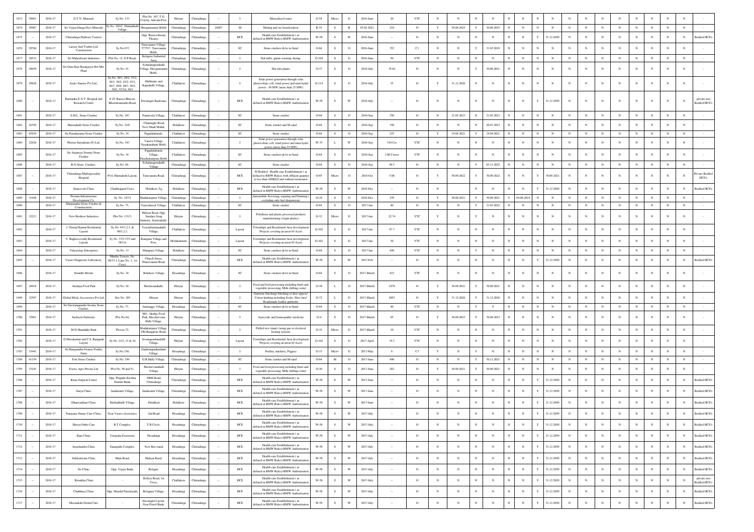| 1673 | 29661 | 2016-17 | G.T.N. Minerals | Sy.No. 133 | Plot No. 107, T.G. Colony, Aaivala Post, | Hiriyur | Chitradurga | -- | I | Mineralized water | G-54 | Micro | G | 2016-June | 20 | YTC | N | N | N | N | N | N | N | N | N | N | N | N | N | N | N | N | - |
|---|---|---|---|---|---|---|---|---|---|---|---|---|---|---|---|---|---|---|---|---|---|---|---|---|---|---|---|---|---|---|---|---|---|
| 1674 | 29407 | 2016-17 | Sri Vijaya Durga Devi Minerals | Sy.No. 2007, Doddadhalli Village, | Hireguntanuru Hobli | Chitradurga | Chitradurga | 29407 | M | Mining and ore beneficiation | R-35 | S | R | 05.02.2021 | 210 | O | Y | 30.06.2025 | Y | 30.06.2025 | N | N | N | N | N | N | N | N | N | N | N | N | - |
| 1675 | -- | 2016-17 | Chitradurga Diabetes Centere | -- | Opp. Basaveshwara Theater, | Chitradurga | Chitradurga | -- | HCE | Health-care Establishment ( as defined in BMW Rules)-BMW Authorization | W-58 | S | W | 2016-June | -- | O | N | N | N | N | N | N | Y | 31.12.2050 | N | N | N | N | N | N | N | N | Bedded HCE's |
| 1676 | 29768 | 2016-17 | Larsen And Toubro Ltd. Construction | Sy.No.672 | Turuvanuru Village-577517, Turuvanuru Hobli, | Chitradurga | Chitradurga | -- | SC | Stone crushers &/or m-Sand | O-64 | S | O | 2016-June | 352 | C1 | N | N | Y | 31.03.2019 | N | N | N | N | N | N | N | N | N | N | N | N | - |
| 1677 | 28531 | 2016-17 | Sri Maheshwari Industries | Plot No. 12, G.P.Road, | Kelagote Industrial Area, | Chitradurga | Chitradurga | -- | I | Dal mills, grams roasting, drying | G-104 | S | G | 2016-June | 50 | YTC | N | N | N | N | N | N | N | N | N | N | N | N | N | N | N | N | - |
| 1678 | 29659 | 2016-17 | Sri Guru Kari Basajjayya Hot Mix Plant | Sy.No. 91 | Echalanagenahalli Village, Hireguntanuru Hobli, | Chitradurga | Chitradurga | -- | I | Hot mix plants | O-37 | S | O | 2016-July | 35.02 | O | N | N | Y | 30.06.2021 | N | N | N | N | N | N | N | N | N | N | N | N | - |
| 1679 | 29820 | 2016-17 | Azure Sunrise Pvt.Ltd., | Sy.No. 29/1, 29/2, 37/2, 38/1, 38/2, 43/2, 43/1, 44/7, 46/8, 40/7, 56/2, 36/2, 37/3A, 58/1 | Hulikunte and Kaprahalli Village, | Challakere | Chitradurga | -- | I | Solar power generation through solar photovoltaic cell, wind power and mini hydel power - 50 MW (more than 25 MW) | G-114 | S | G | 2016-July | 35 | O | Y | 31.12.2026 | N | N | N | N | N | N | N | N | N | N | N | N | N | N | - |
| 1680 | -- | 2016-17 | Karnataka E.N.T. Hospital and Research Centre | # 29, Basava Bhavan, Bheemsamudra Road, | Davalagiri Badavane, | Chitradurga | Chitradurga | -- | HCE | Health-care Establishment ( as defined in BMW Rules)-BMW Authorization | W-58 | S | W | 2016-July | -- | O | N | N | N | N | N | N | Y | 31.12.2050 | N | N | N | N | N | N | N | N | private non Bedded HCE's |
| 1681 | | 2016-17 | S.M.L. Stone Crusher | Sy.No. 297 | Nannivala Village, | Challakere | Chitradurga | -- | SC | Stone crusher | O-64 | S | O | 2016-Sep | 350 | O | N | 21.05.2023 | N | 21.05.2023 | N | N | N | N | N | N | N | N | N | N | N | N | - |
| 1682 | 42529 | 2016-17 | Hanmahalli Stone Crusher | Sy.No. 32/8 | Channagiri Road, New Shadi Mahal, | Holalkere | Chitradurga | -- | SC | Stone crusher and M-sand | O-64 | S | O | 2016-Sep | 350 | O | N | N | N | 20.07.2023 | N | N | N | N | N | N | N | N | N | N | N | N | - |
| 1683 | 85839 | 2016-17 | Sri Parashurama Stone Crusher | Sy.No. 34 | Pagadalabande, | Challakere | Chitradurga | -- | SC | Stone crusher | O-64 | S | O | 2016-Sep | 225 | O | Y | 19.04.2021 | Y | 19.04.2021 | N | N | N | N | N | N | N | N | N | N | N | N | - |
| 1684 | 22928 | 2016-17 | Photon Suryakiran (P) Ltd, | Sy.No. 343 | Varava Village, Nayakanahatti Hobli, | Challakere | Chitradurga | -- | I | Solar power generation through solar photovoltaic cell, wind power and mini hydel power (more than 25 MW) | W-35 | L | W | 2016-Sep | 510 Crs | YTC | N | N | N | N | N | N | N | N | N | N | N | N | N | N | N | N | - |
| 1685 | | 2016-17 | Sri Anjaneya Swamy Stone Crusher | Sy.No. 34 | Pagadalabande Village, Parashurampura Hobli, | Challakere | Chitradurga | -- | SC | Stone crushers &/or m-Sand | O-64 | S | O | 2016-Sep | 3.00 Crores | YTC | N | N | N | N | N | N | N | N | N | N | N | N | N | N | N | N | - |
| 1686 | | 2016-17 | R.N.Stone Crusher, | Sy.No. 89, | Echalanagenahalli Village | Chitradurga | Chitradurga | -- | SC | Stone crusher | O-64 | S | O | 2016-Sep | 49.5 | O | N | N | Y | 03.11.2022 | N | N | N | N | N | N | N | N | N | N | N | N | - |
| 1687 | -- | 2016-17 | Chitradurga Multispeciality Hospital | #5,6, Harinakshi Layout, | Turuvanuru Road, | Chitradurga | Chitradurga | -- | HCE | 50 Bedded - Health-care Establishment ( as defined in BMW Rules) with effluent quantity is less than 100KLD and without incinerator | O-85 | Micro | O | 2016-Oct | 5.06 | O | Y | 30.09.2022 | Y | 30.09.2022 | N | N | Y | 30.09.2021 | N | N | N | N | N | N | N | N | Private Bedded HCE's |
| 1688 | -- | 2016-17 | Sanjeevini Clinic | Chakkajajur Cross, | Holalkere Tq, | Holalkere | Chitradurga | -- | HCE | Health-care Establishment ( as defined in BMW Rules)-BMW Authorization | W-58 | S | W | 2016-Dec | -- | O | N | | N | N | N | N | Y | 31.12.2050 | N | N | N | N | N | N | N | N | Bedded HCE's |
| 1689 | 31648 | 2016-17 | Prerana Infrastructure Development Co, | Sy. No. 147/3 | Madakaripura Village, | Chitradurga | Chitradurga | -- | I | Automobile Servicing, repairing and Painting ( excluding only fuel dispension) | O-18 | S | O | 2016-Dec | 259 | O | Y | 30.09.2021 | Y | 30.09.2021 | Y | 04.08.2024 | N | N | N | N | N | N | N | N | N | N | - |
| 1690 | | 2016-17 | Manjunatha Stone Crusher & Constructions, | Sy.No. 75, | Vaaravkaval Village, | Challakere | Chitradurga | -- | SC | Stone crusher | O-64 | S | O | 2017-Jan | 40 | O | N | N | Y | 31.03.2022 | N | N | N | N | N | N | N | N | N | N | N | N | - |
| 1691 | 32213 | 2016-17 | New Brothers Industries | Plot No. 131/3, | Huliyar Road, Opp. Sundary Soap Industry, Somerahalli, | Hiriyur | Chitradurga | -- | I | Polythene and plastic processed products manufacturing (virgin plastic) | G-32 | Micro | G | 2017-Jan | 22.74 | YTC | Y | N | Y | N | N | N | N | N | N | N | N | N | N | N | N | N | - |
| 1692 | | 2016-17 | J. Nirmal Kumar Residential Layout | Sy No. 63/1,2,3, & 80/1,2,3, | Veeradimmanahalli Village, | Challakere | Chitradurga | -- | Layout | Townships and Residential Area development Projects covering an area>10 Acers | G-102 | S | G | 2017-Jan | 87.7 | YTC | N | N | N | N | N | N | N | N | N | N | N | N | N | N | N | N | - |
| 1693 | | 2016-17 | V. Raghava reddy Residential Layout | Sy.No. 37/2,37/3 and 38/1A, | Rampura Village and Post, | Molakalmuru | Chitradurga | -- | Layout | Townships and Residential Area development Projects covering an area>10 Acers | G-102 | S | G | 2017-Jan | 30 | YTC | N | N | N | N | N | N | N | N | N | N | N | N | N | N | N | N | - |
| 1694 | | 2016-17 | Vidyavinay Enterprises | Sy.No. 13 | Marapura Village, | Holalkere | Chitradurga | -- | SC | Stone crushers &/or m-Sand | O-64 | S | O | 2017-Jan | 450 | YTC | N | N | Y | N | N | N | N | N | N | N | N | N | N | N | N | N | - |
| 1695 | -- | 2016-17 | Vasavi Diagnostic Laboratory, | Murthy Towers, No. 30/33-1, Lane No. 1, 1st Cross, | Church Street, Thuruvanuru Road, | Chitradurga | Chitradurga | -- | HCE | Health-care Establishment ( as defined in BMW Rules)-BMW Authorization | W-58 | S | W | 2017-Feb | -- | O | N | N | N | N | N | N | Y | 31.12.2050 | N | N | N | N | N | N | N | N | Bedded HCE's |
| 1696 | | 2016-17 | Srinidhi Metals | Sy.No. 34 | Bokikere Village, | Hosadurga | Chitradurga | -- | SC | Stone crushers &/or m-Sand | O-64 | S | O | 2017-March | 423 | YTC | N | N | N | N | N | N | N | N | N | N | N | N | N | N | N | N | - |
| 1697 | 16018 | 2016-17 | Akshaya Food Park | Sy.No. 24 | Huchavanahalli, | Hiriyur | Chitradurga | -- | I | Food and food processing including fruits and vegetable processing, Milk chilling center | O-30 | L | O | 2017-March | 1978 | O | Y | 30.09.2021 | Y | 30.09.2021 | N | N | N | N | N | N | N | N | N | N | N | N | - |
| 1698 | 32597 | 2016-17 | Global Mode Accessories Pvt.Ltd, | Site No. 205 | Hiriyur | Hiriyur | Chitradurga | -- | I | Garment Stitching/ Stitching of shoe uppers/ Cotton knitting including Socks, Shoe lace/ Readymade leather garments | G-72 | L | G | 2017-March | 2897 | O | Y | 31.12.2026 | Y | 31.12.2026 | N | N | N | N | N | N | N | N | N | N | N | N | - |
| 1699 | | 2016-17 | Sri Gavirangnatha Swamy Stone Crusher, | Sy.No. 77, | Attimagge Village, | Hosadurga | Chitradurga | -- | SC | Stone crushers &/or m-Sand | O-64 | S | O | 2017-March | 40 | YTC | N | N | Y | Y | N | N | N | N | N | N | N | N | N | N | N | N | - |
| 1700 | 32961 | 2016-17 | Susheela Nutrients, | Plot No.84, | M/s. Akshay Food Park, Hucchavvana Halli Village, | Hiriyur | Chitradurga | -- | I | Ayurvedic and homeopathic medicine | O-4 | S | O | 2017-March | 95 | O | Y | 30.09.2023 | Y | 30.09.2023 | N | N | N | N | N | N | N | N | N | N | N | N | - |
| 1701 | | 2016-17 | M D Mandakki Batti | Plot no 72, | Madakaripura Village, Old Bangalore Road, | Chitradurga | Chitradurga | -- | I | Puffed rice (murt) (using gas or electrical heating system) | G-35 | Micro | G | 2017-March | 10 | YTC | N | N | N | N | N | N | N | N | N | N | N | N | N | N | N | N | - |
| 1702 | | 2016-17 | G.Shivakumar and C.S. Rangaiah Layout | Sy No. 21/2, 23 & 24 | Javanagondanahalli Village, | Hiriyur | Chitradurga | -- | Layout | Townships and Residential Area development Projects covering an area>10 Acers | G-102 | S | G | 2017-April | 34.5 | YTC | N | N | N | N | N | N | N | N | N | N | N | N | N | N | N | N | - |
| 1703 | 33441 | 2016-17 | Sri Ranganatha Swamy Poultry Farm | Sy.No.150, | Gauhrangaahnahatti Village, | Hosadurga | Chitradurga | -- | I | Poultry, hatchery, Piggery | G-33 | Micro | G | 2017-May | 6 | C1 | Y | N | Y | N | N | N | N | N | N | N | N | N | N | N | N | N | - |
| 1704 | 41154 | 2016-17 | Port Stone Crusher | Sy.No. 199 | G.R.Hally Village, | Chitradurga | Chitradurga | -- | SC | Stone crusher and M-sand | O-64 | M | O | 2017-June | 490 | O | N | N | Y | 30.11.2021 | N | N | N | N | N | N | N | N | N | N | N | N | - |
| 1705 | 33241 | 2016-17 | Exotic Agro Private Ltd | Plot No. 50 and 51, | Huchavvanahalli Village | Hiriyur | Chitradurga | -- | I | Food and food processing including fruits and vegetable processing, Milk chilling center | O-30 | S | O | 2017-June | 282 | O | Y | 30.09.2021 | Y | 30.09.2021 | N | N | N | N | N | N | N | N | N | N | N | N | - |
| 1706 | -- | 2016-17 | Kiran Surgical Center | Opp. Pragathi Krishna Gramin Bank, | SBM Road, Chitradurga | Chitradurga | Chitradurga | -- | HCE | Health-care Establishment ( as defined in BMW Rules)-BMW Authorization | W-58 | S | W | 2017-June | -- | O | N | N | N | N | N | N | Y | 31.12.2050 | N | N | N | N | N | N | N | N | Bedded HCE's |
| 1707 | -- | 2016-17 | Surya Clinic | Janakonda Village, | Janakonda Village, | Chitradurga | Chitradurga | -- | HCE | Health-care Establishment ( as defined in BMW Rules)-BMW Authorization | W-58 | S | W | 2017-June | -- | O | N | N | N | N | N | N | Y | 31.12.2050 | N | N | N | N | N | N | N | N | Bedded HCE's |
| 1708 | -- | 2016-17 | Dhanvanthari Clinic | Malladihalli Village, | Holalkere | Holalkere | Chitradurga | -- | HCE | Health-care Establishment ( as defined in BMW Rules)-BMW Authorization | W-58 | S | W | 2017-June | -- | O | N | N | N | N | N | N | Y | 31.12.2050 | N | N | N | N | N | N | N | N | Bedded HCE's |
| 1709 | -- | 2016-17 | Narayana Nature Cure Clinic, | Near Vasavi electronics, | 2nd Road, | Hosadurga | Chitradurga | -- | HCE | Health-care Establishment ( as defined in BMW Rules)-BMW Authorization | W-58 | S | W | 2017-July | -- | O | N | N | N | N | N | N | Y | 31.12.2050 | N | N | N | N | N | N | N | N | Bedded HCE's |
| 1710 | -- | 2016-17 | Shreya Ortho Care | B.T.Complex, | T.B.Circle, | Hosadurga | Chitradurga | -- | HCE | Health-care Establishment ( as defined in BMW Rules)-BMW Authorization | W-58 | S | W | 2017-July | -- | O | N | N | N | N | N | N | Y | 31.12.2050 | N | N | N | N | N | N | N | N | Bedded HCE's |
| 1711 | -- | 2016-17 | Raju Clinic | Vinayaka Extension, | Hosadurga | Hosadurga | Chitradurga | -- | HCE | Health-care Establishment ( as defined in BMW Rules)-BMW Authorization | W-58 | S | W | 2017-July | -- | O | N | N | N | N | N | N | Y | 31.12.2050 | N | N | N | N | N | N | N | N | Bedded HCE's |
| 1712 | -- | 2016-17 | Jayachandra Clinic | Ganapathi Complex, | New Bus stand, | Hosadurga | Chitradurga | -- | HCE | Health-care Establishment ( as defined in BMW Rules)-BMW Authorization | W-58 | S | W | 2017-July | -- | O | N | N | N | N | N | N | Y | 31.12.2050 | N | N | N | N | N | N | N | N | Bedded HCE's |
| 1713 | -- | 2016-17 | Siddeshwara Clinic | Main Road, | Huliyar Raod, | Hosadurga | Chitradurga | -- | HCE | Health-care Establishment ( as defined in BMW Rules)-BMW Authorization | W-58 | S | W | 2017-July | -- | O | N | N | N | N | N | N | Y | 31.12.2050 | N | N | N | N | N | N | N | N | Bedded HCE's |
| 1714 | -- | 2016-17 | Sri Clinic | Opp. Vijaya Bank, | Belagur, | Hosadurga | Chitradurga | -- | HCE | Health-care Establishment ( as defined in BMW Rules)-BMW Authorization | W-58 | S | W | 2017-July | -- | O | N | N | N | N | N | N | Y | 31.12.2050 | N | N | N | N | N | N | N | N | Bedded HCE's |
| 1715 | -- | 2016-17 | Renukha Clinic | -- | Bellery Road, 1st Cross, | Challakere | Chitradurga | -- | HCE | Health-care Establishment ( as defined in BMW Rules)-BMW Authorization | W-58 | S | W | 2017-July | -- | O | N | N | N | N | N | N | Y | 31.12.2020 | N | N | N | N | N | N | N | N | private non Bedded HCE's |
| 1716 | -- | 2016-17 | Chaithnya Clinic | Opp. Mandal Panchayath, | Belaguru Village, | Hosadurga | Chitradurga | -- | HCE | Health-care Establishment ( as defined in BMW Rules)-BMW Authorization | W-58 | S | W | 2017-July | -- | O | N | N | N | N | N | N | Y | 31.12.2050 | N | N | N | N | N | N | N | N | Bedded HCE's |
| 1717 | -- | 2016-17 | Meenakshi Dental Care | -- | Davalagiri Layout, Near Petrol Bunk, | Hosadurga | Chitradurga | -- | HCE | Health-care Establishment ( as defined in BMW Rules)-BMW Authorization | W-58 | S | W | 2017-July | -- | O | N | N | N | N | N | N | Y | 31.12.2050 | N | N | N | N | N | N | N | N | Bedded HCE's |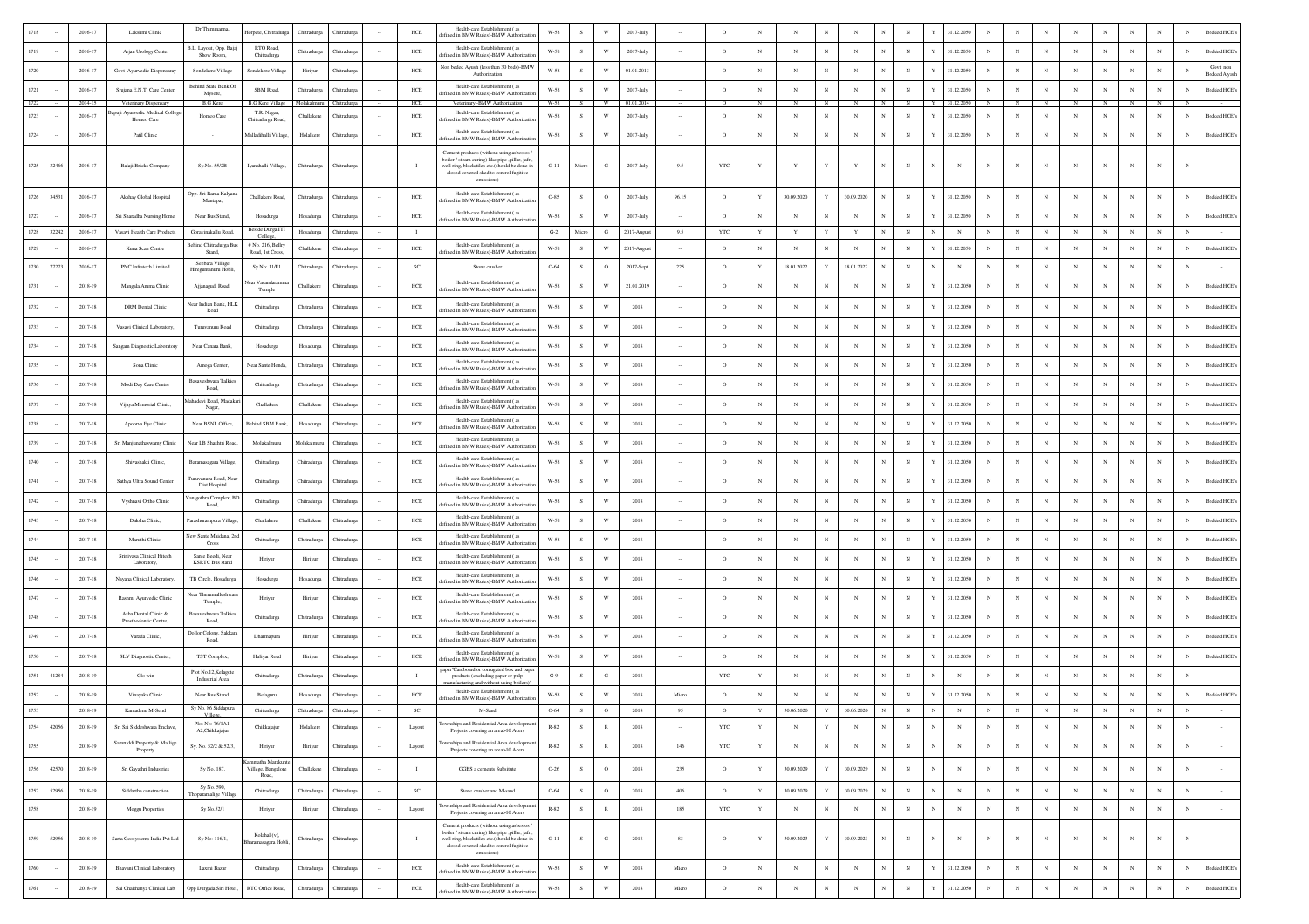| | | | | | | | | | | | | | | | | | | | | | | | | | | | | | | | | | | |
|---|---|---|---|---|---|---|---|---|---|---|---|---|---|---|---|---|---|---|---|---|---|---|---|---|---|---|---|---|---|---|---|---|---|---|
| 1718 | -- | 2016-17 | Lakshmi Clinic | Dr.Thimmanna, | Holpete, Chitradurga | Chitradurga | Chitradurga | -- | HCE | Health-care Establishment ( as defined in BMW Rules)-BMW Authorization | W-58 | S | W | 2017-July | -- | O | N | N | N | N | N | N | Y | 31.12.2050 | N | N | N | N | N | N | N | N | N | Bedded HCE's |
| 1719 | -- | 2016-17 | Arjun Urology Center | B.L. Layout, Opp. Bajaj Show Room, | RTO Road, Chitradurga | Chitradurga | Chitradurga | -- | HCE | Health-care Establishment ( as defined in BMW Rules)-BMW Authorization | W-58 | S | W | 2017-July | -- | O | N | N | N | N | N | N | Y | 31.12.2050 | N | N | N | N | N | N | N | N | N | Bedded HCE's |
| 1720 | -- | 2016-17 | Govt Ayurvedic Dispensaray | Sondekere Village | Sondekere Village | Hiriyur | Chitradurga | -- | HCE | Non bedded Ayush (less than 30 beds)-BMW Authorization | W-58 | S | W | 01.01.2013 | -- | O | N | N | N | N | N | N | Y | 31.12.2050 | N | N | N | N | N | N | N | N | N | Govt non Bedded Ayush |
| 1721 | -- | 2016-17 | Srupana E.N.T. Care Center | Behind State Bank Of Mysore, | SBM Road, | Chitradurga | Chitradurga | -- | HCE | Health-care Establishment ( as defined in BMW Rules)-BMW Authorization | W-58 | S | W | 2017-July | -- | O | N | N | N | N | N | N | Y | 31.12.2050 | N | N | N | N | N | N | N | N | N | Bedded HCE's |
| 1722 | -- | 2014-15 | Veterinary Dispensary | B.G.Kere | B.G.Kere Village | Molakalmuru | Chitradurga | -- | HCE | Veterinary -BMW Authorization | W-58 | S | W | 01.01.2014 | -- | O | N | N | N | N | N | N | Y | 31.12.2050 | N | N | N | N | N | N | N | N | N | - |
| 1723 | -- | 2016-17 | Bapuji Ayurvedic Medical College, Homeo Care | Homeo Care | T.R. Nagar, Chitradurga Road, | Challakere | Chitradurga | -- | HCE | Health-care Establishment ( as defined in BMW Rules)-BMW Authorization | W-58 | S | W | 2017-July | -- | O | N | N | N | N | N | N | Y | 31.12.2050 | N | N | N | N | N | N | N | N | N | Bedded HCE's |
| 1724 | -- | 2016-17 | Patil Clinic | - | Malladihalli Village, | Holalkere | Chitradurga | -- | HCE | Health-care Establishment ( as defined in BMW Rules)-BMW Authorization | W-58 | S | W | 2017-July | -- | O | N | N | N | N | N | N | Y | 31.12.2050 | N | N | N | N | N | N | N | N | N | Bedded HCE's |
| 1725 | 32466 | 2016-17 | Balaji Bricks Company | Sy.No. 55/2B | Iyanahalli Village, | Chitradurga | Chitradurga | | I | Cement products (without using asbestos / boiler / steam curing) like pipe ,pillar, jafri, well ring, block/tiles etc.(should be done in closed covered shed to control fugitive emissions) | G-11 | Micro | G | 2017-July | 9.5 | YTC | Y | Y | Y | Y | N | N | N | N | N | N | N | N | N | N | N | N | N | - |
| 1726 | 34531 | 2016-17 | Akshay Global Hospital | Opp. Sri Rama Kalyana Mantapa, | Challakere Road, | Chitradurga | Chitradurga | -- | HCE | Health-care Establishment ( as defined in BMW Rules)-BMW Authorization | O-85 | S | O | 2017-July | 96.15 | O | Y | 30.09.2020 | Y | 30.09.2020 | N | N | Y | 31.12.2050 | N | N | N | N | N | N | N | N | N | Bedded HCE's |
| 1727 | -- | 2016-17 | Sri.Sharadha Nursing Home | Near Bus Stand, | Hosadurga | Hosadurga | Chitradurga | -- | HCE | Health-care Establishment ( as defined in BMW Rules)-BMW Authorization | W-58 | S | W | 2017-July | -- | O | N | N | N | N | N | N | Y | 31.12.2050 | N | N | N | N | N | N | N | N | N | Bedded HCE's |
| 1728 | 32242 | 2016-17 | Vasavi Health Care Products | Goravinakallu Road, | Beside Durga ITI College, | Hosadurga | Chitradurga | -- | I | | G-2 | Micro | G | 2017-August | 9.5 | YTC | Y | Y | Y | Y | N | N | N | N | N | N | N | N | N | N | N | N | N | - |
| 1729 | -- | 2016-17 | Kuna Scan Centre | Behind Chitradurga Bus Stand, | # No: 216, Bellry Road, 1st Cross, | Challakere | Chitradurga | -- | HCE | Health-care Establishment ( as defined in BMW Rules)-BMW Authorization | W-58 | S | W | 2017-August | -- | O | N | N | N | N | N | N | Y | 31.12.2050 | N | N | N | N | N | N | N | N | N | Bedded HCE's |
| 1730 | 77273 | 2016-17 | PNC Infratech Limited | Seebara Village, Hireguntanuru Hobli, | Sy No: 11/P1 | Chitradurga | Chitradurga | -- | SC | Stone crusher | O-64 | S | O | 2017-Sept | 225 | O | Y | 18.01.2022 | Y | 18.01.2022 | N | N | N | N | N | N | N | N | N | N | N | N | N | - |
| 1731 | -- | 2018-19 | Mangala Amma Clinic | Ajjanagudi Road, | Near Vasandaramma Temple | Challakere | Chitradurga | -- | HCE | Health-care Establishment ( as defined in BMW Rules)-BMW Authorization | W-58 | S | W | 21.01.2019 | -- | O | N | N | N | N | N | N | Y | 31.12.2050 | N | N | N | N | N | N | N | N | N | Bedded HCE's |
| 1732 | -- | 2017-18 | DRM Dental Clinic | Near Indian Bank, HLK Road | Chitradurga | Chitradurga | Chitradurga | -- | HCE | Health-care Establishment ( as defined in BMW Rules)-BMW Authorization | W-58 | S | W | 2018 | -- | O | N | N | N | N | N | N | Y | 31.12.2050 | N | N | N | N | N | N | N | N | N | Bedded HCE's |
| 1733 | -- | 2017-18 | Vasavi Clinical Laboratory, | Turuvanuru Road | Chitradurga | Chitradurga | Chitradurga | -- | HCE | Health-care Establishment ( as defined in BMW Rules)-BMW Authorization | W-58 | S | W | 2018 | -- | O | N | N | N | N | N | N | Y | 31.12.2050 | N | N | N | N | N | N | N | N | N | Bedded HCE's |
| 1734 | -- | 2017-18 | Sangam Diagnostic Laboratory | Near Canara Bank, | Hosadurga | Hosadurga | Chitradurga | -- | HCE | Health-care Establishment ( as defined in BMW Rules)-BMW Authorization | W-58 | S | W | 2018 | -- | O | N | N | N | N | N | N | Y | 31.12.2050 | N | N | N | N | N | N | N | N | N | Bedded HCE's |
| 1735 | -- | 2017-18 | Sona Clinic | Arnoga Center, | Near Sante Honda, | Chitradurga | Chitradurga | -- | HCE | Health-care Establishment ( as defined in BMW Rules)-BMW Authorization | W-58 | S | W | 2018 | -- | O | N | N | N | N | N | N | Y | 31.12.2050 | N | N | N | N | N | N | N | N | N | Bedded HCE's |
| 1736 | -- | 2017-18 | Modi Day Care Centre | Basaveshwara Talkies Road, | Chitradurga | Chitradurga | Chitradurga | -- | HCE | Health-care Establishment ( as defined in BMW Rules)-BMW Authorization | W-58 | S | W | 2018 | -- | O | N | N | N | N | N | N | Y | 31.12.2050 | N | N | N | N | N | N | N | N | N | Bedded HCE's |
| 1737 | -- | 2017-18 | Vijaya Memorial Clinic, | Mahadevi Road, Madakari Nagar, | Challakere | Challakere | Chitradurga | -- | HCE | Health-care Establishment ( as defined in BMW Rules)-BMW Authorization | W-58 | S | W | 2018 | -- | O | N | N | N | N | N | N | Y | 31.12.2050 | N | N | N | N | N | N | N | N | N | Bedded HCE's |
| 1738 | -- | 2017-18 | Apoorva Eye Clinic | Near BSNL Office, | Behind SBM Bank, | Hosadurga | Chitradurga | -- | HCE | Health-care Establishment ( as defined in BMW Rules)-BMW Authorization | W-58 | S | W | 2018 | -- | O | N | N | N | N | N | N | Y | 31.12.2050 | N | N | N | N | N | N | N | N | N | Bedded HCE's |
| 1739 | -- | 2017-18 | Sri Manjunathaswamy Clinic | Near LB Shashtri Road, | Molakalmuru | Molakalmuru | Chitradurga | -- | HCE | Health-care Establishment ( as defined in BMW Rules)-BMW Authorization | W-58 | S | W | 2018 | -- | O | N | N | N | N | N | N | Y | 31.12.2050 | N | N | N | N | N | N | N | N | N | Bedded HCE's |
| 1740 | -- | 2017-18 | Shivashakti Clinic, | Baramasagara Village, | Chitradurga | Chitradurga | Chitradurga | -- | HCE | Health-care Establishment ( as defined in BMW Rules)-BMW Authorization | W-58 | S | W | 2018 | -- | O | N | N | N | N | N | N | Y | 31.12.2050 | N | N | N | N | N | N | N | N | N | Bedded HCE's |
| 1741 | -- | 2017-18 | Sathya Ultra Sound Center | Turuvanuru Road, Near Dist Hospital | Chitradurga | Chitradurga | Chitradurga | -- | HCE | Health-care Establishment ( as defined in BMW Rules)-BMW Authorization | W-58 | S | W | 2018 | -- | O | N | N | N | N | N | N | Y | 31.12.2050 | N | N | N | N | N | N | N | N | N | Bedded HCE's |
| 1742 | -- | 2017-18 | Vyshnavi Ortho Clinic | Vanigotthra Complex, BD Road, | Chitradurga | Chitradurga | Chitradurga | -- | HCE | Health-care Establishment ( as defined in BMW Rules)-BMW Authorization | W-58 | S | W | 2018 | -- | O | N | N | N | N | N | N | Y | 31.12.2050 | N | N | N | N | N | N | N | N | N | Bedded HCE's |
| 1743 | -- | 2017-18 | Daksha Clinic, | Parashurampura Village, | Challakere | Challakere | Chitradurga | -- | HCE | Health-care Establishment ( as defined in BMW Rules)-BMW Authorization | W-58 | S | W | 2018 | -- | O | N | N | N | N | N | N | Y | 31.12.2050 | N | N | N | N | N | N | N | N | N | Bedded HCE's |
| 1744 | -- | 2017-18 | Maruthi Clinic, | New Sante Maidana, 2nd Cross | Chitradurga | Chitradurga | Chitradurga | -- | HCE | Health-care Establishment ( as defined in BMW Rules)-BMW Authorization | W-58 | S | W | 2018 | -- | O | N | N | N | N | N | N | Y | 31.12.2050 | N | N | N | N | N | N | N | N | N | Bedded HCE's |
| 1745 | -- | 2017-18 | Srinivasa Clinical Hitech Laboratory, | Sante Roedi, Near KSRTC Bus stand | Hiriyur | Hiriyur | Chitradurga | -- | HCE | Health-care Establishment ( as defined in BMW Rules)-BMW Authorization | W-58 | S | W | 2018 | -- | O | N | N | N | N | N | N | Y | 31.12.2050 | N | N | N | N | N | N | N | N | N | Bedded HCE's |
| 1746 | -- | 2017-18 | Nayana Clinical Laboratory, | TB Circle, Hosadurga | Hosadurga | Hosadurga | Chitradurga | -- | HCE | Health-care Establishment ( as defined in BMW Rules)-BMW Authorization | W-58 | S | W | 2018 | -- | O | N | N | N | N | N | N | Y | 31.12.2050 | N | N | N | N | N | N | N | N | N | Bedded HCE's |
| 1747 | -- | 2017-18 | Rashmi Ayurvedic Clinic | Near Thimmalleshwara Temple, | Hiriyur | Hiriyur | Chitradurga | -- | HCE | Health-care Establishment ( as defined in BMW Rules)-BMW Authorization | W-58 | S | W | 2018 | -- | O | N | N | N | N | N | N | Y | 31.12.2050 | N | N | N | N | N | N | N | N | N | Bedded HCE's |
| 1748 | -- | 2017-18 | Asha Dental Clinic & Prosthodontic Centre, | Basaveshwara Talkies Road, | Chitradurga | Chitradurga | Chitradurga | -- | HCE | Health-care Establishment ( as defined in BMW Rules)-BMW Authorization | W-58 | S | W | 2018 | -- | O | N | N | N | N | N | N | Y | 31.12.2050 | N | N | N | N | N | N | N | N | N | Bedded HCE's |
| 1749 | -- | 2017-18 | Varada Clinic, | Dollor Colony, Sakkara Road, | Dharmapura | Hiriyur | Chitradurga | -- | HCE | Health-care Establishment ( as defined in BMW Rules)-BMW Authorization | W-58 | S | W | 2018 | -- | O | N | N | N | N | N | N | Y | 31.12.2050 | N | N | N | N | N | N | N | N | N | Bedded HCE's |
| 1750 | -- | 2017-18 | SLV Diagnostic Center, | TST Complex, | Huliyar Road | Hiriyur | Chitradurga | -- | HCE | Health-care Establishment ( as defined in BMW Rules)-BMW Authorization | W-58 | S | W | 2018 | -- | O | N | N | N | N | N | N | Y | 31.12.2050 | N | N | N | N | N | N | N | N | N | Bedded HCE's |
| 1751 | 41284 | 2018-19 | Glo win | Plot No.12,Kelagote Industrial Area | Chitradurga | Chitradurga | Chitradurga | -- | I | paper"Cardboard or corrugated box and paper products (excluding paper or pulp manufacturing and without using boilers)" | G-9 | S | G | 2018 | -- | YTC | Y | N | N | N | N | N | N | N | N | N | N | N | N | N | N | N | N | - |
| 1752 | -- | 2018-19 | Vinayaka Clinic | Near Bus Stand | Belaguru | Hosadurga | Chitradurga | -- | HCE | Health-care Establishment ( as defined in BMW Rules)-BMW Authorization | W-58 | S | W | 2018 | Micro | O | N | N | N | N | N | N | Y | 31.12.2050 | N | N | N | N | N | N | N | N | N | Bedded HCE's |
| 1753 | -- | 2018-19 | Kamadenu M-Sand | Sy No. 86 Siddapura Village, | Chitradurga | Chitradurga | Chitradurga | -- | SC | M-Sand | O-64 | S | O | 2018 | 95 | O | Y | 30.06.2020 | Y | 30.06.2020 | N | N | N | N | N | N | N | N | N | N | N | N | N | - |
| 1754 | 42056 | 2018-19 | Sri Sai Siddeshwara Enclave, | Plot Nos: 76/1A1, A2,Chikkajajur | Chikkajajur | Holalkere | Chitradurga | -- | Layout | Townships and Residential Area development Projects covering an area>10 Acers | R-82 | S | R | 2018 | -- | YTC | Y | N | Y | N | N | N | N | N | N | N | N | N | N | N | N | N | N | - |
| 1755 | -- | 2018-19 | Sammuddi Property & Mallige Property | Sy. No. 52/2 & 52/3, | Hiriyur | Hiriyur | Chitradurga | -- | Layout | Townships and Residential Area development Projects covering an area>10 Acers | R-82 | S | R | 2018 | 146 | YTC | Y | N | N | N | N | N | N | N | N | N | N | N | N | N | N | N | N | - |
| 1756 | 42570 | 2018-19 | Sri Gayathri Industries | Sy No, 187, | Kammatha Marakunte Village, Bangalore Road, | Challakere | Chitradurga | -- | I | GGBS a cements Substitute | O-26 | S | O | 2018 | 235 | O | Y | 30.09.2029 | Y | 30.09.2029 | N | N | N | N | N | N | N | N | N | N | N | N | N | - |
| 1757 | 52956 | 2018-19 | Siddartha construction | Sy No. 590, Thopanamalige Village | Chitradurga | Chitradurga | Chitradurga | -- | SC | Stone crusher and M-sand | O-64 | S | O | 2018 | 408 | O | Y | 30.09.2029 | Y | 30.09.2029 | N | N | N | N | N | N | N | N | N | N | N | N | N | - |
| 1758 | | 2018-19 | Moggu Properties | Sy No.52/1 | Hiriyur | Hiriyur | Chitradurga | -- | Layout | Townships and Residential Area development Projects covering an area>10 Acers | R-82 | S | R | 2018 | 185 | YTC | Y | N | N | N | N | N | N | N | N | N | N | N | N | N | N | N | N | - |
| 1759 | 52956 | 2018-19 | Sarra Geosystems India Pvt Ltd | Sy No: 116/1, | Kolahal (v), Bharamasagara Hobli, | Chitradurga | Chitradurga | -- | I | Cement products (without using asbestos / boiler / steam curing) like pipe ,pillar, jafri, well ring, block/tiles etc.(should be done in closed covered shed to control fugitive emissions) | G-11 | S | G | 2018 | 83 | O | Y | 30.09.2023 | Y | 30.09.2023 | N | N | N | N | N | N | N | N | N | N | N | N | N | - |
| 1760 | -- | 2018-19 | Bhavani Clinical Laboratory | Laxmi Bazar | Chitradurga | Chitradurga | Chitradurga | -- | HCE | Health-care Establishment ( as defined in BMW Rules)-BMW Authorization | W-58 | S | W | 2018 | Micro | O | N | N | N | N | N | N | Y | 31.12.2050 | N | N | N | N | N | N | N | N | N | Bedded HCE's |
| 1761 | -- | 2018-19 | Sai Chaithanya Clinical Lab | Opp Durgada Siri Hotel, | RTO Office Road, | Chitradurga | Chitradurga | -- | HCE | Health-care Establishment ( as defined in BMW Rules)-BMW Authorization | W-58 | S | W | 2018 | Micro | O | N | N | N | N | N | N | Y | 31.12.2050 | N | N | N | N | N | N | N | N | N | Bedded HCE's |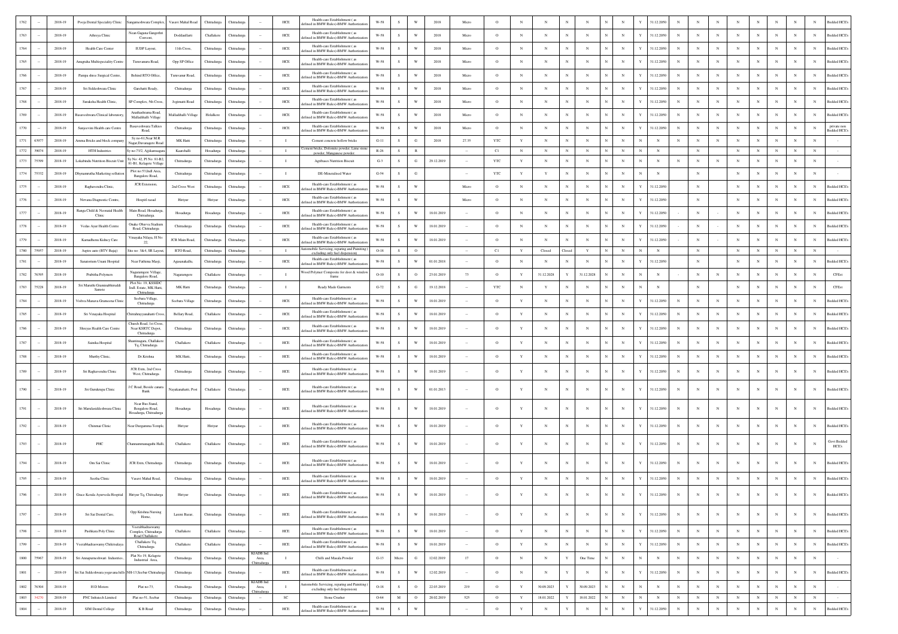| | | | | | | | | | | | | | | | | | | | | | | | | | | | | | | | | | |
|---|---|---|---|---|---|---|---|---|---|---|---|---|---|---|---|---|---|---|---|---|---|---|---|---|---|---|---|---|---|---|---|---|---|
| 1762 | -- | 2018-19 | Pooja Dental Speciality Clinic | Sangameshwara Complex, | Vasavi Mahal Road | Chitradurga | Chitradurga | -- | HCE | Health-care Establishment ( as defined in BMW Rules)-BMW Authorization | W-58 | S | W | 2018 | Micro | O | N | N | N | N | N | N | Y | 31.12.2050 | N | N | N | N | N | N | N | N | Bedded HCE's |
| 1763 | -- | 2018-19 | Athreya Clinic | Near Gagana Gangothri Convent, | Doddaullarti | Challakere | Chitradurga | -- | HCE | Health-care Establishment ( as defined in BMW Rules)-BMW Authorization | W-58 | S | W | 2018 | Micro | O | N | N | N | N | N | N | Y | 31.12.2050 | N | N | N | N | N | N | N | N | Bedded HCE's |
| 1764 | -- | 2018-19 | Health Care Center | IUDP Layout, | 11th Cross, | Chitradurga | Chitradurga | -- | HCE | Health-care Establishment ( as defined in BMW Rules)-BMW Authorization | W-58 | S | W | 2018 | Micro | O | N | N | N | N | N | N | Y | 31.12.2050 | N | N | N | N | N | N | N | N | Bedded HCE's |
| 1765 | -- | 2018-19 | Anugraha Multispeciality Centre | Turuvanuru Road, | Opp SP Office | Chitradurga | Chitradurga | -- | HCE | Health-care Establishment ( as defined in BMW Rules)-BMW Authorization | W-58 | S | W | 2018 | Micro | O | N | N | N | N | N | N | Y | 31.12.2050 | N | N | N | N | N | N | N | N | Bedded HCE's |
| 1766 | -- | 2018-19 | Pampa shree Surgical Centre, | Behind RTO Office, | Turuvanur Road, | Chitradurga | Chitradurga | -- | HCE | Health-care Establishment ( as defined in BMW Rules)-BMW Authorization | W-58 | S | W | 2018 | Micro | O | N | N | N | N | N | N | Y | 31.12.2050 | N | N | N | N | N | N | N | N | Bedded HCE's |
| 1767 | -- | 2018-19 | Sri Siddeshwara Clinic | Garehatti Roady, | Chitradurga | Chitradurga | Chitradurga | -- | HCE | Health-care Establishment ( as defined in BMW Rules)-BMW Authorization | W-58 | S | W | 2018 | Micro | O | N | N | N | N | N | N | Y | 31.12.2050 | N | N | N | N | N | N | N | N | Bedded HCE's |
| 1768 | -- | 2018-19 | Suraksha Health Clinic, | SP Complex, 5th Cross, | Jogimatti Road | Chitradurga | Chitradurga | -- | HCE | Health-care Establishment ( as defined in BMW Rules)-BMW Authorization | W-58 | S | W | 2018 | Micro | O | N | N | N | N | N | N | Y | 31.12.2050 | N | N | N | N | N | N | N | N | Bedded HCE's |
| 1769 | -- | 2018-19 | Basaveshwara Clinical laboratory, | Anubhadrama Road, Malladihalli Village | Malladihalli Village | Holalkere | Chitradurga | -- | HCE | Health-care Establishment ( as defined in BMW Rules)-BMW Authorization | W-58 | S | W | 2018 | Micro | O | N | N | N | N | N | N | Y | 31.12.2050 | N | N | N | N | N | N | N | N | Bedded HCE's |
| 1770 | -- | 2018-19 | Sanjeevini Health care Centre | Basaveshwara Talkies Road, | Chitradurga | Chitradurga | Chitradurga | -- | HCE | Health-care Establishment ( as defined in BMW Rules)-BMW Authorization | W-58 | S | W | 2018 | Micro | O | N | N | N | N | N | N | Y | 31.12.2050 | N | N | N | N | N | N | N | N | private non Bedded HCE's |
| 1771 | 63977 | 2018-19 | Amma Bricks and block company | Sy no-61,Near M.R Nagar,Davanagere Road | MK Hatti | Chitradurga | Chitradurga | -- | I | Cement concrete hollow bricks | G-11 | S | G | 2018 | 27.35 | YTC | Y | N | N | N | N | N | N | N | N | N | N | N | N | N | N | N | |
| 1772 | 39074 | 2018-19 | HTH Industries | Sy no-73/2, Agikanasagara | Kaurahalli | Hosadurga | Chitradurga | -- | I | Cement bricks, Dolomite powder, Lime stone powder, Manganese powder. | R-26 | S | R | -- | -- | C1 | N | N | N | N | N | N | N | N | | N | | N | N | N | N | N | - |
| 1773 | 75399 | 2018-19 | Lokabindu Nutrition Biscuit Unit | Sy No: 42, Pl No: 81-B2, 81-B1, Kelagote Village | Chitradurga | Chitradurga | Chitradurga | -- | I | Agribases Nutrition Biscuit | G-3 | S | G | 29.12.2019 | -- | YTC | Y | N | N | N | N | N | N | N | N | N | N | N | N | N | N | N | - |
| 1774 | 75332 | 2018-19 | Dhyanamrutha Marketing sollution | Plot no:53,Indl Area, Bangalore Road, | Chitradurga | Chitradurga | Chitradurga | -- | I | DE-Mineralised Water | G-54 | S | G | | -- | YTC | Y | Y | N | N | N | N | N | N | | N | | N | N | N | N | N | - |
| 1775 | -- | 2018-19 | Raghavendra Clinic, | JCR Extension, | 2nd Cross West | Chitradurga | Chitradurga | -- | HCE | Health-care Establishment ( as defined in BMW Rules)-BMW Authorization | W-58 | S | W | | Micro | O | N | N | N | N | N | N | Y | 31.12.2050 | | N | | N | N | N | N | N | Bedded HCE's |
| 1776 | -- | 2018-19 | Nirvana Diagnostic Centre, | Hospitl raoad | Hiriyur | Hiriyur | Chitradurga | -- | HCE | Health-care Establishment ( as defined in BMW Rules)-BMW Authorization | W-58 | S | W | | Micro | O | N | N | N | N | N | N | Y | 31.12.2050 | | N | | N | N | N | N | N | Bedded HCE's |
| 1777 | -- | 2018-19 | Ranga Child & Neonatal Health Clinic | Main Road, Hosadurga, Chitradurga | Hosadurga | Hosadurga | Chitradurga | -- | HCE | Health-care Establishment ( as defined in BMW Rules)-BMW Authorization | W-58 | S | W | 18.01.2019 | -- | O | N | N | N | N | N | N | Y | 31.12.2050 | - | N | - | N | N | N | N | N | Bedded HCE's |
| 1778 | -- | 2018-19 | Vedas Ayur Health Centre | Onake Obavva Stadium Road, Chitradurga | Chitradurga | Chitradurga | Chitradurga | -- | HCE | Health-care Establishment ( as defined in BMW Rules)-BMW Authorization | W-58 | S | W | 18.01.2019 | -- | O | N | N | N | N | N | N | Y | 31.12.2050 | - | N | - | N | N | N | N | N | Bedded HCE's |
| 1779 | -- | 2018-19 | Kamadhenu Kidney Care | Vinayaka Nilaya, H No: 22, | JCR Main Road, | Chitradurga | Chitradurga | -- | HCE | Health-care Establishment ( as defined in BMW Rules)-BMW Authorization | W-58 | S | W | 18.01.2019 | -- | O | N | N | N | N | N | N | Y | 31.12.2050 | - | N | - | N | N | N | N | N | Bedded HCE's |
| 1780 | 75957 | 2018-19 | Aspire auto (BTV Bajaj) | Site no: 3&4, SR Layout | RTO Road, | Chitradurga | Chitradurga | -- | I | Automobile Servicing, repairing and Painting ( excluding only fuel dispension) | O-18 | S | O | | -- | C1 | Y | Closed | Closed | Y | N | N | N | N | | N | | N | N | N | N | N | - |
| 1781 | -- | 2018-19 | Sanatorium Unani Hospital | Near Fathima Masji, | Agasanakallu, | Chitradurga | Chitradurga | -- | HCE | Health-care Establishment ( as defined in BMW Rules)-BMW Authorization | W-58 | S | W | 01.01.2018 | -- | O | N | N | N | N | N | N | Y | 31.12.2050 | | N | | N | N | N | N | N | Bedded HCE's |
| 1782 | 76395 | 2018-19 | Prabitha Polymers | Nagaramgere Village, Bangalore Road, | Nagaramgere | Challakere | Chitradurga | -- | I | Wood Polymer Composite for door & window frame | O-10 | S | O | 23.01.2019 | 73 | O | Y | 31.12.2028 | Y | 31.12.2028 | N | N | N | N | - | N | | N | N | N | N | N | CFEst |
| 1783 | 75228 | 2018-19 | Sri Maruthi Gramirabhivruddi Samste | Plot No: 19, KSSIDC Indl. Estate, MK Hatti, Chitradurga | MK Hatti | Chitradurga | Chitradurga | -- | I | Ready Made Garments | G-72 | S | G | 19.12.2018 | -- | YTC | N | Y | N | N | N | N | N | N | | N | | N | N | N | N | N | CFEst |
| 1784 | -- | 2018-19 | Vishwa Manava Grameena Clinic | Seebara Village, Chitradurga | Seebara Village | Chitradurga | Chitradurga | -- | HCE | Health-care Establishment ( as defined in BMW Rules)-BMW Authorization | W-58 | S | W | 18.01.2019 | -- | O | Y | N | N | N | N | N | Y | 31.12.2050 | N | N | N | N | N | N | N | N | Bedded HCE's |
| 1785 | -- | 2018-19 | Sri Vinayaka Hospital | Chitrahrayyanahatti Cross, | Bellary Road, | Challakere | Chitradurga | -- | HCE | Health-care Establishment ( as defined in BMW Rules)-BMW Authorization | W-58 | S | W | 18.01.2019 | -- | O | Y | N | N | N | N | N | Y | 31.12.2050 | N | N | N | N | N | N | N | N | Bedded HCE's |
| 1786 | -- | 2018-19 | Shreyas Health Care Centre | Church Road, 1st Cross, Near KSRTC Depot, Chitradurga | Chitradurga | Chitradurga | Chitradurga | -- | HCE | Health-care Establishment ( as defined in BMW Rules)-BMW Authorization | W-58 | S | W | 18.01.2019 | -- | O | Y | N | N | N | N | N | Y | 31.12.2050 | N | N | N | N | N | N | N | N | Bedded HCE's |
| 1787 | -- | 2018-19 | Sainika Hospital | Shanmugara, Challakere Tq, Chitradurga | Challakere | Challakere | Chitradurga | -- | HCE | Health-care Establishment ( as defined in BMW Rules)-BMW Authorization | W-58 | S | W | 18.01.2019 | -- | O | Y | N | N | N | N | N | Y | 31.12.2050 | N | N | N | N | N | N | N | N | Bedded HCE's |
| 1788 | -- | 2018-19 | Murthy Clinic, | Dr.Krishna | MK Hatti, | Chitradurga | Chitradurga | -- | HCE | Health-care Establishment ( as defined in BMW Rules)-BMW Authorization | W-58 | S | W | 18.01.2019 | -- | O | Y | N | N | N | N | N | Y | 31.12.2050 | N | N | N | N | N | N | N | N | Bedded HCE's |
| 1789 | -- | 2018-19 | Sri Raghavendra Clinic | JCR Exten, 2nd Cross West, Chitradurga | Chitradurga | Chitradurga | Chitradurga | -- | HCE | Health-care Establishment ( as defined in BMW Rules)-BMW Authorization | W-58 | S | W | 18.01.2019 | -- | O | Y | N | N | N | N | N | Y | 31.12.2050 | N | N | N | N | N | N | N | N | Bedded HCE's |
| 1790 | -- | 2018-19 | Sri Gurukrupa Clinic | J.C Road, Beside canara Bank | Nayakanahatti, Post | Challakere | Chitradurga | -- | HCE | Health-care Establishment ( as defined in BMW Rules)-BMW Authorization | W-58 | S | W | 01.01.2013 | -- | O | Y | N | N | N | N | N | Y | 31.12.2050 | N | N | N | N | N | N | N | N | Bedded HCE's |
| 1791 | -- | 2018-19 | Sri Marulasiddeshwara Clinic | Near Bus Stand, Bangalore Road, Hosadurga, Chitradurga | Hosadurga | Hosadurga | Chitradurga | -- | HCE | Health-care Establishment ( as defined in BMW Rules)-BMW Authorization | W-58 | S | W | 18.01.2019 | -- | O | Y | N | N | N | N | N | Y | 31.12.2050 | N | N | N | N | N | N | N | N | Bedded HCE's |
| 1792 | -- | 2018-19 | Chinmai Clinic | Near Durgamma Temple, | Hiriyur | Hiriyur | Chitradurga | -- | HCE | Health-care Establishment ( as defined in BMW Rules)-BMW Authorization | W-58 | S | W | 18.01.2019 | -- | O | Y | N | N | N | N | N | Y | 31.12.2050 | N | N | N | N | N | N | N | N | Bedded HCE's |
| 1793 | -- | 2018-19 | PHC | Channammanagathi Halli, | Challakere | Challakere | Chitradurga | -- | HCE | Health-care Establishment ( as defined in BMW Rules)-BMW Authorization | W-58 | S | W | 18.01.2019 | -- | O | Y | N | N | N | N | N | Y | 31.12.2050 | N | N | N | N | N | N | N | N | Govt Bedded HCE's |
| 1794 | -- | 2018-19 | Om Sai Clinic | JCR Extn, Chitradurga | Chitradurga | Chitradurga | Chitradurga | -- | HCE | Health-care Establishment ( as defined in BMW Rules)-BMW Authorization | W-58 | S | W | 18.01.2019 | -- | O | Y | N | N | N | N | N | Y | 31.12.2050 | N | N | N | N | N | N | N | N | Bedded HCE's |
| 1795 | -- | 2018-19 | Seetha Clinic | Vasavi Mahal Road, | Chitradurga | Chitradurga | Chitradurga | -- | HCE | Health-care Establishment ( as defined in BMW Rules)-BMW Authorization | W-58 | S | W | 18.01.2019 | -- | O | Y | N | N | N | N | N | Y | 31.12.2050 | N | N | N | N | N | N | N | N | Bedded HCE's |
| 1796 | -- | 2018-19 | Grace Kerala Ayurveda Hospital | Hiriyur Tq, Chitradurga | Hiriyur | Chitradurga | Chitradurga | -- | HCE | Health-care Establishment ( as defined in BMW Rules)-BMW Authorization | W-58 | S | W | 18.01.2019 | -- | O | Y | N | N | N | N | N | Y | 31.12.2050 | N | N | N | N | N | N | N | N | Bedded HCE's |
| 1797 | -- | 2018-19 | Sri Sai Dental Care, | Opp Krishna Nursing Home, | Laxmi Bazar, | Chitradurga | Chitradurga | -- | HCE | Health-care Establishment ( as defined in BMW Rules)-BMW Authorization | W-58 | S | W | 18.01.2019 | -- | O | Y | N | N | N | N | N | Y | 31.12.2050 | N | N | N | N | N | N | N | N | Bedded HCE's |
| 1798 | -- | 2018-19 | Pushkara Poly Clinic | Veerabhadraswamy Complex, Chitradurga Road Challakere | Challakere | Challakere | Chitradurga | -- | HCE | Health-care Establishment ( as defined in BMW Rules)-BMW Authorization | W-58 | S | W | 18.01.2019 | -- | O | Y | N | N | N | N | N | Y | 31.12.2050 | N | N | N | N | N | N | N | N | Bedded HCE's |
| 1799 | -- | 2018-19 | Veerabhadraswamy Chikitsalaya | Challakere Tq, Chitradurga | Challakere | Challakere | Chitradurga | -- | HCE | Health-care Establishment ( as defined in BMW Rules)-BMW Authorization | W-58 | S | W | 18.01.2019 | -- | O | Y | N | N | N | N | N | Y | 31.12.2050 | N | N | N | N | N | N | N | N | Bedded HCE's |
| 1800 | 75967 | 2018-19 | Sri Annapurneshwari Industries, | Plat No 19, Kelagote Industrial Area, | Chitradurga | Chitradurga | Chitradurga | KIADB Ind. Area, Chitradurga | I | Chilli and Masala Powder | G-13 | Micro | G | 12.02.2019 | 17 | O | N | N | Y | One Time | N | N | N | N | N | N | N | N | N | N | N | N | - |
| 1801 | -- | 2018-19 | Sri Sai Siddeshwara yogavana hills | NH-13,Seebar Chitradurga | Chitradurga | Chitradurga | Chitradurga | -- | HCE | Health-care Establishment ( as defined in BMW Rules)-BMW Authorization | W-58 | S | W | 12.02.2019 | -- | O | N | N | Y | N | N | N | N | Y | 31.12.2050 | N | N | N | N | N | N | N | N | Bedded HCE's |
| 1802 | 76304 | 2018-19 | H D Motors | Plat no-73, | Chitradurga | Chitradurga | Chitradurga | KIADB Ind. Area, Chitradurga | I | Automobile Servicing, repairing and Painting ( excluding only fuel dispension) | O-18 | S | O | 22.03.2019 | 219 | O | Y | 30.09.2023 | Y | 30.09.2023 | N | N | N | N | N | N | N | N | N | N | N | N | - |
| 1803 | 34270 | 2018-19 | PNC Infratech Limited | Plat no-51, Seebar | Chitradurga | Chitradurga | Chitradurga | -- | SC | Stone Crusher | O-64 | M | O | 20.02.2019 | 525 | O | Y | 18.01.2022 | Y | 18.01.2022 | N | N | N | N | N | N | N | N | N | N | N | N | - |
| 1804 | -- | 2018-19 | SJM Dental College | K B Road | Chitradurga | Chitradurga | Chitradurga | -- | HCE | Health-care Establishment ( as defined in BMW Rules)-BMW Authorization | W-58 | S | W | | -- | O | Y | N | Y | N | N | N | N | Y | 31.12.2050 | N | N | N | N | N | N | N | N | Bedded HCE's |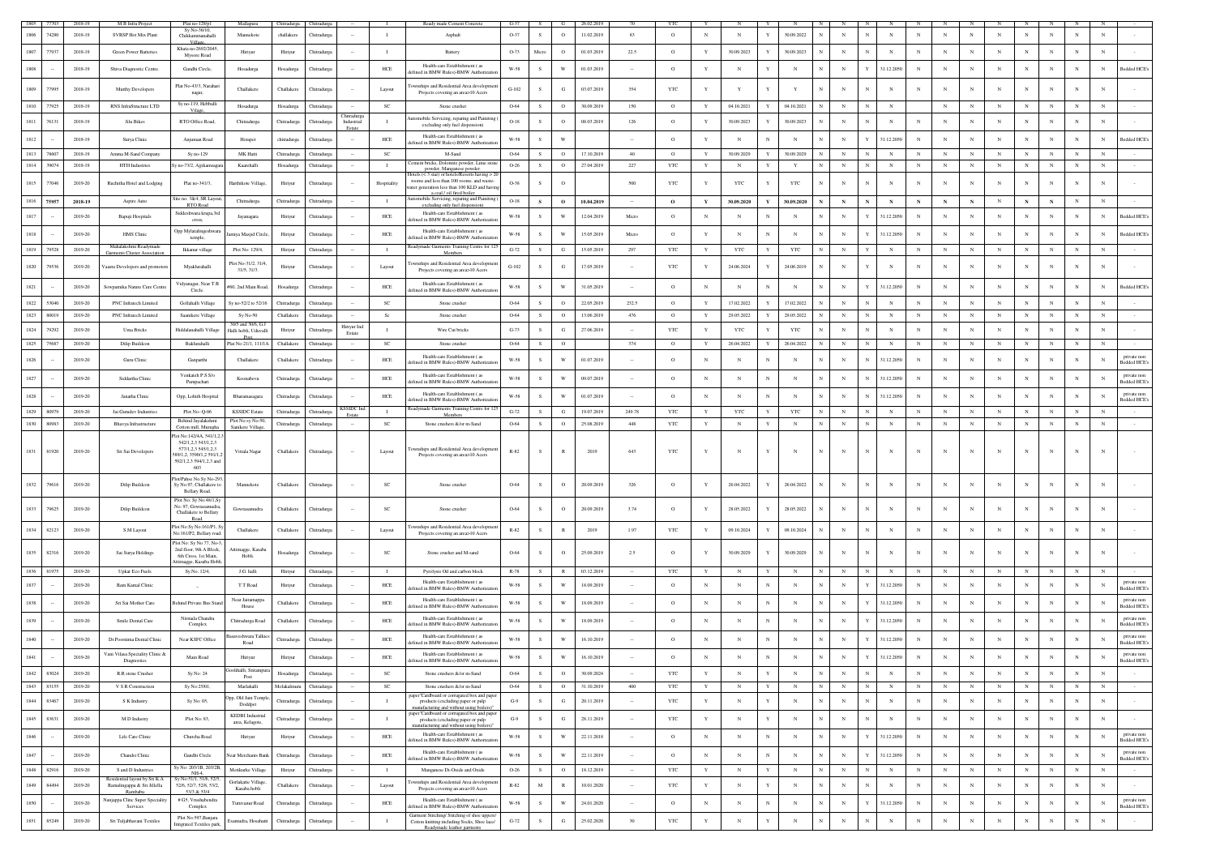| | | | | | | | | | | | | | | | | | | | | | | | | | | | | | | | | | | | |
|---|---|---|---|---|---|---|---|---|---|---|---|---|---|---|---|---|---|---|---|---|---|---|---|---|---|---|---|---|---|---|---|---|---|---|---|
| 1805 | 77703 | 2018-19 | M B Infra Project | Plot no-128/p1 | Mallapura | Chitradurga | Chitradurga | -- | I | Ready made Cement Concrete | G-37 | S | G | 26.02.2019 | 70 | YTC | Y | N | Y | N | N | N | N | N | N | N | N | N | N | N | N | N | N | N | |
| 1806 | 74280 | 2018-19 | SVRSP Hot Mix Plant | Sy.No-36/10, Chikkammanahalli Village | Mannekote | challakere | Chitradurga | -- | I | Asphalt | O-57 | S | O | 11.02.2019 | 83 | O | N | N | Y | 30.09.2022 | N | N | N | N | N | N | N | N | N | N | N | N | N | N | |
| 1807 | 77937 | 2018-19 | Green Power Batteries | Khata no-2602/2049, Mysore Road | Hiriyur | Hiriyur | Chitradurga | -- | I | Battery | O-73 | Micro | O | 01.03.2019 | 22.5 | O | Y | 30.09.2023 | Y | 30.09.2023 | N | N | N | N | N | N | N | N | N | N | N | N | N | N | |
| 1808 | -- | 2018-19 | Shiva Diagnostic Centre | Gandhi Circle, | Hosadurga | Hosadurga | Chitradurga | -- | HCE | Health-care Establishment ( as defined in BMW Rules)-BMW Authorization | W-58 | S | W | 01.03.2019 | -- | O | Y | N | Y | N | N | N | Y | 31.12.2050 | N | N | N | N | N | N | N | N | N | N | Bedded HCE's |
| 1809 | 77995 | 2018-19 | Murthy Developers | Plat No-43/3, Narahari nagar, | Challakere | Challakere | Chitradurga | -- | Layout | Townships and Residential Area development Projects covering an area>10 Acers | G-102 | S | G | 03.07.2019 | 354 | YTC | Y | Y | Y | Y | N | N | N | N | N | N | N | N | N | N | N | N | N | N | |
| 1810 | 77925 | 2018-19 | RNS InfraStructure LTD | Sy no-119, Hebballi Village, | Hosadurga | Hosadurga | Chitradurga | -- | SC | Stone crusher | O-64 | S | O | 30.09.2019 | 150 | O | Y | 04.10.2021 | Y | 04.10.2021 | N | N | N | N | N | N | N | N | N | N | N | N | N | N | |
| 1811 | 76131 | 2018-19 | Jilu Bikes | RTO Office Road, | Chitradurga | Chitradurga | Chitradurga | Chitradurga Industrial Estate | I | Automobile Servicing, repairing and Painting ( excluding only fuel dispension) | O-18 | S | O | 08.03.2019 | 126 | O | Y | 30.09.2023 | Y | 30.09.2023 | N | N | N | N | N | N | N | N | N | N | N | N | N | N | |
| 1812 | -- | 2018-19 | Surya Clinic | Anjanan Road | chitradurga | Chitradurga | Chitradurga | -- | HCE | Health-care Establishment ( as defined in BMW Rules)-BMW Authorization | W-58 | S | W | | -- | O | Y | N | N | N | N | N | Y | 31.12.2050 | N | N | N | N | N | N | N | N | N | N | Bedded HCE's |
| 1813 | 78607 | 2018-19 | Amma M-Sand Company | Sy no-129 | MK Hatti | Chitradurga | Chitradurga | -- | SC | M-Sand | O-64 | S | O | 17.10.2019 | 40 | O | Y | 30.09.2029 | Y | 30.09.2029 | N | N | N | N | N | N | N | N | N | N | N | N | N | N | |
| 1814 | 39074 | 2018-19 | HTH Industries | Sy no-73/2, Ajjikamsagara | Kanchalli | Hosadurga | Chitradurga | -- | I | Cement bricks, Dolomite powder, Lime stone powder, Manganese powder | O-26 | S | O | 27.04.2019 | 227 | YTC | Y | N | Y | Y | N | N | N | N | N | N | N | N | N | N | N | N | N | N | |
| 1815 | 77046 | 2019-20 | Ruchitha Hotel and Lodging | Plot no-341/3, | Harthikote Village, | Hiriyur | Chitradurga | -- | Hospitality | Hotels (< 3 star) or hotels/Resorts having > 20 rooms and less than 100 rooms and waste-water generation less than 100 KLD and having a coal / oil fired boiler | O-38 | S | O | | 500 | YTC | Y | YTC | Y | YTC | N | N | N | N | N | N | N | N | N | N | N | N | N | N | |
| 1816 | 75957 | 2018-19 | Aspire Auto | Site no. 3&4, SR Layout, RTO Road | Chitradurga | Chitradurga | Chitradurga | -- | I | Automobile Servicing, repairing and Painting ( excluding only fuel dispension) | O-18 | S | O | 10.04.2019 | -- | O | Y | 30.09.2020 | Y | 30.09.2020 | N | N | N | N | N | N | N | N | N | N | N | N | N | N | |
| 1817 | -- | 2019-20 | Bapuji Hospitals | Siddeshwara krupa, 3rd cross, | Jayanagara | Hiriyur | Chitradurga | -- | HCE | Health-care Establishment ( as defined in BMW Rules)-BMW Authorization | W-58 | S | W | 12.04.2019 | Micro | O | N | N | N | N | N | N | Y | 31.12.2050 | N | N | N | N | N | N | N | N | N | N | Bedded HCE's |
| 1818 | -- | 2019-20 | HMS Clinic | Opp Mylaralingeshwara temple, | Jamiya Masjid Circle, | Hiriyur | Chitradurga | -- | HCE | Health-care Establishment ( as defined in BMW Rules)-BMW Authorization | W-58 | S | W | 15.05.2019 | Micro | O | Y | N | N | N | N | N | Y | 31.12.2050 | N | N | N | N | N | N | N | N | N | N | Bedded HCE's |
| 1819 | 79528 | 2019-20 | Mahalakshmi Readymade Garments Cluster Association | Ikkanur village | Plot No: 129/4, | Hiriyur | Chitradurga | -- | I | Readymade Garments Training Centre for 125 Members | G-72 | S | G | 15.05.2019 | 297 | YTC | Y | YTC | Y | YTC | N | N | Y | N | N | N | N | N | N | N | N | N | N | N | |
| 1820 | 79536 | 2019-20 | Vaastu Developers and promoters | Myakluralli | Plot No-31/2, 31/4, 31/5, 31/3, | Hiriyur | Chitradurga | -- | Layout | Townships and Residential Area development Projects covering an area>10 Acers | G-102 | S | G | 17.05.2019 | -- | YTC | Y | 24.06.2024 | Y | 24.06.2019 | N | N | Y | N | N | N | N | N | N | N | N | N | N | N | |
| 1821 | -- | 2019-20 | Sowparnika Nature Cure Centre | Vidyanagar, Near T.B Circle, | #60, 2nd Main Road, | Hosadurga | Chitradurga | -- | HCE | Health-care Establishment ( as defined in BMW Rules)-BMW Authorization | W-58 | S | W | 31.05.2019 | -- | O | N | N | N | N | N | N | Y | 31.12.2050 | N | N | N | N | N | N | N | N | N | N | Bedded HCE's |
| 1822 | 53040 | 2019-20 | PNC Infratech Limited | Gollahalli Village | Sy no-52/2 to 52/16 | Chitradurga | Chitradurga | -- | SC | Stone crusher | O-64 | S | O | 22.05.2019 | 232.5 | O | Y | 17.02.2022 | Y | 17.02.2022 | N | N | N | N | N | N | N | N | N | N | N | N | N | N | |
| 1823 | 80019 | 2019-20 | PNC Infratech Limited | Sanikere Village | Sy No-50 | Challakere | Chitradurga | -- | Sc | Stone crusher | O-64 | S | O | 13.06.2019 | 478 | O | Y | 29.05.2022 | Y | 29.05.2022 | N | N | N | N | N | N | N | N | N | N | N | N | N | N | |
| 1824 | 79292 | 2019-20 | Uma Bricks | Hiddalanahalli Village | 305 and 30/6, G.J Halli hobli, Udavalli Post | Hiriyur | Chitradurga | Hiriyur Ind Estate | I | Wire Cut bricks | G-73 | S | G | 27.06.2019 | -- | YTC | Y | YTC | Y | YTC | N | N | N | N | N | N | N | N | N | N | N | N | N | N | |
| 1825 | 75687 | 2019-20 | Dilip Buildcon | Bukkarahalli | Plat No:21/1, 111/1A | Challakere | Chitradurga | -- | SC | Stone crusher | O-64 | S | O | | 374 | O | Y | 26.04.2022 | Y | 26.04.2022 | N | N | N | N | N | N | N | N | N | N | N | N | N | N | |
| 1826 | -- | 2019-20 | Guru Clinic | Ganpathi | Challakere | Challakere | Chitradurga | -- | HCE | Health-care Establishment ( as defined in BMW Rules)-BMW Authorization | W-58 | S | W | 01.07.2019 | -- | O | N | N | N | N | N | N | N | 31.12.2050 | N | N | N | N | N | N | N | N | N | N | private non Bedded HCE's |
| 1827 | -- | 2019-20 | Siddartha Clinic | Venkatesh P.S S/o Pampachari | Koonabeva | Chitradurga | Chitradurga | -- | HCE | Health-care Establishment ( as defined in BMW Rules)-BMW Authorization | W-58 | S | W | 09.07.2019 | -- | O | N | N | N | N | N | N | N | 31.12.2050 | N | N | N | N | N | N | N | N | N | N | private non Bedded HCE's |
| 1828 | -- | 2019-20 | Janatha Clinic | Opp. Lohith Hospital | Bharamasagara | Chitradurga | Chitradurga | -- | HCE | Health-care Establishment ( as defined in BMW Rules)-BMW Authorization | W-58 | S | W | 01.07.2019 | -- | O | N | N | N | N | N | N | N | 31.12.2050 | N | N | N | N | N | N | N | N | N | N | private non Bedded HCE's |
| 1829 | 80979 | 2019-20 | Jai Gurudev Industries | Plot No- Q-06 | KSSIDC Estate | Chitradurga | Chitradurga | KSSIDC Ind Estate | I | Readymade Garments Training Centre for 125 Members | G-72 | S | G | 19.07.2019 | 249.78 | YTC | Y | YTC | Y | YTC | N | N | N | N | N | N | N | N | N | N | N | N | N | N | |
| 1830 | 80983 | 2019-20 | Bhavya Infrastructure | Behind Jayalakshmi Cotton mill, Mutugha | Plot No:sy No-90, Sanikere Village, | Chitradurga | Chitradurga | -- | SC | Stone crushers &/or m-Sand | O-64 | S | O | 25.08.2019 | 448 | YTC | Y | N | Y | N | N | N | N | N | N | N | N | N | N | N | N | N | N | N | |
| 1831 | 81920 | 2019-20 | Sri Sai Developers | Plot No-142/4A, 541/1,2,3 542/1,2,3 543/1,2,3 577/1,2,3 545/1,2,3 580/1,2, 3580/1,2 591/1,2 592/1,2,3 594/1,2,3 and 603 | Vittala Nagar | Challakere | Chitradurga | -- | Layout | Townships and Residential Area development Projects covering an area>10 Acers | R-82 | S | R | 2019 | 643 | YTC | Y | N | Y | N | N | N | N | N | N | N | N | N | N | N | N | N | N | N | |
| 1832 | 79616 | 2019-20 | Dilip Buildcon | Plot/Pahne No Sy No-29/3, Sy No:97, Challakere to Bellary Road, | Mannekote | Challakere | Chitradurga | -- | SC | Stone crusher | O-64 | S | O | 20.09.2019 | 326 | O | Y | 26.04.2022 | Y | 26.04.2022 | N | N | N | N | N | N | N | N | N | N | N | N | N | N | |
| 1833 | 79625 | 2019-20 | Dilip Buildcon | Plot No: Sy No 48/3,Sy No: 97, Gowrasamudra, Challakere to Bellary Road. | Gowrasamudra | Challakere | Chitradurga | -- | SC | Stone crusher | O-64 | S | O | 20.09.2019 | 3.74 | O | Y | 28.05.2022 | Y | 28.05.2022 | N | N | N | N | N | N | N | N | N | N | N | N | N | N | |
| 1834 | 82123 | 2019-20 | S M Layout | Plot No;Sy No:161/P1, Sy No:161/P2, Bellary road. | Challakere | Challakere | Chitradurga | -- | Layout | Townships and Residential Area development Projects covering an area>10 Acers | R-82 | S | R | 2019 | 1.97 | YTC | Y | 09.10.2024 | Y | 09.10.2024 | N | N | N | N | N | N | N | N | N | N | N | N | N | N | |
| 1835 | 82316 | 2019-20 | Sai Surya Holdings | Plot No: Sy No 77, No-3, 2nd floor, 9th A Block, 6th Cross, 1st Main, Attimagge, Kasaba Hobli. | Attimagge, Kasaba Hobli. | Hosadurga | Chitradurga | -- | SC | Stone crusher and M-sand | O-64 | S | O | 25.09.2019 | 2.5 | O | Y | 30.09.2029 | Y | 30.09.2029 | N | N | N | N | N | N | N | N | N | N | N | N | N | N | |
| 1836 | 81975 | 2019-20 | Upkar Eco Fuels | Sy.No. 12/4, | J.G. halli | Hiriyur | Chitradurga | -- | I | Pyrolysis Oil and carbon block | R-78 | S | R | 03.12.2019 | -- | YTC | Y | N | Y | N | N | N | N | N | N | N | N | N | N | N | N | N | N | N | |
| 1837 | -- | 2019-20 | Ram Kamal Clinic | _ | T T Road | Hiriyur | Chitradurga | -- | HCE | Health-care Establishment ( as defined in BMW Rules)-BMW Authorization | W-58 | S | W | 18.09.2019 | -- | O | N | N | N | N | N | N | Y | 31.12.2050 | N | N | N | N | N | N | N | N | N | N | private non Bedded HCE's |
| 1838 | -- | 2019-20 | Sri Sai Mother Care | Behind Private Bus Stand | Near Jairamappa House | Challakere | Chitradurga | -- | HCE | Health-care Establishment ( as defined in BMW Rules)-BMW Authorization | W-58 | S | W | 18.09.2019 | -- | O | N | N | N | N | N | N | Y | 31.12.2050 | N | N | N | N | N | N | N | N | N | N | private non Bedded HCE's |
| 1839 | -- | 2019-20 | Smile Dental Care | Nirmala Chandra Complex | Chitradurga Road | Challakere | Chitradurga | -- | HCE | Health-care Establishment ( as defined in BMW Rules)-BMW Authorization | W-58 | S | W | 18.09.2019 | -- | O | N | N | N | N | N | N | Y | 31.12.2050 | N | N | N | N | N | N | N | N | N | N | private non Bedded HCE's |
| 1840 | -- | 2019-20 | Dr.Poornima Dental Clinic | Near KSPC Office | Basaveshwara Talkies Road | Chitradurga | Chitradurga | -- | HCE | Health-care Establishment ( as defined in BMW Rules)-BMW Authorization | W-58 | S | W | 16.10.2019 | -- | O | N | N | N | N | N | N | Y | 31.12.2050 | N | N | N | N | N | N | N | N | N | N | private non Bedded HCE's |
| 1841 | -- | 2019-20 | Vani Vilasa Speciality Clinic & Diagnostics | Main Road | Hiriyur | Hiriyur | Chitradurga | -- | HCE | Health-care Establishment ( as defined in BMW Rules)-BMW Authorization | W-58 | S | W | 16.10.2019 | -- | O | N | N | N | N | N | N | Y | 31.12.2050 | N | N | N | N | N | N | N | N | N | N | private non Bedded HCE's |
| 1842 | 83024 | 2019-20 | R.R stone Crusher | Sy No: 24 | Goollahalli, Srirampura Post | Hosadurga | Chitradurga | -- | SC | Stone crushers &/or m-Sand | O-64 | S | O | 30.09.2024 | -- | YTC | Y | N | Y | N | N | N | N | N | N | N | N | N | N | N | N | N | N | N | |
| 1843 | 83155 | 2019-20 | V S R Construction | Sy No:25/01, | Marlahalli | Molakalmuru | Chitradurga | -- | SC | Stone crushers &/or m-Sand | O-64 | S | O | 31.10.2019 | 400 | YTC | Y | N | Y | N | N | N | N | N | N | N | N | N | N | N | N | N | N | N | |
| 1844 | 83467 | 2019-20 | S K Industry | Sy No: 05, | Opp. Old Jain Temple, Doddpet | Chitradurga | Chitradurga | -- | I | paper"Cardboard or corrugated box and paper products (excluding paper or pulp manufacturing and without using boilers)" | G-9 | S | G | 20.11.2019 | -- | YTC | Y | N | Y | N | N | N | N | N | N | N | N | N | N | N | N | N | N | N | |
| 1845 | 83631 | 2019-20 | M D Industry | Plot No: 83, | KEDBI Industrial area, Kelagote, | Chitradurga | Chitradurga | -- | I | paper"Cardboard or corrugated box and paper products (excluding paper or pulp manufacturing and without using boilers)" | G-9 | S | G | 28.11.2019 | -- | YTC | Y | N | Y | N | N | N | N | N | N | N | N | N | N | N | N | N | N | N | |
| 1846 | -- | 2019-20 | Life Care Clinic | Churchu Road | Hiriyur | Hiriyur | Chitradurga | -- | HCE | Health-care Establishment ( as defined in BMW Rules)-BMW Authorization | W-58 | S | W | 22.11.2019 | -- | O | N | N | N | N | N | N | Y | 31.12.2050 | N | N | N | N | N | N | N | N | N | N | private non Bedded HCE's |
| 1847 | -- | 2019-20 | Chandsi Clinic | Gandhi Circle | Near Merchants Bank | Chitradurga | Chitradurga | -- | HCE | Health-care Establishment ( as defined in BMW Rules)-BMW Authorization | W-58 | S | W | 22.11.2019 | -- | O | N | N | N | N | N | N | Y | 31.12.2050 | N | N | N | N | N | N | N | N | N | N | private non Bedded HCE's |
| 1848 | 82916 | 2019-20 | S and D Industries | Sy No: 203/1B, 203/2B, NH-4, | Merkurke Village | Hiriyur | Chitradurga | -- | I | Manganese Di-Oxide and Oxide | O-26 | S | O | 18.12.2019 | -- | YTC | Y | N | Y | N | N | N | N | N | N | N | N | N | N | N | N | N | N | N | |
| 1849 | 84494 | 2019-20 | Residential layout by Sri K.A Ramalingappa & Sri Jillella Rambabu | Sy No-51/1, 51/8, 52/5, 52/6, 52/7, 52/8, 53/2, 53/3 & 53/4 | Gorlakatte Village, Kasaba hobli | Challakere | Chitradurga | -- | Layout | Townships and Residential Area development Projects covering an area>10 Acers | R-82 | M | R | 10.01.2020 | -- | YTC | Y | N | Y | N | N | N | N | N | N | N | N | N | N | N | N | N | N | N | |
| 1850 | -- | 2019-20 | Nanjappa Clinic Super Speciality Services | # G5, Vrushabendra Complex | Turuvanur Road | Chitradurga | Chitradurga | -- | HCE | Health-care Establishment ( as defined in BMW Rules)-BMW Authorization | W-58 | S | W | 24.01.2020 | -- | O | N | N | N | N | N | N | Y | 31.12.2050 | N | N | N | N | N | N | N | N | N | N | private non Bedded HCE's |
| 1851 | 85249 | 2019-20 | Sri Tuljabhavani Textiles | Plot No:597,Banjara Integrated Textiles park | Esamudra, Hosahatti | Chitradurga | Chitradurga | -- | I | Garment Stitching/ Stitching of shoe uppers/ Cotton knitting including Socks, Shoe lace/ Readymade leather garments | G-72 | S | G | 25.02.2020 | 50 | YTC | Y | N | Y | N | N | N | N | N | N | N | N | N | N | N | N | N | N | N | |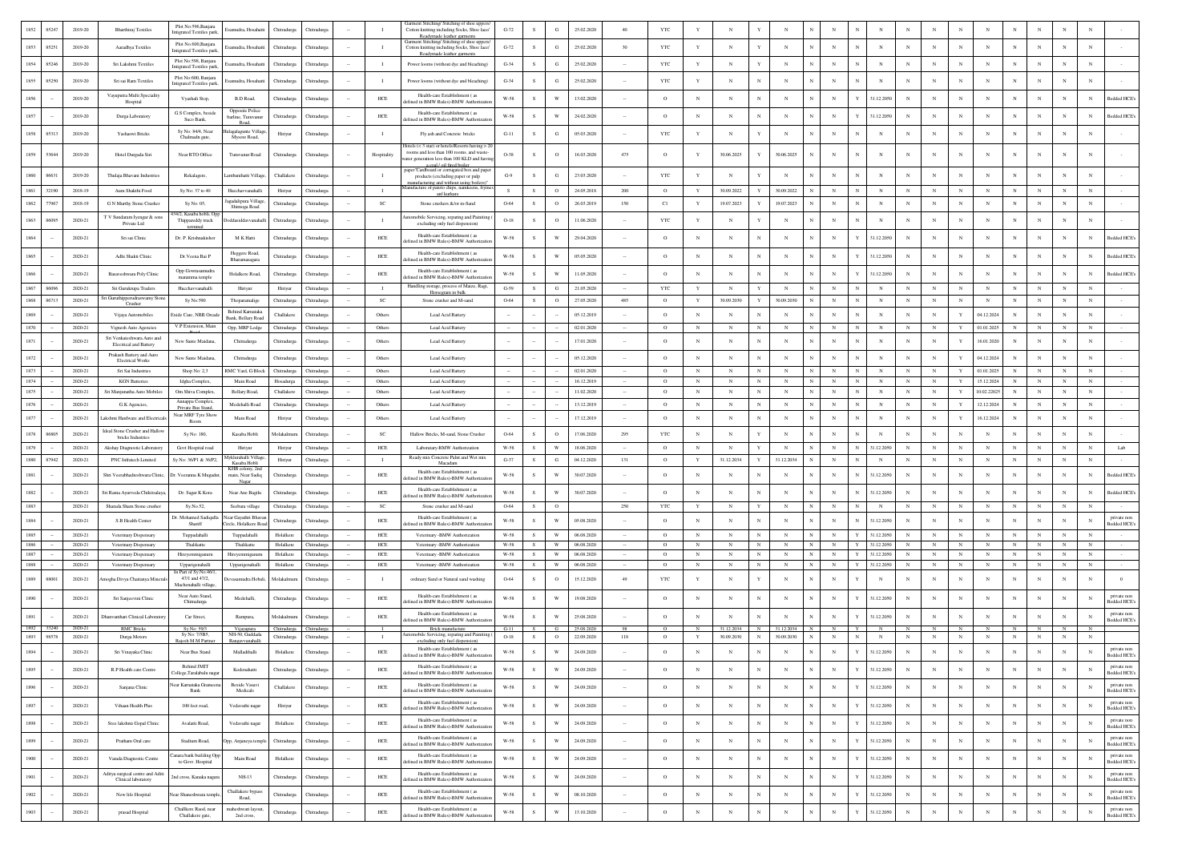| 1852 | 85247 | 2019-20 | Bhanhiraj Textiles | Plot No:596,Banjara Integrated Textiles park, | Esamudra, Hosahatti | Chitradurga | Chitradurga | -- | I | Garment Stitching/ Stitching of shoe uppers/ Cotton knitting including Socks, Shoe lace/ Readymade leather garments | G-72 | S | G | 25.02.2020 | 40 | YTC | Y | N | Y | N | N | N | N | N | N | N | N | N | N | N | N | - |
|---|---|---|---|---|---|---|---|---|---|---|---|---|---|---|---|---|---|---|---|---|---|---|---|---|---|---|---|---|---|---|---|---|
| 1853 | 85251 | 2019-20 | Aaradhya Textiles | Plot No:600,Banjara Integrated Textiles park, | Esamudra, Hosahatti | Chitradurga | Chitradurga | -- | I | Garment Stitching/ Stitching of shoe uppers/ Cotton knitting including Socks, Shoe lace/ Readymade leather garments | G-72 | S | G | 25.02.2020 | 30 | YTC | Y | N | Y | N | N | N | N | N | N | N | N | N | N | N | N | - |
| 1854 | 85246 | 2019-20 | Sri Lakshmi Textiles | Plot No:598, Banjara Integrated Textiles park, | Esamudra, Hosahatti | Chitradurga | Chitradurga | -- | I | Power looms (without dye and bleaching) | G-34 | S | G | 25.02.2020 | -- | YTC | Y | N | Y | N | N | N | N | N | N | N | N | N | N | N | N | - |
| 1855 | 85250 | 2019-20 | Sri sai Ram Textiles | Plot No:600, Banjara Integrated Textiles park, | Esamudra, Hosahatti | Chitradurga | Chitradurga | -- | I | Power looms (without dye and bleaching) | G-34 | S | G | 25.02.2020 | -- | YTC | Y | N | N | N | N | N | N | N | N | N | N | N | N | N | N | - |
| 1856 | -- | 2019-20 | Vayuputra Multi Speciality Hospital | Vyashali Stop, | B D Road, | Chitradurga | Chitradurga | -- | HCE | Health-care Establishment ( as defined in BMW Rules)-BMW Authorization | W-58 | S | W | 13.02.2020 | -- | O | N | N | N | N | N | N | Y | 31.12.2050 | N | N | N | N | N | N | N | Bedded HCE's |
| 1857 | -- | 2019-20 | Durga Laboratory | G.S Complex, beside Suco Bank, | Opposite Police barlins, Turuvanur Road | Chitradurga | Chitradurga | -- | HCE | Health-care Establishment ( as defined in BMW Rules)-BMW Authorization | W-58 | S | W | 24.02.2020 | -- | O | N | N | N | N | N | N | Y | 31.12.2050 | N | N | N | N | N | N | N | Bedded HCE's |
| 1858 | 85313 | 2019-20 | Yashasvi Bricks | Sy No: 84/4, Near Chalmadu gate, | Halagalagunte Village, Mysore Road, | Hiriyur | Chitradurga | -- | I | Fly ash and Concrete bricks | G-11 | S | G | 05.03.2020 | -- | YTC | Y | N | Y | N | N | N | N | N | N | N | N | N | N | N | N | - |
| 1859 | 53644 | 2019-20 | Hotel Durgada Siri | Near RTO Office | Turuvanur Road | Chitradurga | Chitradurga | -- | Hospitality | Hotels (< 3 star) or hotels/Resorts having > 20 rooms and less than 100 rooms and waste-water generation less than 100 KLD and having a coal / oil fired boiler | O-38 | S | O | 16.03.2020 | 475 | O | Y | 30.06.2025 | Y | 30.06.2025 | N | N | N | N | N | N | N | N | N | N | N | - |
| 1860 | 86631 | 2019-20 | Thulaja Bhavani Industries | Rekalagere, | Lambanihatti Village, | Challakere | Chitradurga | -- | I | paper "Cardboard or corrugated box and paper products (excluding paper or pulp manufacturing and without using boilers)" | G-9 | S | G | 23.03.2020 | -- | YTC | Y | N | Y | N | N | N | N | N | N | N | N | N | N | N | N | - |
| 1861 | 32190 | 2018-19 | Aum Shakthi Food | Sy No: 37 to 40 | Hucchavvanahalli | Hiriyur | Chitradurga | -- | I | Manufacture of potato chips, namkeens, fryems and kurkure | S | S | O | 24.05.2018 | 200 | O | Y | 30.09.2022 | Y | 30.09.2022 | N | N | N | N | N | N | N | N | N | N | N | - |
| 1862 | 77967 | 2018-19 | G N Murthy Stone Crusher | Sy No: 05, | Jagadalipura Village, Shimoga Road | Chitradurga | Chitradurga | -- | SC | Stone crushers &/or m-Sand | O-64 | S | O | 26.03.2019 | 150 | C1 | Y | 19.07.2023 | Y | 19.07.2023 | N | N | N | N | N | N | N | N | N | N | N | - |
| 1863 | 86095 | 2020-21 | T V Sundaram Iyengar & sons Private Ltd | 454/2, Kasaba hobli, Opp Thippareddy truck terminal | Doddasiddavvanahalli | Chitradurga | Chitradurga | -- | I | Automobile Servicing, repairing and Painting ( excluding only fuel dispensing) | O-18 | S | O | 11.06.2020 | -- | YTC | Y | N | Y | N | N | N | N | N | N | N | N | N | N | N | N | - |
| 1864 | -- | 2020-21 | Sri sai Clinic | Dr. P. Krishnakishor | M K Hatti | Chitradurga | Chitradurga | -- | HCE | Health-care Establishment ( as defined in BMW Rules)-BMW Authorization | W-58 | S | W | 29.04.2020 | -- | O | N | N | N | N | N | N | Y | 31.12.2050 | N | N | N | N | N | N | N | Bedded HCE's |
| 1865 | -- | 2020-21 | Adhi Shakti Clinic | Dr.Veena Bai P | Heggere Road, Bharamasagara | Chitradurga | Chitradurga | -- | HCE | Health-care Establishment ( as defined in BMW Rules)-BMW Authorization | W-58 | S | W | 05.05.2020 | -- | O | N | N | N | N | N | N | Y | 31.12.2050 | N | N | N | N | N | N | N | Bedded HCE's |
| 1866 | -- | 2020-21 | Basaveshwara Poly Clinic | Opp Gowrasamudra maramma temple | Holalkere Road, | Chitradurga | Chitradurga | -- | HCE | Health-care Establishment ( as defined in BMW Rules)-BMW Authorization | W-58 | S | W | 11.05.2020 | -- | O | N | N | N | N | N | N | Y | 31.12.2050 | N | N | N | N | N | N | N | Bedded HCE's |
| 1867 | 86096 | 2020-21 | Sri Gurukrupa Traders | Hucchavvanahalli | Hiriyur | Hiriyur | Chitradurga | -- | I | Handling storage, process of Maize, Ragi, Horsegram in bulk | G-59 | S | G | 21.05.2020 | -- | YTC | Y | N | Y | N | N | N | N | N | N | N | N | N | N | N | N | - |
| 1868 | 86713 | 2020-21 | Sri Guruthipperudraswamy Stone Crusher | Sy No:590 | Thoparamalige | Chitradurga | Chitradurga | -- | SC | Stone crusher and M-sand | O-64 | S | O | 27.05.2020 | 485 | O | Y | 30.09.2030 | Y | 30.09.2030 | N | N | N | N | N | N | N | N | N | N | N | - |
| 1869 | -- | 2020-21 | Vijaya Automobiles | Exide Care, NRR Circle | Behind Karnataka Bank, Bellary Road | Challakere | Chitradurga | -- | Others | Lead Acid Battery | -- | -- | -- | 05.12.2019 | -- | O | N | N | N | N | N | N | N | N | N | N | Y | 04.12.2024 | N | N | N | - |
| 1870 | -- | 2020-21 | Vignesh Auto Agencies | V P Extension, Main Road | Opp, MRP Lodge | Chitradurga | Chitradurga | -- | Others | Lead Acid Battery | -- | -- | -- | 02.01.2020 | -- | O | N | N | N | N | N | N | N | N | N | N | Y | 01.01.2025 | N | N | N | - |
| 1871 | -- | 2020-21 | Sri Venkateshwara Auto and Electrical and Battery | New Sante Maidana, | Chitradurga | Chitradurga | Chitradurga | -- | Others | Lead Acid Battery | -- | -- | -- | 17.01.2020 | -- | O | N | N | N | N | N | N | N | N | N | N | Y | 16.01.2020 | N | N | N | - |
| 1872 | -- | 2020-21 | Prakash Battery and Auto Electrical Works | New Sante Maidana, | Chitradurga | Chitradurga | Chitradurga | -- | Others | Lead Acid Battery | -- | -- | -- | 05.12.2020 | -- | O | N | N | N | N | N | N | N | N | N | N | Y | 04.12.2024 | N | N | N | - |
| 1873 | -- | 2020-21 | Sri Sai Industries | Shop No: 2,3 | RMC Yard, G Block | Chitradurga | Chitradurga | -- | Others | Lead Acid Battery | -- | -- | -- | 02.01.2020 | -- | O | N | N | N | N | N | N | N | N | N | N | Y | 01.01.2025 | N | N | N | - |
| 1874 | -- | 2020-21 | KGN Batteries | Idgha Complex, | Main Road | Hosadurga | Chitradurga | -- | Others | Lead Acid Battery | -- | -- | -- | 16.12.2019 | -- | O | N | N | N | N | N | N | N | N | N | N | Y | 15.12.2024 | N | N | N | - |
| 1875 | -- | 2020-21 | Sri Manjunatha Auto Mobiles | Om Shiva Complex, | Bellary Road, | Challakere | Chitradurga | -- | Others | Lead Acid Battery | -- | -- | -- | 11.02.2020 | -- | O | N | N | N | N | N | N | N | N | N | N | Y | 10.02.22025 | N | N | N | - |
| 1876 | -- | 2020-21 | G.K Agencies, | Annappa Complex, Private Bus Stand, | Medehalli Road | Chitradurga | Chitradurga | -- | Others | Lead Acid Battery | -- | -- | -- | 13.12.2019 | -- | O | N | N | N | N | N | N | N | N | N | N | Y | 12.12.2024 | N | N | N | - |
| 1877 | -- | 2020-21 | Lakshmi Hardware and Electricals | Near MRF Tyre Show Room | Main Road | Hiriyur | Chitradurga | -- | Others | Lead Acid Battery | -- | -- | -- | 17.12.2019 | -- | O | N | N | N | N | N | N | N | N | N | N | Y | 16.12.2024 | N | N | N | - |
| 1878 | 86805 | 2020-21 | Ideal Stone Crusher and Hallow bricks Industries | Sy No: 180, | Kasaba Hobli | Molakalmuru | Chitradurga | -- | SC | Hallow Bricks, M-sand, Stone Crusher | O-64 | S | O | 17.06.2020 | 295 | YTC | N | N | Y | N | N | N | N | N | N | N | N | N | N | N | N | - |
| 1879 | -- | 2020-21 | Akshay Diagnostic Laboratory | Govt Hospital road | Hiriyur | Hiriyur | Chitradurga | -- | HCE | Laboratory-BMW Authorization | W-58 | S | W | 18.06.2020 | -- | O | N | N | Y | N | N | N | N | 31.12.2050 | N | N | N | N | N | N | N | Lab |
| 1880 | 87942 | 2020-21 | PNC Infratech Limited | Sy No: 36/P1 & 36/P2, | Myklarahalli Village, Kasaba Hobli | Hiriyur | Chitradurga | -- | I | Ready mix Concrete Palnt and Wet mix Macadam | G-37 | S | G | 04.12.2020 | 131 | O | Y | 31.12.2034 | Y | 31.12.2034 | N | N | N | N | N | N | N | N | N | N | N | - |
| 1881 | -- | 2020-21 | Shri Veerabhadreshwara Clinic, | Dr. Veeranna K Mugadur, | KHB colony, 2nd main, Near Sadiq Nagar | Chitradurga | Chitradurga | -- | HCE | Health-care Establishment ( as defined in BMW Rules)-BMW Authorization | W-58 | S | W | 30.07.2020 | -- | O | N | N | N | N | N | N | N | 31.12.2050 | N | N | N | N | N | N | N | Bedded HCE's |
| 1882 | -- | 2020-21 | Sri Rama Ayurveda Chikitsalaya, | Dr. Sagar K Kora | Near Arai Bagilu | Chitradurga | Chitradurga | -- | HCE | Health-care Establishment ( as defined in BMW Rules)-BMW Authorization | W-58 | S | W | 30.07.2020 | -- | O | N | N | N | N | N | N | N | 31.12.2050 | N | N | N | N | N | N | N | Bedded HCE's |
| 1883 | | 2020-21 | Sharada Sham Stone crusher | Sy.No.52, | Seebara village | Chitradurga | Chitradurga | -- | SC | Stone crusher and M-sand | O-64 | S | O | | 250 | YTC | Y | N | Y | N | N | N | N | N | N | N | N | N | N | N | N | - |
| 1884 | -- | 2020-21 | S.B Health Center | Dr. Mohamed Sadiqulla Shariff | Near Gayathri Bhavan Circle, Holalkere Road | Chitradurga | Chitradurga | -- | HCE | Health-care Establishment ( as defined in BMW Rules)-BMW Authorization | W-58 | S | W | 05.08.2020 | -- | O | N | N | N | N | N | N | N | 31.12.2050 | N | N | N | N | N | N | N | private non Bedded HCE's |
| 1885 | -- | 2020-21 | Veterinary Dispensary | Tuppadahalli | Tuppadahalli | Holalkere | Chitradurga | -- | HCE | Veterinary -BMW Authorization | W-58 | S | W | 06.08.2020 | -- | O | N | N | N | N | N | N | Y | 31.12.2050 | N | N | N | N | N | N | N | - |
| 1886 | -- | 2020-21 | Veterinary Dispensary | Thalikatte | Thalikatte | Holalkere | Chitradurga | -- | HCE | Veterinary -BMW Authorization | W-58 | S | W | 06.08.2020 | -- | O | N | N | N | N | N | N | Y | 31.12.2050 | N | N | N | N | N | N | N | - |
| 1887 | -- | 2020-21 | Veterinary Dispensary | Hireyemmiganuru | Hireyemmiganuru | Holalkere | Chitradurga | -- | HCE | Veterinary -BMW Authorization | W-58 | S | W | 06.08.2020 | -- | O | N | N | N | N | N | N | Y | 31.12.2050 | N | N | N | N | N | N | N | - |
| 1888 | -- | 2020-21 | Veterinary Dispensary | Upparigenahalli | Upparigenahalli | Holalkere | Chitradurga | -- | HCE | Veterinary -BMW Authorization | W-58 | S | W | 06.08.2020 | -- | O | N | N | N | N | N | N | Y | 31.12.2050 | N | N | N | N | N | N | N | - |
| 1889 | 88001 | 2020-21 | Amogha Divya Chaitanya Minerals | In Part of Sy.No.46/1, 47/1 and 47/2, Machenahalli village, | Devasamudra Hobali, | Molakalmuru | Chitradurga | -- | I | ordinary Sand or Natural sand washing | O-64 | S | O | 15.12.2020 | 49 | YTC | Y | N | Y | N | N | N | Y | N | N | N | N | N | N | N | N | 0 |
| 1890 | -- | 2020-21 | Sri Sanjeevini Clinic | Near Auto Stand, Chitradurga | Medehalli, | Chitradurga | Chitradurga | -- | HCE | Health-care Establishment ( as defined in BMW Rules)-BMW Authorization | W-58 | S | W | 19.08.2020 | -- | O | N | N | N | N | N | N | Y | 31.12.2050 | N | N | N | N | N | N | N | private non Bedded HCE's |
| 1891 | -- | 2020-21 | Dhanvanthari Clinical Laboratory | Car Street | Rampura, | Molakalmuru | Chitradurga | -- | HCE | Health-care Establishment ( as defined in BMW Rules)-BMW Authorization | W-58 | S | W | 25.08.2020 | -- | O | N | N | N | N | N | N | Y | 31.12.2050 | N | N | N | N | N | N | N | private non Bedded HCE's |
| 1892 | 33240 | 2020-21 | RMC Bricks | Sy.No: 59/3 | Vijapura | Chitradurga | Chitradurga | -- | I | Brick manufacture | G-11 | S | G | 25.08.2020 | 98 | O | N | 31.12.2034 | N | 31.12.2034 | N | N | Y | N | N | N | N | N | N | N | N | - |
| 1893 | 98578 | 2020-21 | Durga Motors | Sy.No: 7/5B5, Rajesh M.M Partner | NH-50, Gaddada Rangavvanahalli | Chitradurga | Chitradurga | -- | I | Automobile Servicing, repairing and Painting ( excluding only fuel dispensing) | O-18 | S | O | 22.09.2020 | 118 | O | Y | 30.09.2030 | N | 30.09.2030 | N | N | N | N | N | N | N | N | N | N | N | - |
| 1894 | -- | 2020-21 | Sri Vinayaka Clinic | Near Bus Stand | Malladihalli | Holalkere | Chitradurga | -- | HCE | Health-care Establishment ( as defined in BMW Rules)-BMW Authorization | W-58 | S | W | 24.09.2020 | -- | O | N | N | N | N | N | N | Y | 31.12.2050 | N | N | N | N | N | N | N | private non Bedded HCE's |
| 1895 | -- | 2020-21 | R.P Health care Centre | Behind JMIT College,Taralabalu nagar | Kodenahatti | Chitradurga | Chitradurga | -- | HCE | Health-care Establishment ( as defined in BMW Rules)-BMW Authorization | W-58 | S | W | 24.09.2020 | -- | O | N | N | N | N | N | N | Y | 31.12.2050 | N | N | N | N | N | N | N | private non Bedded HCE's |
| 1896 | -- | 2020-21 | Sanjana Clinic | Near Karnataka Grameena Bank | Beside Vasavi Medicals | Challakere | Chitradurga | -- | HCE | Health-care Establishment ( as defined in BMW Rules)-BMW Authorization | W-58 | S | W | 24.09.2020 | -- | O | N | N | N | N | N | N | Y | 31.12.2050 | N | N | N | N | N | N | N | private non Bedded HCE's |
| 1897 | -- | 2020-21 | Vihaan Health Plus | 100 feet road, | Vedavathi nagar | Hiriyur | Chitradurga | -- | HCE | Health-care Establishment ( as defined in BMW Rules)-BMW Authorization | W-58 | S | W | 24.09.2020 | -- | O | N | N | N | N | N | N | Y | 31.12.2050 | N | N | N | N | N | N | N | private non Bedded HCE's |
| 1898 | -- | 2020-21 | Sree lakshmi Gopal Clinic | Avalatti Road, | Vedavathi nagar | Holalkere | Chitradurga | -- | HCE | Health-care Establishment ( as defined in BMW Rules)-BMW Authorization | W-58 | S | W | 24.09.2020 | -- | O | N | N | N | N | N | N | Y | 31.12.2050 | N | N | N | N | N | N | N | private non Bedded HCE's |
| 1899 | -- | 2020-21 | Pratham Oral care | Stadium Road, | Opp, Anjaneya temple | Chitradurga | Chitradurga | -- | HCE | Health-care Establishment ( as defined in BMW Rules)-BMW Authorization | W-58 | S | W | 24.09.2020 | -- | O | N | N | N | N | N | N | Y | 31.12.2050 | N | N | N | N | N | N | N | private non Bedded HCE's |
| 1900 | -- | 2020-21 | Vatada Diagnostic Centre | Canara bank building Opp to Govt. Hospital | Main Road | Holalkere | Chitradurga | -- | HCE | Health-care Establishment ( as defined in BMW Rules)-BMW Authorization | W-58 | S | W | 24.09.2020 | -- | O | N | N | N | N | N | N | Y | 31.12.2050 | N | N | N | N | N | N | N | private non Bedded HCE's |
| 1901 | -- | 2020-21 | Aditya surgical centre and Aditi Clinical laboratory | 2nd cross, Karuka nagara | NH-13 | Chitradurga | Chitradurga | -- | HCE | Health-care Establishment ( as defined in BMW Rules)-BMW Authorization | W-58 | S | W | 24.09.2020 | -- | O | N | N | N | N | N | N | Y | 31.12.2050 | N | N | N | N | N | N | N | private non Bedded HCE's |
| 1902 | -- | 2020-21 | New life Hospital | Near Shaneshwara temple, | Challakere bypass Road, | Chitradurga | Chitradurga | -- | HCE | Health-care Establishment ( as defined in BMW Rules)-BMW Authorization | W-58 | S | W | 08.10.2020 | -- | O | N | N | N | N | N | N | Y | 31.12.2050 | N | N | N | N | N | N | N | private non Bedded HCE's |
| 1903 | -- | 2020-21 | prasad Hospital | Challkere Raod, near Challakere gate, | maheshwari layout, 2nd cross, | Chitradurga | Chitradurga | -- | HCE | Health-care Establishment ( as defined in BMW Rules)-BMW Authorization | W-58 | S | W | 13.10.2020 | -- | O | N | N | N | N | N | N | Y | 31.12.2050 | N | N | N | N | N | N | N | private non Bedded HCE's |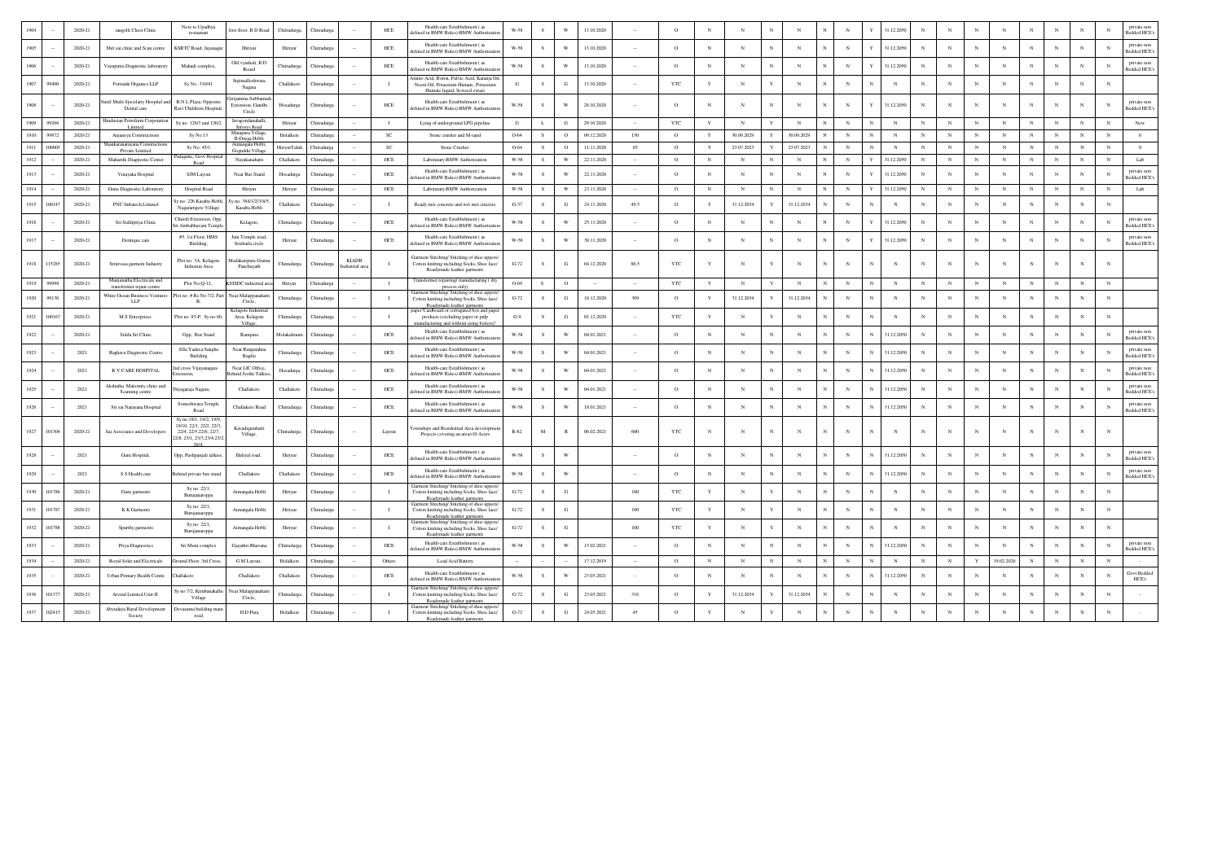| | | | | | | | | | | | | | | | | | | | | | | | | | | | | | | | | | |
|---|---|---|---|---|---|---|---|---|---|---|---|---|---|---|---|---|---|---|---|---|---|---|---|---|---|---|---|---|---|---|---|---|---|
| 1904 | – | 2020-21 | sangolli Chest Clinic | Next to Upadhya restaurant | first floor, B D Road | Chitradurga | Chitradurga | – | HCE | Health-care Establishment ( as defined in BMW Rules)-BMW Authorization | W-58 | S | W | 13.10.2020 | – | O | N | N | N | N | N | N | Y | 31.12.2050 | N | N | N | N | N | N | N | N | private non Bedded HCE's |
| 1905 | – | 2020-21 | Shri sai clinic and Scan centre | KSRTC Road, Jayanagar | Hiriyur | Hiriyur | Chitradurga | – | HCE | Health-care Establishment ( as defined in BMW Rules)-BMW Authorization | W-58 | S | W | 13.10.2020 | – | O | N | N | N | N | N | N | Y | 31.12.2050 | N | N | N | N | N | N | N | N | private non Bedded HCE's |
| 1906 | – | 2020-21 | Vayuputra Diagnostic laboratory | Mahadi complex, | Old vyashali, B D Road | Chitradurga | Chitradurga | – | HCE | Health-care Establishment ( as defined in BMW Rules)-BMW Authorization | W-58 | S | W | 13.10.2020 | – | O | N | N | N | N | N | N | Y | 31.12.2050 | N | N | N | N | N | N | N | N | private non Bedded HCE's |
| 1907 | 99400 | 2020-21 | Fortunak Organics LLP | Sy No: 310/41 | Sujimalleshwara Nagara | Challakere | Chitradurga | – | I | Amino Acid, Boron, Fulvic Acid, Karanja Oil, Neem Oil, Potassium Humate, Potassium Humate liquid, Seaweed extract | G | S | G | 13.10.2020 | – | YTC | Y | N | Y | N | N | N | N | N | N | N | N | N | N | N | N | N | |
| 1908 | – | 2020-21 | Sunil Multi Speciality Hospital and Dental care | B.N.L Plaza, Opposite Ravi Childrens Hospital, | Girijamma Subbanna Extension, Gandhi Circle | Hosadurga | Chitradurga | – | HCE | Health-care Establishment ( as defined in BMW Rules)-BMW Authorization | W-58 | S | W | 28.10.2020 | – | O | N | N | N | N | N | N | Y | 31.12.2050 | N | N | N | N | N | N | N | N | private non Bedded HCE's |
| 1909 | 99266 | 2020-21 | Hindustan Petroleum Corporation Limited | Sy no: 128/3 and 128/2 | Javagondanahalli, Imlogra Road | Hiriyur | Chitradurga | – | I | Lying of underground LPG pipeline | G | L | G | 29.10.2020 | – | YTC | Y | N | Y | N | N | N | N | N | N | N | N | N | N | N | N | N | New |
| 1910 | 99872 | 2020-21 | Anjaneya Constructions | Sy No:13 | Marapura Village, B-Durga Hobli | Holalkere | Chitradurga | – | SC | Stone crusher and M-sand | O-64 | S | O | 09.12.2020 | 150 | O | Y | 30.09.2029 | Y | 30.09.2029 | N | N | N | N | N | N | N | N | N | N | N | N | 0 |
| 1911 | 100095 | 2020-21 | Shankaranarayana Constructions Private Limited | Sy No: 45/1 | Aimangala Hobli, Gogudda Village | Hiriyur Taluk | Chitradurga | – | SC | Stone Crusher | O-64 | S | O | 11.11.2020 | 85 | O | Y | 23.07.2023 | Y | 23.07.2023 | N | N | N | N | N | N | N | N | N | N | N | N | 0 |
| 1912 | – | 2020-21 | Maharshi Diagnostic Center | Padagatte, Govt Hospital Road | Nayakanahatti | Challakere | Chitradurga | – | HCE | Laboratory-BMW Authorization | W-58 | S | W | 22.11.2020 | – | O | N | N | N | N | N | N | Y | 31.12.2050 | N | N | N | N | N | N | N | N | Lab |
| 1913 | – | 2020-21 | Vinayaka Hospital | SJM Layout | Near Bus Stand | Hosadurga | Chitradurga | – | HCE | Health-care Establishment ( as defined in BMW Rules)-BMW Authorization | W-58 | S | W | 22.11.2020 | – | O | N | N | N | N | N | N | Y | 31.12.2050 | N | N | N | N | N | N | N | N | private non Bedded HCE's |
| 1914 | – | 2020-21 | Guru Diagnostic Laboratory | Hospital Road | Hiriyur | Chitradurga | – | HCE | Laboratory-BMW Authorization | W-58 | S | W | 23.11.2020 | – | O | N | N | N | N | N | N | Y | 31.12.2050 | N | N | N | N | N | N | N | N | Lab | |
| 1915 | 100147 | 2020-21 | PNC Infratech Limited | Sy no: 226 Kasaba Hobli, Nagaramgere Village | Sy no: 384/1/2/3/4/5, Kasaba Hobli | Challakere | Chitradurga | – | I | Ready mix concrete and wet mix cinemte | G-37 | S | G | 24.11.2020 | 49.5 | O | Y | 31.12.2034 | Y | 31.12.2034 | N | N | N | N | N | N | N | N | N | N | N | N | |
| 1916 | – | 2020-21 | Sri Siddipriya Clinic | Church Extension, Opp, Sri Ambabhavani Temple, | Kelagote, | Chitradurga | Chitradurga | – | HCE | Health-care Establishment ( as defined in BMW Rules)-BMW Authorization | W-58 | S | W | 25.11.2020 | – | O | N | N | N | N | N | N | Y | 31.12.2050 | N | N | N | N | N | N | N | N | private non Bedded HCE's |
| 1917 | – | 2020-21 | Dentique care | #5, 1st Floor, HMS Building, | Jain Temple road, Srishaila circle | Hiriyur | Chitradurga | – | HCE | Health-care Establishment ( as defined in BMW Rules)-BMW Authorization | W-58 | S | W | 30.11.2020 | – | O | N | N | N | N | N | N | Y | 31.12.2050 | N | N | N | N | N | N | N | N | private non Bedded HCE's |
| 1918 | 115285 | 2020-21 | Srinivasa garment Industry | Plot no: 3A, Kelagote Industrial Area | Madakaripura Grama Panchayath | Chitradurga | Chitradurga | KIADB Industrial area | I | Garment Stitching/ Stitching of shoe uppers/ Cotton knitting including Socks, Shoe lace/ Readymade leather garments | G-72 | S | G | 04.12.2020 | 86.5 | YTC | Y | N | Y | N | N | N | N | N | N | N | N | N | N | N | N | N | |
| 1919 | 99998 | 2020-21 | Manjunatha Electricals and transformer repair centre | Plot No-Q-12, | KSSIDC industrial area | Hiriyur | Chitradurga | – | I | Transformer repairing/ manufacturing ( dry process only) | O-69 | S | O | – | – | YTC | Y | N | Y | N | N | N | N | N | N | N | N | N | N | N | N | N | |
| 1920 | 99130 | 2020-21 | White Ocean Business Ventures LLP | Plot no: # Rs No 7/2, Part B, | Near Malappanahatti Circle, | Chitradurga | Chitradurga | – | I | Garment Stitching/ Stitching of shoe uppers/ Cotton knitting including Socks, Shoe lace/ Readymade leather garments | G-72 | S | G | 18.12.2020 | 309 | O | Y | 31.12.2034 | Y | 31.12.2034 | N | N | N | N | N | N | N | N | N | N | N | N | |
| 1921 | 100167 | 2020-21 | M.S Enterprises | Plot no: 83-P, Sy no 40, | Kelagote Industrial Area, Kelagote Village, | Chitradurga | Chitradurga | – | I | paper"Cardboard or corrugated box and paper products (excluding paper or pulp manufacturing and without using boilers)" | G-9 | S | G | 01.12.2020 | – | YTC | Y | N | Y | N | N | N | N | N | N | N | N | N | N | N | N | N | |
| 1922 | – | 2020-21 | Sidda Sri Clinic | Opp, Bus Stand | Rampura | Molakalmuru | Chitradurga | – | HCE | Health-care Establishment ( as defined in BMW Rules)-BMW Authorization | W-58 | S | W | 04.01.2021 | – | O | N | N | N | N | N | N | N | 31.12.2050 | N | N | N | N | N | N | N | N | private non Bedded HCE's |
| 1923 | – | 2021 | Raghava Diagnostic Centre | Jilla Yadava Sangha Building | Near Rangaiahna Bagilu | Chitradurga | Chitradurga | – | HCE | Health-care Establishment ( as defined in BMW Rules)-BMW Authorization | W-58 | S | W | 04.01.2021 | – | O | N | N | N | N | N | N | N | 31.12.2050 | N | N | N | N | N | N | N | N | private non Bedded HCE's |
| 1924 | – | 2021 | R V CARE HOSPITAL | 2nd cross Vijayanagara Extension, | Near LIC Office, Behind Jyothi Talkies, | Hosadurga | Chitradurga | – | HCE | Health-care Establishment ( as defined in BMW Rules)-BMW Authorization | W-58 | S | W | 04.01.2021 | – | O | N | N | N | N | N | N | N | 31.12.2050 | N | N | N | N | N | N | N | N | private non Bedded HCE's |
| 1925 | – | 2021 | Akshatha Maternity clinic and Scanning centre | Thyagaraja Nagara, | Challakere | Challakere | Chitradurga | – | HCE | Health-care Establishment ( as defined in BMW Rules)-BMW Authorization | W-58 | S | W | 04.01.2021 | – | O | N | N | N | N | N | N | N | 31.12.2050 | N | N | N | N | N | N | N | N | private non Bedded HCE's |
| 1926 | – | 2021 | Sri sai Narayana Hospital | Someshwara Temple Road | Challakere Road | Chitradurga | Chitradurga | – | HCE | Health-care Establishment ( as defined in BMW Rules)-BMW Authorization | W-58 | S | W | 18.01.2021 | – | O | N | N | N | N | N | N | N | 31.12.2050 | N | N | N | N | N | N | N | N | private non Bedded HCE's |
| 1927 | 101304 | 2020-21 | Sai Associates and Developers | Sy.no.19/1, 19/2, 19/9, 19/10, 22/1, 22/2, 22/3, 22/4, 22/5,22/6, 22/7, 22/8, 23/1, 23/3,23/4,23/2, 28/4 | Kavadiganahatti Village, | Chitradurga | Chitradurga | – | Layout | Townships and Residential Area development Projects covering an area>10 Acers | R-82 | M | R | 06.02.2021 | 600 | YTC | N | N | N | N | N | N | N | N | N | N | N | N | N | N | N | N | |
| 1928 | – | 2021 | Guru Hospital, | Opp, Pushpanjali talkies, | Huliyal road, | Hiriyur | Chitradurga | – | HCE | Health-care Establishment ( as defined in BMW Rules)-BMW Authorization | W-58 | S | W | | – | O | N | N | N | N | N | N | N | 31.12.2050 | N | N | N | N | N | N | N | N | private non Bedded HCE's |
| 1929 | – | 2021 | S S Health care | Behind private bus stand | Challakere | Challakere | Chitradurga | – | HCE | Health-care Establishment ( as defined in BMW Rules)-BMW Authorization | W-58 | S | W | | – | O | N | N | N | N | N | N | N | 31.12.2050 | N | N | N | N | N | N | N | N | private non Bedded HCE's |
| 1930 | 101786 | 2020-21 | Guru garments | Sy no: 22/1, Buruganaroppa | Aimangala Hobli | Hiriyur | Chitradurga | – | I | Garment Stitching/ Stitching of shoe uppers/ Cotton knitting including Socks, Shoe lace/ Readymade leather garments | G-72 | S | G | | 100 | YTC | Y | N | Y | N | N | N | N | N | N | N | N | N | N | N | N | N | |
| 1931 | 101787 | 2020-21 | K K Garments | Sy no: 22/1, Buruganaroppa | Aimangala Hobli | Hiriyur | Chitradurga | – | I | Garment Stitching/ Stitching of shoe uppers/ Cotton knitting including Socks, Shoe lace/ Readymade leather garments | G-72 | S | G | | 100 | YTC | Y | N | Y | N | N | N | N | N | N | N | N | N | N | N | N | N | |
| 1932 | 101788 | 2020-21 | Spurthy garments | Sy no: 22/1, Buruganaroppa | Aimangala Hobli | Hiriyur | Chitradurga | – | I | Garment Stitching/ Stitching of shoe uppers/ Cotton knitting including Socks, Shoe lace/ Readymade leather garments | G-72 | S | G | | 100 | YTC | Y | N | Y | N | N | N | N | N | N | N | N | N | N | N | N | N | |
| 1933 | – | 2020-21 | Priya Diagnostics | Sri Muni complex | Gayathri Bhavana | Chitradurga | Chitradurga | – | HCE | Health-care Establishment ( as defined in BMW Rules)-BMW Authorization | W-58 | S | W | 15.02.2021 | – | O | N | N | N | N | N | N | N | 31.12.2050 | N | N | N | N | N | N | N | N | private non Bedded HCE's |
| 1934 | – | 2020-21 | Royal Solar and Electricals | Ground Floor, 3rd Cross, | G M Layout, | Holalkere | Chitradurga | – | Others | Lead Acid Battery | – | – | – | 17.12.2019 | – | O | N | N | N | N | N | N | N | N | N | N | Y | 19.02.2026 | N | N | N | N | - |
| 1935 | – | 2020-21 | Urban Primary Health Centre | Challakere | Challakere | Challakere | Chitradurga | – | HCE | Health-care Establishment ( as defined in BMW Rules)-BMW Authorization | W-58 | S | W | 23.03.2021 | – | O | N | N | N | N | N | N | N | 31.12.2050 | N | N | N | N | N | N | N | N | Govt Bedded HCE's |
| 1936 | 101377 | 2020-21 | Arvind Limited Unit-II | Sy no 7/2, Kirubanakallu Village | Near Malappanahatti Circle, | Chitradurga | Chitradurga | – | I | Garment Stitching/ Stitching of shoe uppers/ Cotton knitting including Socks, Shoe lace/ Readymade leather garments | G-72 | S | G | 23.03.2021 | 318 | O | Y | 31.12.2034 | Y | 31.12.2034 | N | N | N | N | N | N | N | N | N | N | N | N | - |
| 1937 | 102415 | 2020-21 | Abyudaya Rural Development Society | Devasamudra building main road | H D Pura | Holalkere | Chitradurga | – | I | Garment Stitching/ Stitching of shoe uppers/ Cotton knitting including Socks, Shoe lace/ Readymade leather garments | G-72 | S | G | 24.03.2021 | 45 | O | Y | N | Y | N | N | N | N | N | N | N | N | N | N | N | N | N | - |